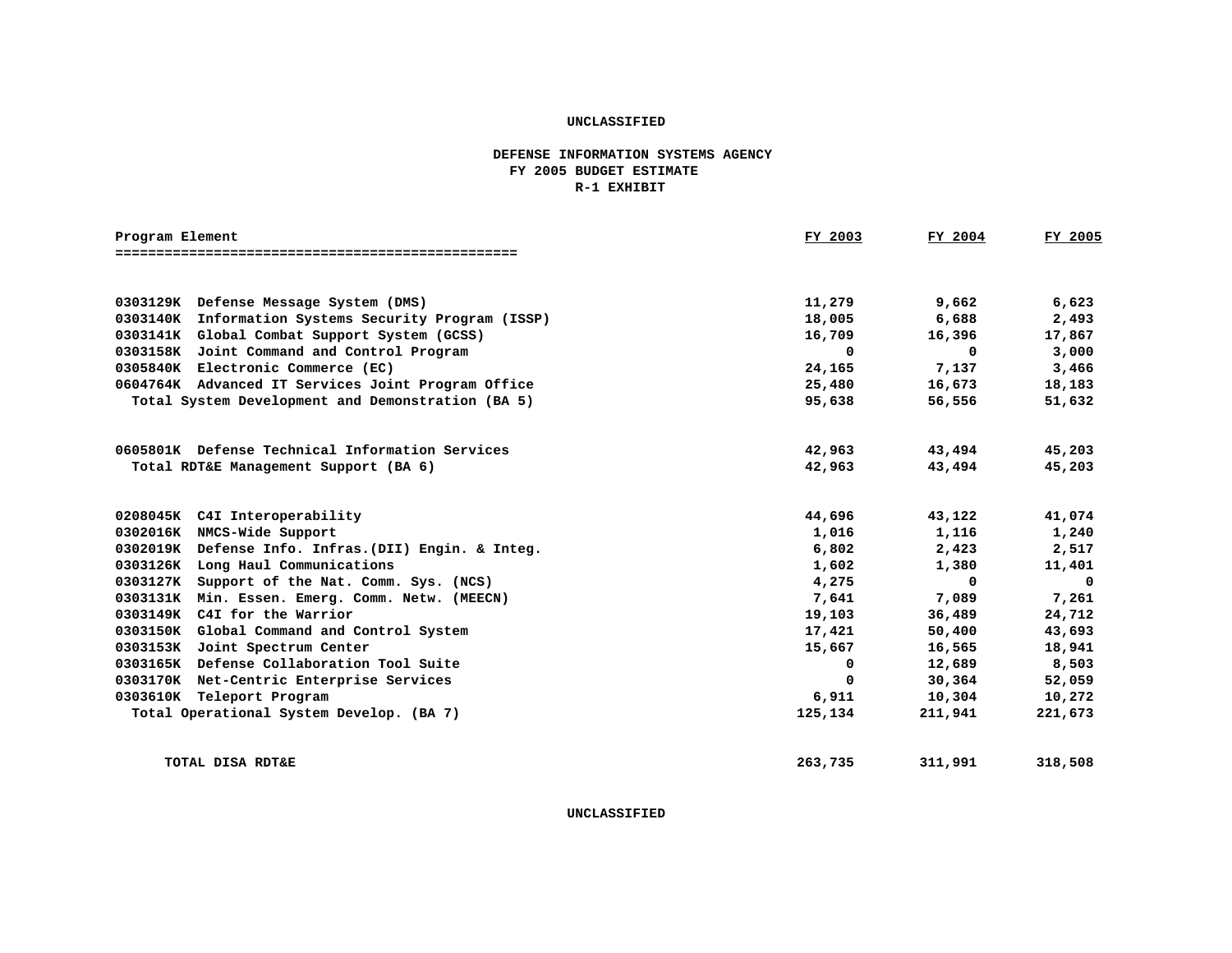UNCLASSIFIED

# DEFENSE INFORMATION SYSTEMS AGENCY
## FY 2005 BUDGET ESTIMATE
## R-1 EXHIBIT

| Program Element | FY 2003 | FY 2004 | FY 2005 |
|---|---|---|---|
| 0303129K Defense Message System (DMS) | 11,279 | 9,662 | 6,623 |
| 0303140K Information Systems Security Program (ISSP) | 18,005 | 6,688 | 2,493 |
| 0303141K Global Combat Support System (GCSS) | 16,709 | 16,396 | 17,867 |
| 0303158K Joint Command and Control Program | 0 | 0 | 3,000 |
| 0305840K Electronic Commerce (EC) | 24,165 | 7,137 | 3,466 |
| 0604764K Advanced IT Services Joint Program Office | 25,480 | 16,673 | 18,183 |
| Total System Development and Demonstration (BA 5) | 95,638 | 56,556 | 51,632 |
| | | | |
| 0605801K Defense Technical Information Services | 42,963 | 43,494 | 45,203 |
| Total RDT&E Management Support (BA 6) | 42,963 | 43,494 | 45,203 |
| | | | |
| 0208045K C4I Interoperability | 44,696 | 43,122 | 41,074 |
| 0302016K NMCS-Wide Support | 1,016 | 1,116 | 1,240 |
| 0302019K Defense Info. Infras.(DII) Engin. & Integ. | 6,802 | 2,423 | 2,517 |
| 0303126K Long Haul Communications | 1,602 | 1,380 | 11,401 |
| 0303127K Support of the Nat. Comm. Sys. (NCS) | 4,275 | 0 | 0 |
| 0303131K Min. Essen. Emerg. Comm. Netw. (MEECN) | 7,641 | 7,089 | 7,261 |
| 0303149K C4I for the Warrior | 19,103 | 36,489 | 24,712 |
| 0303150K Global Command and Control System | 17,421 | 50,400 | 43,693 |
| 0303153K Joint Spectrum Center | 15,667 | 16,565 | 18,941 |
| 0303165K Defense Collaboration Tool Suite | 0 | 12,689 | 8,503 |
| 0303170K Net-Centric Enterprise Services | 0 | 30,364 | 52,059 |
| 0303610K Teleport Program | 6,911 | 10,304 | 10,272 |
| Total Operational System Develop. (BA 7) | 125,134 | 211,941 | 221,673 |
| | | | |
| TOTAL DISA RDT&E | 263,735 | 311,991 | 318,508 |

UNCLASSIFIED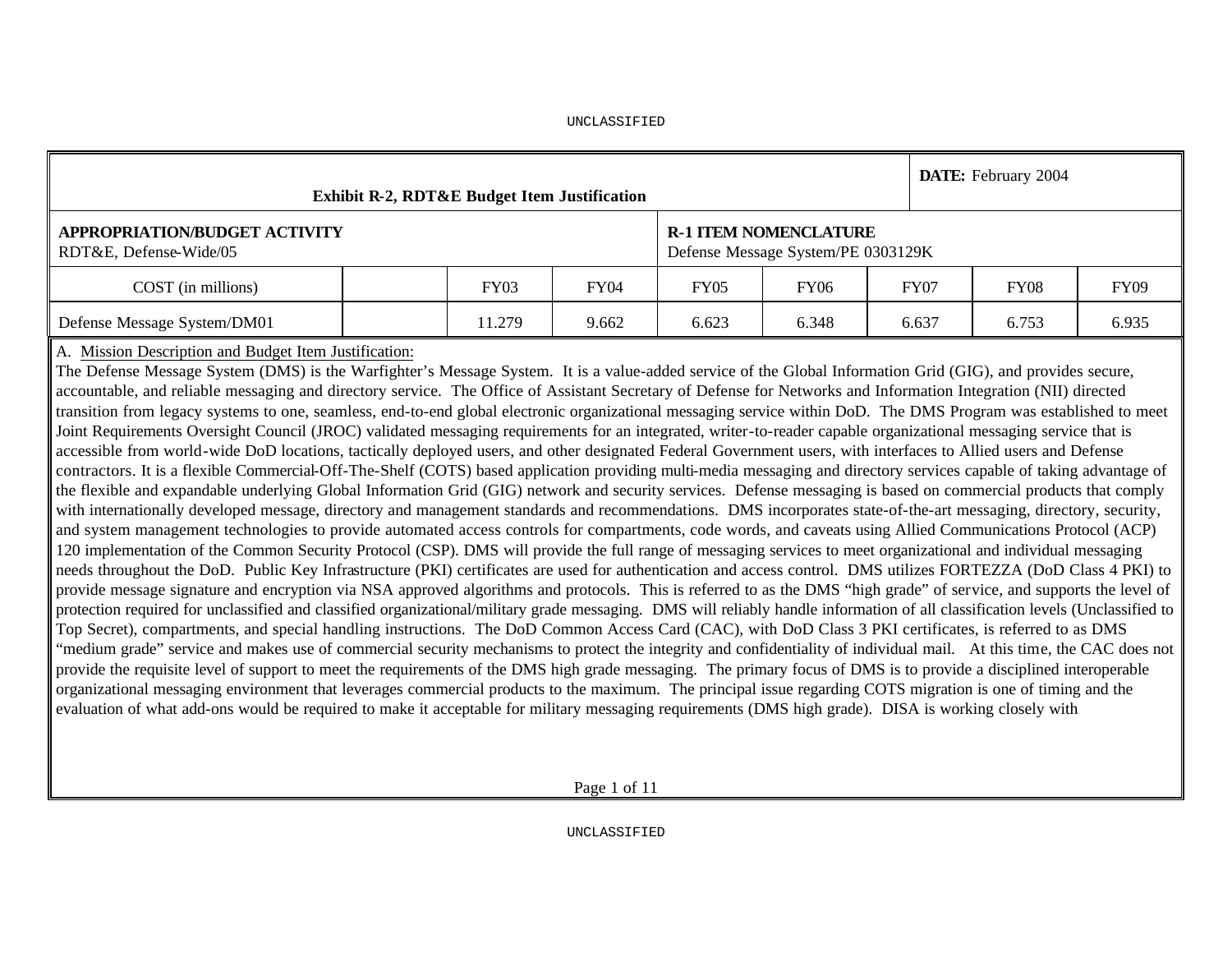UNCLASSIFIED

| Exhibit R-2, RDT&E Budget Item Justification | | | | | | | **DATE:** February 2004 | |
|---|---|---|---|---|---|---|---|---|
| **APPROPRIATION/BUDGET ACTIVITY**<br>RDT&E, Defense-Wide/05 | | | | **R-1 ITEM NOMENCLATURE**<br>Defense Message System/PE 0303129K | | | | |
| COST (in millions) | | FY03 | FY04 | FY05 | FY06 | FY07 | FY08 | FY09 |
| Defense Message System/DM01 | | 11.279 | 9.662 | 6.623 | 6.348 | 6.637 | 6.753 | 6.935 |

A. Mission Description and Budget Item Justification:

The Defense Message System (DMS) is the Warfighter's Message System. It is a value-added service of the Global Information Grid (GIG), and provides secure, accountable, and reliable messaging and directory service. The Office of Assistant Secretary of Defense for Networks and Information Integration (NII) directed transition from legacy systems to one, seamless, end-to-end global electronic organizational messaging service within DoD. The DMS Program was established to meet Joint Requirements Oversight Council (JROC) validated messaging requirements for an integrated, writer-to-reader capable organizational messaging service that is accessible from world-wide DoD locations, tactically deployed users, and other designated Federal Government users, with interfaces to Allied users and Defense contractors. It is a flexible Commercial-Off-The-Shelf (COTS) based application providing multi-media messaging and directory services capable of taking advantage of the flexible and expandable underlying Global Information Grid (GIG) network and security services. Defense messaging is based on commercial products that comply with internationally developed message, directory and management standards and recommendations. DMS incorporates state-of-the-art messaging, directory, security, and system management technologies to provide automated access controls for compartments, code words, and caveats using Allied Communications Protocol (ACP) 120 implementation of the Common Security Protocol (CSP). DMS will provide the full range of messaging services to meet organizational and individual messaging needs throughout the DoD. Public Key Infrastructure (PKI) certificates are used for authentication and access control. DMS utilizes FORTEZZA (DoD Class 4 PKI) to provide message signature and encryption via NSA approved algorithms and protocols. This is referred to as the DMS "high grade" of service, and supports the level of protection required for unclassified and classified organizational/military grade messaging. DMS will reliably handle information of all classification levels (Unclassified to Top Secret), compartments, and special handling instructions. The DoD Common Access Card (CAC), with DoD Class 3 PKI certificates, is referred to as DMS "medium grade" service and makes use of commercial security mechanisms to protect the integrity and confidentiality of individual mail. At this time, the CAC does not provide the requisite level of support to meet the requirements of the DMS high grade messaging. The primary focus of DMS is to provide a disciplined interoperable organizational messaging environment that leverages commercial products to the maximum. The principal issue regarding COTS migration is one of timing and the evaluation of what add-ons would be required to make it acceptable for military messaging requirements (DMS high grade). DISA is working closely with

UNCLASSIFIED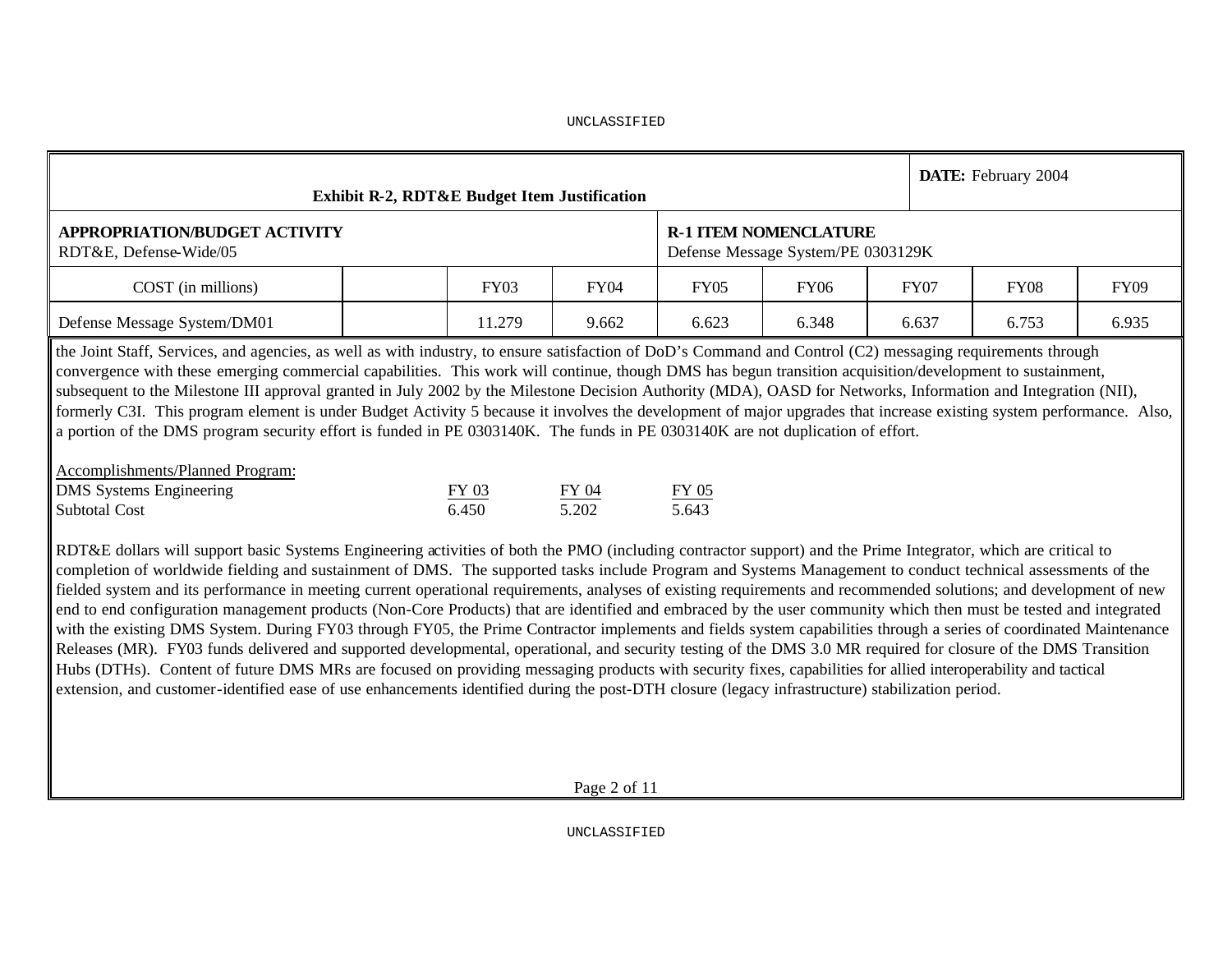UNCLASSIFIED

| Exhibit R-2, RDT&E Budget Item Justification | | | | | | | DATE: February 2004 | |
|---|---|---|---|---|---|---|---|---|
| **APPROPRIATION/BUDGET ACTIVITY**<br>RDT&E, Defense-Wide/05 | | | | **R-1 ITEM NOMENCLATURE**<br>Defense Message System/PE 0303129K | | | | |
| COST (in millions) | | FY03 | FY04 | FY05 | FY06 | FY07 | FY08 | FY09 |
| Defense Message System/DM01 | | 11.279 | 9.662 | 6.623 | 6.348 | 6.637 | 6.753 | 6.935 |

the Joint Staff, Services, and agencies, as well as with industry, to ensure satisfaction of DoD's Command and Control (C2) messaging requirements through convergence with these emerging commercial capabilities. This work will continue, though DMS has begun transition acquisition/development to sustainment, subsequent to the Milestone III approval granted in July 2002 by the Milestone Decision Authority (MDA), OASD for Networks, Information and Integration (NII), formerly C3I. This program element is under Budget Activity 5 because it involves the development of major upgrades that increase existing system performance. Also, a portion of the DMS program security effort is funded in PE 0303140K. The funds in PE 0303140K are not duplication of effort.

Accomplishments/Planned Program:

| DMS Systems Engineering | FY 03 | FY 04 | FY 05 |
|---|---|---|---|
| Subtotal Cost | 6.450 | 5.202 | 5.643 |

RDT&E dollars will support basic Systems Engineering activities of both the PMO (including contractor support) and the Prime Integrator, which are critical to completion of worldwide fielding and sustainment of DMS. The supported tasks include Program and Systems Management to conduct technical assessments of the fielded system and its performance in meeting current operational requirements, analyses of existing requirements and recommended solutions; and development of new end to end configuration management products (Non-Core Products) that are identified and embraced by the user community which then must be tested and integrated with the existing DMS System. During FY03 through FY05, the Prime Contractor implements and fields system capabilities through a series of coordinated Maintenance Releases (MR). FY03 funds delivered and supported developmental, operational, and security testing of the DMS 3.0 MR required for closure of the DMS Transition Hubs (DTHs). Content of future DMS MRs are focused on providing messaging products with security fixes, capabilities for allied interoperability and tactical extension, and customer-identified ease of use enhancements identified during the post-DTH closure (legacy infrastructure) stabilization period.

UNCLASSIFIED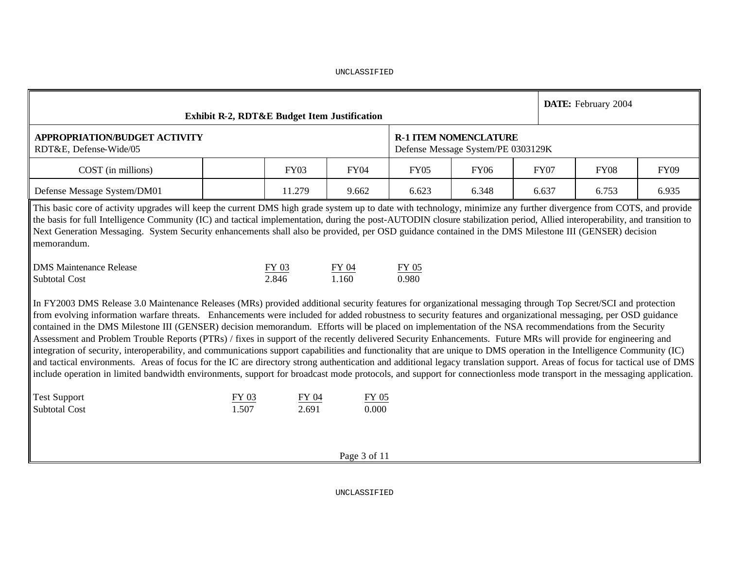UNCLASSIFIED

| Exhibit R-2, RDT&E Budget Item Justification | | | | | | | DATE: February 2004 | |
|---|---|---|---|---|---|---|---|---|
| **APPROPRIATION/BUDGET ACTIVITY**<br>RDT&E, Defense-Wide/05 | | | | **R-1 ITEM NOMENCLATURE**<br>Defense Message System/PE 0303129K | | | | |
| COST (in millions) | | FY03 | FY04 | FY05 | FY06 | FY07 | FY08 | FY09 |
| Defense Message System/DM01 | | 11.279 | 9.662 | 6.623 | 6.348 | 6.637 | 6.753 | 6.935 |

This basic core of activity upgrades will keep the current DMS high grade system up to date with technology, minimize any further divergence from COTS, and provide the basis for full Intelligence Community (IC) and tactical implementation, during the post-AUTODIN closure stabilization period, Allied interoperability, and transition to Next Generation Messaging. System Security enhancements shall also be provided, per OSD guidance contained in the DMS Milestone III (GENSER) decision memorandum.

| DMS Maintenance Release | FY 03 | FY 04 | FY 05 |
|---|---|---|---|
| Subtotal Cost | 2.846 | 1.160 | 0.980 |

In FY2003 DMS Release 3.0 Maintenance Releases (MRs) provided additional security features for organizational messaging through Top Secret/SCI and protection from evolving information warfare threats. Enhancements were included for added robustness to security features and organizational messaging, per OSD guidance contained in the DMS Milestone III (GENSER) decision memorandum. Efforts will be placed on implementation of the NSA recommendations from the Security Assessment and Problem Trouble Reports (PTRs) / fixes in support of the recently delivered Security Enhancements. Future MRs will provide for engineering and integration of security, interoperability, and communications support capabilities and functionality that are unique to DMS operation in the Intelligence Community (IC) and tactical environments. Areas of focus for the IC are directory strong authentication and additional legacy translation support. Areas of focus for tactical use of DMS include operation in limited bandwidth environments, support for broadcast mode protocols, and support for connectionless mode transport in the messaging application.

| Test Support | FY 03 | FY 04 | FY 05 |
|---|---|---|---|
| Subtotal Cost | 1.507 | 2.691 | 0.000 |

UNCLASSIFIED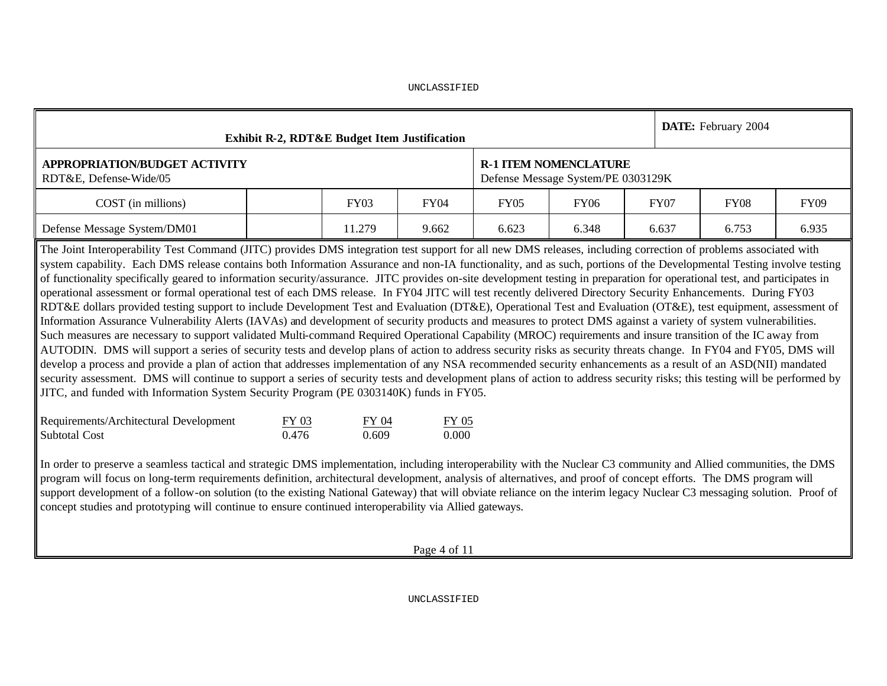**Exhibit R-2, RDT&E Budget Item Justification**

**DATE:** February 2004

**APPROPRIATION/BUDGET ACTIVITY**
RDT&E, Defense-Wide/05

**R-1 ITEM NOMENCLATURE**
Defense Message System/PE 0303129K

| COST (in millions) | | FY03 | FY04 | FY05 | FY06 | FY07 | FY08 | FY09 |
|---|---|---|---|---|---|---|---|---|
| Defense Message System/DM01 | | 11.279 | 9.662 | 6.623 | 6.348 | 6.637 | 6.753 | 6.935 |

The Joint Interoperability Test Command (JITC) provides DMS integration test support for all new DMS releases, including correction of problems associated with system capability. Each DMS release contains both Information Assurance and non-IA functionality, and as such, portions of the Developmental Testing involve testing of functionality specifically geared to information security/assurance. JITC provides on-site development testing in preparation for operational test, and participates in operational assessment or formal operational test of each DMS release. In FY04 JITC will test recently delivered Directory Security Enhancements. During FY03 RDT&E dollars provided testing support to include Development Test and Evaluation (DT&E), Operational Test and Evaluation (OT&E), test equipment, assessment of Information Assurance Vulnerability Alerts (IAVAs) and development of security products and measures to protect DMS against a variety of system vulnerabilities. Such measures are necessary to support validated Multi-command Required Operational Capability (MROC) requirements and insure transition of the IC away from AUTODIN. DMS will support a series of security tests and develop plans of action to address security risks as security threats change. In FY04 and FY05, DMS will develop a process and provide a plan of action that addresses implementation of any NSA recommended security enhancements as a result of an ASD(NII) mandated security assessment. DMS will continue to support a series of security tests and development plans of action to address security risks; this testing will be performed by JITC, and funded with Information System Security Program (PE 0303140K) funds in FY05.

| Requirements/Architectural Development | FY 03 | FY 04 | FY 05 |
|---|---|---|---|
| Subtotal Cost | 0.476 | 0.609 | 0.000 |

In order to preserve a seamless tactical and strategic DMS implementation, including interoperability with the Nuclear C3 community and Allied communities, the DMS program will focus on long-term requirements definition, architectural development, analysis of alternatives, and proof of concept efforts. The DMS program will support development of a follow-on solution (to the existing National Gateway) that will obviate reliance on the interim legacy Nuclear C3 messaging solution. Proof of concept studies and prototyping will continue to ensure continued interoperability via Allied gateways.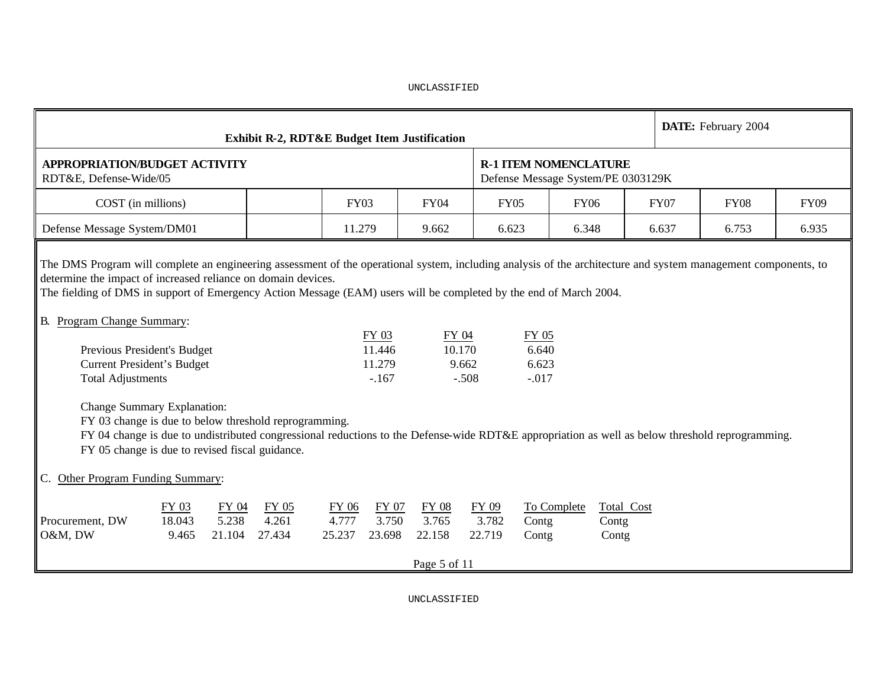UNCLASSIFIED

| Exhibit R-2, RDT&E Budget Item Justification | | | | | | | | DATE: February 2004 |
|---|---|---|---|---|---|---|---|---|
| **APPROPRIATION/BUDGET ACTIVITY** RDT&E, Defense-Wide/05 | | | | **R-1 ITEM NOMENCLATURE** Defense Message System/PE 0303129K | | | | |
| COST (in millions) | | FY03 | FY04 | FY05 | FY06 | FY07 | FY08 | FY09 |
| Defense Message System/DM01 | | 11.279 | 9.662 | 6.623 | 6.348 | 6.637 | 6.753 | 6.935 |

The DMS Program will complete an engineering assessment of the operational system, including analysis of the architecture and system management components, to determine the impact of increased reliance on domain devices.
The fielding of DMS in support of Emergency Action Message (EAM) users will be completed by the end of March 2004.

B. Program Change Summary:

| | FY 03 | FY 04 | FY 05 |
|---|---|---|---|
| Previous President's Budget | 11.446 | 10.170 | 6.640 |
| Current President's Budget | 11.279 | 9.662 | 6.623 |
| Total Adjustments | -.167 | -.508 | -.017 |

Change Summary Explanation:
FY 03 change is due to below threshold reprogramming.
FY 04 change is due to undistributed congressional reductions to the Defense-wide RDT&E appropriation as well as below threshold reprogramming.
FY 05 change is due to revised fiscal guidance.

C. Other Program Funding Summary:

| | FY 03 | FY 04 | FY 05 | FY 06 | FY 07 | FY 08 | FY 09 | To Complete | Total Cost |
|---|---|---|---|---|---|---|---|---|---|
| Procurement, DW | 18.043 | 5.238 | 4.261 | 4.777 | 3.750 | 3.765 | 3.782 | Contg | Contg |
| O&M, DW | 9.465 | 21.104 | 27.434 | 25.237 | 23.698 | 22.158 | 22.719 | Contg | Contg |

UNCLASSIFIED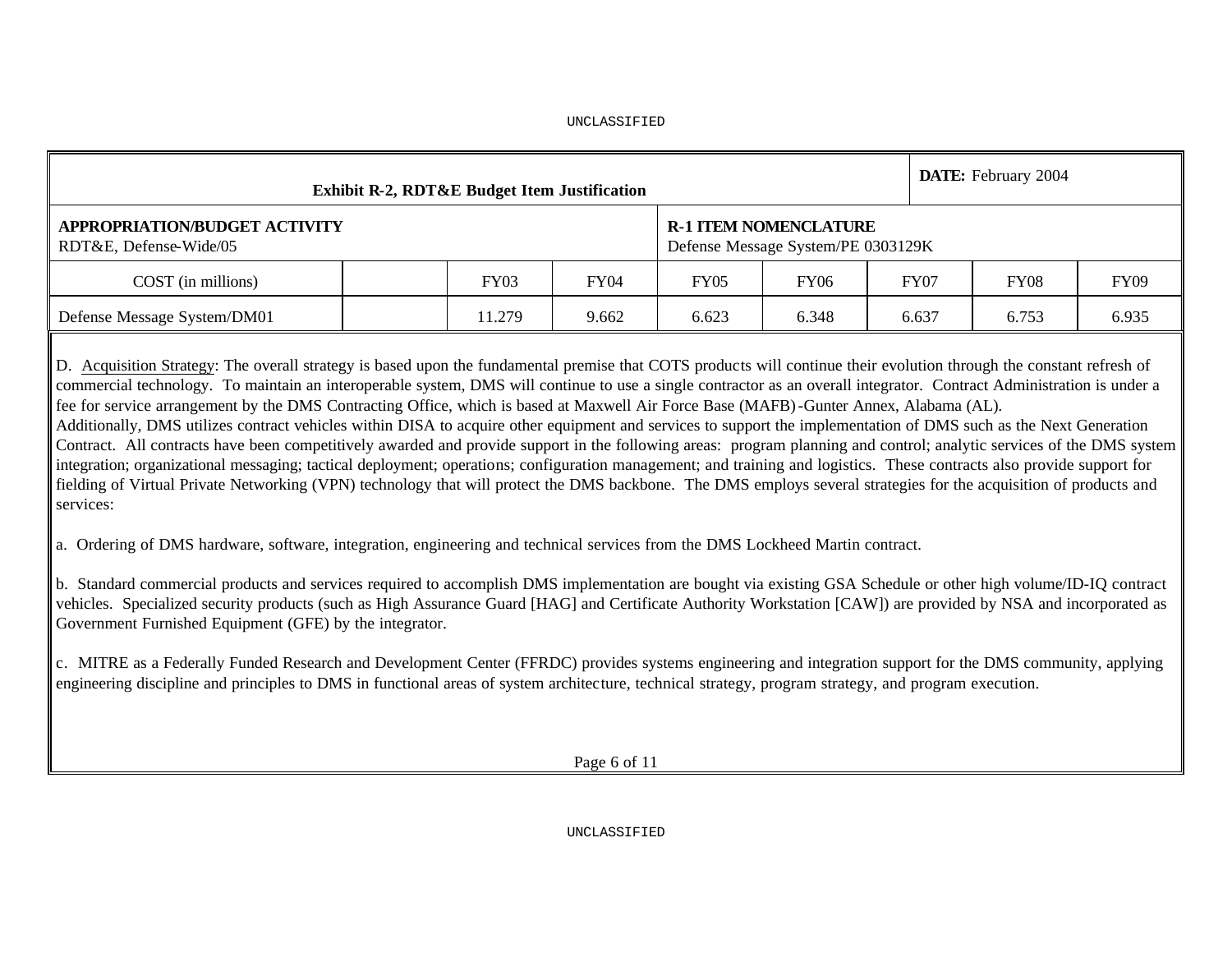UNCLASSIFIED

| Exhibit R-2, RDT&E Budget Item Justification | | | | | | | DATE: February 2004 | |
|---|---|---|---|---|---|---|---|---|
| **APPROPRIATION/BUDGET ACTIVITY**<br>RDT&E, Defense-Wide/05 | | | | **R-1 ITEM NOMENCLATURE**<br>Defense Message System/PE 0303129K | | | | |
| COST (in millions) | | FY03 | FY04 | FY05 | FY06 | FY07 | FY08 | FY09 |
| Defense Message System/DM01 | | 11.279 | 9.662 | 6.623 | 6.348 | 6.637 | 6.753 | 6.935 |

D. Acquisition Strategy: The overall strategy is based upon the fundamental premise that COTS products will continue their evolution through the constant refresh of commercial technology. To maintain an interoperable system, DMS will continue to use a single contractor as an overall integrator. Contract Administration is under a fee for service arrangement by the DMS Contracting Office, which is based at Maxwell Air Force Base (MAFB)-Gunter Annex, Alabama (AL).
Additionally, DMS utilizes contract vehicles within DISA to acquire other equipment and services to support the implementation of DMS such as the Next Generation Contract. All contracts have been competitively awarded and provide support in the following areas: program planning and control; analytic services of the DMS system integration; organizational messaging; tactical deployment; operations; configuration management; and training and logistics. These contracts also provide support for fielding of Virtual Private Networking (VPN) technology that will protect the DMS backbone. The DMS employs several strategies for the acquisition of products and services:

a. Ordering of DMS hardware, software, integration, engineering and technical services from the DMS Lockheed Martin contract.

b. Standard commercial products and services required to accomplish DMS implementation are bought via existing GSA Schedule or other high volume/ID-IQ contract vehicles. Specialized security products (such as High Assurance Guard [HAG] and Certificate Authority Workstation [CAW]) are provided by NSA and incorporated as Government Furnished Equipment (GFE) by the integrator.

c. MITRE as a Federally Funded Research and Development Center (FFRDC) provides systems engineering and integration support for the DMS community, applying engineering discipline and principles to DMS in functional areas of system architecture, technical strategy, program strategy, and program execution.

UNCLASSIFIED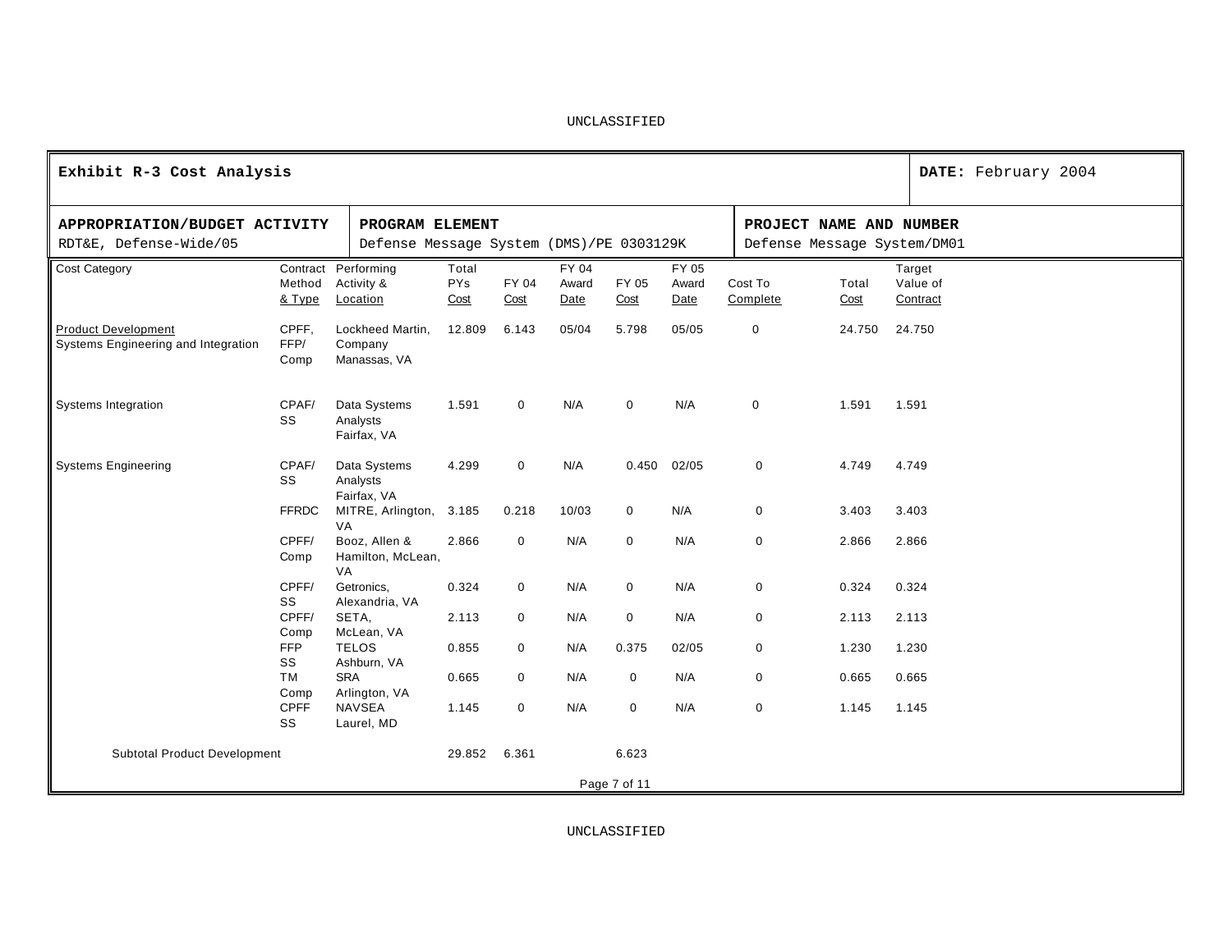UNCLASSIFIED

| **Exhibit R-3 Cost Analysis** | | **DATE:** February 2004 |
|---|---|---|
| **APPROPRIATION/BUDGET ACTIVITY**<br>RDT&E, Defense-Wide/05 | **PROGRAM ELEMENT**<br>Defense Message System (DMS)/PE 0303129K | **PROJECT NAME AND NUMBER**<br>Defense Message System/DM01 |

| Cost Category | Contract Method & Type | Performing Activity & Location | Total PYs Cost | FY 04 Cost | FY 04 Award Date | FY 05 Cost | FY 05 Award Date | Cost To Complete | Total Cost | Target Value of Contract |
|---|---|---|---|---|---|---|---|---|---|---|
| Product Development<br>Systems Engineering and Integration | CPFF, FFP/ Comp | Lockheed Martin, Company Manassas, VA | 12.809 | 6.143 | 05/04 | 5.798 | 05/05 | 0 | 24.750 | 24.750 |
| Systems Integration | CPAF/ SS | Data Systems Analysts Fairfax, VA | 1.591 | 0 | N/A | 0 | N/A | 0 | 1.591 | 1.591 |
| Systems Engineering | CPAF/ SS | Data Systems Analysts Fairfax, VA | 4.299 | 0 | N/A | 0.450 | 02/05 | 0 | 4.749 | 4.749 |
| | FFRDC | MITRE, Arlington, VA | 3.185 | 0.218 | 10/03 | 0 | N/A | 0 | 3.403 | 3.403 |
| | CPFF/ Comp | Booz, Allen & Hamilton, McLean, VA | 2.866 | 0 | N/A | 0 | N/A | 0 | 2.866 | 2.866 |
| | CPFF/ SS | Getronics, Alexandria, VA | 0.324 | 0 | N/A | 0 | N/A | 0 | 0.324 | 0.324 |
| | CPFF/ Comp | SETA, McLean, VA | 2.113 | 0 | N/A | 0 | N/A | 0 | 2.113 | 2.113 |
| | FFP SS | TELOS Ashburn, VA | 0.855 | 0 | N/A | 0.375 | 02/05 | 0 | 1.230 | 1.230 |
| | TM Comp | SRA Arlington, VA | 0.665 | 0 | N/A | 0 | N/A | 0 | 0.665 | 0.665 |
| | CPFF SS | NAVSEA Laurel, MD | 1.145 | 0 | N/A | 0 | N/A | 0 | 1.145 | 1.145 |
| Subtotal Product Development | | | 29.852 | 6.361 | | 6.623 | | | | |

UNCLASSIFIED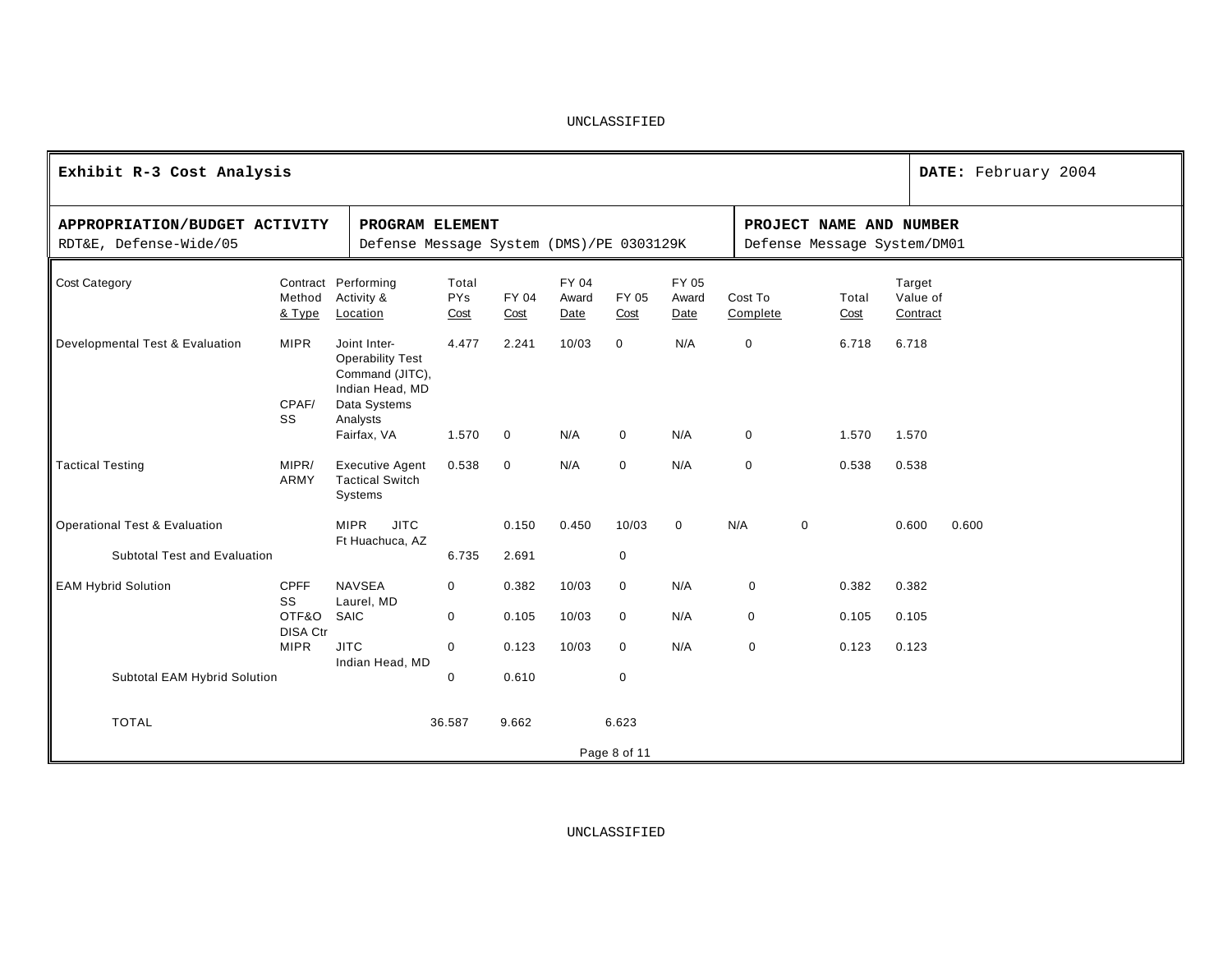UNCLASSIFIED

| Exhibit R-3 Cost Analysis | | DATE: February 2004 |
|---|---|---|
| APPROPRIATION/BUDGET ACTIVITY<br>RDT&E, Defense-Wide/05 | PROGRAM ELEMENT<br>Defense Message System (DMS)/PE 0303129K | PROJECT NAME AND NUMBER<br>Defense Message System/DM01 |

| Cost Category | Contract Method & Type | Performing Activity & Location | Total PYs Cost | FY 04 Cost | FY 04 Award Date | FY 05 Cost | FY 05 Award Date | Cost To Complete | Total Cost | Target Value of Contract |
|---|---|---|---|---|---|---|---|---|---|---|
| Developmental Test & Evaluation | MIPR | Joint Inter-Operability Test Command (JITC), Indian Head, MD | 4.477 | 2.241 | 10/03 | 0 | N/A | 0 | 6.718 | 6.718 |
| | CPAF/ SS | Data Systems Analysts Fairfax, VA | 1.570 | 0 | N/A | 0 | N/A | 0 | 1.570 | 1.570 |
| Tactical Testing | MIPR/ ARMY | Executive Agent Tactical Switch Systems | 0.538 | 0 | N/A | 0 | N/A | 0 | 0.538 | 0.538 |
| Operational Test & Evaluation | MIPR | JITC Ft Huachuca, AZ | 0.150 | 0.450 | 10/03 | 0 | N/A | 0 | 0.600 | 0.600 |
| Subtotal Test and Evaluation | | | 6.735 | 2.691 | | 0 | | | | |
| EAM Hybrid Solution | CPFF SS | NAVSEA Laurel, MD | 0 | 0.382 | 10/03 | 0 | N/A | 0 | 0.382 | 0.382 |
| | OTF&O DISA Ctr | SAIC | 0 | 0.105 | 10/03 | 0 | N/A | 0 | 0.105 | 0.105 |
| | MIPR | JITC Indian Head, MD | 0 | 0.123 | 10/03 | 0 | N/A | 0 | 0.123 | 0.123 |
| Subtotal EAM Hybrid Solution | | | 0 | 0.610 | | 0 | | | | |
| TOTAL | | | 36.587 | 9.662 | | 6.623 | | | | |

UNCLASSIFIED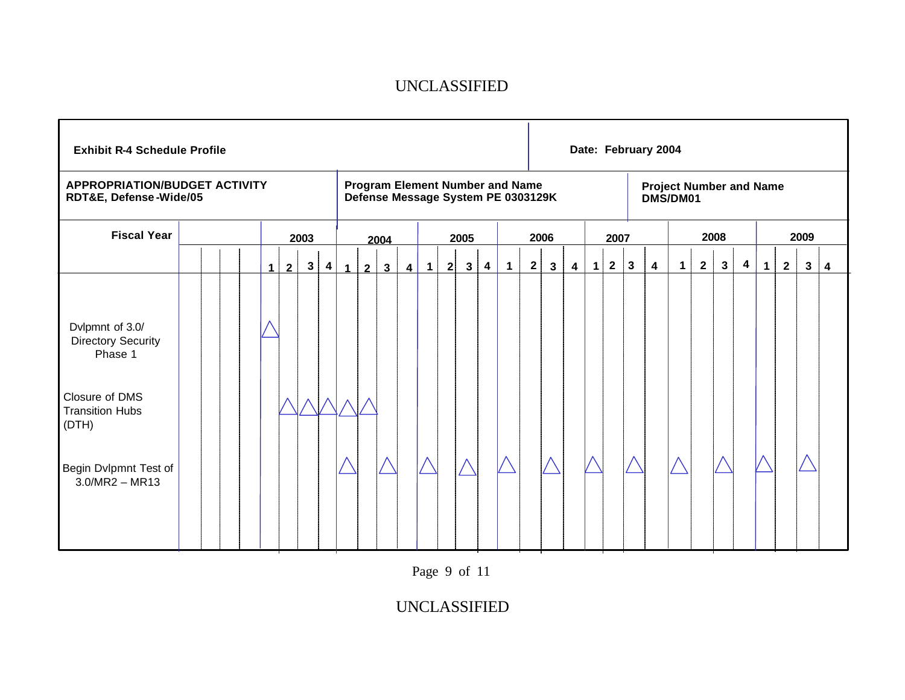**Exhibit R-4 Schedule Profile**

**Date: February 2004**

| APPROPRIATION/BUDGET ACTIVITY | Program Element Number and Name | Project Number and Name |
|---|---|---|
| RDT&E, Defense-Wide/05 | Defense Message System PE 0303129K | DMS/DM01 |

| Fiscal Year | 2003 | | | | 2004 | | | | 2005 | | | | 2006 | | | | 2007 | | | | 2008 | | | | 2009 | | | |
|---|---|---|---|---|---|---|---|---|---|---|---|---|---|---|---|---|---|---|---|---|---|---|---|---|---|---|---|---|
| | 1 | 2 | 3 | 4 | 1 | 2 | 3 | 4 | 1 | 2 | 3 | 4 | 1 | 2 | 3 | 4 | 1 | 2 | 3 | 4 | 1 | 2 | 3 | 4 | 1 | 2 | 3 | 4 |
| Dvlpmnt of 3.0/ Directory Security Phase 1 | △ | | | | | | | | | | | | | | | | | | | | | | | | | | | |
| Closure of DMS Transition Hubs (DTH) | | △ | △ | △ | △ | △ | | | | | | | | | | | | | | | | | | | | | | |
| Begin Dvlpmnt Test of 3.0/MR2 – MR13 | | | | | △ | | △ | | △ | | △ | | △ | | △ | | △ | | △ | | △ | | △ | | △ | | △ | |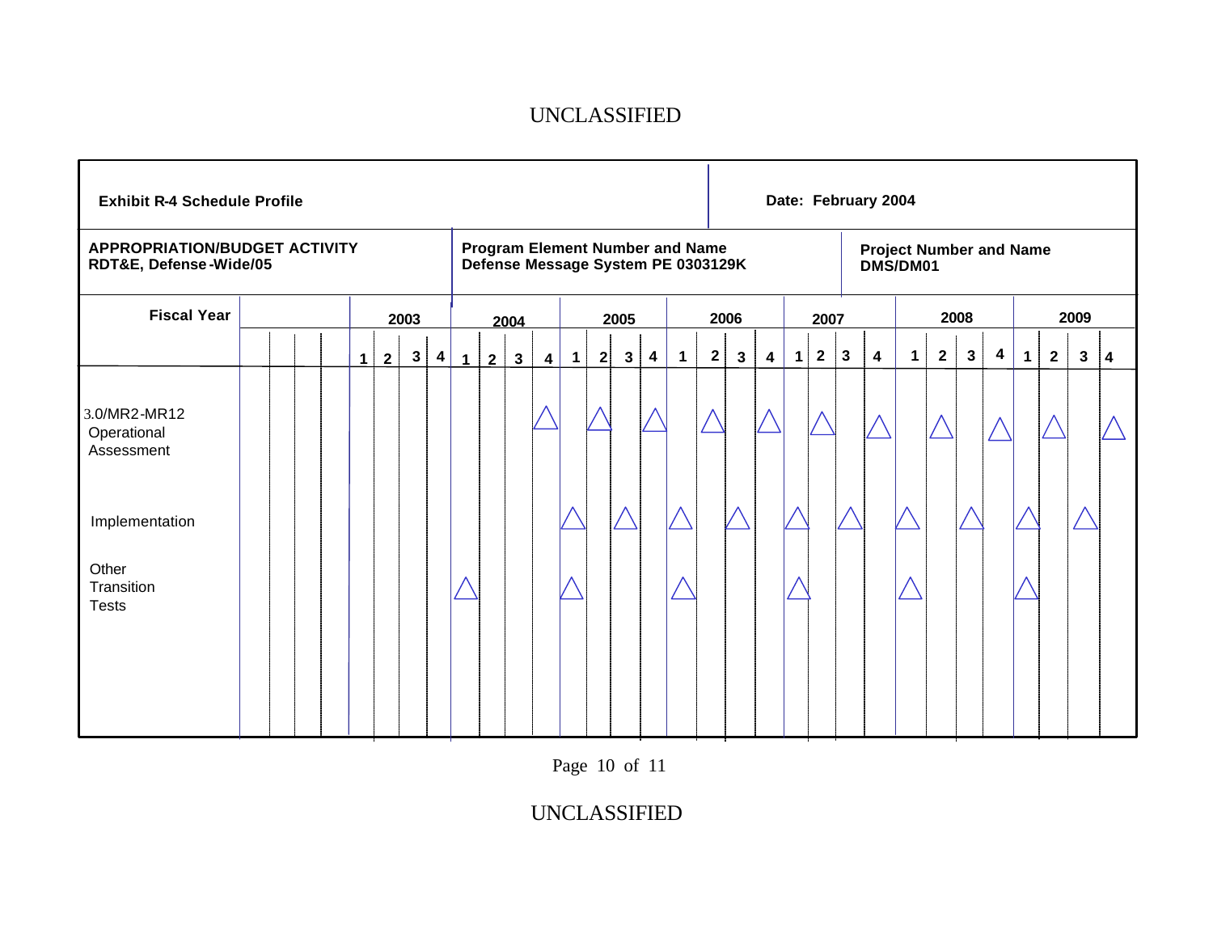**Exhibit R-4 Schedule Profile**

**Date: February 2004**

| **APPROPRIATION/BUDGET ACTIVITY** | **Program Element Number and Name** | **Project Number and Name** |
|---|---|---|
| **RDT&E, Defense-Wide/05** | **Defense Message System PE 0303129K** | **DMS/DM01** |

| **Fiscal Year** | **2003** | | | | **2004** | | | | **2005** | | | | **2006** | | | | **2007** | | | | **2008** | | | | **2009** | | | |
|---|---|---|---|---|---|---|---|---|---|---|---|---|---|---|---|---|---|---|---|---|---|---|---|---|---|---|---|---|
| | **1** | **2** | **3** | **4** | **1** | **2** | **3** | **4** | **1** | **2** | **3** | **4** | **1** | **2** | **3** | **4** | **1** | **2** | **3** | **4** | **1** | **2** | **3** | **4** | **1** | **2** | **3** | **4** |
| 3.0/MR2-MR12 Operational Assessment | | | | | | | | Δ | | Δ | | Δ | | Δ | | Δ | | Δ | | Δ | | Δ | | Δ | | Δ | | Δ |
| Implementation | | | | | | | | | Δ | | Δ | | Δ | | Δ | | Δ | | Δ | | Δ | | Δ | | Δ | | Δ | |
| Other Transition Tests | | | | | Δ | | | | Δ | | | | Δ | | | | Δ | | | | Δ | | | | Δ | | | |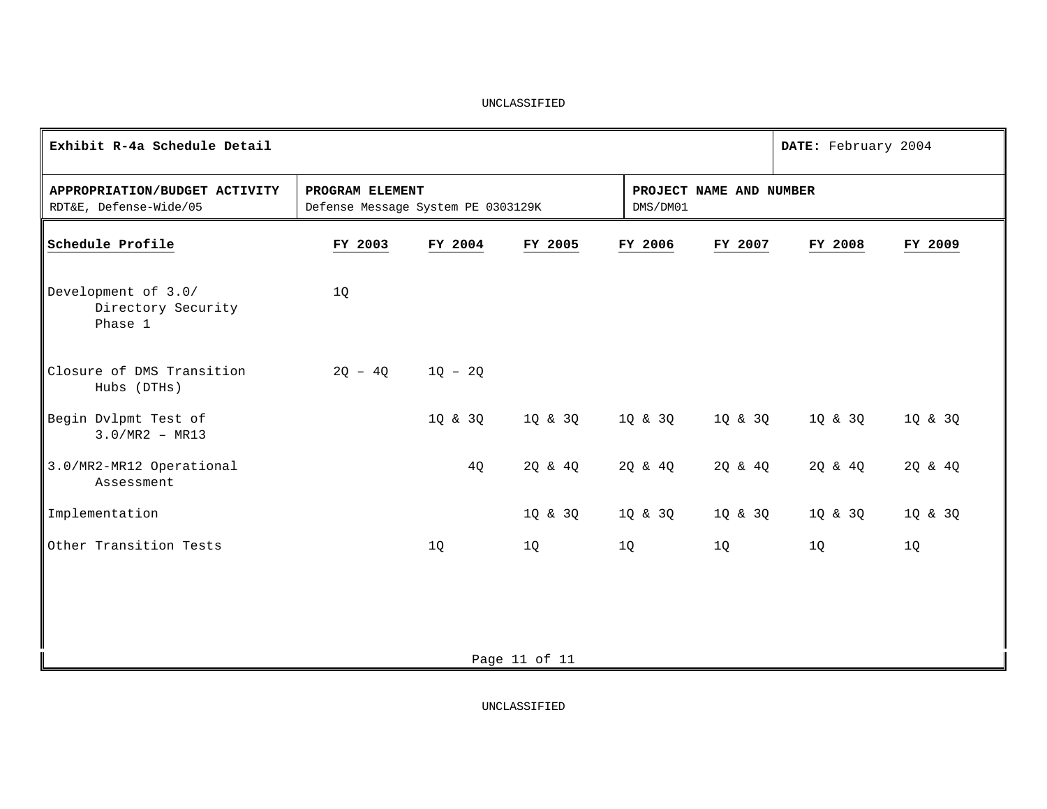UNCLASSIFIED

| Exhibit R-4a Schedule Detail | | DATE: February 2004 |
|---|---|---|
| **APPROPRIATION/BUDGET ACTIVITY**<br>RDT&E, Defense-Wide/05 | **PROGRAM ELEMENT**<br>Defense Message System PE 0303129K | **PROJECT NAME AND NUMBER**<br>DMS/DM01 |

| Schedule Profile | FY 2003 | FY 2004 | FY 2005 | FY 2006 | FY 2007 | FY 2008 | FY 2009 |
|---|---|---|---|---|---|---|---|
| Development of 3.0/ Directory Security Phase 1 | 1Q | | | | | | |
| Closure of DMS Transition Hubs (DTHs) | 2Q – 4Q | 1Q – 2Q | | | | | |
| Begin Dvlpmt Test of 3.0/MR2 – MR13 | | 1Q & 3Q | 1Q & 3Q | 1Q & 3Q | 1Q & 3Q | 1Q & 3Q | 1Q & 3Q |
| 3.0/MR2-MR12 Operational Assessment | | 4Q | 2Q & 4Q | 2Q & 4Q | 2Q & 4Q | 2Q & 4Q | 2Q & 4Q |
| Implementation | | | 1Q & 3Q | 1Q & 3Q | 1Q & 3Q | 1Q & 3Q | 1Q & 3Q |
| Other Transition Tests | | 1Q | 1Q | 1Q | 1Q | 1Q | 1Q |

UNCLASSIFIED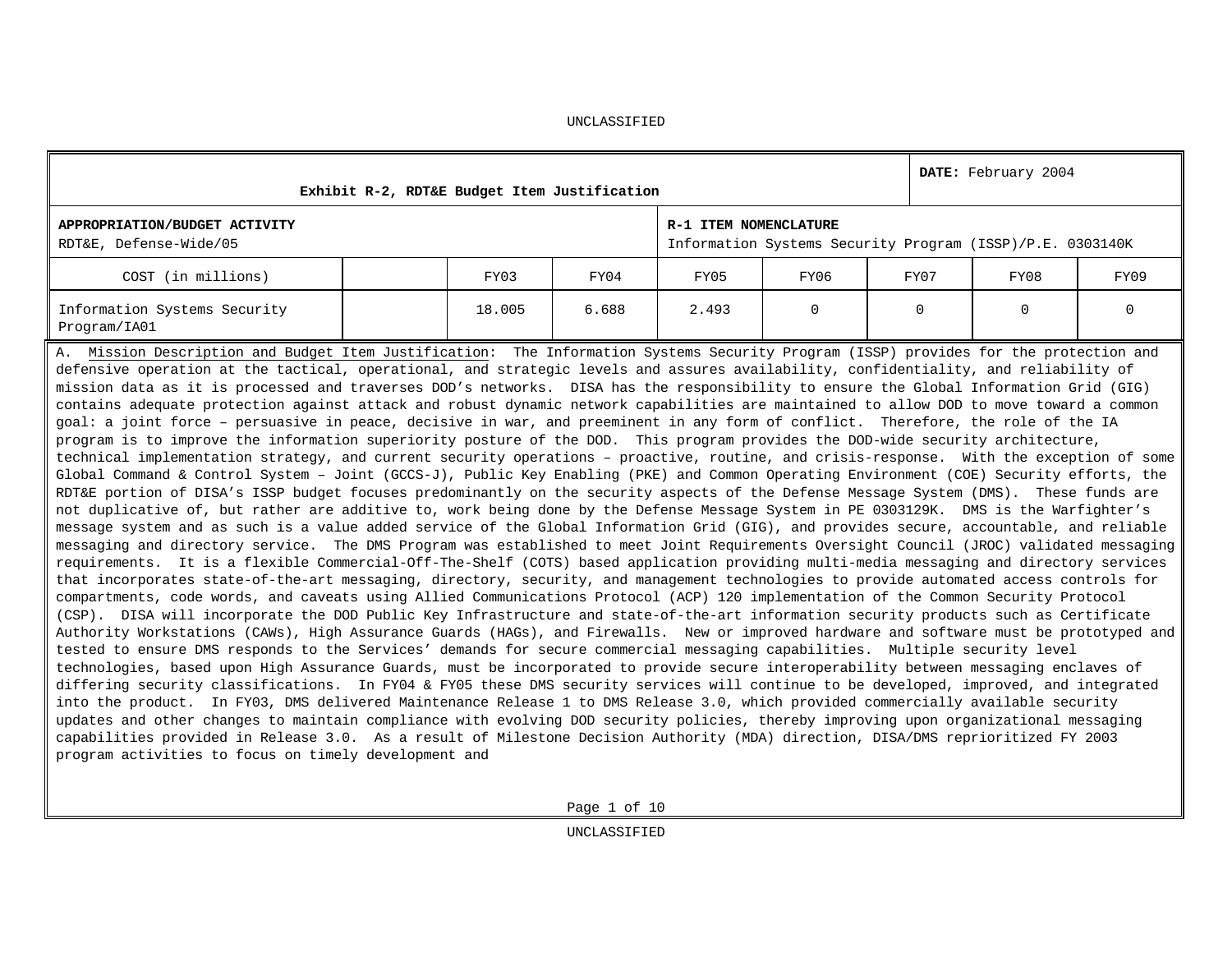UNCLASSIFIED

| Exhibit R-2, RDT&E Budget Item Justification | | | | DATE: February 2004 | | | | |
|---|---|---|---|---|---|---|---|---|
| **APPROPRIATION/BUDGET ACTIVITY** RDT&E, Defense-Wide/05 | | | | **R-1 ITEM NOMENCLATURE** Information Systems Security Program (ISSP)/P.E. 0303140K | | | | |
| COST (in millions) | | FY03 | FY04 | FY05 | FY06 | FY07 | FY08 | FY09 |
| Information Systems Security Program/IA01 | | 18.005 | 6.688 | 2.493 | 0 | 0 | 0 | 0 |

A. Mission Description and Budget Item Justification: The Information Systems Security Program (ISSP) provides for the protection and defensive operation at the tactical, operational, and strategic levels and assures availability, confidentiality, and reliability of mission data as it is processed and traverses DOD's networks. DISA has the responsibility to ensure the Global Information Grid (GIG) contains adequate protection against attack and robust dynamic network capabilities are maintained to allow DOD to move toward a common goal: a joint force – persuasive in peace, decisive in war, and preeminent in any form of conflict. Therefore, the role of the IA program is to improve the information superiority posture of the DOD. This program provides the DOD-wide security architecture, technical implementation strategy, and current security operations – proactive, routine, and crisis-response. With the exception of some Global Command & Control System – Joint (GCCS-J), Public Key Enabling (PKE) and Common Operating Environment (COE) Security efforts, the RDT&E portion of DISA's ISSP budget focuses predominantly on the security aspects of the Defense Message System (DMS). These funds are not duplicative of, but rather are additive to, work being done by the Defense Message System in PE 0303129K. DMS is the Warfighter's message system and as such is a value added service of the Global Information Grid (GIG), and provides secure, accountable, and reliable messaging and directory service. The DMS Program was established to meet Joint Requirements Oversight Council (JROC) validated messaging requirements. It is a flexible Commercial-Off-The-Shelf (COTS) based application providing multi-media messaging and directory services that incorporates state-of-the-art messaging, directory, security, and management technologies to provide automated access controls for compartments, code words, and caveats using Allied Communications Protocol (ACP) 120 implementation of the Common Security Protocol (CSP). DISA will incorporate the DOD Public Key Infrastructure and state-of-the-art information security products such as Certificate Authority Workstations (CAWs), High Assurance Guards (HAGs), and Firewalls. New or improved hardware and software must be prototyped and tested to ensure DMS responds to the Services' demands for secure commercial messaging capabilities. Multiple security level technologies, based upon High Assurance Guards, must be incorporated to provide secure interoperability between messaging enclaves of differing security classifications. In FY04 & FY05 these DMS security services will continue to be developed, improved, and integrated into the product. In FY03, DMS delivered Maintenance Release 1 to DMS Release 3.0, which provided commercially available security updates and other changes to maintain compliance with evolving DOD security policies, thereby improving upon organizational messaging capabilities provided in Release 3.0. As a result of Milestone Decision Authority (MDA) direction, DISA/DMS reprioritized FY 2003 program activities to focus on timely development and

UNCLASSIFIED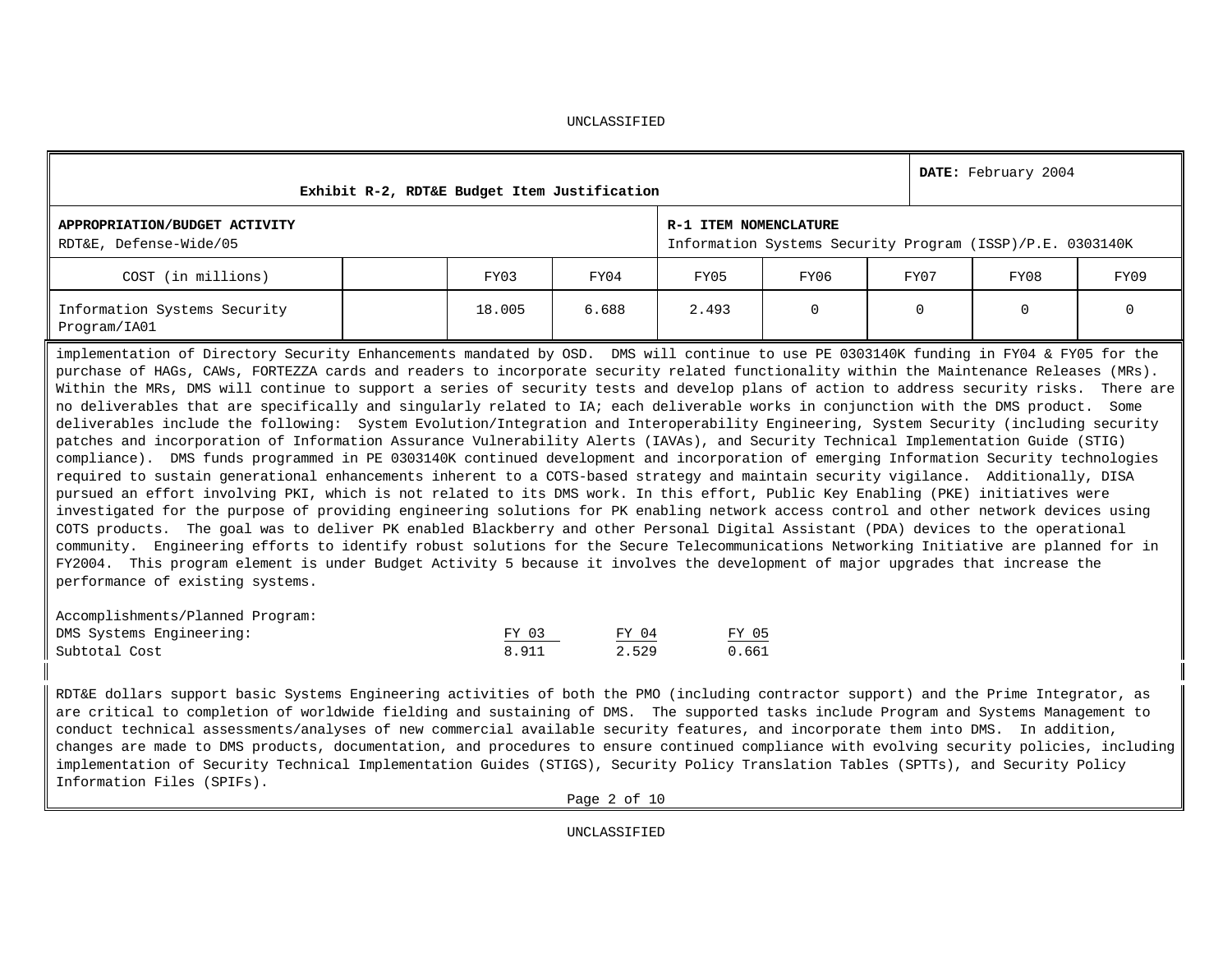UNCLASSIFIED

| Exhibit R-2, RDT&E Budget Item Justification | | | | | | | | DATE: February 2004 |
|---|---|---|---|---|---|---|---|---|
| **APPROPRIATION/BUDGET ACTIVITY** RDT&E, Defense-Wide/05 | | | | **R-1 ITEM NOMENCLATURE** Information Systems Security Program (ISSP)/P.E. 0303140K | | | | |
| COST (in millions) | | FY03 | FY04 | FY05 | FY06 | FY07 | FY08 | FY09 |
| Information Systems Security Program/IA01 | | 18.005 | 6.688 | 2.493 | 0 | 0 | 0 | 0 |

implementation of Directory Security Enhancements mandated by OSD. DMS will continue to use PE 0303140K funding in FY04 & FY05 for the purchase of HAGs, CAWs, FORTEZZA cards and readers to incorporate security related functionality within the Maintenance Releases (MRs). Within the MRs, DMS will continue to support a series of security tests and develop plans of action to address security risks. There are no deliverables that are specifically and singularly related to IA; each deliverable works in conjunction with the DMS product. Some deliverables include the following: System Evolution/Integration and Interoperability Engineering, System Security (including security patches and incorporation of Information Assurance Vulnerability Alerts (IAVAs), and Security Technical Implementation Guide (STIG) compliance). DMS funds programmed in PE 0303140K continued development and incorporation of emerging Information Security technologies required to sustain generational enhancements inherent to a COTS-based strategy and maintain security vigilance. Additionally, DISA pursued an effort involving PKI, which is not related to its DMS work. In this effort, Public Key Enabling (PKE) initiatives were investigated for the purpose of providing engineering solutions for PK enabling network access control and other network devices using COTS products. The goal was to deliver PK enabled Blackberry and other Personal Digital Assistant (PDA) devices to the operational community. Engineering efforts to identify robust solutions for the Secure Telecommunications Networking Initiative are planned for in FY2004. This program element is under Budget Activity 5 because it involves the development of major upgrades that increase the performance of existing systems.

Accomplishments/Planned Program:

| DMS Systems Engineering: | FY 03 | FY 04 | FY 05 |
|---|---|---|---|
| Subtotal Cost | 8.911 | 2.529 | 0.661 |

RDT&E dollars support basic Systems Engineering activities of both the PMO (including contractor support) and the Prime Integrator, as are critical to completion of worldwide fielding and sustaining of DMS. The supported tasks include Program and Systems Management to conduct technical assessments/analyses of new commercial available security features, and incorporate them into DMS. In addition, changes are made to DMS products, documentation, and procedures to ensure continued compliance with evolving security policies, including implementation of Security Technical Implementation Guides (STIGS), Security Policy Translation Tables (SPTTs), and Security Policy Information Files (SPIFs).

UNCLASSIFIED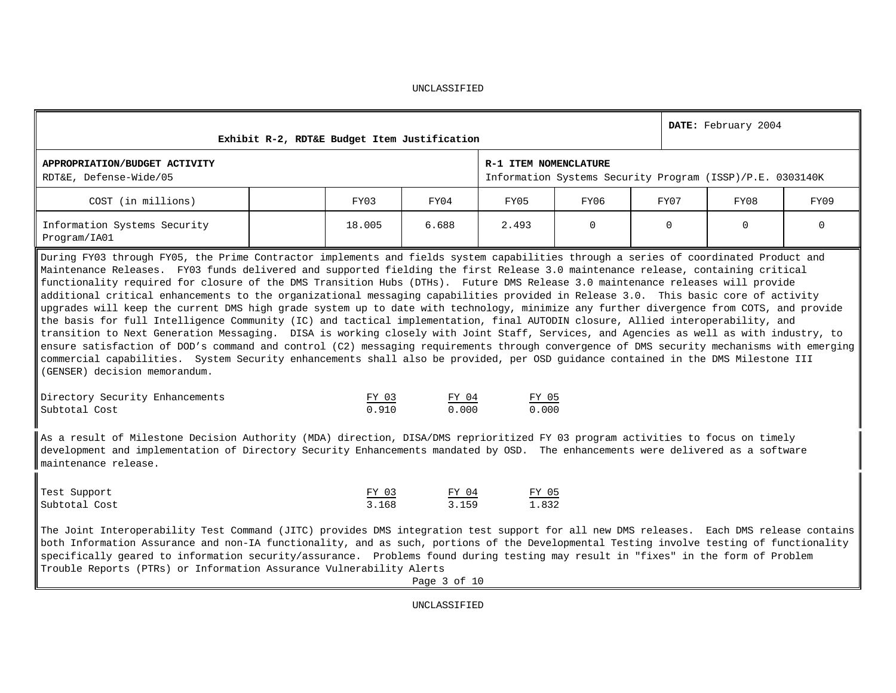UNCLASSIFIED

| Exhibit R-2, RDT&E Budget Item Justification | | | | | | | | DATE: February 2004 |
|---|---|---|---|---|---|---|---|---|
| **APPROPRIATION/BUDGET ACTIVITY** RDT&E, Defense-Wide/05 | | | | **R-1 ITEM NOMENCLATURE** Information Systems Security Program (ISSP)/P.E. 0303140K | | | | |
| COST (in millions) | | FY03 | FY04 | FY05 | FY06 | FY07 | FY08 | FY09 |
| Information Systems Security Program/IA01 | | 18.005 | 6.688 | 2.493 | 0 | 0 | 0 | 0 |

During FY03 through FY05, the Prime Contractor implements and fields system capabilities through a series of coordinated Product and Maintenance Releases. FY03 funds delivered and supported fielding the first Release 3.0 maintenance release, containing critical functionality required for closure of the DMS Transition Hubs (DTHs). Future DMS Release 3.0 maintenance releases will provide additional critical enhancements to the organizational messaging capabilities provided in Release 3.0. This basic core of activity upgrades will keep the current DMS high grade system up to date with technology, minimize any further divergence from COTS, and provide the basis for full Intelligence Community (IC) and tactical implementation, final AUTODIN closure, Allied interoperability, and transition to Next Generation Messaging. DISA is working closely with Joint Staff, Services, and Agencies as well as with industry, to ensure satisfaction of DOD's command and control (C2) messaging requirements through convergence of DMS security mechanisms with emerging commercial capabilities. System Security enhancements shall also be provided, per OSD guidance contained in the DMS Milestone III (GENSER) decision memorandum.

| Directory Security Enhancements | FY 03 | FY 04 | FY 05 |
|---|---|---|---|
| Subtotal Cost | 0.910 | 0.000 | 0.000 |

As a result of Milestone Decision Authority (MDA) direction, DISA/DMS reprioritized FY 03 program activities to focus on timely development and implementation of Directory Security Enhancements mandated by OSD. The enhancements were delivered as a software maintenance release.

| Test Support | FY 03 | FY 04 | FY 05 |
|---|---|---|---|
| Subtotal Cost | 3.168 | 3.159 | 1.832 |

The Joint Interoperability Test Command (JITC) provides DMS integration test support for all new DMS releases. Each DMS release contains both Information Assurance and non-IA functionality, and as such, portions of the Developmental Testing involve testing of functionality specifically geared to information security/assurance. Problems found during testing may result in "fixes" in the form of Problem Trouble Reports (PTRs) or Information Assurance Vulnerability Alerts

UNCLASSIFIED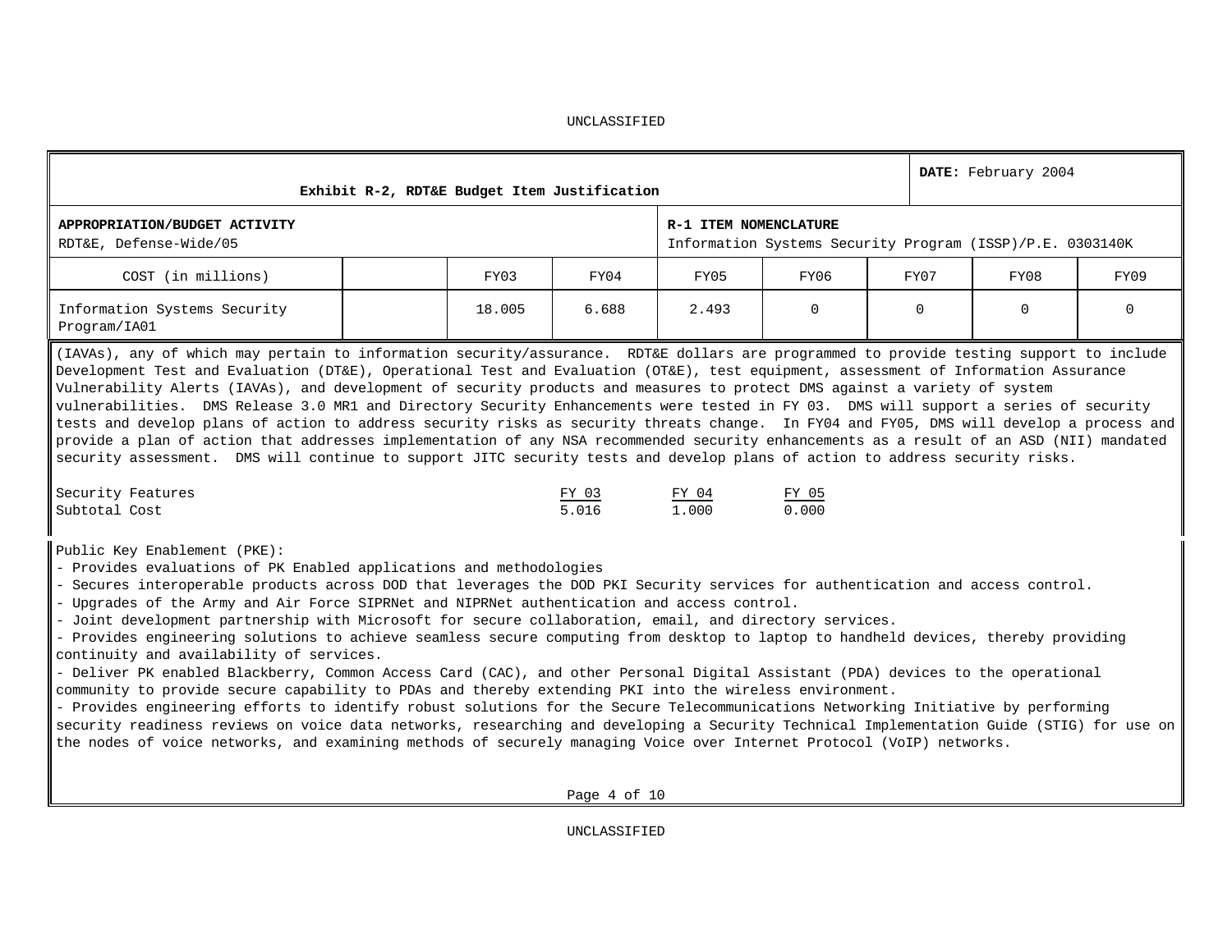UNCLASSIFIED

| Exhibit R-2, RDT&E Budget Item Justification | | | | | | | | **DATE:** February 2004 |
|---|---|---|---|---|---|---|---|---|
| **APPROPRIATION/BUDGET ACTIVITY** RDT&E, Defense-Wide/05 | | | | **R-1 ITEM NOMENCLATURE** Information Systems Security Program (ISSP)/P.E. 0303140K | | | | |
| COST (in millions) | | FY03 | FY04 | FY05 | FY06 | FY07 | FY08 | FY09 |
| Information Systems Security Program/IA01 | | 18.005 | 6.688 | 2.493 | 0 | 0 | 0 | 0 |

(IAVAs), any of which may pertain to information security/assurance. RDT&E dollars are programmed to provide testing support to include Development Test and Evaluation (DT&E), Operational Test and Evaluation (OT&E), test equipment, assessment of Information Assurance Vulnerability Alerts (IAVAs), and development of security products and measures to protect DMS against a variety of system vulnerabilities. DMS Release 3.0 MR1 and Directory Security Enhancements were tested in FY 03. DMS will support a series of security tests and develop plans of action to address security risks as security threats change. In FY04 and FY05, DMS will develop a process and provide a plan of action that addresses implementation of any NSA recommended security enhancements as a result of an ASD (NII) mandated security assessment. DMS will continue to support JITC security tests and develop plans of action to address security risks.

| Security Features | FY 03 | FY 04 | FY 05 |
|---|---|---|---|
| Subtotal Cost | 5.016 | 1.000 | 0.000 |

Public Key Enablement (PKE):
- Provides evaluations of PK Enabled applications and methodologies
- Secures interoperable products across DOD that leverages the DOD PKI Security services for authentication and access control.
- Upgrades of the Army and Air Force SIPRNet and NIPRNet authentication and access control.
- Joint development partnership with Microsoft for secure collaboration, email, and directory services.
- Provides engineering solutions to achieve seamless secure computing from desktop to laptop to handheld devices, thereby providing continuity and availability of services.
- Deliver PK enabled Blackberry, Common Access Card (CAC), and other Personal Digital Assistant (PDA) devices to the operational community to provide secure capability to PDAs and thereby extending PKI into the wireless environment.
- Provides engineering efforts to identify robust solutions for the Secure Telecommunications Networking Initiative by performing security readiness reviews on voice data networks, researching and developing a Security Technical Implementation Guide (STIG) for use on the nodes of voice networks, and examining methods of securely managing Voice over Internet Protocol (VoIP) networks.

UNCLASSIFIED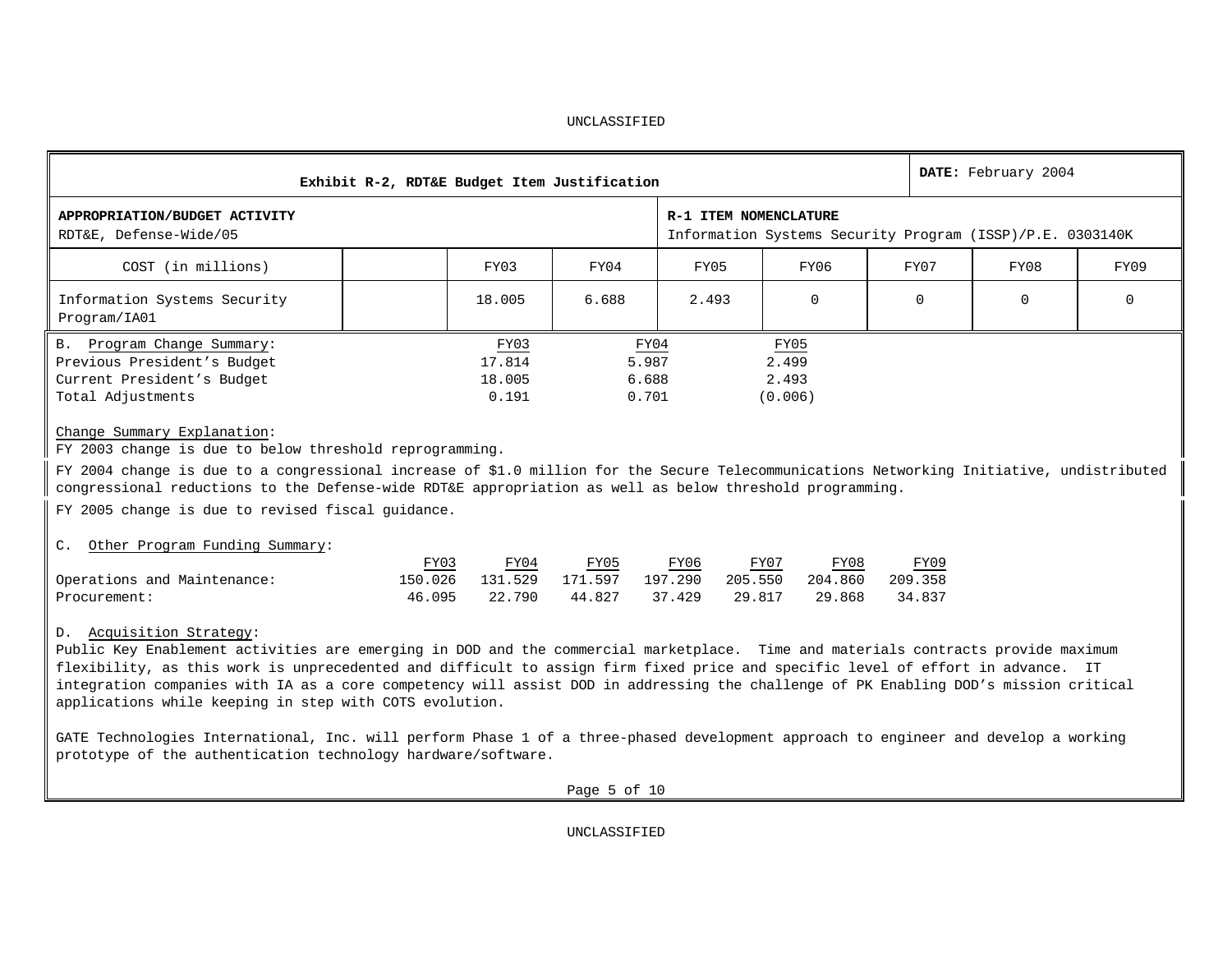UNCLASSIFIED

| Exhibit R-2, RDT&E Budget Item Justification | | | | | | | | DATE: February 2004 |
|---|---|---|---|---|---|---|---|---|
| **APPROPRIATION/BUDGET ACTIVITY**<br>RDT&E, Defense-Wide/05 | | | | **R-1 ITEM NOMENCLATURE**<br>Information Systems Security Program (ISSP)/P.E. 0303140K | | | | |
| COST (in millions) | | FY03 | FY04 | FY05 | FY06 | FY07 | FY08 | FY09 |
| Information Systems Security Program/IA01 | | 18.005 | 6.688 | 2.493 | 0 | 0 | 0 | 0 |

B. Program Change Summary:

| | FY03 | FY04 | FY05 |
|---|---|---|---|
| Previous President's Budget | 17.814 | 5.987 | 2.499 |
| Current President's Budget | 18.005 | 6.688 | 2.493 |
| Total Adjustments | 0.191 | 0.701 | (0.006) |

Change Summary Explanation:

FY 2003 change is due to below threshold reprogramming.

FY 2004 change is due to a congressional increase of $1.0 million for the Secure Telecommunications Networking Initiative, undistributed congressional reductions to the Defense-wide RDT&E appropriation as well as below threshold programming.

FY 2005 change is due to revised fiscal guidance.

C. Other Program Funding Summary:

| | FY03 | FY04 | FY05 | FY06 | FY07 | FY08 | FY09 |
|---|---|---|---|---|---|---|---|
| Operations and Maintenance: | 150.026 | 131.529 | 171.597 | 197.290 | 205.550 | 204.860 | 209.358 |
| Procurement: | 46.095 | 22.790 | 44.827 | 37.429 | 29.817 | 29.868 | 34.837 |

D. Acquisition Strategy:

Public Key Enablement activities are emerging in DOD and the commercial marketplace. Time and materials contracts provide maximum flexibility, as this work is unprecedented and difficult to assign firm fixed price and specific level of effort in advance. IT integration companies with IA as a core competency will assist DOD in addressing the challenge of PK Enabling DOD's mission critical applications while keeping in step with COTS evolution.

GATE Technologies International, Inc. will perform Phase 1 of a three-phased development approach to engineer and develop a working prototype of the authentication technology hardware/software.

UNCLASSIFIED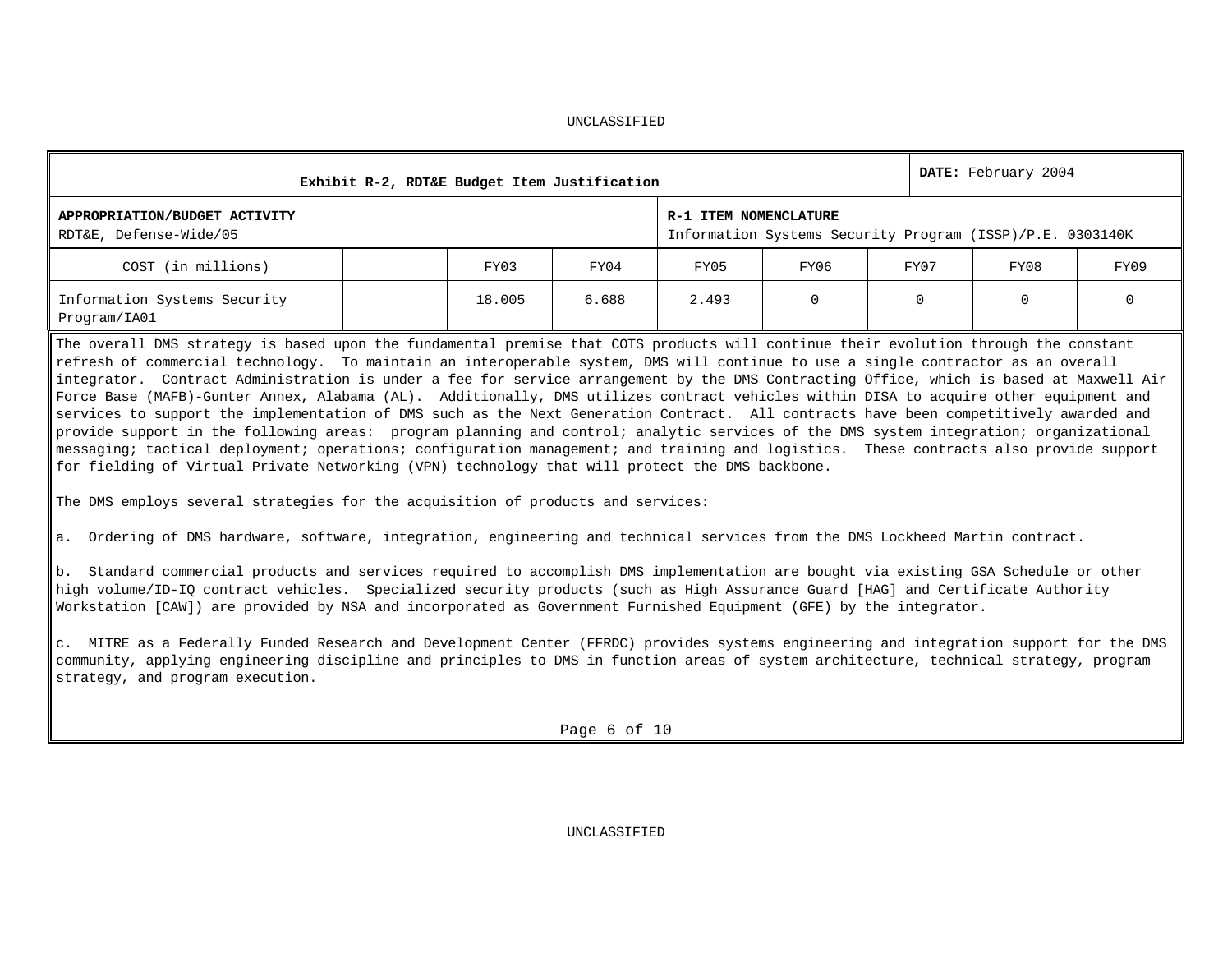UNCLASSIFIED

| Exhibit R-2, RDT&E Budget Item Justification | | | | | | | | DATE: February 2004 |
|---|---|---|---|---|---|---|---|---|
| **APPROPRIATION/BUDGET ACTIVITY**<br>RDT&E, Defense-Wide/05 | | | | **R-1 ITEM NOMENCLATURE**<br>Information Systems Security Program (ISSP)/P.E. 0303140K | | | | |
| COST (in millions) | | FY03 | FY04 | FY05 | FY06 | FY07 | FY08 | FY09 |
| Information Systems Security Program/IA01 | | 18.005 | 6.688 | 2.493 | 0 | 0 | 0 | 0 |

The overall DMS strategy is based upon the fundamental premise that COTS products will continue their evolution through the constant refresh of commercial technology. To maintain an interoperable system, DMS will continue to use a single contractor as an overall integrator. Contract Administration is under a fee for service arrangement by the DMS Contracting Office, which is based at Maxwell Air Force Base (MAFB)-Gunter Annex, Alabama (AL). Additionally, DMS utilizes contract vehicles within DISA to acquire other equipment and services to support the implementation of DMS such as the Next Generation Contract. All contracts have been competitively awarded and provide support in the following areas: program planning and control; analytic services of the DMS system integration; organizational messaging; tactical deployment; operations; configuration management; and training and logistics. These contracts also provide support for fielding of Virtual Private Networking (VPN) technology that will protect the DMS backbone.

The DMS employs several strategies for the acquisition of products and services:

a. Ordering of DMS hardware, software, integration, engineering and technical services from the DMS Lockheed Martin contract.

b. Standard commercial products and services required to accomplish DMS implementation are bought via existing GSA Schedule or other high volume/ID-IQ contract vehicles. Specialized security products (such as High Assurance Guard [HAG] and Certificate Authority Workstation [CAW]) are provided by NSA and incorporated as Government Furnished Equipment (GFE) by the integrator.

c. MITRE as a Federally Funded Research and Development Center (FFRDC) provides systems engineering and integration support for the DMS community, applying engineering discipline and principles to DMS in function areas of system architecture, technical strategy, program strategy, and program execution.

UNCLASSIFIED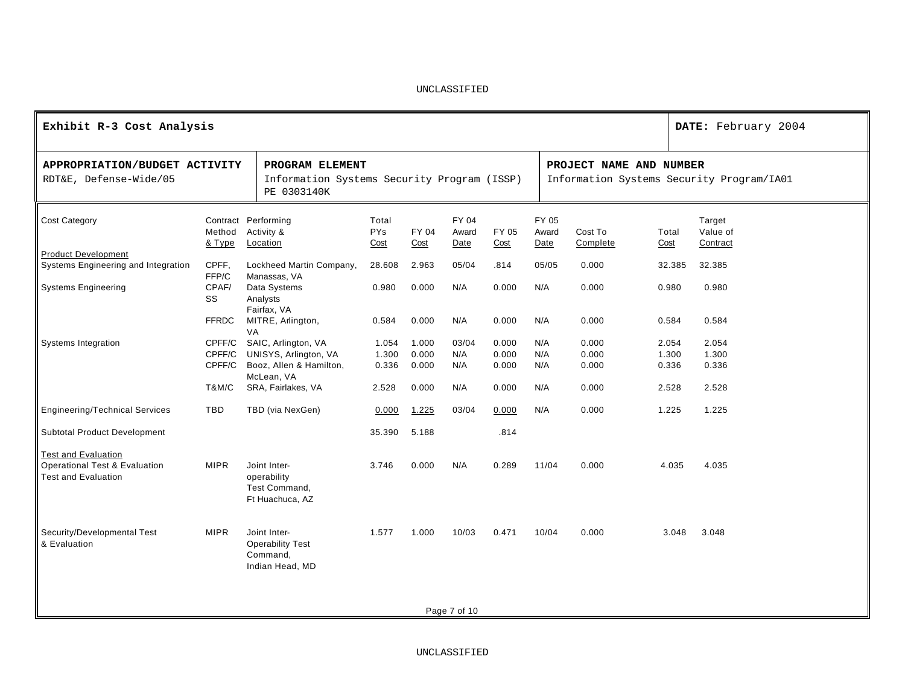UNCLASSIFIED

| **Exhibit R-3 Cost Analysis** | | **DATE:** February 2004 |
|---|---|---|
| **APPROPRIATION/BUDGET ACTIVITY**<br>RDT&E, Defense-Wide/05 | **PROGRAM ELEMENT**<br>Information Systems Security Program (ISSP)<br>PE 0303140K | **PROJECT NAME AND NUMBER**<br>Information Systems Security Program/IA01 |

| Cost Category | Contract Method & Type | Performing Activity & Location | Total PYs Cost | FY 04 Cost | FY 04 Award Date | FY 05 Cost | FY 05 Award Date | Cost To Complete | Total Cost | Target Value of Contract |
|---|---|---|---|---|---|---|---|---|---|---|
| Product Development | | | | | | | | | | |
| Systems Engineering and Integration | CPFF, FFP/C | Lockheed Martin Company, Manassas, VA | 28.608 | 2.963 | 05/04 | .814 | 05/05 | 0.000 | 32.385 | 32.385 |
| Systems Engineering | CPAF/SS | Data Systems Analysts Fairfax, VA | 0.980 | 0.000 | N/A | 0.000 | N/A | 0.000 | 0.980 | 0.980 |
| | FFRDC | MITRE, Arlington, VA | 0.584 | 0.000 | N/A | 0.000 | N/A | 0.000 | 0.584 | 0.584 |
| Systems Integration | CPFF/C | SAIC, Arlington, VA | 1.054 | 1.000 | 03/04 | 0.000 | N/A | 0.000 | 2.054 | 2.054 |
| | CPFF/C | UNISYS, Arlington, VA | 1.300 | 0.000 | N/A | 0.000 | N/A | 0.000 | 1.300 | 1.300 |
| | CPFF/C | Booz, Allen & Hamilton, McLean, VA | 0.336 | 0.000 | N/A | 0.000 | N/A | 0.000 | 0.336 | 0.336 |
| | T&M/C | SRA, Fairlakes, VA | 2.528 | 0.000 | N/A | 0.000 | N/A | 0.000 | 2.528 | 2.528 |
| Engineering/Technical Services | TBD | TBD (via NexGen) | 0.000 | 1.225 | 03/04 | 0.000 | N/A | 0.000 | 1.225 | 1.225 |
| Subtotal Product Development | | | 35.390 | 5.188 | | .814 | | | | |
| Test and Evaluation | | | | | | | | | | |
| Operational Test & Evaluation Test and Evaluation | MIPR | Joint Inter-operability Test Command, Ft Huachuca, AZ | 3.746 | 0.000 | N/A | 0.289 | 11/04 | 0.000 | 4.035 | 4.035 |
| Security/Developmental Test & Evaluation | MIPR | Joint Inter-Operability Test Command, Indian Head, MD | 1.577 | 1.000 | 10/03 | 0.471 | 10/04 | 0.000 | 3.048 | 3.048 |

UNCLASSIFIED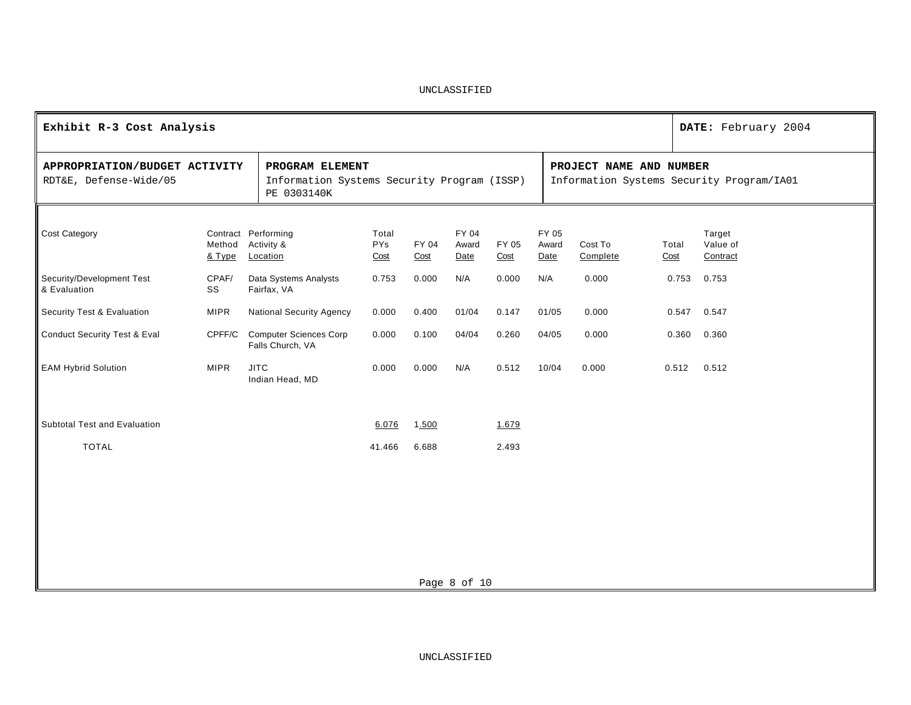UNCLASSIFIED

| **Exhibit R-3 Cost Analysis** | | **DATE:** February 2004 |
|---|---|---|
| **APPROPRIATION/BUDGET ACTIVITY**<br>RDT&E, Defense-Wide/05 | **PROGRAM ELEMENT**<br>Information Systems Security Program (ISSP)<br>PE 0303140K | **PROJECT NAME AND NUMBER**<br>Information Systems Security Program/IA01 |

| Cost Category | Contract Method & Type | Performing Activity & Location | Total PYs Cost | FY 04 Cost | FY 04 Award Date | FY 05 Cost | FY 05 Award Date | Cost To Complete | Total Cost | Target Value of Contract |
|---|---|---|---|---|---|---|---|---|---|---|
| Security/Development Test & Evaluation | CPAF/ SS | Data Systems Analysts Fairfax, VA | 0.753 | 0.000 | N/A | 0.000 | N/A | 0.000 | 0.753 | 0.753 |
| Security Test & Evaluation | MIPR | National Security Agency | 0.000 | 0.400 | 01/04 | 0.147 | 01/05 | 0.000 | 0.547 | 0.547 |
| Conduct Security Test & Eval | CPFF/C | Computer Sciences Corp Falls Church, VA | 0.000 | 0.100 | 04/04 | 0.260 | 04/05 | 0.000 | 0.360 | 0.360 |
| EAM Hybrid Solution | MIPR | JITC Indian Head, MD | 0.000 | 0.000 | N/A | 0.512 | 10/04 | 0.000 | 0.512 | 0.512 |
| Subtotal Test and Evaluation | | | 6.076 | 1.500 | | 1.679 | | | | |
| TOTAL | | | 41.466 | 6.688 | | 2.493 | | | | |

UNCLASSIFIED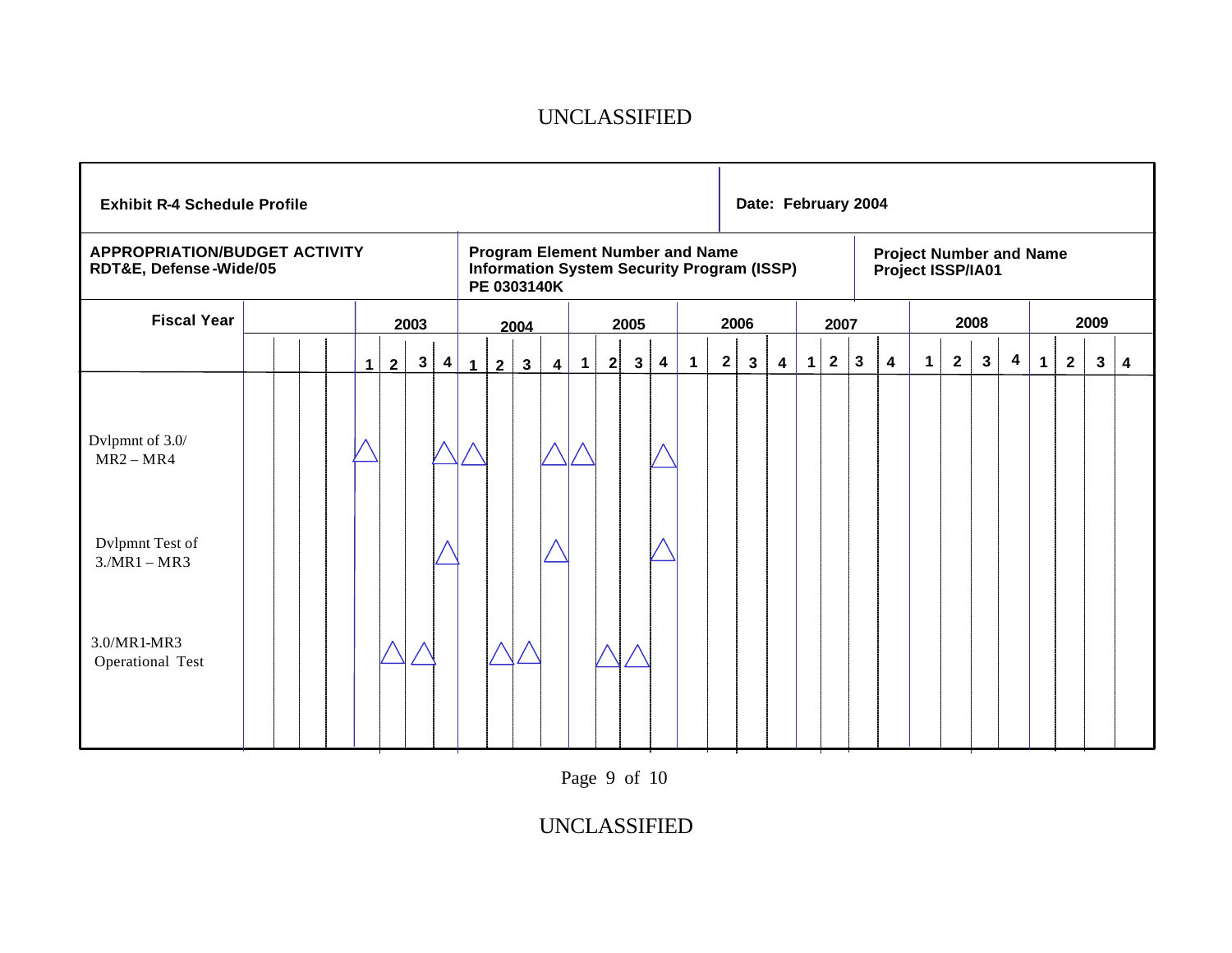# Exhibit R-4 Schedule Profile

**Date: February 2004**

| APPROPRIATION/BUDGET ACTIVITY | Program Element Number and Name | Project Number and Name |
|---|---|---|
| RDT&E, Defense-Wide/05 | Information System Security Program (ISSP) PE 0303140K | Project ISSP/IA01 |

| Fiscal Year | 2003 | | | | 2004 | | | | 2005 | | | | 2006 | | | | 2007 | | | | 2008 | | | | 2009 | | | |
|---|---|---|---|---|---|---|---|---|---|---|---|---|---|---|---|---|---|---|---|---|---|---|---|---|---|---|---|---|
| | 1 | 2 | 3 | 4 | 1 | 2 | 3 | 4 | 1 | 2 | 3 | 4 | 1 | 2 | 3 | 4 | 1 | 2 | 3 | 4 | 1 | 2 | 3 | 4 | 1 | 2 | 3 | 4 |
| Dvlpmnt of 3.0/ MR2 – MR4 | △ | | | △ | △ | | | △ | △ | | | △ | | | | | | | | | | | | | | | | |
| Dvlpmnt Test of 3./MR1 – MR3 | | | | △ | | | | △ | | | | △ | | | | | | | | | | | | | | | | |
| 3.0/MR1-MR3 Operational Test | | △ | △ | | | △ | △ | | | △ | △ | | | | | | | | | | | | | | | | | |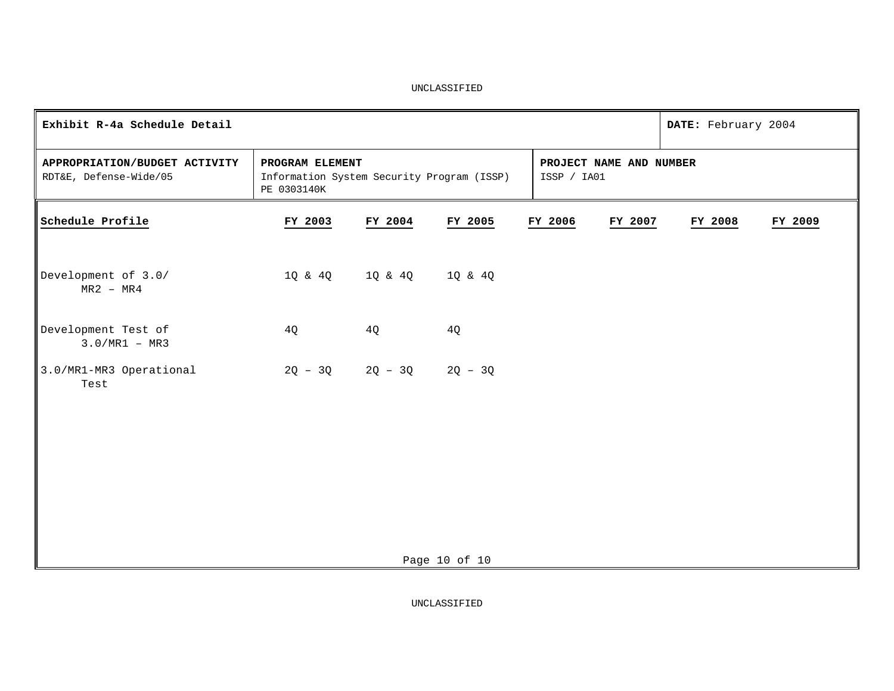UNCLASSIFIED

| Exhibit R-4a Schedule Detail | | DATE: February 2004 |
|---|---|---|
| **APPROPRIATION/BUDGET ACTIVITY**<br>RDT&E, Defense-Wide/05 | **PROGRAM ELEMENT**<br>Information System Security Program (ISSP)<br>PE 0303140K | **PROJECT NAME AND NUMBER**<br>ISSP / IA01 |

| Schedule Profile | FY 2003 | FY 2004 | FY 2005 | FY 2006 | FY 2007 | FY 2008 | FY 2009 |
|---|---|---|---|---|---|---|---|
| Development of 3.0/ MR2 – MR4 | 1Q & 4Q | 1Q & 4Q | 1Q & 4Q | | | | |
| Development Test of 3.0/MR1 – MR3 | 4Q | 4Q | 4Q | | | | |
| 3.0/MR1-MR3 Operational Test | 2Q – 3Q | 2Q – 3Q | 2Q – 3Q | | | | |

UNCLASSIFIED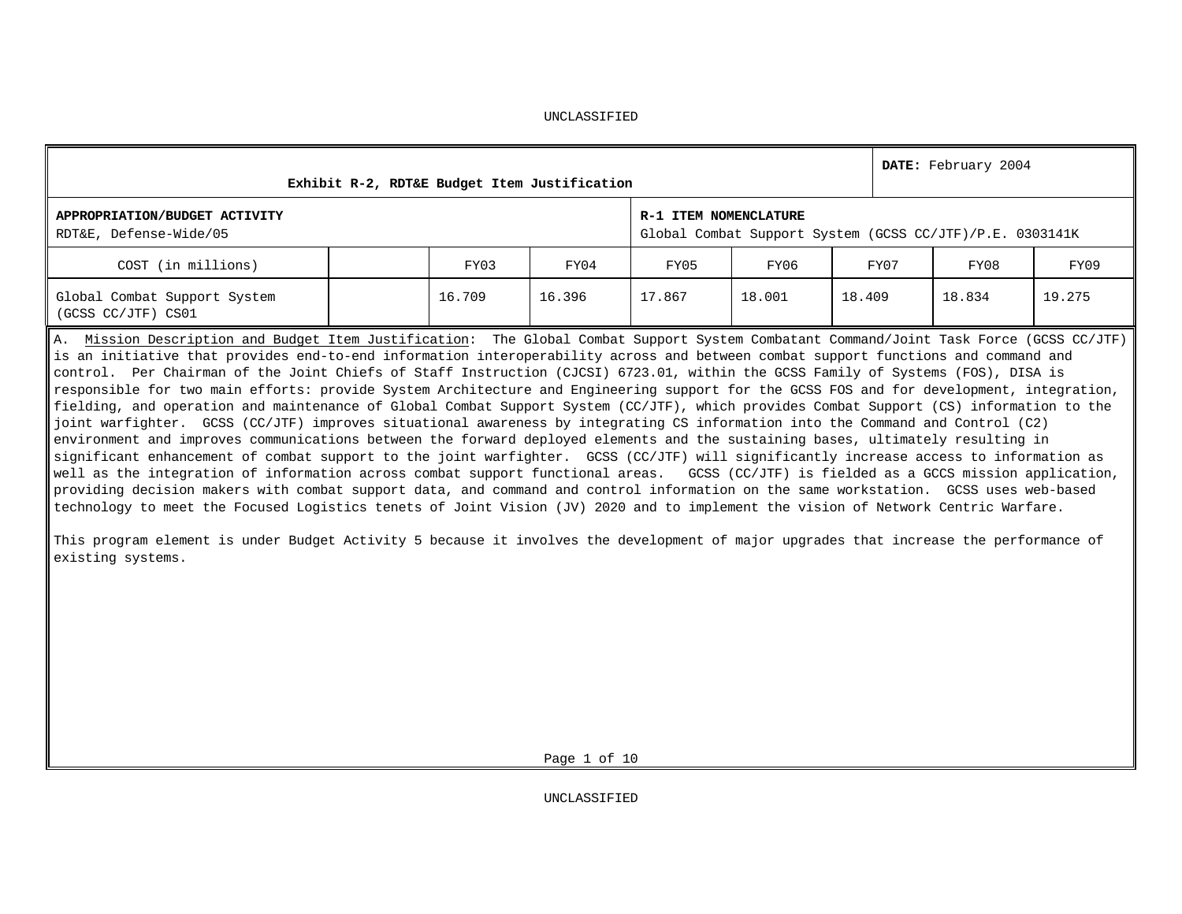UNCLASSIFIED

| Exhibit R-2, RDT&E Budget Item Justification | | | | | | | | | **DATE:** February 2004 |
|---|---|---|---|---|---|---|---|---|---|
| **APPROPRIATION/BUDGET ACTIVITY** RDT&E, Defense-Wide/05 | | | | **R-1 ITEM NOMENCLATURE** Global Combat Support System (GCSS CC/JTF)/P.E. 0303141K | | | | | |
| COST (in millions) | | FY03 | FY04 | FY05 | FY06 | FY07 | FY08 | FY09 | |
| Global Combat Support System (GCSS CC/JTF) CS01 | | 16.709 | 16.396 | 17.867 | 18.001 | 18.409 | 18.834 | 19.275 | |

A. Mission Description and Budget Item Justification: The Global Combat Support System Combatant Command/Joint Task Force (GCSS CC/JTF) is an initiative that provides end-to-end information interoperability across and between combat support functions and command and control. Per Chairman of the Joint Chiefs of Staff Instruction (CJCSI) 6723.01, within the GCSS Family of Systems (FOS), DISA is responsible for two main efforts: provide System Architecture and Engineering support for the GCSS FOS and for development, integration, fielding, and operation and maintenance of Global Combat Support System (CC/JTF), which provides Combat Support (CS) information to the joint warfighter. GCSS (CC/JTF) improves situational awareness by integrating CS information into the Command and Control (C2) environment and improves communications between the forward deployed elements and the sustaining bases, ultimately resulting in significant enhancement of combat support to the joint warfighter. GCSS (CC/JTF) will significantly increase access to information as well as the integration of information across combat support functional areas. GCSS (CC/JTF) is fielded as a GCCS mission application, providing decision makers with combat support data, and command and control information on the same workstation. GCSS uses web-based technology to meet the Focused Logistics tenets of Joint Vision (JV) 2020 and to implement the vision of Network Centric Warfare.

This program element is under Budget Activity 5 because it involves the development of major upgrades that increase the performance of existing systems.

UNCLASSIFIED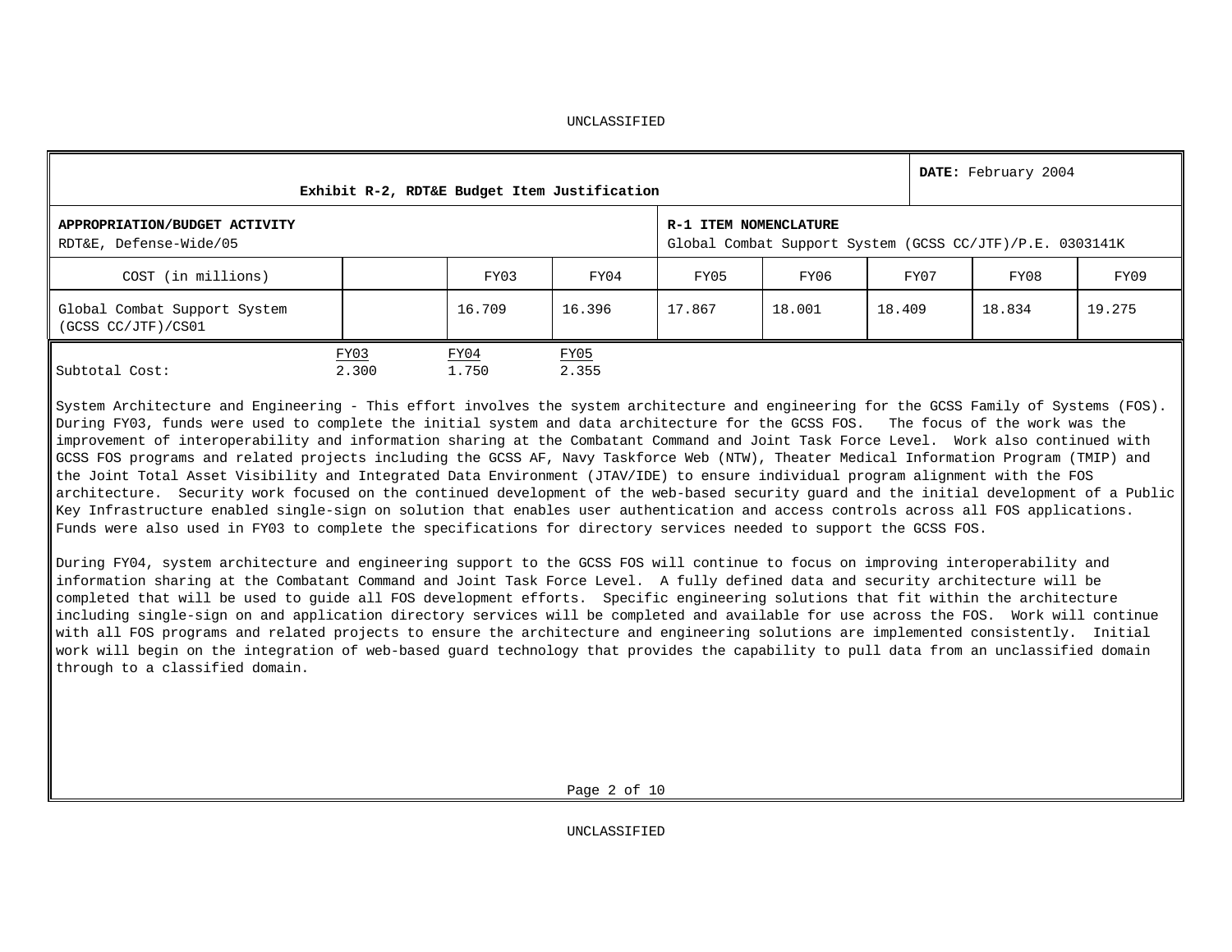UNCLASSIFIED

| Exhibit R-2, RDT&E Budget Item Justification | | | | | | | | **DATE:** February 2004 |
|---|---|---|---|---|---|---|---|---|
| **APPROPRIATION/BUDGET ACTIVITY** RDT&E, Defense-Wide/05 | | | | **R-1 ITEM NOMENCLATURE** Global Combat Support System (GCSS CC/JTF)/P.E. 0303141K | | | | |
| COST (in millions) | | FY03 | FY04 | FY05 | FY06 | FY07 | FY08 | FY09 |
| Global Combat Support System (GCSS CC/JTF)/CS01 | | 16.709 | 16.396 | 17.867 | 18.001 | 18.409 | 18.834 | 19.275 |

| | FY03 | FY04 | FY05 |
|---|---|---|---|
| Subtotal Cost: | 2.300 | 1.750 | 2.355 |

System Architecture and Engineering - This effort involves the system architecture and engineering for the GCSS Family of Systems (FOS). During FY03, funds were used to complete the initial system and data architecture for the GCSS FOS. The focus of the work was the improvement of interoperability and information sharing at the Combatant Command and Joint Task Force Level. Work also continued with GCSS FOS programs and related projects including the GCSS AF, Navy Taskforce Web (NTW), Theater Medical Information Program (TMIP) and the Joint Total Asset Visibility and Integrated Data Environment (JTAV/IDE) to ensure individual program alignment with the FOS architecture. Security work focused on the continued development of the web-based security guard and the initial development of a Public Key Infrastructure enabled single-sign on solution that enables user authentication and access controls across all FOS applications. Funds were also used in FY03 to complete the specifications for directory services needed to support the GCSS FOS.

During FY04, system architecture and engineering support to the GCSS FOS will continue to focus on improving interoperability and information sharing at the Combatant Command and Joint Task Force Level. A fully defined data and security architecture will be completed that will be used to guide all FOS development efforts. Specific engineering solutions that fit within the architecture including single-sign on and application directory services will be completed and available for use across the FOS. Work will continue with all FOS programs and related projects to ensure the architecture and engineering solutions are implemented consistently. Initial work will begin on the integration of web-based guard technology that provides the capability to pull data from an unclassified domain through to a classified domain.

UNCLASSIFIED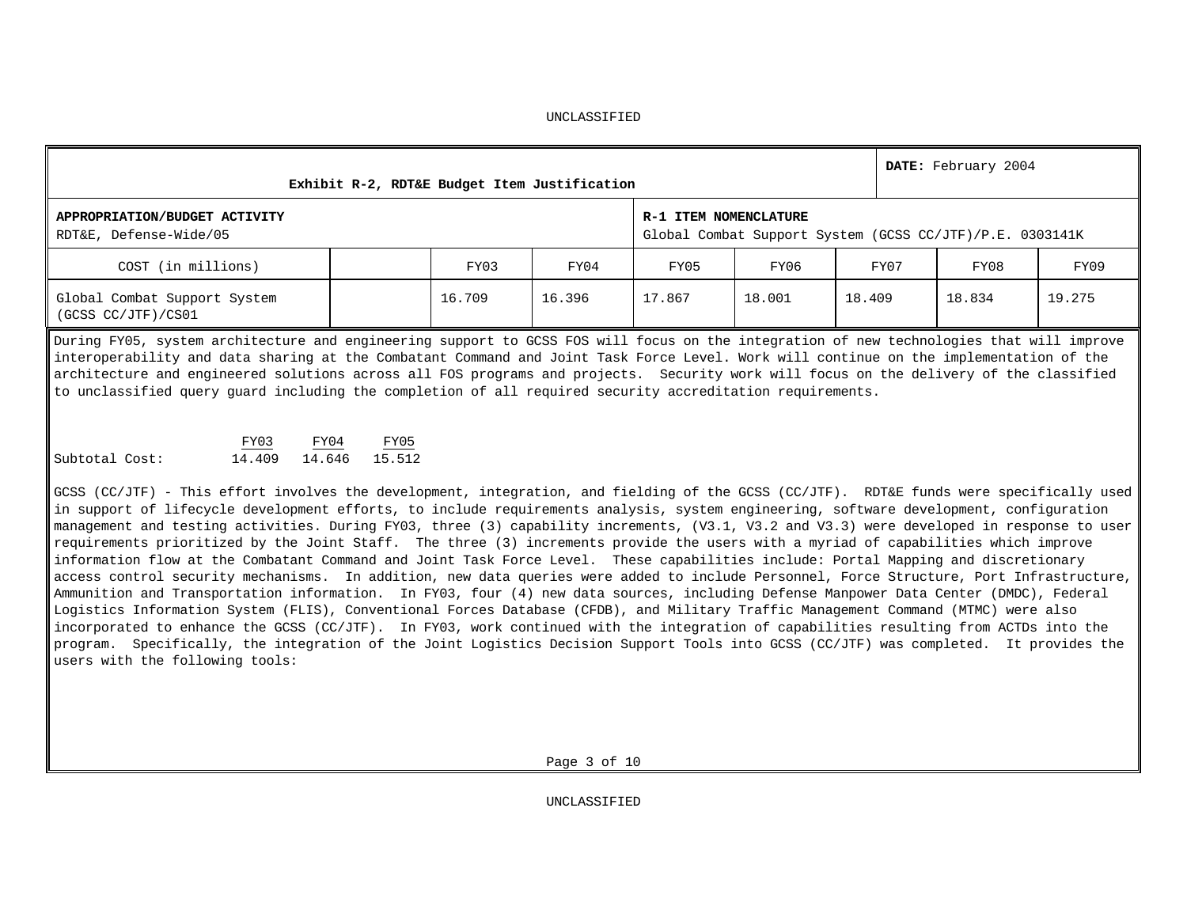UNCLASSIFIED

| Exhibit R-2, RDT&E Budget Item Justification | | | | | | | | DATE: February 2004 |
|---|---|---|---|---|---|---|---|---|
| **APPROPRIATION/BUDGET ACTIVITY**<br>RDT&E, Defense-Wide/05 | | | | **R-1 ITEM NOMENCLATURE**<br>Global Combat Support System (GCSS CC/JTF)/P.E. 0303141K | | | | |
| COST (in millions) | | FY03 | FY04 | FY05 | FY06 | FY07 | FY08 | FY09 |
| Global Combat Support System (GCSS CC/JTF)/CS01 | | 16.709 | 16.396 | 17.867 | 18.001 | 18.409 | 18.834 | 19.275 |

During FY05, system architecture and engineering support to GCSS FOS will focus on the integration of new technologies that will improve interoperability and data sharing at the Combatant Command and Joint Task Force Level. Work will continue on the implementation of the architecture and engineered solutions across all FOS programs and projects. Security work will focus on the delivery of the classified to unclassified query guard including the completion of all required security accreditation requirements.

| | FY03 | FY04 | FY05 |
|---|---|---|---|
| Subtotal Cost: | 14.409 | 14.646 | 15.512 |

GCSS (CC/JTF) - This effort involves the development, integration, and fielding of the GCSS (CC/JTF). RDT&E funds were specifically used in support of lifecycle development efforts, to include requirements analysis, system engineering, software development, configuration management and testing activities. During FY03, three (3) capability increments, (V3.1, V3.2 and V3.3) were developed in response to user requirements prioritized by the Joint Staff. The three (3) increments provide the users with a myriad of capabilities which improve information flow at the Combatant Command and Joint Task Force Level. These capabilities include: Portal Mapping and discretionary access control security mechanisms. In addition, new data queries were added to include Personnel, Force Structure, Port Infrastructure, Ammunition and Transportation information. In FY03, four (4) new data sources, including Defense Manpower Data Center (DMDC), Federal Logistics Information System (FLIS), Conventional Forces Database (CFDB), and Military Traffic Management Command (MTMC) were also incorporated to enhance the GCSS (CC/JTF). In FY03, work continued with the integration of capabilities resulting from ACTDs into the program. Specifically, the integration of the Joint Logistics Decision Support Tools into GCSS (CC/JTF) was completed. It provides the users with the following tools:

UNCLASSIFIED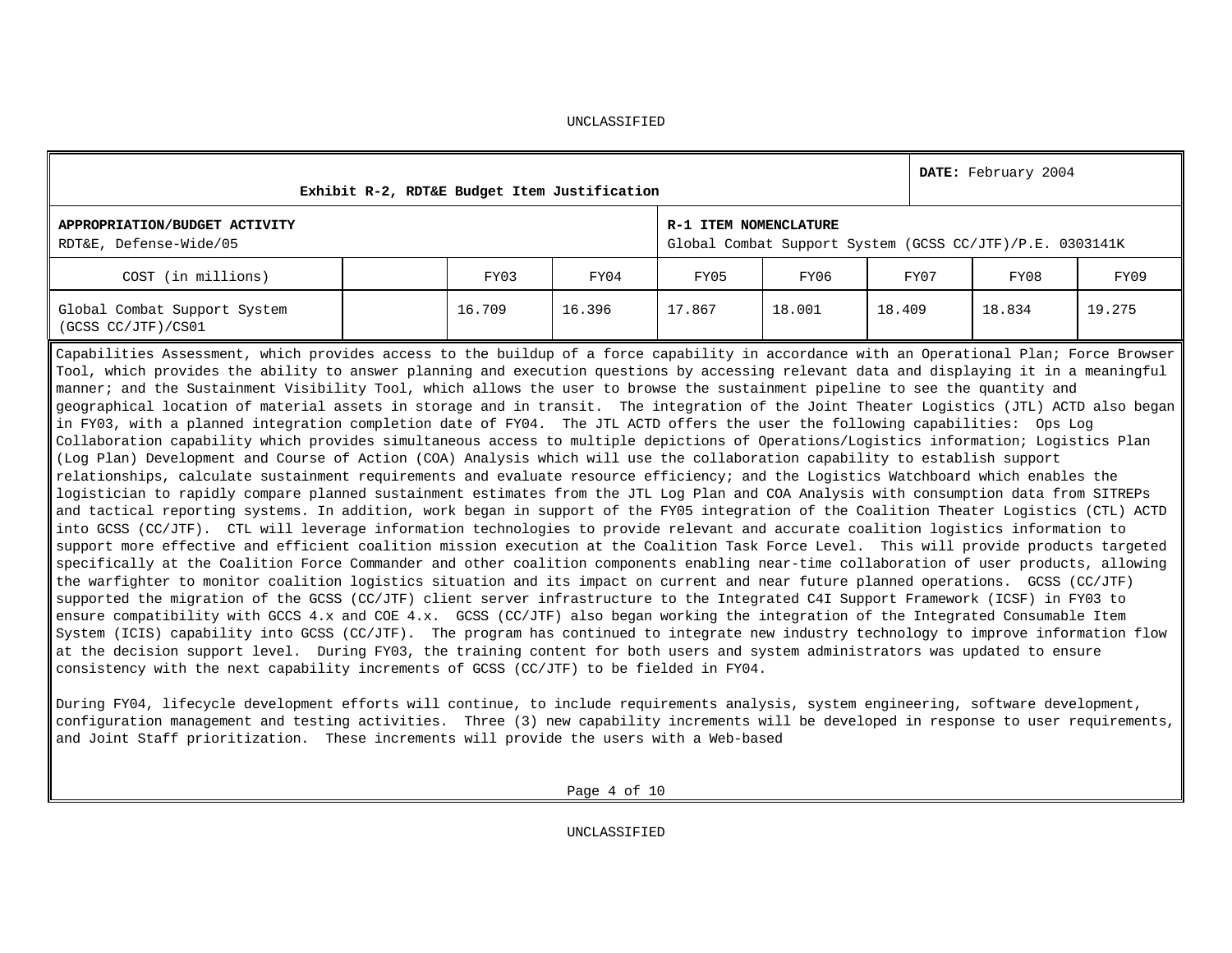UNCLASSIFIED

| Exhibit R-2, RDT&E Budget Item Justification | | | | | | | | DATE: February 2004 |
|---|---|---|---|---|---|---|---|---|
| **APPROPRIATION/BUDGET ACTIVITY**<br>RDT&E, Defense-Wide/05 | | | | **R-1 ITEM NOMENCLATURE**<br>Global Combat Support System (GCSS CC/JTF)/P.E. 0303141K | | | | |
| COST (in millions) | | FY03 | FY04 | FY05 | FY06 | FY07 | FY08 | FY09 |
| Global Combat Support System (GCSS CC/JTF)/CS01 | | 16.709 | 16.396 | 17.867 | 18.001 | 18.409 | 18.834 | 19.275 |

Capabilities Assessment, which provides access to the buildup of a force capability in accordance with an Operational Plan; Force Browser Tool, which provides the ability to answer planning and execution questions by accessing relevant data and displaying it in a meaningful manner; and the Sustainment Visibility Tool, which allows the user to browse the sustainment pipeline to see the quantity and geographical location of material assets in storage and in transit. The integration of the Joint Theater Logistics (JTL) ACTD also began in FY03, with a planned integration completion date of FY04. The JTL ACTD offers the user the following capabilities: Ops Log Collaboration capability which provides simultaneous access to multiple depictions of Operations/Logistics information; Logistics Plan (Log Plan) Development and Course of Action (COA) Analysis which will use the collaboration capability to establish support relationships, calculate sustainment requirements and evaluate resource efficiency; and the Logistics Watchboard which enables the logistician to rapidly compare planned sustainment estimates from the JTL Log Plan and COA Analysis with consumption data from SITREPs and tactical reporting systems. In addition, work began in support of the FY05 integration of the Coalition Theater Logistics (CTL) ACTD into GCSS (CC/JTF). CTL will leverage information technologies to provide relevant and accurate coalition logistics information to support more effective and efficient coalition mission execution at the Coalition Task Force Level. This will provide products targeted specifically at the Coalition Force Commander and other coalition components enabling near-time collaboration of user products, allowing the warfighter to monitor coalition logistics situation and its impact on current and near future planned operations. GCSS (CC/JTF) supported the migration of the GCSS (CC/JTF) client server infrastructure to the Integrated C4I Support Framework (ICSF) in FY03 to ensure compatibility with GCCS 4.x and COE 4.x. GCSS (CC/JTF) also began working the integration of the Integrated Consumable Item System (ICIS) capability into GCSS (CC/JTF). The program has continued to integrate new industry technology to improve information flow at the decision support level. During FY03, the training content for both users and system administrators was updated to ensure consistency with the next capability increments of GCSS (CC/JTF) to be fielded in FY04.

During FY04, lifecycle development efforts will continue, to include requirements analysis, system engineering, software development, configuration management and testing activities. Three (3) new capability increments will be developed in response to user requirements, and Joint Staff prioritization. These increments will provide the users with a Web-based

UNCLASSIFIED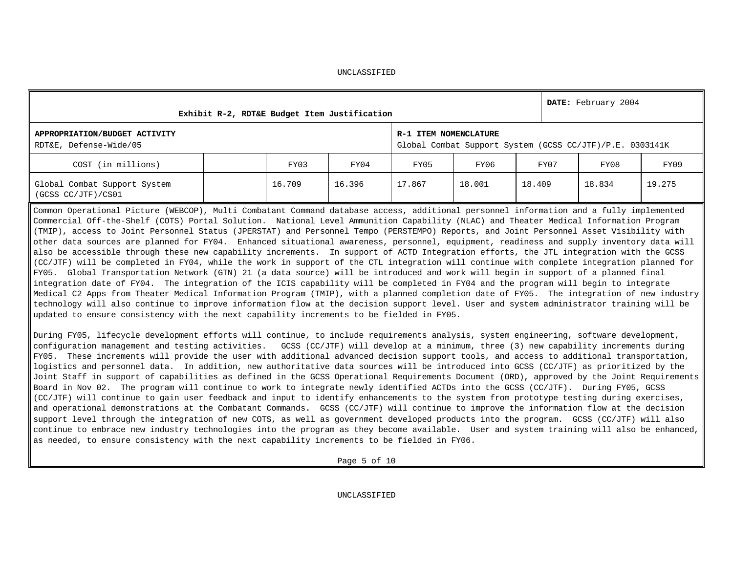UNCLASSIFIED

| Exhibit R-2, RDT&E Budget Item Justification | | | | | | | | DATE: February 2004 |
|---|---|---|---|---|---|---|---|---|
| **APPROPRIATION/BUDGET ACTIVITY** RDT&E, Defense-Wide/05 | | | | **R-1 ITEM NOMENCLATURE** Global Combat Support System (GCSS CC/JTF)/P.E. 0303141K | | | | |
| COST (in millions) | | FY03 | FY04 | FY05 | FY06 | FY07 | FY08 | FY09 |
| Global Combat Support System (GCSS CC/JTF)/CS01 | | 16.709 | 16.396 | 17.867 | 18.001 | 18.409 | 18.834 | 19.275 |

Common Operational Picture (WEBCOP), Multi Combatant Command database access, additional personnel information and a fully implemented Commercial Off-the-Shelf (COTS) Portal Solution. National Level Ammunition Capability (NLAC) and Theater Medical Information Program (TMIP), access to Joint Personnel Status (JPERSTAT) and Personnel Tempo (PERSTEMPO) Reports, and Joint Personnel Asset Visibility with other data sources are planned for FY04. Enhanced situational awareness, personnel, equipment, readiness and supply inventory data will also be accessible through these new capability increments. In support of ACTD Integration efforts, the JTL integration with the GCSS (CC/JTF) will be completed in FY04, while the work in support of the CTL integration will continue with complete integration planned for FY05. Global Transportation Network (GTN) 21 (a data source) will be introduced and work will begin in support of a planned final integration date of FY04. The integration of the ICIS capability will be completed in FY04 and the program will begin to integrate Medical C2 Apps from Theater Medical Information Program (TMIP), with a planned completion date of FY05. The integration of new industry technology will also continue to improve information flow at the decision support level. User and system administrator training will be updated to ensure consistency with the next capability increments to be fielded in FY05.

During FY05, lifecycle development efforts will continue, to include requirements analysis, system engineering, software development, configuration management and testing activities. GCSS (CC/JTF) will develop at a minimum, three (3) new capability increments during FY05. These increments will provide the user with additional advanced decision support tools, and access to additional transportation, logistics and personnel data. In addition, new authoritative data sources will be introduced into GCSS (CC/JTF) as prioritized by the Joint Staff in support of capabilities as defined in the GCSS Operational Requirements Document (ORD), approved by the Joint Requirements Board in Nov 02. The program will continue to work to integrate newly identified ACTDs into the GCSS (CC/JTF). During FY05, GCSS (CC/JTF) will continue to gain user feedback and input to identify enhancements to the system from prototype testing during exercises, and operational demonstrations at the Combatant Commands. GCSS (CC/JTF) will continue to improve the information flow at the decision support level through the integration of new COTS, as well as government developed products into the program. GCSS (CC/JTF) will also continue to embrace new industry technologies into the program as they become available. User and system training will also be enhanced, as needed, to ensure consistency with the next capability increments to be fielded in FY06.

UNCLASSIFIED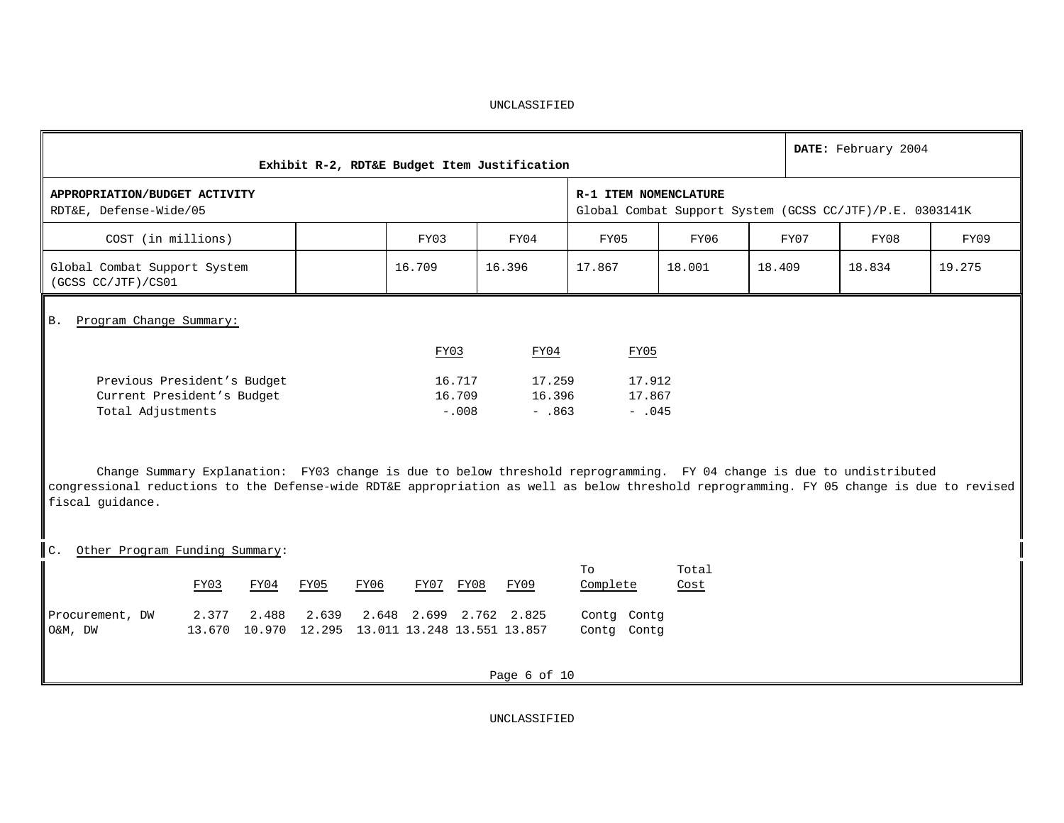UNCLASSIFIED

| Exhibit R-2, RDT&E Budget Item Justification | | | | | | | | DATE: February 2004 |
|---|---|---|---|---|---|---|---|---|
| **APPROPRIATION/BUDGET ACTIVITY**<br>RDT&E, Defense-Wide/05 | | | | **R-1 ITEM NOMENCLATURE**<br>Global Combat Support System (GCSS CC/JTF)/P.E. 0303141K | | | | |
| COST (in millions) | | FY03 | FY04 | FY05 | FY06 | FY07 | FY08 | FY09 |
| Global Combat Support System (GCSS CC/JTF)/CS01 | | 16.709 | 16.396 | 17.867 | 18.001 | 18.409 | 18.834 | 19.275 |

B. Program Change Summary:

| | FY03 | FY04 | FY05 |
|---|---|---|---|
| Previous President's Budget | 16.717 | 17.259 | 17.912 |
| Current President's Budget | 16.709 | 16.396 | 17.867 |
| Total Adjustments | -.008 | - .863 | - .045 |

Change Summary Explanation: FY03 change is due to below threshold reprogramming. FY 04 change is due to undistributed congressional reductions to the Defense-wide RDT&E appropriation as well as below threshold reprogramming. FY 05 change is due to revised fiscal guidance.

C. Other Program Funding Summary:

| | FY03 | FY04 | FY05 | FY06 | FY07 | FY08 | FY09 | To Complete | Total Cost |
|---|---|---|---|---|---|---|---|---|---|
| Procurement, DW | 2.377 | 2.488 | 2.639 | 2.648 | 2.699 | 2.762 | 2.825 | Contg | Contg |
| O&M, DW | 13.670 | 10.970 | 12.295 | 13.011 | 13.248 | 13.551 | 13.857 | Contg | Contg |

UNCLASSIFIED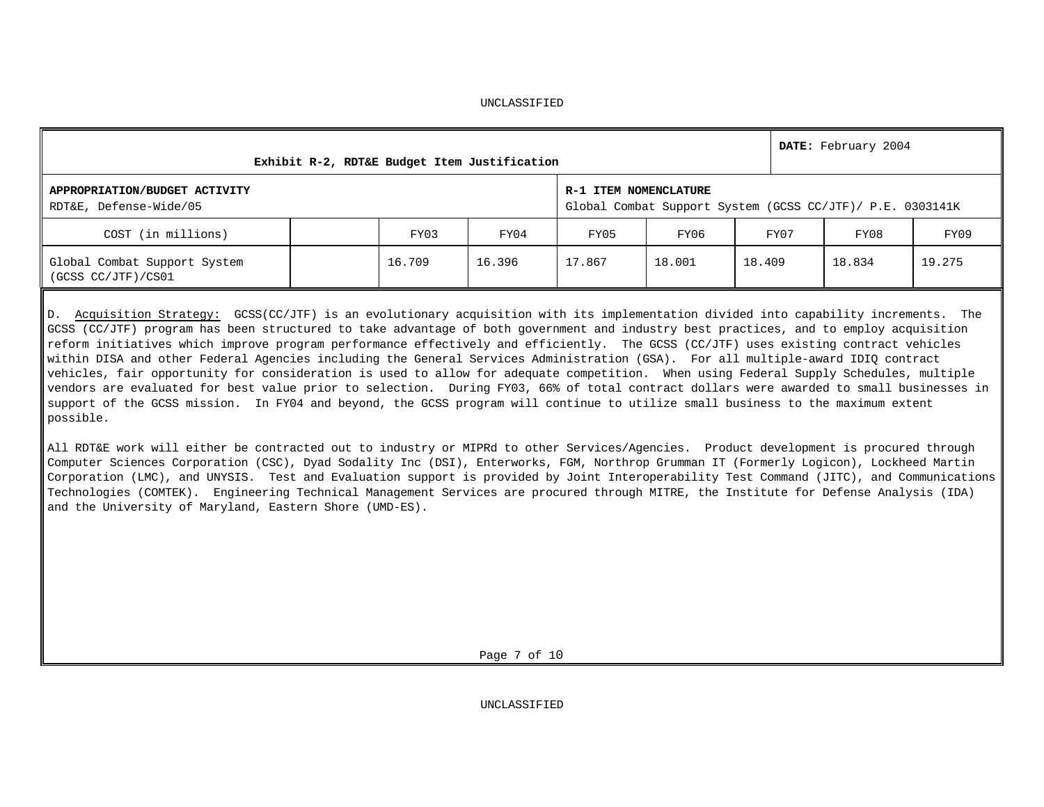| Exhibit R-2, RDT&E Budget Item Justification | | | | | | | DATE: February 2004 | |
|---|---|---|---|---|---|---|---|---|
| **APPROPRIATION/BUDGET ACTIVITY** RDT&E, Defense-Wide/05 | | | | **R-1 ITEM NOMENCLATURE** Global Combat Support System (GCSS CC/JTF)/ P.E. 0303141K | | | | |
| COST (in millions) | | FY03 | FY04 | FY05 | FY06 | FY07 | FY08 | FY09 |
| Global Combat Support System (GCSS CC/JTF)/CS01 | | 16.709 | 16.396 | 17.867 | 18.001 | 18.409 | 18.834 | 19.275 |

D. Acquisition Strategy: GCSS(CC/JTF) is an evolutionary acquisition with its implementation divided into capability increments. The GCSS (CC/JTF) program has been structured to take advantage of both government and industry best practices, and to employ acquisition reform initiatives which improve program performance effectively and efficiently. The GCSS (CC/JTF) uses existing contract vehicles within DISA and other Federal Agencies including the General Services Administration (GSA). For all multiple-award IDIQ contract vehicles, fair opportunity for consideration is used to allow for adequate competition. When using Federal Supply Schedules, multiple vendors are evaluated for best value prior to selection. During FY03, 66% of total contract dollars were awarded to small businesses in support of the GCSS mission. In FY04 and beyond, the GCSS program will continue to utilize small business to the maximum extent possible.

All RDT&E work will either be contracted out to industry or MIPRd to other Services/Agencies. Product development is procured through Computer Sciences Corporation (CSC), Dyad Sodality Inc (DSI), Enterworks, FGM, Northrop Grumman IT (Formerly Logicon), Lockheed Martin Corporation (LMC), and UNYSIS. Test and Evaluation support is provided by Joint Interoperability Test Command (JITC), and Communications Technologies (COMTEK). Engineering Technical Management Services are procured through MITRE, the Institute for Defense Analysis (IDA) and the University of Maryland, Eastern Shore (UMD-ES).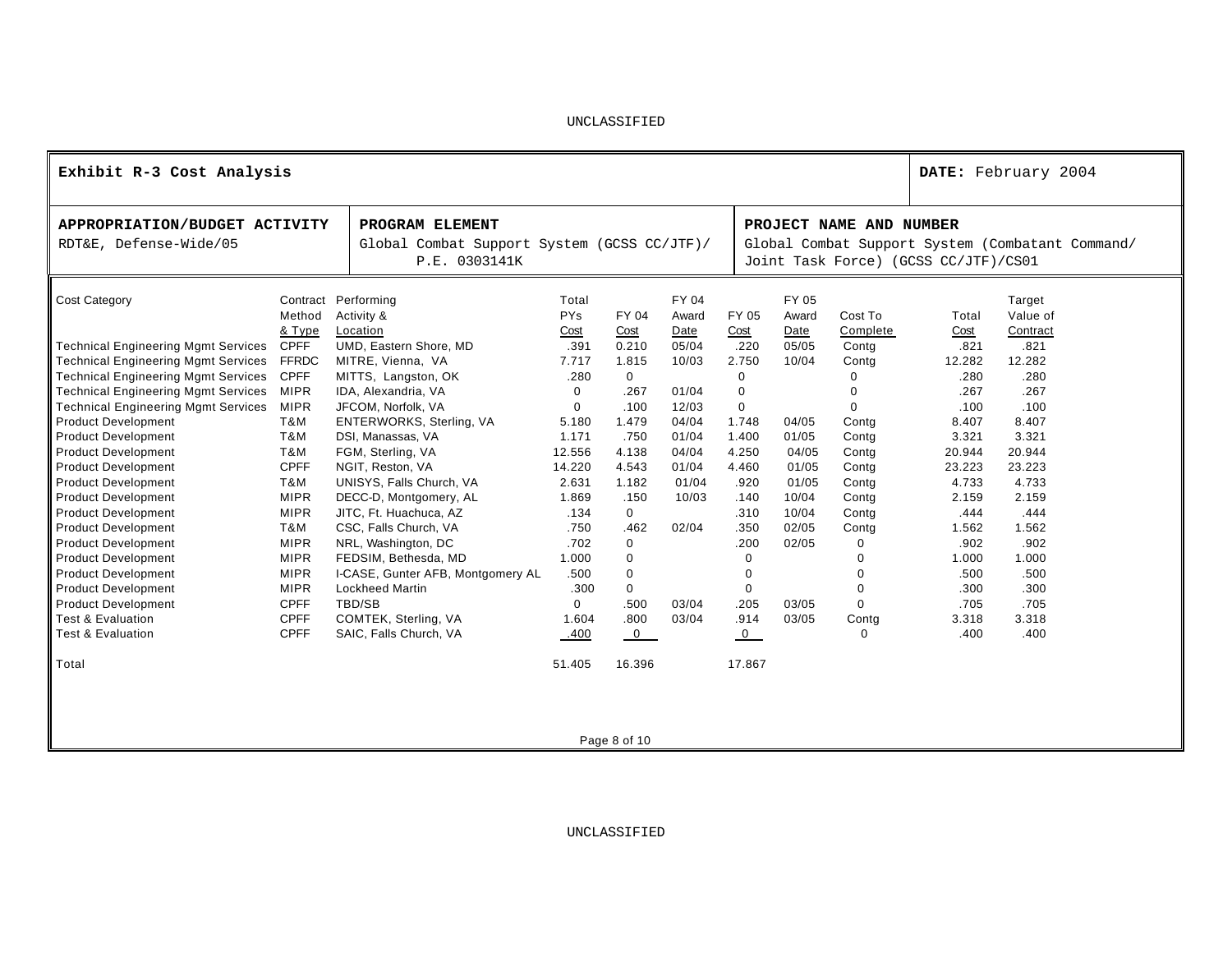UNCLASSIFIED

| **Exhibit R-3 Cost Analysis** | **DATE:** February 2004 |
|---|---|

| **APPROPRIATION/BUDGET ACTIVITY** | **PROGRAM ELEMENT** | **PROJECT NAME AND NUMBER** |
|---|---|---|
| RDT&E, Defense-Wide/05 | Global Combat Support System (GCSS CC/JTF)/ P.E. 0303141K | Global Combat Support System (Combatant Command/ Joint Task Force) (GCSS CC/JTF)/CS01 |

| Cost Category | Contract Method & Type | Performing Activity & Location | Total PYs Cost | FY 04 Cost | FY 04 Award Date | FY 05 Cost | FY 05 Award Date | Cost To Complete | Total Cost | Target Value of Contract |
|---|---|---|---|---|---|---|---|---|---|---|
| Technical Engineering Mgmt Services | CPFF | UMD, Eastern Shore, MD | .391 | 0.210 | 05/04 | .220 | 05/05 | Contg | .821 | .821 |
| Technical Engineering Mgmt Services | FFRDC | MITRE, Vienna, VA | 7.717 | 1.815 | 10/03 | 2.750 | 10/04 | Contg | 12.282 | 12.282 |
| Technical Engineering Mgmt Services | CPFF | MITTS, Langston, OK | .280 | 0 | | 0 | | 0 | .280 | .280 |
| Technical Engineering Mgmt Services | MIPR | IDA, Alexandria, VA | 0 | .267 | 01/04 | 0 | | 0 | .267 | .267 |
| Technical Engineering Mgmt Services | MIPR | JFCOM, Norfolk, VA | 0 | .100 | 12/03 | 0 | | 0 | .100 | .100 |
| Product Development | T&M | ENTERWORKS, Sterling, VA | 5.180 | 1.479 | 04/04 | 1.748 | 04/05 | Contg | 8.407 | 8.407 |
| Product Development | T&M | DSI, Manassas, VA | 1.171 | .750 | 01/04 | 1.400 | 01/05 | Contg | 3.321 | 3.321 |
| Product Development | T&M | FGM, Sterling, VA | 12.556 | 4.138 | 04/04 | 4.250 | 04/05 | Contg | 20.944 | 20.944 |
| Product Development | CPFF | NGIT, Reston, VA | 14.220 | 4.543 | 01/04 | 4.460 | 01/05 | Contg | 23.223 | 23.223 |
| Product Development | T&M | UNISYS, Falls Church, VA | 2.631 | 1.182 | 01/04 | .920 | 01/05 | Contg | 4.733 | 4.733 |
| Product Development | MIPR | DECC-D, Montgomery, AL | 1.869 | .150 | 10/03 | .140 | 10/04 | Contg | 2.159 | 2.159 |
| Product Development | MIPR | JITC, Ft. Huachuca, AZ | .134 | 0 | | .310 | 10/04 | Contg | .444 | .444 |
| Product Development | T&M | CSC, Falls Church, VA | .750 | .462 | 02/04 | .350 | 02/05 | Contg | 1.562 | 1.562 |
| Product Development | MIPR | NRL, Washington, DC | .702 | 0 | | .200 | 02/05 | 0 | .902 | .902 |
| Product Development | MIPR | FEDSIM, Bethesda, MD | 1.000 | 0 | | 0 | | 0 | 1.000 | 1.000 |
| Product Development | MIPR | I-CASE, Gunter AFB, Montgomery AL | .500 | 0 | | 0 | | 0 | .500 | .500 |
| Product Development | MIPR | Lockheed Martin | .300 | 0 | | 0 | | 0 | .300 | .300 |
| Product Development | CPFF | TBD/SB | 0 | .500 | 03/04 | .205 | 03/05 | 0 | .705 | .705 |
| Test & Evaluation | CPFF | COMTEK, Sterling, VA | 1.604 | .800 | 03/04 | .914 | 03/05 | Contg | 3.318 | 3.318 |
| Test & Evaluation | CPFF | SAIC, Falls Church, VA | .400 | 0 | | 0 | | 0 | .400 | .400 |
| Total | | | 51.405 | 16.396 | | 17.867 | | | | |

UNCLASSIFIED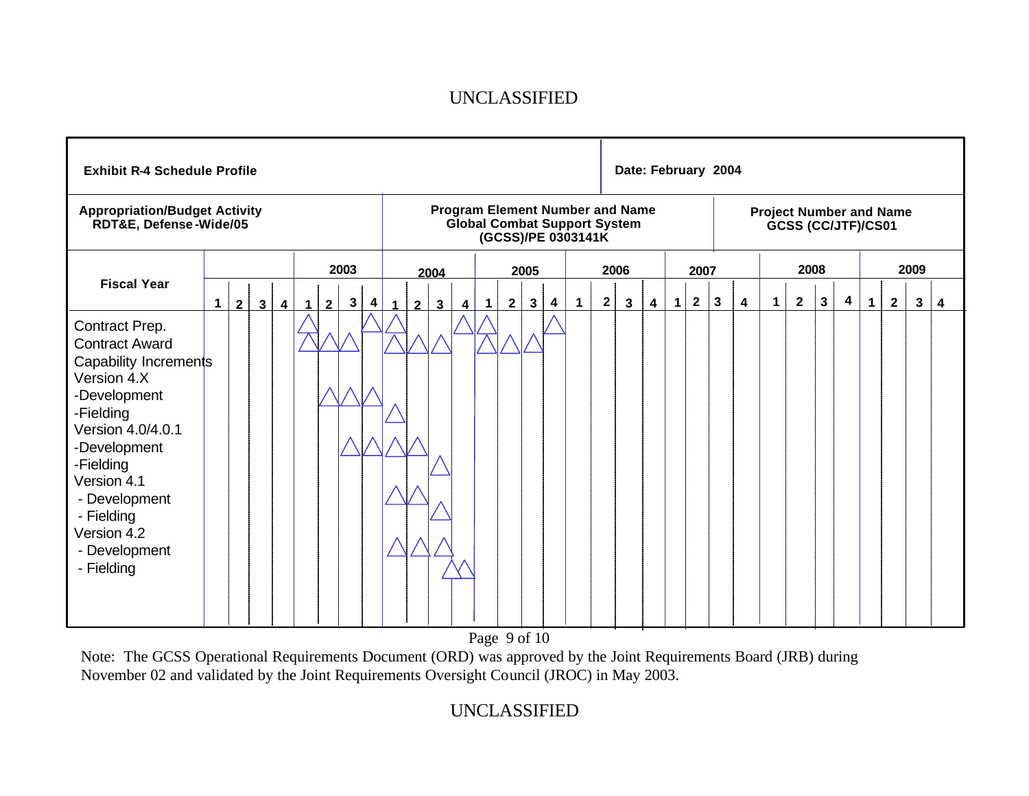**Exhibit R-4 Schedule Profile**

**Date: February 2004**

**Appropriation/Budget Activity**
**RDT&E, Defense-Wide/05**

**Program Element Number and Name**
**Global Combat Support System (GCSS)/PE 0303141K**

**Project Number and Name**
**GCSS (CC/JTF)/CS01**

| Fiscal Year | | | | | 2003 | | | | 2004 | | | | 2005 | | | | 2006 | | | | 2007 | | | | 2008 | | | | 2009 | | | |
|---|---|---|---|---|---|---|---|---|---|---|---|---|---|---|---|---|---|---|---|---|---|---|---|---|---|---|---|---|---|---|---|---|
| | 1 | 2 | 3 | 4 | 1 | 2 | 3 | 4 | 1 | 2 | 3 | 4 | 1 | 2 | 3 | 4 | 1 | 2 | 3 | 4 | 1 | 2 | 3 | 4 | 1 | 2 | 3 | 4 | 1 | 2 | 3 | 4 |
| Contract Prep. | | | | | △ | | | △ | △ | | | △ | △ | | | △ | | | | | | | | | | | | | | | | |
| Contract Award | | | | | △ | △ | △ | | △ | △ | △ | | △ | △ | △ | | | | | | | | | | | | | | | | | |
| Capability Increments | | | | | | | | | | | | | | | | | | | | | | | | | | | | | | | | |
| Version 4.X | | | | | | | | | | | | | | | | | | | | | | | | | | | | | | | | |
| -Development | | | | | | △ | △ | △ | | | | | | | | | | | | | | | | | | | | | | | | |
| -Fielding | | | | | | | | | △ | | | | | | | | | | | | | | | | | | | | | | | |
| Version 4.0/4.0.1 | | | | | | | | | | | | | | | | | | | | | | | | | | | | | | | | |
| -Development | | | | | | | △ | △ | △ | △ | | | | | | | | | | | | | | | | | | | | | | |
| -Fielding | | | | | | | | | | | △ | | | | | | | | | | | | | | | | | | | | | |
| Version 4.1 | | | | | | | | | | | | | | | | | | | | | | | | | | | | | | | | |
| - Development | | | | | | | | | △ | △ | | | | | | | | | | | | | | | | | | | | | | |
| - Fielding | | | | | | | | | | | △ | | | | | | | | | | | | | | | | | | | | | |
| Version 4.2 | | | | | | | | | | | | | | | | | | | | | | | | | | | | | | | | |
| - Development | | | | | | | | | △ | △ | △ | | | | | | | | | | | | | | | | | | | | | |
| - Fielding | | | | | | | | | | | △ | △ | | | | | | | | | | | | | | | | | | | | |

Note: The GCSS Operational Requirements Document (ORD) was approved by the Joint Requirements Board (JRB) during November 02 and validated by the Joint Requirements Oversight Council (JROC) in May 2003.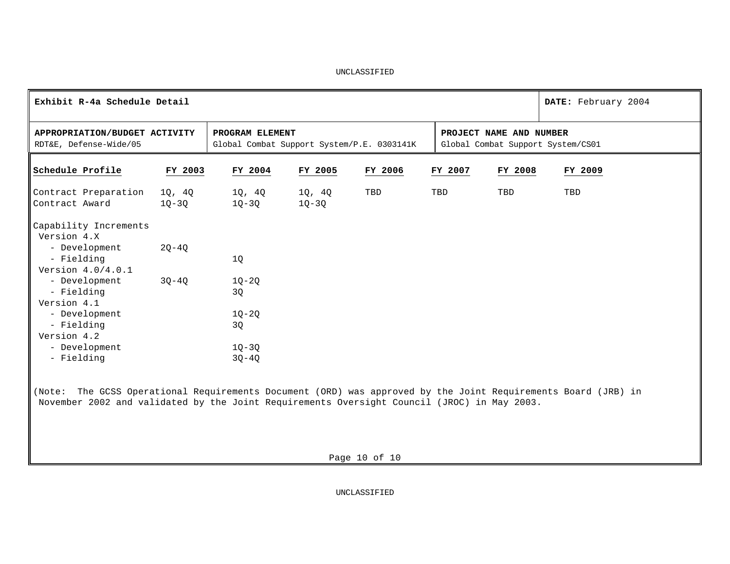UNCLASSIFIED

| Exhibit R-4a Schedule Detail | | DATE: February 2004 |
|---|---|---|
| **APPROPRIATION/BUDGET ACTIVITY**<br>RDT&E, Defense-Wide/05 | **PROGRAM ELEMENT**<br>Global Combat Support System/P.E. 0303141K | **PROJECT NAME AND NUMBER**<br>Global Combat Support System/CS01 |

| Schedule Profile | FY 2003 | FY 2004 | FY 2005 | FY 2006 | FY 2007 | FY 2008 | FY 2009 |
|---|---|---|---|---|---|---|---|
| Contract Preparation | 1Q, 4Q | 1Q, 4Q | 1Q, 4Q | TBD | TBD | TBD | TBD |
| Contract Award | 1Q-3Q | 1Q-3Q | 1Q-3Q | | | | |
| Capability Increments | | | | | | | |
| Version 4.X | | | | | | | |
| - Development | 2Q-4Q | | | | | | |
| - Fielding | | 1Q | | | | | |
| Version 4.0/4.0.1 | | | | | | | |
| - Development | 3Q-4Q | 1Q-2Q | | | | | |
| - Fielding | | 3Q | | | | | |
| Version 4.1 | | | | | | | |
| - Development | | 1Q-2Q | | | | | |
| - Fielding | | 3Q | | | | | |
| Version 4.2 | | | | | | | |
| - Development | | 1Q-3Q | | | | | |
| - Fielding | | 3Q-4Q | | | | | |

(Note: The GCSS Operational Requirements Document (ORD) was approved by the Joint Requirements Board (JRB) in November 2002 and validated by the Joint Requirements Oversight Council (JROC) in May 2003.

UNCLASSIFIED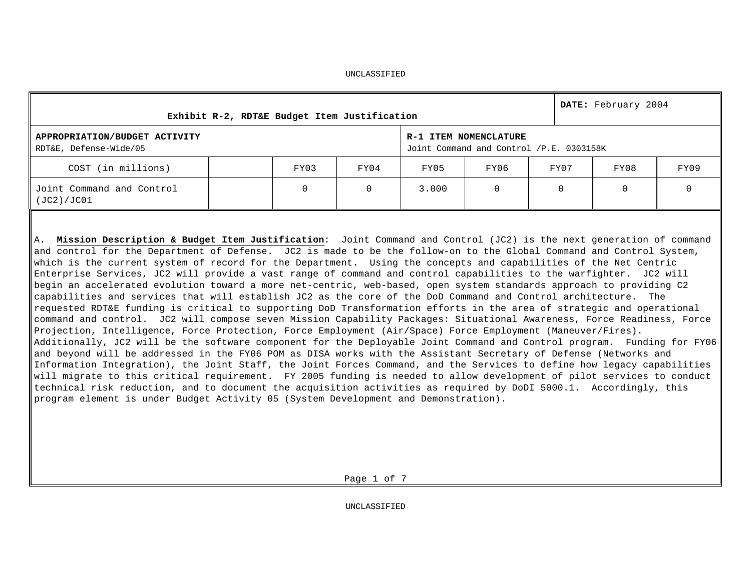UNCLASSIFIED

| Exhibit R-2, RDT&E Budget Item Justification | | | | | | | | DATE: February 2004 |
|---|---|---|---|---|---|---|---|---|
| **APPROPRIATION/BUDGET ACTIVITY**<br>RDT&E, Defense-Wide/05 | | | | **R-1 ITEM NOMENCLATURE**<br>Joint Command and Control /P.E. 0303158K | | | | |
| COST (in millions) | | FY03 | FY04 | FY05 | FY06 | FY07 | FY08 | FY09 |
| Joint Command and Control (JC2)/JC01 | | 0 | 0 | 3.000 | 0 | 0 | 0 | 0 |

A. **Mission Description & Budget Item Justification**: Joint Command and Control (JC2) is the next generation of command and control for the Department of Defense. JC2 is made to be the follow-on to the Global Command and Control System, which is the current system of record for the Department. Using the concepts and capabilities of the Net Centric Enterprise Services, JC2 will provide a vast range of command and control capabilities to the warfighter. JC2 will begin an accelerated evolution toward a more net-centric, web-based, open system standards approach to providing C2 capabilities and services that will establish JC2 as the core of the DoD Command and Control architecture. The requested RDT&E funding is critical to supporting DoD Transformation efforts in the area of strategic and operational command and control. JC2 will compose seven Mission Capability Packages: Situational Awareness, Force Readiness, Force Projection, Intelligence, Force Protection, Force Employment (Air/Space) Force Employment (Maneuver/Fires). Additionally, JC2 will be the software component for the Deployable Joint Command and Control program. Funding for FY06 and beyond will be addressed in the FY06 POM as DISA works with the Assistant Secretary of Defense (Networks and Information Integration), the Joint Staff, the Joint Forces Command, and the Services to define how legacy capabilities will migrate to this critical requirement. FY 2005 funding is needed to allow development of pilot services to conduct technical risk reduction, and to document the acquisition activities as required by DoDI 5000.1. Accordingly, this program element is under Budget Activity 05 (System Development and Demonstration).

UNCLASSIFIED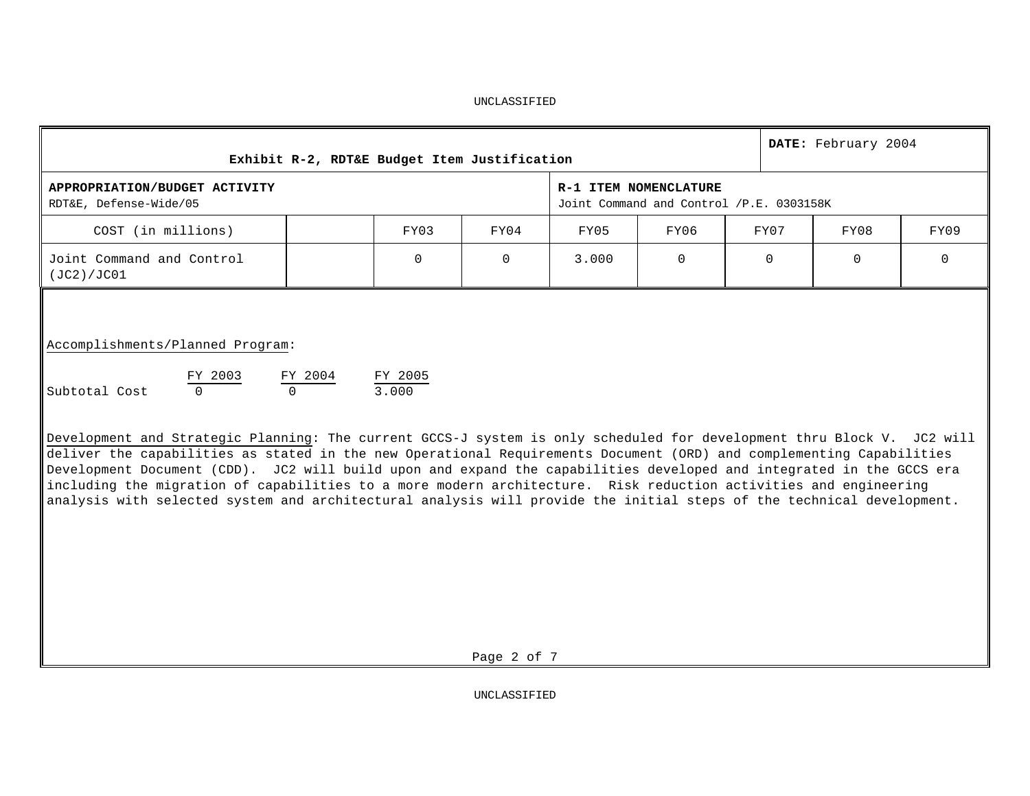UNCLASSIFIED

| Exhibit R-2, RDT&E Budget Item Justification | | | | | | | | DATE: February 2004 |
|---|---|---|---|---|---|---|---|---|
| **APPROPRIATION/BUDGET ACTIVITY**<br>RDT&E, Defense-Wide/05 | | | | **R-1 ITEM NOMENCLATURE**<br>Joint Command and Control /P.E. 0303158K | | | | |
| COST (in millions) | | FY03 | FY04 | FY05 | FY06 | FY07 | FY08 | FY09 |
| Joint Command and Control (JC2)/JC01 | | 0 | 0 | 3.000 | 0 | 0 | 0 | 0 |

Accomplishments/Planned Program:

| | FY 2003 | FY 2004 | FY 2005 |
|---|---|---|---|
| Subtotal Cost | 0 | 0 | 3.000 |

Development and Strategic Planning: The current GCCS-J system is only scheduled for development thru Block V. JC2 will deliver the capabilities as stated in the new Operational Requirements Document (ORD) and complementing Capabilities Development Document (CDD). JC2 will build upon and expand the capabilities developed and integrated in the GCCS era including the migration of capabilities to a more modern architecture. Risk reduction activities and engineering analysis with selected system and architectural analysis will provide the initial steps of the technical development.

UNCLASSIFIED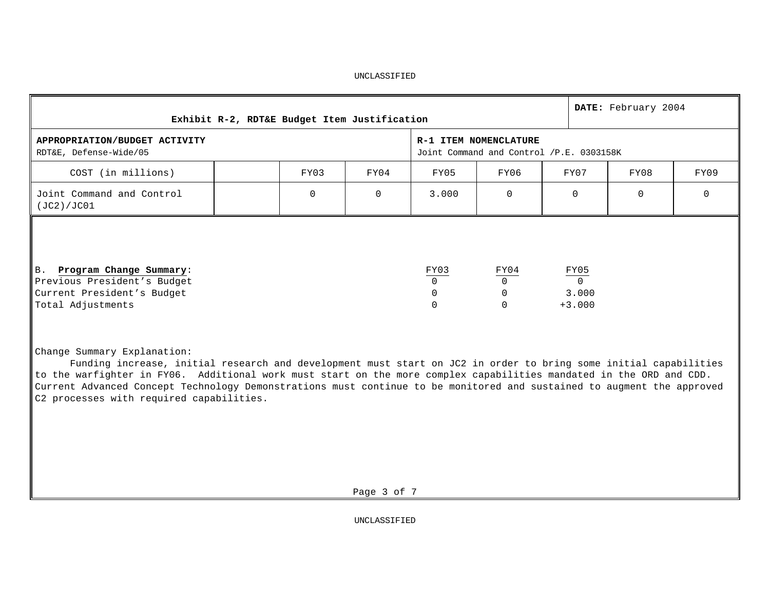UNCLASSIFIED

| Exhibit R-2, RDT&E Budget Item Justification | | | | | | | | DATE: February 2004 |
|---|---|---|---|---|---|---|---|---|
| **APPROPRIATION/BUDGET ACTIVITY**<br>RDT&E, Defense-Wide/05 | | | | **R-1 ITEM NOMENCLATURE**<br>Joint Command and Control /P.E. 0303158K | | | | |
| COST (in millions) | | FY03 | FY04 | FY05 | FY06 | FY07 | FY08 | FY09 |
| Joint Command and Control (JC2)/JC01 | | 0 | 0 | 3.000 | 0 | 0 | 0 | 0 |

B. **Program Change Summary**:

| | FY03 | FY04 | FY05 |
|---|---|---|---|
| Previous President's Budget | 0 | 0 | 0 |
| Current President's Budget | 0 | 0 | 3.000 |
| Total Adjustments | 0 | 0 | +3.000 |

Change Summary Explanation:

Funding increase, initial research and development must start on JC2 in order to bring some initial capabilities to the warfighter in FY06. Additional work must start on the more complex capabilities mandated in the ORD and CDD. Current Advanced Concept Technology Demonstrations must continue to be monitored and sustained to augment the approved C2 processes with required capabilities.

UNCLASSIFIED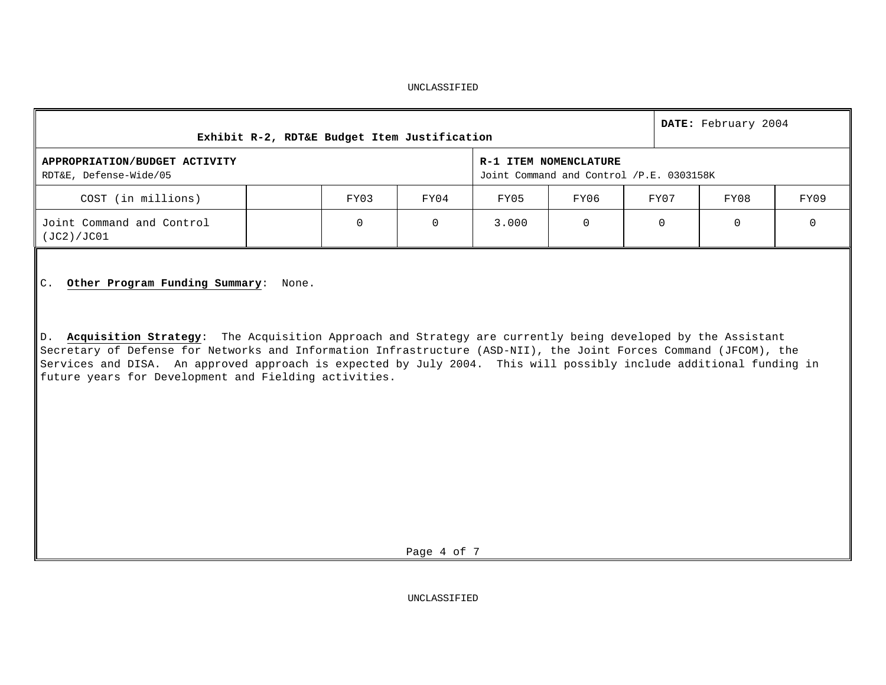UNCLASSIFIED

| Exhibit R-2, RDT&E Budget Item Justification | | | | | | | | DATE: February 2004 |
|---|---|---|---|---|---|---|---|---|
| **APPROPRIATION/BUDGET ACTIVITY** RDT&E, Defense-Wide/05 | | | | **R-1 ITEM NOMENCLATURE** Joint Command and Control /P.E. 0303158K | | | | |
| COST (in millions) | | FY03 | FY04 | FY05 | FY06 | FY07 | FY08 | FY09 |
| Joint Command and Control (JC2)/JC01 | | 0 | 0 | 3.000 | 0 | 0 | 0 | 0 |

C. **Other Program Funding Summary**: None.

D. **Acquisition Strategy**: The Acquisition Approach and Strategy are currently being developed by the Assistant Secretary of Defense for Networks and Information Infrastructure (ASD-NII), the Joint Forces Command (JFCOM), the Services and DISA. An approved approach is expected by July 2004. This will possibly include additional funding in future years for Development and Fielding activities.

UNCLASSIFIED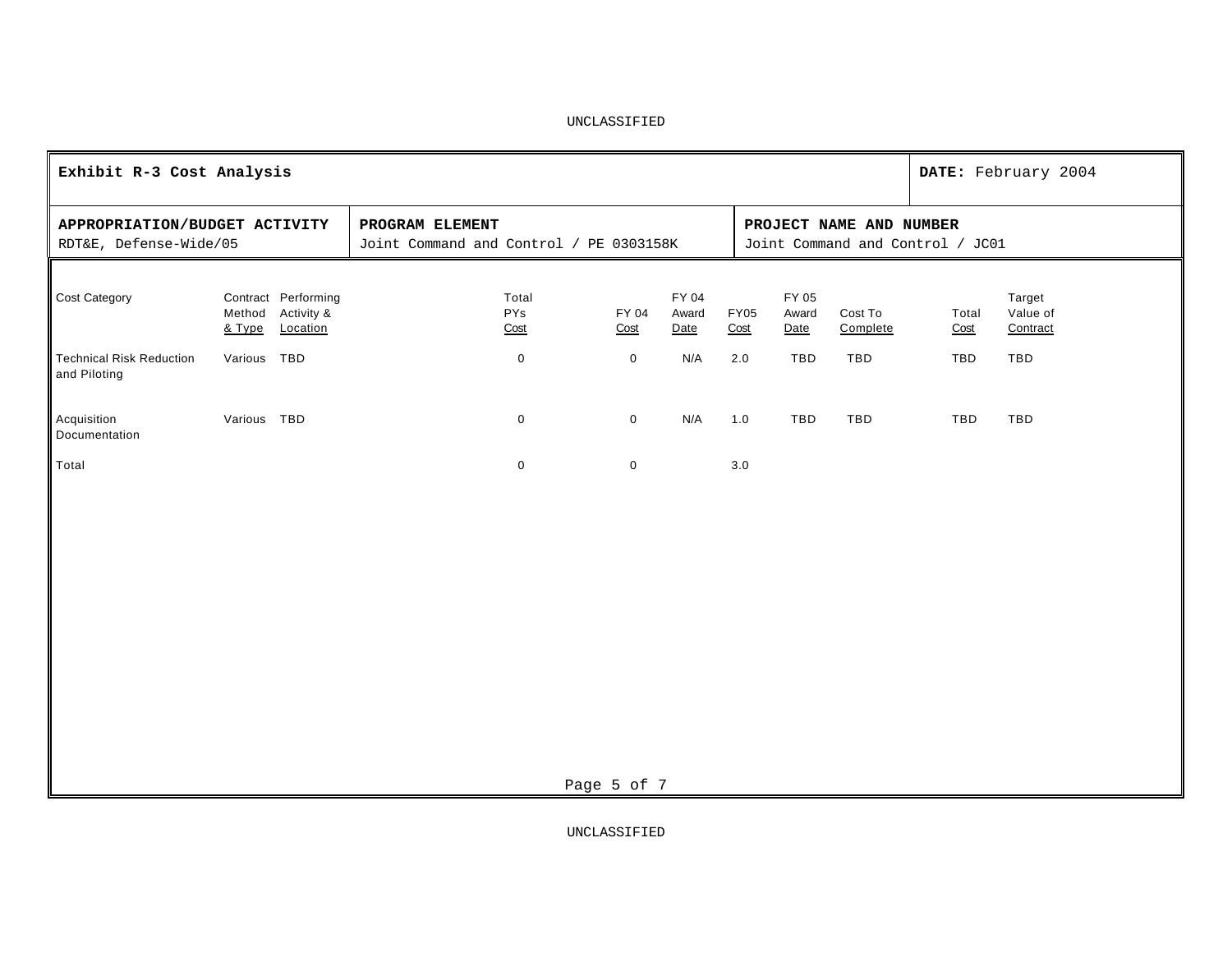**Exhibit R-3 Cost Analysis**

**DATE:** February 2004

| **APPROPRIATION/BUDGET ACTIVITY** | **PROGRAM ELEMENT** | **PROJECT NAME AND NUMBER** |
|---|---|---|
| RDT&E, Defense-Wide/05 | Joint Command and Control / PE 0303158K | Joint Command and Control / JC01 |

| Cost Category | Contract Method & Type | Performing Activity & Location | Total PYs Cost | FY 04 Cost | FY 04 Award Date | FY05 Cost | FY 05 Award Date | Cost To Complete | Total Cost | Target Value of Contract |
|---|---|---|---|---|---|---|---|---|---|---|
| Technical Risk Reduction and Piloting | Various | TBD | 0 | 0 | N/A | 2.0 | TBD | TBD | TBD | TBD |
| Acquisition Documentation | Various | TBD | 0 | 0 | N/A | 1.0 | TBD | TBD | TBD | TBD |
| Total | | | 0 | 0 | | 3.0 | | | | |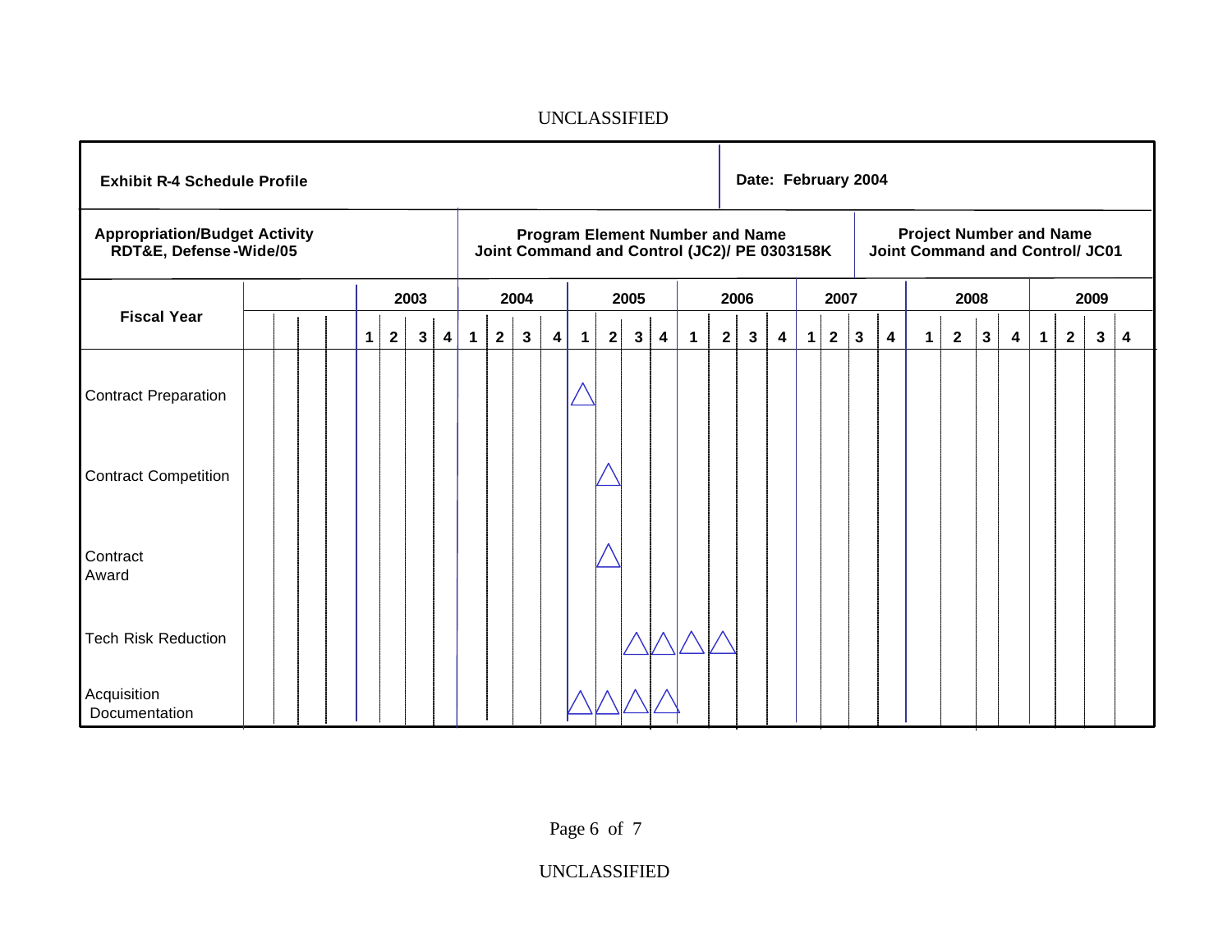UNCLASSIFIED

| Exhibit R-4 Schedule Profile | | Date: February 2004 |
|---|---|---|
| **Appropriation/Budget Activity** RDT&E, Defense-Wide/05 | **Program Element Number and Name** Joint Command and Control (JC2)/ PE 0303158K | **Project Number and Name** Joint Command and Control/ JC01 |

| Fiscal Year | 2003 | | | | 2004 | | | | 2005 | | | | 2006 | | | | 2007 | | | | 2008 | | | | 2009 | | | |
|---|---|---|---|---|---|---|---|---|---|---|---|---|---|---|---|---|---|---|---|---|---|---|---|---|---|---|---|---|
| | 1 | 2 | 3 | 4 | 1 | 2 | 3 | 4 | 1 | 2 | 3 | 4 | 1 | 2 | 3 | 4 | 1 | 2 | 3 | 4 | 1 | 2 | 3 | 4 | 1 | 2 | 3 | 4 |
| Contract Preparation | | | | | | | | | △ | | | | | | | | | | | | | | | | | | | |
| Contract Competition | | | | | | | | | | △ | | | | | | | | | | | | | | | | | | |
| Contract Award | | | | | | | | | | △ | | | | | | | | | | | | | | | | | | |
| Tech Risk Reduction | | | | | | | | | | | △ | △ | △ | △ | | | | | | | | | | | | | | |
| Acquisition Documentation | | | | | | | | | △ | △ | △ | △ | | | | | | | | | | | | | | | | |

UNCLASSIFIED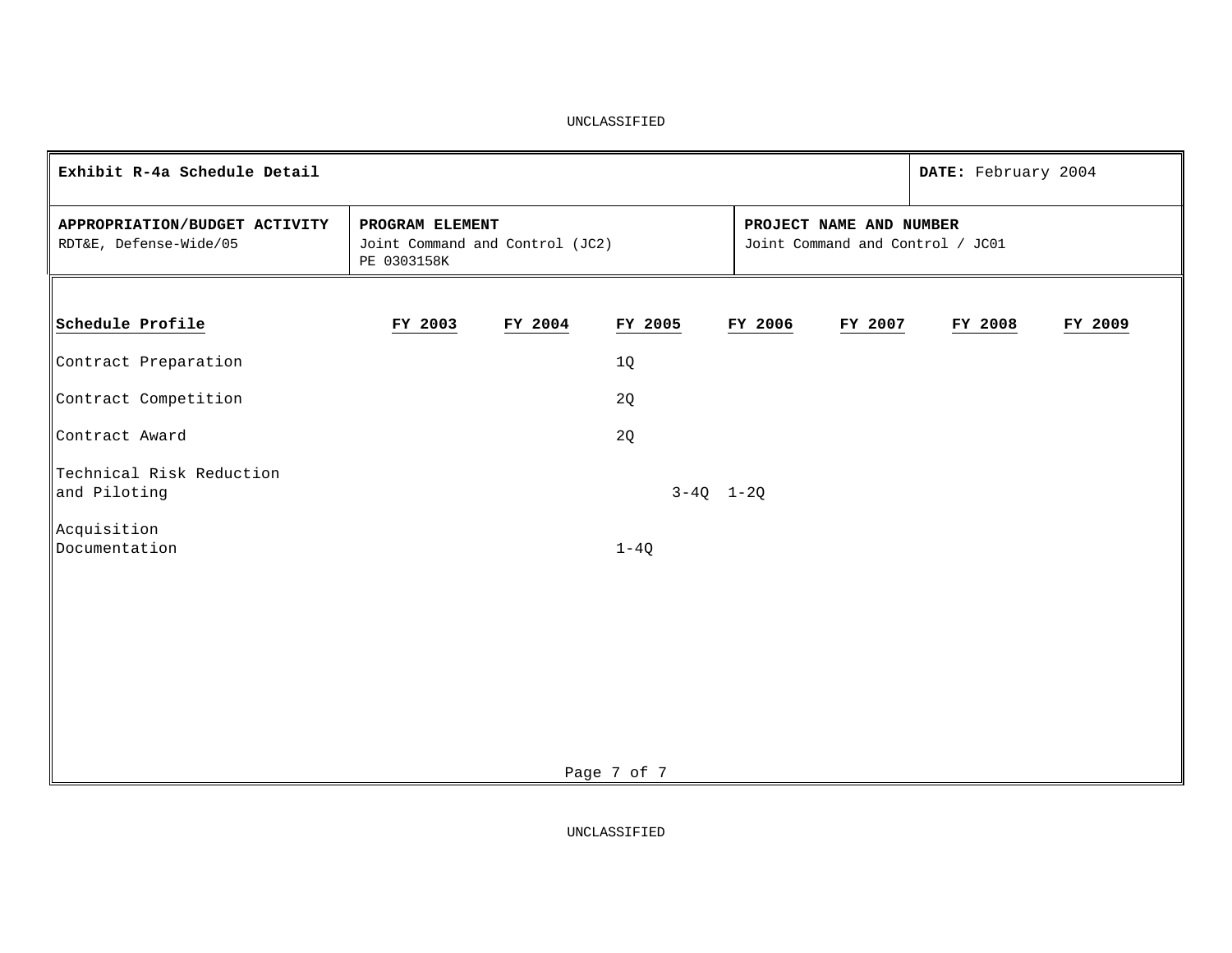**Exhibit R-4a Schedule Detail** | **DATE:** February 2004

| **APPROPRIATION/BUDGET ACTIVITY** | **PROGRAM ELEMENT** | **PROJECT NAME AND NUMBER** |
|---|---|---|
| RDT&E, Defense-Wide/05 | Joint Command and Control (JC2)<br>PE 0303158K | Joint Command and Control / JC01 |

| Schedule Profile | FY 2003 | FY 2004 | FY 2005 | FY 2006 | FY 2007 | FY 2008 | FY 2009 |
|---|---|---|---|---|---|---|---|
| Contract Preparation | | | 1Q | | | | |
| Contract Competition | | | 2Q | | | | |
| Contract Award | | | 2Q | | | | |
| Technical Risk Reduction and Piloting | | | 3-4Q | 1-2Q | | | |
| Acquisition Documentation | | | 1-4Q | | | | |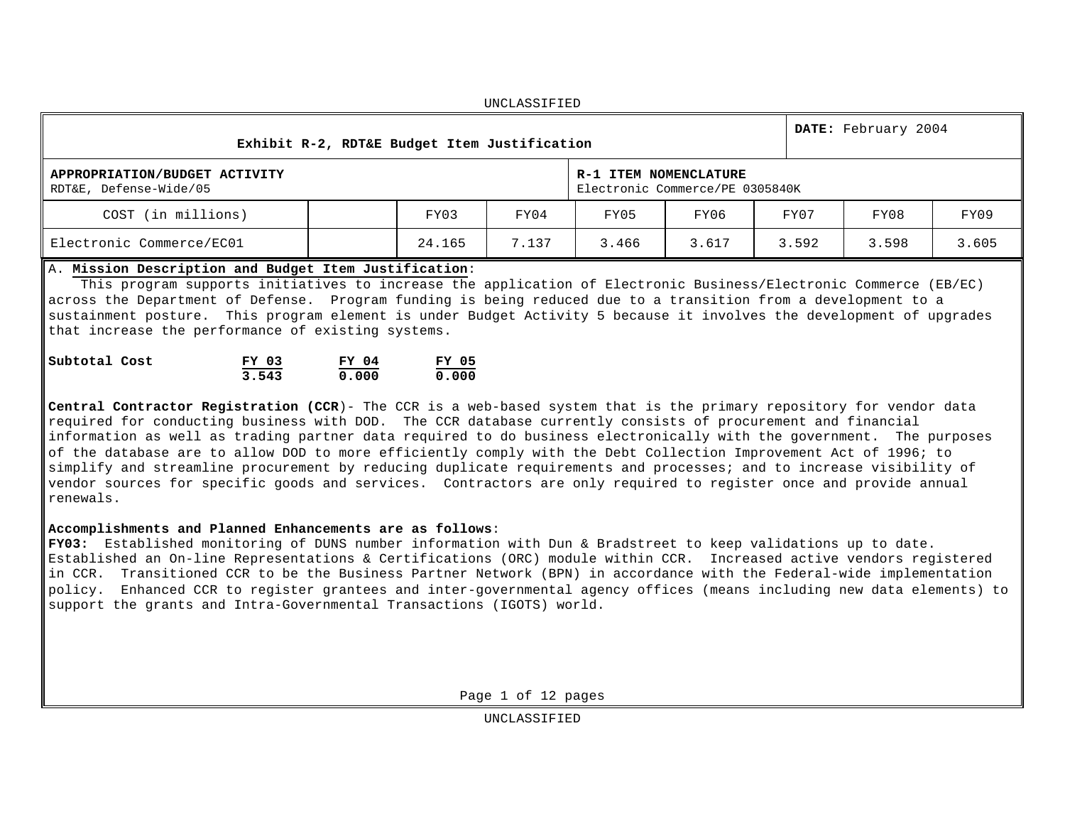UNCLASSIFIED

| Exhibit R-2, RDT&E Budget Item Justification | | | | | | | | **DATE:** February 2004 |
|---|---|---|---|---|---|---|---|---|
| **APPROPRIATION/BUDGET ACTIVITY** RDT&E, Defense-Wide/05 | | | | **R-1 ITEM NOMENCLATURE** Electronic Commerce/PE 0305840K | | | | |
| COST (in millions) | | FY03 | FY04 | FY05 | FY06 | FY07 | FY08 | FY09 |
| Electronic Commerce/EC01 | | 24.165 | 7.137 | 3.466 | 3.617 | 3.592 | 3.598 | 3.605 |

A. **Mission Description and Budget Item Justification**:

This program supports initiatives to increase the application of Electronic Business/Electronic Commerce (EB/EC) across the Department of Defense. Program funding is being reduced due to a transition from a development to a sustainment posture. This program element is under Budget Activity 5 because it involves the development of upgrades that increase the performance of existing systems.

| **Subtotal Cost** | FY 03 | FY 04 | FY 05 |
|---|---|---|---|
| | 3.543 | 0.000 | 0.000 |

**Central Contractor Registration (CCR)**- The CCR is a web-based system that is the primary repository for vendor data required for conducting business with DOD. The CCR database currently consists of procurement and financial information as well as trading partner data required to do business electronically with the government. The purposes of the database are to allow DOD to more efficiently comply with the Debt Collection Improvement Act of 1996; to simplify and streamline procurement by reducing duplicate requirements and processes; and to increase visibility of vendor sources for specific goods and services. Contractors are only required to register once and provide annual renewals.

**Accomplishments and Planned Enhancements are as follows**:

**FY03:** Established monitoring of DUNS number information with Dun & Bradstreet to keep validations up to date. Established an On-line Representations & Certifications (ORC) module within CCR. Increased active vendors registered in CCR. Transitioned CCR to be the Business Partner Network (BPN) in accordance with the Federal-wide implementation policy. Enhanced CCR to register grantees and inter-governmental agency offices (means including new data elements) to support the grants and Intra-Governmental Transactions (IGOTS) world.

UNCLASSIFIED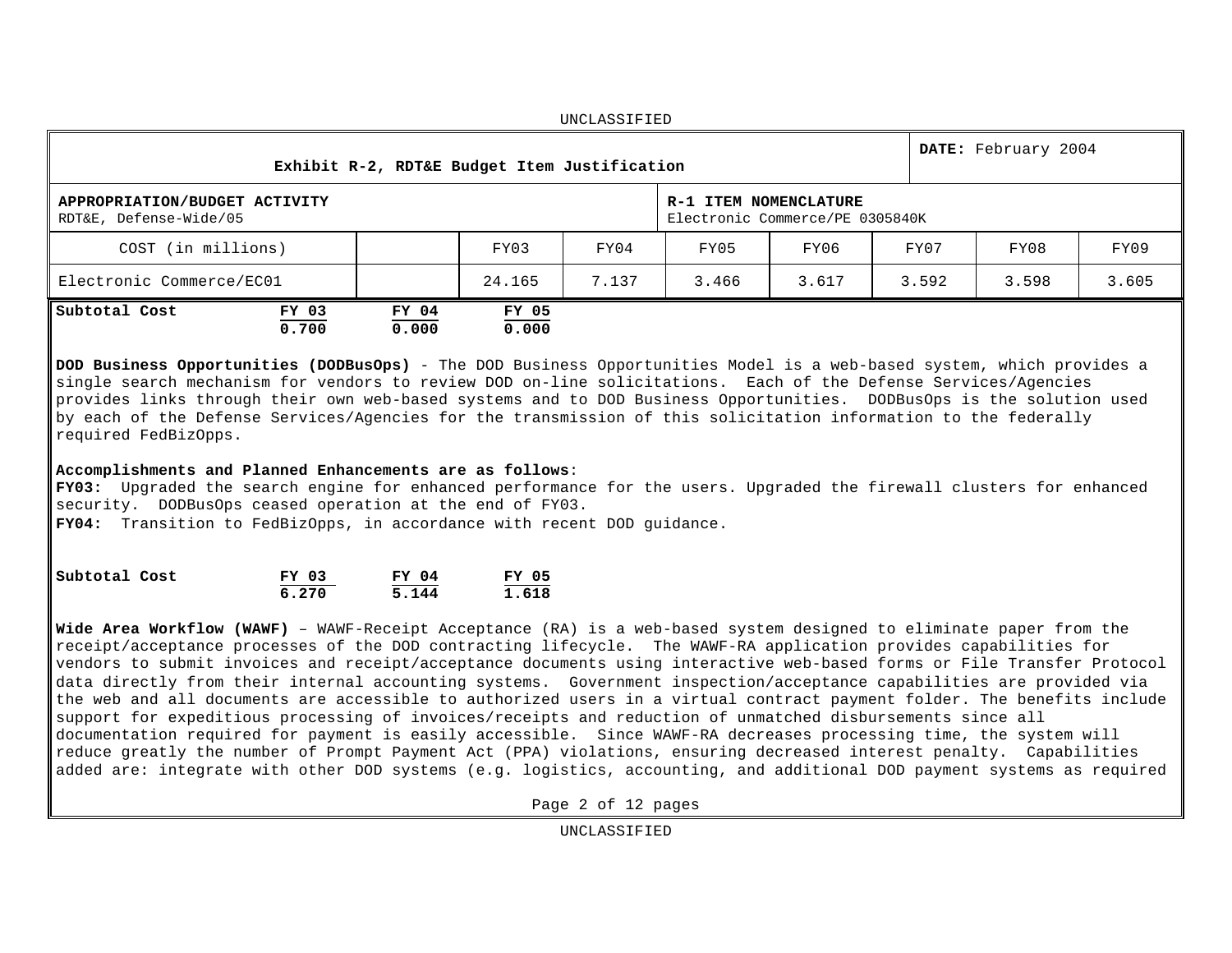UNCLASSIFIED

| Exhibit R-2, RDT&E Budget Item Justification | | | | | | | | **DATE:** February 2004 |
|---|---|---|---|---|---|---|---|---|
| **APPROPRIATION/BUDGET ACTIVITY** RDT&E, Defense-Wide/05 | | | | **R-1 ITEM NOMENCLATURE** Electronic Commerce/PE 0305840K | | | | |
| COST (in millions) | | FY03 | FY04 | FY05 | FY06 | FY07 | FY08 | FY09 |
| Electronic Commerce/EC01 | | 24.165 | 7.137 | 3.466 | 3.617 | 3.592 | 3.598 | 3.605 |

| **Subtotal Cost** | **FY 03** | **FY 04** | **FY 05** |
|---|---|---|---|
| | **0.700** | **0.000** | **0.000** |

**DOD Business Opportunities (DODBusOps)** - The DOD Business Opportunities Model is a web-based system, which provides a single search mechanism for vendors to review DOD on-line solicitations. Each of the Defense Services/Agencies provides links through their own web-based systems and to DOD Business Opportunities. DODBusOps is the solution used by each of the Defense Services/Agencies for the transmission of this solicitation information to the federally required FedBizOpps.

**Accomplishments and Planned Enhancements are as follows**:
**FY03:** Upgraded the search engine for enhanced performance for the users. Upgraded the firewall clusters for enhanced security. DODBusOps ceased operation at the end of FY03.
**FY04:** Transition to FedBizOpps, in accordance with recent DOD guidance.

| **Subtotal Cost** | **FY 03** | **FY 04** | **FY 05** |
|---|---|---|---|
| | **6.270** | **5.144** | **1.618** |

**Wide Area Workflow (WAWF)** – WAWF-Receipt Acceptance (RA) is a web-based system designed to eliminate paper from the receipt/acceptance processes of the DOD contracting lifecycle. The WAWF-RA application provides capabilities for vendors to submit invoices and receipt/acceptance documents using interactive web-based forms or File Transfer Protocol data directly from their internal accounting systems. Government inspection/acceptance capabilities are provided via the web and all documents are accessible to authorized users in a virtual contract payment folder. The benefits include support for expeditious processing of invoices/receipts and reduction of unmatched disbursements since all documentation required for payment is easily accessible. Since WAWF-RA decreases processing time, the system will reduce greatly the number of Prompt Payment Act (PPA) violations, ensuring decreased interest penalty. Capabilities added are: integrate with other DOD systems (e.g. logistics, accounting, and additional DOD payment systems as required

UNCLASSIFIED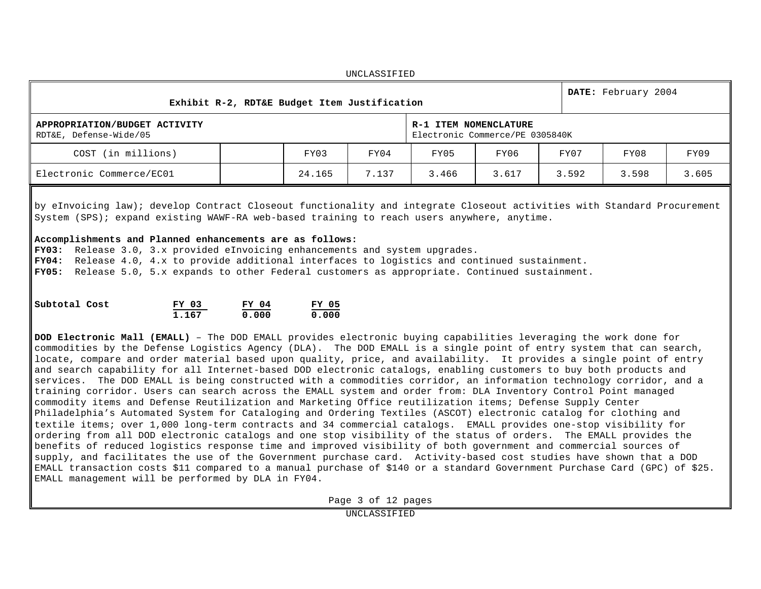UNCLASSIFIED

| Exhibit R-2, RDT&E Budget Item Justification | | | | | | | | DATE: February 2004 |
|---|---|---|---|---|---|---|---|---|
| **APPROPRIATION/BUDGET ACTIVITY** RDT&E, Defense-Wide/05 | | | | **R-1 ITEM NOMENCLATURE** Electronic Commerce/PE 0305840K | | | | |
| COST (in millions) | | FY03 | FY04 | FY05 | FY06 | FY07 | FY08 | FY09 |
| Electronic Commerce/EC01 | | 24.165 | 7.137 | 3.466 | 3.617 | 3.592 | 3.598 | 3.605 |

by eInvoicing law); develop Contract Closeout functionality and integrate Closeout activities with Standard Procurement System (SPS); expand existing WAWF-RA web-based training to reach users anywhere, anytime.

**Accomplishments and Planned enhancements are as follows:**
**FY03:** Release 3.0, 3.x provided eInvoicing enhancements and system upgrades.
**FY04:** Release 4.0, 4.x to provide additional interfaces to logistics and continued sustainment.
**FY05:** Release 5.0, 5.x expands to other Federal customers as appropriate. Continued sustainment.

| Subtotal Cost | FY 03 | FY 04 | FY 05 |
|---|---|---|---|
| | 1.167 | 0.000 | 0.000 |

**DOD Electronic Mall (EMALL)** – The DOD EMALL provides electronic buying capabilities leveraging the work done for commodities by the Defense Logistics Agency (DLA). The DOD EMALL is a single point of entry system that can search, locate, compare and order material based upon quality, price, and availability. It provides a single point of entry and search capability for all Internet-based DOD electronic catalogs, enabling customers to buy both products and services. The DOD EMALL is being constructed with a commodities corridor, an information technology corridor, and a training corridor. Users can search across the EMALL system and order from: DLA Inventory Control Point managed commodity items and Defense Reutilization and Marketing Office reutilization items; Defense Supply Center Philadelphia's Automated System for Cataloging and Ordering Textiles (ASCOT) electronic catalog for clothing and textile items; over 1,000 long-term contracts and 34 commercial catalogs. EMALL provides one-stop visibility for ordering from all DOD electronic catalogs and one stop visibility of the status of orders. The EMALL provides the benefits of reduced logistics response time and improved visibility of both government and commercial sources of supply, and facilitates the use of the Government purchase card. Activity-based cost studies have shown that a DOD EMALL transaction costs $11 compared to a manual purchase of $140 or a standard Government Purchase Card (GPC) of $25. EMALL management will be performed by DLA in FY04.

UNCLASSIFIED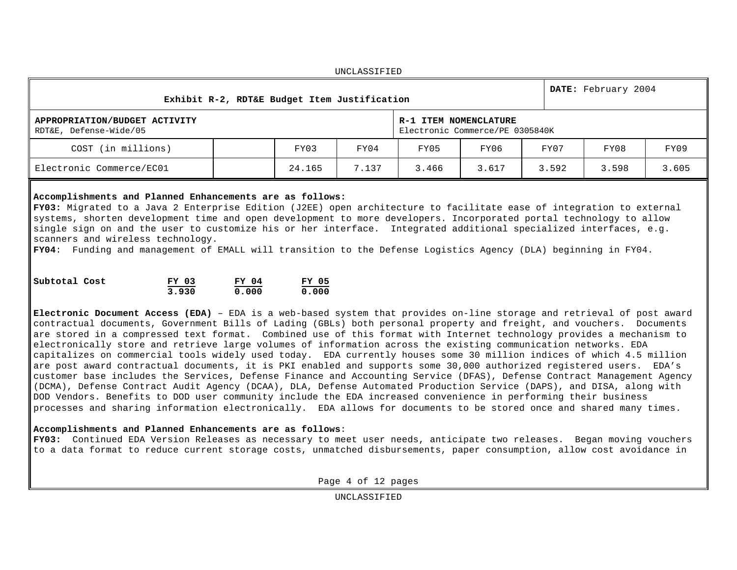UNCLASSIFIED

| Exhibit R-2, RDT&E Budget Item Justification | | | | | | | | DATE: February 2004 |
|---|---|---|---|---|---|---|---|---|
| **APPROPRIATION/BUDGET ACTIVITY** RDT&E, Defense-Wide/05 | | | | **R-1 ITEM NOMENCLATURE** Electronic Commerce/PE 0305840K | | | | |
| COST (in millions) | | FY03 | FY04 | FY05 | FY06 | FY07 | FY08 | FY09 |
| Electronic Commerce/EC01 | | 24.165 | 7.137 | 3.466 | 3.617 | 3.592 | 3.598 | 3.605 |

**Accomplishments and Planned Enhancements are as follows:**

**FY03:** Migrated to a Java 2 Enterprise Edition (J2EE) open architecture to facilitate ease of integration to external systems, shorten development time and open development to more developers. Incorporated portal technology to allow single sign on and the user to customize his or her interface. Integrated additional specialized interfaces, e.g. scanners and wireless technology.

**FY04**: Funding and management of EMALL will transition to the Defense Logistics Agency (DLA) beginning in FY04.

| Subtotal Cost | FY 03 | FY 04 | FY 05 |
|---|---|---|---|
| | 3.930 | 0.000 | 0.000 |

**Electronic Document Access (EDA)** – EDA is a web-based system that provides on-line storage and retrieval of post award contractual documents, Government Bills of Lading (GBLs) both personal property and freight, and vouchers. Documents are stored in a compressed text format. Combined use of this format with Internet technology provides a mechanism to electronically store and retrieve large volumes of information across the existing communication networks. EDA capitalizes on commercial tools widely used today. EDA currently houses some 30 million indices of which 4.5 million are post award contractual documents, it is PKI enabled and supports some 30,000 authorized registered users. EDA's customer base includes the Services, Defense Finance and Accounting Service (DFAS), Defense Contract Management Agency (DCMA), Defense Contract Audit Agency (DCAA), DLA, Defense Automated Production Service (DAPS), and DISA, along with DOD Vendors. Benefits to DOD user community include the EDA increased convenience in performing their business processes and sharing information electronically. EDA allows for documents to be stored once and shared many times.

**Accomplishments and Planned Enhancements are as follows**:

**FY03:** Continued EDA Version Releases as necessary to meet user needs, anticipate two releases. Began moving vouchers to a data format to reduce current storage costs, unmatched disbursements, paper consumption, allow cost avoidance in

UNCLASSIFIED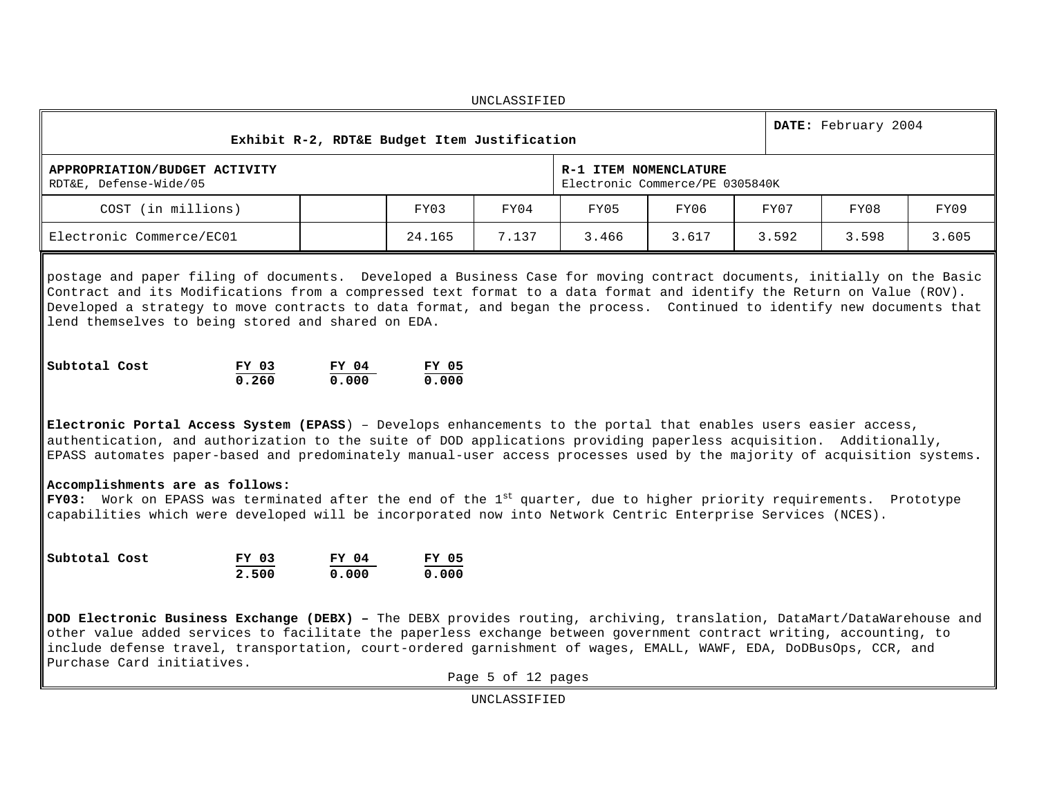UNCLASSIFIED

| Exhibit R-2, RDT&E Budget Item Justification | | | | | | | | DATE: February 2004 |
|---|---|---|---|---|---|---|---|---|
| **APPROPRIATION/BUDGET ACTIVITY** RDT&E, Defense-Wide/05 | | | | **R-1 ITEM NOMENCLATURE** Electronic Commerce/PE 0305840K | | | | |
| COST (in millions) | | FY03 | FY04 | FY05 | FY06 | FY07 | FY08 | FY09 |
| Electronic Commerce/EC01 | | 24.165 | 7.137 | 3.466 | 3.617 | 3.592 | 3.598 | 3.605 |

postage and paper filing of documents. Developed a Business Case for moving contract documents, initially on the Basic Contract and its Modifications from a compressed text format to a data format and identify the Return on Value (ROV). Developed a strategy to move contracts to data format, and began the process. Continued to identify new documents that lend themselves to being stored and shared on EDA.

| **Subtotal Cost** | **FY 03** | **FY 04** | **FY 05** |
|---|---|---|---|
| | **0.260** | **0.000** | **0.000** |

**Electronic Portal Access System (EPASS**) – Develops enhancements to the portal that enables users easier access, authentication, and authorization to the suite of DOD applications providing paperless acquisition. Additionally, EPASS automates paper-based and predominately manual-user access processes used by the majority of acquisition systems.

**Accomplishments are as follows:**
**FY03:** Work on EPASS was terminated after the end of the 1st quarter, due to higher priority requirements. Prototype capabilities which were developed will be incorporated now into Network Centric Enterprise Services (NCES).

| **Subtotal Cost** | **FY 03** | **FY 04** | **FY 05** |
|---|---|---|---|
| | **2.500** | **0.000** | **0.000** |

**DOD Electronic Business Exchange (DEBX) –** The DEBX provides routing, archiving, translation, DataMart/DataWarehouse and other value added services to facilitate the paperless exchange between government contract writing, accounting, to include defense travel, transportation, court-ordered garnishment of wages, EMALL, WAWF, EDA, DoDBusOps, CCR, and Purchase Card initiatives.

UNCLASSIFIED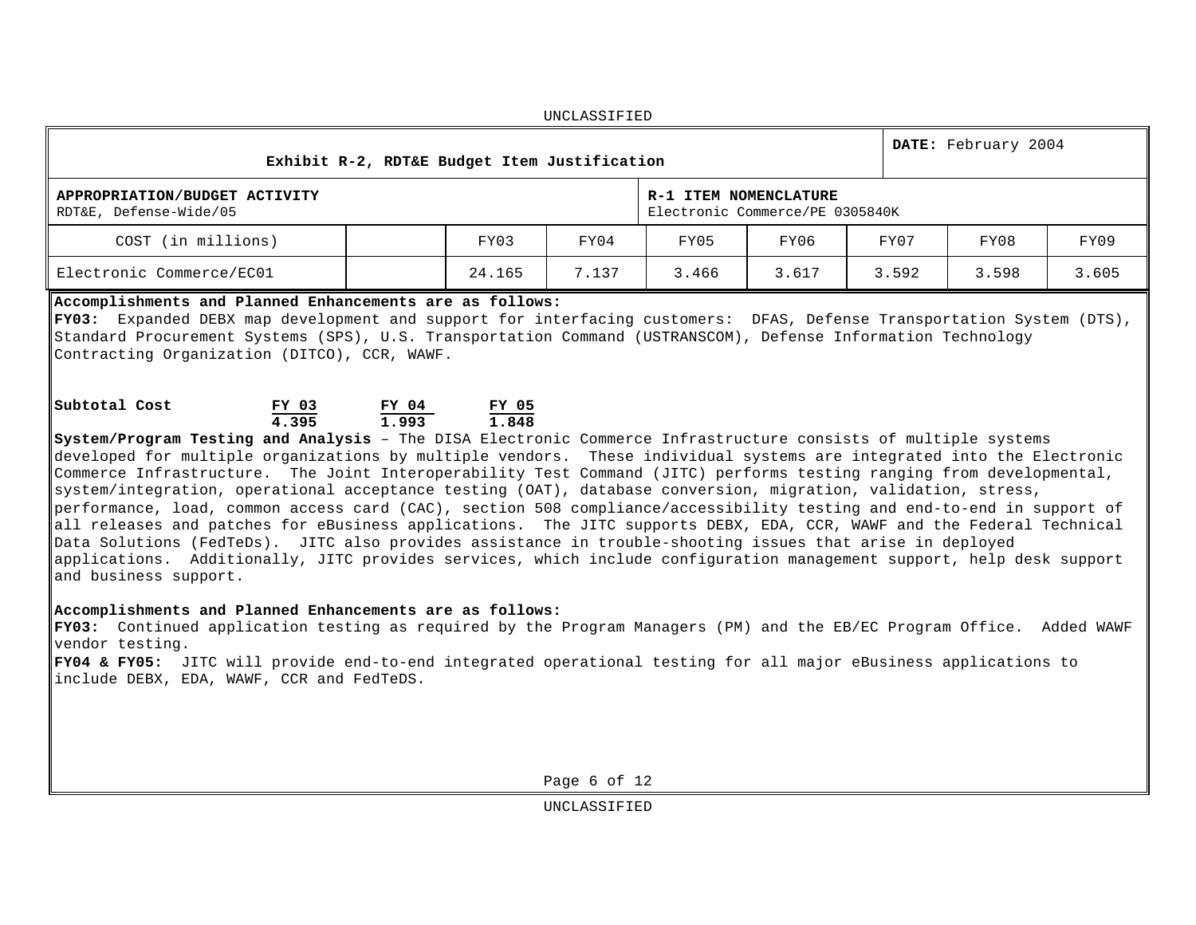UNCLASSIFIED

| Exhibit R-2, RDT&E Budget Item Justification | | | | | | | **DATE:** February 2004 | |
|---|---|---|---|---|---|---|---|---|
| **APPROPRIATION/BUDGET ACTIVITY** RDT&E, Defense-Wide/05 | | | | **R-1 ITEM NOMENCLATURE** Electronic Commerce/PE 0305840K | | | | |
| COST (in millions) | | FY03 | FY04 | FY05 | FY06 | FY07 | FY08 | FY09 |
| Electronic Commerce/EC01 | | 24.165 | 7.137 | 3.466 | 3.617 | 3.592 | 3.598 | 3.605 |

**Accomplishments and Planned Enhancements are as follows:**
**FY03:** Expanded DEBX map development and support for interfacing customers: DFAS, Defense Transportation System (DTS), Standard Procurement Systems (SPS), U.S. Transportation Command (USTRANSCOM), Defense Information Technology Contracting Organization (DITCO), CCR, WAWF.

| Subtotal Cost | FY 03 | FY 04 | FY 05 |
|---|---|---|---|
| | 4.395 | 1.993 | 1.848 |

**System/Program Testing and Analysis** – The DISA Electronic Commerce Infrastructure consists of multiple systems developed for multiple organizations by multiple vendors. These individual systems are integrated into the Electronic Commerce Infrastructure. The Joint Interoperability Test Command (JITC) performs testing ranging from developmental, system/integration, operational acceptance testing (OAT), database conversion, migration, validation, stress, performance, load, common access card (CAC), section 508 compliance/accessibility testing and end-to-end in support of all releases and patches for eBusiness applications. The JITC supports DEBX, EDA, CCR, WAWF and the Federal Technical Data Solutions (FedTeDs). JITC also provides assistance in trouble-shooting issues that arise in deployed applications. Additionally, JITC provides services, which include configuration management support, help desk support and business support.

**Accomplishments and Planned Enhancements are as follows:**
**FY03:** Continued application testing as required by the Program Managers (PM) and the EB/EC Program Office. Added WAWF vendor testing.
**FY04 & FY05:** JITC will provide end-to-end integrated operational testing for all major eBusiness applications to include DEBX, EDA, WAWF, CCR and FedTeDS.

UNCLASSIFIED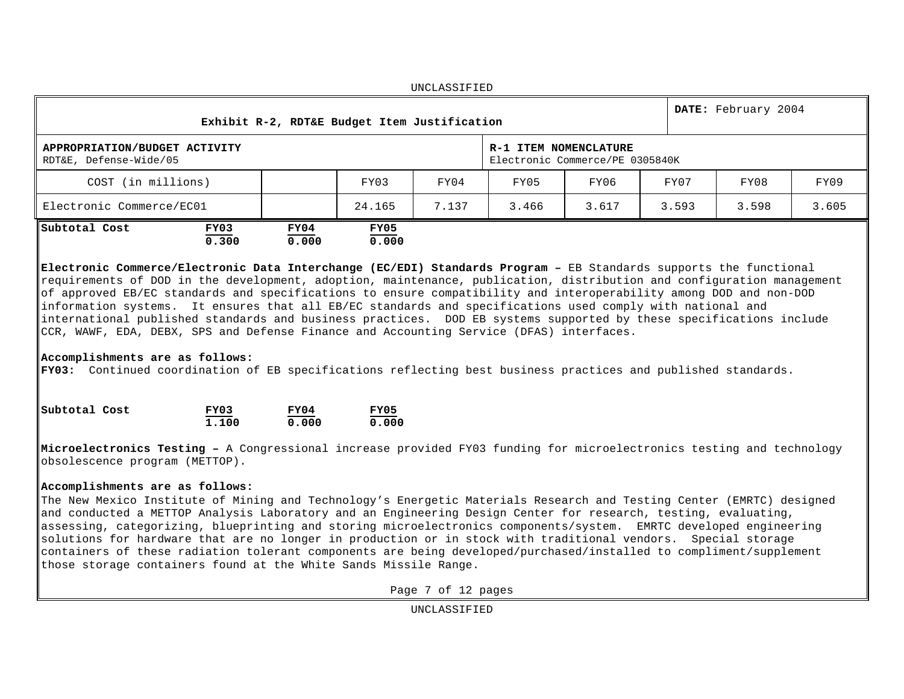Exhibit R-2, RDT&E Budget Item Justification

**DATE:** February 2004

| APPROPRIATION/BUDGET ACTIVITY | | | | R-1 ITEM NOMENCLATURE | | | | |
|---|---|---|---|---|---|---|---|---|
| RDT&E, Defense-Wide/05 | | | | Electronic Commerce/PE 0305840K | | | | |
| COST (in millions) | | FY03 | FY04 | FY05 | FY06 | FY07 | FY08 | FY09 |
| Electronic Commerce/EC01 | | 24.165 | 7.137 | 3.466 | 3.617 | 3.593 | 3.598 | 3.605 |

| Subtotal Cost | FY03 | FY04 | FY05 |
|---|---|---|---|
| | 0.300 | 0.000 | 0.000 |

**Electronic Commerce/Electronic Data Interchange (EC/EDI) Standards Program –** EB Standards supports the functional requirements of DOD in the development, adoption, maintenance, publication, distribution and configuration management of approved EB/EC standards and specifications to ensure compatibility and interoperability among DOD and non-DOD information systems. It ensures that all EB/EC standards and specifications used comply with national and international published standards and business practices. DOD EB systems supported by these specifications include CCR, WAWF, EDA, DEBX, SPS and Defense Finance and Accounting Service (DFAS) interfaces.

**Accomplishments are as follows:**

**FY03:** Continued coordination of EB specifications reflecting best business practices and published standards.

| Subtotal Cost | FY03 | FY04 | FY05 |
|---|---|---|---|
| | 1.100 | 0.000 | 0.000 |

**Microelectronics Testing –** A Congressional increase provided FY03 funding for microelectronics testing and technology obsolescence program (METTOP).

**Accomplishments are as follows:**

The New Mexico Institute of Mining and Technology's Energetic Materials Research and Testing Center (EMRTC) designed and conducted a METTOP Analysis Laboratory and an Engineering Design Center for research, testing, evaluating, assessing, categorizing, blueprinting and storing microelectronics components/system. EMRTC developed engineering solutions for hardware that are no longer in production or in stock with traditional vendors. Special storage containers of these radiation tolerant components are being developed/purchased/installed to compliment/supplement those storage containers found at the White Sands Missile Range.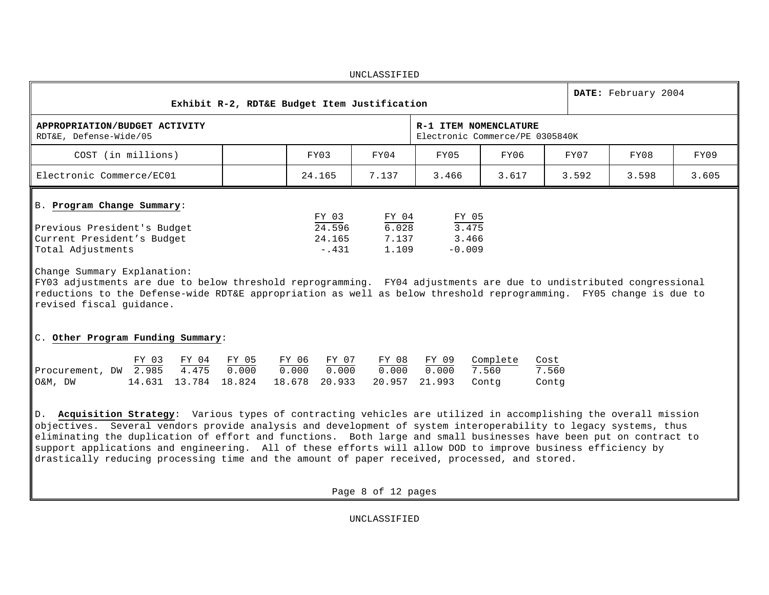UNCLASSIFIED

| Exhibit R-2, RDT&E Budget Item Justification | | | | | | | | **DATE:** February 2004 |
|---|---|---|---|---|---|---|---|---|
| **APPROPRIATION/BUDGET ACTIVITY** RDT&E, Defense-Wide/05 | | | | **R-1 ITEM NOMENCLATURE** Electronic Commerce/PE 0305840K | | | | |
| COST (in millions) | | FY03 | FY04 | FY05 | FY06 | FY07 | FY08 | FY09 |
| Electronic Commerce/EC01 | | 24.165 | 7.137 | 3.466 | 3.617 | 3.592 | 3.598 | 3.605 |

B. **Program Change Summary**:

| | FY 03 | FY 04 | FY 05 |
|---|---|---|---|
| Previous President's Budget | 24.596 | 6.028 | 3.475 |
| Current President's Budget | 24.165 | 7.137 | 3.466 |
| Total Adjustments | -.431 | 1.109 | -0.009 |

Change Summary Explanation:
FY03 adjustments are due to below threshold reprogramming. FY04 adjustments are due to undistributed congressional reductions to the Defense-wide RDT&E appropriation as well as below threshold reprogramming. FY05 change is due to revised fiscal guidance.

C. **Other Program Funding Summary**:

| | FY 03 | FY 04 | FY 05 | FY 06 | FY 07 | FY 08 | FY 09 | Complete | Cost |
|---|---|---|---|---|---|---|---|---|---|
| Procurement, DW | 2.985 | 4.475 | 0.000 | 0.000 | 0.000 | 0.000 | 0.000 | 7.560 | 7.560 |
| O&M, DW | 14.631 | 13.784 | 18.824 | 18.678 | 20.933 | 20.957 | 21.993 | Contg | Contg |

D. **Acquisition Strategy**: Various types of contracting vehicles are utilized in accomplishing the overall mission objectives. Several vendors provide analysis and development of system interoperability to legacy systems, thus eliminating the duplication of effort and functions. Both large and small businesses have been put on contract to support applications and engineering. All of these efforts will allow DOD to improve business efficiency by drastically reducing processing time and the amount of paper received, processed, and stored.

UNCLASSIFIED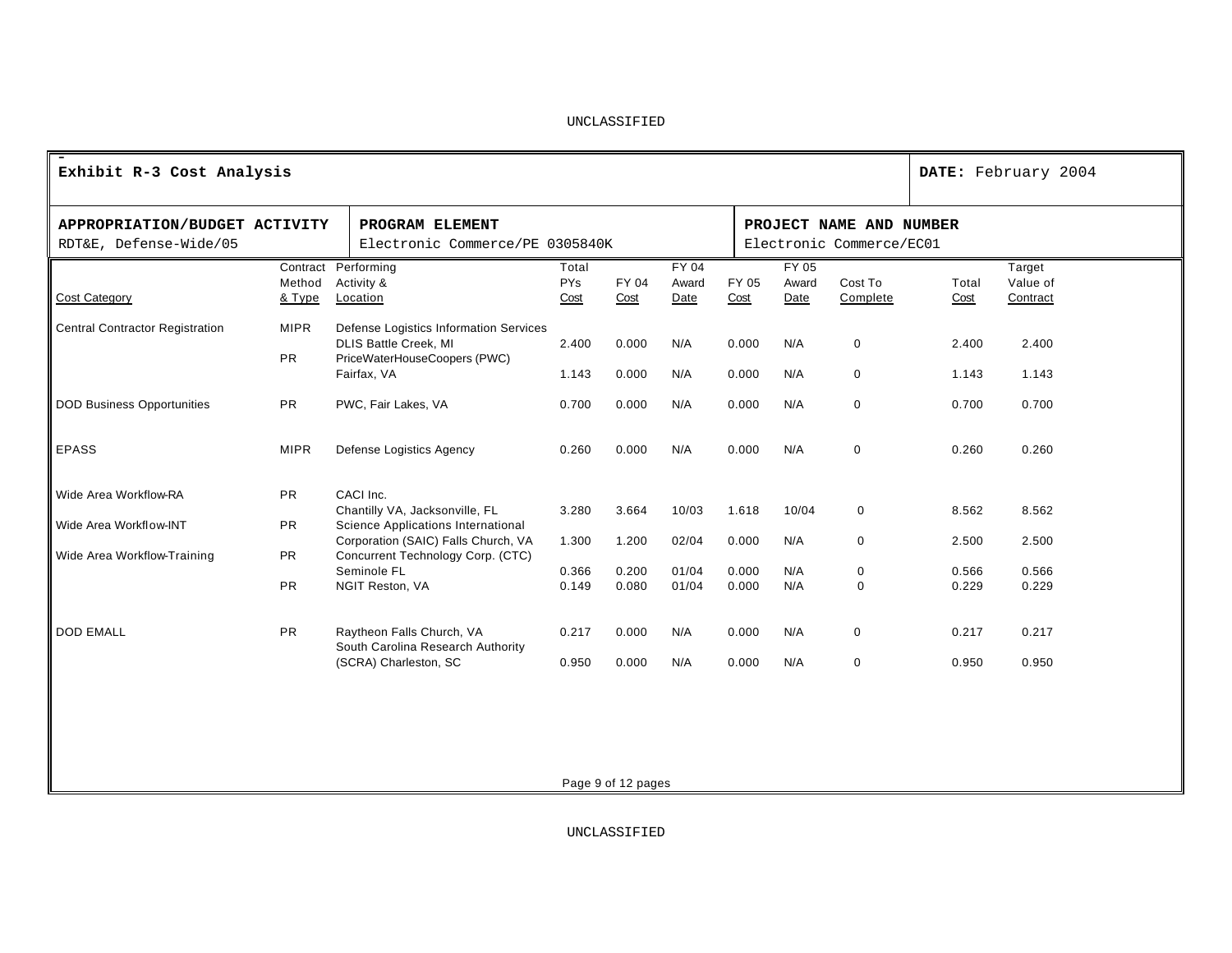**Exhibit R-3 Cost Analysis** | **DATE:** February 2004

| **APPROPRIATION/BUDGET ACTIVITY** | **PROGRAM ELEMENT** | **PROJECT NAME AND NUMBER** |
|---|---|---|
| RDT&E, Defense-Wide/05 | Electronic Commerce/PE 0305840K | Electronic Commerce/EC01 |

| Cost Category | Contract Method & Type | Performing Activity & Location | Total PYs Cost | FY 04 Cost | FY 04 Award Date | FY 05 Cost | FY 05 Award Date | Cost To Complete | Total Cost | Target Value of Contract |
|---|---|---|---|---|---|---|---|---|---|---|
| Central Contractor Registration | MIPR | Defense Logistics Information Services DLIS Battle Creek, MI | 2.400 | 0.000 | N/A | 0.000 | N/A | 0 | 2.400 | 2.400 |
| | PR | PriceWaterHouseCoopers (PWC) Fairfax, VA | 1.143 | 0.000 | N/A | 0.000 | N/A | 0 | 1.143 | 1.143 |
| DOD Business Opportunities | PR | PWC, Fair Lakes, VA | 0.700 | 0.000 | N/A | 0.000 | N/A | 0 | 0.700 | 0.700 |
| EPASS | MIPR | Defense Logistics Agency | 0.260 | 0.000 | N/A | 0.000 | N/A | 0 | 0.260 | 0.260 |
| Wide Area Workflow-RA | PR | CACI Inc. Chantilly VA, Jacksonville, FL | 3.280 | 3.664 | 10/03 | 1.618 | 10/04 | 0 | 8.562 | 8.562 |
| Wide Area Workflow-INT | PR | Science Applications International Corporation (SAIC) Falls Church, VA | 1.300 | 1.200 | 02/04 | 0.000 | N/A | 0 | 2.500 | 2.500 |
| Wide Area Workflow-Training | PR | Concurrent Technology Corp. (CTC) Seminole FL | 0.366 | 0.200 | 01/04 | 0.000 | N/A | 0 | 0.566 | 0.566 |
| | PR | NGIT Reston, VA | 0.149 | 0.080 | 01/04 | 0.000 | N/A | 0 | 0.229 | 0.229 |
| DOD EMALL | PR | Raytheon Falls Church, VA | 0.217 | 0.000 | N/A | 0.000 | N/A | 0 | 0.217 | 0.217 |
| | | South Carolina Research Authority (SCRA) Charleston, SC | 0.950 | 0.000 | N/A | 0.000 | N/A | 0 | 0.950 | 0.950 |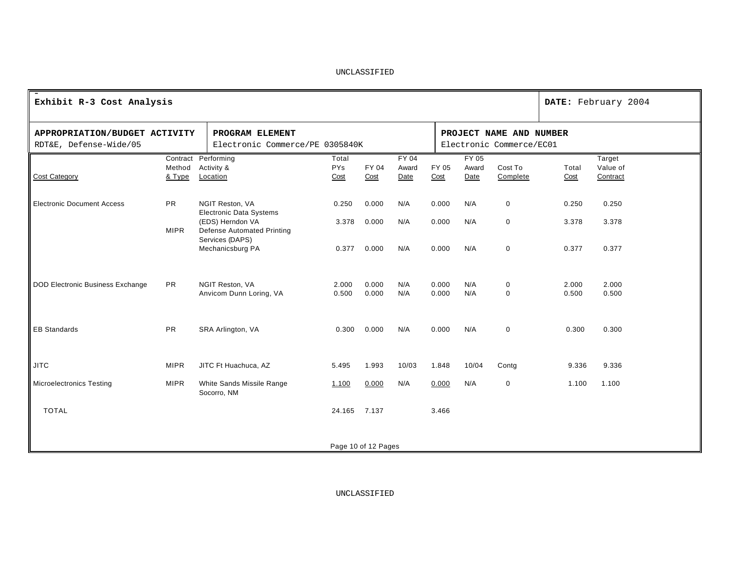UNCLASSIFIED

| **Exhibit R-3 Cost Analysis** | | **DATE:** February 2004 |
|---|---|---|
| **APPROPRIATION/BUDGET ACTIVITY** RDT&E, Defense-Wide/05 | **PROGRAM ELEMENT** Electronic Commerce/PE 0305840K | **PROJECT NAME AND NUMBER** Electronic Commerce/EC01 |

| Cost Category | Contract Method & Type | Performing Activity & Location | Total PYs Cost | FY 04 Cost | FY 04 Award Date | FY 05 Cost | FY 05 Award Date | Cost To Complete | Total Cost | Target Value of Contract |
|---|---|---|---|---|---|---|---|---|---|---|
| Electronic Document Access | PR | NGIT Reston, VA | 0.250 | 0.000 | N/A | 0.000 | N/A | 0 | 0.250 | 0.250 |
| | | Electronic Data Systems (EDS) Herndon VA | 3.378 | 0.000 | N/A | 0.000 | N/A | 0 | 3.378 | 3.378 |
| | MIPR | Defense Automated Printing Services (DAPS) Mechanicsburg PA | 0.377 | 0.000 | N/A | 0.000 | N/A | 0 | 0.377 | 0.377 |
| DOD Electronic Business Exchange | PR | NGIT Reston, VA | 2.000 | 0.000 | N/A | 0.000 | N/A | 0 | 2.000 | 2.000 |
| | | Anvicom Dunn Loring, VA | 0.500 | 0.000 | N/A | 0.000 | N/A | 0 | 0.500 | 0.500 |
| EB Standards | PR | SRA Arlington, VA | 0.300 | 0.000 | N/A | 0.000 | N/A | 0 | 0.300 | 0.300 |
| JITC | MIPR | JITC Ft Huachuca, AZ | 5.495 | 1.993 | 10/03 | 1.848 | 10/04 | Contg | 9.336 | 9.336 |
| Microelectronics Testing | MIPR | White Sands Missile Range Socorro, NM | 1.100 | 0.000 | N/A | 0.000 | N/A | 0 | 1.100 | 1.100 |
| TOTAL | | | 24.165 | 7.137 | | 3.466 | | | | |

UNCLASSIFIED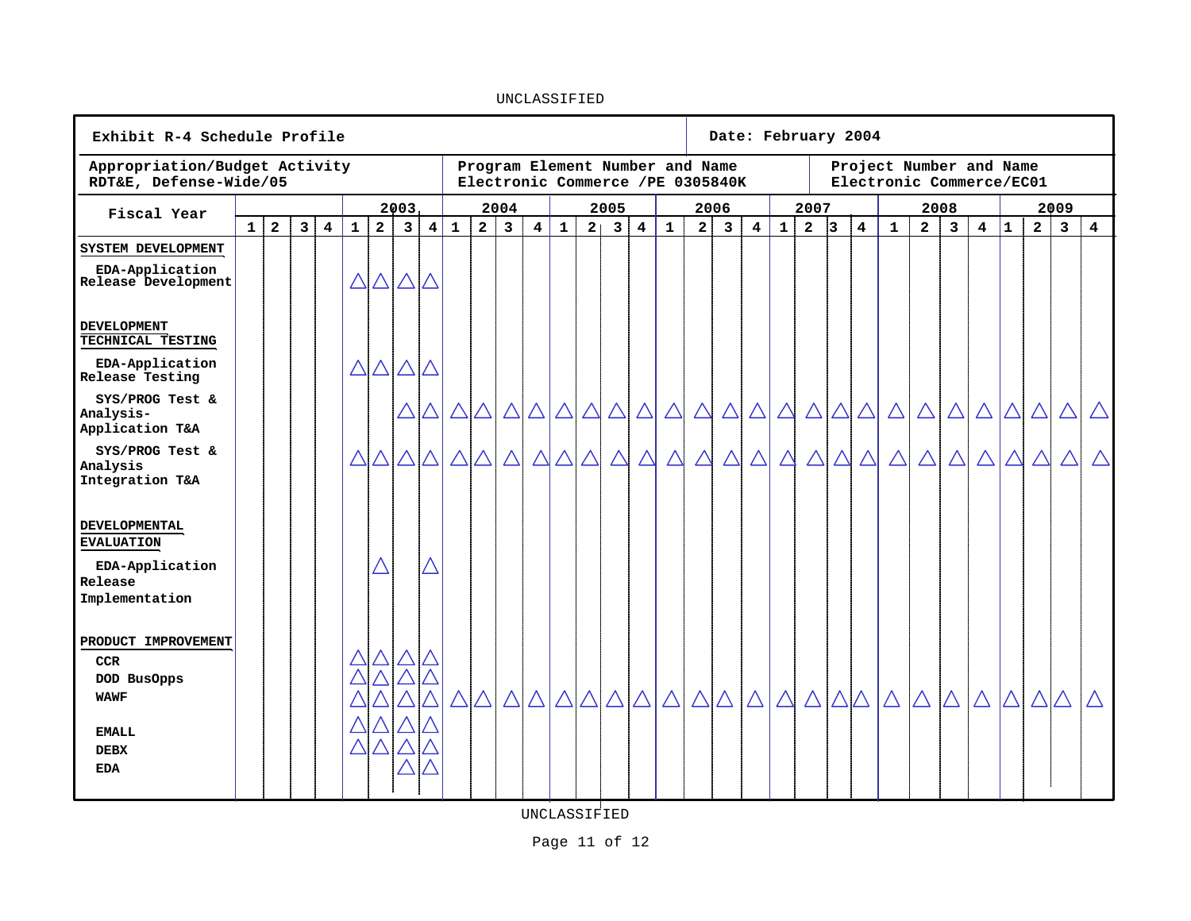UNCLASSIFIED

| Exhibit R-4 Schedule Profile | Date: February 2004 |
|---|---|

| Appropriation/Budget Activity | Program Element Number and Name | Project Number and Name |
|---|---|---|
| RDT&E, Defense-Wide/05 | Electronic Commerce /PE 0305840K | Electronic Commerce/EC01 |

| Fiscal Year | | | | | 2003 | | | | 2004 | | | | 2005 | | | | 2006 | | | | 2007 | | | | 2008 | | | | 2009 | | | |
|---|---|---|---|---|---|---|---|---|---|---|---|---|---|---|---|---|---|---|---|---|---|---|---|---|---|---|---|---|---|---|---|---|
| | 1 | 2 | 3 | 4 | 1 | 2 | 3 | 4 | 1 | 2 | 3 | 4 | 1 | 2 | 3 | 4 | 1 | 2 | 3 | 4 | 1 | 2 | 3 | 4 | 1 | 2 | 3 | 4 | 1 | 2 | 3 | 4 |
| **SYSTEM DEVELOPMENT** | | | | | | | | | | | | | | | | | | | | | | | | | | | | | | | | |
| EDA-Application Release Development | | | | | △ | △ | △ | △ | | | | | | | | | | | | | | | | | | | | | | | | |
| **DEVELOPMENT TECHNICAL TESTING** | | | | | | | | | | | | | | | | | | | | | | | | | | | | | | | | |
| EDA-Application Release Testing | | | | | △ | △ | △ | △ | | | | | | | | | | | | | | | | | | | | | | | | |
| SYS/PROG Test & Analysis-Application T&A | | | | | | | △ | △ | △ | △ | △ | △ | △ | △ | △ | △ | △ | △ | △ | △ | △ | △ | △ | △ | △ | △ | △ | △ | △ | △ | △ | △ |
| SYS/PROG Test & Analysis Integration T&A | | | | | △ | △ | △ | △ | △ | △ | △ | △ | △ | △ | △ | △ | △ | △ | △ | △ | △ | △ | △ | △ | △ | △ | △ | △ | △ | △ | △ | △ |
| **DEVELOPMENTAL EVALUATION** | | | | | | | | | | | | | | | | | | | | | | | | | | | | | | | | |
| EDA-Application Release Implementation | | | | | | △ | | △ | | | | | | | | | | | | | | | | | | | | | | | | |
| **PRODUCT IMPROVEMENT** | | | | | | | | | | | | | | | | | | | | | | | | | | | | | | | | |
| CCR | | | | | △ | △ | △ | △ | | | | | | | | | | | | | | | | | | | | | | | | |
| DOD BusOpps | | | | | △ | △ | △ | △ | | | | | | | | | | | | | | | | | | | | | | | | |
| WAWF | | | | | △ | △ | △ | △ | △ | △ | △ | △ | △ | △ | △ | △ | △ | △ | △ | △ | △ | △ | △ | △ | △ | △ | △ | △ | △ | △ | △ | △ |
| EMALL | | | | | △ | △ | △ | △ | | | | | | | | | | | | | | | | | | | | | | | | |
| DEBX | | | | | △ | △ | △ | △ | | | | | | | | | | | | | | | | | | | | | | | | |
| EDA | | | | | | | △ | △ | | | | | | | | | | | | | | | | | | | | | | | | |

UNCLASSIFIED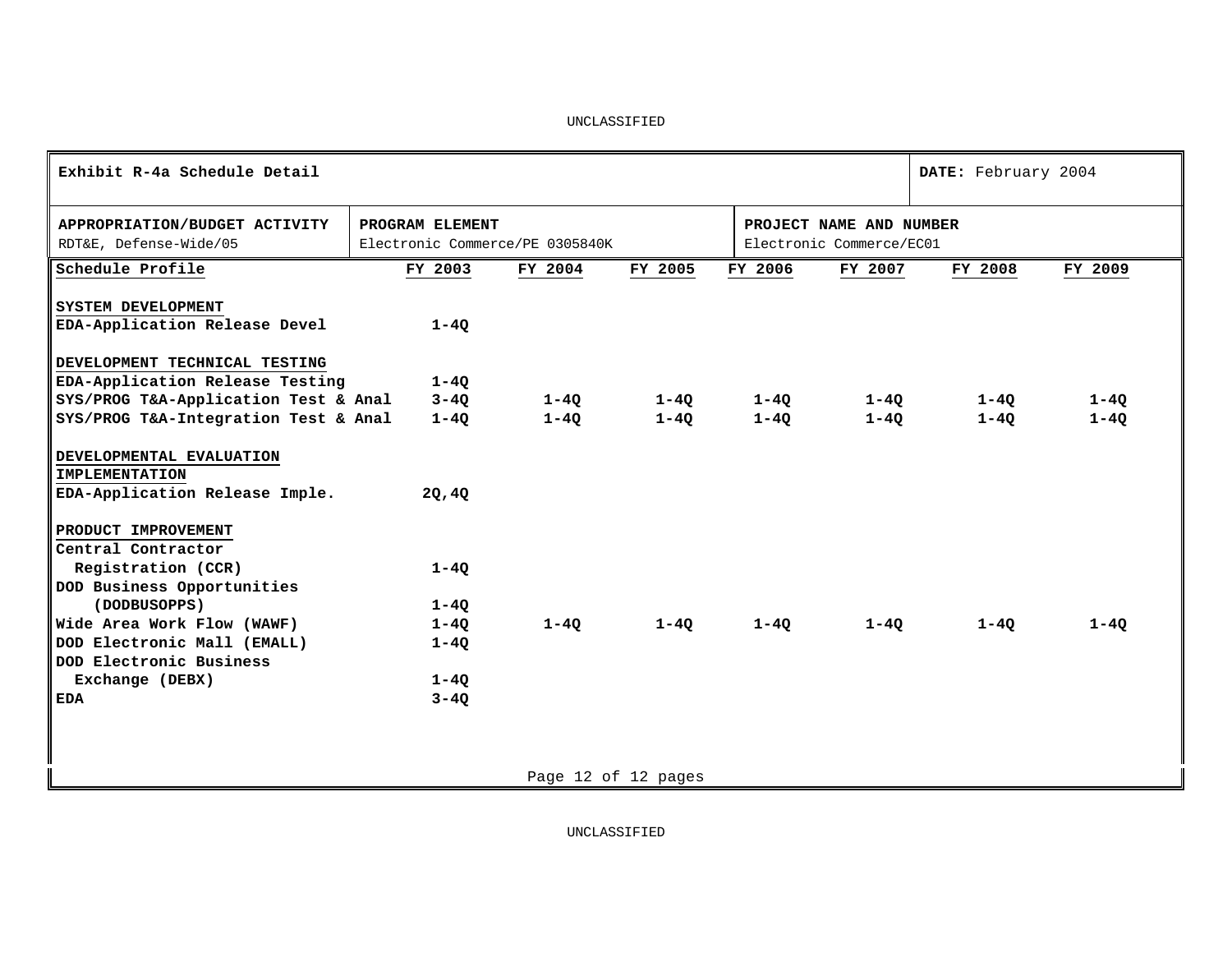UNCLASSIFIED

| Exhibit R-4a Schedule Detail | | DATE: February 2004 |
|---|---|---|
| **APPROPRIATION/BUDGET ACTIVITY**<br>RDT&E, Defense-Wide/05 | **PROGRAM ELEMENT**<br>Electronic Commerce/PE 0305840K | **PROJECT NAME AND NUMBER**<br>Electronic Commerce/EC01 |

| Schedule Profile | FY 2003 | FY 2004 | FY 2005 | FY 2006 | FY 2007 | FY 2008 | FY 2009 |
|---|---|---|---|---|---|---|---|
| **SYSTEM DEVELOPMENT** | | | | | | | |
| EDA-Application Release Devel | 1-4Q | | | | | | |
| **DEVELOPMENT TECHNICAL TESTING** | | | | | | | |
| EDA-Application Release Testing | 1-4Q | | | | | | |
| SYS/PROG T&A-Application Test & Anal | 3-4Q | 1-4Q | 1-4Q | 1-4Q | 1-4Q | 1-4Q | 1-4Q |
| SYS/PROG T&A-Integration Test & Anal | 1-4Q | 1-4Q | 1-4Q | 1-4Q | 1-4Q | 1-4Q | 1-4Q |
| **DEVELOPMENTAL EVALUATION IMPLEMENTATION** | | | | | | | |
| EDA-Application Release Imple. | 2Q,4Q | | | | | | |
| **PRODUCT IMPROVEMENT** | | | | | | | |
| Central Contractor Registration (CCR) | 1-4Q | | | | | | |
| DOD Business Opportunities (DODBUSOPPS) | 1-4Q | | | | | | |
| Wide Area Work Flow (WAWF) | 1-4Q | 1-4Q | 1-4Q | 1-4Q | 1-4Q | 1-4Q | 1-4Q |
| DOD Electronic Mall (EMALL) | 1-4Q | | | | | | |
| DOD Electronic Business Exchange (DEBX) | 1-4Q | | | | | | |
| EDA | 3-4Q | | | | | | |

UNCLASSIFIED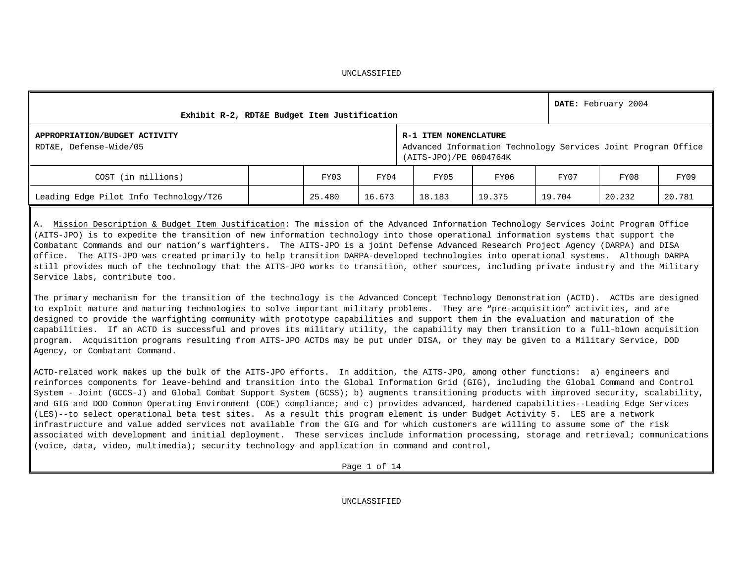UNCLASSIFIED

| Exhibit R-2, RDT&E Budget Item Justification | | | | | | | | DATE: February 2004 |
|---|---|---|---|---|---|---|---|---|
| **APPROPRIATION/BUDGET ACTIVITY** RDT&E, Defense-Wide/05 | | | | **R-1 ITEM NOMENCLATURE** Advanced Information Technology Services Joint Program Office (AITS-JPO)/PE 0604764K | | | | |
| COST (in millions) | | FY03 | FY04 | FY05 | FY06 | FY07 | FY08 | FY09 |
| Leading Edge Pilot Info Technology/T26 | | 25.480 | 16.673 | 18.183 | 19.375 | 19.704 | 20.232 | 20.781 |

A. Mission Description & Budget Item Justification: The mission of the Advanced Information Technology Services Joint Program Office (AITS-JPO) is to expedite the transition of new information technology into those operational information systems that support the Combatant Commands and our nation's warfighters. The AITS-JPO is a joint Defense Advanced Research Project Agency (DARPA) and DISA office. The AITS-JPO was created primarily to help transition DARPA-developed technologies into operational systems. Although DARPA still provides much of the technology that the AITS-JPO works to transition, other sources, including private industry and the Military Service labs, contribute too.

The primary mechanism for the transition of the technology is the Advanced Concept Technology Demonstration (ACTD). ACTDs are designed to exploit mature and maturing technologies to solve important military problems. They are "pre-acquisition" activities, and are designed to provide the warfighting community with prototype capabilities and support them in the evaluation and maturation of the capabilities. If an ACTD is successful and proves its military utility, the capability may then transition to a full-blown acquisition program. Acquisition programs resulting from AITS-JPO ACTDs may be put under DISA, or they may be given to a Military Service, DOD Agency, or Combatant Command.

ACTD-related work makes up the bulk of the AITS-JPO efforts. In addition, the AITS-JPO, among other functions: a) engineers and reinforces components for leave-behind and transition into the Global Information Grid (GIG), including the Global Command and Control System - Joint (GCCS-J) and Global Combat Support System (GCSS); b) augments transitioning products with improved security, scalability, and GIG and DOD Common Operating Environment (COE) compliance; and c) provides advanced, hardened capabilities--Leading Edge Services (LES)--to select operational beta test sites. As a result this program element is under Budget Activity 5. LES are a network infrastructure and value added services not available from the GIG and for which customers are willing to assume some of the risk associated with development and initial deployment. These services include information processing, storage and retrieval; communications (voice, data, video, multimedia); security technology and application in command and control,

UNCLASSIFIED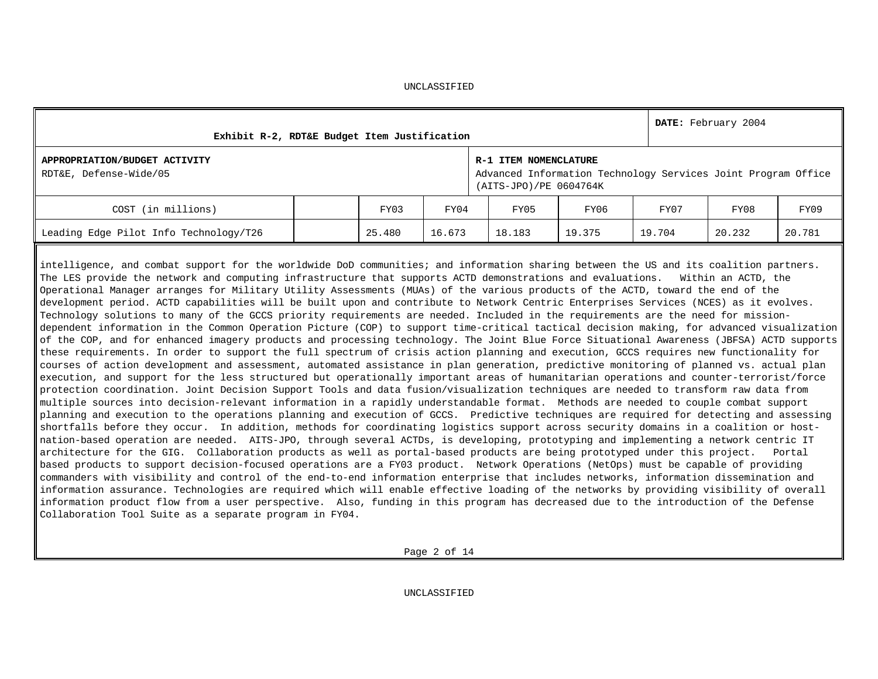| Exhibit R-2, RDT&E Budget Item Justification | | | | | | | | **DATE:** February 2004 |
|---|---|---|---|---|---|---|---|---|
| **APPROPRIATION/BUDGET ACTIVITY**<br>RDT&E, Defense-Wide/05 | | | | **R-1 ITEM NOMENCLATURE**<br>Advanced Information Technology Services Joint Program Office (AITS-JPO)/PE 0604764K | | | | |
| COST (in millions) | | FY03 | FY04 | FY05 | FY06 | FY07 | FY08 | FY09 |
| Leading Edge Pilot Info Technology/T26 | | 25.480 | 16.673 | 18.183 | 19.375 | 19.704 | 20.232 | 20.781 |

intelligence, and combat support for the worldwide DoD communities; and information sharing between the US and its coalition partners. The LES provide the network and computing infrastructure that supports ACTD demonstrations and evaluations. Within an ACTD, the Operational Manager arranges for Military Utility Assessments (MUAs) of the various products of the ACTD, toward the end of the development period. ACTD capabilities will be built upon and contribute to Network Centric Enterprises Services (NCES) as it evolves. Technology solutions to many of the GCCS priority requirements are needed. Included in the requirements are the need for mission-dependent information in the Common Operation Picture (COP) to support time-critical tactical decision making, for advanced visualization of the COP, and for enhanced imagery products and processing technology. The Joint Blue Force Situational Awareness (JBFSA) ACTD supports these requirements. In order to support the full spectrum of crisis action planning and execution, GCCS requires new functionality for courses of action development and assessment, automated assistance in plan generation, predictive monitoring of planned vs. actual plan execution, and support for the less structured but operationally important areas of humanitarian operations and counter-terrorist/force protection coordination. Joint Decision Support Tools and data fusion/visualization techniques are needed to transform raw data from multiple sources into decision-relevant information in a rapidly understandable format. Methods are needed to couple combat support planning and execution to the operations planning and execution of GCCS. Predictive techniques are required for detecting and assessing shortfalls before they occur. In addition, methods for coordinating logistics support across security domains in a coalition or host-nation-based operation are needed. AITS-JPO, through several ACTDs, is developing, prototyping and implementing a network centric IT architecture for the GIG. Collaboration products as well as portal-based products are being prototyped under this project. Portal based products to support decision-focused operations are a FY03 product. Network Operations (NetOps) must be capable of providing commanders with visibility and control of the end-to-end information enterprise that includes networks, information dissemination and information assurance. Technologies are required which will enable effective loading of the networks by providing visibility of overall information product flow from a user perspective. Also, funding in this program has decreased due to the introduction of the Defense Collaboration Tool Suite as a separate program in FY04.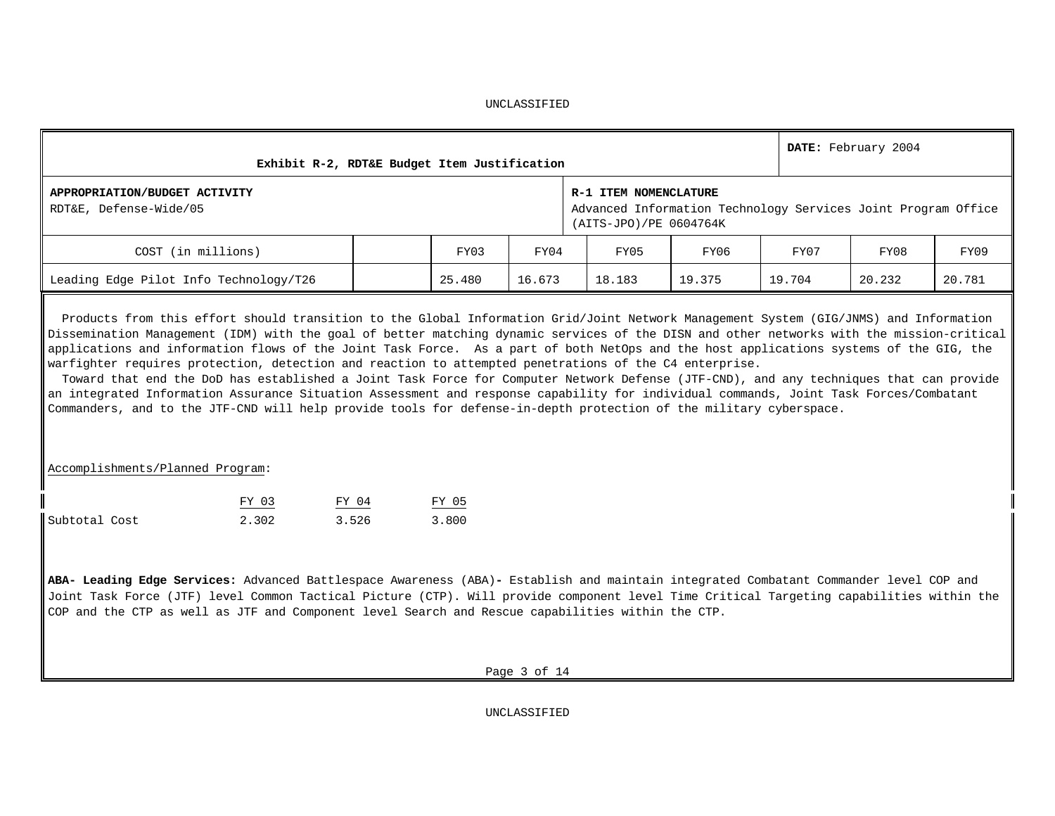**Exhibit R-2, RDT&E Budget Item Justification** | **DATE:** February 2004

| **APPROPRIATION/BUDGET ACTIVITY** | **R-1 ITEM NOMENCLATURE** |
|---|---|
| RDT&E, Defense-Wide/05 | Advanced Information Technology Services Joint Program Office (AITS-JPO)/PE 0604764K |

| COST (in millions) | | FY03 | FY04 | FY05 | FY06 | FY07 | FY08 | FY09 |
|---|---|---|---|---|---|---|---|---|
| Leading Edge Pilot Info Technology/T26 | | 25.480 | 16.673 | 18.183 | 19.375 | 19.704 | 20.232 | 20.781 |

Products from this effort should transition to the Global Information Grid/Joint Network Management System (GIG/JNMS) and Information Dissemination Management (IDM) with the goal of better matching dynamic services of the DISN and other networks with the mission-critical applications and information flows of the Joint Task Force. As a part of both NetOps and the host applications systems of the GIG, the warfighter requires protection, detection and reaction to attempted penetrations of the C4 enterprise.

Toward that end the DoD has established a Joint Task Force for Computer Network Defense (JTF-CND), and any techniques that can provide an integrated Information Assurance Situation Assessment and response capability for individual commands, Joint Task Forces/Combatant Commanders, and to the JTF-CND will help provide tools for defense-in-depth protection of the military cyberspace.

Accomplishments/Planned Program:

| | FY 03 | FY 04 | FY 05 |
|---|---|---|---|
| Subtotal Cost | 2.302 | 3.526 | 3.800 |

**ABA- Leading Edge Services:** Advanced Battlespace Awareness (ABA)**-** Establish and maintain integrated Combatant Commander level COP and Joint Task Force (JTF) level Common Tactical Picture (CTP). Will provide component level Time Critical Targeting capabilities within the COP and the CTP as well as JTF and Component level Search and Rescue capabilities within the CTP.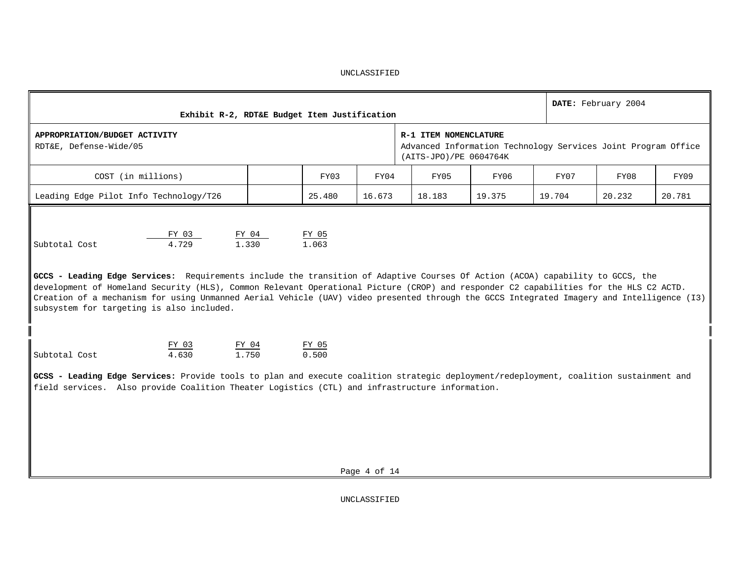UNCLASSIFIED

| Exhibit R-2, RDT&E Budget Item Justification | | | | | | | | DATE: February 2004 |
|---|---|---|---|---|---|---|---|---|
| **APPROPRIATION/BUDGET ACTIVITY**<br>RDT&E, Defense-Wide/05 | | | | **R-1 ITEM NOMENCLATURE**<br>Advanced Information Technology Services Joint Program Office (AITS-JPO)/PE 0604764K | | | | |
| COST (in millions) | | FY03 | FY04 | FY05 | FY06 | FY07 | FY08 | FY09 |
| Leading Edge Pilot Info Technology/T26 | | 25.480 | 16.673 | 18.183 | 19.375 | 19.704 | 20.232 | 20.781 |

| | FY 03 | FY 04 | FY 05 |
|---|---|---|---|
| Subtotal Cost | 4.729 | 1.330 | 1.063 |

**GCCS - Leading Edge Services:** Requirements include the transition of Adaptive Courses Of Action (ACOA) capability to GCCS, the development of Homeland Security (HLS), Common Relevant Operational Picture (CROP) and responder C2 capabilities for the HLS C2 ACTD. Creation of a mechanism for using Unmanned Aerial Vehicle (UAV) video presented through the GCCS Integrated Imagery and Intelligence (I3) subsystem for targeting is also included.

| | FY 03 | FY 04 | FY 05 |
|---|---|---|---|
| Subtotal Cost | 4.630 | 1.750 | 0.500 |

**GCSS - Leading Edge Services:** Provide tools to plan and execute coalition strategic deployment/redeployment, coalition sustainment and field services. Also provide Coalition Theater Logistics (CTL) and infrastructure information.

UNCLASSIFIED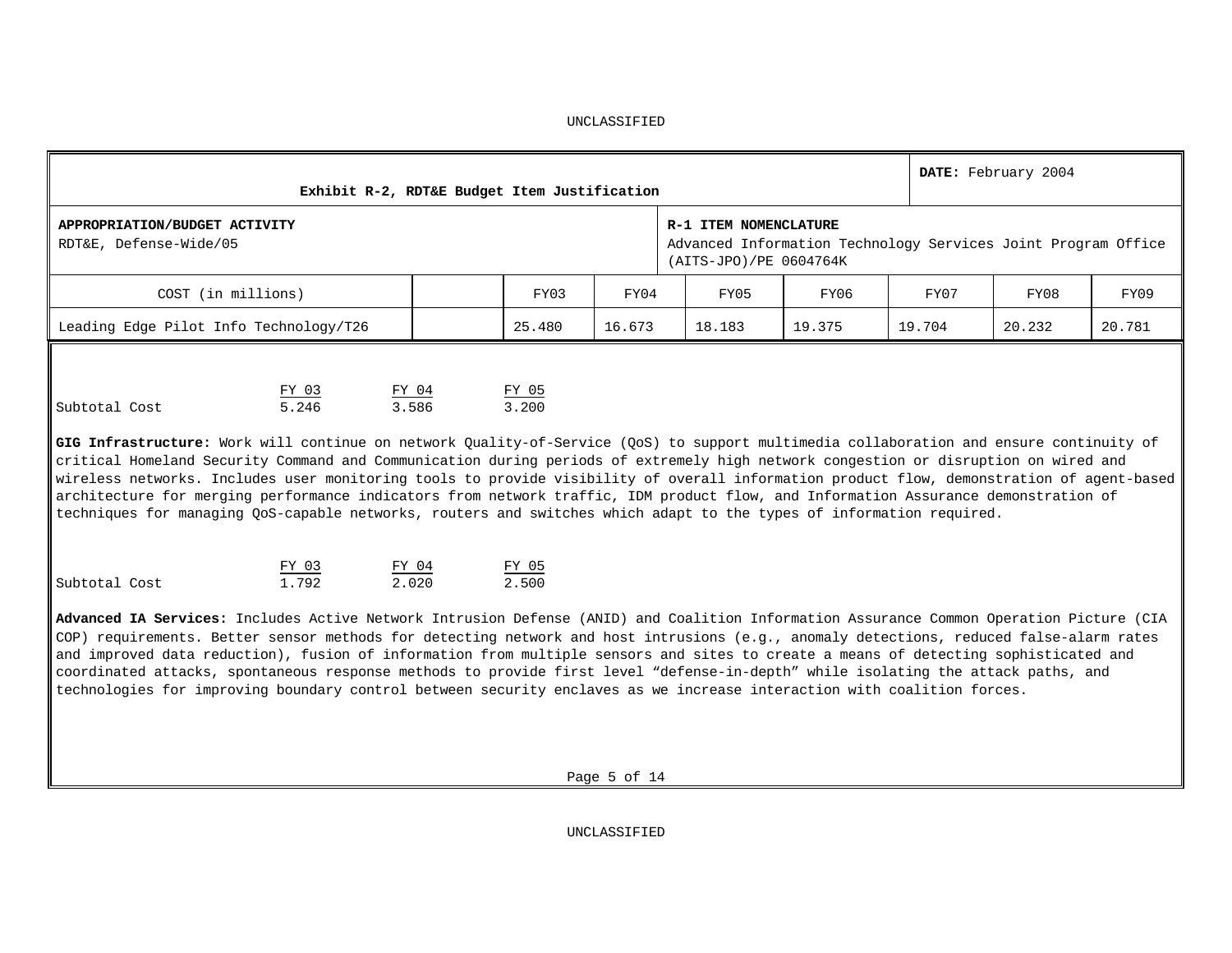| Exhibit R-2, RDT&E Budget Item Justification | | | | | | | | DATE: February 2004 |
|---|---|---|---|---|---|---|---|---|
| **APPROPRIATION/BUDGET ACTIVITY**<br>RDT&E, Defense-Wide/05 | | | | **R-1 ITEM NOMENCLATURE**<br>Advanced Information Technology Services Joint Program Office (AITS-JPO)/PE 0604764K | | | | |
| COST (in millions) | | FY03 | FY04 | FY05 | FY06 | FY07 | FY08 | FY09 |
| Leading Edge Pilot Info Technology/T26 | | 25.480 | 16.673 | 18.183 | 19.375 | 19.704 | 20.232 | 20.781 |

| | FY 03 | FY 04 | FY 05 |
|---|---|---|---|
| Subtotal Cost | 5.246 | 3.586 | 3.200 |

**GIG Infrastructure:** Work will continue on network Quality-of-Service (QoS) to support multimedia collaboration and ensure continuity of critical Homeland Security Command and Communication during periods of extremely high network congestion or disruption on wired and wireless networks. Includes user monitoring tools to provide visibility of overall information product flow, demonstration of agent-based architecture for merging performance indicators from network traffic, IDM product flow, and Information Assurance demonstration of techniques for managing QoS-capable networks, routers and switches which adapt to the types of information required.

| | FY 03 | FY 04 | FY 05 |
|---|---|---|---|
| Subtotal Cost | 1.792 | 2.020 | 2.500 |

**Advanced IA Services:** Includes Active Network Intrusion Defense (ANID) and Coalition Information Assurance Common Operation Picture (CIA COP) requirements. Better sensor methods for detecting network and host intrusions (e.g., anomaly detections, reduced false-alarm rates and improved data reduction), fusion of information from multiple sensors and sites to create a means of detecting sophisticated and coordinated attacks, spontaneous response methods to provide first level "defense-in-depth" while isolating the attack paths, and technologies for improving boundary control between security enclaves as we increase interaction with coalition forces.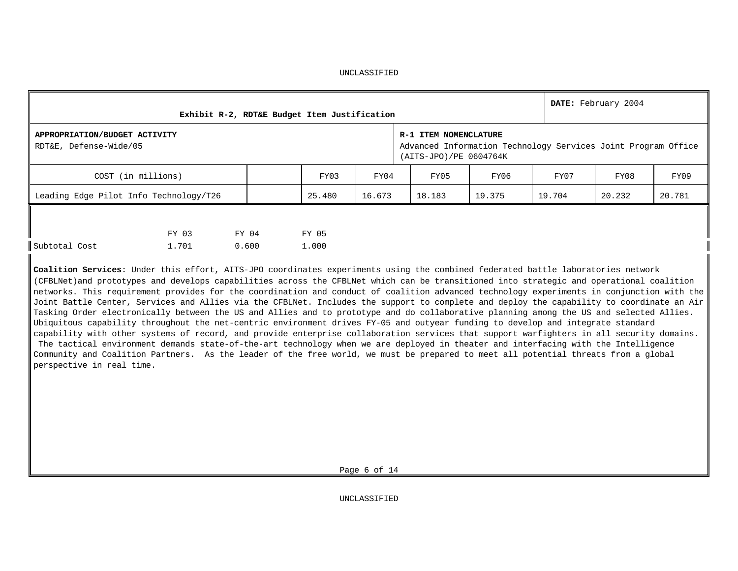UNCLASSIFIED

| **Exhibit R-2, RDT&E Budget Item Justification** | | | | | | | | **DATE:** February 2004 |
|---|---|---|---|---|---|---|---|---|
| **APPROPRIATION/BUDGET ACTIVITY**<br>RDT&E, Defense-Wide/05 | | | | **R-1 ITEM NOMENCLATURE**<br>Advanced Information Technology Services Joint Program Office (AITS-JPO)/PE 0604764K | | | | |
| COST (in millions) | | FY03 | FY04 | FY05 | FY06 | FY07 | FY08 | FY09 |
| Leading Edge Pilot Info Technology/T26 | | 25.480 | 16.673 | 18.183 | 19.375 | 19.704 | 20.232 | 20.781 |

| | FY 03 | FY 04 | FY 05 |
|---|---|---|---|
| Subtotal Cost | 1.701 | 0.600 | 1.000 |

**Coalition Services:** Under this effort, AITS-JPO coordinates experiments using the combined federated battle laboratories network (CFBLNet)and prototypes and develops capabilities across the CFBLNet which can be transitioned into strategic and operational coalition networks. This requirement provides for the coordination and conduct of coalition advanced technology experiments in conjunction with the Joint Battle Center, Services and Allies via the CFBLNet. Includes the support to complete and deploy the capability to coordinate an Air Tasking Order electronically between the US and Allies and to prototype and do collaborative planning among the US and selected Allies. Ubiquitous capability throughout the net-centric environment drives FY-05 and outyear funding to develop and integrate standard capability with other systems of record, and provide enterprise collaboration services that support warfighters in all security domains. The tactical environment demands state-of-the-art technology when we are deployed in theater and interfacing with the Intelligence Community and Coalition Partners. As the leader of the free world, we must be prepared to meet all potential threats from a global perspective in real time.

UNCLASSIFIED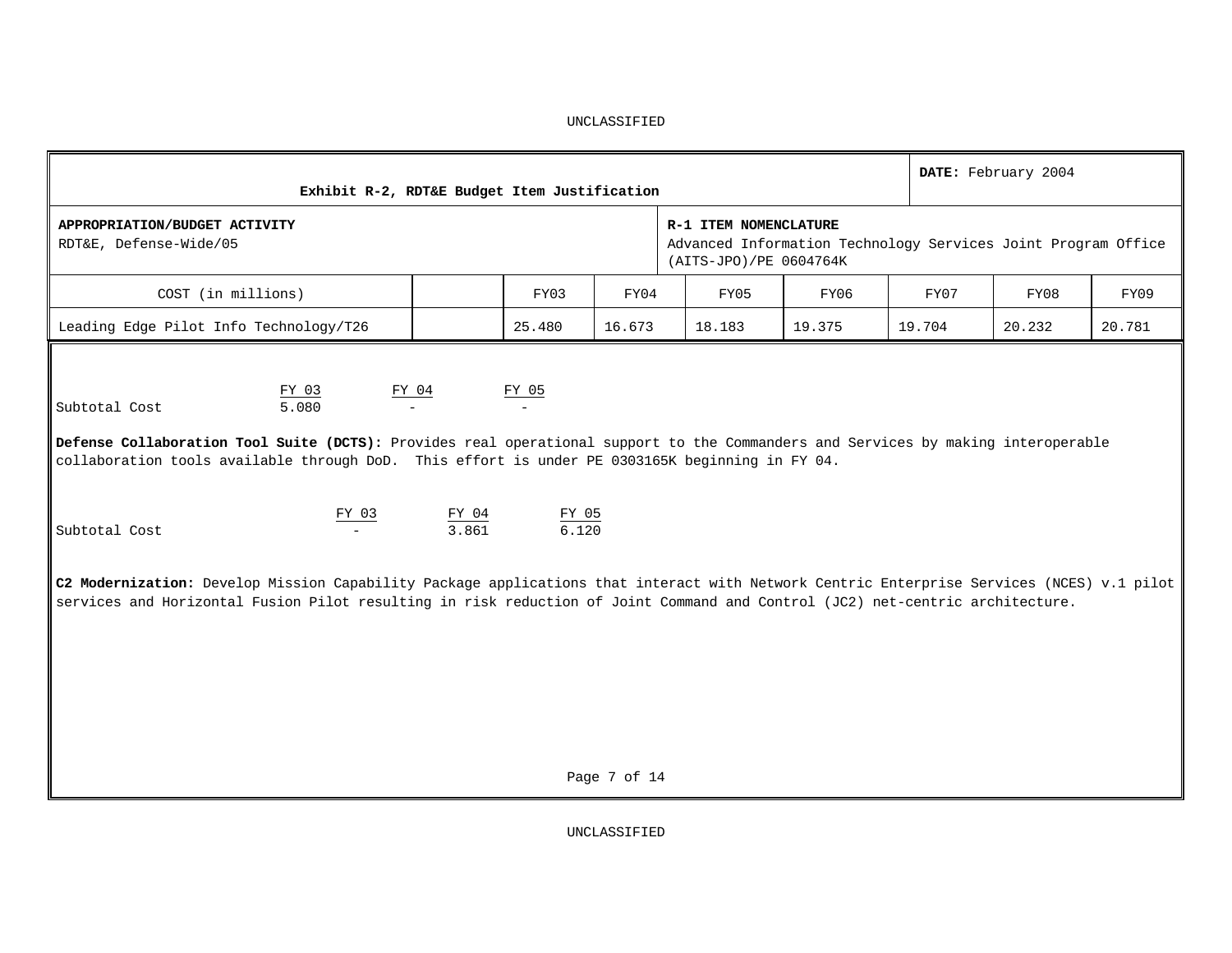UNCLASSIFIED

| Exhibit R-2, RDT&E Budget Item Justification | | | | | | | | DATE: February 2004 |
|---|---|---|---|---|---|---|---|---|
| **APPROPRIATION/BUDGET ACTIVITY** RDT&E, Defense-Wide/05 | | | | **R-1 ITEM NOMENCLATURE** Advanced Information Technology Services Joint Program Office (AITS-JPO)/PE 0604764K | | | | |
| COST (in millions) | | FY03 | FY04 | FY05 | FY06 | FY07 | FY08 | FY09 |
| Leading Edge Pilot Info Technology/T26 | | 25.480 | 16.673 | 18.183 | 19.375 | 19.704 | 20.232 | 20.781 |

| | FY 03 | FY 04 | FY 05 |
|---|---|---|---|
| Subtotal Cost | 5.080 | - | - |

**Defense Collaboration Tool Suite (DCTS):** Provides real operational support to the Commanders and Services by making interoperable collaboration tools available through DoD. This effort is under PE 0303165K beginning in FY 04.

| | FY 03 | FY 04 | FY 05 |
|---|---|---|---|
| Subtotal Cost | - | 3.861 | 6.120 |

**C2 Modernization:** Develop Mission Capability Package applications that interact with Network Centric Enterprise Services (NCES) v.1 pilot services and Horizontal Fusion Pilot resulting in risk reduction of Joint Command and Control (JC2) net-centric architecture.

UNCLASSIFIED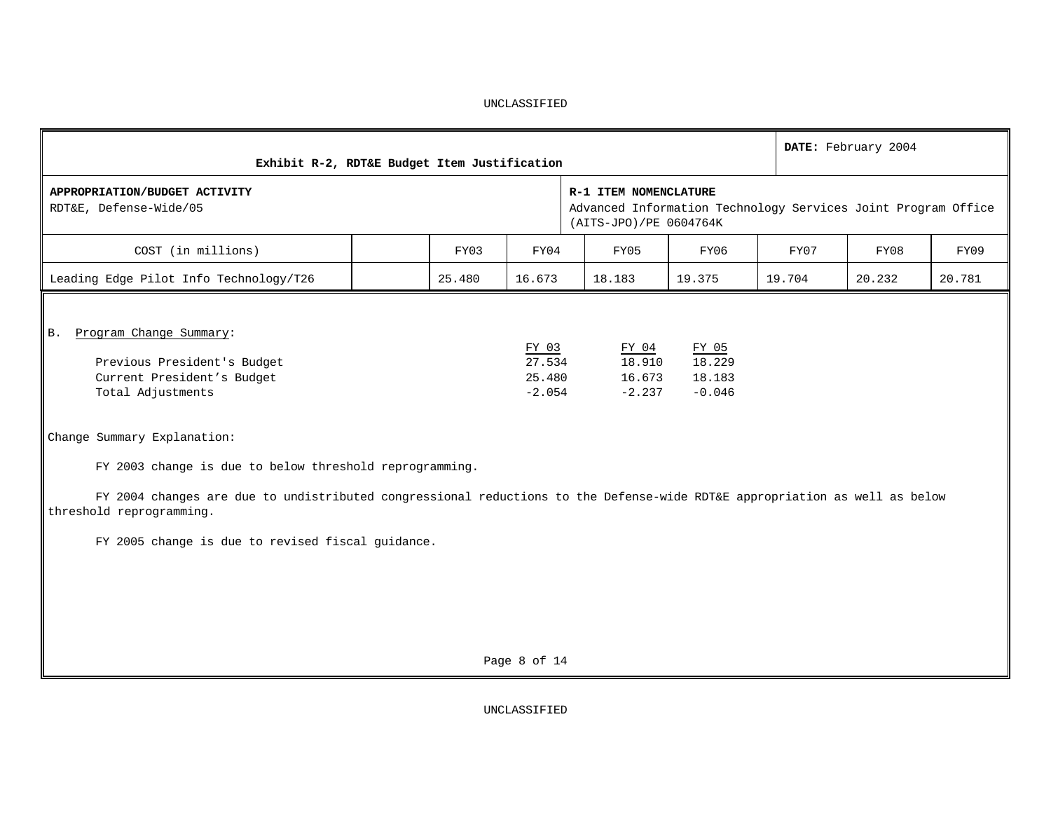UNCLASSIFIED

| Exhibit R-2, RDT&E Budget Item Justification | | | | DATE: February 2004 | | | |
|---|---|---|---|---|---|---|---|
| **APPROPRIATION/BUDGET ACTIVITY**<br>RDT&E, Defense-Wide/05 | | | | **R-1 ITEM NOMENCLATURE**<br>Advanced Information Technology Services Joint Program Office (AITS-JPO)/PE 0604764K | | | |
| COST (in millions) | | FY03 | FY04 | FY05 | FY06 | FY07 | FY08 | FY09 |
| Leading Edge Pilot Info Technology/T26 | | 25.480 | 16.673 | 18.183 | 19.375 | 19.704 | 20.232 | 20.781 |

B. Program Change Summary:

| | FY 03 | FY 04 | FY 05 |
|---|---|---|---|
| Previous President's Budget | 27.534 | 18.910 | 18.229 |
| Current President's Budget | 25.480 | 16.673 | 18.183 |
| Total Adjustments | -2.054 | -2.237 | -0.046 |

Change Summary Explanation:

FY 2003 change is due to below threshold reprogramming.

FY 2004 changes are due to undistributed congressional reductions to the Defense-wide RDT&E appropriation as well as below threshold reprogramming.

FY 2005 change is due to revised fiscal guidance.

UNCLASSIFIED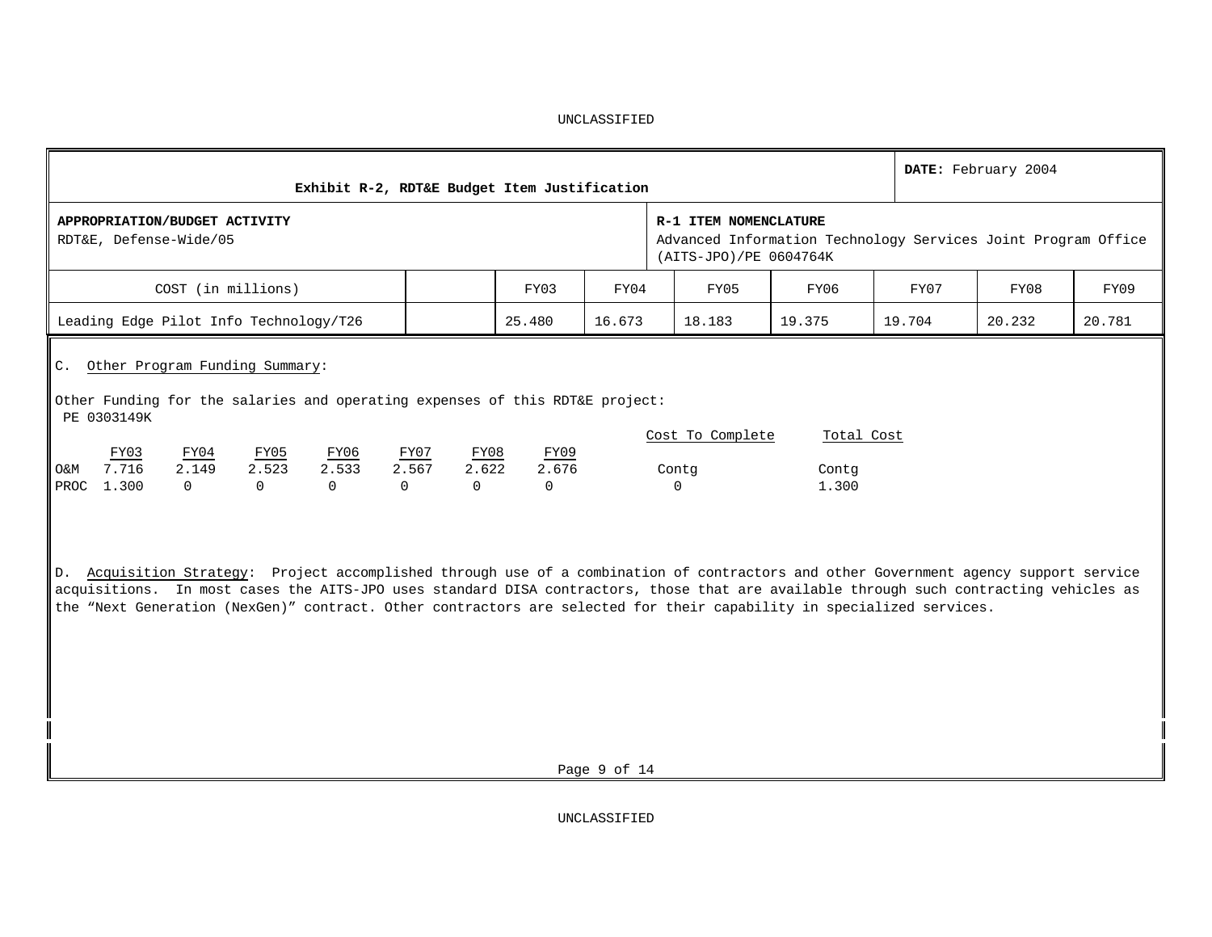UNCLASSIFIED

| Exhibit R-2, RDT&E Budget Item Justification | | | | | | | | **DATE:** February 2004 |
|---|---|---|---|---|---|---|---|---|
| **APPROPRIATION/BUDGET ACTIVITY**<br>RDT&E, Defense-Wide/05 | | | | **R-1 ITEM NOMENCLATURE**<br>Advanced Information Technology Services Joint Program Office (AITS-JPO)/PE 0604764K | | | | |
| COST (in millions) | | FY03 | FY04 | FY05 | FY06 | FY07 | FY08 | FY09 |
| Leading Edge Pilot Info Technology/T26 | | 25.480 | 16.673 | 18.183 | 19.375 | 19.704 | 20.232 | 20.781 |

C. Other Program Funding Summary:

Other Funding for the salaries and operating expenses of this RDT&E project:
PE 0303149K

| | FY03 | FY04 | FY05 | FY06 | FY07 | FY08 | FY09 | Cost To Complete | Total Cost |
|---|---|---|---|---|---|---|---|---|---|
| O&M | 7.716 | 2.149 | 2.523 | 2.533 | 2.567 | 2.622 | 2.676 | Contg | Contg |
| PROC | 1.300 | 0 | 0 | 0 | 0 | 0 | 0 | 0 | 1.300 |

D. Acquisition Strategy: Project accomplished through use of a combination of contractors and other Government agency support service acquisitions. In most cases the AITS-JPO uses standard DISA contractors, those that are available through such contracting vehicles as the "Next Generation (NexGen)" contract. Other contractors are selected for their capability in specialized services.

UNCLASSIFIED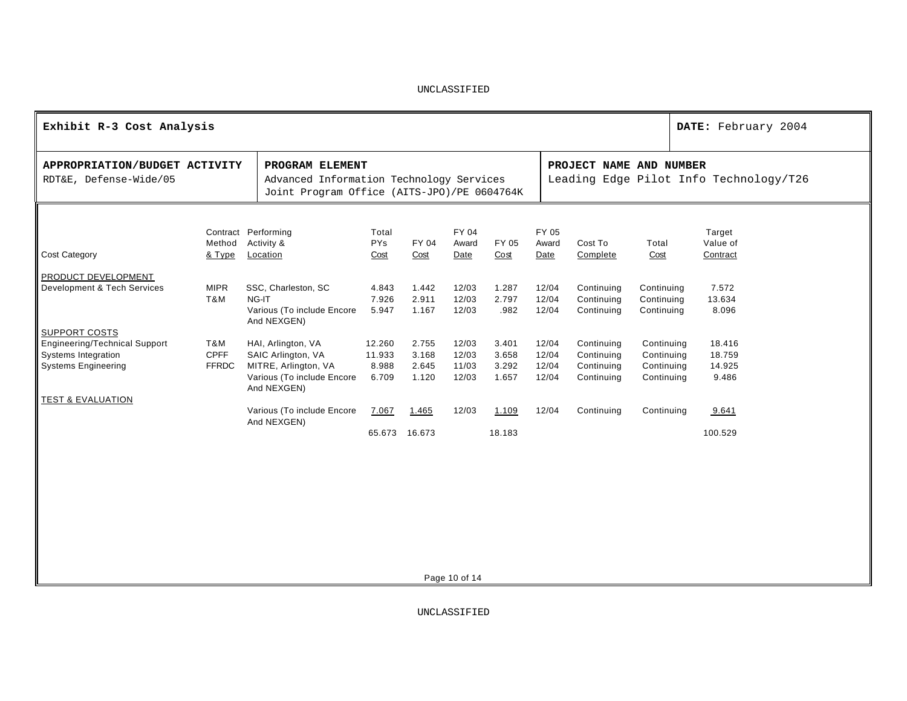UNCLASSIFIED

| **Exhibit R-3 Cost Analysis** | | **DATE:** February 2004 |
|---|---|---|
| **APPROPRIATION/BUDGET ACTIVITY**<br>RDT&E, Defense-Wide/05 | **PROGRAM ELEMENT**<br>Advanced Information Technology Services Joint Program Office (AITS-JPO)/PE 0604764K | **PROJECT NAME AND NUMBER**<br>Leading Edge Pilot Info Technology/T26 |

| Cost Category | Contract Method & Type | Performing Activity & Location | Total PYs Cost | FY 04 Cost | FY 04 Award Date | FY 05 Cost | FY 05 Award Date | Cost To Complete | Total Cost | Target Value of Contract |
|---|---|---|---|---|---|---|---|---|---|---|
| PRODUCT DEVELOPMENT | | | | | | | | | | |
| Development & Tech Services | MIPR | SSC, Charleston, SC | 4.843 | 1.442 | 12/03 | 1.287 | 12/04 | Continuing | Continuing | 7.572 |
| | T&M | NG-IT | 7.926 | 2.911 | 12/03 | 2.797 | 12/04 | Continuing | Continuing | 13.634 |
| | | Various (To include Encore And NEXGEN) | 5.947 | 1.167 | 12/03 | .982 | 12/04 | Continuing | Continuing | 8.096 |
| SUPPORT COSTS | | | | | | | | | | |
| Engineering/Technical Support | T&M | HAI, Arlington, VA | 12.260 | 2.755 | 12/03 | 3.401 | 12/04 | Continuing | Continuing | 18.416 |
| Systems Integration | CPFF | SAIC Arlington, VA | 11.933 | 3.168 | 12/03 | 3.658 | 12/04 | Continuing | Continuing | 18.759 |
| Systems Engineering | FFRDC | MITRE, Arlington, VA | 8.988 | 2.645 | 11/03 | 3.292 | 12/04 | Continuing | Continuing | 14.925 |
| | | Various (To include Encore And NEXGEN) | 6.709 | 1.120 | 12/03 | 1.657 | 12/04 | Continuing | Continuing | 9.486 |
| TEST & EVALUATION | | | | | | | | | | |
| | | Various (To include Encore And NEXGEN) | 7.067 | 1.465 | 12/03 | 1.109 | 12/04 | Continuing | Continuing | 9.641 |
| | | | 65.673 | 16.673 | | 18.183 | | | | 100.529 |

UNCLASSIFIED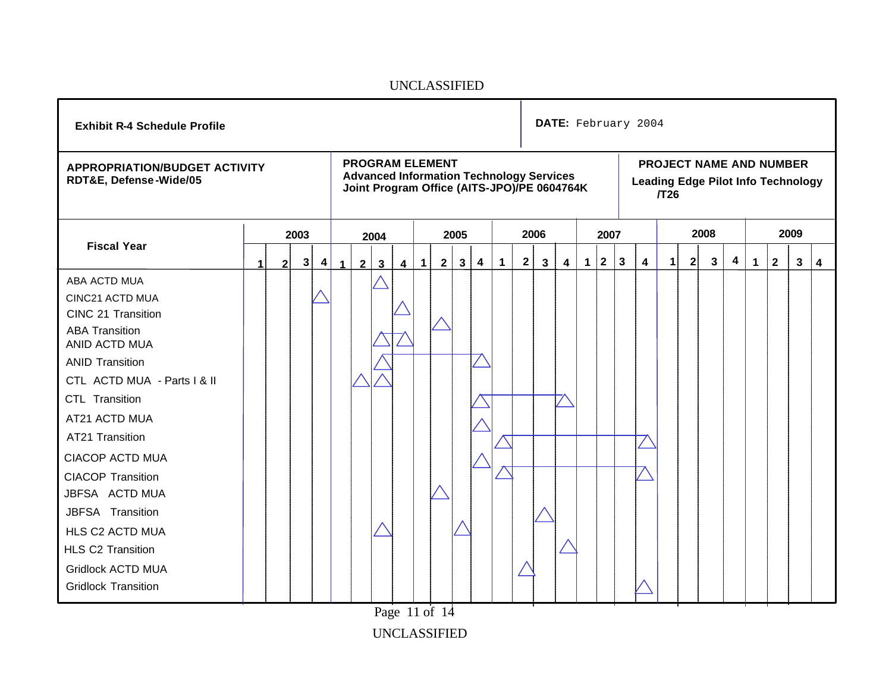**Exhibit R-4 Schedule Profile**

**DATE:** February 2004

| **APPROPRIATION/BUDGET ACTIVITY** | **PROGRAM ELEMENT** | **PROJECT NAME AND NUMBER** |
|---|---|---|
| RDT&E, Defense-Wide/05 | Advanced Information Technology Services Joint Program Office (AITS-JPO)/PE 0604764K | Leading Edge Pilot Info Technology /T26 |

| Fiscal Year | 2003 | | | | 2004 | | | | 2005 | | | | 2006 | | | | 2007 | | | | 2008 | | | | 2009 | | | |
|---|---|---|---|---|---|---|---|---|---|---|---|---|---|---|---|---|---|---|---|---|---|---|---|---|---|---|---|---|
| | 1 | 2 | 3 | 4 | 1 | 2 | 3 | 4 | 1 | 2 | 3 | 4 | 1 | 2 | 3 | 4 | 1 | 2 | 3 | 4 | 1 | 2 | 3 | 4 | 1 | 2 | 3 | 4 |
| ABA ACTD MUA | | | | | | | △ | | | | | | | | | | | | | | | | | | | | | |
| CINC21 ACTD MUA | | | | △ | | | | | | | | | | | | | | | | | | | | | | | | |
| CINC 21 Transition | | | | | | | | △ | | | | | | | | | | | | | | | | | | | | |
| ABA Transition | | | | | | | | | | △ | | | | | | | | | | | | | | | | | | |
| ANID ACTD MUA | | | | | | | △ | △ | | | | | | | | | | | | | | | | | | | | |
| ANID Transition | | | | | | | △ | ― | ― | ― | ― | △ | | | | | | | | | | | | | | | | |
| CTL ACTD MUA - Parts I & II | | | | | | △ | △ | | | | | | | | | | | | | | | | | | | | | |
| CTL Transition | | | | | | | | | | | | △ | ― | ― | ― | △ | | | | | | | | | | | | |
| AT21 ACTD MUA | | | | | | | | | | | | △ | | | | | | | | | | | | | | | | |
| AT21 Transition | | | | | | | | | | | | | △ | ― | ― | ― | ― | ― | ― | △ | | | | | | | | |
| CIACOP ACTD MUA | | | | | | | | | | | | △ | | | | | | | | | | | | | | | | |
| CIACOP Transition | | | | | | | | | | | | | △ | ― | ― | ― | ― | ― | ― | △ | | | | | | | | |
| JBFSA ACTD MUA | | | | | | | | | | △ | | | | | | | | | | | | | | | | | | |
| JBFSA Transition | | | | | | | | | | | | | | | △ | | | | | | | | | | | | | |
| HLS C2 ACTD MUA | | | | | | | △ | | | | △ | | | | | | | | | | | | | | | | | |
| HLS C2 Transition | | | | | | | | | | | | | | | | △ | | | | | | | | | | | | |
| Gridlock ACTD MUA | | | | | | | | | | | | | | △ | | | | | | | | | | | | | | |
| Gridlock Transition | | | | | | | | | | | | | | | | | | | | △ | | | | | | | | |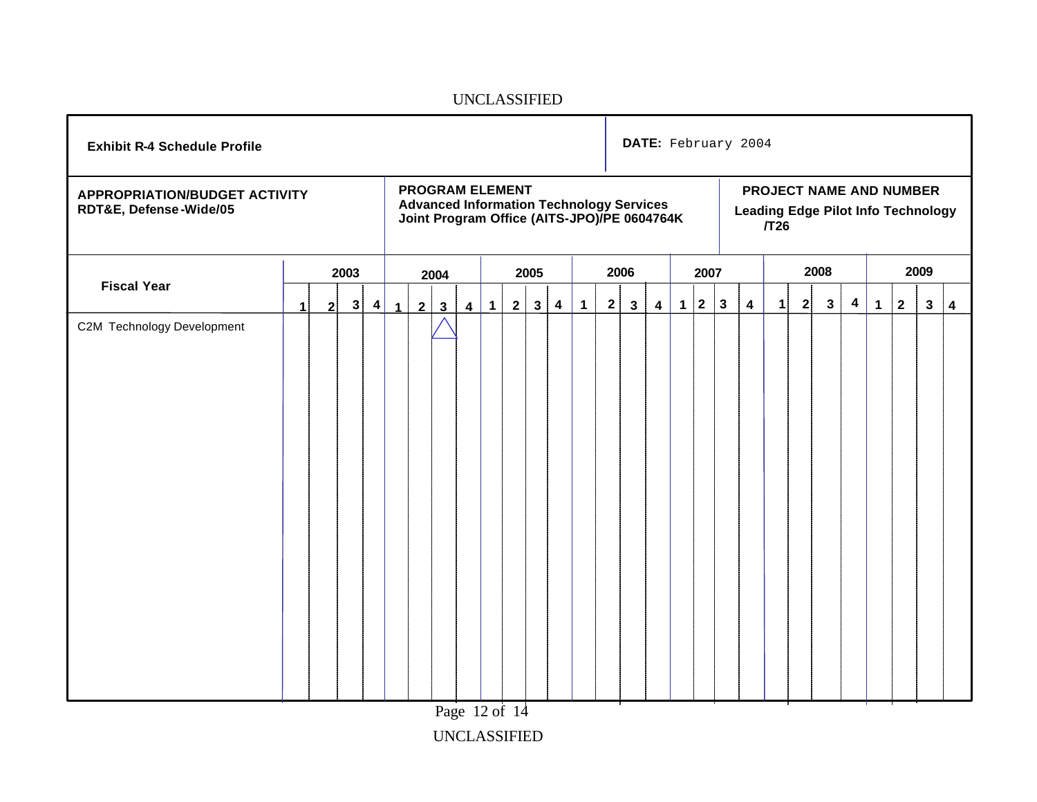UNCLASSIFIED

| **Exhibit R-4 Schedule Profile** | **DATE:** February 2004 |
|---|---|

| **APPROPRIATION/BUDGET ACTIVITY** RDT&E, Defense-Wide/05 | **PROGRAM ELEMENT** Advanced Information Technology Services Joint Program Office (AITS-JPO)/PE 0604764K | **PROJECT NAME AND NUMBER** Leading Edge Pilot Info Technology /T26 |
|---|---|---|

| Fiscal Year | 2003 | | | | 2004 | | | | 2005 | | | | 2006 | | | | 2007 | | | | 2008 | | | | 2009 | | | |
|---|---|---|---|---|---|---|---|---|---|---|---|---|---|---|---|---|---|---|---|---|---|---|---|---|---|---|---|---|
| | 1 | 2 | 3 | 4 | 1 | 2 | 3 | 4 | 1 | 2 | 3 | 4 | 1 | 2 | 3 | 4 | 1 | 2 | 3 | 4 | 1 | 2 | 3 | 4 | 1 | 2 | 3 | 4 |
| C2M Technology Development | | | | | | | △ | | | | | | | | | | | | | | | | | | | | | |

UNCLASSIFIED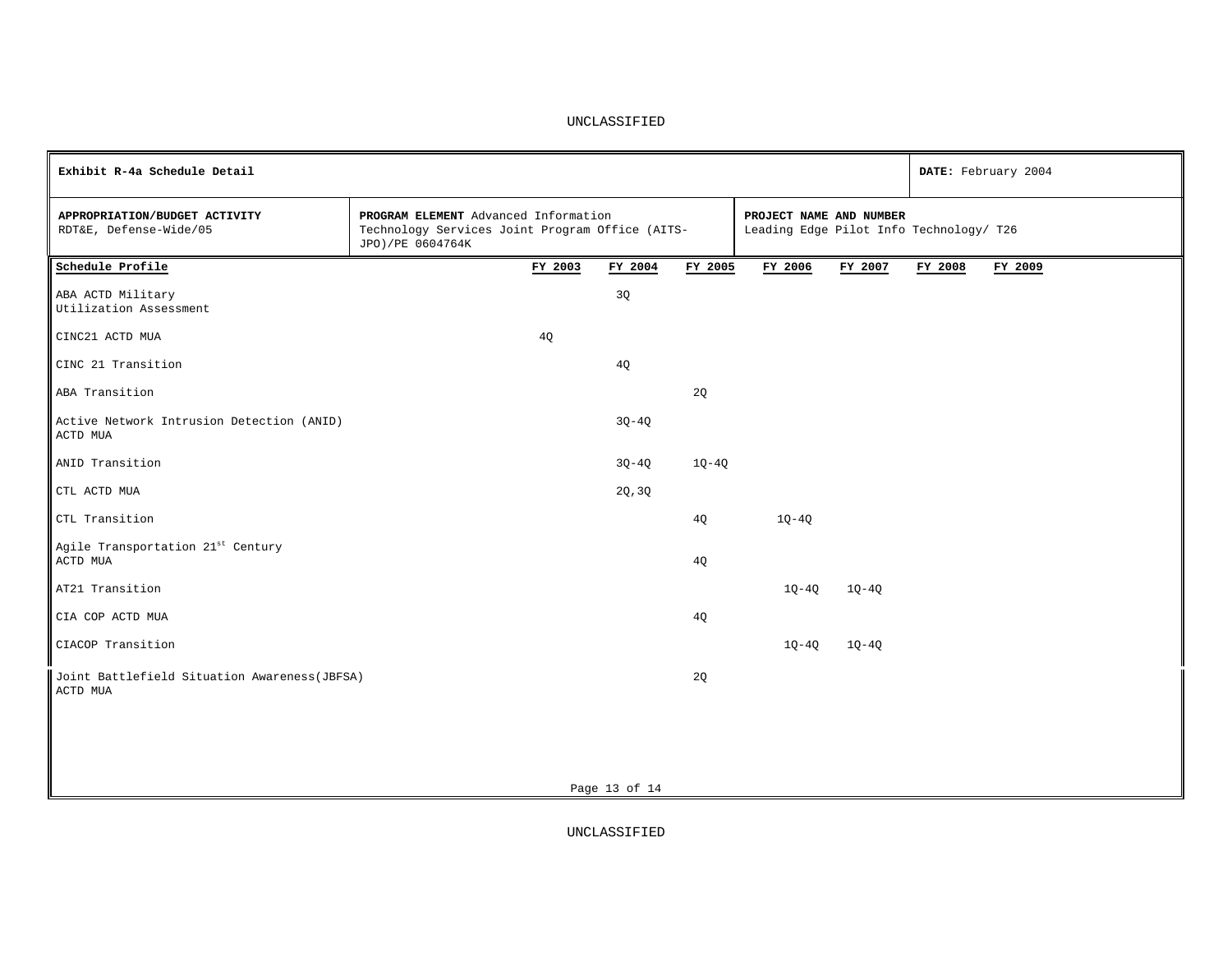UNCLASSIFIED

| Exhibit R-4a Schedule Detail | | | DATE: February 2004 |
|---|---|---|---|
| **APPROPRIATION/BUDGET ACTIVITY** RDT&E, Defense-Wide/05 | **PROGRAM ELEMENT** Advanced Information Technology Services Joint Program Office (AITS-JPO)/PE 0604764K | **PROJECT NAME AND NUMBER** Leading Edge Pilot Info Technology/ T26 | |

| Schedule Profile | FY 2003 | FY 2004 | FY 2005 | FY 2006 | FY 2007 | FY 2008 | FY 2009 |
|---|---|---|---|---|---|---|---|
| ABA ACTD Military Utilization Assessment | | 3Q | | | | | |
| CINC21 ACTD MUA | 4Q | | | | | | |
| CINC 21 Transition | | 4Q | | | | | |
| ABA Transition | | | 2Q | | | | |
| Active Network Intrusion Detection (ANID) ACTD MUA | | 3Q-4Q | | | | | |
| ANID Transition | | 3Q-4Q | 1Q-4Q | | | | |
| CTL ACTD MUA | | 2Q,3Q | | | | | |
| CTL Transition | | | 4Q | 1Q-4Q | | | |
| Agile Transportation 21st Century ACTD MUA | | | 4Q | | | | |
| AT21 Transition | | | | 1Q-4Q | 1Q-4Q | | |
| CIA COP ACTD MUA | | | 4Q | | | | |
| CIACOP Transition | | | | 1Q-4Q | 1Q-4Q | | |
| Joint Battlefield Situation Awareness(JBFSA) ACTD MUA | | | 2Q | | | | |

UNCLASSIFIED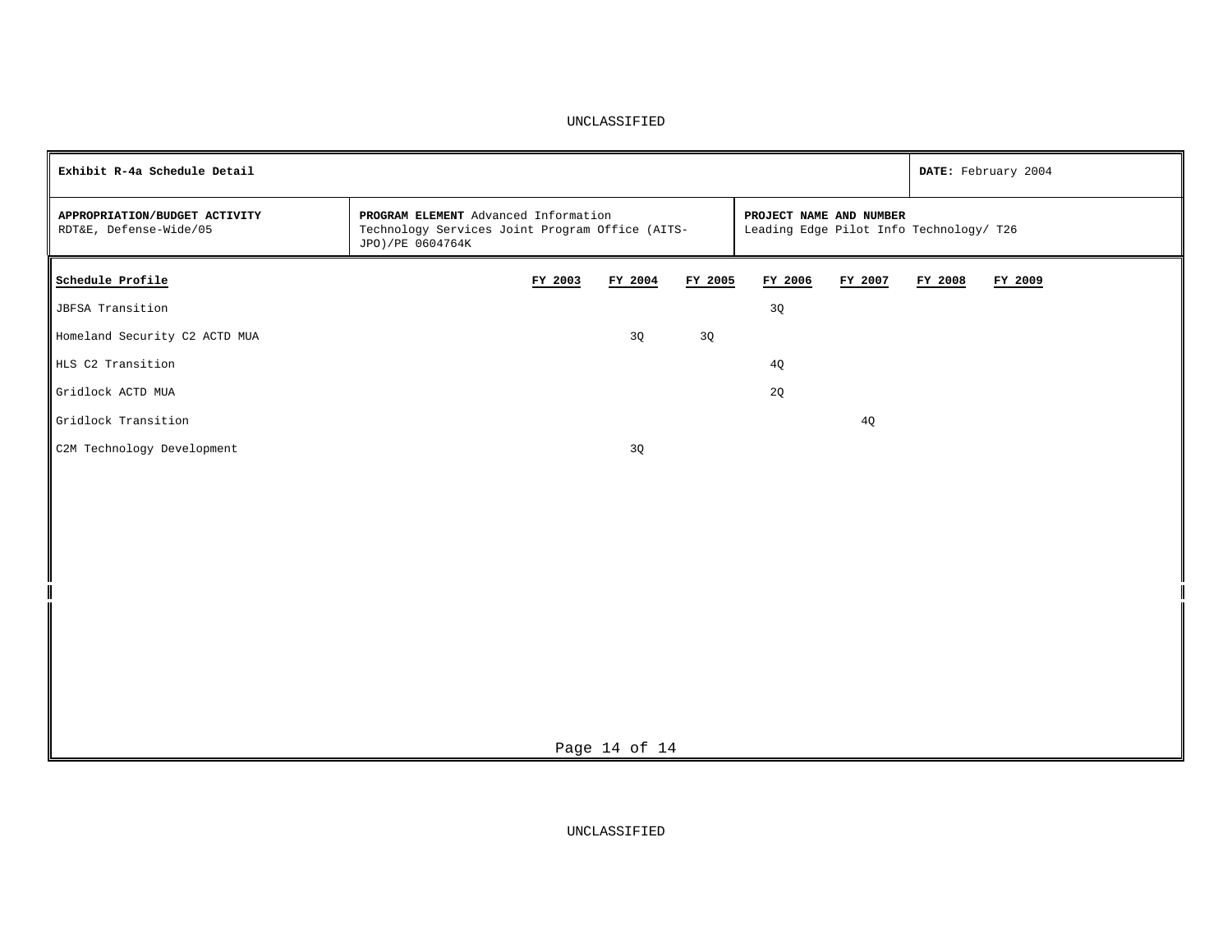UNCLASSIFIED

| Exhibit R-4a Schedule Detail | | | DATE: February 2004 |
|---|---|---|---|
| **APPROPRIATION/BUDGET ACTIVITY** RDT&E, Defense-Wide/05 | **PROGRAM ELEMENT** Advanced Information Technology Services Joint Program Office (AITS-JPO)/PE 0604764K | **PROJECT NAME AND NUMBER** Leading Edge Pilot Info Technology/ T26 | |

| Schedule Profile | FY 2003 | FY 2004 | FY 2005 | FY 2006 | FY 2007 | FY 2008 | FY 2009 |
|---|---|---|---|---|---|---|---|
| JBFSA Transition | | | | 3Q | | | |
| Homeland Security C2 ACTD MUA | | 3Q | 3Q | | | | |
| HLS C2 Transition | | | | 4Q | | | |
| Gridlock ACTD MUA | | | | 2Q | | | |
| Gridlock Transition | | | | | 4Q | | |
| C2M Technology Development | | 3Q | | | | | |

UNCLASSIFIED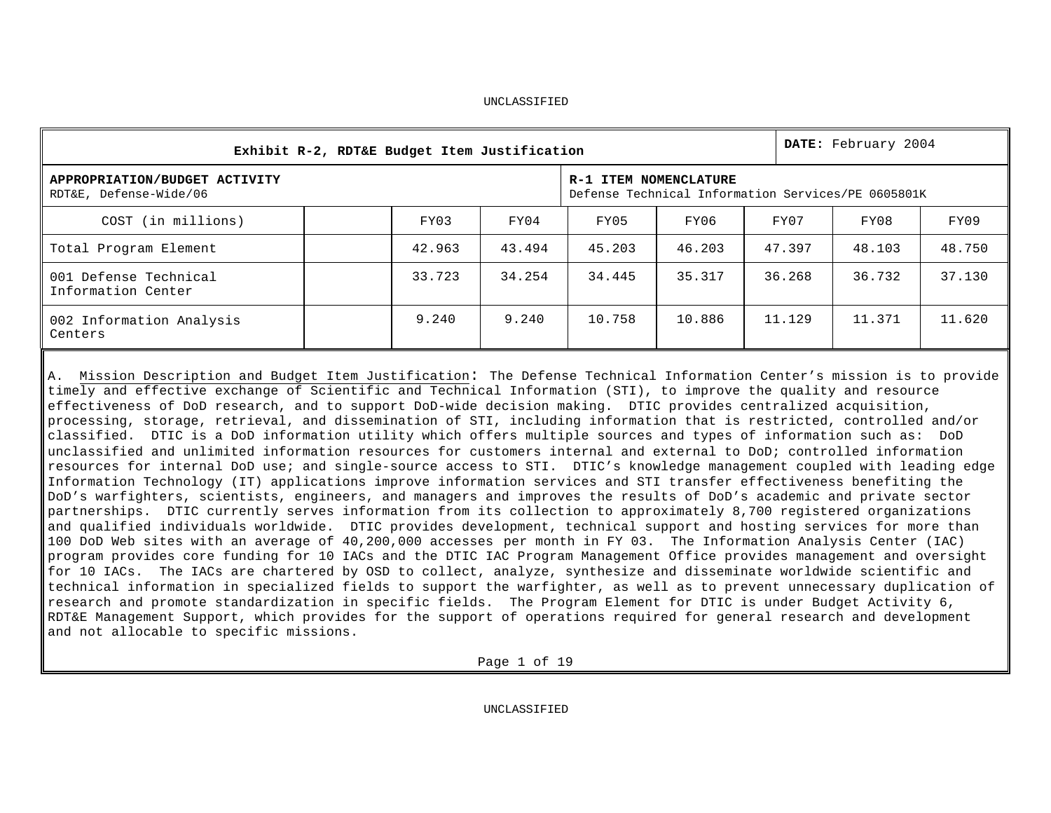UNCLASSIFIED

| Exhibit R-2, RDT&E Budget Item Justification | | | | | | | | | **DATE:** February 2004 |
|---|---|---|---|---|---|---|---|---|---|
| **APPROPRIATION/BUDGET ACTIVITY**<br>RDT&E, Defense-Wide/06 | | | | **R-1 ITEM NOMENCLATURE**<br>Defense Technical Information Services/PE 0605801K | | | | | |
| COST (in millions) | | FY03 | FY04 | FY05 | FY06 | FY07 | FY08 | FY09 | |
| Total Program Element | | 42.963 | 43.494 | 45.203 | 46.203 | 47.397 | 48.103 | 48.750 | |
| 001 Defense Technical Information Center | | 33.723 | 34.254 | 34.445 | 35.317 | 36.268 | 36.732 | 37.130 | |
| 002 Information Analysis Centers | | 9.240 | 9.240 | 10.758 | 10.886 | 11.129 | 11.371 | 11.620 | |

A. Mission Description and Budget Item Justification: The Defense Technical Information Center's mission is to provide timely and effective exchange of Scientific and Technical Information (STI), to improve the quality and resource effectiveness of DoD research, and to support DoD-wide decision making. DTIC provides centralized acquisition, processing, storage, retrieval, and dissemination of STI, including information that is restricted, controlled and/or classified. DTIC is a DoD information utility which offers multiple sources and types of information such as: DoD unclassified and unlimited information resources for customers internal and external to DoD; controlled information resources for internal DoD use; and single-source access to STI. DTIC's knowledge management coupled with leading edge Information Technology (IT) applications improve information services and STI transfer effectiveness benefiting the DoD's warfighters, scientists, engineers, and managers and improves the results of DoD's academic and private sector partnerships. DTIC currently serves information from its collection to approximately 8,700 registered organizations and qualified individuals worldwide. DTIC provides development, technical support and hosting services for more than 100 DoD Web sites with an average of 40,200,000 accesses per month in FY 03. The Information Analysis Center (IAC) program provides core funding for 10 IACs and the DTIC IAC Program Management Office provides management and oversight for 10 IACs. The IACs are chartered by OSD to collect, analyze, synthesize and disseminate worldwide scientific and technical information in specialized fields to support the warfighter, as well as to prevent unnecessary duplication of research and promote standardization in specific fields. The Program Element for DTIC is under Budget Activity 6, RDT&E Management Support, which provides for the support of operations required for general research and development and not allocable to specific missions.

UNCLASSIFIED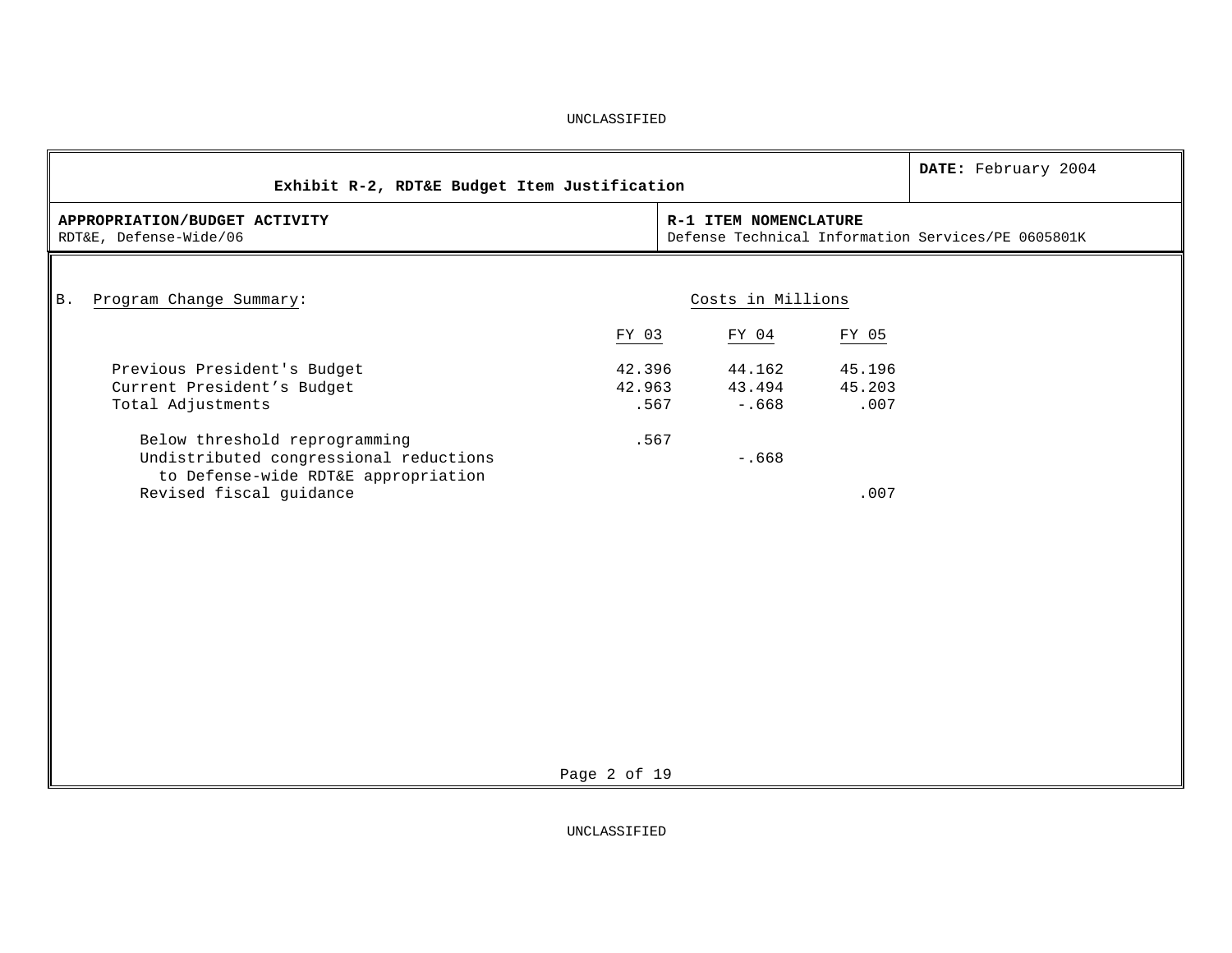UNCLASSIFIED

| Exhibit R-2, RDT&E Budget Item Justification | DATE: February 2004 |
|---|---|
| **APPROPRIATION/BUDGET ACTIVITY**<br>RDT&E, Defense-Wide/06 | **R-1 ITEM NOMENCLATURE**<br>Defense Technical Information Services/PE 0605801K |

B. Program Change Summary:

| | Costs in Millions | | |
|---|---|---|---|
| | FY 03 | FY 04 | FY 05 |
| Previous President's Budget | 42.396 | 44.162 | 45.196 |
| Current President's Budget | 42.963 | 43.494 | 45.203 |
| Total Adjustments | .567 | -.668 | .007 |
| Below threshold reprogramming | .567 | | |
| Undistributed congressional reductions to Defense-wide RDT&E appropriation | | -.668 | |
| Revised fiscal guidance | | | .007 |

UNCLASSIFIED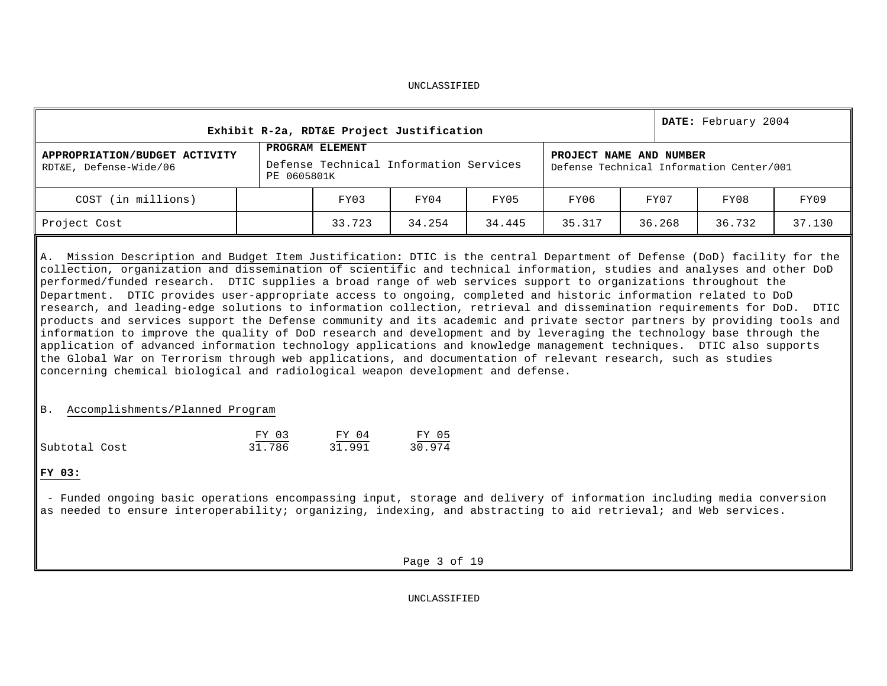UNCLASSIFIED

| Exhibit R-2a, RDT&E Project Justification | | | | | | DATE: February 2004 | | |
|---|---|---|---|---|---|---|---|---|
| **APPROPRIATION/BUDGET ACTIVITY**<br>RDT&E, Defense-Wide/06 | **PROGRAM ELEMENT**<br>Defense Technical Information Services<br>PE 0605801K | | | | **PROJECT NAME AND NUMBER**<br>Defense Technical Information Center/001 | | | |
| COST (in millions) | | FY03 | FY04 | FY05 | FY06 | FY07 | FY08 | FY09 |
| Project Cost | | 33.723 | 34.254 | 34.445 | 35.317 | 36.268 | 36.732 | 37.130 |

A. Mission Description and Budget Item Justification: DTIC is the central Department of Defense (DoD) facility for the collection, organization and dissemination of scientific and technical information, studies and analyses and other DoD performed/funded research. DTIC supplies a broad range of web services support to organizations throughout the Department. DTIC provides user-appropriate access to ongoing, completed and historic information related to DoD research, and leading-edge solutions to information collection, retrieval and dissemination requirements for DoD. DTIC products and services support the Defense community and its academic and private sector partners by providing tools and information to improve the quality of DoD research and development and by leveraging the technology base through the application of advanced information technology applications and knowledge management techniques. DTIC also supports the Global War on Terrorism through web applications, and documentation of relevant research, such as studies concerning chemical biological and radiological weapon development and defense.

B. Accomplishments/Planned Program

| | FY 03 | FY 04 | FY 05 |
|---|---|---|---|
| Subtotal Cost | 31.786 | 31.991 | 30.974 |

**FY 03:**

- Funded ongoing basic operations encompassing input, storage and delivery of information including media conversion as needed to ensure interoperability; organizing, indexing, and abstracting to aid retrieval; and Web services.

UNCLASSIFIED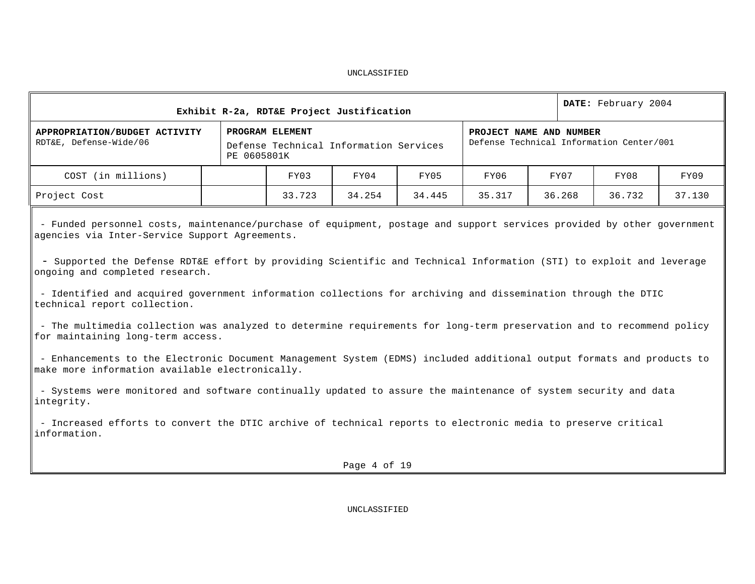UNCLASSIFIED

| Exhibit R-2a, RDT&E Project Justification | | | | | | | DATE: February 2004 | |
|---|---|---|---|---|---|---|---|---|
| **APPROPRIATION/BUDGET ACTIVITY** RDT&E, Defense-Wide/06 | | **PROGRAM ELEMENT** Defense Technical Information Services PE 0605801K | | | **PROJECT NAME AND NUMBER** Defense Technical Information Center/001 | | | |
| COST (in millions) | | FY03 | FY04 | FY05 | FY06 | FY07 | FY08 | FY09 |
| Project Cost | | 33.723 | 34.254 | 34.445 | 35.317 | 36.268 | 36.732 | 37.130 |

- Funded personnel costs, maintenance/purchase of equipment, postage and support services provided by other government agencies via Inter-Service Support Agreements.

- Supported the Defense RDT&E effort by providing Scientific and Technical Information (STI) to exploit and leverage ongoing and completed research.

- Identified and acquired government information collections for archiving and dissemination through the DTIC technical report collection.

- The multimedia collection was analyzed to determine requirements for long-term preservation and to recommend policy for maintaining long-term access.

- Enhancements to the Electronic Document Management System (EDMS) included additional output formats and products to make more information available electronically.

- Systems were monitored and software continually updated to assure the maintenance of system security and data integrity.

- Increased efforts to convert the DTIC archive of technical reports to electronic media to preserve critical information.

UNCLASSIFIED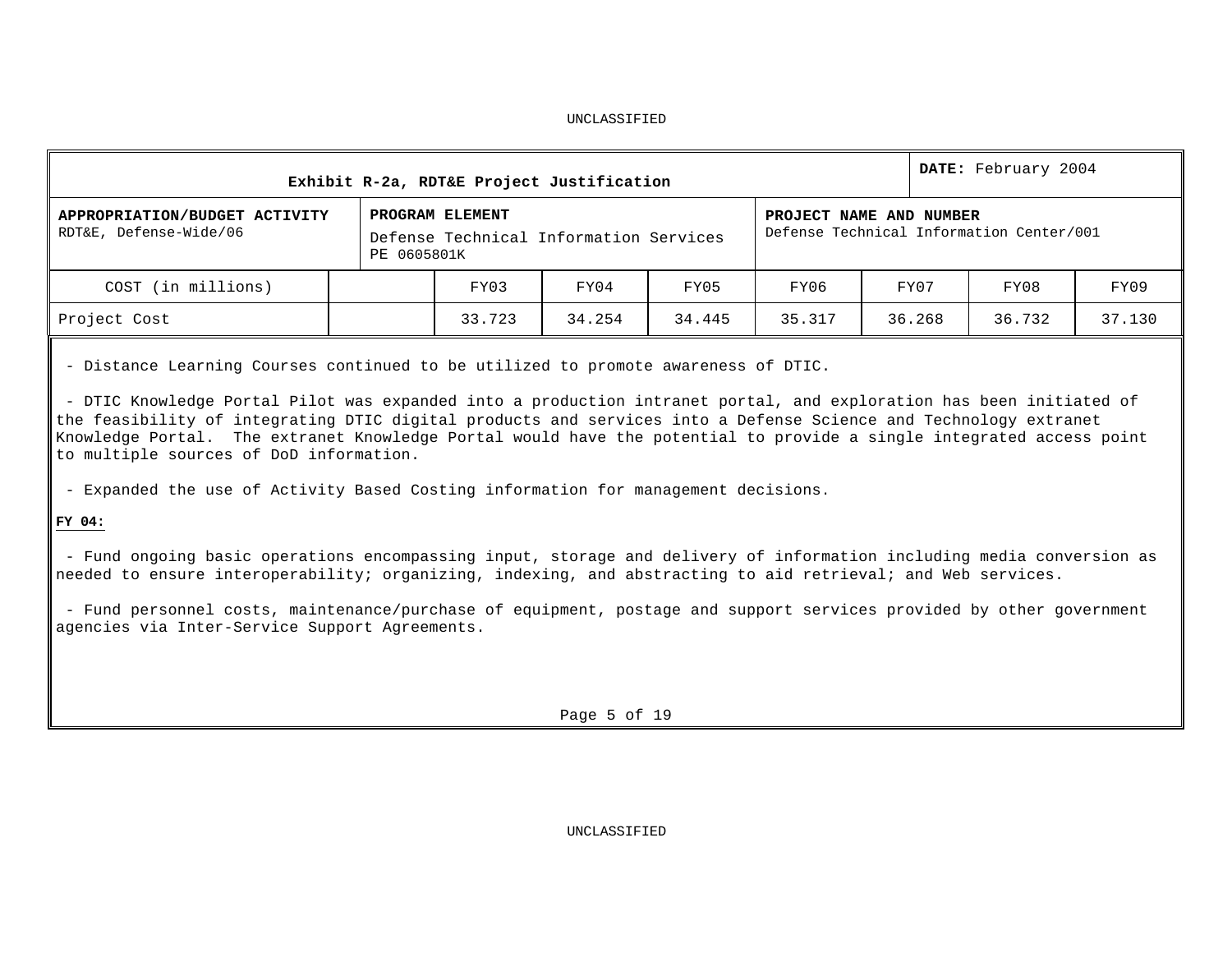UNCLASSIFIED

| Exhibit R-2a, RDT&E Project Justification | | | | | | | | DATE: February 2004 |
|---|---|---|---|---|---|---|---|---|
| APPROPRIATION/BUDGET ACTIVITY<br>RDT&E, Defense-Wide/06 | | PROGRAM ELEMENT<br>Defense Technical Information Services<br>PE 0605801K | | | PROJECT NAME AND NUMBER<br>Defense Technical Information Center/001 | | | |
| COST (in millions) | | FY03 | FY04 | FY05 | FY06 | FY07 | FY08 | FY09 |
| Project Cost | | 33.723 | 34.254 | 34.445 | 35.317 | 36.268 | 36.732 | 37.130 |

- Distance Learning Courses continued to be utilized to promote awareness of DTIC.

- DTIC Knowledge Portal Pilot was expanded into a production intranet portal, and exploration has been initiated of the feasibility of integrating DTIC digital products and services into a Defense Science and Technology extranet Knowledge Portal. The extranet Knowledge Portal would have the potential to provide a single integrated access point to multiple sources of DoD information.

- Expanded the use of Activity Based Costing information for management decisions.

**FY 04:**

- Fund ongoing basic operations encompassing input, storage and delivery of information including media conversion as needed to ensure interoperability; organizing, indexing, and abstracting to aid retrieval; and Web services.

- Fund personnel costs, maintenance/purchase of equipment, postage and support services provided by other government agencies via Inter-Service Support Agreements.

UNCLASSIFIED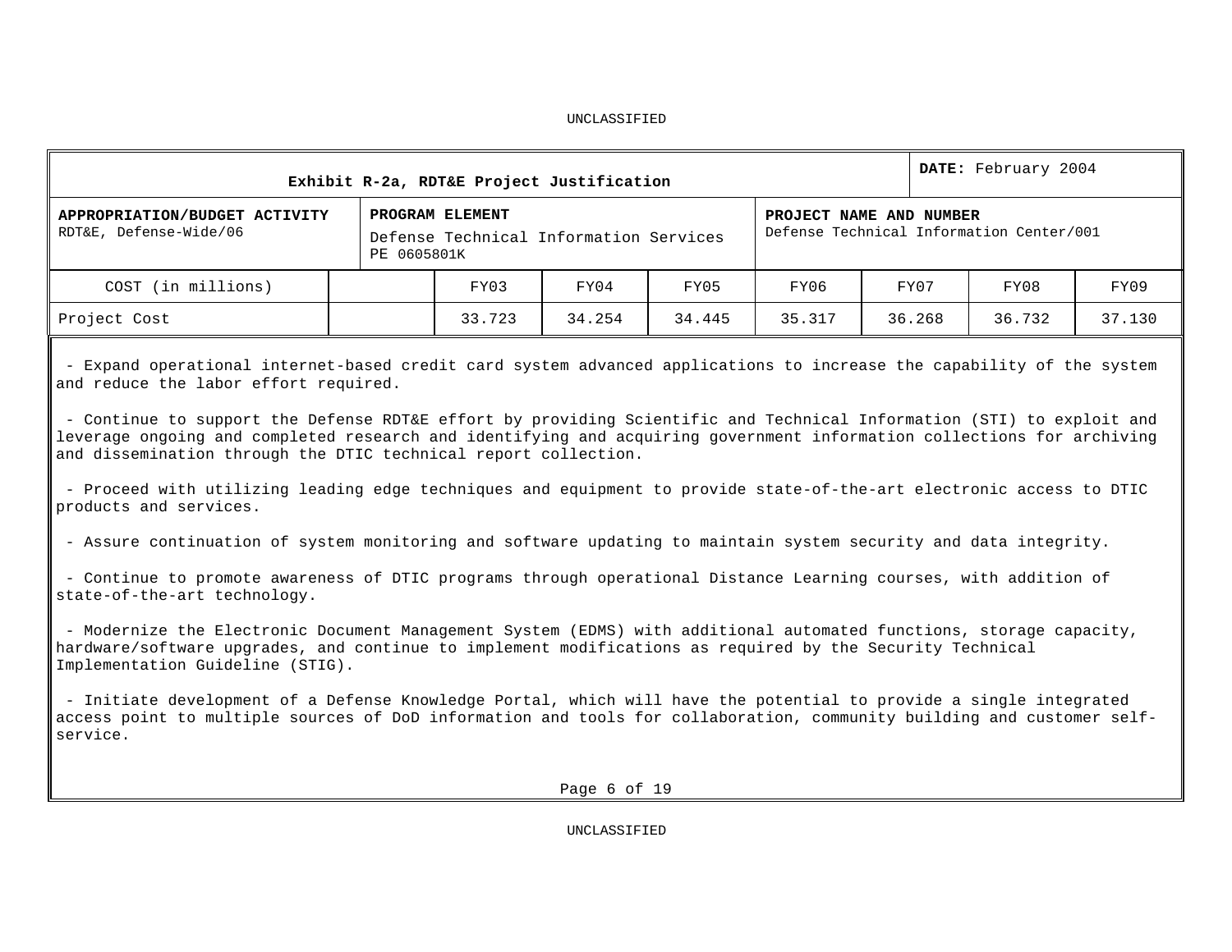UNCLASSIFIED

| Exhibit R-2a, RDT&E Project Justification | | | | | | | | DATE: February 2004 |
|---|---|---|---|---|---|---|---|---|
| APPROPRIATION/BUDGET ACTIVITY<br>RDT&E, Defense-Wide/06 | PROGRAM ELEMENT<br>Defense Technical Information Services<br>PE 0605801K | | | | PROJECT NAME AND NUMBER<br>Defense Technical Information Center/001 | | | |
| COST (in millions) | | FY03 | FY04 | FY05 | FY06 | FY07 | FY08 | FY09 |
| Project Cost | | 33.723 | 34.254 | 34.445 | 35.317 | 36.268 | 36.732 | 37.130 |

- Expand operational internet-based credit card system advanced applications to increase the capability of the system and reduce the labor effort required.

- Continue to support the Defense RDT&E effort by providing Scientific and Technical Information (STI) to exploit and leverage ongoing and completed research and identifying and acquiring government information collections for archiving and dissemination through the DTIC technical report collection.

- Proceed with utilizing leading edge techniques and equipment to provide state-of-the-art electronic access to DTIC products and services.

- Assure continuation of system monitoring and software updating to maintain system security and data integrity.

- Continue to promote awareness of DTIC programs through operational Distance Learning courses, with addition of state-of-the-art technology.

- Modernize the Electronic Document Management System (EDMS) with additional automated functions, storage capacity, hardware/software upgrades, and continue to implement modifications as required by the Security Technical Implementation Guideline (STIG).

- Initiate development of a Defense Knowledge Portal, which will have the potential to provide a single integrated access point to multiple sources of DoD information and tools for collaboration, community building and customer self-service.

UNCLASSIFIED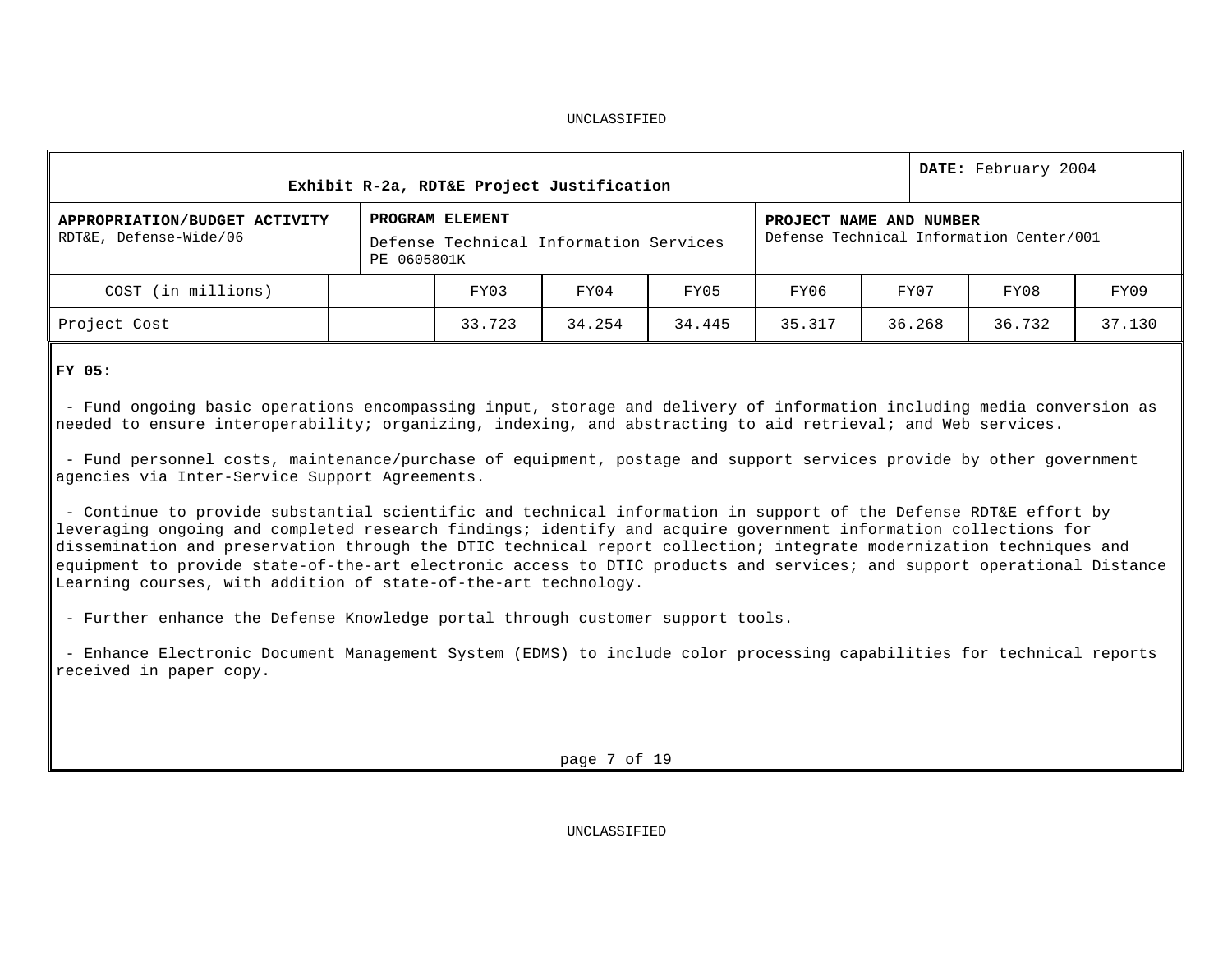| Exhibit R-2a, RDT&E Project Justification | | | | | | DATE: February 2004 | | |
|---|---|---|---|---|---|---|---|---|
| **APPROPRIATION/BUDGET ACTIVITY** RDT&E, Defense-Wide/06 | | **PROGRAM ELEMENT** Defense Technical Information Services PE 0605801K | | | **PROJECT NAME AND NUMBER** Defense Technical Information Center/001 | | | |
| COST (in millions) | | FY03 | FY04 | FY05 | FY06 | FY07 | FY08 | FY09 |
| Project Cost | | 33.723 | 34.254 | 34.445 | 35.317 | 36.268 | 36.732 | 37.130 |

**FY 05:**

- Fund ongoing basic operations encompassing input, storage and delivery of information including media conversion as needed to ensure interoperability; organizing, indexing, and abstracting to aid retrieval; and Web services.

- Fund personnel costs, maintenance/purchase of equipment, postage and support services provide by other government agencies via Inter-Service Support Agreements.

- Continue to provide substantial scientific and technical information in support of the Defense RDT&E effort by leveraging ongoing and completed research findings; identify and acquire government information collections for dissemination and preservation through the DTIC technical report collection; integrate modernization techniques and equipment to provide state-of-the-art electronic access to DTIC products and services; and support operational Distance Learning courses, with addition of state-of-the-art technology.

- Further enhance the Defense Knowledge portal through customer support tools.

- Enhance Electronic Document Management System (EDMS) to include color processing capabilities for technical reports received in paper copy.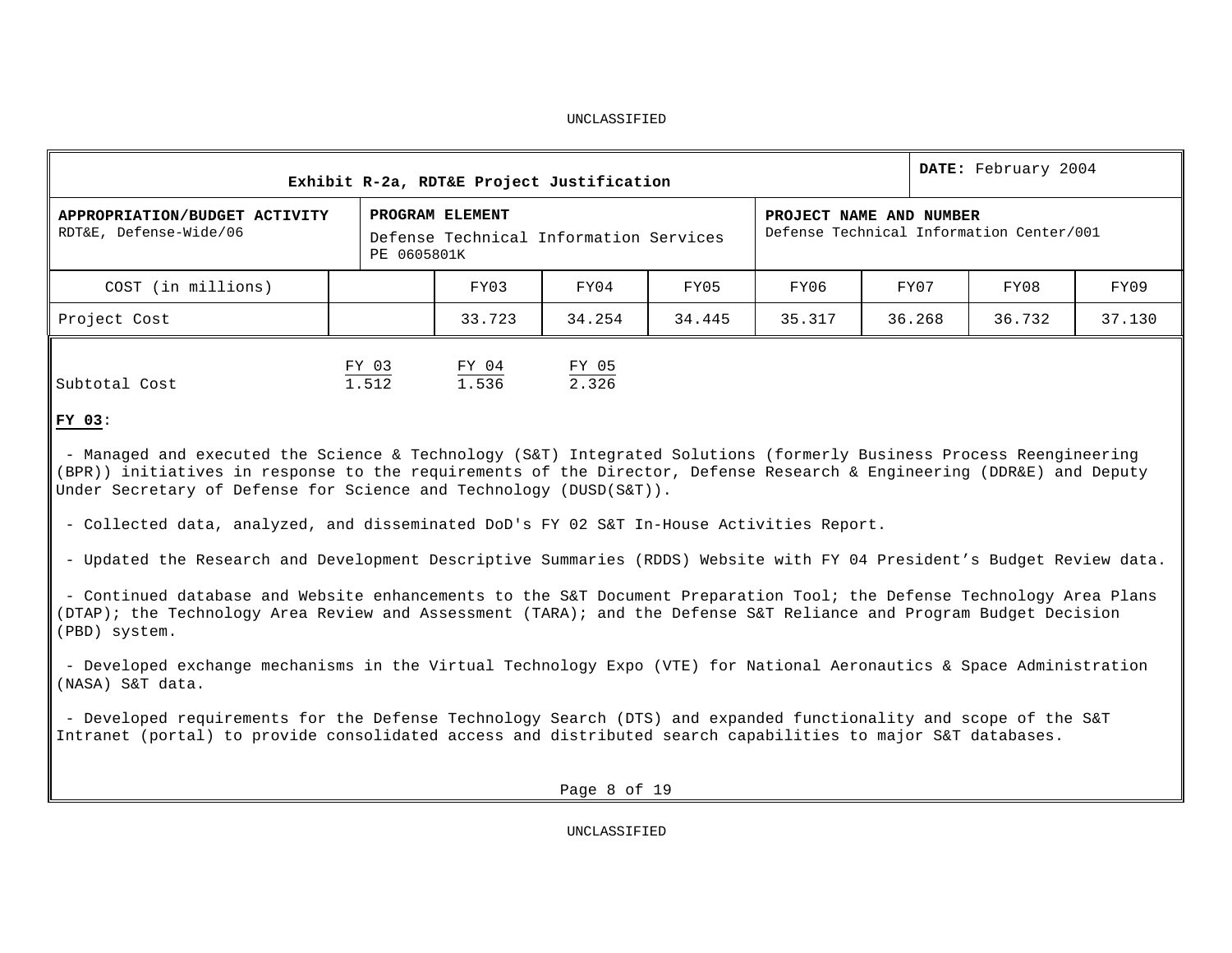| Exhibit R-2a, RDT&E Project Justification | | | DATE: February 2004 |
|---|---|---|---|
| **APPROPRIATION/BUDGET ACTIVITY**<br>RDT&E, Defense-Wide/06 | **PROGRAM ELEMENT**<br>Defense Technical Information Services<br>PE 0605801K | **PROJECT NAME AND NUMBER**<br>Defense Technical Information Center/001 | |

| COST (in millions) | | FY03 | FY04 | FY05 | FY06 | FY07 | FY08 | FY09 |
|---|---|---|---|---|---|---|---|---|
| Project Cost | | 33.723 | 34.254 | 34.445 | 35.317 | 36.268 | 36.732 | 37.130 |

| | FY 03 | FY 04 | FY 05 |
|---|---|---|---|
| Subtotal Cost | 1.512 | 1.536 | 2.326 |

**FY 03**:

- Managed and executed the Science & Technology (S&T) Integrated Solutions (formerly Business Process Reengineering (BPR)) initiatives in response to the requirements of the Director, Defense Research & Engineering (DDR&E) and Deputy Under Secretary of Defense for Science and Technology (DUSD(S&T)).

- Collected data, analyzed, and disseminated DoD's FY 02 S&T In-House Activities Report.

- Updated the Research and Development Descriptive Summaries (RDDS) Website with FY 04 President's Budget Review data.

- Continued database and Website enhancements to the S&T Document Preparation Tool; the Defense Technology Area Plans (DTAP); the Technology Area Review and Assessment (TARA); and the Defense S&T Reliance and Program Budget Decision (PBD) system.

- Developed exchange mechanisms in the Virtual Technology Expo (VTE) for National Aeronautics & Space Administration (NASA) S&T data.

- Developed requirements for the Defense Technology Search (DTS) and expanded functionality and scope of the S&T Intranet (portal) to provide consolidated access and distributed search capabilities to major S&T databases.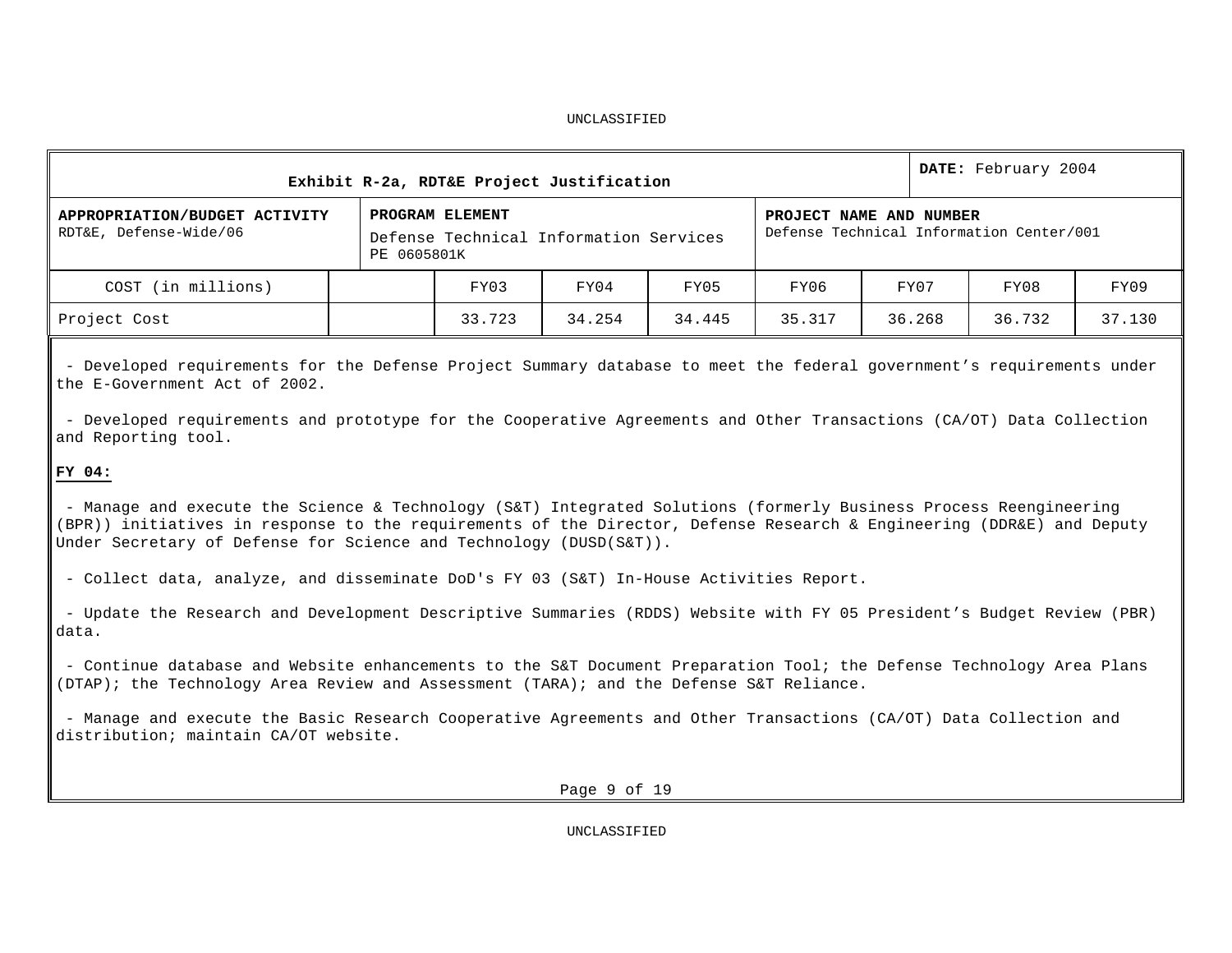UNCLASSIFIED

| Exhibit R-2a, RDT&E Project Justification | | | | | | | | DATE: February 2004 |
|---|---|---|---|---|---|---|---|---|
| APPROPRIATION/BUDGET ACTIVITY<br>RDT&E, Defense-Wide/06 | | PROGRAM ELEMENT<br>Defense Technical Information Services<br>PE 0605801K | | | PROJECT NAME AND NUMBER<br>Defense Technical Information Center/001 | | | |
| COST (in millions) | | FY03 | FY04 | FY05 | FY06 | FY07 | FY08 | FY09 |
| Project Cost | | 33.723 | 34.254 | 34.445 | 35.317 | 36.268 | 36.732 | 37.130 |

- Developed requirements for the Defense Project Summary database to meet the federal government's requirements under the E-Government Act of 2002.

- Developed requirements and prototype for the Cooperative Agreements and Other Transactions (CA/OT) Data Collection and Reporting tool.

**FY 04:**

- Manage and execute the Science & Technology (S&T) Integrated Solutions (formerly Business Process Reengineering (BPR)) initiatives in response to the requirements of the Director, Defense Research & Engineering (DDR&E) and Deputy Under Secretary of Defense for Science and Technology (DUSD(S&T)).

- Collect data, analyze, and disseminate DoD's FY 03 (S&T) In-House Activities Report.

- Update the Research and Development Descriptive Summaries (RDDS) Website with FY 05 President's Budget Review (PBR) data.

- Continue database and Website enhancements to the S&T Document Preparation Tool; the Defense Technology Area Plans (DTAP); the Technology Area Review and Assessment (TARA); and the Defense S&T Reliance.

- Manage and execute the Basic Research Cooperative Agreements and Other Transactions (CA/OT) Data Collection and distribution; maintain CA/OT website.

UNCLASSIFIED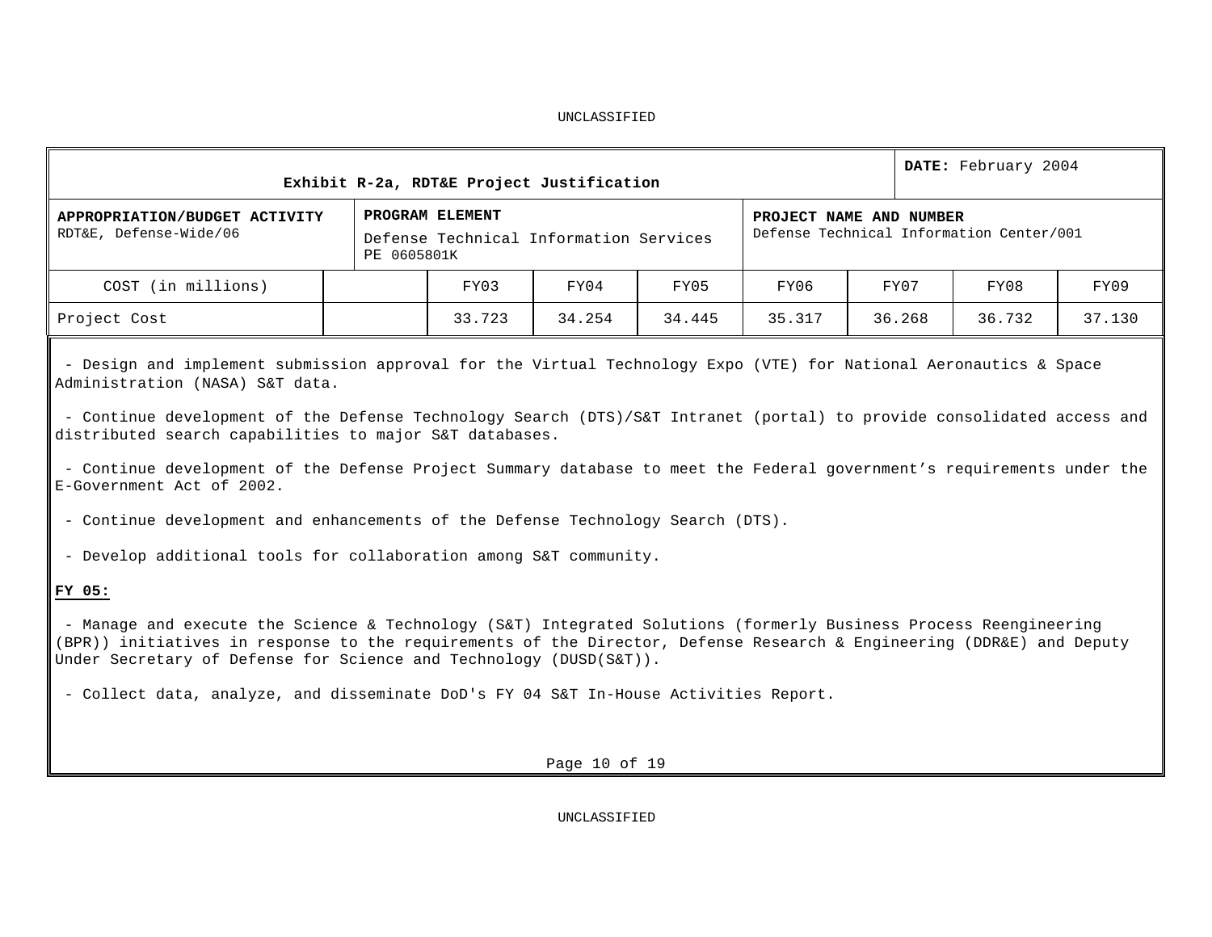UNCLASSIFIED

| Exhibit R-2a, RDT&E Project Justification | | | | DATE: February 2004 |
|---|---|---|---|---|
| **APPROPRIATION/BUDGET ACTIVITY** RDT&E, Defense-Wide/06 | **PROGRAM ELEMENT** Defense Technical Information Services PE 0605801K | | **PROJECT NAME AND NUMBER** Defense Technical Information Center/001 | |

| COST (in millions) | | FY03 | FY04 | FY05 | FY06 | FY07 | FY08 | FY09 |
|---|---|---|---|---|---|---|---|---|
| Project Cost | | 33.723 | 34.254 | 34.445 | 35.317 | 36.268 | 36.732 | 37.130 |

- Design and implement submission approval for the Virtual Technology Expo (VTE) for National Aeronautics & Space Administration (NASA) S&T data.

- Continue development of the Defense Technology Search (DTS)/S&T Intranet (portal) to provide consolidated access and distributed search capabilities to major S&T databases.

- Continue development of the Defense Project Summary database to meet the Federal government's requirements under the E-Government Act of 2002.

- Continue development and enhancements of the Defense Technology Search (DTS).

- Develop additional tools for collaboration among S&T community.

**FY 05:**

- Manage and execute the Science & Technology (S&T) Integrated Solutions (formerly Business Process Reengineering (BPR)) initiatives in response to the requirements of the Director, Defense Research & Engineering (DDR&E) and Deputy Under Secretary of Defense for Science and Technology (DUSD(S&T)).

- Collect data, analyze, and disseminate DoD's FY 04 S&T In-House Activities Report.

UNCLASSIFIED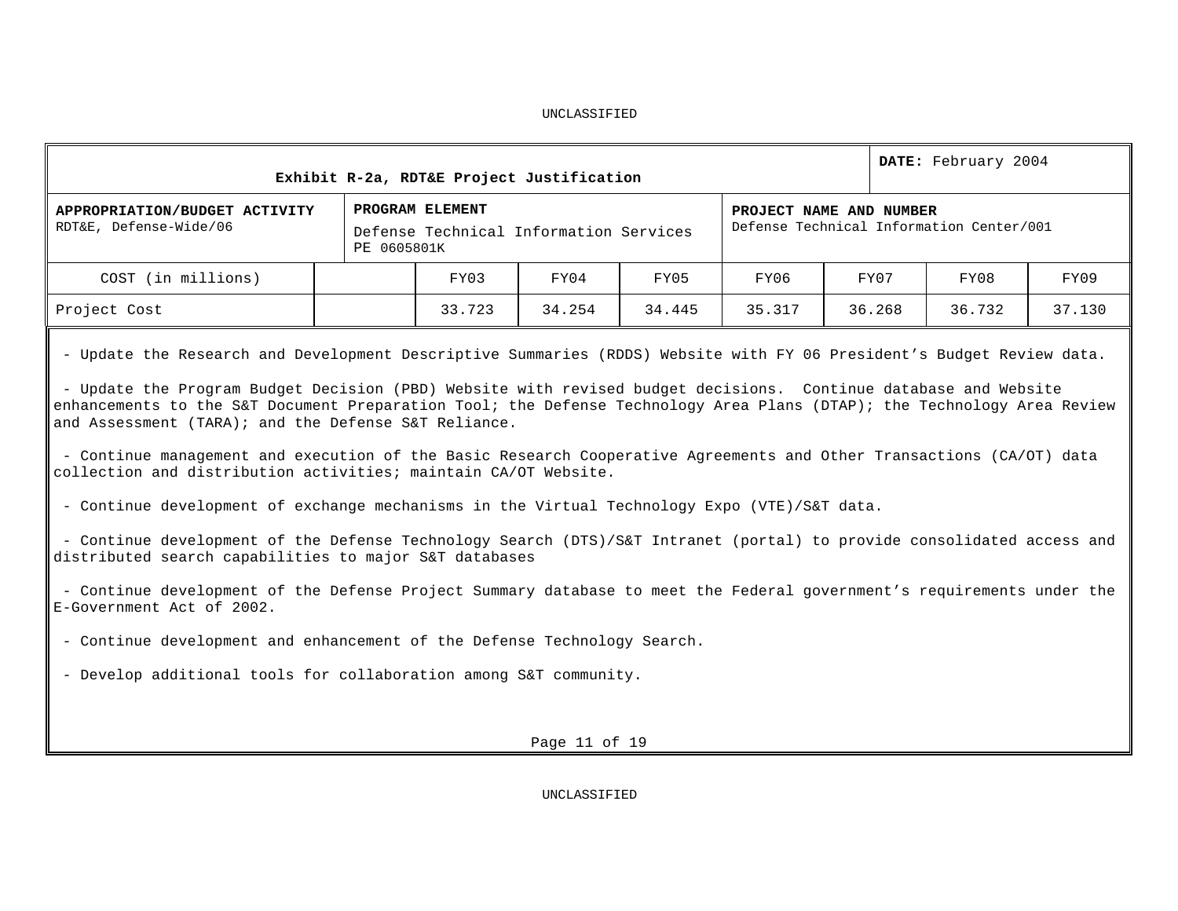UNCLASSIFIED

| Exhibit R-2a, RDT&E Project Justification | | | | | | DATE: February 2004 | | |
|---|---|---|---|---|---|---|---|---|
| APPROPRIATION/BUDGET ACTIVITY<br>RDT&E, Defense-Wide/06 | PROGRAM ELEMENT<br>Defense Technical Information Services<br>PE 0605801K | | | | PROJECT NAME AND NUMBER<br>Defense Technical Information Center/001 | | | |
| COST (in millions) | | FY03 | FY04 | FY05 | FY06 | FY07 | FY08 | FY09 |
| Project Cost | | 33.723 | 34.254 | 34.445 | 35.317 | 36.268 | 36.732 | 37.130 |

- Update the Research and Development Descriptive Summaries (RDDS) Website with FY 06 President's Budget Review data.

- Update the Program Budget Decision (PBD) Website with revised budget decisions. Continue database and Website enhancements to the S&T Document Preparation Tool; the Defense Technology Area Plans (DTAP); the Technology Area Review and Assessment (TARA); and the Defense S&T Reliance.

- Continue management and execution of the Basic Research Cooperative Agreements and Other Transactions (CA/OT) data collection and distribution activities; maintain CA/OT Website.

- Continue development of exchange mechanisms in the Virtual Technology Expo (VTE)/S&T data.

- Continue development of the Defense Technology Search (DTS)/S&T Intranet (portal) to provide consolidated access and distributed search capabilities to major S&T databases

- Continue development of the Defense Project Summary database to meet the Federal government's requirements under the E-Government Act of 2002.

- Continue development and enhancement of the Defense Technology Search.

- Develop additional tools for collaboration among S&T community.

UNCLASSIFIED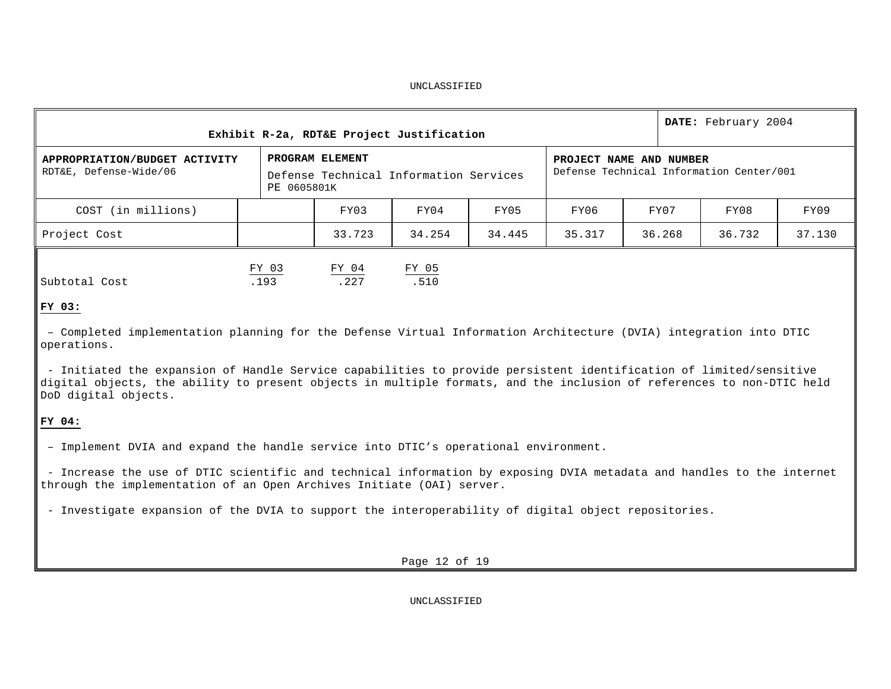UNCLASSIFIED

| Exhibit R-2a, RDT&E Project Justification | | | | | | | **DATE:** February 2004 | |
|---|---|---|---|---|---|---|---|---|
| **APPROPRIATION/BUDGET ACTIVITY** RDT&E, Defense-Wide/06 | | **PROGRAM ELEMENT** Defense Technical Information Services PE 0605801K | | | **PROJECT NAME AND NUMBER** Defense Technical Information Center/001 | | | |
| COST (in millions) | | FY03 | FY04 | FY05 | FY06 | FY07 | FY08 | FY09 |
| Project Cost | | 33.723 | 34.254 | 34.445 | 35.317 | 36.268 | 36.732 | 37.130 |

| | FY 03 | FY 04 | FY 05 |
|---|---|---|---|
| Subtotal Cost | .193 | .227 | .510 |

**FY 03:**

– Completed implementation planning for the Defense Virtual Information Architecture (DVIA) integration into DTIC operations.

- Initiated the expansion of Handle Service capabilities to provide persistent identification of limited/sensitive digital objects, the ability to present objects in multiple formats, and the inclusion of references to non-DTIC held DoD digital objects.

**FY 04:**

– Implement DVIA and expand the handle service into DTIC's operational environment.

- Increase the use of DTIC scientific and technical information by exposing DVIA metadata and handles to the internet through the implementation of an Open Archives Initiate (OAI) server.

- Investigate expansion of the DVIA to support the interoperability of digital object repositories.

UNCLASSIFIED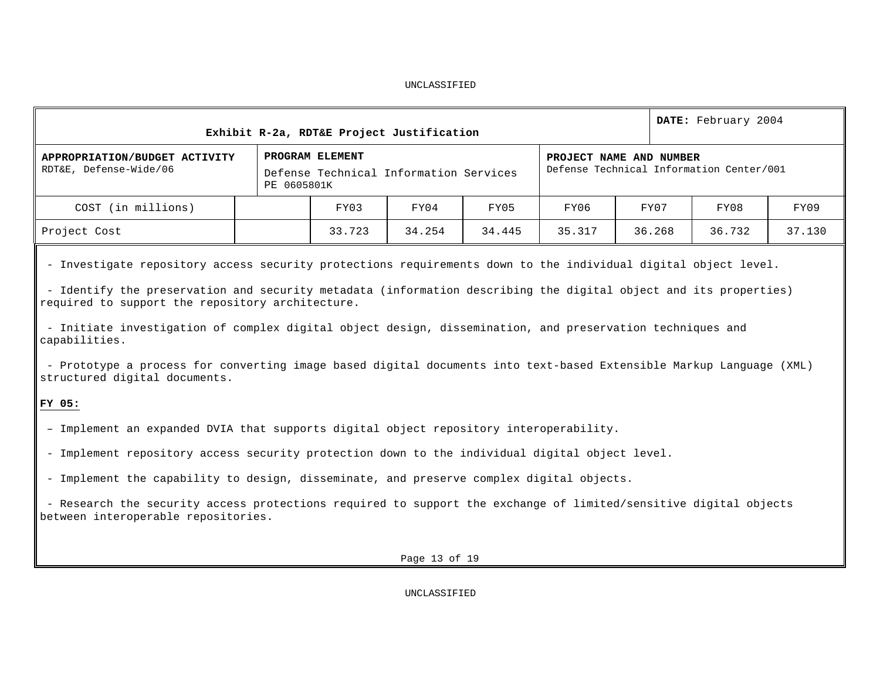**Exhibit R-2a, RDT&E Project Justification** | **DATE:** February 2004

| **APPROPRIATION/BUDGET ACTIVITY** | **PROGRAM ELEMENT** | **PROJECT NAME AND NUMBER** |
|---|---|---|
| RDT&E, Defense-Wide/06 | Defense Technical Information Services PE 0605801K | Defense Technical Information Center/001 |

| COST (in millions) | | FY03 | FY04 | FY05 | FY06 | FY07 | FY08 | FY09 |
|---|---|---|---|---|---|---|---|---|
| Project Cost | | 33.723 | 34.254 | 34.445 | 35.317 | 36.268 | 36.732 | 37.130 |

- Investigate repository access security protections requirements down to the individual digital object level.

- Identify the preservation and security metadata (information describing the digital object and its properties) required to support the repository architecture.

- Initiate investigation of complex digital object design, dissemination, and preservation techniques and capabilities.

- Prototype a process for converting image based digital documents into text-based Extensible Markup Language (XML) structured digital documents.

**FY 05:**

– Implement an expanded DVIA that supports digital object repository interoperability.

- Implement repository access security protection down to the individual digital object level.

- Implement the capability to design, disseminate, and preserve complex digital objects.

- Research the security access protections required to support the exchange of limited/sensitive digital objects between interoperable repositories.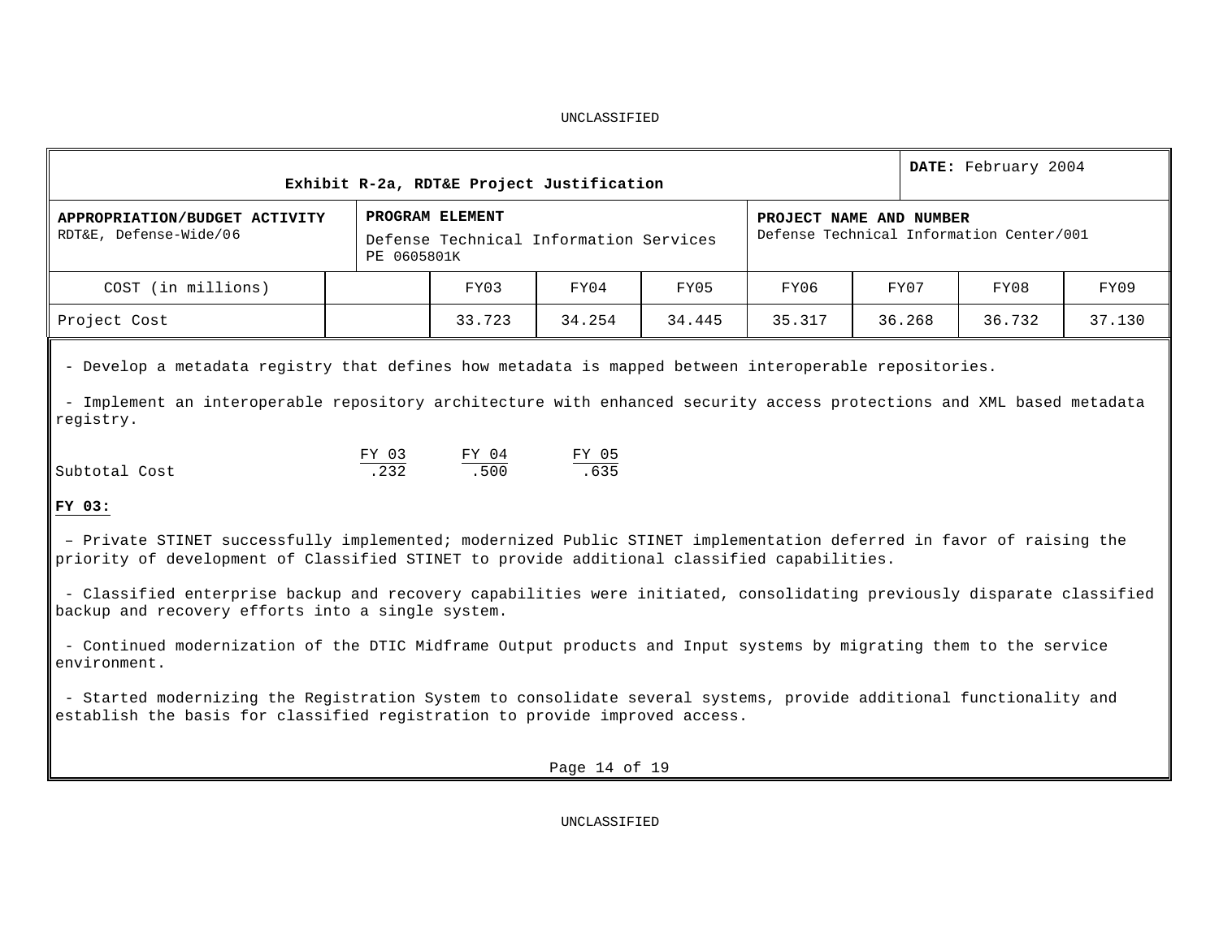UNCLASSIFIED

| Exhibit R-2a, RDT&E Project Justification | | | | | | | DATE: February 2004 | |
|---|---|---|---|---|---|---|---|---|
| **APPROPRIATION/BUDGET ACTIVITY** RDT&E, Defense-Wide/06 | | **PROGRAM ELEMENT** Defense Technical Information Services PE 0605801K | | | **PROJECT NAME AND NUMBER** Defense Technical Information Center/001 | | | |
| COST (in millions) | | FY03 | FY04 | FY05 | FY06 | FY07 | FY08 | FY09 |
| Project Cost | | 33.723 | 34.254 | 34.445 | 35.317 | 36.268 | 36.732 | 37.130 |

- Develop a metadata registry that defines how metadata is mapped between interoperable repositories.

- Implement an interoperable repository architecture with enhanced security access protections and XML based metadata registry.

| | FY 03 | FY 04 | FY 05 |
|---|---|---|---|
| Subtotal Cost | .232 | .500 | .635 |

**FY 03:**

– Private STINET successfully implemented; modernized Public STINET implementation deferred in favor of raising the priority of development of Classified STINET to provide additional classified capabilities.

- Classified enterprise backup and recovery capabilities were initiated, consolidating previously disparate classified backup and recovery efforts into a single system.

- Continued modernization of the DTIC Midframe Output products and Input systems by migrating them to the service environment.

- Started modernizing the Registration System to consolidate several systems, provide additional functionality and establish the basis for classified registration to provide improved access.

UNCLASSIFIED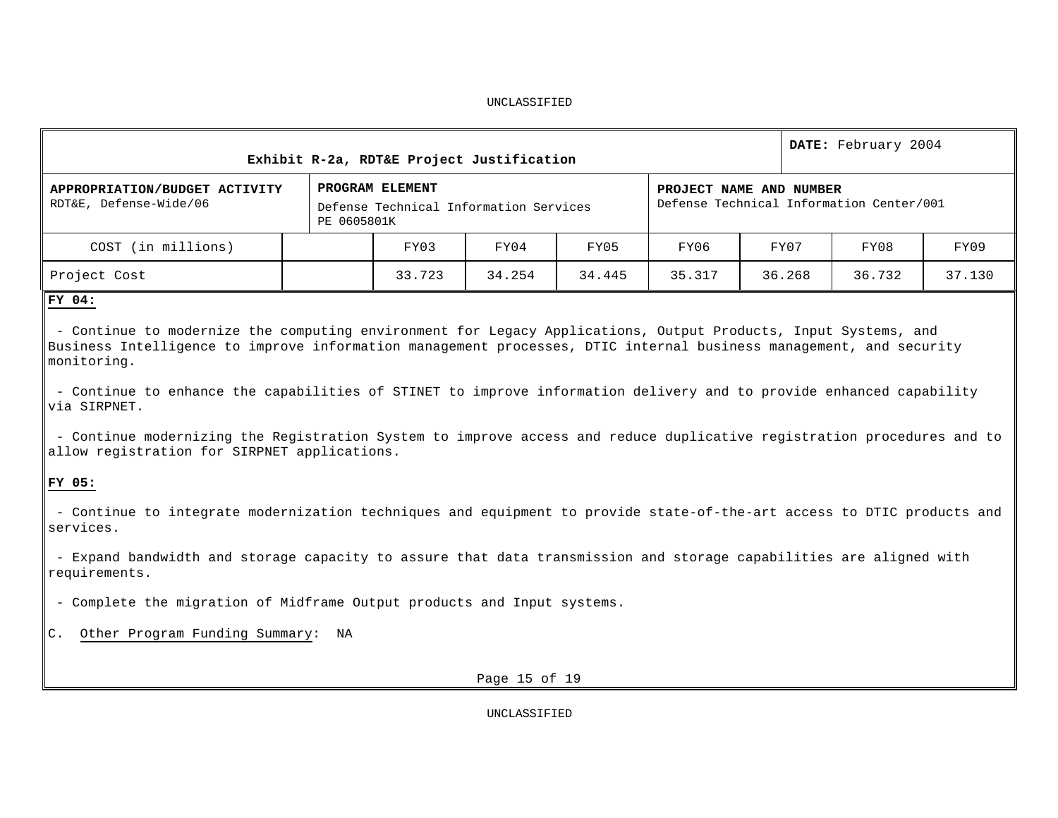UNCLASSIFIED

| Exhibit R-2a, RDT&E Project Justification | | | | | | | **DATE:** February 2004 | |
|---|---|---|---|---|---|---|---|---|
| **APPROPRIATION/BUDGET ACTIVITY** RDT&E, Defense-Wide/06 | **PROGRAM ELEMENT** Defense Technical Information Services PE 0605801K | | | | **PROJECT NAME AND NUMBER** Defense Technical Information Center/001 | | | |
| COST (in millions) | | FY03 | FY04 | FY05 | FY06 | FY07 | FY08 | FY09 |
| Project Cost | | 33.723 | 34.254 | 34.445 | 35.317 | 36.268 | 36.732 | 37.130 |

**FY 04:**

- Continue to modernize the computing environment for Legacy Applications, Output Products, Input Systems, and Business Intelligence to improve information management processes, DTIC internal business management, and security monitoring.

- Continue to enhance the capabilities of STINET to improve information delivery and to provide enhanced capability via SIRPNET.

- Continue modernizing the Registration System to improve access and reduce duplicative registration procedures and to allow registration for SIRPNET applications.

**FY 05:**

- Continue to integrate modernization techniques and equipment to provide state-of-the-art access to DTIC products and services.

- Expand bandwidth and storage capacity to assure that data transmission and storage capabilities are aligned with requirements.

- Complete the migration of Midframe Output products and Input systems.

C. Other Program Funding Summary: NA

UNCLASSIFIED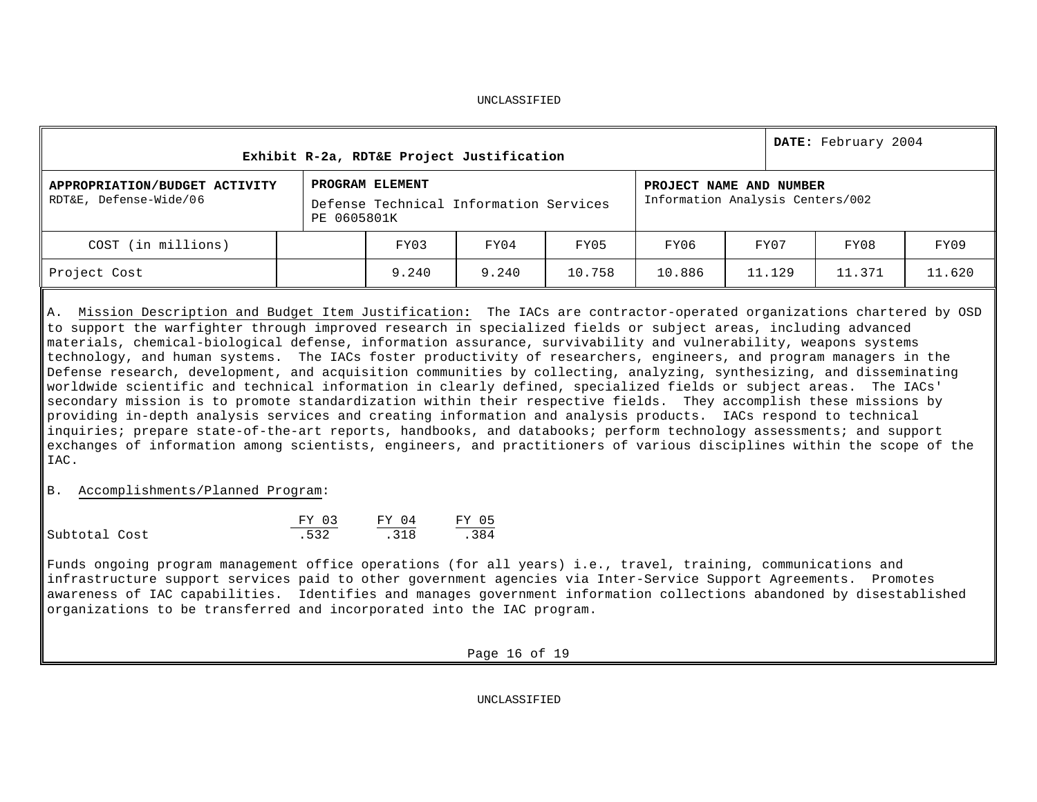| Exhibit R-2a, RDT&E Project Justification | | | | | | | DATE: February 2004 | |
|---|---|---|---|---|---|---|---|---|
| **APPROPRIATION/BUDGET ACTIVITY** RDT&E, Defense-Wide/06 | | **PROGRAM ELEMENT** Defense Technical Information Services PE 0605801K | | | **PROJECT NAME AND NUMBER** Information Analysis Centers/002 | | | |
| COST (in millions) | | FY03 | FY04 | FY05 | FY06 | FY07 | FY08 | FY09 |
| Project Cost | | 9.240 | 9.240 | 10.758 | 10.886 | 11.129 | 11.371 | 11.620 |

A. Mission Description and Budget Item Justification: The IACs are contractor-operated organizations chartered by OSD to support the warfighter through improved research in specialized fields or subject areas, including advanced materials, chemical-biological defense, information assurance, survivability and vulnerability, weapons systems technology, and human systems. The IACs foster productivity of researchers, engineers, and program managers in the Defense research, development, and acquisition communities by collecting, analyzing, synthesizing, and disseminating worldwide scientific and technical information in clearly defined, specialized fields or subject areas. The IACs' secondary mission is to promote standardization within their respective fields. They accomplish these missions by providing in-depth analysis services and creating information and analysis products. IACs respond to technical inquiries; prepare state-of-the-art reports, handbooks, and databooks; perform technology assessments; and support exchanges of information among scientists, engineers, and practitioners of various disciplines within the scope of the IAC.

B. Accomplishments/Planned Program:

| | FY 03 | FY 04 | FY 05 |
|---|---|---|---|
| Subtotal Cost | .532 | .318 | .384 |

Funds ongoing program management office operations (for all years) i.e., travel, training, communications and infrastructure support services paid to other government agencies via Inter-Service Support Agreements. Promotes awareness of IAC capabilities. Identifies and manages government information collections abandoned by disestablished organizations to be transferred and incorporated into the IAC program.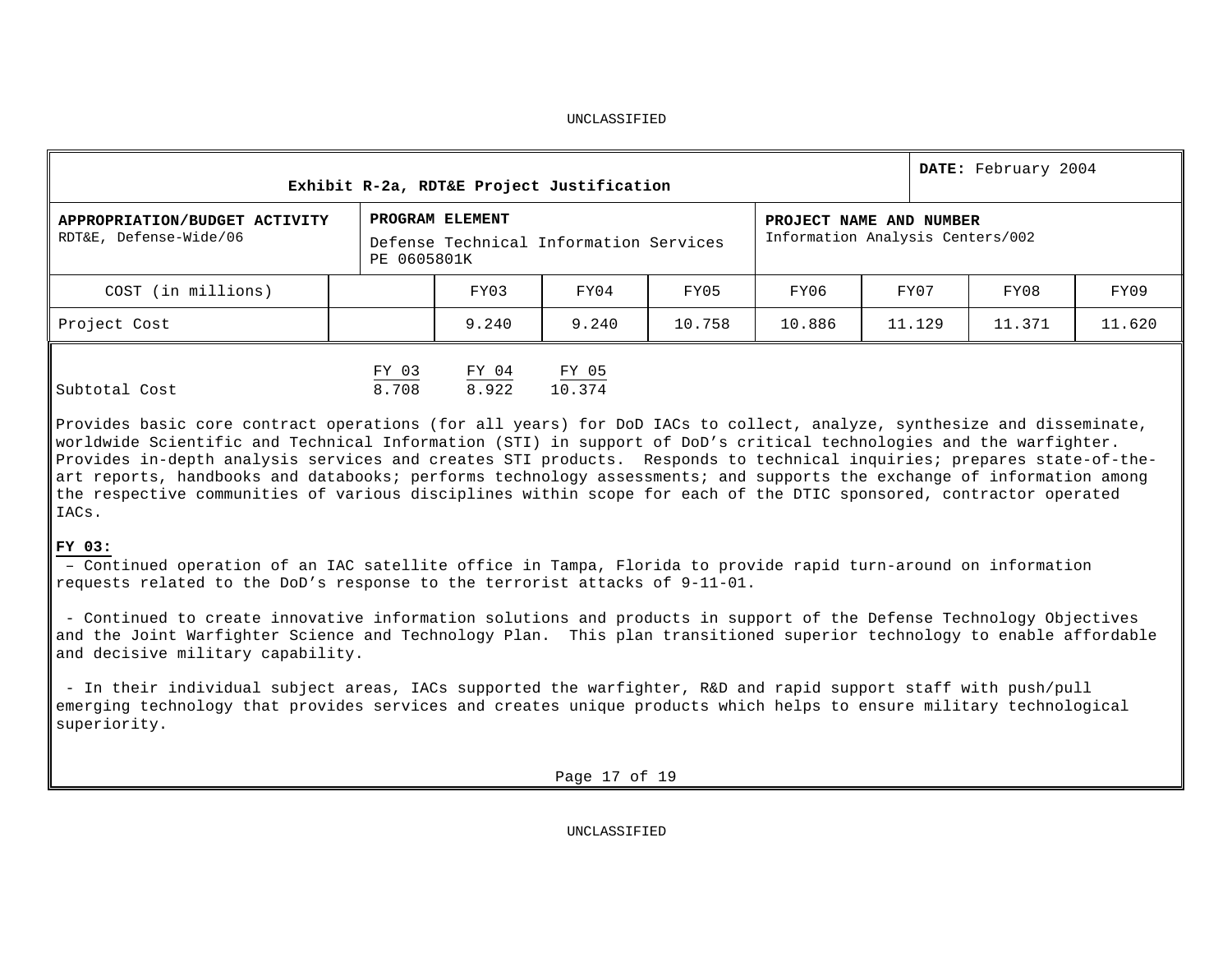UNCLASSIFIED

**Exhibit R-2a, RDT&E Project Justification** | **DATE:** February 2004

| **APPROPRIATION/BUDGET ACTIVITY** RDT&E, Defense-Wide/06 | **PROGRAM ELEMENT** Defense Technical Information Services PE 0605801K | **PROJECT NAME AND NUMBER** Information Analysis Centers/002 |
|---|---|---|

| COST (in millions) | | FY03 | FY04 | FY05 | FY06 | FY07 | FY08 | FY09 |
|---|---|---|---|---|---|---|---|---|
| Project Cost | | 9.240 | 9.240 | 10.758 | 10.886 | 11.129 | 11.371 | 11.620 |

| | FY 03 | FY 04 | FY 05 |
|---|---|---|---|
| Subtotal Cost | 8.708 | 8.922 | 10.374 |

Provides basic core contract operations (for all years) for DoD IACs to collect, analyze, synthesize and disseminate, worldwide Scientific and Technical Information (STI) in support of DoD's critical technologies and the warfighter. Provides in-depth analysis services and creates STI products. Responds to technical inquiries; prepares state-of-the-art reports, handbooks and databooks; performs technology assessments; and supports the exchange of information among the respective communities of various disciplines within scope for each of the DTIC sponsored, contractor operated IACs.

**FY 03:**

– Continued operation of an IAC satellite office in Tampa, Florida to provide rapid turn-around on information requests related to the DoD's response to the terrorist attacks of 9-11-01.

- Continued to create innovative information solutions and products in support of the Defense Technology Objectives and the Joint Warfighter Science and Technology Plan. This plan transitioned superior technology to enable affordable and decisive military capability.

- In their individual subject areas, IACs supported the warfighter, R&D and rapid support staff with push/pull emerging technology that provides services and creates unique products which helps to ensure military technological superiority.

UNCLASSIFIED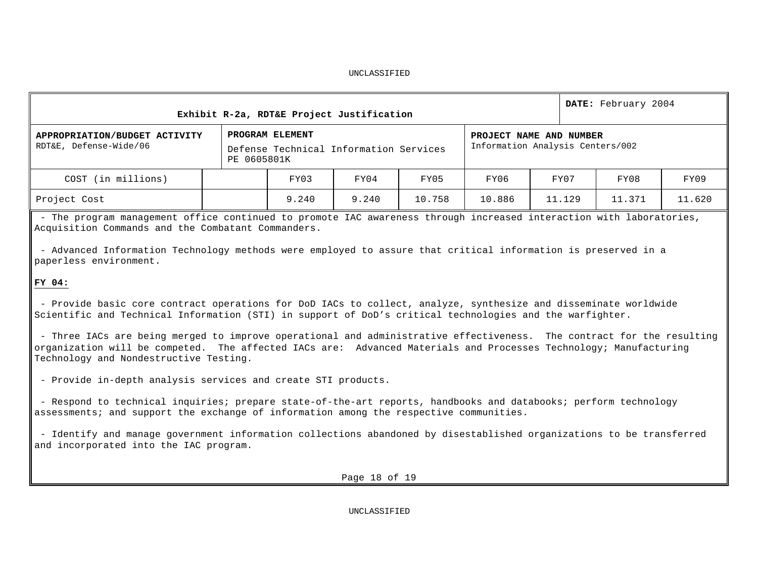| Exhibit R-2a, RDT&E Project Justification | | | | | | | DATE: February 2004 | |
|---|---|---|---|---|---|---|---|---|
| **APPROPRIATION/BUDGET ACTIVITY** RDT&E, Defense-Wide/06 | | **PROGRAM ELEMENT** Defense Technical Information Services PE 0605801K | | | **PROJECT NAME AND NUMBER** Information Analysis Centers/002 | | | |
| COST (in millions) | | FY03 | FY04 | FY05 | FY06 | FY07 | FY08 | FY09 |
| Project Cost | | 9.240 | 9.240 | 10.758 | 10.886 | 11.129 | 11.371 | 11.620 |

- The program management office continued to promote IAC awareness through increased interaction with laboratories, Acquisition Commands and the Combatant Commanders.

- Advanced Information Technology methods were employed to assure that critical information is preserved in a paperless environment.

**FY 04:**

- Provide basic core contract operations for DoD IACs to collect, analyze, synthesize and disseminate worldwide Scientific and Technical Information (STI) in support of DoD's critical technologies and the warfighter.

- Three IACs are being merged to improve operational and administrative effectiveness. The contract for the resulting organization will be competed. The affected IACs are: Advanced Materials and Processes Technology; Manufacturing Technology and Nondestructive Testing.

- Provide in-depth analysis services and create STI products.

- Respond to technical inquiries; prepare state-of-the-art reports, handbooks and databooks; perform technology assessments; and support the exchange of information among the respective communities.

- Identify and manage government information collections abandoned by disestablished organizations to be transferred and incorporated into the IAC program.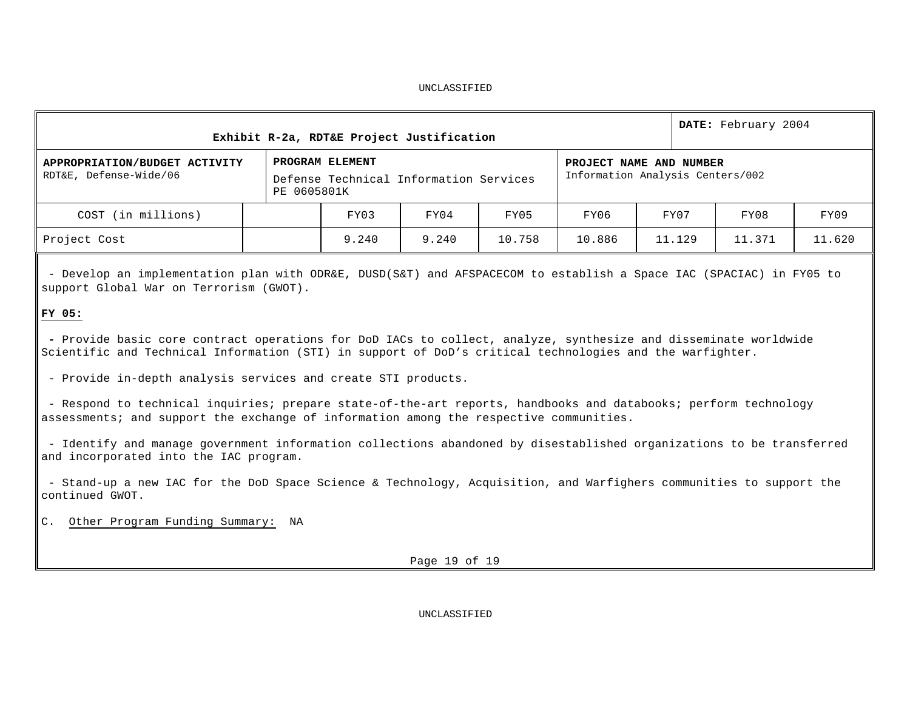| Exhibit R-2a, RDT&E Project Justification | | | | | | | **DATE:** February 2004 | |
|---|---|---|---|---|---|---|---|---|
| **APPROPRIATION/BUDGET ACTIVITY** RDT&E, Defense-Wide/06 | | **PROGRAM ELEMENT** Defense Technical Information Services PE 0605801K | | | **PROJECT NAME AND NUMBER** Information Analysis Centers/002 | | | |
| COST (in millions) | | FY03 | FY04 | FY05 | FY06 | FY07 | FY08 | FY09 |
| Project Cost | | 9.240 | 9.240 | 10.758 | 10.886 | 11.129 | 11.371 | 11.620 |

- Develop an implementation plan with ODR&E, DUSD(S&T) and AFSPACECOM to establish a Space IAC (SPACIAC) in FY05 to support Global War on Terrorism (GWOT).

**FY 05:**

- Provide basic core contract operations for DoD IACs to collect, analyze, synthesize and disseminate worldwide Scientific and Technical Information (STI) in support of DoD's critical technologies and the warfighter.

- Provide in-depth analysis services and create STI products.

- Respond to technical inquiries; prepare state-of-the-art reports, handbooks and databooks; perform technology assessments; and support the exchange of information among the respective communities.

- Identify and manage government information collections abandoned by disestablished organizations to be transferred and incorporated into the IAC program.

- Stand-up a new IAC for the DoD Space Science & Technology, Acquisition, and Warfighers communities to support the continued GWOT.

C. Other Program Funding Summary: NA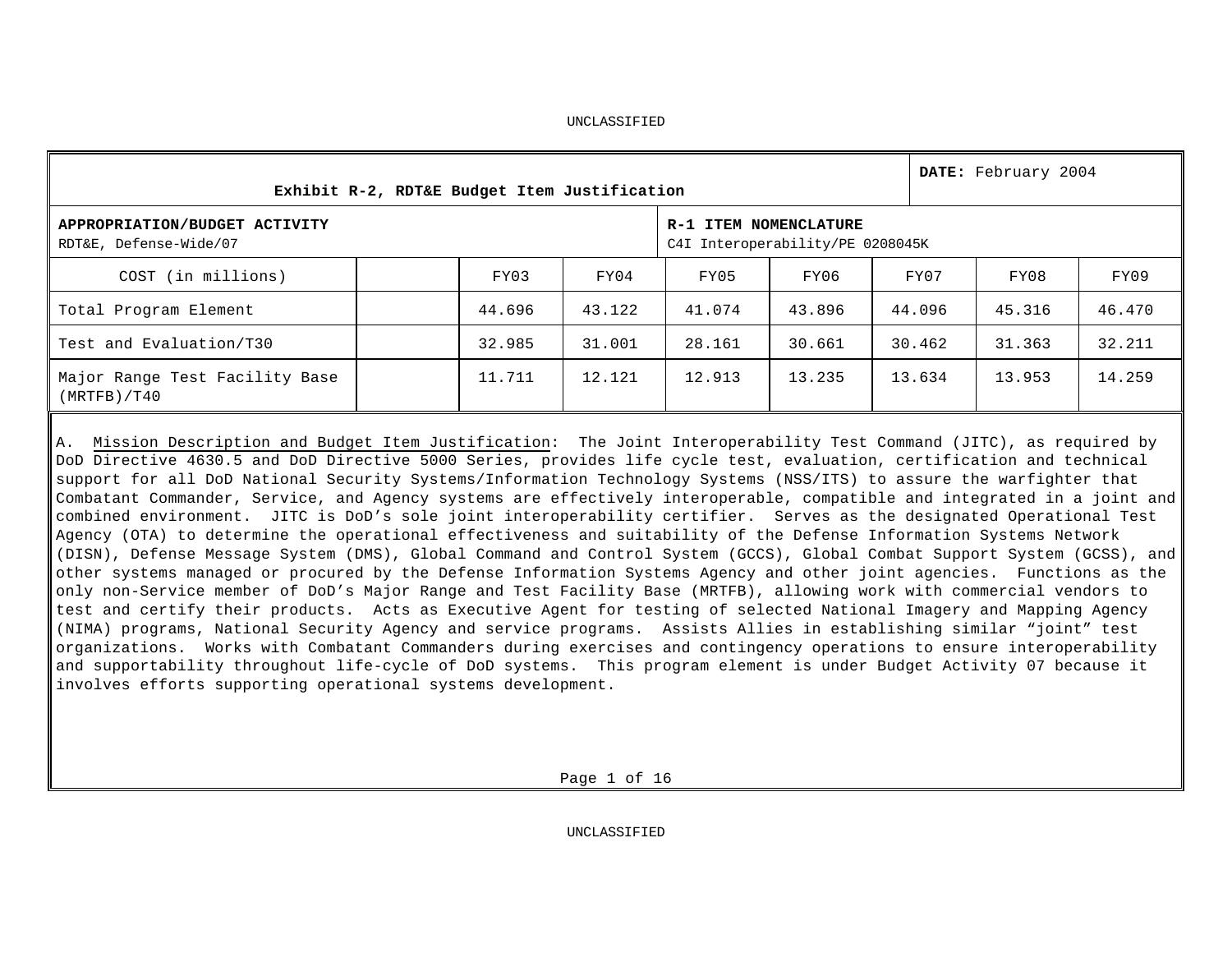UNCLASSIFIED

**Exhibit R-2, RDT&E Budget Item Justification**

**DATE:** February 2004

**APPROPRIATION/BUDGET ACTIVITY**
RDT&E, Defense-Wide/07

**R-1 ITEM NOMENCLATURE**
C4I Interoperability/PE 0208045K

| COST (in millions) | | FY03 | FY04 | FY05 | FY06 | FY07 | FY08 | FY09 |
|---|---|---|---|---|---|---|---|---|
| Total Program Element | | 44.696 | 43.122 | 41.074 | 43.896 | 44.096 | 45.316 | 46.470 |
| Test and Evaluation/T30 | | 32.985 | 31.001 | 28.161 | 30.661 | 30.462 | 31.363 | 32.211 |
| Major Range Test Facility Base (MRTFB)/T40 | | 11.711 | 12.121 | 12.913 | 13.235 | 13.634 | 13.953 | 14.259 |

A. Mission Description and Budget Item Justification: The Joint Interoperability Test Command (JITC), as required by DoD Directive 4630.5 and DoD Directive 5000 Series, provides life cycle test, evaluation, certification and technical support for all DoD National Security Systems/Information Technology Systems (NSS/ITS) to assure the warfighter that Combatant Commander, Service, and Agency systems are effectively interoperable, compatible and integrated in a joint and combined environment. JITC is DoD's sole joint interoperability certifier. Serves as the designated Operational Test Agency (OTA) to determine the operational effectiveness and suitability of the Defense Information Systems Network (DISN), Defense Message System (DMS), Global Command and Control System (GCCS), Global Combat Support System (GCSS), and other systems managed or procured by the Defense Information Systems Agency and other joint agencies. Functions as the only non-Service member of DoD's Major Range and Test Facility Base (MRTFB), allowing work with commercial vendors to test and certify their products. Acts as Executive Agent for testing of selected National Imagery and Mapping Agency (NIMA) programs, National Security Agency and service programs. Assists Allies in establishing similar "joint" test organizations. Works with Combatant Commanders during exercises and contingency operations to ensure interoperability and supportability throughout life-cycle of DoD systems. This program element is under Budget Activity 07 because it involves efforts supporting operational systems development.

UNCLASSIFIED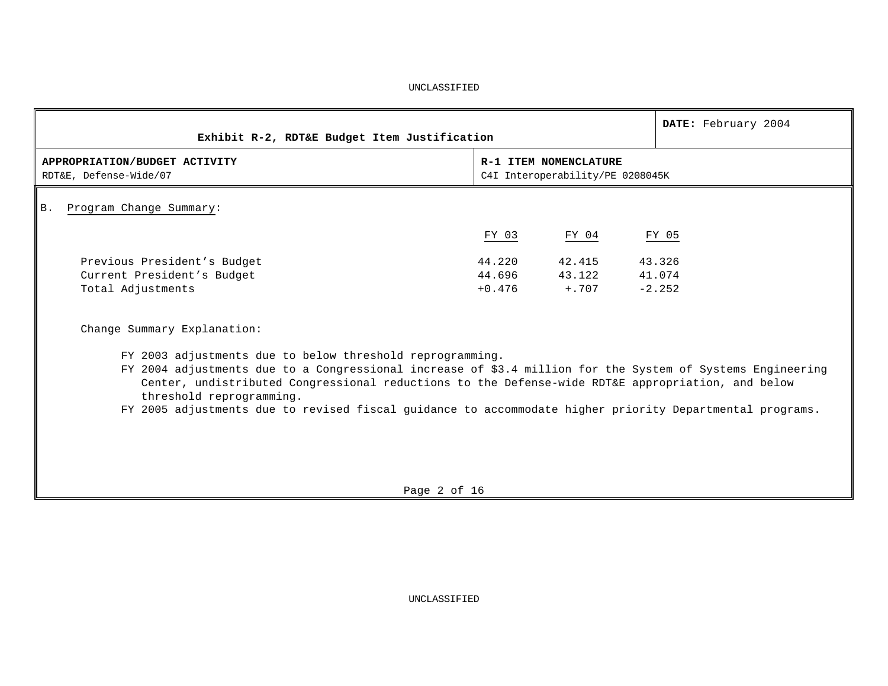UNCLASSIFIED

| Exhibit R-2, RDT&E Budget Item Justification | DATE: February 2004 |
|---|---|
| **APPROPRIATION/BUDGET ACTIVITY**<br>RDT&E, Defense-Wide/07 | **R-1 ITEM NOMENCLATURE**<br>C4I Interoperability/PE 0208045K |

B. Program Change Summary:

| | FY 03 | FY 04 | FY 05 |
|---|---|---|---|
| Previous President's Budget | 44.220 | 42.415 | 43.326 |
| Current President's Budget | 44.696 | 43.122 | 41.074 |
| Total Adjustments | +0.476 | +.707 | -2.252 |

Change Summary Explanation:

FY 2003 adjustments due to below threshold reprogramming.

FY 2004 adjustments due to a Congressional increase of $3.4 million for the System of Systems Engineering Center, undistributed Congressional reductions to the Defense-wide RDT&E appropriation, and below threshold reprogramming.

FY 2005 adjustments due to revised fiscal guidance to accommodate higher priority Departmental programs.

UNCLASSIFIED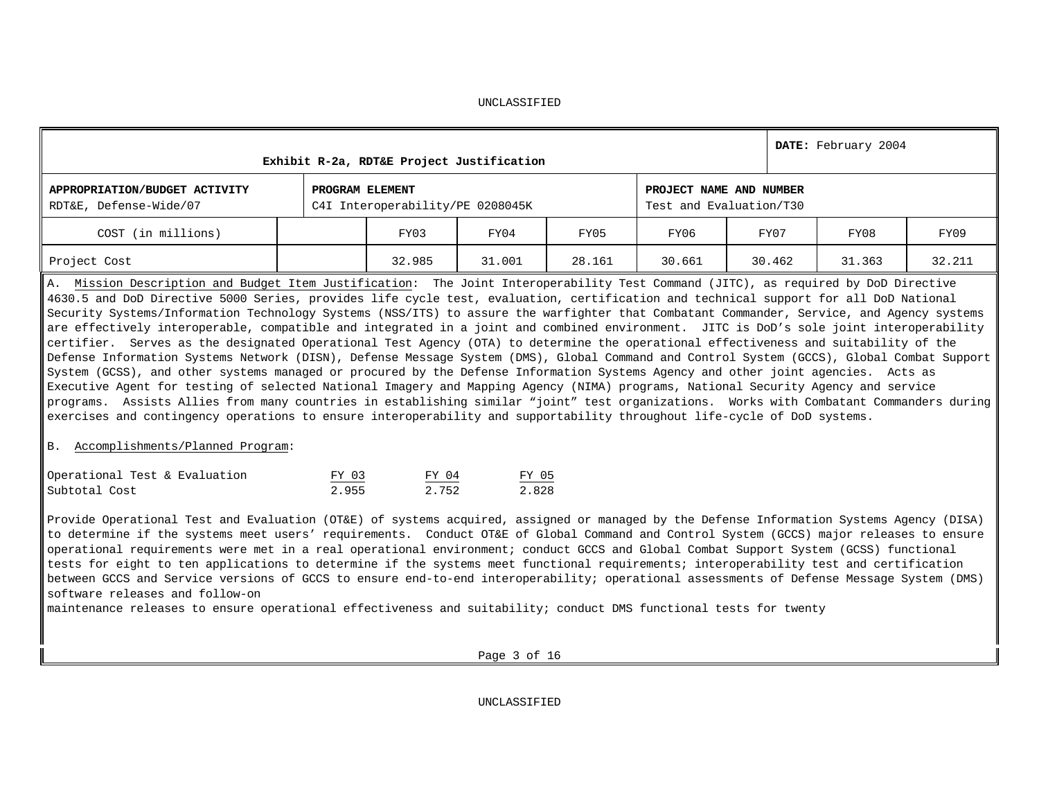UNCLASSIFIED

| Exhibit R-2a, RDT&E Project Justification | | | | | | | **DATE:** February 2004 | |
|---|---|---|---|---|---|---|---|---|
| **APPROPRIATION/BUDGET ACTIVITY**<br>RDT&E, Defense-Wide/07 | | **PROGRAM ELEMENT**<br>C4I Interoperability/PE 0208045K | | | **PROJECT NAME AND NUMBER**<br>Test and Evaluation/T30 | | | |
| COST (in millions) | | FY03 | FY04 | FY05 | FY06 | FY07 | FY08 | FY09 |
| Project Cost | | 32.985 | 31.001 | 28.161 | 30.661 | 30.462 | 31.363 | 32.211 |

A. Mission Description and Budget Item Justification: The Joint Interoperability Test Command (JITC), as required by DoD Directive 4630.5 and DoD Directive 5000 Series, provides life cycle test, evaluation, certification and technical support for all DoD National Security Systems/Information Technology Systems (NSS/ITS) to assure the warfighter that Combatant Commander, Service, and Agency systems are effectively interoperable, compatible and integrated in a joint and combined environment. JITC is DoD's sole joint interoperability certifier. Serves as the designated Operational Test Agency (OTA) to determine the operational effectiveness and suitability of the Defense Information Systems Network (DISN), Defense Message System (DMS), Global Command and Control System (GCCS), Global Combat Support System (GCSS), and other systems managed or procured by the Defense Information Systems Agency and other joint agencies. Acts as Executive Agent for testing of selected National Imagery and Mapping Agency (NIMA) programs, National Security Agency and service programs. Assists Allies from many countries in establishing similar "joint" test organizations. Works with Combatant Commanders during exercises and contingency operations to ensure interoperability and supportability throughout life-cycle of DoD systems.

B. Accomplishments/Planned Program:

| Operational Test & Evaluation | FY 03 | FY 04 | FY 05 |
|---|---|---|---|
| Subtotal Cost | 2.955 | 2.752 | 2.828 |

Provide Operational Test and Evaluation (OT&E) of systems acquired, assigned or managed by the Defense Information Systems Agency (DISA) to determine if the systems meet users' requirements. Conduct OT&E of Global Command and Control System (GCCS) major releases to ensure operational requirements were met in a real operational environment; conduct GCCS and Global Combat Support System (GCSS) functional tests for eight to ten applications to determine if the systems meet functional requirements; interoperability test and certification between GCCS and Service versions of GCCS to ensure end-to-end interoperability; operational assessments of Defense Message System (DMS) software releases and follow-on maintenance releases to ensure operational effectiveness and suitability; conduct DMS functional tests for twenty

UNCLASSIFIED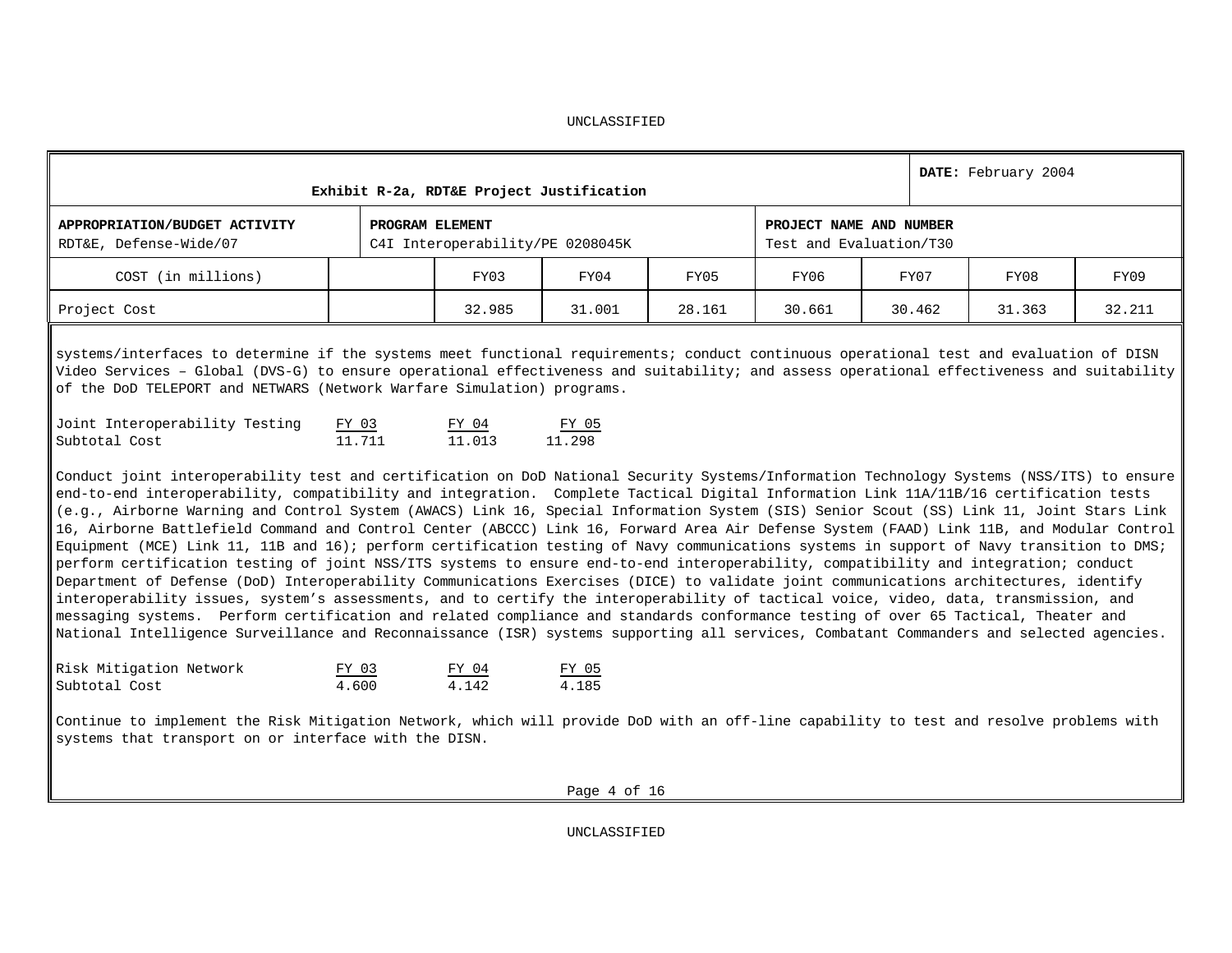UNCLASSIFIED

| Exhibit R-2a, RDT&E Project Justification | | | | | | | DATE: February 2004 | |
|---|---|---|---|---|---|---|---|---|
| **APPROPRIATION/BUDGET ACTIVITY** RDT&E, Defense-Wide/07 | | **PROGRAM ELEMENT** C4I Interoperability/PE 0208045K | | | **PROJECT NAME AND NUMBER** Test and Evaluation/T30 | | | |
| COST (in millions) | | FY03 | FY04 | FY05 | FY06 | FY07 | FY08 | FY09 |
| Project Cost | | 32.985 | 31.001 | 28.161 | 30.661 | 30.462 | 31.363 | 32.211 |

systems/interfaces to determine if the systems meet functional requirements; conduct continuous operational test and evaluation of DISN Video Services – Global (DVS-G) to ensure operational effectiveness and suitability; and assess operational effectiveness and suitability of the DoD TELEPORT and NETWARS (Network Warfare Simulation) programs.

| Joint Interoperability Testing | FY 03 | FY 04 | FY 05 |
|---|---|---|---|
| Subtotal Cost | 11.711 | 11.013 | 11.298 |

Conduct joint interoperability test and certification on DoD National Security Systems/Information Technology Systems (NSS/ITS) to ensure end-to-end interoperability, compatibility and integration. Complete Tactical Digital Information Link 11A/11B/16 certification tests (e.g., Airborne Warning and Control System (AWACS) Link 16, Special Information System (SIS) Senior Scout (SS) Link 11, Joint Stars Link 16, Airborne Battlefield Command and Control Center (ABCCC) Link 16, Forward Area Air Defense System (FAAD) Link 11B, and Modular Control Equipment (MCE) Link 11, 11B and 16); perform certification testing of Navy communications systems in support of Navy transition to DMS; perform certification testing of joint NSS/ITS systems to ensure end-to-end interoperability, compatibility and integration; conduct Department of Defense (DoD) Interoperability Communications Exercises (DICE) to validate joint communications architectures, identify interoperability issues, system's assessments, and to certify the interoperability of tactical voice, video, data, transmission, and messaging systems. Perform certification and related compliance and standards conformance testing of over 65 Tactical, Theater and National Intelligence Surveillance and Reconnaissance (ISR) systems supporting all services, Combatant Commanders and selected agencies.

| Risk Mitigation Network | FY 03 | FY 04 | FY 05 |
|---|---|---|---|
| Subtotal Cost | 4.600 | 4.142 | 4.185 |

Continue to implement the Risk Mitigation Network, which will provide DoD with an off-line capability to test and resolve problems with systems that transport on or interface with the DISN.

UNCLASSIFIED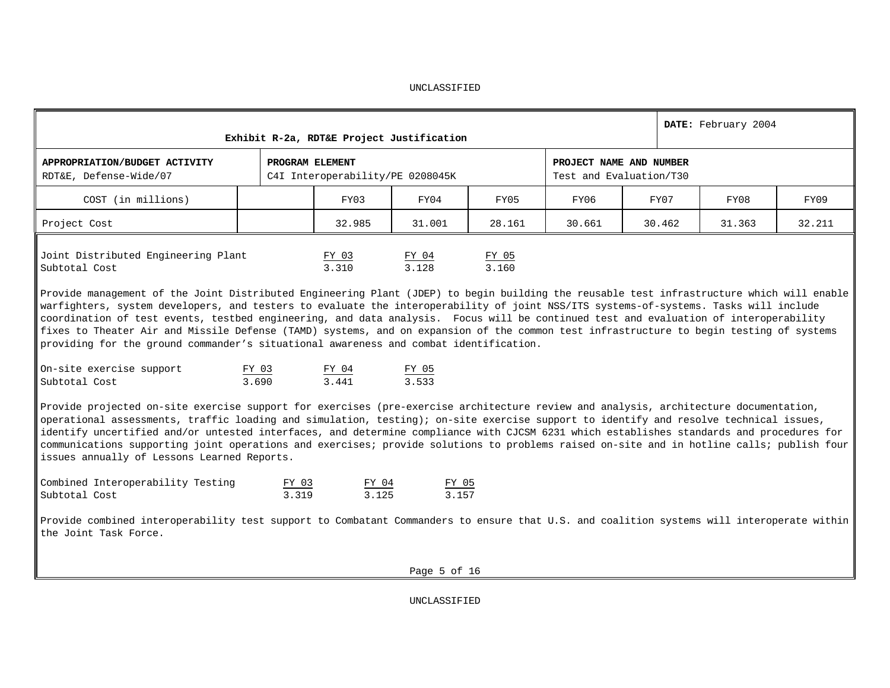UNCLASSIFIED

| Exhibit R-2a, RDT&E Project Justification | | | | | | | DATE: February 2004 | |
|---|---|---|---|---|---|---|---|---|
| **APPROPRIATION/BUDGET ACTIVITY** RDT&E, Defense-Wide/07 | | **PROGRAM ELEMENT** C4I Interoperability/PE 0208045K | | | **PROJECT NAME AND NUMBER** Test and Evaluation/T30 | | | |
| COST (in millions) | | FY03 | FY04 | FY05 | FY06 | FY07 | FY08 | FY09 |
| Project Cost | | 32.985 | 31.001 | 28.161 | 30.661 | 30.462 | 31.363 | 32.211 |

| Joint Distributed Engineering Plant | FY 03 | FY 04 | FY 05 |
|---|---|---|---|
| Subtotal Cost | 3.310 | 3.128 | 3.160 |

Provide management of the Joint Distributed Engineering Plant (JDEP) to begin building the reusable test infrastructure which will enable warfighters, system developers, and testers to evaluate the interoperability of joint NSS/ITS systems-of-systems. Tasks will include coordination of test events, testbed engineering, and data analysis. Focus will be continued test and evaluation of interoperability fixes to Theater Air and Missile Defense (TAMD) systems, and on expansion of the common test infrastructure to begin testing of systems providing for the ground commander's situational awareness and combat identification.

| On-site exercise support | FY 03 | FY 04 | FY 05 |
|---|---|---|---|
| Subtotal Cost | 3.690 | 3.441 | 3.533 |

Provide projected on-site exercise support for exercises (pre-exercise architecture review and analysis, architecture documentation, operational assessments, traffic loading and simulation, testing); on-site exercise support to identify and resolve technical issues, identify uncertified and/or untested interfaces, and determine compliance with CJCSM 6231 which establishes standards and procedures for communications supporting joint operations and exercises; provide solutions to problems raised on-site and in hotline calls; publish four issues annually of Lessons Learned Reports.

| Combined Interoperability Testing | FY 03 | FY 04 | FY 05 |
|---|---|---|---|
| Subtotal Cost | 3.319 | 3.125 | 3.157 |

Provide combined interoperability test support to Combatant Commanders to ensure that U.S. and coalition systems will interoperate within the Joint Task Force.

UNCLASSIFIED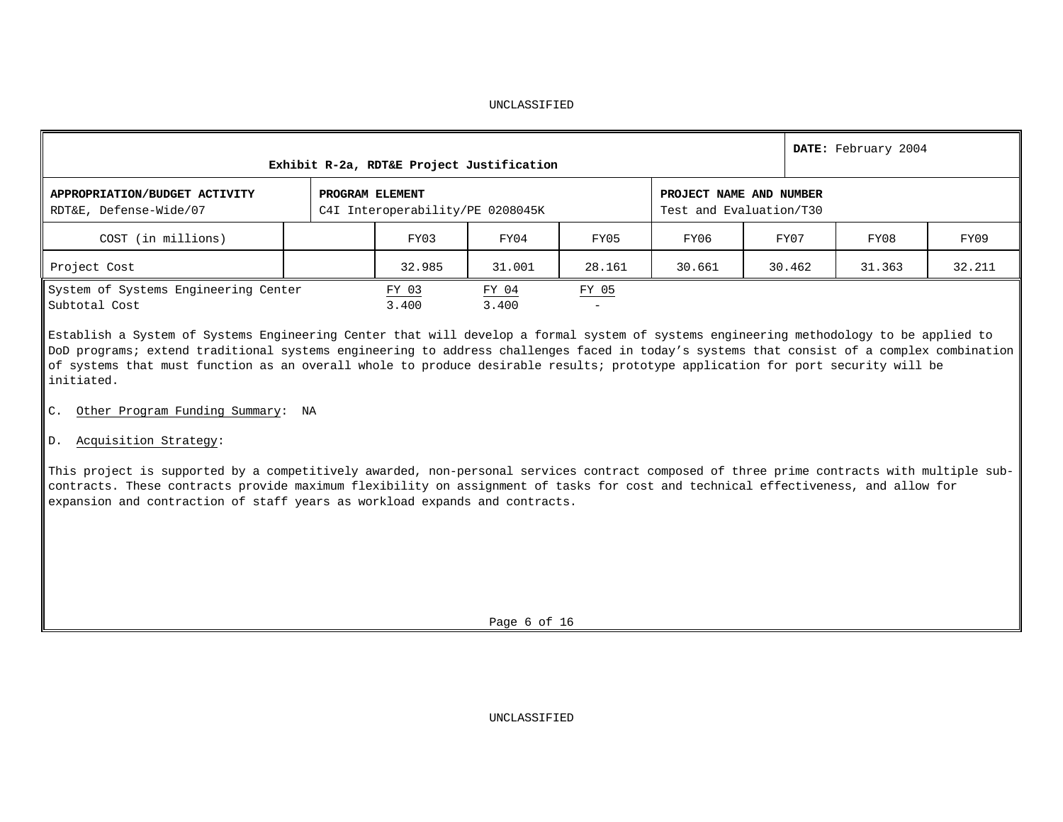UNCLASSIFIED

| Exhibit R-2a, RDT&E Project Justification | | | | | | | | DATE: February 2004 |
|---|---|---|---|---|---|---|---|---|
| **APPROPRIATION/BUDGET ACTIVITY**<br>RDT&E, Defense-Wide/07 | **PROGRAM ELEMENT**<br>C4I Interoperability/PE 0208045K | | | | **PROJECT NAME AND NUMBER**<br>Test and Evaluation/T30 | | | |
| COST (in millions) | | FY03 | FY04 | FY05 | FY06 | FY07 | FY08 | FY09 |
| Project Cost | | 32.985 | 31.001 | 28.161 | 30.661 | 30.462 | 31.363 | 32.211 |

| System of Systems Engineering Center | FY 03 | FY 04 | FY 05 |
|---|---|---|---|
| Subtotal Cost | 3.400 | 3.400 | - |

Establish a System of Systems Engineering Center that will develop a formal system of systems engineering methodology to be applied to DoD programs; extend traditional systems engineering to address challenges faced in today's systems that consist of a complex combination of systems that must function as an overall whole to produce desirable results; prototype application for port security will be initiated.

C. Other Program Funding Summary: NA

D. Acquisition Strategy:

This project is supported by a competitively awarded, non-personal services contract composed of three prime contracts with multiple sub-contracts. These contracts provide maximum flexibility on assignment of tasks for cost and technical effectiveness, and allow for expansion and contraction of staff years as workload expands and contracts.

UNCLASSIFIED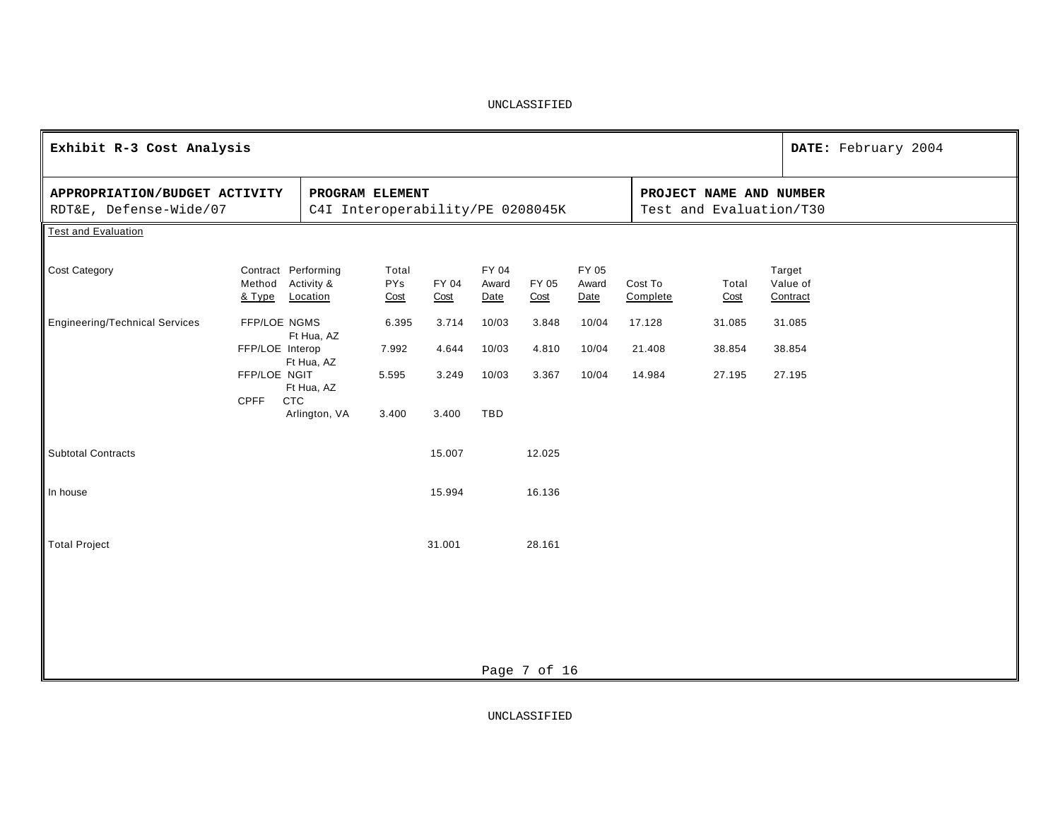UNCLASSIFIED

| **Exhibit R-3 Cost Analysis** | | **DATE:** February 2004 |
|---|---|---|
| **APPROPRIATION/BUDGET ACTIVITY**<br>RDT&E, Defense-Wide/07 | **PROGRAM ELEMENT**<br>C4I Interoperability/PE 0208045K | **PROJECT NAME AND NUMBER**<br>Test and Evaluation/T30 |

Test and Evaluation

| Cost Category | Contract Method & Type | Performing Activity & Location | Total PYs Cost | FY 04 Cost | FY 04 Award Date | FY 05 Cost | FY 05 Award Date | Cost To Complete | Total Cost | Target Value of Contract |
|---|---|---|---|---|---|---|---|---|---|---|
| Engineering/Technical Services | FFP/LOE | NGMS Ft Hua, AZ | 6.395 | 3.714 | 10/03 | 3.848 | 10/04 | 17.128 | 31.085 | 31.085 |
| | FFP/LOE | Interop Ft Hua, AZ | 7.992 | 4.644 | 10/03 | 4.810 | 10/04 | 21.408 | 38.854 | 38.854 |
| | FFP/LOE | NGIT Ft Hua, AZ | 5.595 | 3.249 | 10/03 | 3.367 | 10/04 | 14.984 | 27.195 | 27.195 |
| | CPFF | CTC Arlington, VA | 3.400 | 3.400 | TBD | | | | | |
| Subtotal Contracts | | | | 15.007 | | 12.025 | | | | |
| In house | | | | 15.994 | | 16.136 | | | | |
| Total Project | | | | 31.001 | | 28.161 | | | | |

UNCLASSIFIED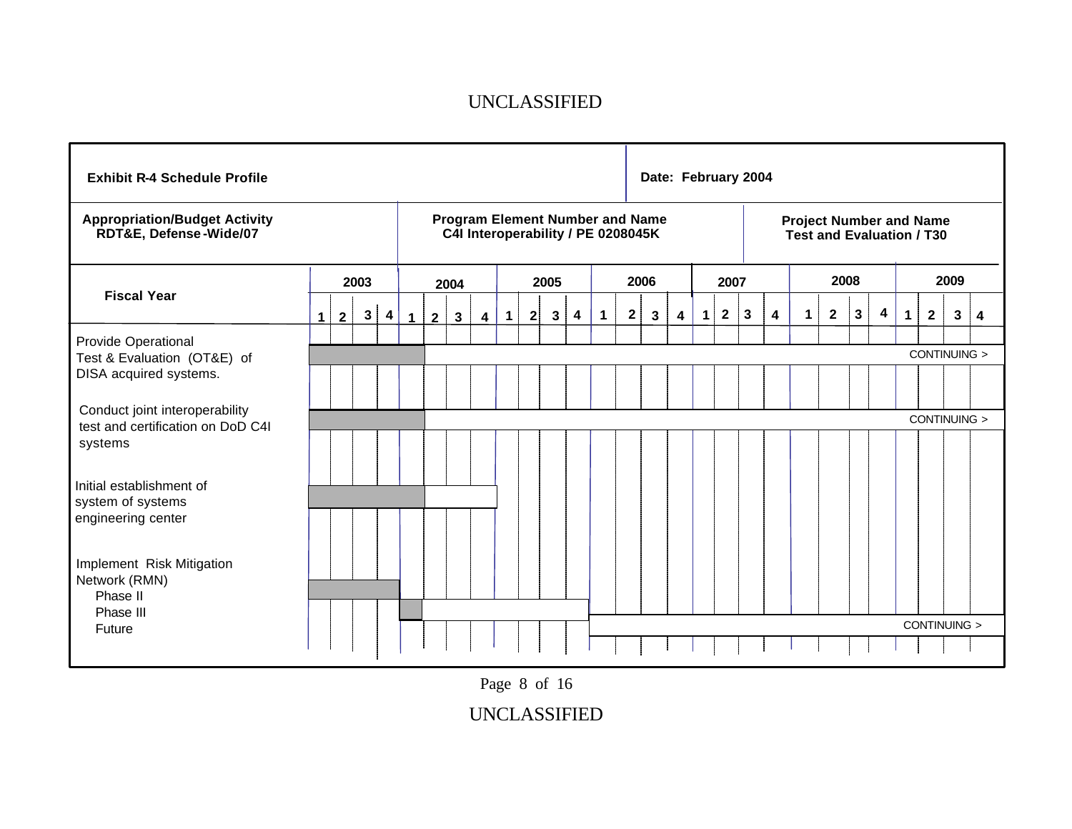UNCLASSIFIED

**Exhibit R-4 Schedule Profile** | **Date: February 2004**

| **Appropriation/Budget Activity** | **Program Element Number and Name** | **Project Number and Name** |
| --- | --- | --- |
| **RDT&E, Defense-Wide/07** | **C4I Interoperability / PE 0208045K** | **Test and Evaluation / T30** |

| **Fiscal Year** | **2003** | **2004** | **2005** | **2006** | **2007** | **2008** | **2009** |
| --- | --- | --- | --- | --- | --- | --- | --- |
| Quarters | 1 2 3 4 | 1 2 3 4 | 1 2 3 4 | 1 2 3 4 | 1 2 3 4 | 1 2 3 4 | 1 2 3 4 |
| Provide Operational Test & Evaluation (OT&E) of DISA acquired systems. | Completed (Q1–Q4) | Q1 completed; ongoing | ongoing | ongoing | ongoing | ongoing | CONTINUING > |
| Conduct joint interoperability test and certification on DoD C4I systems | Completed (Q1–Q4) | Q1 completed; ongoing | ongoing | ongoing | ongoing | ongoing | CONTINUING > |
| Initial establishment of system of systems engineering center | Completed (Q1–Q4) | Q1 completed; planned Q2–Q4 | | | | | |
| Implement Risk Mitigation Network (RMN) Phase II | Completed (Q1–Q4) | | | | | | |
| Phase III | | Q1 completed; planned Q2–Q4 | planned Q1–Q4 | | | | |
| Future | | | | ongoing | ongoing | ongoing | CONTINUING > |

UNCLASSIFIED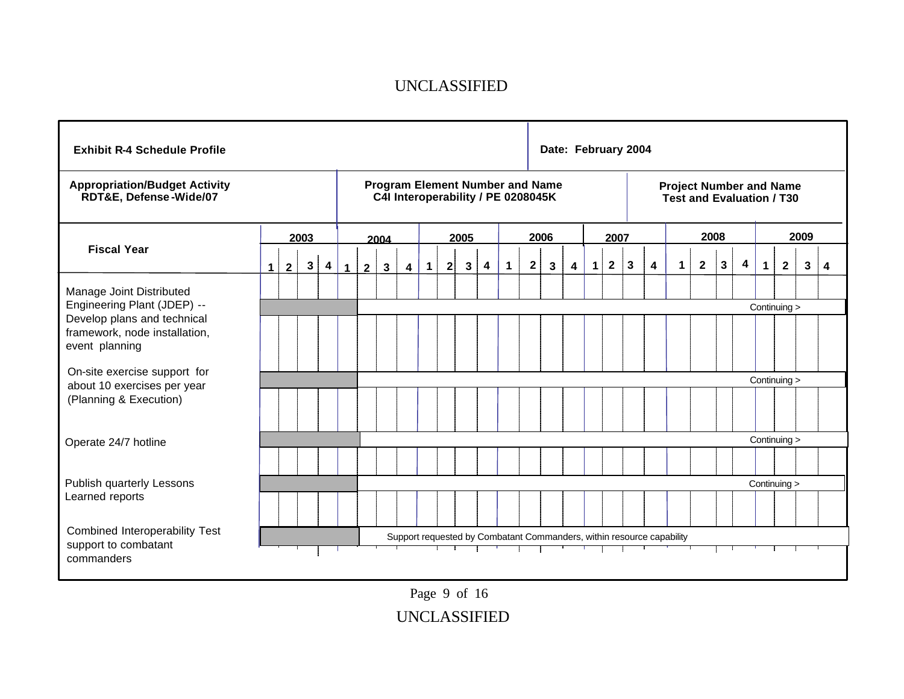UNCLASSIFIED

| **Exhibit R-4 Schedule Profile** | | **Date: February 2004** |
|---|---|---|
| **Appropriation/Budget Activity**<br>**RDT&E, Defense-Wide/07** | **Program Element Number and Name**<br>**C4I Interoperability / PE 0208045K** | **Project Number and Name**<br>**Test and Evaluation / T30** |

| Fiscal Year | 2003 | 2004 | 2005 | 2006 | 2007 | 2008 | 2009 |
|---|---|---|---|---|---|---|---|
| | 1 2 3 4 | 1 2 3 4 | 1 2 3 4 | 1 2 3 4 | 1 2 3 4 | 1 2 3 4 | 1 2 3 4 |
| Manage Joint Distributed Engineering Plant (JDEP) -- Develop plans and technical framework, node installation, event planning | ████ | Continuing > | | | | | |
| On-site exercise support for about 10 exercises per year (Planning & Execution) | ████ | Continuing > | | | | | |
| Operate 24/7 hotline | ████ | Continuing > | | | | | |
| Publish quarterly Lessons Learned reports | ████ | Continuing > | | | | | |
| Combined Interoperability Test support to combatant commanders | ████ | Support requested by Combatant Commanders, within resource capability | | | | | |

UNCLASSIFIED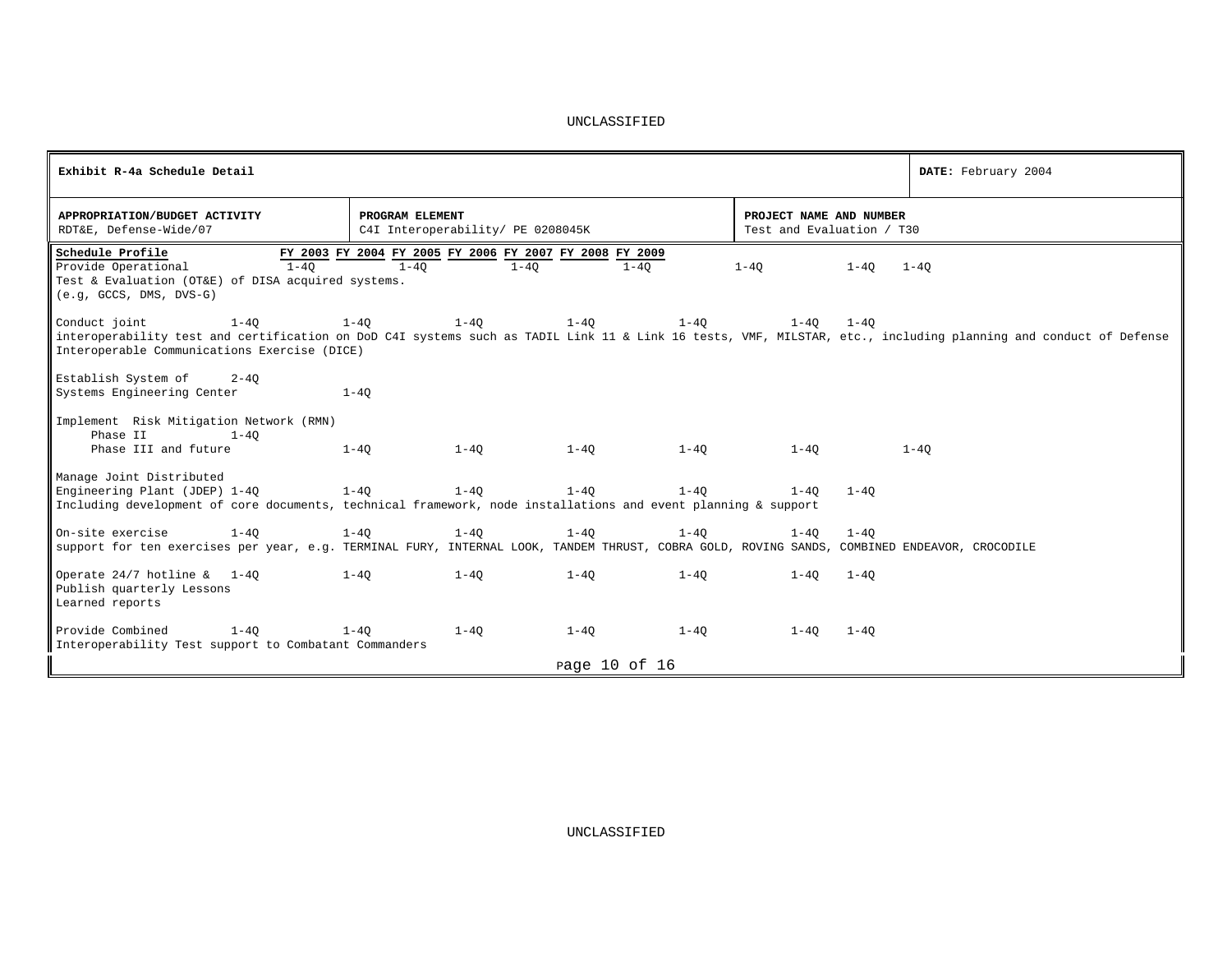**Exhibit R-4a Schedule Detail** | **DATE:** February 2004

| **APPROPRIATION/BUDGET ACTIVITY** | **PROGRAM ELEMENT** | **PROJECT NAME AND NUMBER** |
|---|---|---|
| RDT&E, Defense-Wide/07 | C4I Interoperability/ PE 0208045K | Test and Evaluation / T30 |

| Schedule Profile | FY 2003 | FY 2004 | FY 2005 | FY 2006 | FY 2007 | FY 2008 | FY 2009 |
|---|---|---|---|---|---|---|---|
| Provide Operational Test & Evaluation (OT&E) of DISA acquired systems. (e.g, GCCS, DMS, DVS-G) | 1-4Q | 1-4Q | 1-4Q | 1-4Q | 1-4Q | 1-4Q | 1-4Q |
| Conduct joint interoperability test and certification on DoD C4I systems such as TADIL Link 11 & Link 16 tests, VMF, MILSTAR, etc., including planning and conduct of Defense Interoperable Communications Exercise (DICE) | 1-4Q | 1-4Q | 1-4Q | 1-4Q | 1-4Q | 1-4Q | 1-4Q |
| Establish System of Systems Engineering Center | 2-4Q | 1-4Q | | | | | |
| Implement Risk Mitigation Network (RMN) | | | | | | | |
| Phase II | 1-4Q | | | | | | |
| Phase III and future | | 1-4Q | 1-4Q | 1-4Q | 1-4Q | 1-4Q | 1-4Q |
| Manage Joint Distributed Engineering Plant (JDEP) Including development of core documents, technical framework, node installations and event planning & support | 1-4Q | 1-4Q | 1-4Q | 1-4Q | 1-4Q | 1-4Q | 1-4Q |
| On-site exercise support for ten exercises per year, e.g. TERMINAL FURY, INTERNAL LOOK, TANDEM THRUST, COBRA GOLD, ROVING SANDS, COMBINED ENDEAVOR, CROCODILE | 1-4Q | 1-4Q | 1-4Q | 1-4Q | 1-4Q | 1-4Q | 1-4Q |
| Operate 24/7 hotline & Publish quarterly Lessons Learned reports | 1-4Q | 1-4Q | 1-4Q | 1-4Q | 1-4Q | 1-4Q | 1-4Q |
| Provide Combined Interoperability Test support to Combatant Commanders | 1-4Q | 1-4Q | 1-4Q | 1-4Q | 1-4Q | 1-4Q | 1-4Q |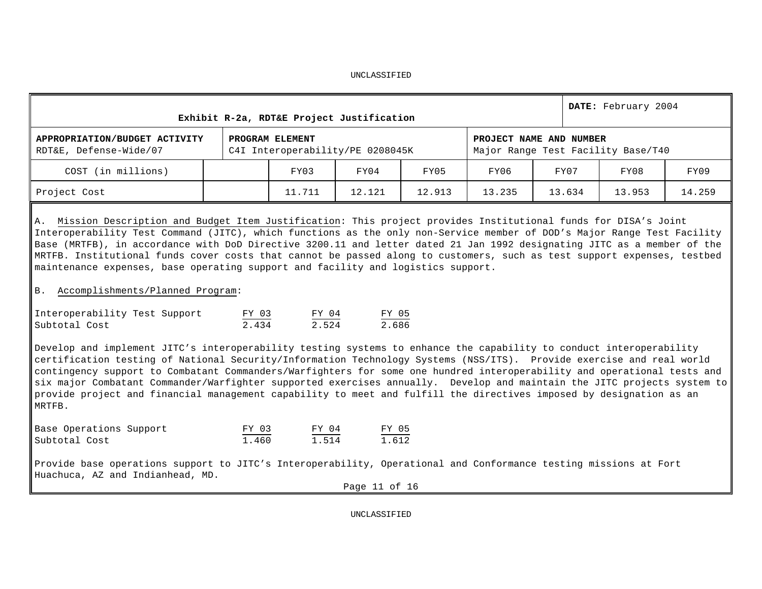UNCLASSIFIED

| Exhibit R-2a, RDT&E Project Justification | | | | | | | | DATE: February 2004 |
|---|---|---|---|---|---|---|---|---|
| APPROPRIATION/BUDGET ACTIVITY<br>RDT&E, Defense-Wide/07 | | PROGRAM ELEMENT<br>C4I Interoperability/PE 0208045K | | | PROJECT NAME AND NUMBER<br>Major Range Test Facility Base/T40 | | | |
| COST (in millions) | | FY03 | FY04 | FY05 | FY06 | FY07 | FY08 | FY09 |
| Project Cost | | 11.711 | 12.121 | 12.913 | 13.235 | 13.634 | 13.953 | 14.259 |

A. Mission Description and Budget Item Justification: This project provides Institutional funds for DISA's Joint Interoperability Test Command (JITC), which functions as the only non-Service member of DOD's Major Range Test Facility Base (MRTFB), in accordance with DoD Directive 3200.11 and letter dated 21 Jan 1992 designating JITC as a member of the MRTFB. Institutional funds cover costs that cannot be passed along to customers, such as test support expenses, testbed maintenance expenses, base operating support and facility and logistics support.

B. Accomplishments/Planned Program:

| Interoperability Test Support | FY 03 | FY 04 | FY 05 |
|---|---|---|---|
| Subtotal Cost | 2.434 | 2.524 | 2.686 |

Develop and implement JITC's interoperability testing systems to enhance the capability to conduct interoperability certification testing of National Security/Information Technology Systems (NSS/ITS). Provide exercise and real world contingency support to Combatant Commanders/Warfighters for some one hundred interoperability and operational tests and six major Combatant Commander/Warfighter supported exercises annually. Develop and maintain the JITC projects system to provide project and financial management capability to meet and fulfill the directives imposed by designation as an MRTFB.

| Base Operations Support | FY 03 | FY 04 | FY 05 |
|---|---|---|---|
| Subtotal Cost | 1.460 | 1.514 | 1.612 |

Provide base operations support to JITC's Interoperability, Operational and Conformance testing missions at Fort Huachuca, AZ and Indianhead, MD.

UNCLASSIFIED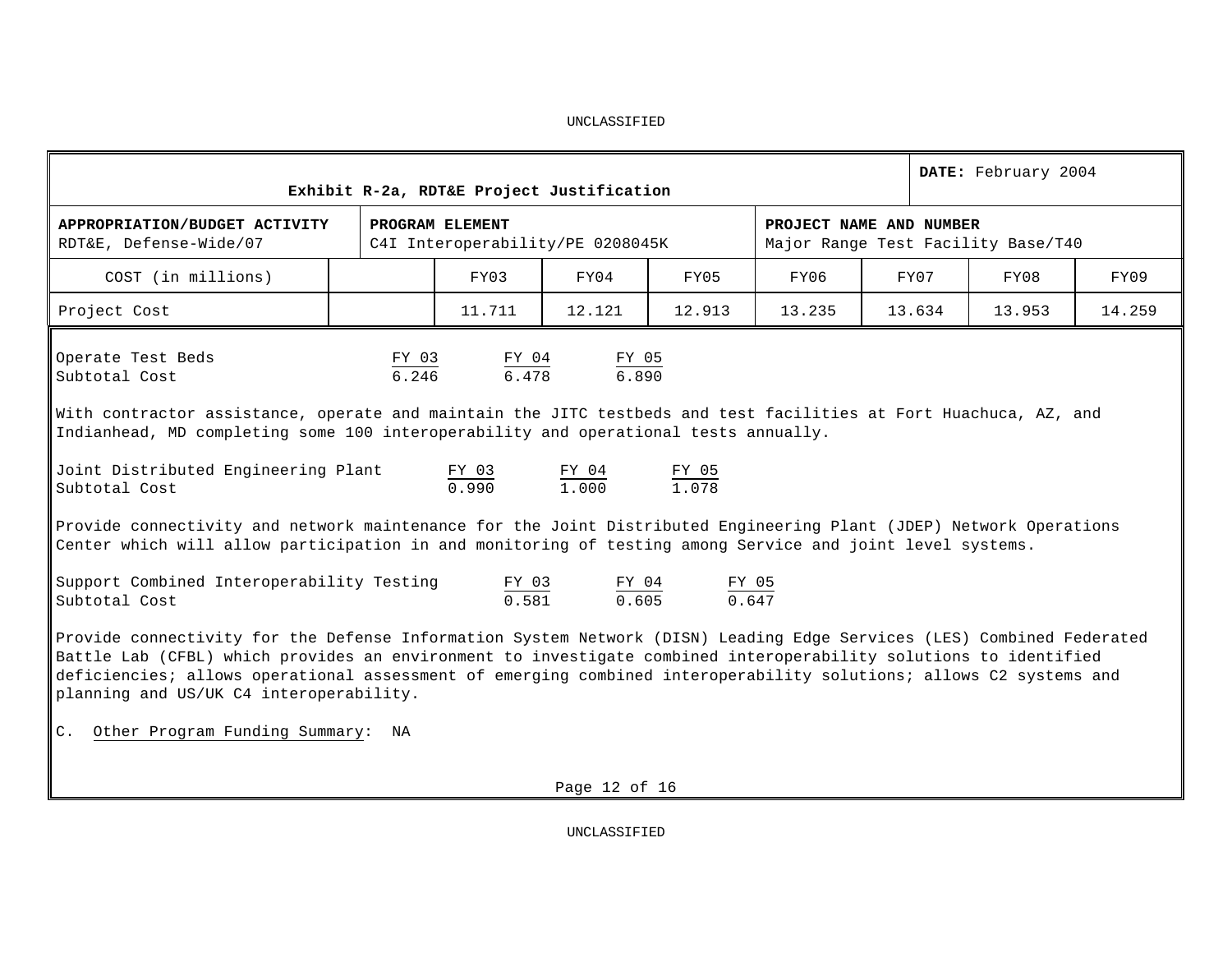UNCLASSIFIED

| Exhibit R-2a, RDT&E Project Justification | | | | | | | DATE: February 2004 | |
|---|---|---|---|---|---|---|---|---|
| **APPROPRIATION/BUDGET ACTIVITY** RDT&E, Defense-Wide/07 | | **PROGRAM ELEMENT** C4I Interoperability/PE 0208045K | | | **PROJECT NAME AND NUMBER** Major Range Test Facility Base/T40 | | | |
| COST (in millions) | | FY03 | FY04 | FY05 | FY06 | FY07 | FY08 | FY09 |
| Project Cost | | 11.711 | 12.121 | 12.913 | 13.235 | 13.634 | 13.953 | 14.259 |

| Operate Test Beds | FY 03 | FY 04 | FY 05 |
|---|---|---|---|
| Subtotal Cost | 6.246 | 6.478 | 6.890 |

With contractor assistance, operate and maintain the JITC testbeds and test facilities at Fort Huachuca, AZ, and Indianhead, MD completing some 100 interoperability and operational tests annually.

| Joint Distributed Engineering Plant | FY 03 | FY 04 | FY 05 |
|---|---|---|---|
| Subtotal Cost | 0.990 | 1.000 | 1.078 |

Provide connectivity and network maintenance for the Joint Distributed Engineering Plant (JDEP) Network Operations Center which will allow participation in and monitoring of testing among Service and joint level systems.

| Support Combined Interoperability Testing | FY 03 | FY 04 | FY 05 |
|---|---|---|---|
| Subtotal Cost | 0.581 | 0.605 | 0.647 |

Provide connectivity for the Defense Information System Network (DISN) Leading Edge Services (LES) Combined Federated Battle Lab (CFBL) which provides an environment to investigate combined interoperability solutions to identified deficiencies; allows operational assessment of emerging combined interoperability solutions; allows C2 systems and planning and US/UK C4 interoperability.

C. Other Program Funding Summary: NA

UNCLASSIFIED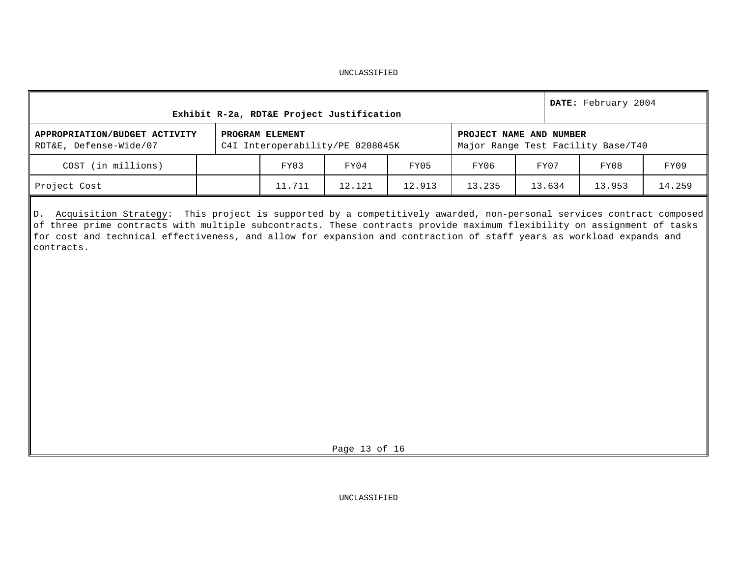| Exhibit R-2a, RDT&E Project Justification | | | | | | | | DATE: February 2004 |
|---|---|---|---|---|---|---|---|---|
| APPROPRIATION/BUDGET ACTIVITY<br>RDT&E, Defense-Wide/07 | | PROGRAM ELEMENT<br>C4I Interoperability/PE 0208045K | | | PROJECT NAME AND NUMBER<br>Major Range Test Facility Base/T40 | | | |
| COST (in millions) | | FY03 | FY04 | FY05 | FY06 | FY07 | FY08 | FY09 |
| Project Cost | | 11.711 | 12.121 | 12.913 | 13.235 | 13.634 | 13.953 | 14.259 |

D. Acquisition Strategy: This project is supported by a competitively awarded, non-personal services contract composed of three prime contracts with multiple subcontracts. These contracts provide maximum flexibility on assignment of tasks for cost and technical effectiveness, and allow for expansion and contraction of staff years as workload expands and contracts.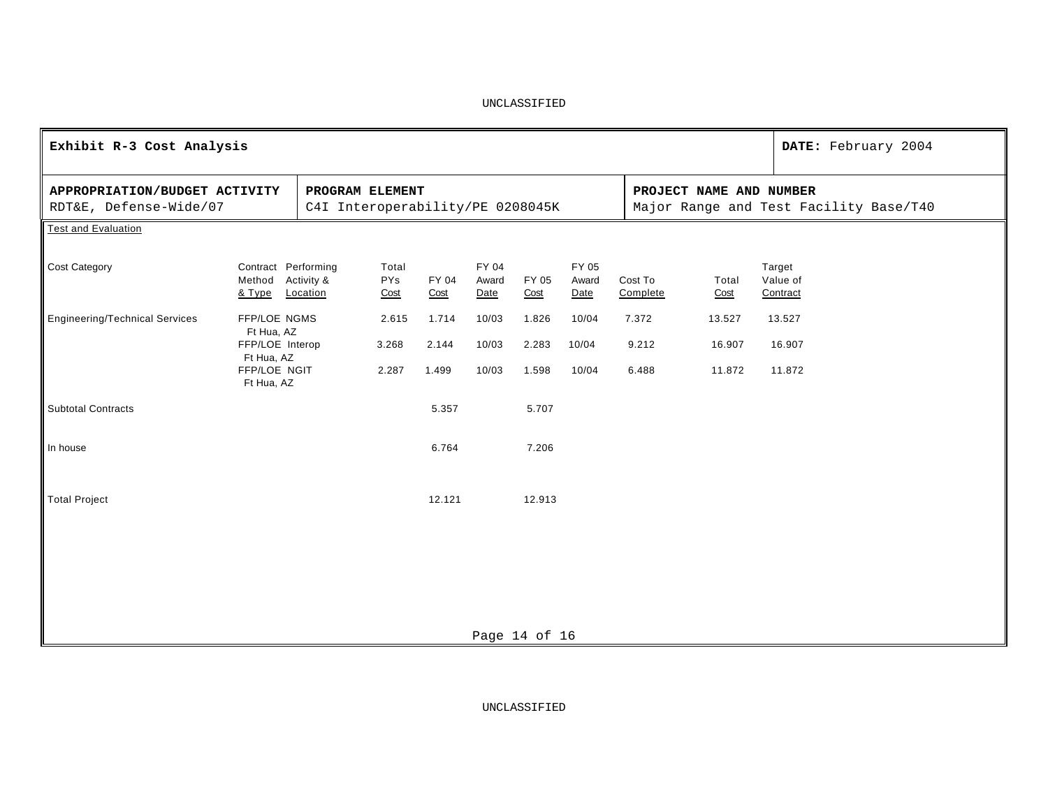UNCLASSIFIED

| Exhibit R-3 Cost Analysis | | | DATE: February 2004 |
|---|---|---|---|
| **APPROPRIATION/BUDGET ACTIVITY** RDT&E, Defense-Wide/07 | **PROGRAM ELEMENT** C4I Interoperability/PE 0208045K | **PROJECT NAME AND NUMBER** Major Range and Test Facility Base/T40 | |

Test and Evaluation

| Cost Category | Contract Method & Type | Performing Activity & Location | Total PYs Cost | FY 04 Cost | FY 04 Award Date | FY 05 Cost | FY 05 Award Date | Cost To Complete | Total Cost | Target Value of Contract |
|---|---|---|---|---|---|---|---|---|---|---|
| Engineering/Technical Services | FFP/LOE | NGMS Ft Hua, AZ | 2.615 | 1.714 | 10/03 | 1.826 | 10/04 | 7.372 | 13.527 | 13.527 |
| | FFP/LOE | Interop Ft Hua, AZ | 3.268 | 2.144 | 10/03 | 2.283 | 10/04 | 9.212 | 16.907 | 16.907 |
| | FFP/LOE | NGIT Ft Hua, AZ | 2.287 | 1.499 | 10/03 | 1.598 | 10/04 | 6.488 | 11.872 | 11.872 |
| Subtotal Contracts | | | | 5.357 | | 5.707 | | | | |
| In house | | | | 6.764 | | 7.206 | | | | |
| Total Project | | | | 12.121 | | 12.913 | | | | |

UNCLASSIFIED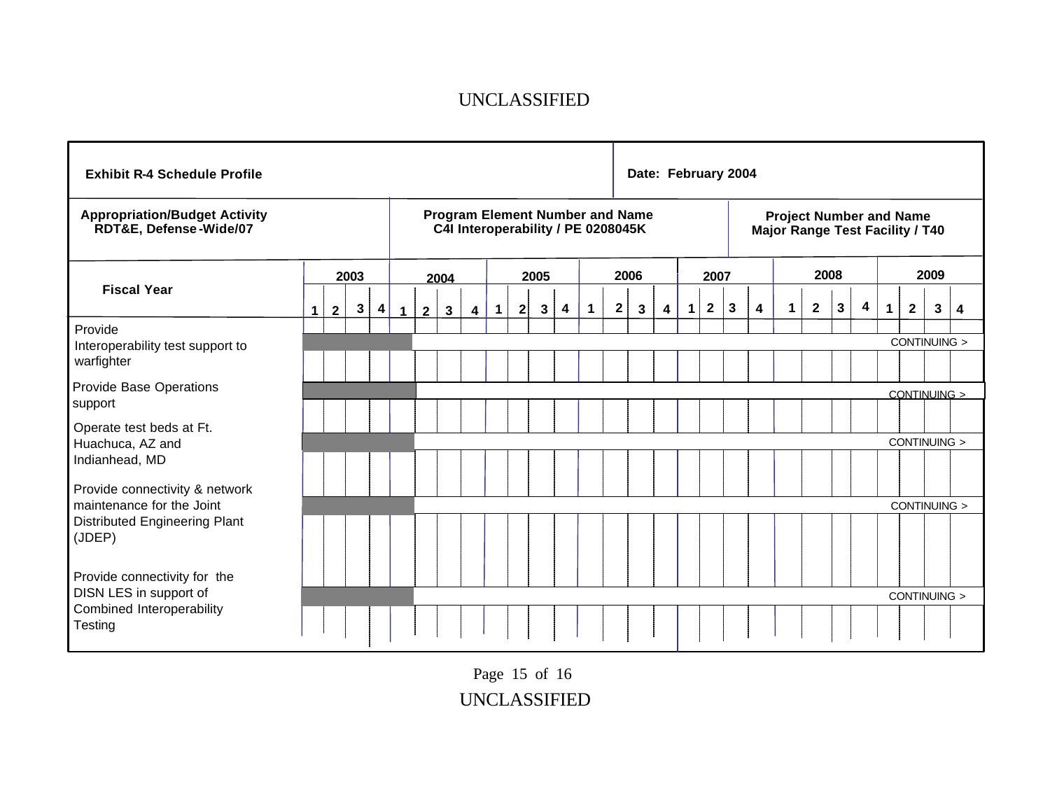UNCLASSIFIED

| Exhibit R-4 Schedule Profile | | Date: February 2004 |
|---|---|---|
| **Appropriation/Budget Activity** RDT&E, Defense-Wide/07 | **Program Element Number and Name** C4I Interoperability / PE 0208045K | **Project Number and Name** Major Range Test Facility / T40 |

| Fiscal Year | 2003 | 2004 | 2005 | 2006 | 2007 | 2008 | 2009 |
|---|---|---|---|---|---|---|---|
| | 1 2 3 4 | 1 2 3 4 | 1 2 3 4 | 1 2 3 4 | 1 2 3 4 | 1 2 3 4 | 1 2 3 4 |
| Provide Interoperability test support to warfighter | ■■■■ | ■ | | | | | CONTINUING > |
| Provide Base Operations support | ■■■■ | ■ | | | | | CONTINUING > |
| Operate test beds at Ft. Huachuca, AZ and Indianhead, MD | ■■■■ | ■ | | | | | CONTINUING > |
| Provide connectivity & network maintenance for the Joint Distributed Engineering Plant (JDEP) | ■■■■ | ■ | | | | | CONTINUING > |
| Provide connectivity for the DISN LES in support of Combined Interoperability Testing | ■■■■ | ■ | | | | | CONTINUING > |

UNCLASSIFIED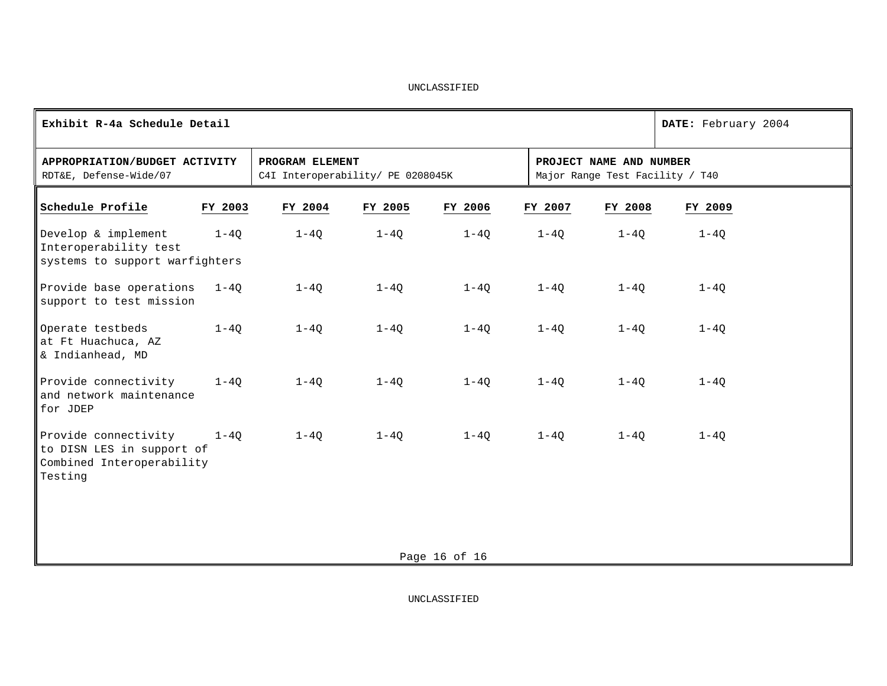UNCLASSIFIED

| **Exhibit R-4a Schedule Detail** | | **DATE:** February 2004 |
|---|---|---|
| **APPROPRIATION/BUDGET ACTIVITY**<br>RDT&E, Defense-Wide/07 | **PROGRAM ELEMENT**<br>C4I Interoperability/ PE 0208045K | **PROJECT NAME AND NUMBER**<br>Major Range Test Facility / T40 |

| Schedule Profile | FY 2003 | FY 2004 | FY 2005 | FY 2006 | FY 2007 | FY 2008 | FY 2009 |
|---|---|---|---|---|---|---|---|
| Develop & implement Interoperability test systems to support warfighters | 1-4Q | 1-4Q | 1-4Q | 1-4Q | 1-4Q | 1-4Q | 1-4Q |
| Provide base operations support to test mission | 1-4Q | 1-4Q | 1-4Q | 1-4Q | 1-4Q | 1-4Q | 1-4Q |
| Operate testbeds at Ft Huachuca, AZ & Indianhead, MD | 1-4Q | 1-4Q | 1-4Q | 1-4Q | 1-4Q | 1-4Q | 1-4Q |
| Provide connectivity and network maintenance for JDEP | 1-4Q | 1-4Q | 1-4Q | 1-4Q | 1-4Q | 1-4Q | 1-4Q |
| Provide connectivity to DISN LES in support of Combined Interoperability Testing | 1-4Q | 1-4Q | 1-4Q | 1-4Q | 1-4Q | 1-4Q | 1-4Q |

UNCLASSIFIED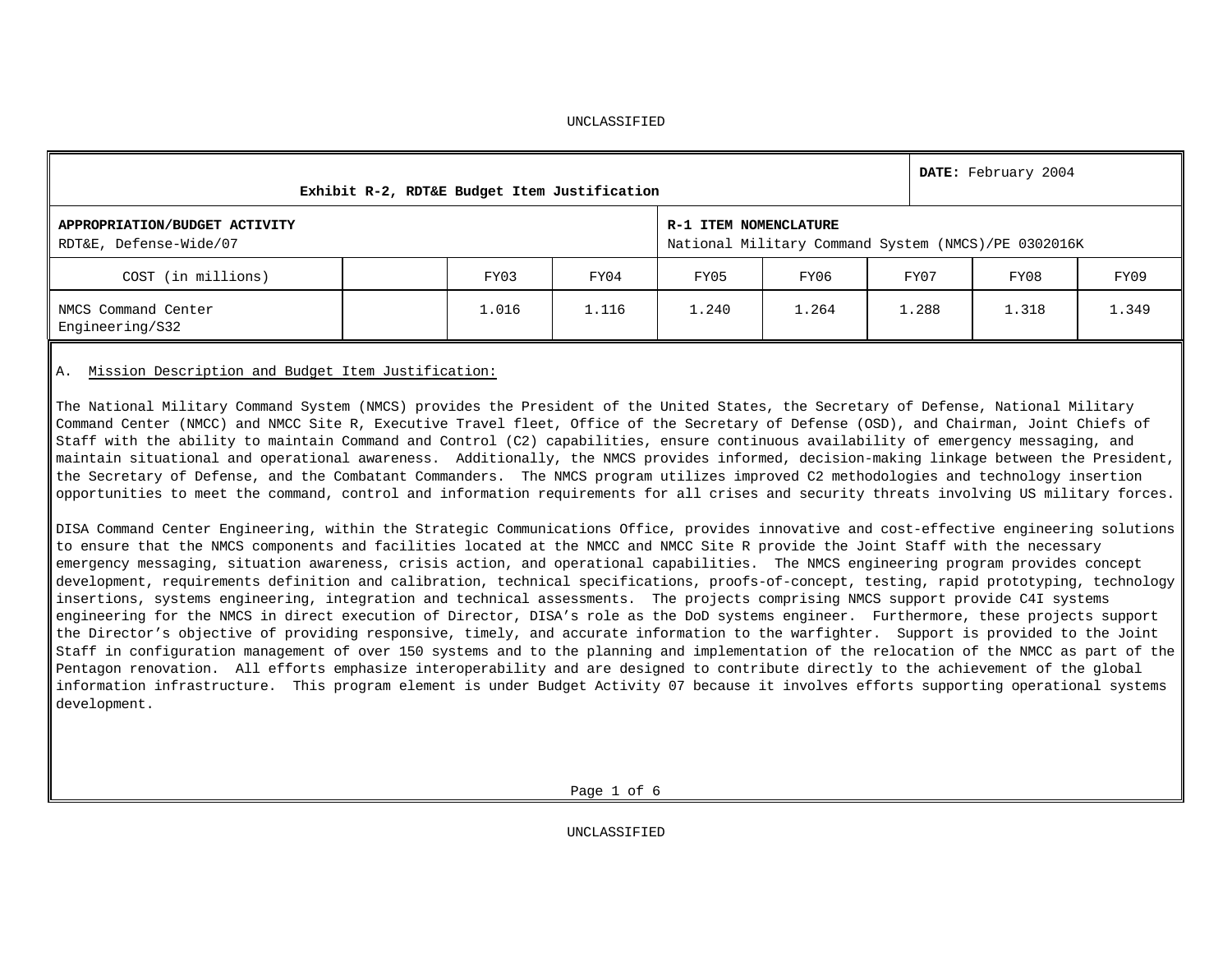UNCLASSIFIED

| Exhibit R-2, RDT&E Budget Item Justification | | | | | | | | **DATE:** February 2004 |
|---|---|---|---|---|---|---|---|---|
| **APPROPRIATION/BUDGET ACTIVITY** RDT&E, Defense-Wide/07 | | | | **R-1 ITEM NOMENCLATURE** National Military Command System (NMCS)/PE 0302016K | | | | |
| COST (in millions) | | FY03 | FY04 | FY05 | FY06 | FY07 | FY08 | FY09 |
| NMCS Command Center Engineering/S32 | | 1.016 | 1.116 | 1.240 | 1.264 | 1.288 | 1.318 | 1.349 |

A. Mission Description and Budget Item Justification:

The National Military Command System (NMCS) provides the President of the United States, the Secretary of Defense, National Military Command Center (NMCC) and NMCC Site R, Executive Travel fleet, Office of the Secretary of Defense (OSD), and Chairman, Joint Chiefs of Staff with the ability to maintain Command and Control (C2) capabilities, ensure continuous availability of emergency messaging, and maintain situational and operational awareness. Additionally, the NMCS provides informed, decision-making linkage between the President, the Secretary of Defense, and the Combatant Commanders. The NMCS program utilizes improved C2 methodologies and technology insertion opportunities to meet the command, control and information requirements for all crises and security threats involving US military forces.

DISA Command Center Engineering, within the Strategic Communications Office, provides innovative and cost-effective engineering solutions to ensure that the NMCS components and facilities located at the NMCC and NMCC Site R provide the Joint Staff with the necessary emergency messaging, situation awareness, crisis action, and operational capabilities. The NMCS engineering program provides concept development, requirements definition and calibration, technical specifications, proofs-of-concept, testing, rapid prototyping, technology insertions, systems engineering, integration and technical assessments. The projects comprising NMCS support provide C4I systems engineering for the NMCS in direct execution of Director, DISA's role as the DoD systems engineer. Furthermore, these projects support the Director's objective of providing responsive, timely, and accurate information to the warfighter. Support is provided to the Joint Staff in configuration management of over 150 systems and to the planning and implementation of the relocation of the NMCC as part of the Pentagon renovation. All efforts emphasize interoperability and are designed to contribute directly to the achievement of the global information infrastructure. This program element is under Budget Activity 07 because it involves efforts supporting operational systems development.

UNCLASSIFIED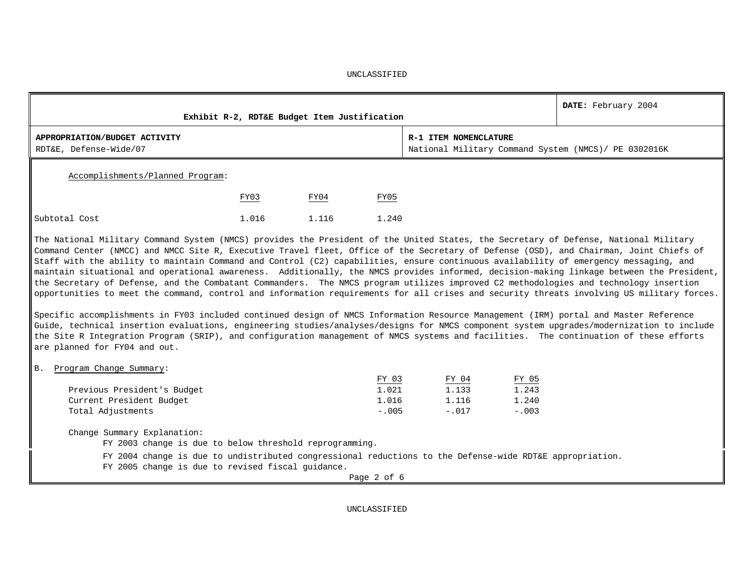UNCLASSIFIED

| Exhibit R-2, RDT&E Budget Item Justification | DATE: February 2004 |
|---|---|
| **APPROPRIATION/BUDGET ACTIVITY**<br>RDT&E, Defense-Wide/07 | **R-1 ITEM NOMENCLATURE**<br>National Military Command System (NMCS)/ PE 0302016K |

Accomplishments/Planned Program:

| | FY03 | FY04 | FY05 |
|---|---|---|---|
| Subtotal Cost | 1.016 | 1.116 | 1.240 |

The National Military Command System (NMCS) provides the President of the United States, the Secretary of Defense, National Military Command Center (NMCC) and NMCC Site R, Executive Travel fleet, Office of the Secretary of Defense (OSD), and Chairman, Joint Chiefs of Staff with the ability to maintain Command and Control (C2) capabilities, ensure continuous availability of emergency messaging, and maintain situational and operational awareness. Additionally, the NMCS provides informed, decision-making linkage between the President, the Secretary of Defense, and the Combatant Commanders. The NMCS program utilizes improved C2 methodologies and technology insertion opportunities to meet the command, control and information requirements for all crises and security threats involving US military forces.

Specific accomplishments in FY03 included continued design of NMCS Information Resource Management (IRM) portal and Master Reference Guide, technical insertion evaluations, engineering studies/analyses/designs for NMCS component system upgrades/modernization to include the Site R Integration Program (SRIP), and configuration management of NMCS systems and facilities. The continuation of these efforts are planned for FY04 and out.

B. Program Change Summary:

| | FY 03 | FY 04 | FY 05 |
|---|---|---|---|
| Previous President's Budget | 1.021 | 1.133 | 1.243 |
| Current President Budget | 1.016 | 1.116 | 1.240 |
| Total Adjustments | -.005 | -.017 | -.003 |

Change Summary Explanation:

FY 2003 change is due to below threshold reprogramming.

FY 2004 change is due to undistributed congressional reductions to the Defense-wide RDT&E appropriation.

FY 2005 change is due to revised fiscal guidance.

UNCLASSIFIED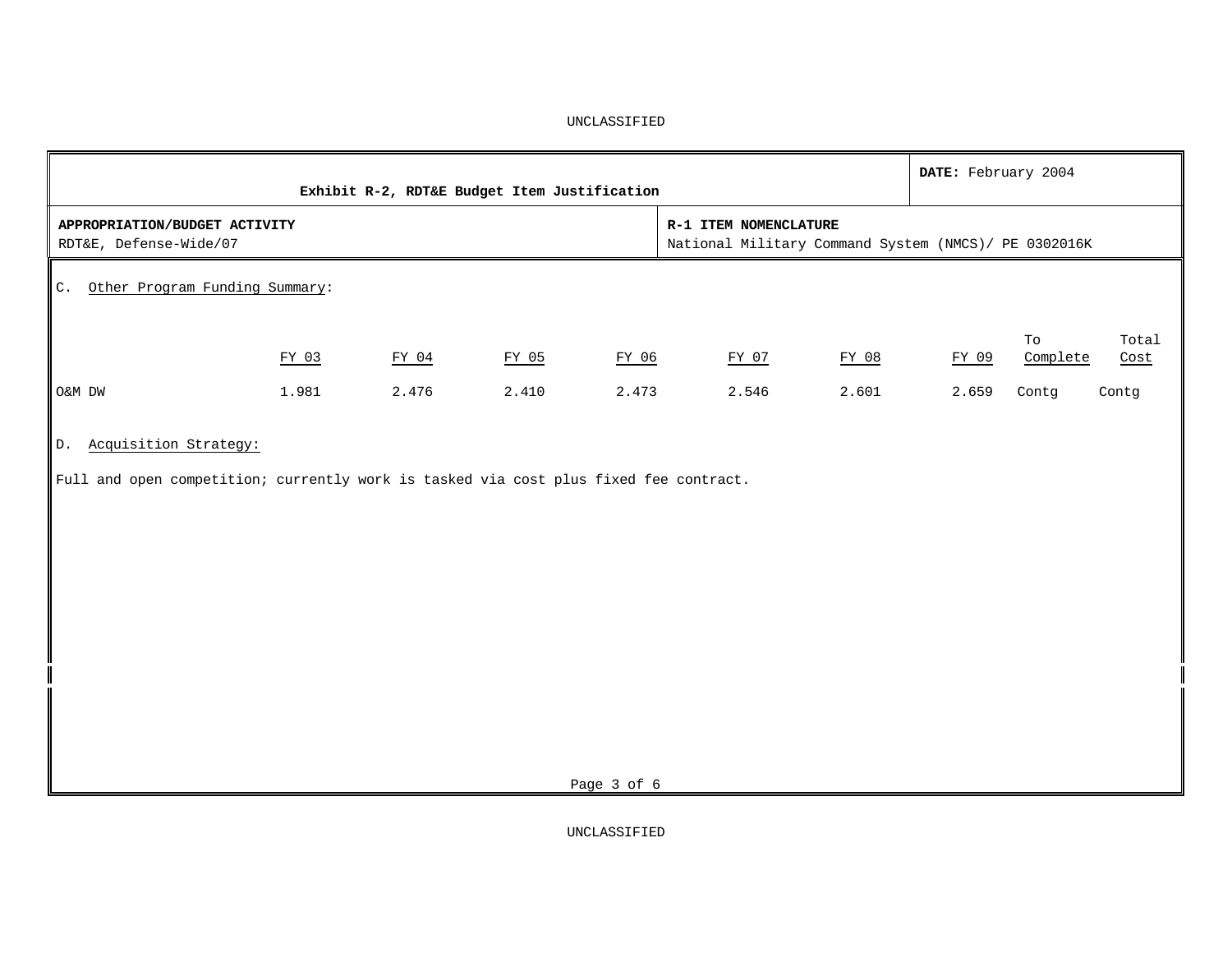UNCLASSIFIED

| Exhibit R-2, RDT&E Budget Item Justification | DATE: February 2004 |
|---|---|
| **APPROPRIATION/BUDGET ACTIVITY**<br>RDT&E, Defense-Wide/07 | **R-1 ITEM NOMENCLATURE**<br>National Military Command System (NMCS)/ PE 0302016K |

C. Other Program Funding Summary:

| | FY 03 | FY 04 | FY 05 | FY 06 | FY 07 | FY 08 | FY 09 | To Complete | Total Cost |
|---|---|---|---|---|---|---|---|---|---|
| O&M DW | 1.981 | 2.476 | 2.410 | 2.473 | 2.546 | 2.601 | 2.659 | Contg | Contg |

D. Acquisition Strategy:

Full and open competition; currently work is tasked via cost plus fixed fee contract.

UNCLASSIFIED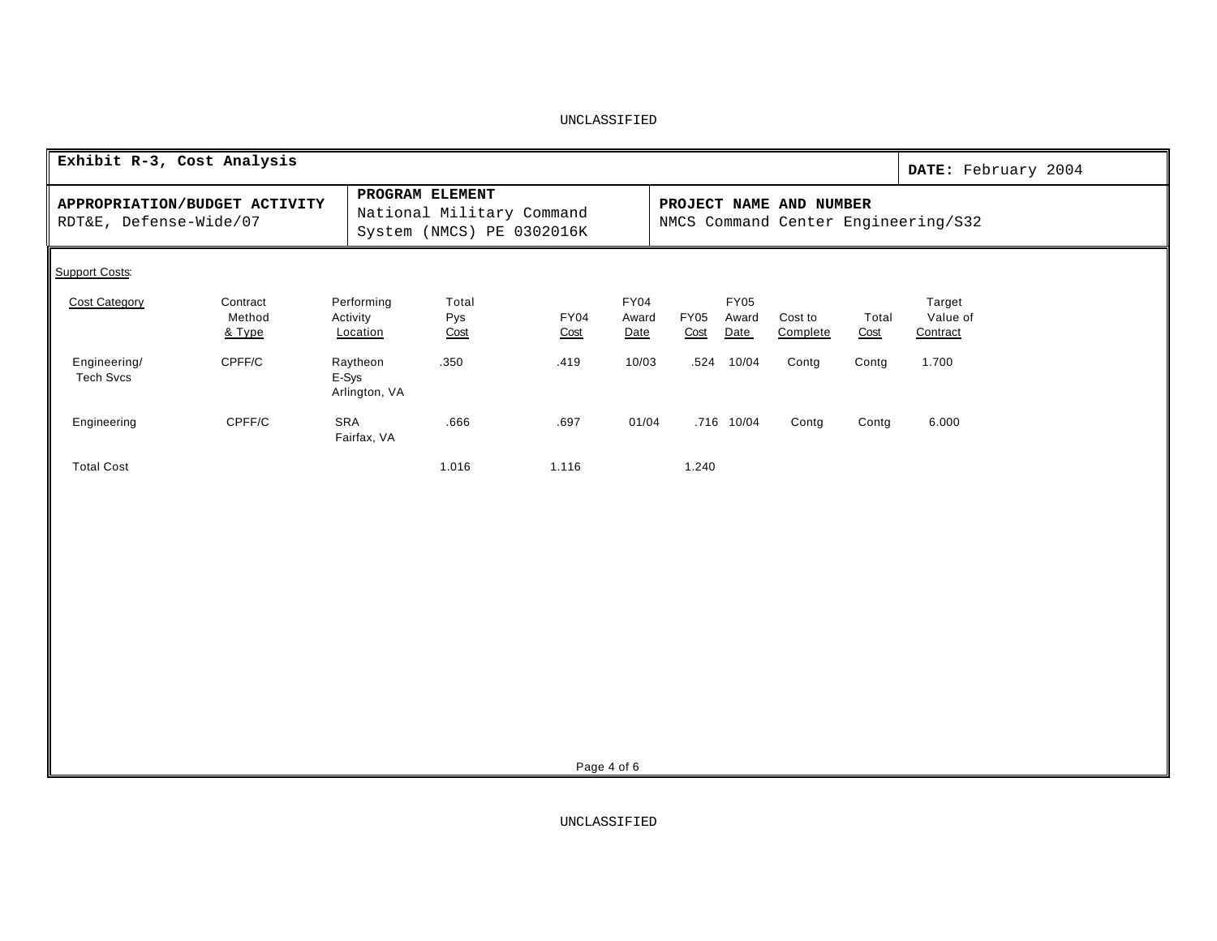UNCLASSIFIED

| **Exhibit R-3, Cost Analysis** | | **DATE:** February 2004 |
|---|---|---|
| **APPROPRIATION/BUDGET ACTIVITY**<br>RDT&E, Defense-Wide/07 | **PROGRAM ELEMENT**<br>National Military Command System (NMCS) PE 0302016K | **PROJECT NAME AND NUMBER**<br>NMCS Command Center Engineering/S32 |

Support Costs:

| Cost Category | Contract Method & Type | Performing Activity Location | Total Pys Cost | FY04 Cost | FY04 Award Date | FY05 Cost | FY05 Award Date | Cost to Complete | Total Cost | Target Value of Contract |
|---|---|---|---|---|---|---|---|---|---|---|
| Engineering/ Tech Svcs | CPFF/C | Raytheon E-Sys Arlington, VA | .350 | .419 | 10/03 | .524 | 10/04 | Contg | Contg | 1.700 |
| Engineering | CPFF/C | SRA Fairfax, VA | .666 | .697 | 01/04 | .716 | 10/04 | Contg | Contg | 6.000 |
| Total Cost | | | 1.016 | 1.116 | | 1.240 | | | | |

UNCLASSIFIED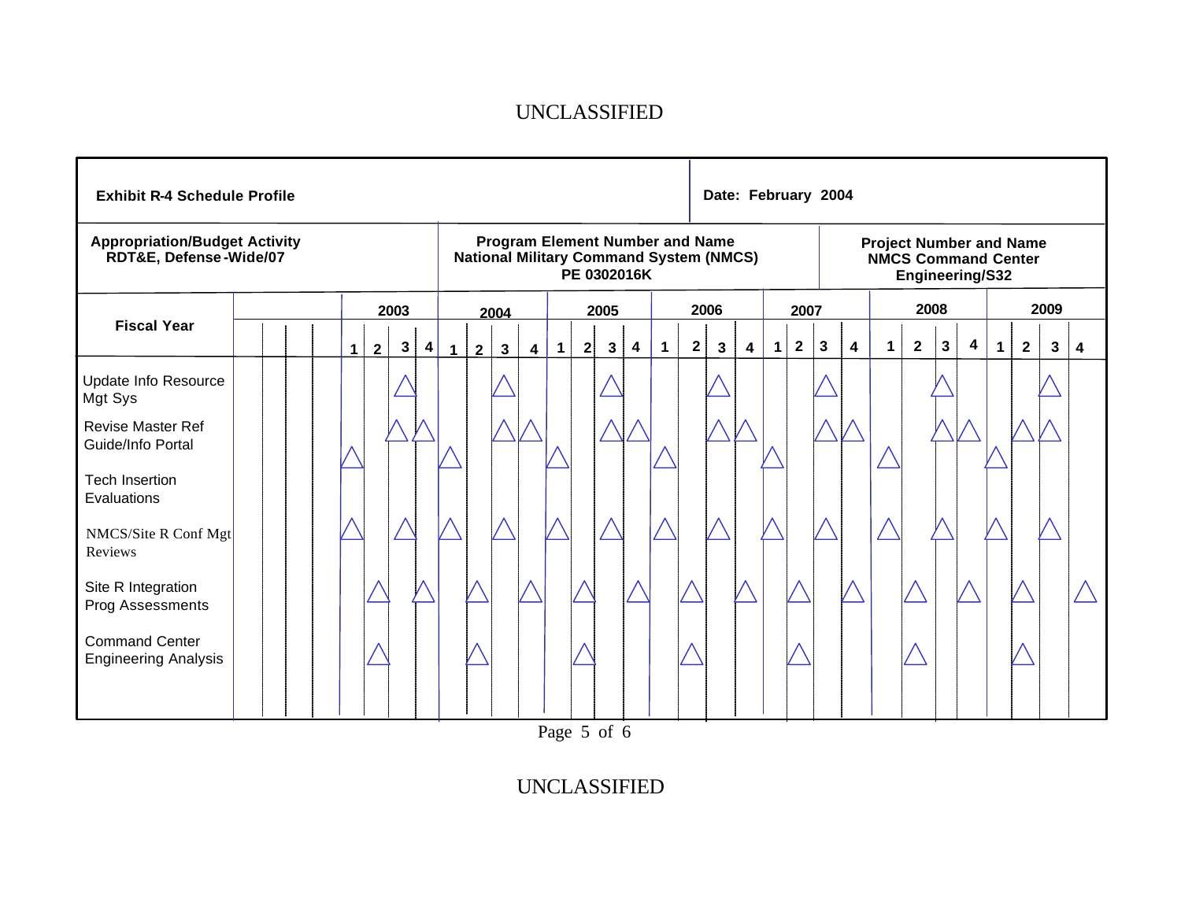**Exhibit R-4 Schedule Profile**

**Date: February 2004**

| Appropriation/Budget Activity | Program Element Number and Name | Project Number and Name |
|---|---|---|
| RDT&E, Defense-Wide/07 | National Military Command System (NMCS) PE 0302016K | NMCS Command Center Engineering/S32 |

| Fiscal Year | 2003 | | | | 2004 | | | | 2005 | | | | 2006 | | | | 2007 | | | | 2008 | | | | 2009 | | | |
|---|---|---|---|---|---|---|---|---|---|---|---|---|---|---|---|---|---|---|---|---|---|---|---|---|---|---|---|---|
| | 1 | 2 | 3 | 4 | 1 | 2 | 3 | 4 | 1 | 2 | 3 | 4 | 1 | 2 | 3 | 4 | 1 | 2 | 3 | 4 | 1 | 2 | 3 | 4 | 1 | 2 | 3 | 4 |
| Update Info Resource Mgt Sys | | | △ | | | | △ | | | | △ | | | | △ | | | | △ | | | | △ | | | | △ | |
| Revise Master Ref Guide/Info Portal | | | △ | △ | | | △ | △ | | | △ | △ | | | △ | △ | | | △ | △ | | | △ | △ | | △ | △ | |
| Tech Insertion Evaluations | △ | | | | △ | | | | △ | | | | △ | | | | △ | | | | △ | | | | △ | | | |
| NMCS/Site R Conf Mgt Reviews | △ | | △ | | △ | | △ | | △ | | △ | | △ | | △ | | △ | | △ | | △ | | △ | | △ | | △ | |
| Site R Integration Prog Assessments | | △ | | △ | | △ | | △ | | △ | | △ | | △ | | △ | | △ | | △ | | △ | | △ | | △ | | △ |
| Command Center Engineering Analysis | | △ | | | | △ | | | | △ | | | | △ | | | | △ | | | | △ | | | | △ | | |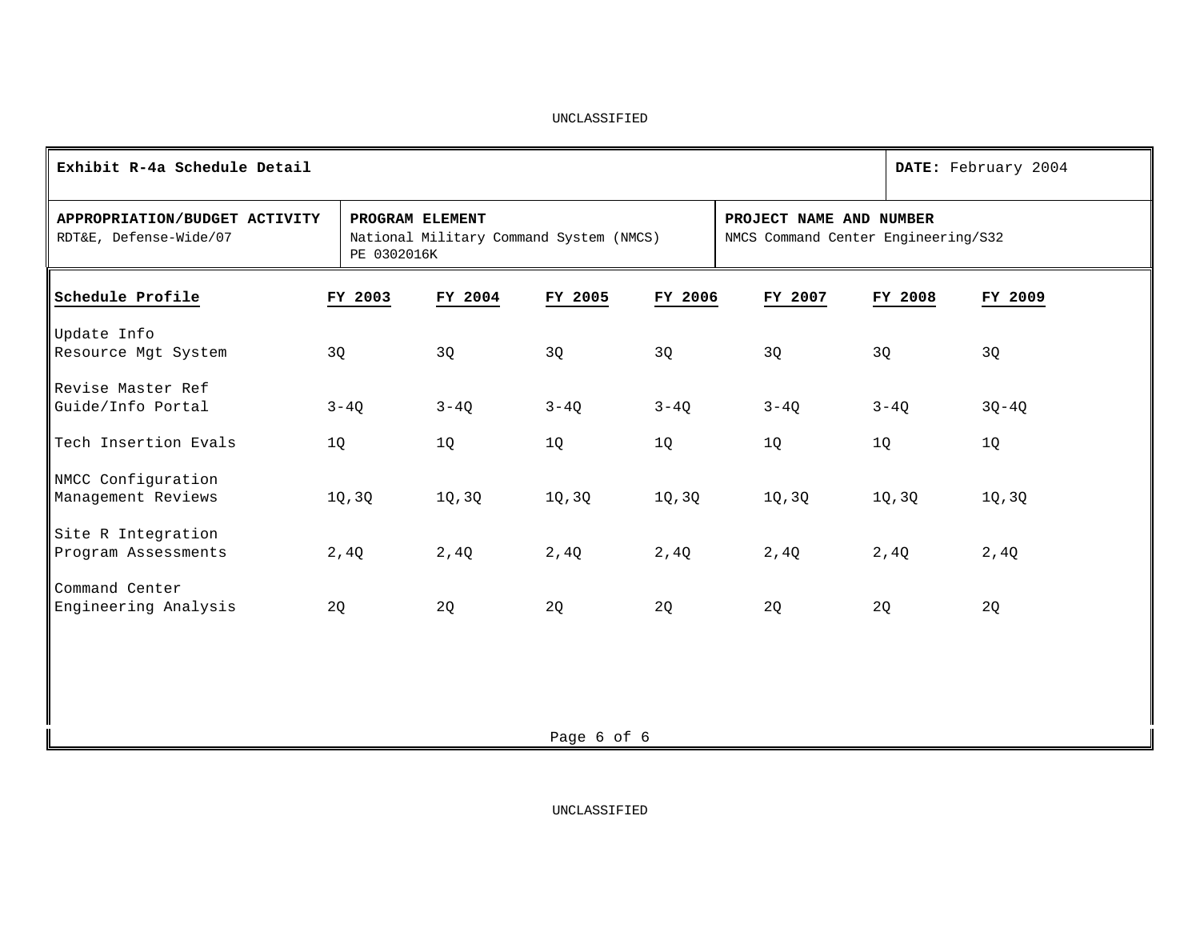UNCLASSIFIED

| **Exhibit R-4a Schedule Detail** | | **DATE:** February 2004 |
|---|---|---|
| **APPROPRIATION/BUDGET ACTIVITY**<br>RDT&E, Defense-Wide/07 | **PROGRAM ELEMENT**<br>National Military Command System (NMCS)<br>PE 0302016K | **PROJECT NAME AND NUMBER**<br>NMCS Command Center Engineering/S32 |

| Schedule Profile | FY 2003 | FY 2004 | FY 2005 | FY 2006 | FY 2007 | FY 2008 | FY 2009 |
|---|---|---|---|---|---|---|---|
| Update Info Resource Mgt System | 3Q | 3Q | 3Q | 3Q | 3Q | 3Q | 3Q |
| Revise Master Ref Guide/Info Portal | 3-4Q | 3-4Q | 3-4Q | 3-4Q | 3-4Q | 3-4Q | 3Q-4Q |
| Tech Insertion Evals | 1Q | 1Q | 1Q | 1Q | 1Q | 1Q | 1Q |
| NMCC Configuration Management Reviews | 1Q,3Q | 1Q,3Q | 1Q,3Q | 1Q,3Q | 1Q,3Q | 1Q,3Q | 1Q,3Q |
| Site R Integration Program Assessments | 2,4Q | 2,4Q | 2,4Q | 2,4Q | 2,4Q | 2,4Q | 2,4Q |
| Command Center Engineering Analysis | 2Q | 2Q | 2Q | 2Q | 2Q | 2Q | 2Q |

UNCLASSIFIED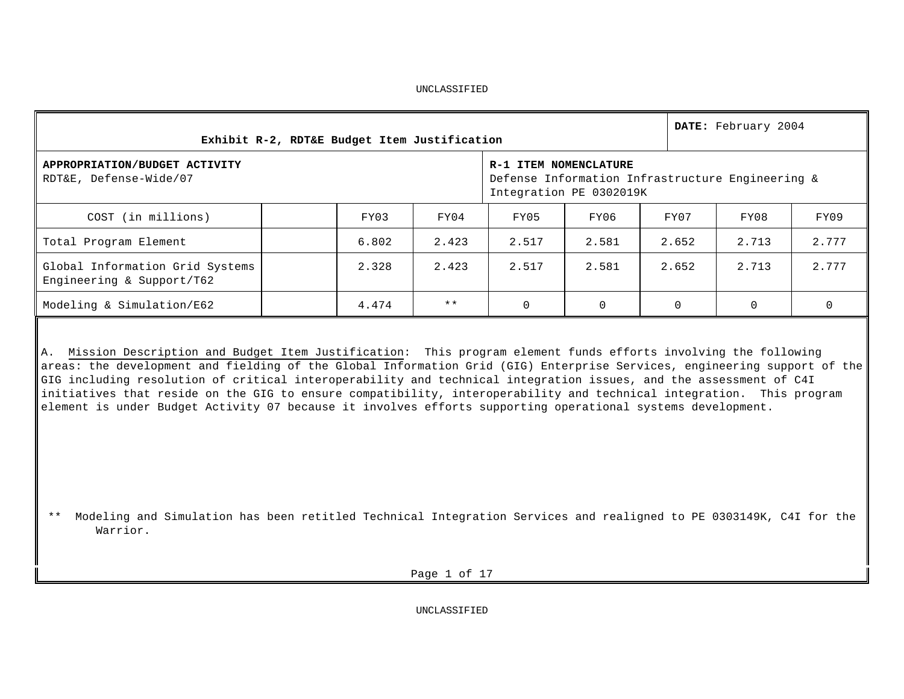UNCLASSIFIED

| Exhibit R-2, RDT&E Budget Item Justification | | | | | | | | | DATE: February 2004 |
|---|---|---|---|---|---|---|---|---|---|

**APPROPRIATION/BUDGET ACTIVITY**
RDT&E, Defense-Wide/07

**R-1 ITEM NOMENCLATURE**
Defense Information Infrastructure Engineering & Integration PE 0302019K

| COST (in millions) | | FY03 | FY04 | FY05 | FY06 | FY07 | FY08 | FY09 |
|---|---|---|---|---|---|---|---|---|
| Total Program Element | | 6.802 | 2.423 | 2.517 | 2.581 | 2.652 | 2.713 | 2.777 |
| Global Information Grid Systems Engineering & Support/T62 | | 2.328 | 2.423 | 2.517 | 2.581 | 2.652 | 2.713 | 2.777 |
| Modeling & Simulation/E62 | | 4.474 | ** | 0 | 0 | 0 | 0 | 0 |

A. Mission Description and Budget Item Justification: This program element funds efforts involving the following areas: the development and fielding of the Global Information Grid (GIG) Enterprise Services, engineering support of the GIG including resolution of critical interoperability and technical integration issues, and the assessment of C4I initiatives that reside on the GIG to ensure compatibility, interoperability and technical integration. This program element is under Budget Activity 07 because it involves efforts supporting operational systems development.

** Modeling and Simulation has been retitled Technical Integration Services and realigned to PE 0303149K, C4I for the Warrior.

UNCLASSIFIED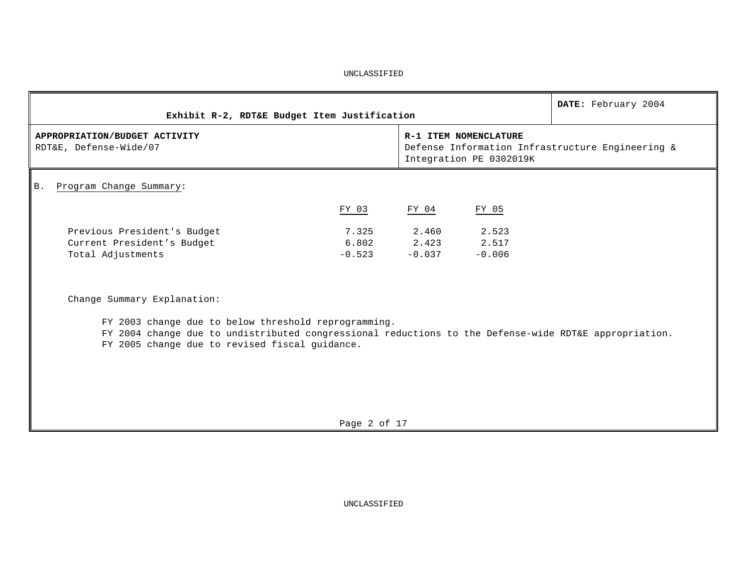| Exhibit R-2, RDT&E Budget Item Justification | DATE: February 2004 |
| --- | --- |
| **APPROPRIATION/BUDGET ACTIVITY**<br>RDT&E, Defense-Wide/07 | **R-1 ITEM NOMENCLATURE**<br>Defense Information Infrastructure Engineering & Integration PE 0302019K |

B. Program Change Summary:

| | FY 03 | FY 04 | FY 05 |
| --- | --- | --- | --- |
| Previous President's Budget | 7.325 | 2.460 | 2.523 |
| Current President's Budget | 6.802 | 2.423 | 2.517 |
| Total Adjustments | -0.523 | -0.037 | -0.006 |

Change Summary Explanation:

FY 2003 change due to below threshold reprogramming.
FY 2004 change due to undistributed congressional reductions to the Defense-wide RDT&E appropriation.
FY 2005 change due to revised fiscal guidance.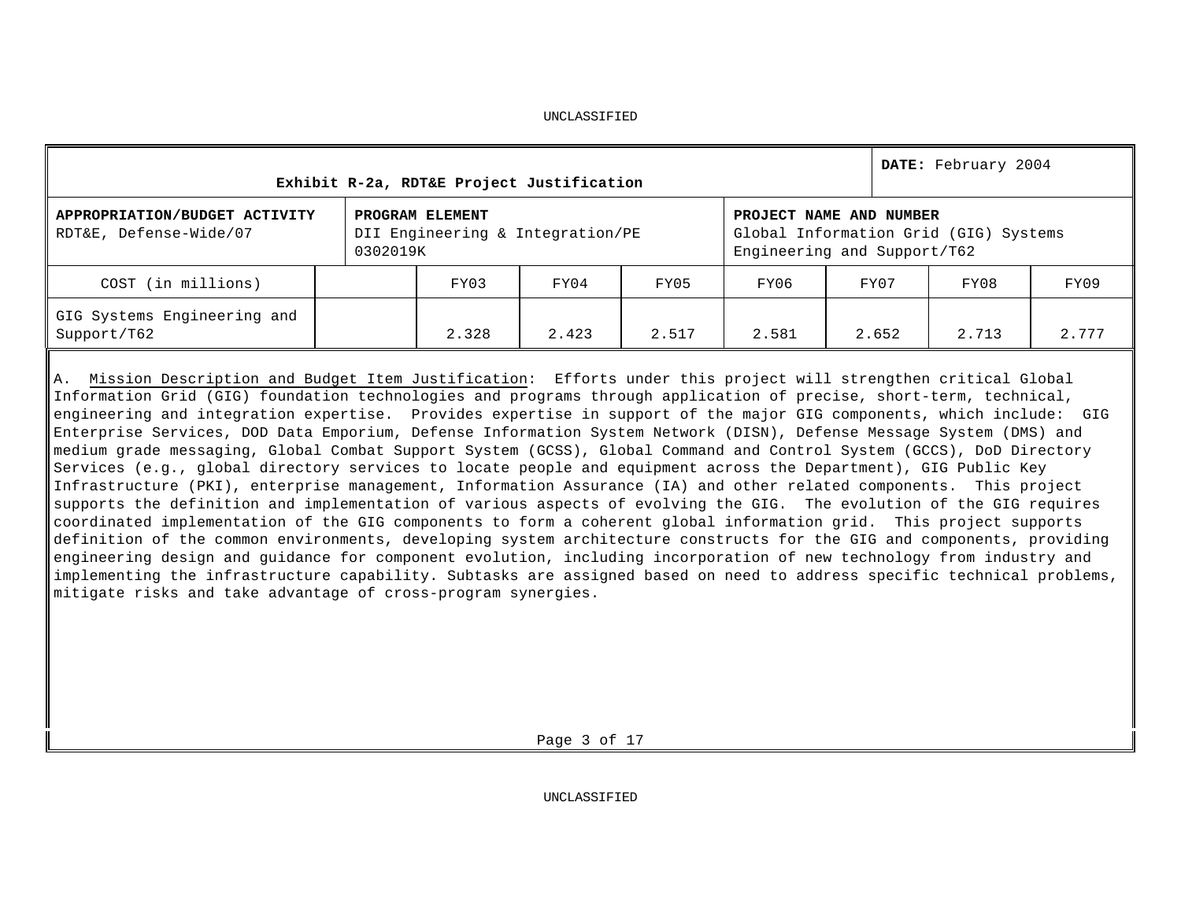UNCLASSIFIED

| Exhibit R-2a, RDT&E Project Justification | | | **DATE:** February 2004 |
|---|---|---|---|
| **APPROPRIATION/BUDGET ACTIVITY** RDT&E, Defense-Wide/07 | **PROGRAM ELEMENT** DII Engineering & Integration/PE 0302019K | **PROJECT NAME AND NUMBER** Global Information Grid (GIG) Systems Engineering and Support/T62 | |

| COST (in millions) | | FY03 | FY04 | FY05 | FY06 | FY07 | FY08 | FY09 |
|---|---|---|---|---|---|---|---|---|
| GIG Systems Engineering and Support/T62 | | 2.328 | 2.423 | 2.517 | 2.581 | 2.652 | 2.713 | 2.777 |

A. Mission Description and Budget Item Justification: Efforts under this project will strengthen critical Global Information Grid (GIG) foundation technologies and programs through application of precise, short-term, technical, engineering and integration expertise. Provides expertise in support of the major GIG components, which include: GIG Enterprise Services, DOD Data Emporium, Defense Information System Network (DISN), Defense Message System (DMS) and medium grade messaging, Global Combat Support System (GCSS), Global Command and Control System (GCCS), DoD Directory Services (e.g., global directory services to locate people and equipment across the Department), GIG Public Key Infrastructure (PKI), enterprise management, Information Assurance (IA) and other related components. This project supports the definition and implementation of various aspects of evolving the GIG. The evolution of the GIG requires coordinated implementation of the GIG components to form a coherent global information grid. This project supports definition of the common environments, developing system architecture constructs for the GIG and components, providing engineering design and guidance for component evolution, including incorporation of new technology from industry and implementing the infrastructure capability. Subtasks are assigned based on need to address specific technical problems, mitigate risks and take advantage of cross-program synergies.

UNCLASSIFIED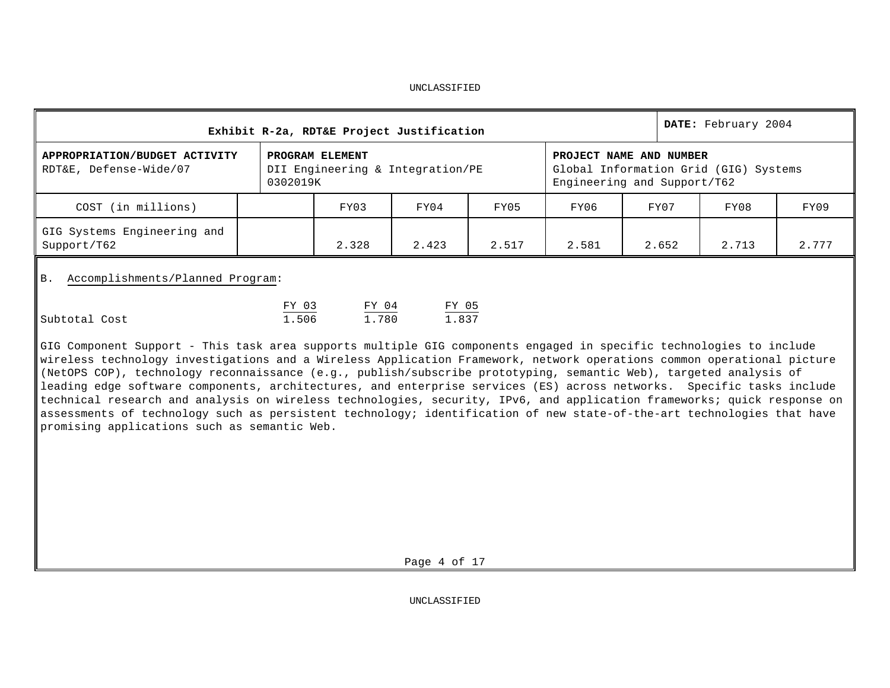UNCLASSIFIED

| Exhibit R-2a, RDT&E Project Justification | | | | | | | | DATE: February 2004 |
|---|---|---|---|---|---|---|---|---|
| **APPROPRIATION/BUDGET ACTIVITY** RDT&E, Defense-Wide/07 | | **PROGRAM ELEMENT** DII Engineering & Integration/PE 0302019K | | | | **PROJECT NAME AND NUMBER** Global Information Grid (GIG) Systems Engineering and Support/T62 | | |
| COST (in millions) | | FY03 | FY04 | FY05 | FY06 | FY07 | FY08 | FY09 |
| GIG Systems Engineering and Support/T62 | | 2.328 | 2.423 | 2.517 | 2.581 | 2.652 | 2.713 | 2.777 |

B. Accomplishments/Planned Program:

| | FY 03 | FY 04 | FY 05 |
|---|---|---|---|
| Subtotal Cost | 1.506 | 1.780 | 1.837 |

GIG Component Support - This task area supports multiple GIG components engaged in specific technologies to include wireless technology investigations and a Wireless Application Framework, network operations common operational picture (NetOPS COP), technology reconnaissance (e.g., publish/subscribe prototyping, semantic Web), targeted analysis of leading edge software components, architectures, and enterprise services (ES) across networks. Specific tasks include technical research and analysis on wireless technologies, security, IPv6, and application frameworks; quick response on assessments of technology such as persistent technology; identification of new state-of-the-art technologies that have promising applications such as semantic Web.

UNCLASSIFIED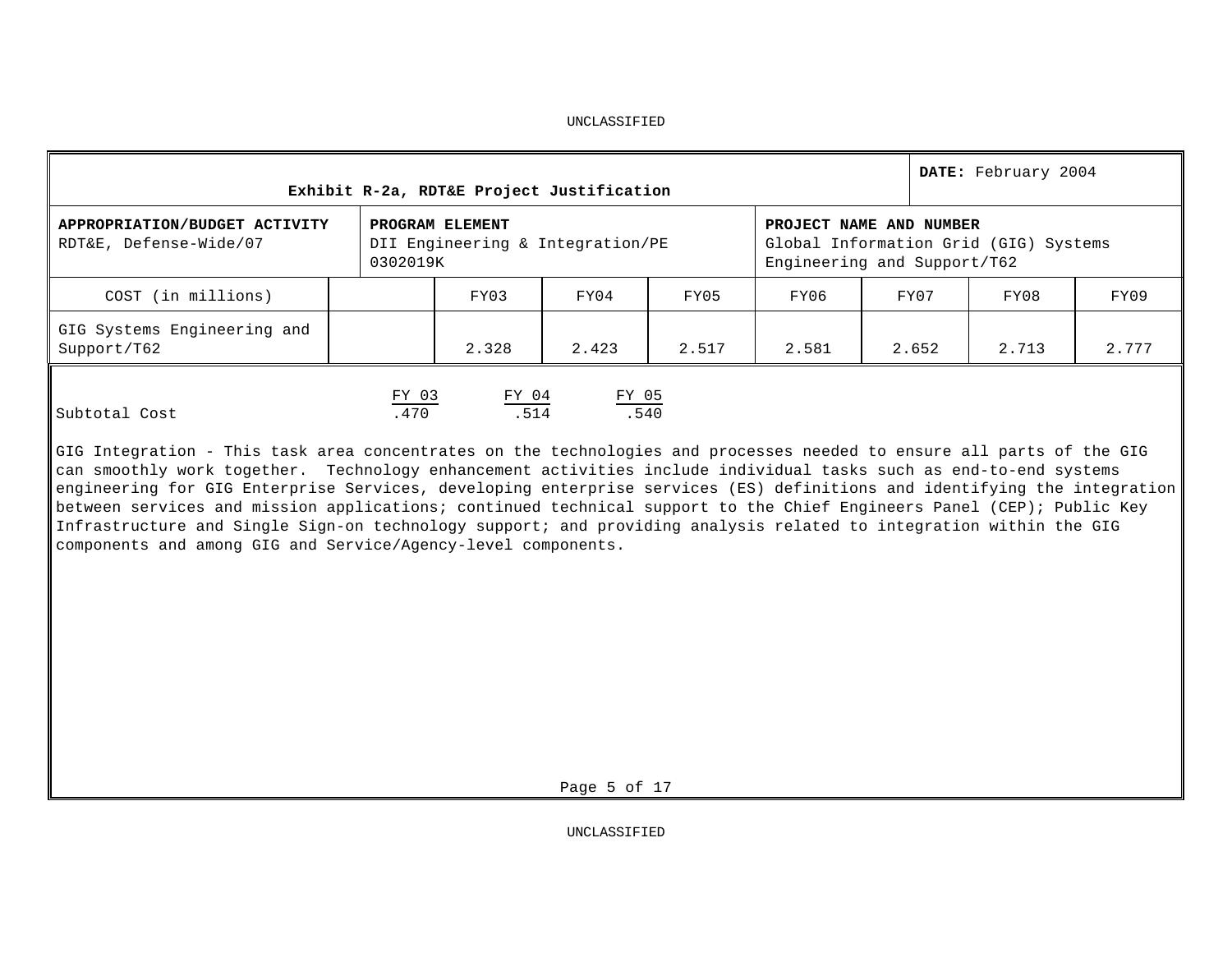UNCLASSIFIED

| Exhibit R-2a, RDT&E Project Justification | | | | | | | | **DATE:** February 2004 |
|---|---|---|---|---|---|---|---|---|
| **APPROPRIATION/BUDGET ACTIVITY** RDT&E, Defense-Wide/07 | | **PROGRAM ELEMENT** DII Engineering & Integration/PE 0302019K | | | **PROJECT NAME AND NUMBER** Global Information Grid (GIG) Systems Engineering and Support/T62 | | | |
| COST (in millions) | | FY03 | FY04 | FY05 | FY06 | FY07 | FY08 | FY09 |
| GIG Systems Engineering and Support/T62 | | 2.328 | 2.423 | 2.517 | 2.581 | 2.652 | 2.713 | 2.777 |

| | FY 03 | FY 04 | FY 05 |
|---|---|---|---|
| Subtotal Cost | .470 | .514 | .540 |

GIG Integration - This task area concentrates on the technologies and processes needed to ensure all parts of the GIG can smoothly work together. Technology enhancement activities include individual tasks such as end-to-end systems engineering for GIG Enterprise Services, developing enterprise services (ES) definitions and identifying the integration between services and mission applications; continued technical support to the Chief Engineers Panel (CEP); Public Key Infrastructure and Single Sign-on technology support; and providing analysis related to integration within the GIG components and among GIG and Service/Agency-level components.

UNCLASSIFIED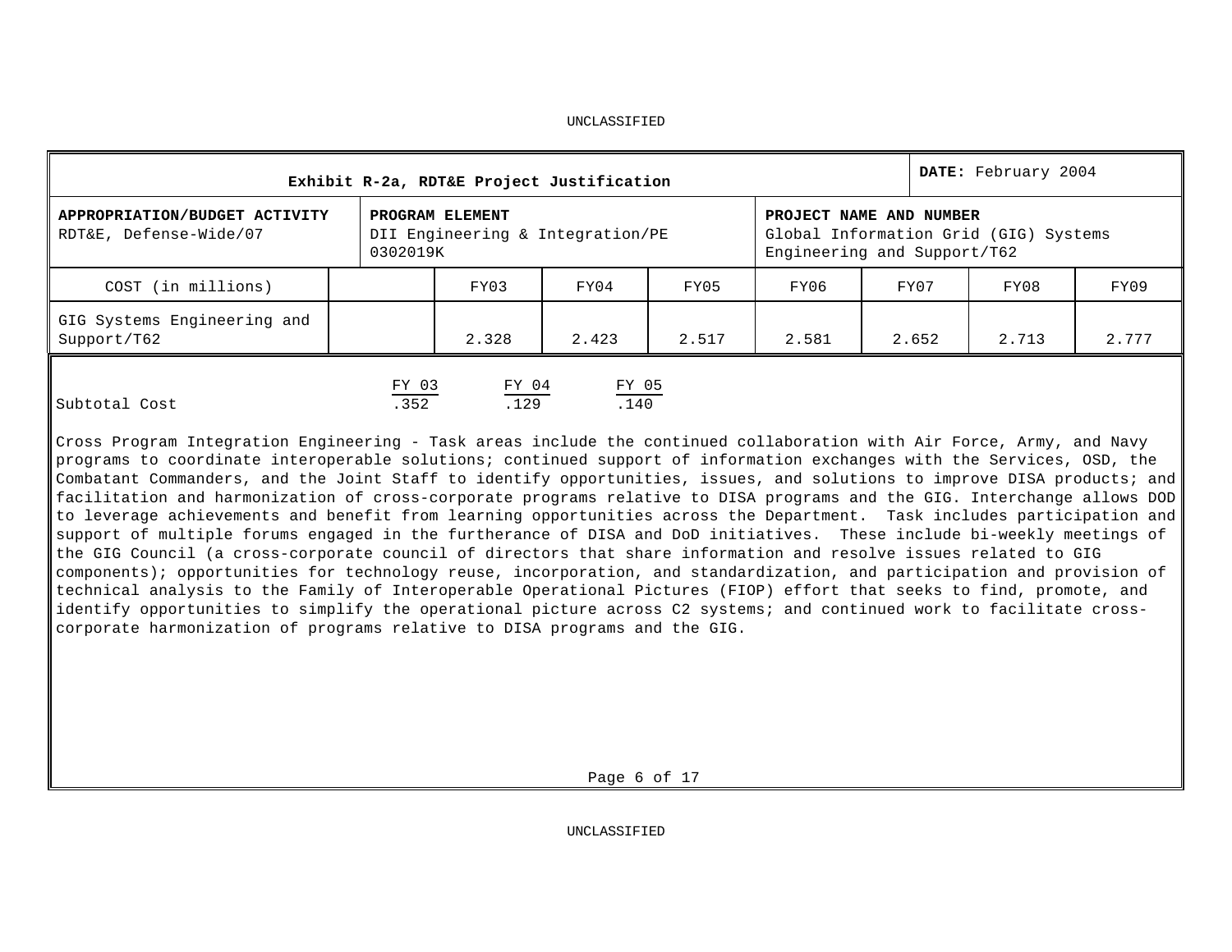| Exhibit R-2a, RDT&E Project Justification | | | | | | | | DATE: February 2004 |
|---|---|---|---|---|---|---|---|---|
| **APPROPRIATION/BUDGET ACTIVITY** RDT&E, Defense-Wide/07 | | **PROGRAM ELEMENT** DII Engineering & Integration/PE 0302019K | | | **PROJECT NAME AND NUMBER** Global Information Grid (GIG) Systems Engineering and Support/T62 | | | |
| COST (in millions) | | FY03 | FY04 | FY05 | FY06 | FY07 | FY08 | FY09 |
| GIG Systems Engineering and Support/T62 | | 2.328 | 2.423 | 2.517 | 2.581 | 2.652 | 2.713 | 2.777 |

| | FY 03 | FY 04 | FY 05 |
|---|---|---|---|
| Subtotal Cost | .352 | .129 | .140 |

Cross Program Integration Engineering - Task areas include the continued collaboration with Air Force, Army, and Navy programs to coordinate interoperable solutions; continued support of information exchanges with the Services, OSD, the Combatant Commanders, and the Joint Staff to identify opportunities, issues, and solutions to improve DISA products; and facilitation and harmonization of cross-corporate programs relative to DISA programs and the GIG. Interchange allows DOD to leverage achievements and benefit from learning opportunities across the Department. Task includes participation and support of multiple forums engaged in the furtherance of DISA and DoD initiatives. These include bi-weekly meetings of the GIG Council (a cross-corporate council of directors that share information and resolve issues related to GIG components); opportunities for technology reuse, incorporation, and standardization, and participation and provision of technical analysis to the Family of Interoperable Operational Pictures (FIOP) effort that seeks to find, promote, and identify opportunities to simplify the operational picture across C2 systems; and continued work to facilitate cross-corporate harmonization of programs relative to DISA programs and the GIG.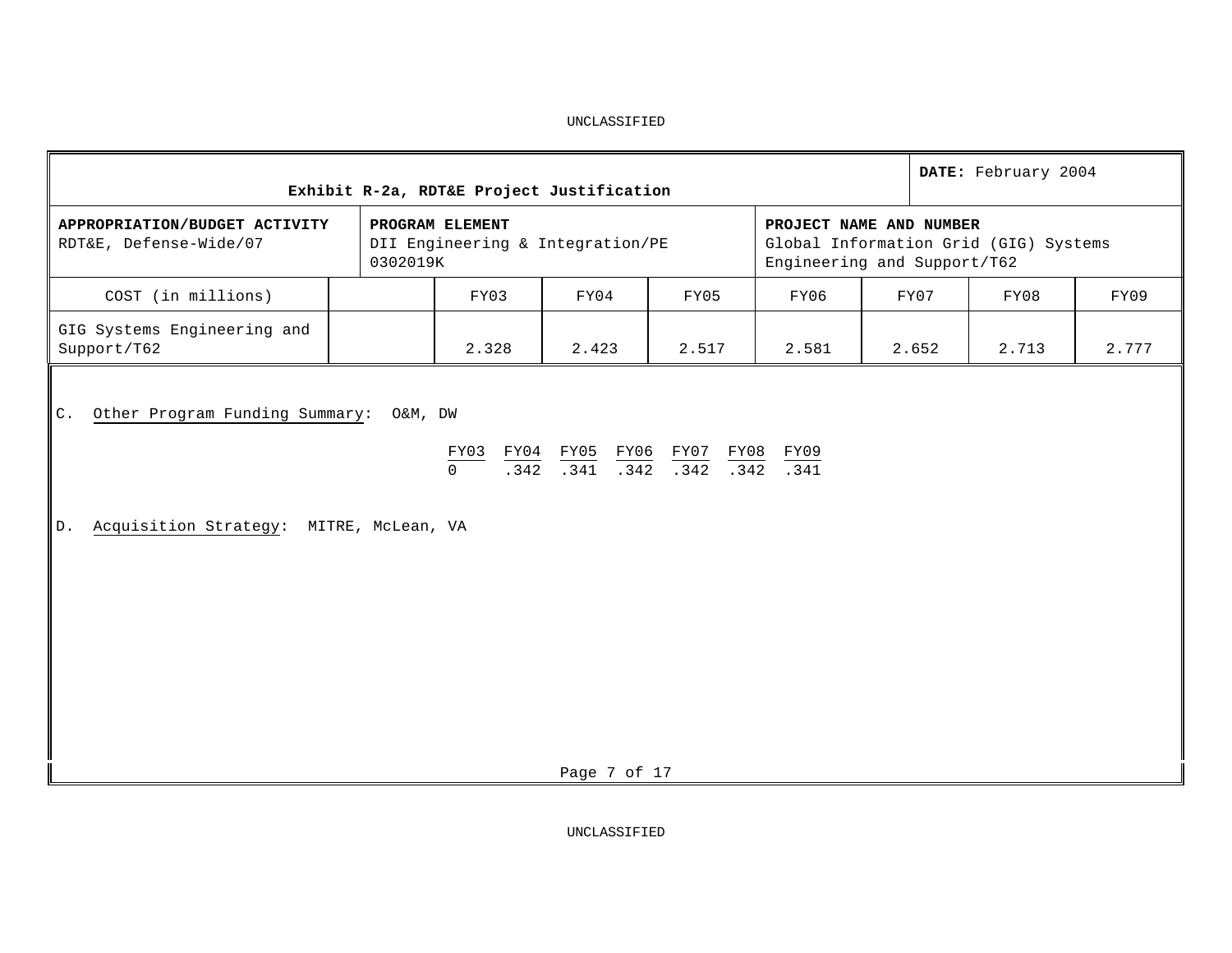**Exhibit R-2a, RDT&E Project Justification**

**DATE:** February 2004

| **APPROPRIATION/BUDGET ACTIVITY** | **PROGRAM ELEMENT** | **PROJECT NAME AND NUMBER** |
|---|---|---|
| RDT&E, Defense-Wide/07 | DII Engineering & Integration/PE 0302019K | Global Information Grid (GIG) Systems Engineering and Support/T62 |

| COST (in millions) | | FY03 | FY04 | FY05 | FY06 | FY07 | FY08 | FY09 |
|---|---|---|---|---|---|---|---|---|
| GIG Systems Engineering and Support/T62 | | 2.328 | 2.423 | 2.517 | 2.581 | 2.652 | 2.713 | 2.777 |

C. Other Program Funding Summary: O&M, DW

| FY03 | FY04 | FY05 | FY06 | FY07 | FY08 | FY09 |
|---|---|---|---|---|---|---|
| 0 | .342 | .341 | .342 | .342 | .342 | .341 |

D. Acquisition Strategy: MITRE, McLean, VA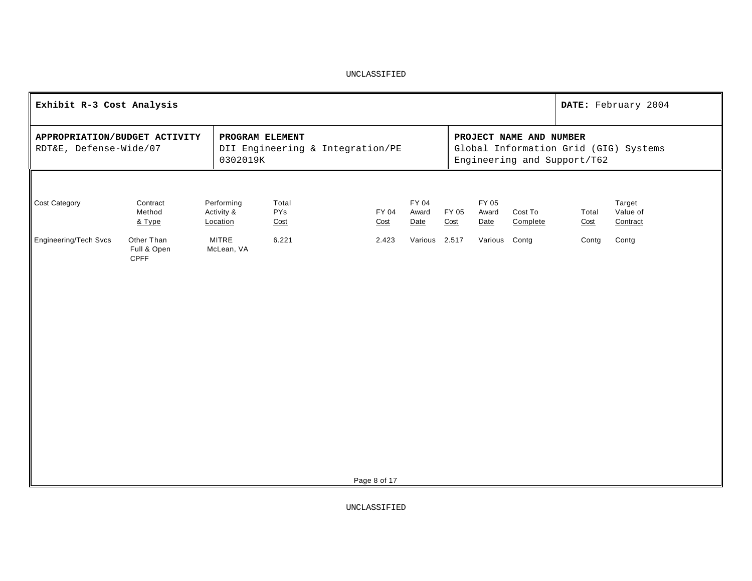**Exhibit R-3 Cost Analysis** | **DATE:** February 2004

| **APPROPRIATION/BUDGET ACTIVITY** | **PROGRAM ELEMENT** | **PROJECT NAME AND NUMBER** |
|---|---|---|
| RDT&E, Defense-Wide/07 | DII Engineering & Integration/PE 0302019K | Global Information Grid (GIG) Systems Engineering and Support/T62 |

| Cost Category | Contract Method & Type | Performing Activity & Location | Total PYs Cost | FY 04 Cost | FY 04 Award Date | FY 05 Cost | FY 05 Award Date | Cost To Complete | Total Cost | Target Value of Contract |
|---|---|---|---|---|---|---|---|---|---|---|
| Engineering/Tech Svcs | Other Than Full & Open CPFF | MITRE McLean, VA | 6.221 | 2.423 | Various | 2.517 | Various | Contg | Contg | Contg |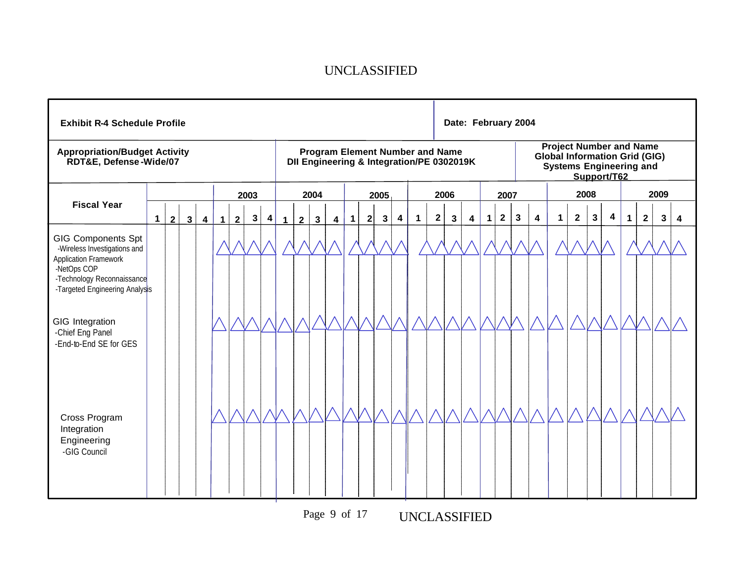UNCLASSIFIED

| **Exhibit R-4 Schedule Profile** | **Date: February 2004** |
|---|---|

| **Appropriation/Budget Activity** | **Program Element Number and Name** | **Project Number and Name** |
|---|---|---|
| **RDT&E, Defense-Wide/07** | **DII Engineering & Integration/PE 0302019K** | **Global Information Grid (GIG) Systems Engineering and Support/T62** |

| **Fiscal Year** | | | | | **2003** | | | | **2004** | | | | **2005** | | | | **2006** | | | | **2007** | | | | **2008** | | | | **2009** | | | |
|---|---|---|---|---|---|---|---|---|---|---|---|---|---|---|---|---|---|---|---|---|---|---|---|---|---|---|---|---|---|---|---|---|
| | 1 | 2 | 3 | 4 | 1 | 2 | 3 | 4 | 1 | 2 | 3 | 4 | 1 | 2 | 3 | 4 | 1 | 2 | 3 | 4 | 1 | 2 | 3 | 4 | 1 | 2 | 3 | 4 | 1 | 2 | 3 | 4 |
| GIG Components Spt<br>-Wireless Investigations and Application Framework<br>-NetOps COP<br>-Technology Reconnaissance<br>-Targeted Engineering Analysis | | | | | △ | △ | △ | △ | △ | △ | △ | △ | △ | △ | △ | △ | △ | △ | △ | △ | △ | △ | △ | △ | △ | △ | △ | △ | △ | △ | △ | △ |
| GIG Integration<br>-Chief Eng Panel<br>-End-to-End SE for GES | | | | | △ | △ | △ | △ | △ | △ | △ | △ | △ | △ | △ | △ | △ | △ | △ | △ | △ | △ | △ | △ | △ | △ | △ | △ | △ | △ | △ | △ |
| Cross Program Integration Engineering<br>-GIG Council | | | | | △ | △ | △ | △ | △ | △ | △ | △ | △ | △ | △ | △ | △ | △ | △ | △ | △ | △ | △ | △ | △ | △ | △ | △ | △ | △ | △ | △ |

UNCLASSIFIED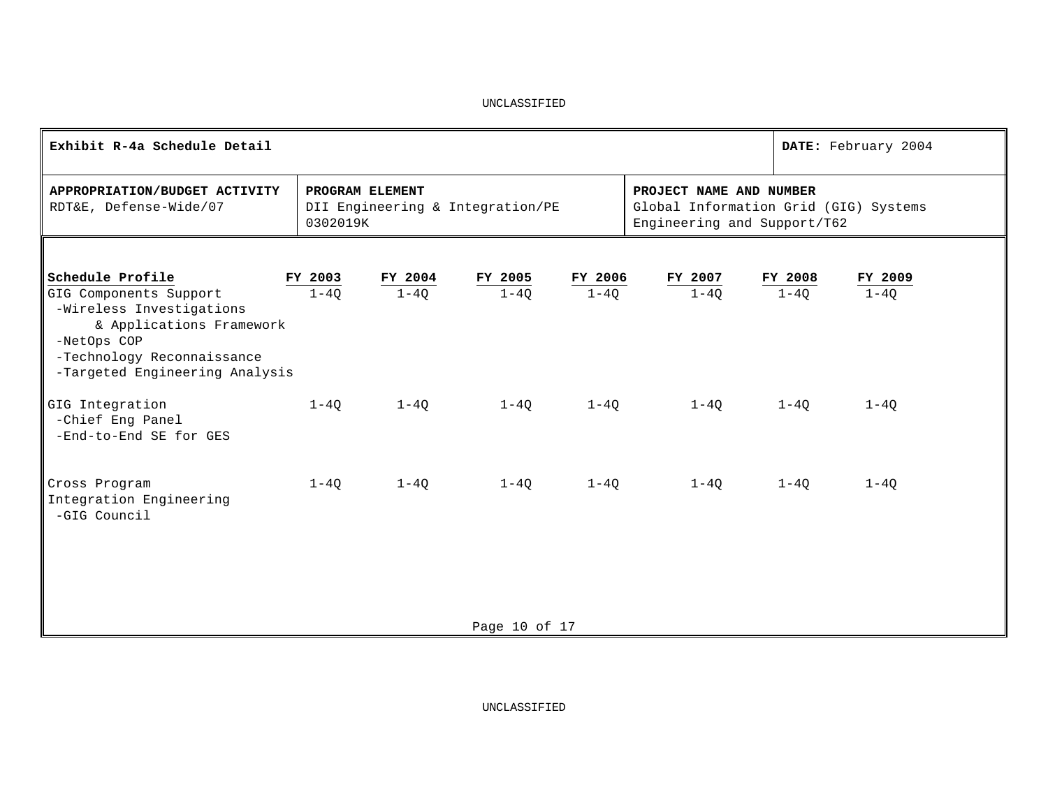UNCLASSIFIED

| **Exhibit R-4a Schedule Detail** | | **DATE:** February 2004 |
|---|---|---|
| **APPROPRIATION/BUDGET ACTIVITY**<br>RDT&E, Defense-Wide/07 | **PROGRAM ELEMENT**<br>DII Engineering & Integration/PE 0302019K | **PROJECT NAME AND NUMBER**<br>Global Information Grid (GIG) Systems Engineering and Support/T62 |

| **Schedule Profile** | **FY 2003** | **FY 2004** | **FY 2005** | **FY 2006** | **FY 2007** | **FY 2008** | **FY 2009** |
|---|---|---|---|---|---|---|---|
| GIG Components Support<br>-Wireless Investigations & Applications Framework<br>-NetOps COP<br>-Technology Reconnaissance<br>-Targeted Engineering Analysis | 1-4Q | 1-4Q | 1-4Q | 1-4Q | 1-4Q | 1-4Q | 1-4Q |
| GIG Integration<br>-Chief Eng Panel<br>-End-to-End SE for GES | 1-4Q | 1-4Q | 1-4Q | 1-4Q | 1-4Q | 1-4Q | 1-4Q |
| Cross Program Integration Engineering<br>-GIG Council | 1-4Q | 1-4Q | 1-4Q | 1-4Q | 1-4Q | 1-4Q | 1-4Q |

UNCLASSIFIED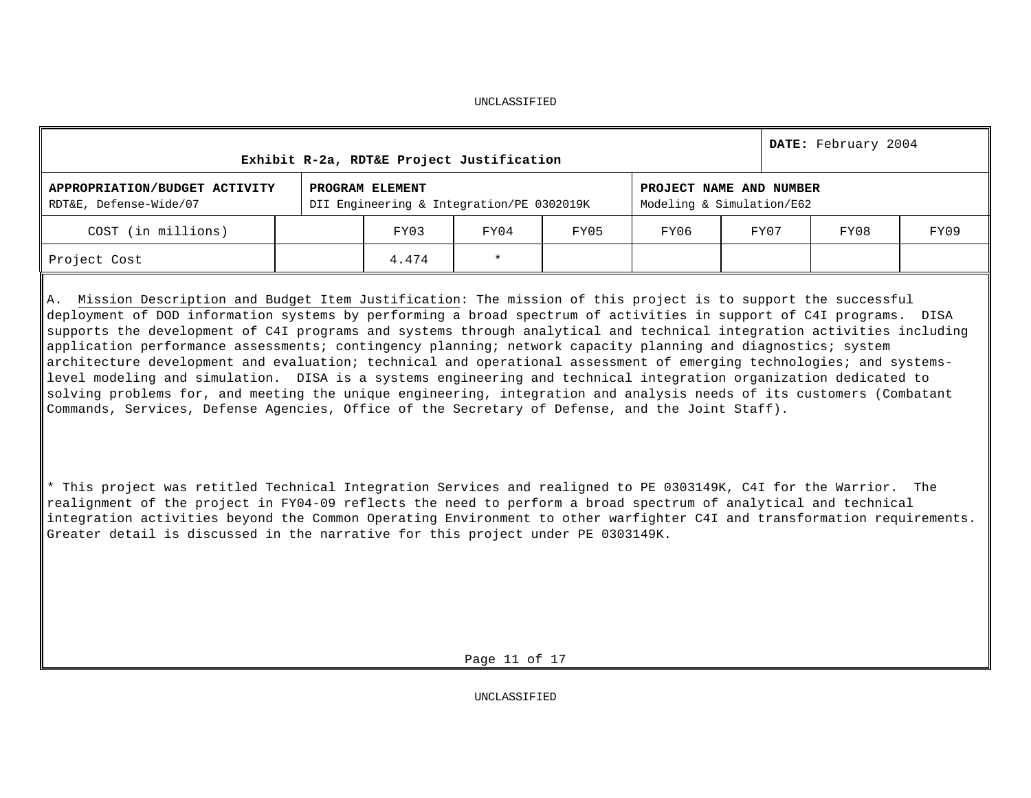UNCLASSIFIED

| Exhibit R-2a, RDT&E Project Justification | | | | | | DATE: February 2004 | | |
|---|---|---|---|---|---|---|---|---|
| **APPROPRIATION/BUDGET ACTIVITY** RDT&E, Defense-Wide/07 | | **PROGRAM ELEMENT** DII Engineering & Integration/PE 0302019K | | | **PROJECT NAME AND NUMBER** Modeling & Simulation/E62 | | | |
| COST (in millions) | | FY03 | FY04 | FY05 | FY06 | FY07 | FY08 | FY09 |
| Project Cost | | 4.474 | * | | | | | |

A. Mission Description and Budget Item Justification: The mission of this project is to support the successful deployment of DOD information systems by performing a broad spectrum of activities in support of C4I programs. DISA supports the development of C4I programs and systems through analytical and technical integration activities including application performance assessments; contingency planning; network capacity planning and diagnostics; system architecture development and evaluation; technical and operational assessment of emerging technologies; and systems-level modeling and simulation. DISA is a systems engineering and technical integration organization dedicated to solving problems for, and meeting the unique engineering, integration and analysis needs of its customers (Combatant Commands, Services, Defense Agencies, Office of the Secretary of Defense, and the Joint Staff).

* This project was retitled Technical Integration Services and realigned to PE 0303149K, C4I for the Warrior. The realignment of the project in FY04-09 reflects the need to perform a broad spectrum of analytical and technical integration activities beyond the Common Operating Environment to other warfighter C4I and transformation requirements. Greater detail is discussed in the narrative for this project under PE 0303149K.

UNCLASSIFIED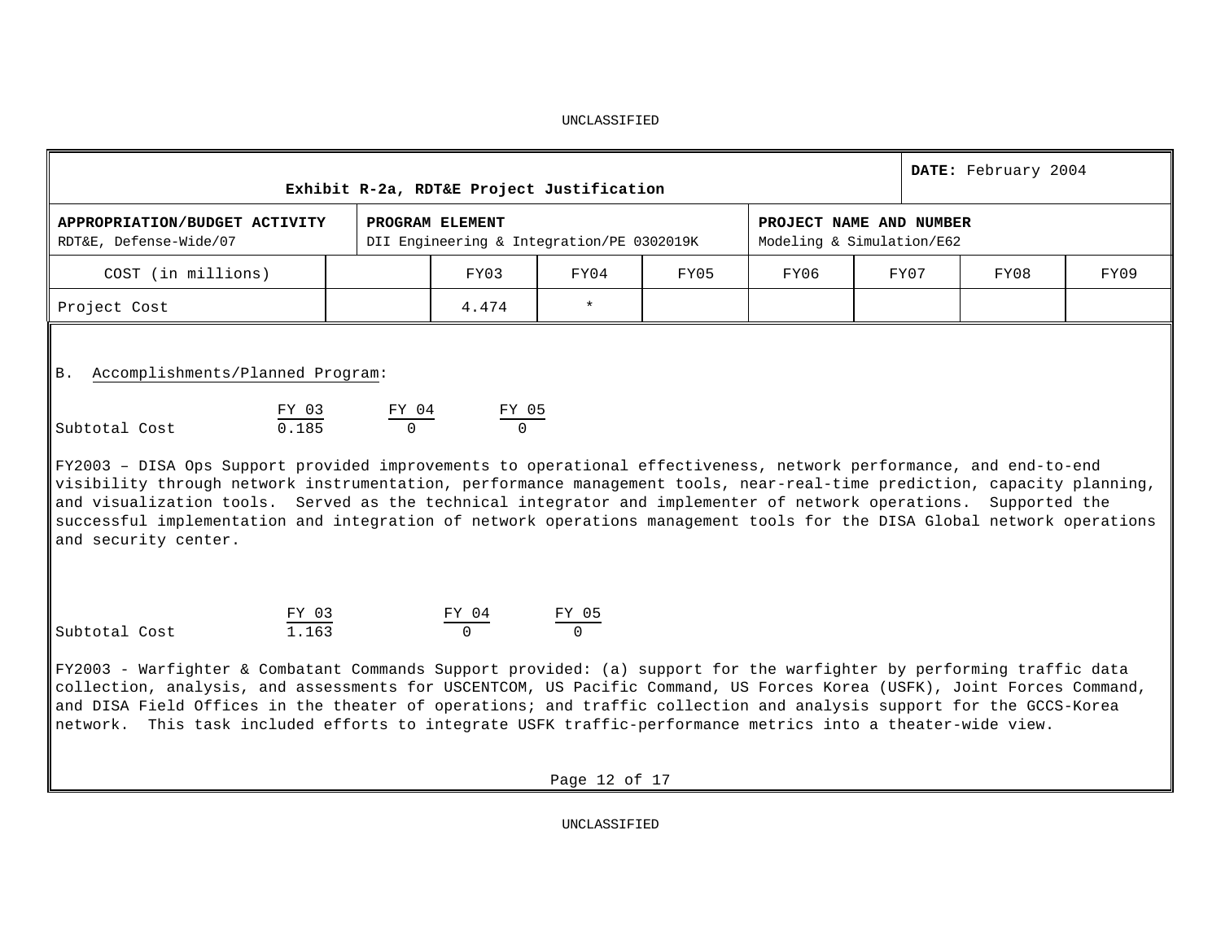| Exhibit R-2a, RDT&E Project Justification | | | | DATE: February 2004 |
|---|---|---|---|---|
| **APPROPRIATION/BUDGET ACTIVITY** RDT&E, Defense-Wide/07 | **PROGRAM ELEMENT** DII Engineering & Integration/PE 0302019K | | **PROJECT NAME AND NUMBER** Modeling & Simulation/E62 | |

| COST (in millions) | | FY03 | FY04 | FY05 | FY06 | FY07 | FY08 | FY09 |
|---|---|---|---|---|---|---|---|---|
| Project Cost | | 4.474 | * | | | | | |

B. Accomplishments/Planned Program:

| | FY 03 | FY 04 | FY 05 |
|---|---|---|---|
| Subtotal Cost | 0.185 | 0 | 0 |

FY2003 – DISA Ops Support provided improvements to operational effectiveness, network performance, and end-to-end visibility through network instrumentation, performance management tools, near-real-time prediction, capacity planning, and visualization tools. Served as the technical integrator and implementer of network operations. Supported the successful implementation and integration of network operations management tools for the DISA Global network operations and security center.

| | FY 03 | FY 04 | FY 05 |
|---|---|---|---|
| Subtotal Cost | 1.163 | 0 | 0 |

FY2003 - Warfighter & Combatant Commands Support provided: (a) support for the warfighter by performing traffic data collection, analysis, and assessments for USCENTCOM, US Pacific Command, US Forces Korea (USFK), Joint Forces Command, and DISA Field Offices in the theater of operations; and traffic collection and analysis support for the GCCS-Korea network. This task included efforts to integrate USFK traffic-performance metrics into a theater-wide view.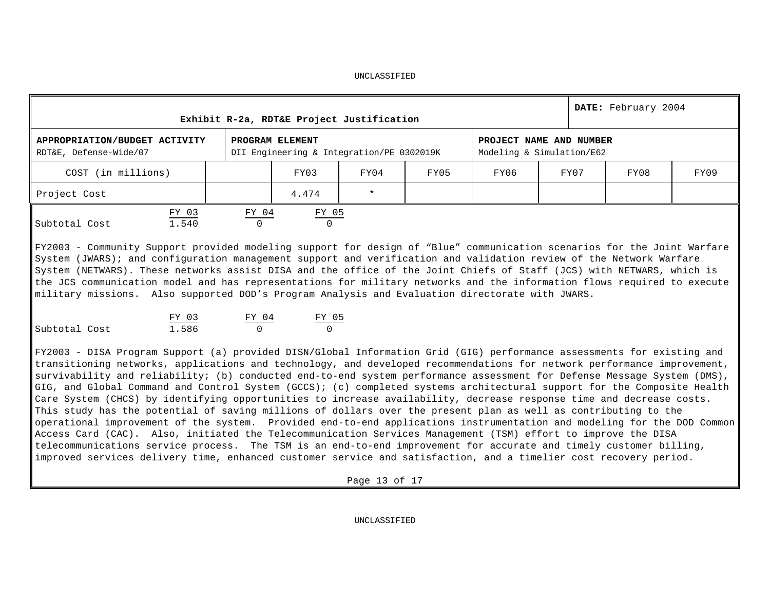UNCLASSIFIED

| Exhibit R-2a, RDT&E Project Justification | | | | | | DATE: February 2004 | | |
|---|---|---|---|---|---|---|---|---|
| **APPROPRIATION/BUDGET ACTIVITY** RDT&E, Defense-Wide/07 | | **PROGRAM ELEMENT** DII Engineering & Integration/PE 0302019K | | | **PROJECT NAME AND NUMBER** Modeling & Simulation/E62 | | | |
| COST (in millions) | | FY03 | FY04 | FY05 | FY06 | FY07 | FY08 | FY09 |
| Project Cost | | 4.474 | * | | | | | |

| | FY 03 | FY 04 | FY 05 |
|---|---|---|---|
| Subtotal Cost | 1.540 | 0 | 0 |

FY2003 - Community Support provided modeling support for design of “Blue” communication scenarios for the Joint Warfare System (JWARS); and configuration management support and verification and validation review of the Network Warfare System (NETWARS). These networks assist DISA and the office of the Joint Chiefs of Staff (JCS) with NETWARS, which is the JCS communication model and has representations for military networks and the information flows required to execute military missions. Also supported DOD’s Program Analysis and Evaluation directorate with JWARS.

| | FY 03 | FY 04 | FY 05 |
|---|---|---|---|
| Subtotal Cost | 1.586 | 0 | 0 |

FY2003 - DISA Program Support (a) provided DISN/Global Information Grid (GIG) performance assessments for existing and transitioning networks, applications and technology, and developed recommendations for network performance improvement, survivability and reliability; (b) conducted end-to-end system performance assessment for Defense Message System (DMS), GIG, and Global Command and Control System (GCCS); (c) completed systems architectural support for the Composite Health Care System (CHCS) by identifying opportunities to increase availability, decrease response time and decrease costs. This study has the potential of saving millions of dollars over the present plan as well as contributing to the operational improvement of the system. Provided end-to-end applications instrumentation and modeling for the DOD Common Access Card (CAC). Also, initiated the Telecommunication Services Management (TSM) effort to improve the DISA telecommunications service process. The TSM is an end-to-end improvement for accurate and timely customer billing, improved services delivery time, enhanced customer service and satisfaction, and a timelier cost recovery period.

UNCLASSIFIED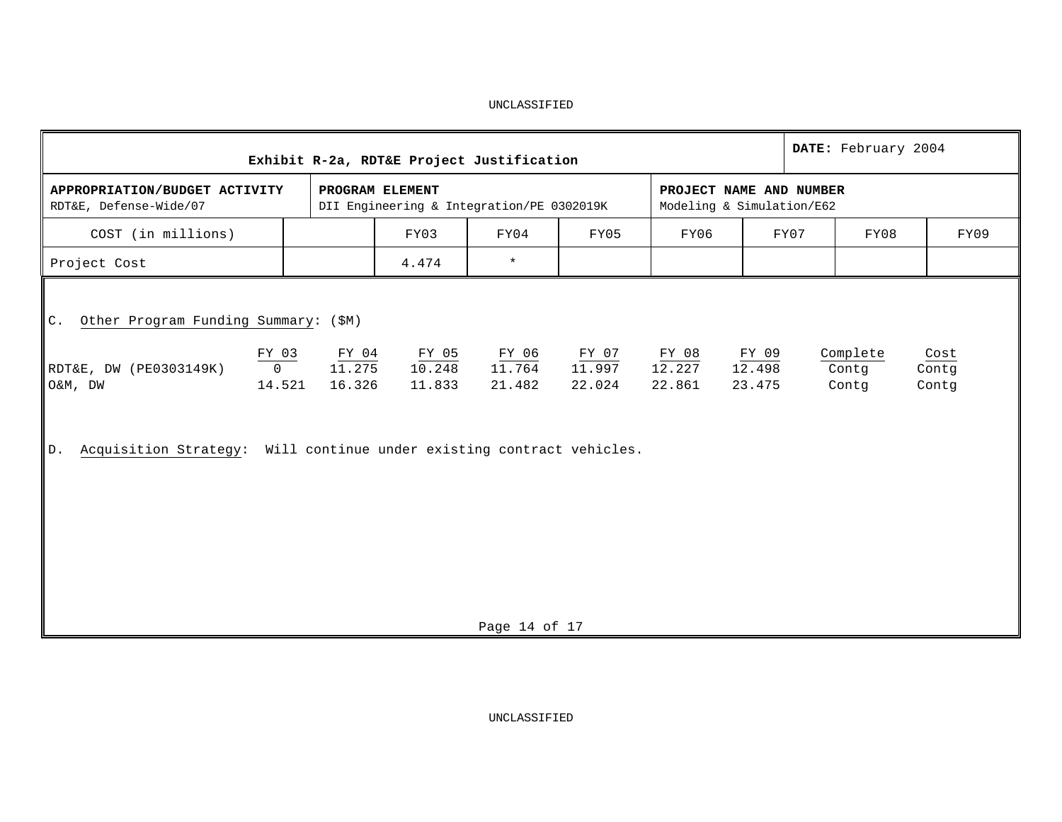UNCLASSIFIED

| Exhibit R-2a, RDT&E Project Justification | | | DATE: February 2004 |
|---|---|---|---|
| APPROPRIATION/BUDGET ACTIVITY<br>RDT&E, Defense-Wide/07 | PROGRAM ELEMENT<br>DII Engineering & Integration/PE 0302019K | PROJECT NAME AND NUMBER<br>Modeling & Simulation/E62 | |

| COST (in millions) | | FY03 | FY04 | FY05 | FY06 | FY07 | FY08 | FY09 |
|---|---|---|---|---|---|---|---|---|
| Project Cost | | 4.474 | * | | | | | |

C. Other Program Funding Summary: ($M)

| | FY 03 | FY 04 | FY 05 | FY 06 | FY 07 | FY 08 | FY 09 | Complete | Cost |
|---|---|---|---|---|---|---|---|---|---|
| RDT&E, DW (PE0303149K) | 0 | 11.275 | 10.248 | 11.764 | 11.997 | 12.227 | 12.498 | Contg | Contg |
| O&M, DW | 14.521 | 16.326 | 11.833 | 21.482 | 22.024 | 22.861 | 23.475 | Contg | Contg |

D. Acquisition Strategy: Will continue under existing contract vehicles.

UNCLASSIFIED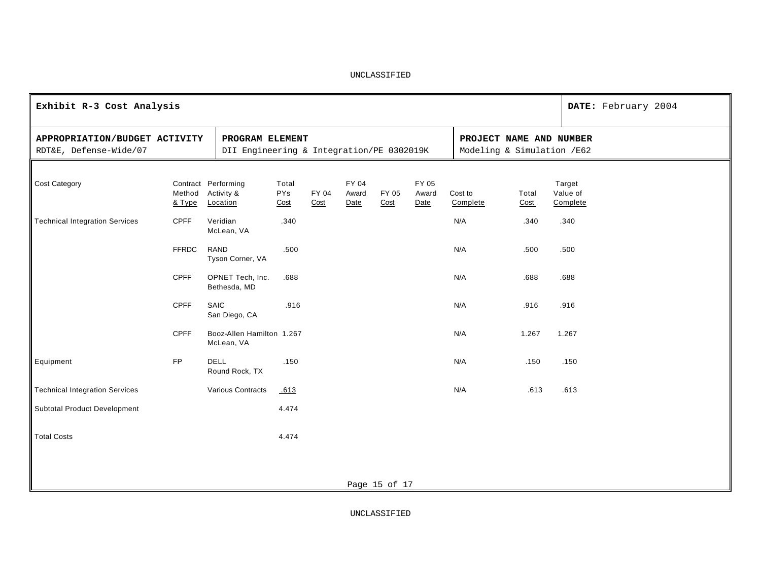UNCLASSIFIED

| Exhibit R-3 Cost Analysis | | DATE: February 2004 |
|---|---|---|
| **APPROPRIATION/BUDGET ACTIVITY**<br>RDT&E, Defense-Wide/07 | **PROGRAM ELEMENT**<br>DII Engineering & Integration/PE 0302019K | **PROJECT NAME AND NUMBER**<br>Modeling & Simulation /E62 |

| Cost Category | Contract Method & Type | Performing Activity & Location | Total PYs Cost | FY 04 Cost | FY 04 Award Date | FY 05 Cost | FY 05 Award Date | Cost to Complete | Total Cost | Target Value of Complete |
|---|---|---|---|---|---|---|---|---|---|---|
| Technical Integration Services | CPFF | Veridian McLean, VA | .340 | | | | | N/A | .340 | .340 |
| | FFRDC | RAND Tyson Corner, VA | .500 | | | | | N/A | .500 | .500 |
| | CPFF | OPNET Tech, Inc. Bethesda, MD | .688 | | | | | N/A | .688 | .688 |
| | CPFF | SAIC San Diego, CA | .916 | | | | | N/A | .916 | .916 |
| | CPFF | Booz-Allen Hamilton McLean, VA | 1.267 | | | | | N/A | 1.267 | 1.267 |
| Equipment | FP | DELL Round Rock, TX | .150 | | | | | N/A | .150 | .150 |
| Technical Integration Services | | Various Contracts | .613 | | | | | N/A | .613 | .613 |
| Subtotal Product Development | | | 4.474 | | | | | | | |
| Total Costs | | | 4.474 | | | | | | | |

UNCLASSIFIED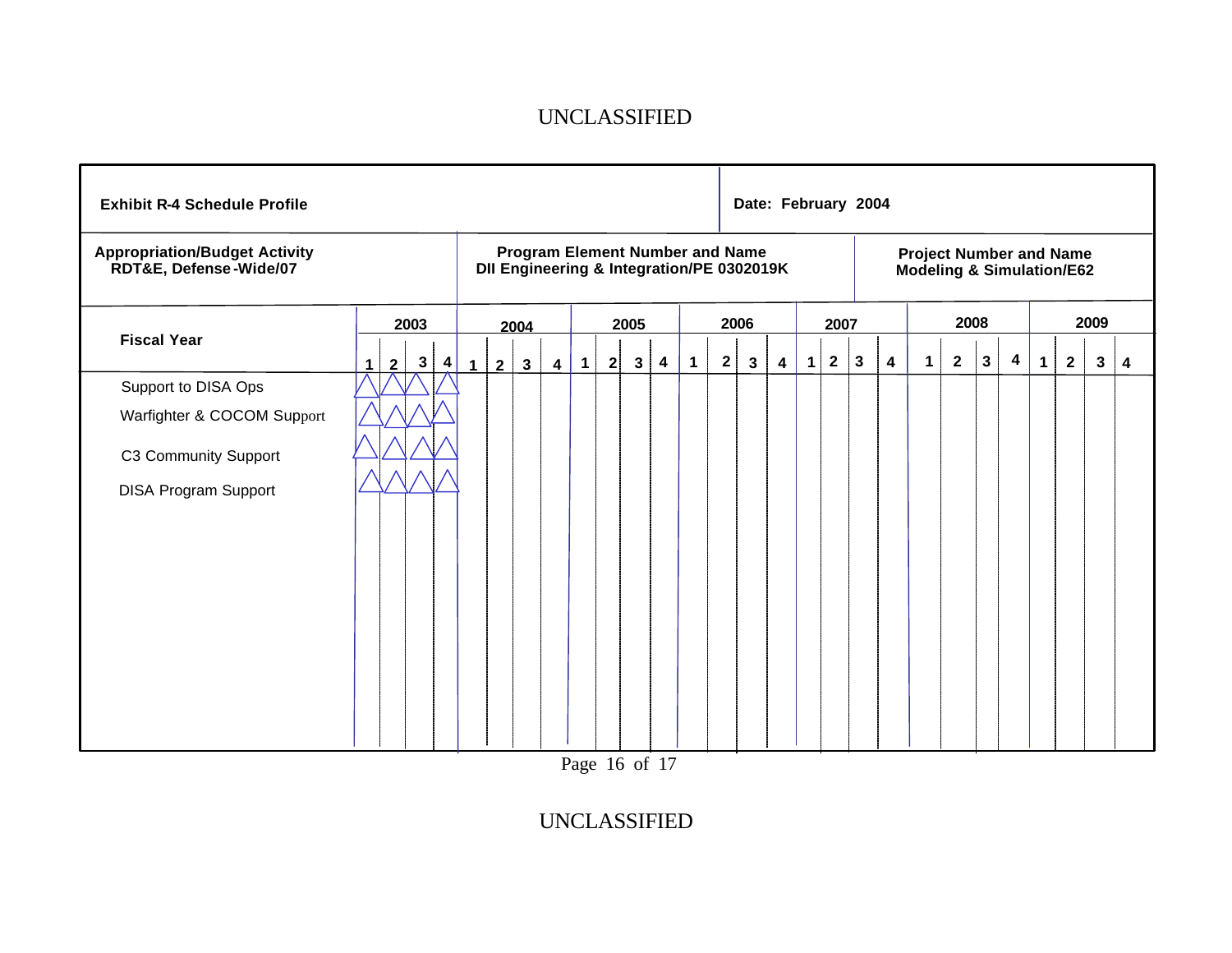UNCLASSIFIED

| Exhibit R-4 Schedule Profile | | Date: February 2004 |
|---|---|---|
| **Appropriation/Budget Activity** RDT&E, Defense-Wide/07 | **Program Element Number and Name** DII Engineering & Integration/PE 0302019K | **Project Number and Name** Modeling & Simulation/E62 |

| Fiscal Year | 2003 | | | | 2004 | | | | 2005 | | | | 2006 | | | | 2007 | | | | 2008 | | | | 2009 | | | |
|---|---|---|---|---|---|---|---|---|---|---|---|---|---|---|---|---|---|---|---|---|---|---|---|---|---|---|---|---|
| | 1 | 2 | 3 | 4 | 1 | 2 | 3 | 4 | 1 | 2 | 3 | 4 | 1 | 2 | 3 | 4 | 1 | 2 | 3 | 4 | 1 | 2 | 3 | 4 | 1 | 2 | 3 | 4 |
| Support to DISA Ops | △ | △ | △ | △ | | | | | | | | | | | | | | | | | | | | | | | | |
| Warfighter & COCOM Support | △ | △ | △ | △ | | | | | | | | | | | | | | | | | | | | | | | | |
| C3 Community Support | △ | △ | △ | △ | | | | | | | | | | | | | | | | | | | | | | | | |
| DISA Program Support | △ | △ | △ | △ | | | | | | | | | | | | | | | | | | | | | | | | |

UNCLASSIFIED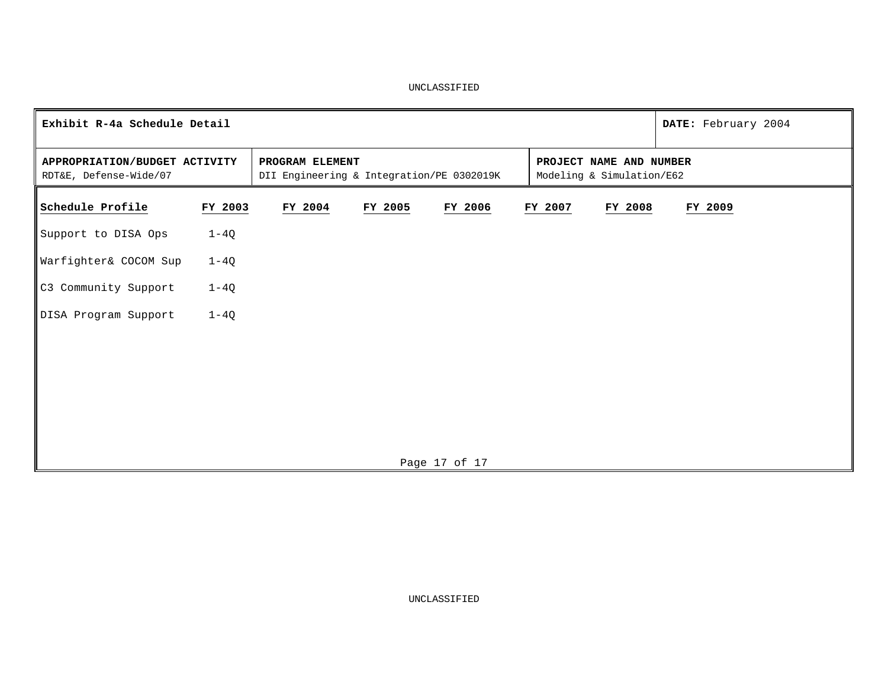UNCLASSIFIED

| Exhibit R-4a Schedule Detail | | **DATE:** February 2004 |
|---|---|---|
| **APPROPRIATION/BUDGET ACTIVITY**<br>RDT&E, Defense-Wide/07 | **PROGRAM ELEMENT**<br>DII Engineering & Integration/PE 0302019K | **PROJECT NAME AND NUMBER**<br>Modeling & Simulation/E62 |

| Schedule Profile | FY 2003 | FY 2004 | FY 2005 | FY 2006 | FY 2007 | FY 2008 | FY 2009 |
|---|---|---|---|---|---|---|---|
| Support to DISA Ops | 1-4Q | | | | | | |
| Warfighter& COCOM Sup | 1-4Q | | | | | | |
| C3 Community Support | 1-4Q | | | | | | |
| DISA Program Support | 1-4Q | | | | | | |

UNCLASSIFIED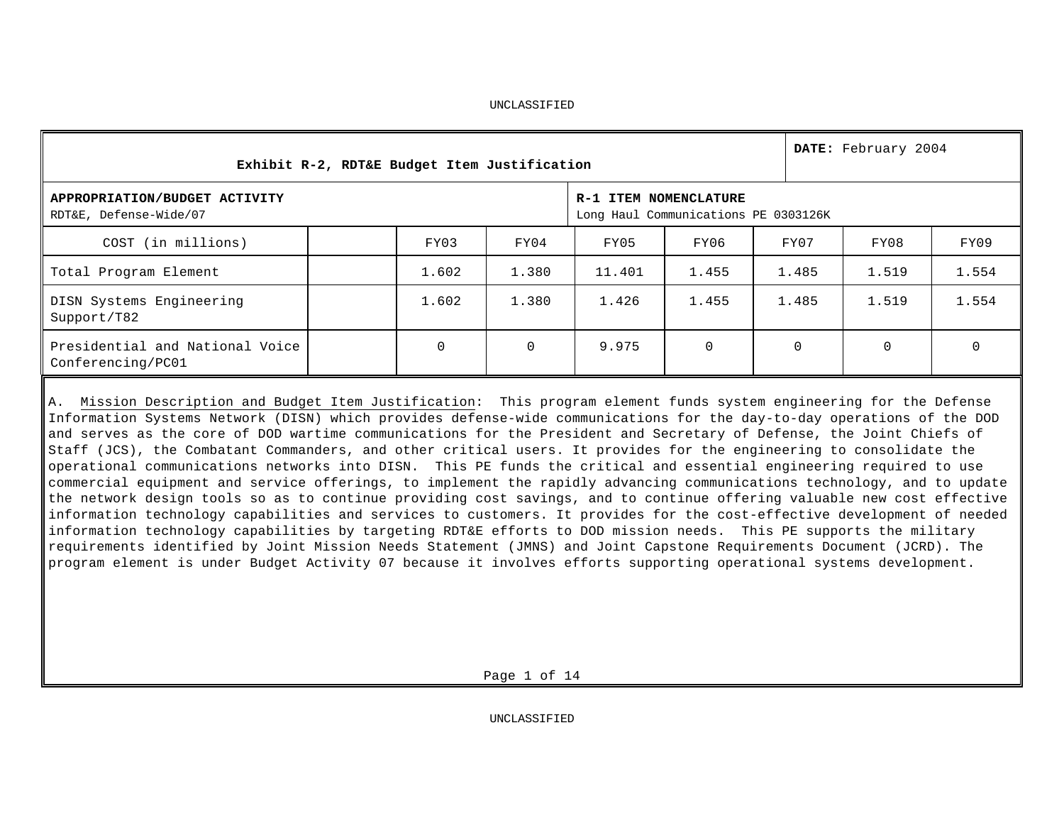UNCLASSIFIED

| Exhibit R-2, RDT&E Budget Item Justification | | | | | | | | **DATE:** February 2004 |
|---|---|---|---|---|---|---|---|---|
| **APPROPRIATION/BUDGET ACTIVITY**<br>RDT&E, Defense-Wide/07 | | | | **R-1 ITEM NOMENCLATURE**<br>Long Haul Communications PE 0303126K | | | | |
| COST (in millions) | | FY03 | FY04 | FY05 | FY06 | FY07 | FY08 | FY09 |
| Total Program Element | | 1.602 | 1.380 | 11.401 | 1.455 | 1.485 | 1.519 | 1.554 |
| DISN Systems Engineering Support/T82 | | 1.602 | 1.380 | 1.426 | 1.455 | 1.485 | 1.519 | 1.554 |
| Presidential and National Voice Conferencing/PC01 | | 0 | 0 | 9.975 | 0 | 0 | 0 | 0 |

A. Mission Description and Budget Item Justification: This program element funds system engineering for the Defense Information Systems Network (DISN) which provides defense-wide communications for the day-to-day operations of the DOD and serves as the core of DOD wartime communications for the President and Secretary of Defense, the Joint Chiefs of Staff (JCS), the Combatant Commanders, and other critical users. It provides for the engineering to consolidate the operational communications networks into DISN. This PE funds the critical and essential engineering required to use commercial equipment and service offerings, to implement the rapidly advancing communications technology, and to update the network design tools so as to continue providing cost savings, and to continue offering valuable new cost effective information technology capabilities and services to customers. It provides for the cost-effective development of needed information technology capabilities by targeting RDT&E efforts to DOD mission needs. This PE supports the military requirements identified by Joint Mission Needs Statement (JMNS) and Joint Capstone Requirements Document (JCRD). The program element is under Budget Activity 07 because it involves efforts supporting operational systems development.

UNCLASSIFIED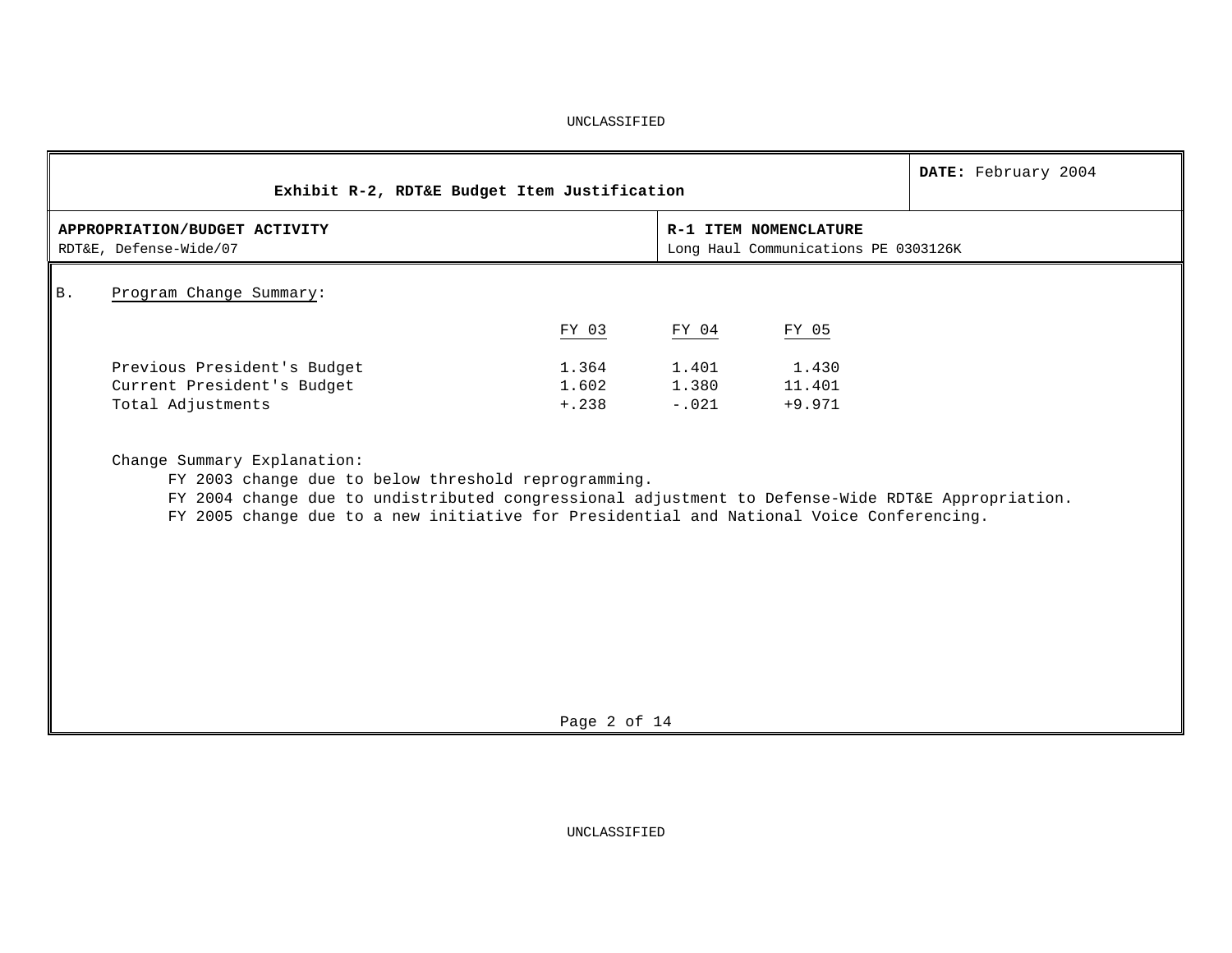UNCLASSIFIED

| Exhibit R-2, RDT&E Budget Item Justification | | DATE: February 2004 |
|---|---|---|
| **APPROPRIATION/BUDGET ACTIVITY**<br>RDT&E, Defense-Wide/07 | **R-1 ITEM NOMENCLATURE**<br>Long Haul Communications PE 0303126K | |

B. Program Change Summary:

| | FY 03 | FY 04 | FY 05 |
|---|---|---|---|
| Previous President's Budget | 1.364 | 1.401 | 1.430 |
| Current President's Budget | 1.602 | 1.380 | 11.401 |
| Total Adjustments | +.238 | -.021 | +9.971 |

Change Summary Explanation:

FY 2003 change due to below threshold reprogramming.

FY 2004 change due to undistributed congressional adjustment to Defense-Wide RDT&E Appropriation.

FY 2005 change due to a new initiative for Presidential and National Voice Conferencing.

UNCLASSIFIED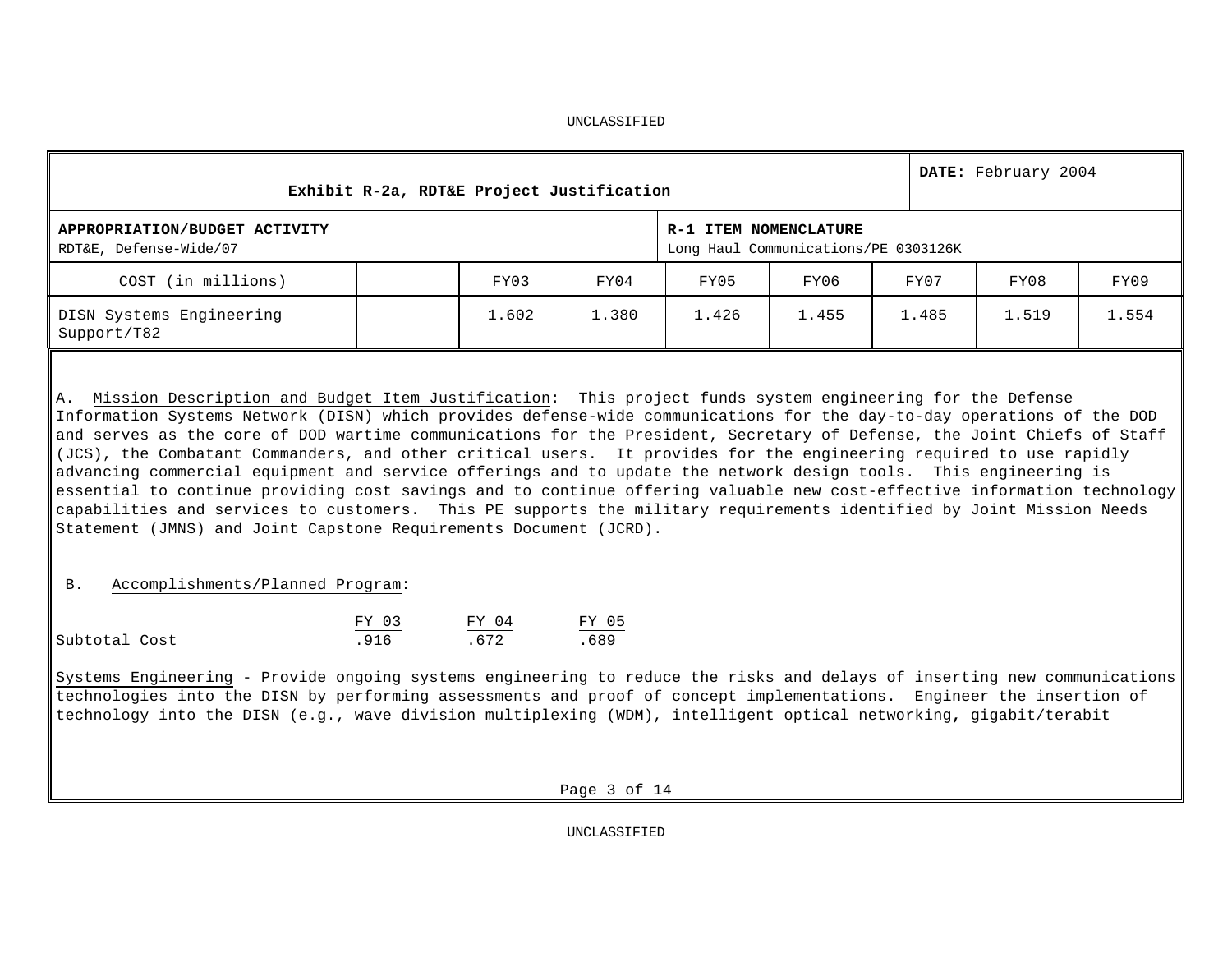UNCLASSIFIED

| Exhibit R-2a, RDT&E Project Justification | | | | | | | | DATE: February 2004 |
|---|---|---|---|---|---|---|---|---|
| **APPROPRIATION/BUDGET ACTIVITY**<br>RDT&E, Defense-Wide/07 | | | | **R-1 ITEM NOMENCLATURE**<br>Long Haul Communications/PE 0303126K | | | | |
| COST (in millions) | | FY03 | FY04 | FY05 | FY06 | FY07 | FY08 | FY09 |
| DISN Systems Engineering Support/T82 | | 1.602 | 1.380 | 1.426 | 1.455 | 1.485 | 1.519 | 1.554 |

A. Mission Description and Budget Item Justification: This project funds system engineering for the Defense Information Systems Network (DISN) which provides defense-wide communications for the day-to-day operations of the DOD and serves as the core of DOD wartime communications for the President, Secretary of Defense, the Joint Chiefs of Staff (JCS), the Combatant Commanders, and other critical users. It provides for the engineering required to use rapidly advancing commercial equipment and service offerings and to update the network design tools. This engineering is essential to continue providing cost savings and to continue offering valuable new cost-effective information technology capabilities and services to customers. This PE supports the military requirements identified by Joint Mission Needs Statement (JMNS) and Joint Capstone Requirements Document (JCRD).

B. Accomplishments/Planned Program:

| | FY 03 | FY 04 | FY 05 |
|---|---|---|---|
| Subtotal Cost | .916 | .672 | .689 |

Systems Engineering - Provide ongoing systems engineering to reduce the risks and delays of inserting new communications technologies into the DISN by performing assessments and proof of concept implementations. Engineer the insertion of technology into the DISN (e.g., wave division multiplexing (WDM), intelligent optical networking, gigabit/terabit

UNCLASSIFIED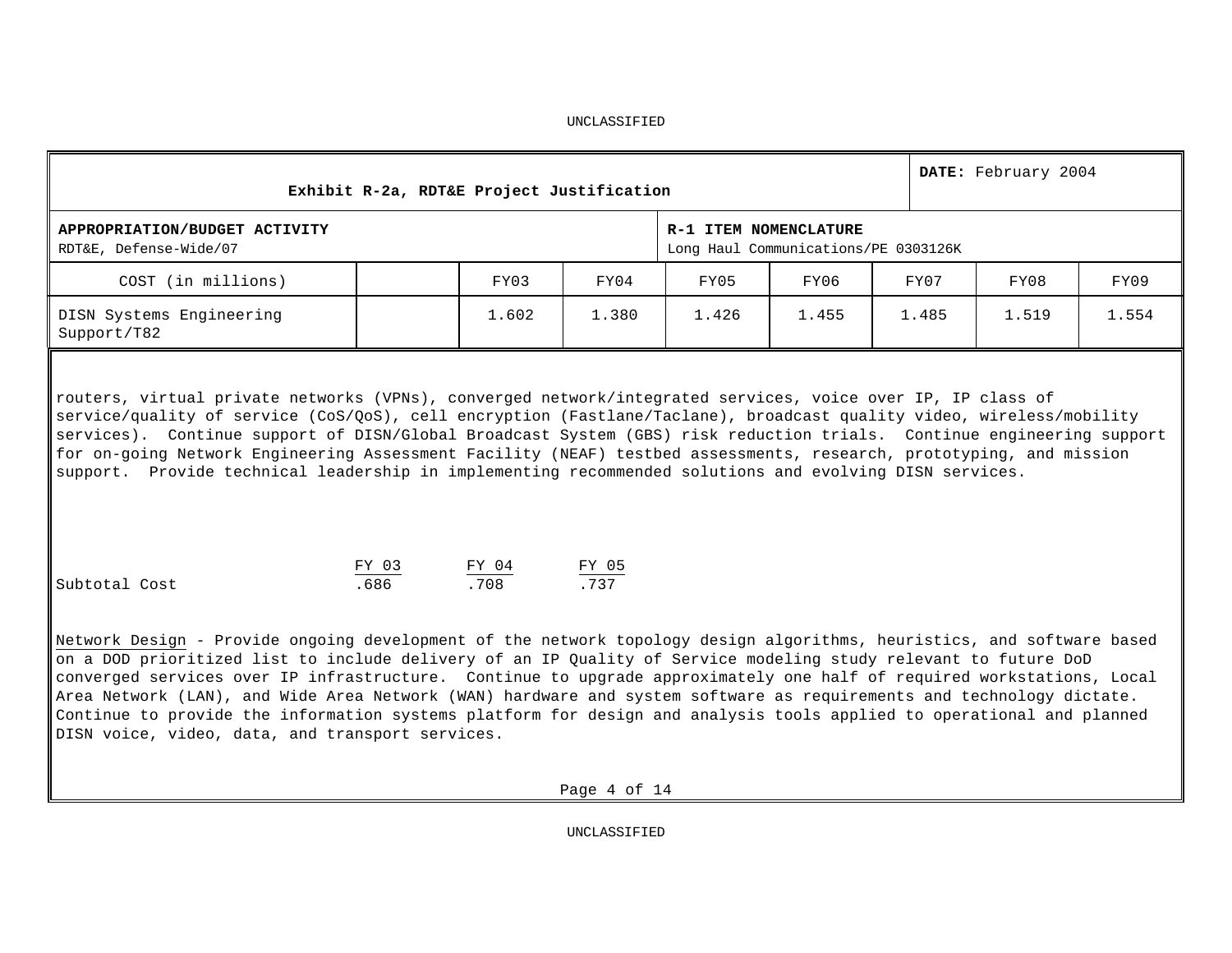**Exhibit R-2a, RDT&E Project Justification**

**DATE:** February 2004

| APPROPRIATION/BUDGET ACTIVITY | R-1 ITEM NOMENCLATURE |
|---|---|
| RDT&E, Defense-Wide/07 | Long Haul Communications/PE 0303126K |

| COST (in millions) | | FY03 | FY04 | FY05 | FY06 | FY07 | FY08 | FY09 |
|---|---|---|---|---|---|---|---|---|
| DISN Systems Engineering Support/T82 | | 1.602 | 1.380 | 1.426 | 1.455 | 1.485 | 1.519 | 1.554 |

routers, virtual private networks (VPNs), converged network/integrated services, voice over IP, IP class of service/quality of service (CoS/QoS), cell encryption (Fastlane/Taclane), broadcast quality video, wireless/mobility services). Continue support of DISN/Global Broadcast System (GBS) risk reduction trials. Continue engineering support for on-going Network Engineering Assessment Facility (NEAF) testbed assessments, research, prototyping, and mission support. Provide technical leadership in implementing recommended solutions and evolving DISN services.

| | FY 03 | FY 04 | FY 05 |
|---|---|---|---|
| Subtotal Cost | .686 | .708 | .737 |

Network Design - Provide ongoing development of the network topology design algorithms, heuristics, and software based on a DOD prioritized list to include delivery of an IP Quality of Service modeling study relevant to future DoD converged services over IP infrastructure. Continue to upgrade approximately one half of required workstations, Local Area Network (LAN), and Wide Area Network (WAN) hardware and system software as requirements and technology dictate. Continue to provide the information systems platform for design and analysis tools applied to operational and planned DISN voice, video, data, and transport services.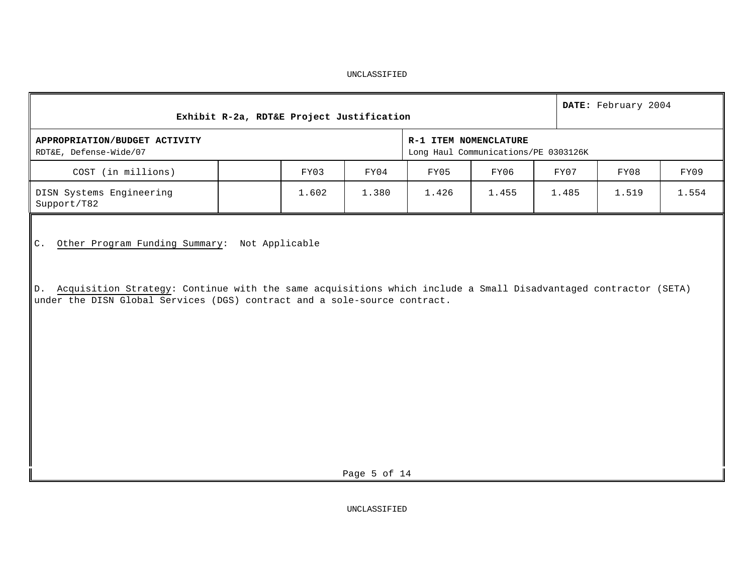UNCLASSIFIED

| Exhibit R-2a, RDT&E Project Justification | | | | | | | | DATE: February 2004 |
|---|---|---|---|---|---|---|---|---|
| **APPROPRIATION/BUDGET ACTIVITY**<br>RDT&E, Defense-Wide/07 | | | | **R-1 ITEM NOMENCLATURE**<br>Long Haul Communications/PE 0303126K | | | | |
| COST (in millions) | | FY03 | FY04 | FY05 | FY06 | FY07 | FY08 | FY09 |
| DISN Systems Engineering Support/T82 | | 1.602 | 1.380 | 1.426 | 1.455 | 1.485 | 1.519 | 1.554 |

C. Other Program Funding Summary: Not Applicable

D. Acquisition Strategy: Continue with the same acquisitions which include a Small Disadvantaged contractor (SETA) under the DISN Global Services (DGS) contract and a sole-source contract.

UNCLASSIFIED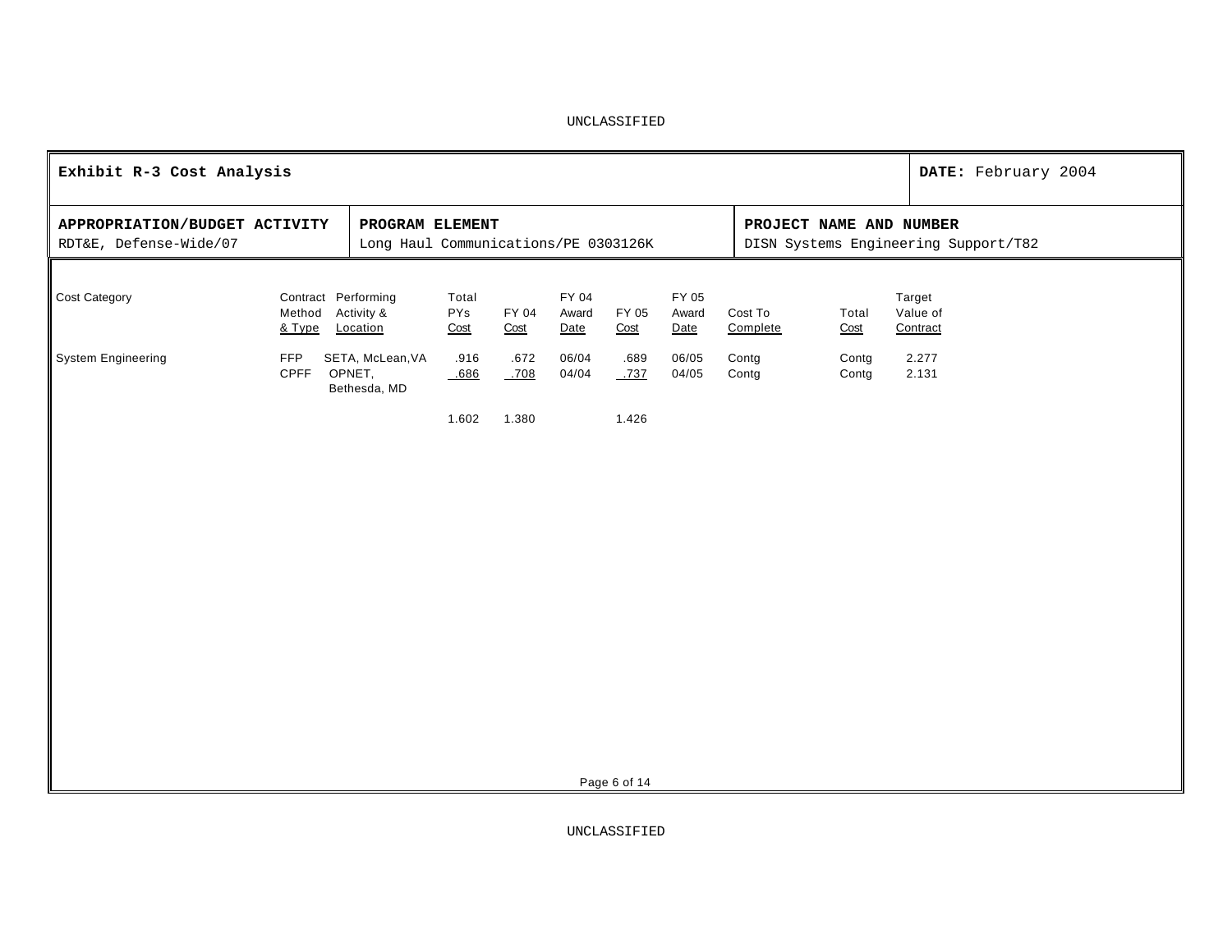**Exhibit R-3 Cost Analysis** | **DATE:** February 2004

| APPROPRIATION/BUDGET ACTIVITY | PROGRAM ELEMENT | PROJECT NAME AND NUMBER |
|---|---|---|
| RDT&E, Defense-Wide/07 | Long Haul Communications/PE 0303126K | DISN Systems Engineering Support/T82 |

| Cost Category | Contract Method & Type | Performing Activity & Location | Total PYs Cost | FY 04 Cost | FY 04 Award Date | FY 05 Cost | FY 05 Award Date | Cost To Complete | Total Cost | Target Value of Contract |
|---|---|---|---|---|---|---|---|---|---|---|
| System Engineering | FFP | SETA, McLean,VA | .916 | .672 | 06/04 | .689 | 06/05 | Contg | Contg | 2.277 |
| | CPFF | OPNET, Bethesda, MD | .686 | .708 | 04/04 | .737 | 04/05 | Contg | Contg | 2.131 |
| | | | 1.602 | 1.380 | | 1.426 | | | | |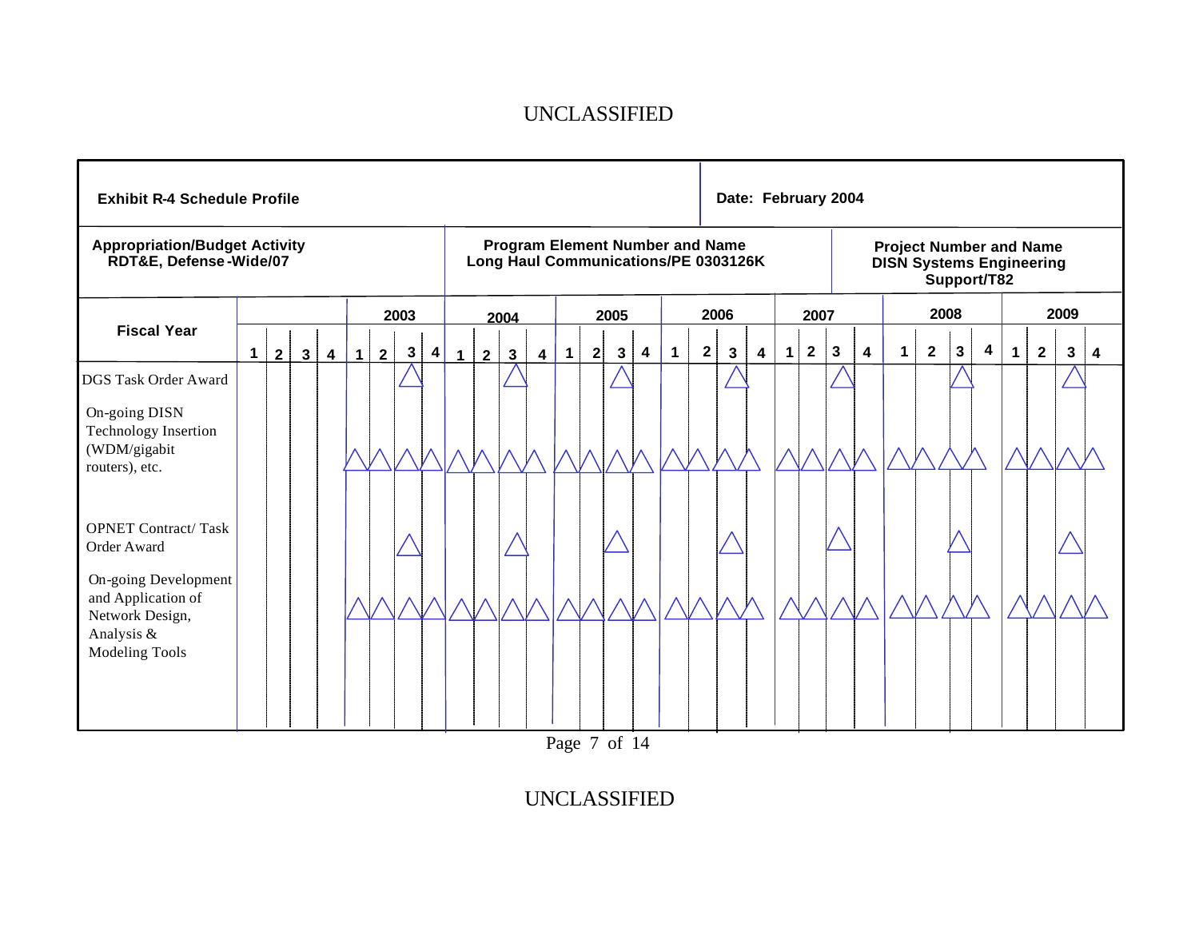**UNCLASSIFIED**

| **Exhibit R-4 Schedule Profile** | **Date: February 2004** |
|---|---|

| **Appropriation/Budget Activity** | **Program Element Number and Name** | **Project Number and Name** |
|---|---|---|
| **RDT&E, Defense-Wide/07** | **Long Haul Communications/PE 0303126K** | **DISN Systems Engineering Support/T82** |

| **Fiscal Year** | | | | | **2003** | | | | **2004** | | | | **2005** | | | | **2006** | | | | **2007** | | | | **2008** | | | | **2009** | | | |
|---|---|---|---|---|---|---|---|---|---|---|---|---|---|---|---|---|---|---|---|---|---|---|---|---|---|---|---|---|---|---|---|---|
| | **1** | **2** | **3** | **4** | **1** | **2** | **3** | **4** | **1** | **2** | **3** | **4** | **1** | **2** | **3** | **4** | **1** | **2** | **3** | **4** | **1** | **2** | **3** | **4** | **1** | **2** | **3** | **4** | **1** | **2** | **3** | **4** |
| DGS Task Order Award | | | | | | | △ | | | | △ | | | | △ | | | | △ | | | | △ | | | | △ | | | | △ | |
| On-going DISN Technology Insertion (WDM/gigabit routers), etc. | | | | | △ | △ | △ | △ | △ | △ | △ | △ | △ | △ | △ | △ | △ | △ | △ | △ | △ | △ | △ | △ | △ | △ | △ | △ | △ | △ | △ | △ |
| OPNET Contract/ Task Order Award | | | | | | | △ | | | | △ | | | | △ | | | | △ | | | | △ | | | | △ | | | | △ | |
| On-going Development and Application of Network Design, Analysis & Modeling Tools | | | | | △ | △ | △ | △ | △ | △ | △ | △ | △ | △ | △ | △ | △ | △ | △ | △ | △ | △ | △ | △ | △ | △ | △ | △ | △ | △ | △ | △ |

**UNCLASSIFIED**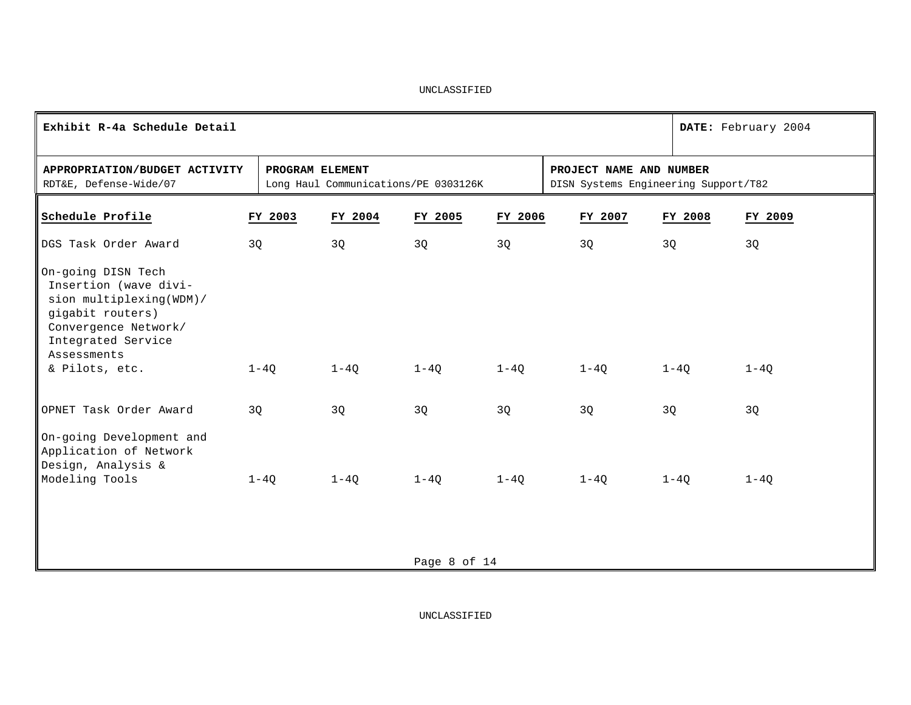UNCLASSIFIED

| **Exhibit R-4a Schedule Detail** | | **DATE:** February 2004 |
|---|---|---|
| **APPROPRIATION/BUDGET ACTIVITY**<br>RDT&E, Defense-Wide/07 | **PROGRAM ELEMENT**<br>Long Haul Communications/PE 0303126K | **PROJECT NAME AND NUMBER**<br>DISN Systems Engineering Support/T82 |

| Schedule Profile | FY 2003 | FY 2004 | FY 2005 | FY 2006 | FY 2007 | FY 2008 | FY 2009 |
|---|---|---|---|---|---|---|---|
| DGS Task Order Award | 3Q | 3Q | 3Q | 3Q | 3Q | 3Q | 3Q |
| On-going DISN Tech Insertion (wave division multiplexing(WDM)/ gigabit routers) Convergence Network/ Integrated Service Assessments & Pilots, etc. | 1-4Q | 1-4Q | 1-4Q | 1-4Q | 1-4Q | 1-4Q | 1-4Q |
| OPNET Task Order Award | 3Q | 3Q | 3Q | 3Q | 3Q | 3Q | 3Q |
| On-going Development and Application of Network Design, Analysis & Modeling Tools | 1-4Q | 1-4Q | 1-4Q | 1-4Q | 1-4Q | 1-4Q | 1-4Q |

UNCLASSIFIED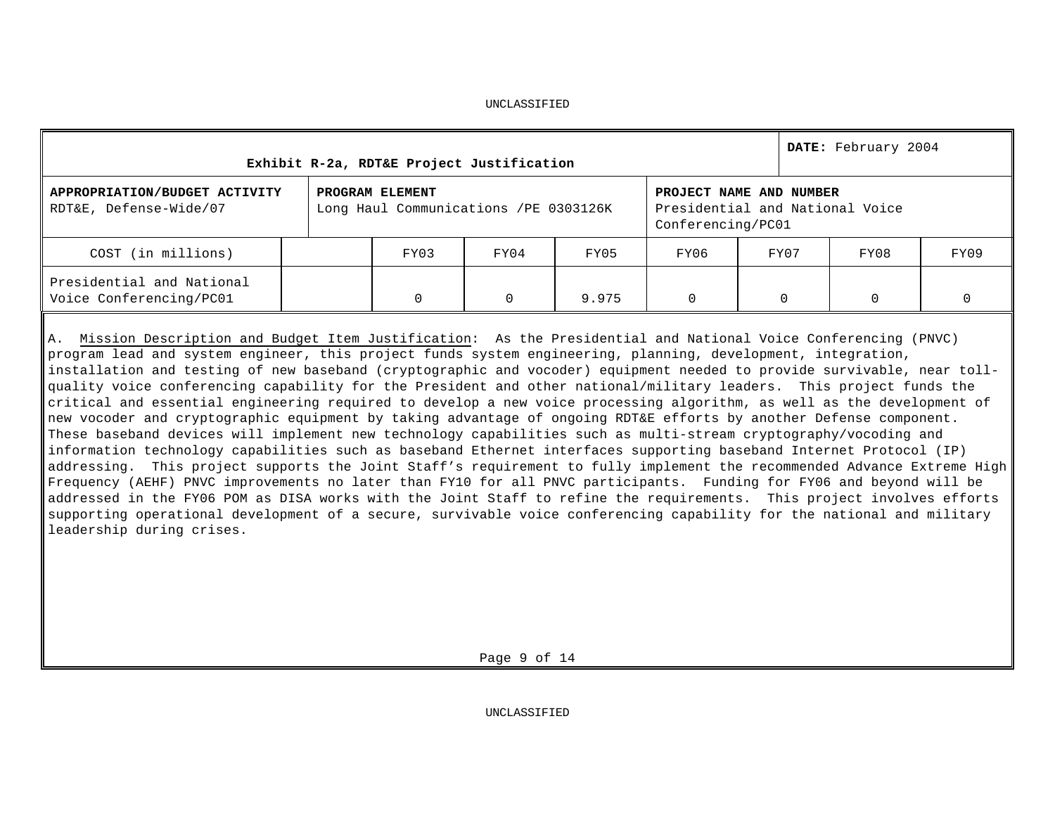UNCLASSIFIED

| Exhibit R-2a, RDT&E Project Justification | | | **DATE:** February 2004 |
|---|---|---|---|
| **APPROPRIATION/BUDGET ACTIVITY** RDT&E, Defense-Wide/07 | **PROGRAM ELEMENT** Long Haul Communications /PE 0303126K | **PROJECT NAME AND NUMBER** Presidential and National Voice Conferencing/PC01 | |

| COST (in millions) | | FY03 | FY04 | FY05 | FY06 | FY07 | FY08 | FY09 |
|---|---|---|---|---|---|---|---|---|
| Presidential and National Voice Conferencing/PC01 | | 0 | 0 | 9.975 | 0 | 0 | 0 | 0 |

A. Mission Description and Budget Item Justification: As the Presidential and National Voice Conferencing (PNVC) program lead and system engineer, this project funds system engineering, planning, development, integration, installation and testing of new baseband (cryptographic and vocoder) equipment needed to provide survivable, near toll-quality voice conferencing capability for the President and other national/military leaders. This project funds the critical and essential engineering required to develop a new voice processing algorithm, as well as the development of new vocoder and cryptographic equipment by taking advantage of ongoing RDT&E efforts by another Defense component. These baseband devices will implement new technology capabilities such as multi-stream cryptography/vocoding and information technology capabilities such as baseband Ethernet interfaces supporting baseband Internet Protocol (IP) addressing. This project supports the Joint Staff's requirement to fully implement the recommended Advance Extreme High Frequency (AEHF) PNVC improvements no later than FY10 for all PNVC participants. Funding for FY06 and beyond will be addressed in the FY06 POM as DISA works with the Joint Staff to refine the requirements. This project involves efforts supporting operational development of a secure, survivable voice conferencing capability for the national and military leadership during crises.

UNCLASSIFIED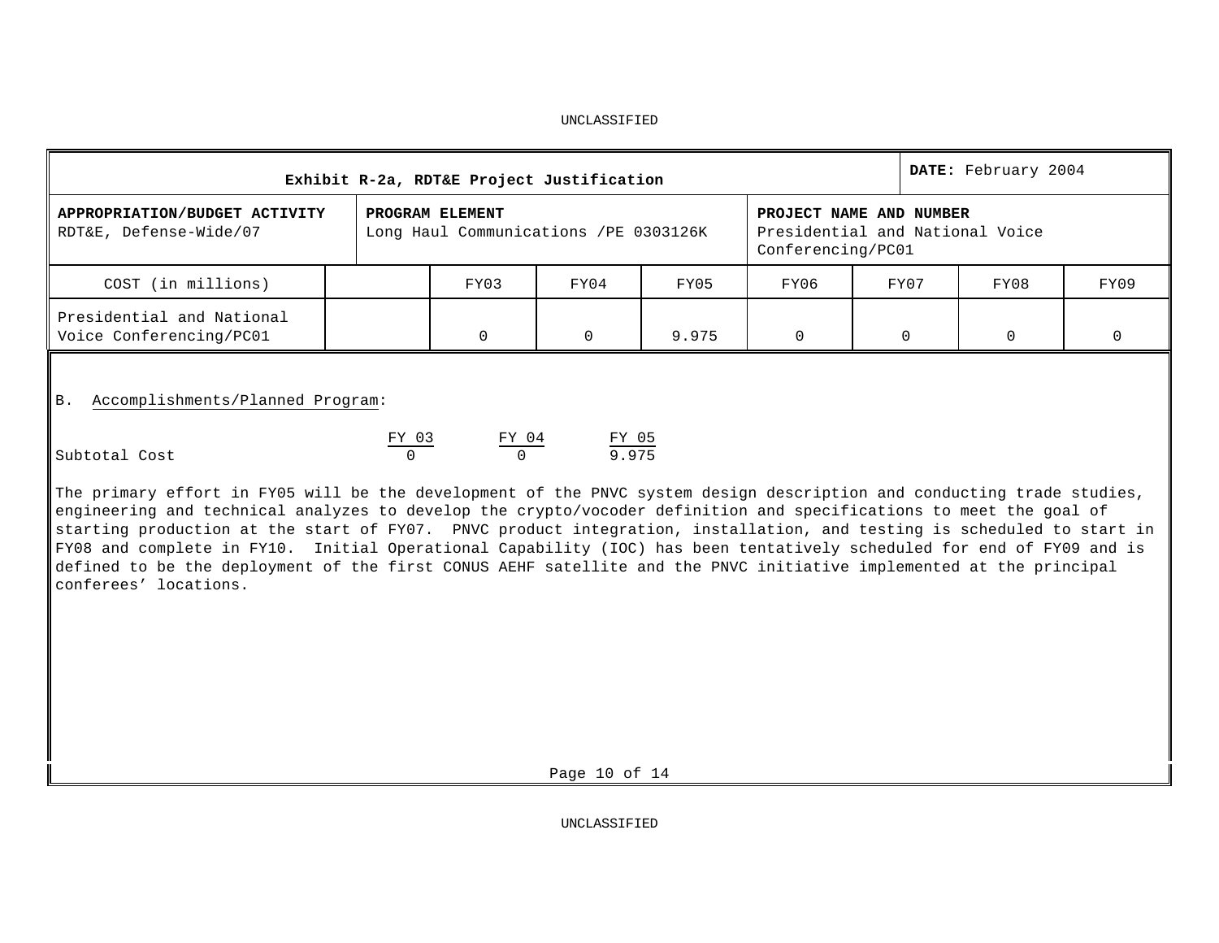UNCLASSIFIED

| Exhibit R-2a, RDT&E Project Justification | | | DATE: February 2004 |
|---|---|---|---|
| **APPROPRIATION/BUDGET ACTIVITY** RDT&E, Defense-Wide/07 | **PROGRAM ELEMENT** Long Haul Communications /PE 0303126K | **PROJECT NAME AND NUMBER** Presidential and National Voice Conferencing/PC01 | |

| COST (in millions) | | FY03 | FY04 | FY05 | FY06 | FY07 | FY08 | FY09 |
|---|---|---|---|---|---|---|---|---|
| Presidential and National Voice Conferencing/PC01 | | 0 | 0 | 9.975 | 0 | 0 | 0 | 0 |

B. Accomplishments/Planned Program:

| | FY 03 | FY 04 | FY 05 |
|---|---|---|---|
| Subtotal Cost | 0 | 0 | 9.975 |

The primary effort in FY05 will be the development of the PNVC system design description and conducting trade studies, engineering and technical analyzes to develop the crypto/vocoder definition and specifications to meet the goal of starting production at the start of FY07. PNVC product integration, installation, and testing is scheduled to start in FY08 and complete in FY10. Initial Operational Capability (IOC) has been tentatively scheduled for end of FY09 and is defined to be the deployment of the first CONUS AEHF satellite and the PNVC initiative implemented at the principal conferees' locations.

UNCLASSIFIED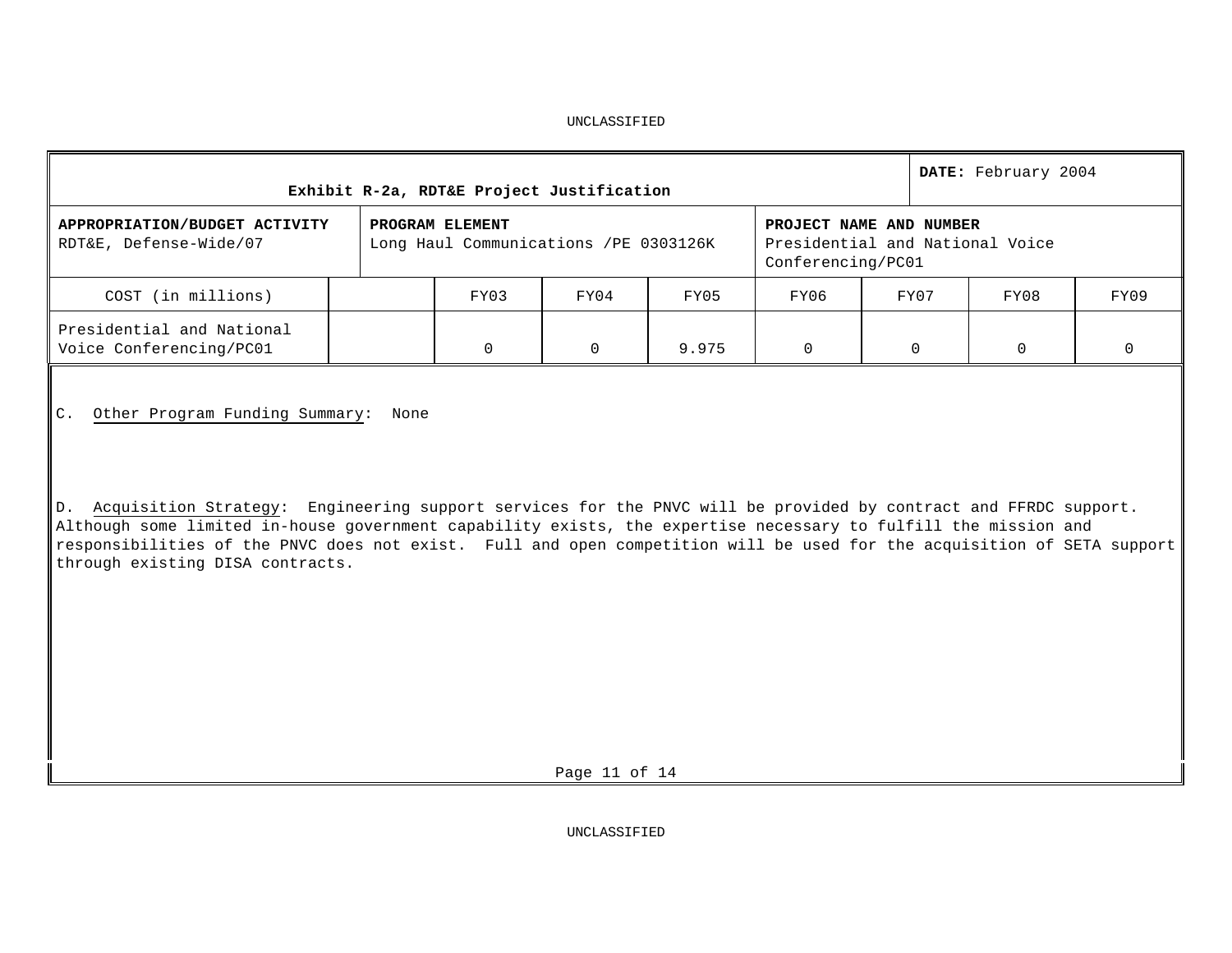**Exhibit R-2a, RDT&E Project Justification**

**DATE:** February 2004

| **APPROPRIATION/BUDGET ACTIVITY** | **PROGRAM ELEMENT** | **PROJECT NAME AND NUMBER** |
|---|---|---|
| RDT&E, Defense-Wide/07 | Long Haul Communications /PE 0303126K | Presidential and National Voice Conferencing/PC01 |

| COST (in millions) | | FY03 | FY04 | FY05 | FY06 | FY07 | FY08 | FY09 |
|---|---|---|---|---|---|---|---|---|
| Presidential and National Voice Conferencing/PC01 | | 0 | 0 | 9.975 | 0 | 0 | 0 | 0 |

C. Other Program Funding Summary: None

D. Acquisition Strategy: Engineering support services for the PNVC will be provided by contract and FFRDC support. Although some limited in-house government capability exists, the expertise necessary to fulfill the mission and responsibilities of the PNVC does not exist. Full and open competition will be used for the acquisition of SETA support through existing DISA contracts.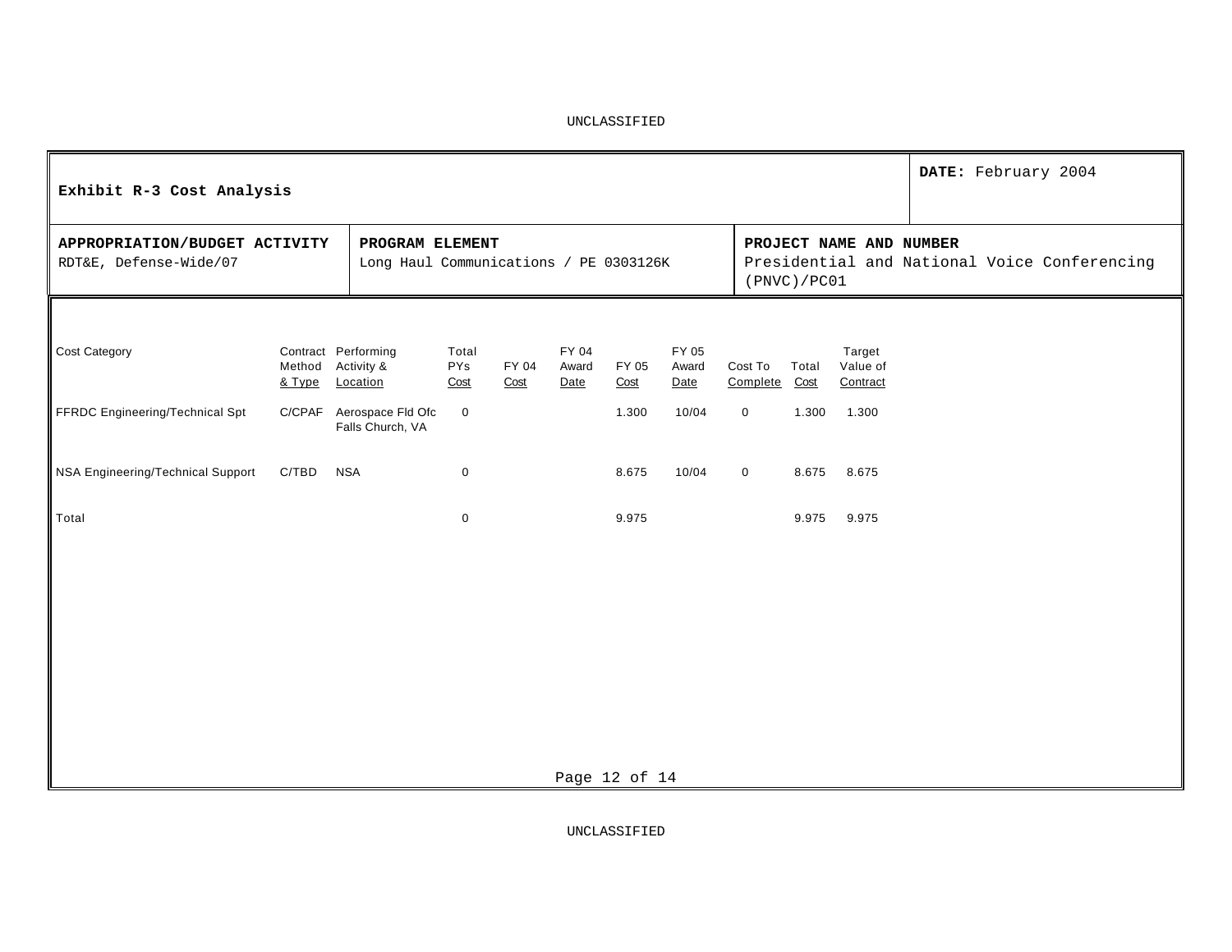UNCLASSIFIED

| Exhibit R-3 Cost Analysis | | DATE: February 2004 |
|---|---|---|
| **APPROPRIATION/BUDGET ACTIVITY**<br>RDT&E, Defense-Wide/07 | **PROGRAM ELEMENT**<br>Long Haul Communications / PE 0303126K | **PROJECT NAME AND NUMBER**<br>Presidential and National Voice Conferencing (PNVC)/PC01 |

| Cost Category | Contract Method & Type | Performing Activity & Location | Total PYs Cost | FY 04 Cost | FY 04 Award Date | FY 05 Cost | FY 05 Award Date | Cost To Complete | Total Cost | Target Value of Contract |
|---|---|---|---|---|---|---|---|---|---|---|
| FFRDC Engineering/Technical Spt | C/CPAF | Aerospace Fld Ofc Falls Church, VA | 0 | | | 1.300 | 10/04 | 0 | 1.300 | 1.300 |
| NSA Engineering/Technical Support | C/TBD | NSA | 0 | | | 8.675 | 10/04 | 0 | 8.675 | 8.675 |
| Total | | | 0 | | | 9.975 | | | 9.975 | 9.975 |

UNCLASSIFIED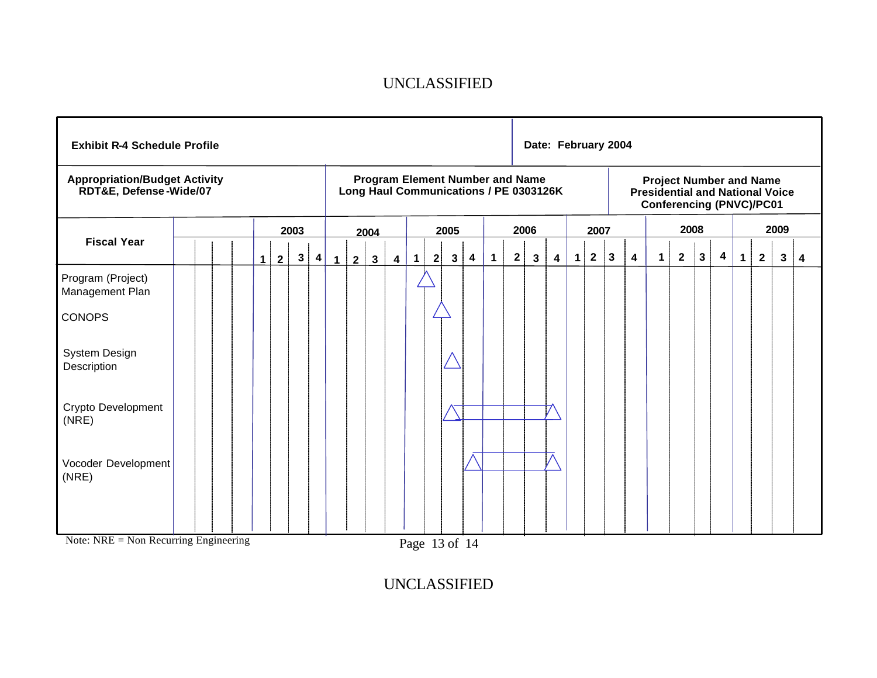**Exhibit R-4 Schedule Profile**

**Date: February 2004**

| Appropriation/Budget Activity | Program Element Number and Name | Project Number and Name |
|---|---|---|
| RDT&E, Defense-Wide/07 | Long Haul Communications / PE 0303126K | Presidential and National Voice Conferencing (PNVC)/PC01 |

| Fiscal Year | 2003 | | | | 2004 | | | | 2005 | | | | 2006 | | | | 2007 | | | | 2008 | | | | 2009 | | | |
|---|---|---|---|---|---|---|---|---|---|---|---|---|---|---|---|---|---|---|---|---|---|---|---|---|---|---|---|---|
| | 1 | 2 | 3 | 4 | 1 | 2 | 3 | 4 | 1 | 2 | 3 | 4 | 1 | 2 | 3 | 4 | 1 | 2 | 3 | 4 | 1 | 2 | 3 | 4 | 1 | 2 | 3 | 4 |
| Program (Project) Management Plan | | | | | | | | | △ | | | | | | | | | | | | | | | | | | | |
| CONOPS | | | | | | | | | | △ | | | | | | | | | | | | | | | | | | |
| System Design Description | | | | | | | | | | | △ | | | | | | | | | | | | | | | | | |
| Crypto Development (NRE) | | | | | | | | | | | △ | ▬ | ▬ | ▬ | △ | | | | | | | | | | | | | |
| Vocoder Development (NRE) | | | | | | | | | | | | △ | ▬ | ▬ | △ | | | | | | | | | | | | | |

Note: NRE = Non Recurring Engineering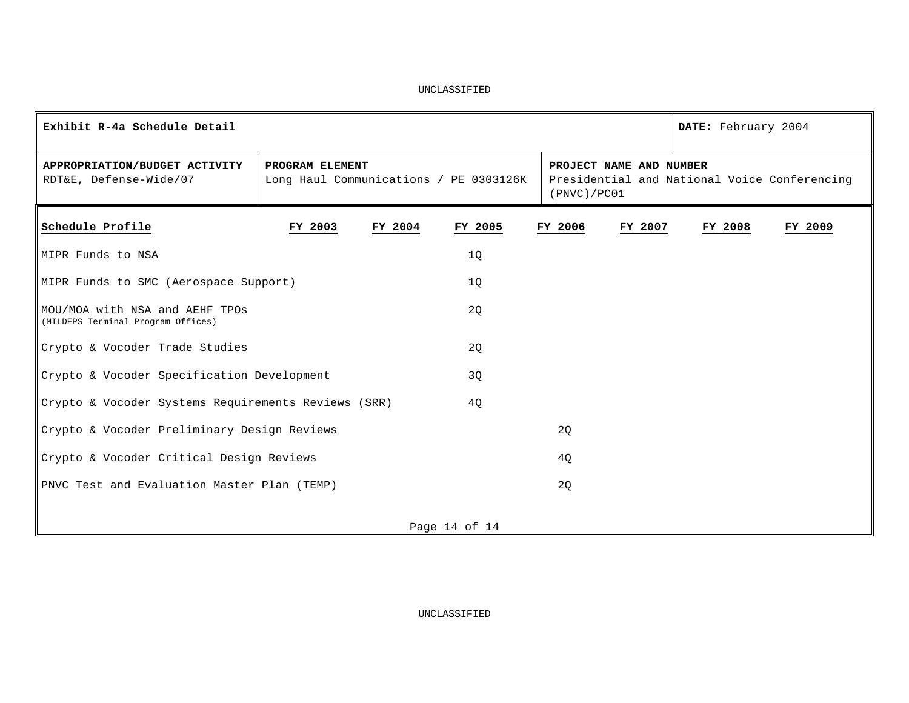UNCLASSIFIED

| Exhibit R-4a Schedule Detail | | **DATE:** February 2004 |
|---|---|---|
| **APPROPRIATION/BUDGET ACTIVITY**<br>RDT&E, Defense-Wide/07 | **PROGRAM ELEMENT**<br>Long Haul Communications / PE 0303126K | **PROJECT NAME AND NUMBER**<br>Presidential and National Voice Conferencing (PNVC)/PC01 |

| Schedule Profile | FY 2003 | FY 2004 | FY 2005 | FY 2006 | FY 2007 | FY 2008 | FY 2009 |
|---|---|---|---|---|---|---|---|
| MIPR Funds to NSA | | | 1Q | | | | |
| MIPR Funds to SMC (Aerospace Support) | | | 1Q | | | | |
| MOU/MOA with NSA and AEHF TPOs (MILDEPS Terminal Program Offices) | | | 2Q | | | | |
| Crypto & Vocoder Trade Studies | | | 2Q | | | | |
| Crypto & Vocoder Specification Development | | | 3Q | | | | |
| Crypto & Vocoder Systems Requirements Reviews (SRR) | | | 4Q | | | | |
| Crypto & Vocoder Preliminary Design Reviews | | | | 2Q | | | |
| Crypto & Vocoder Critical Design Reviews | | | | 4Q | | | |
| PNVC Test and Evaluation Master Plan (TEMP) | | | | 2Q | | | |

UNCLASSIFIED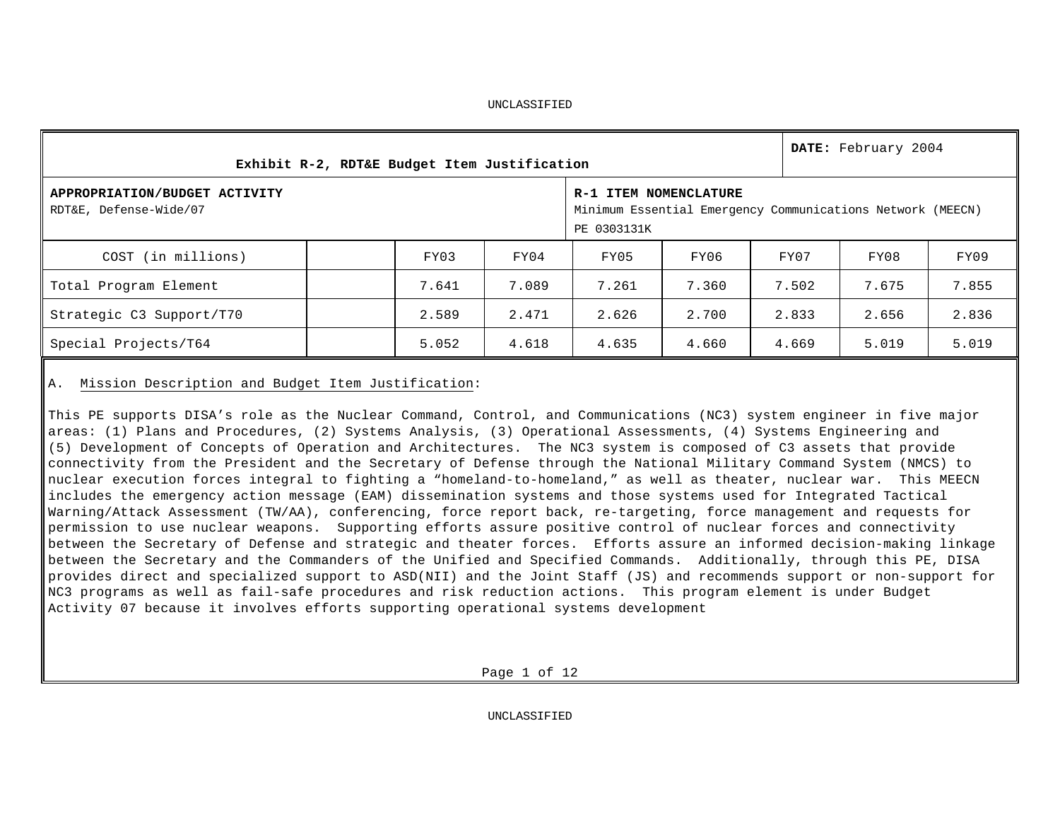UNCLASSIFIED

| Exhibit R-2, RDT&E Budget Item Justification | | | | | | | | **DATE:** February 2004 |
|---|---|---|---|---|---|---|---|---|
| **APPROPRIATION/BUDGET ACTIVITY** RDT&E, Defense-Wide/07 | | | | **R-1 ITEM NOMENCLATURE** Minimum Essential Emergency Communications Network (MEECN) PE 0303131K | | | | |
| COST (in millions) | | FY03 | FY04 | FY05 | FY06 | FY07 | FY08 | FY09 |
| Total Program Element | | 7.641 | 7.089 | 7.261 | 7.360 | 7.502 | 7.675 | 7.855 |
| Strategic C3 Support/T70 | | 2.589 | 2.471 | 2.626 | 2.700 | 2.833 | 2.656 | 2.836 |
| Special Projects/T64 | | 5.052 | 4.618 | 4.635 | 4.660 | 4.669 | 5.019 | 5.019 |

A. Mission Description and Budget Item Justification:

This PE supports DISA's role as the Nuclear Command, Control, and Communications (NC3) system engineer in five major areas: (1) Plans and Procedures, (2) Systems Analysis, (3) Operational Assessments, (4) Systems Engineering and (5) Development of Concepts of Operation and Architectures. The NC3 system is composed of C3 assets that provide connectivity from the President and the Secretary of Defense through the National Military Command System (NMCS) to nuclear execution forces integral to fighting a "homeland-to-homeland," as well as theater, nuclear war. This MEECN includes the emergency action message (EAM) dissemination systems and those systems used for Integrated Tactical Warning/Attack Assessment (TW/AA), conferencing, force report back, re-targeting, force management and requests for permission to use nuclear weapons. Supporting efforts assure positive control of nuclear forces and connectivity between the Secretary of Defense and strategic and theater forces. Efforts assure an informed decision-making linkage between the Secretary and the Commanders of the Unified and Specified Commands. Additionally, through this PE, DISA provides direct and specialized support to ASD(NII) and the Joint Staff (JS) and recommends support or non-support for NC3 programs as well as fail-safe procedures and risk reduction actions. This program element is under Budget Activity 07 because it involves efforts supporting operational systems development

UNCLASSIFIED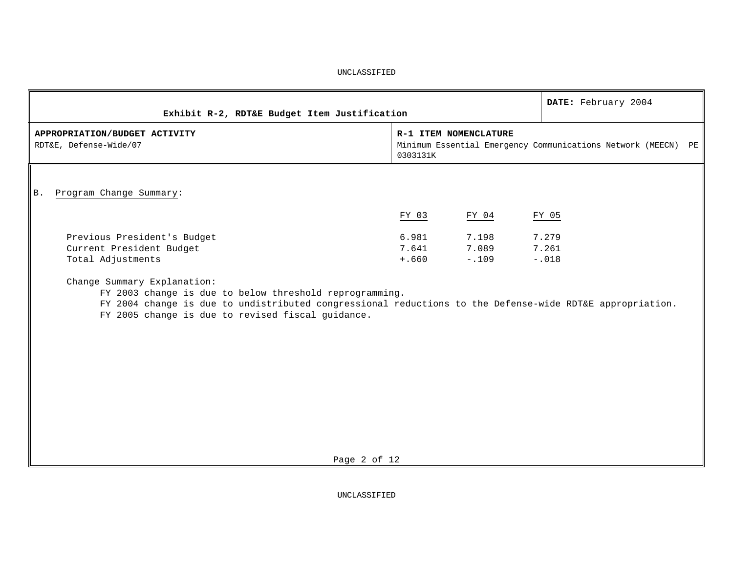UNCLASSIFIED

| Exhibit R-2, RDT&E Budget Item Justification | DATE: February 2004 |
|---|---|
| **APPROPRIATION/BUDGET ACTIVITY**<br>RDT&E, Defense-Wide/07 | **R-1 ITEM NOMENCLATURE**<br>Minimum Essential Emergency Communications Network (MEECN) PE 0303131K |

B. Program Change Summary:

| | FY 03 | FY 04 | FY 05 |
|---|---|---|---|
| Previous President's Budget | 6.981 | 7.198 | 7.279 |
| Current President Budget | 7.641 | 7.089 | 7.261 |
| Total Adjustments | +.660 | -.109 | -.018 |

Change Summary Explanation:

FY 2003 change is due to below threshold reprogramming.
FY 2004 change is due to undistributed congressional reductions to the Defense-wide RDT&E appropriation.
FY 2005 change is due to revised fiscal guidance.

UNCLASSIFIED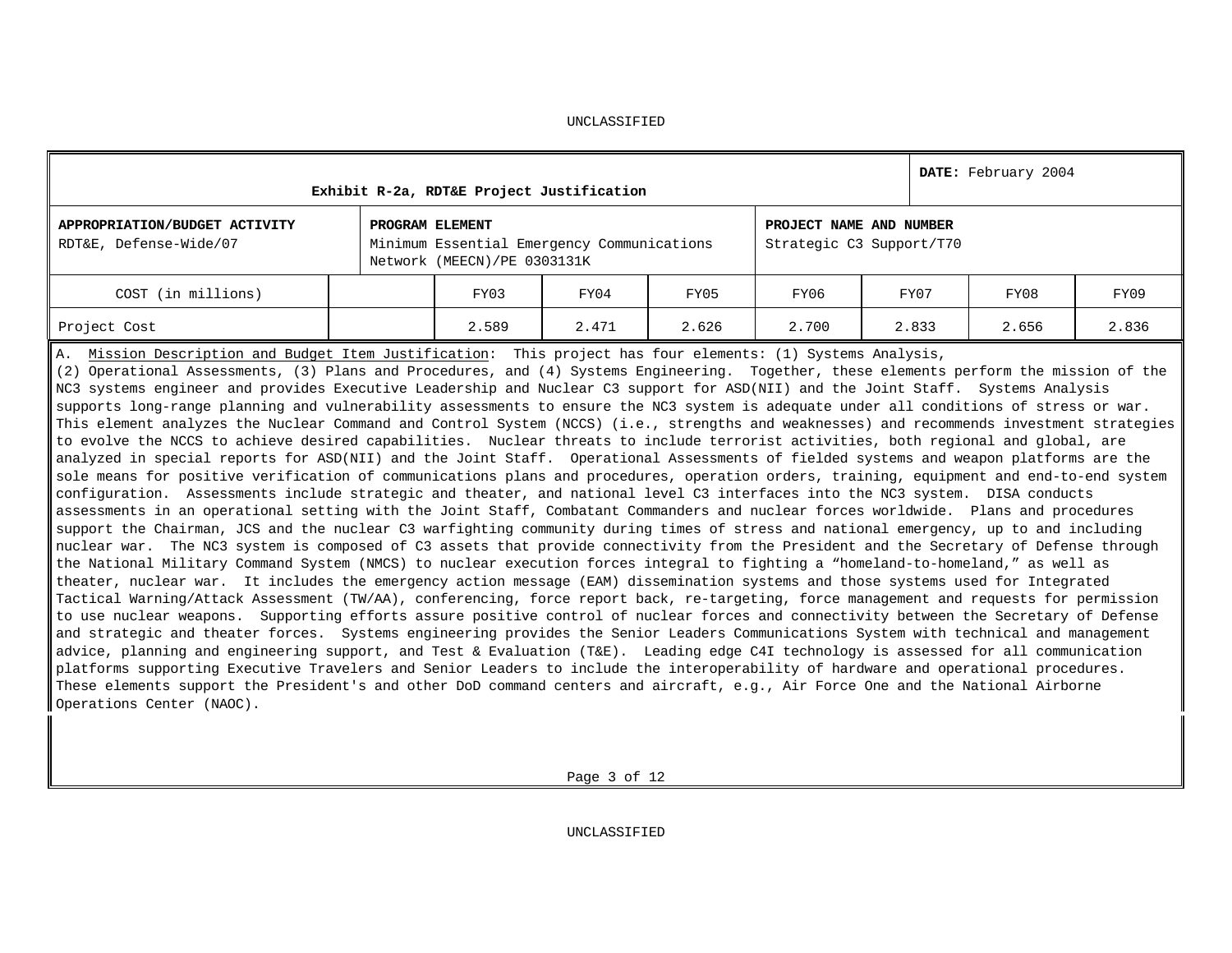UNCLASSIFIED

| Exhibit R-2a, RDT&E Project Justification | | | | DATE: February 2004 |
|---|---|---|---|---|
| **APPROPRIATION/BUDGET ACTIVITY** RDT&E, Defense-Wide/07 | **PROGRAM ELEMENT** Minimum Essential Emergency Communications Network (MEECN)/PE 0303131K | | **PROJECT NAME AND NUMBER** Strategic C3 Support/T70 | |

| COST (in millions) | | FY03 | FY04 | FY05 | FY06 | FY07 | FY08 | FY09 |
|---|---|---|---|---|---|---|---|---|
| Project Cost | | 2.589 | 2.471 | 2.626 | 2.700 | 2.833 | 2.656 | 2.836 |

A. Mission Description and Budget Item Justification: This project has four elements: (1) Systems Analysis, (2) Operational Assessments, (3) Plans and Procedures, and (4) Systems Engineering. Together, these elements perform the mission of the NC3 systems engineer and provides Executive Leadership and Nuclear C3 support for ASD(NII) and the Joint Staff. Systems Analysis supports long-range planning and vulnerability assessments to ensure the NC3 system is adequate under all conditions of stress or war. This element analyzes the Nuclear Command and Control System (NCCS) (i.e., strengths and weaknesses) and recommends investment strategies to evolve the NCCS to achieve desired capabilities. Nuclear threats to include terrorist activities, both regional and global, are analyzed in special reports for ASD(NII) and the Joint Staff. Operational Assessments of fielded systems and weapon platforms are the sole means for positive verification of communications plans and procedures, operation orders, training, equipment and end-to-end system configuration. Assessments include strategic and theater, and national level C3 interfaces into the NC3 system. DISA conducts assessments in an operational setting with the Joint Staff, Combatant Commanders and nuclear forces worldwide. Plans and procedures support the Chairman, JCS and the nuclear C3 warfighting community during times of stress and national emergency, up to and including nuclear war. The NC3 system is composed of C3 assets that provide connectivity from the President and the Secretary of Defense through the National Military Command System (NMCS) to nuclear execution forces integral to fighting a "homeland-to-homeland," as well as theater, nuclear war. It includes the emergency action message (EAM) dissemination systems and those systems used for Integrated Tactical Warning/Attack Assessment (TW/AA), conferencing, force report back, re-targeting, force management and requests for permission to use nuclear weapons. Supporting efforts assure positive control of nuclear forces and connectivity between the Secretary of Defense and strategic and theater forces. Systems engineering provides the Senior Leaders Communications System with technical and management advice, planning and engineering support, and Test & Evaluation (T&E). Leading edge C4I technology is assessed for all communication platforms supporting Executive Travelers and Senior Leaders to include the interoperability of hardware and operational procedures. These elements support the President's and other DoD command centers and aircraft, e.g., Air Force One and the National Airborne Operations Center (NAOC).

UNCLASSIFIED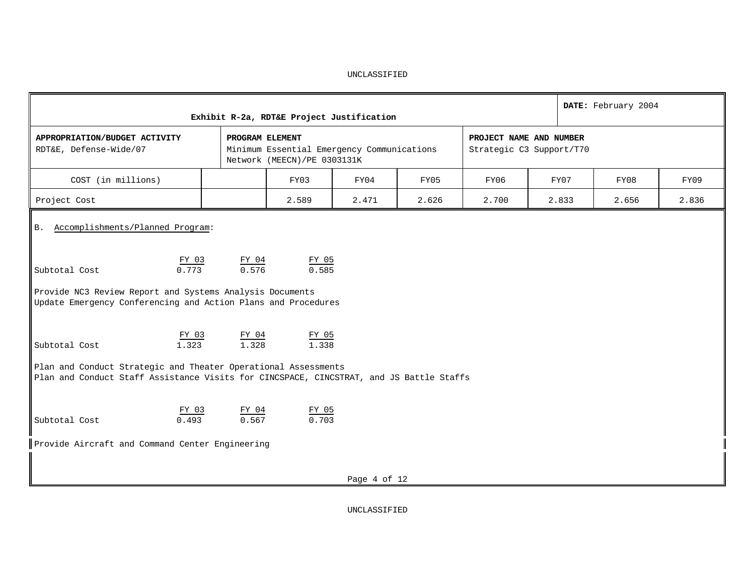UNCLASSIFIED

| Exhibit R-2a, RDT&E Project Justification | | | | | | | **DATE:** February 2004 | |
|---|---|---|---|---|---|---|---|---|
| **APPROPRIATION/BUDGET ACTIVITY** RDT&E, Defense-Wide/07 | | **PROGRAM ELEMENT** Minimum Essential Emergency Communications Network (MEECN)/PE 0303131K | | | **PROJECT NAME AND NUMBER** Strategic C3 Support/T70 | | | |
| COST (in millions) | | FY03 | FY04 | FY05 | FY06 | FY07 | FY08 | FY09 |
| Project Cost | | 2.589 | 2.471 | 2.626 | 2.700 | 2.833 | 2.656 | 2.836 |

B. Accomplishments/Planned Program:

| | FY 03 | FY 04 | FY 05 |
|---|---|---|---|
| Subtotal Cost | 0.773 | 0.576 | 0.585 |

Provide NC3 Review Report and Systems Analysis Documents
Update Emergency Conferencing and Action Plans and Procedures

| | FY 03 | FY 04 | FY 05 |
|---|---|---|---|
| Subtotal Cost | 1.323 | 1.328 | 1.338 |

Plan and Conduct Strategic and Theater Operational Assessments
Plan and Conduct Staff Assistance Visits for CINCSPACE, CINCSTRAT, and JS Battle Staffs

| | FY 03 | FY 04 | FY 05 |
|---|---|---|---|
| Subtotal Cost | 0.493 | 0.567 | 0.703 |

Provide Aircraft and Command Center Engineering

UNCLASSIFIED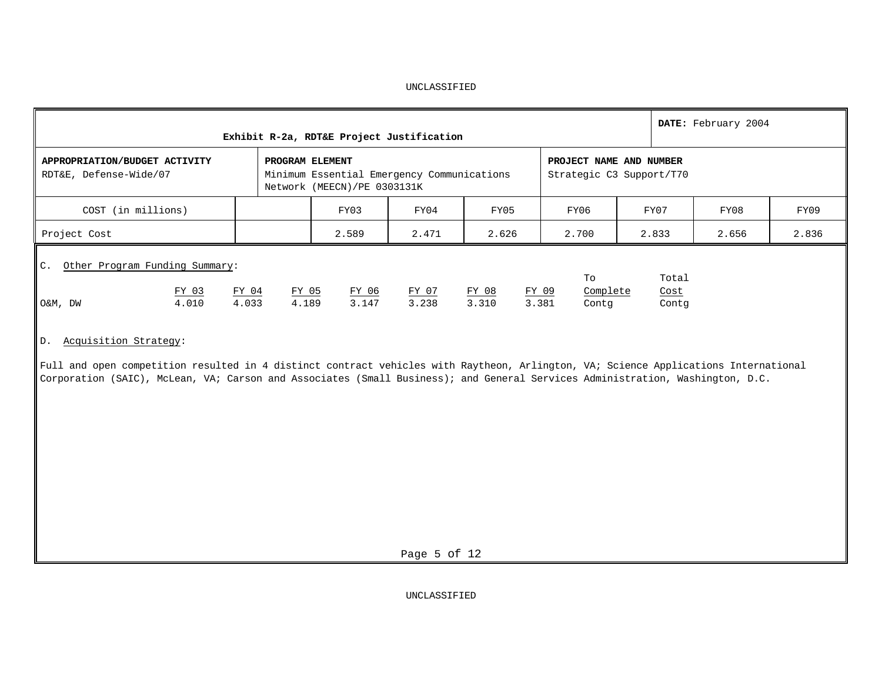UNCLASSIFIED

| Exhibit R-2a, RDT&E Project Justification | | | | **DATE:** February 2004 | | | | |
|---|---|---|---|---|---|---|---|---|
| **APPROPRIATION/BUDGET ACTIVITY** RDT&E, Defense-Wide/07 | | **PROGRAM ELEMENT** Minimum Essential Emergency Communications Network (MEECN)/PE 0303131K | | | **PROJECT NAME AND NUMBER** Strategic C3 Support/T70 | | | |
| COST (in millions) | | FY03 | FY04 | FY05 | FY06 | FY07 | FY08 | FY09 |
| Project Cost | | 2.589 | 2.471 | 2.626 | 2.700 | 2.833 | 2.656 | 2.836 |

C. Other Program Funding Summary:

| | FY 03 | FY 04 | FY 05 | FY 06 | FY 07 | FY 08 | FY 09 | To Complete | Total Cost |
|---|---|---|---|---|---|---|---|---|---|
| O&M, DW | 4.010 | 4.033 | 4.189 | 3.147 | 3.238 | 3.310 | 3.381 | Contg | Contg |

D. Acquisition Strategy:

Full and open competition resulted in 4 distinct contract vehicles with Raytheon, Arlington, VA; Science Applications International Corporation (SAIC), McLean, VA; Carson and Associates (Small Business); and General Services Administration, Washington, D.C.

UNCLASSIFIED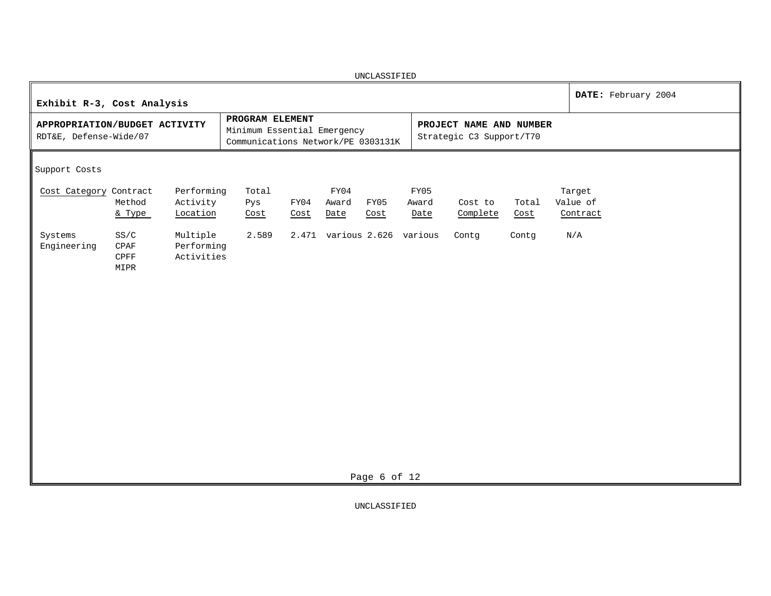UNCLASSIFIED

| **Exhibit R-3, Cost Analysis** | | **DATE:** February 2004 |
|---|---|---|
| **APPROPRIATION/BUDGET ACTIVITY**<br>RDT&E, Defense-Wide/07 | **PROGRAM ELEMENT**<br>Minimum Essential Emergency Communications Network/PE 0303131K | **PROJECT NAME AND NUMBER**<br>Strategic C3 Support/T70 |

Support Costs

| Cost Category | Contract Method & Type | Performing Activity Location | Total Pys Cost | FY04 Cost | FY04 Award Date | FY05 Cost | FY05 Award Date | Cost to Complete | Total Cost | Target Value of Contract |
|---|---|---|---|---|---|---|---|---|---|---|
| Systems Engineering | SS/C<br>CPAF<br>CPFF<br>MIPR | Multiple Performing Activities | 2.589 | 2.471 | various | 2.626 | various | Contg | Contg | N/A |

UNCLASSIFIED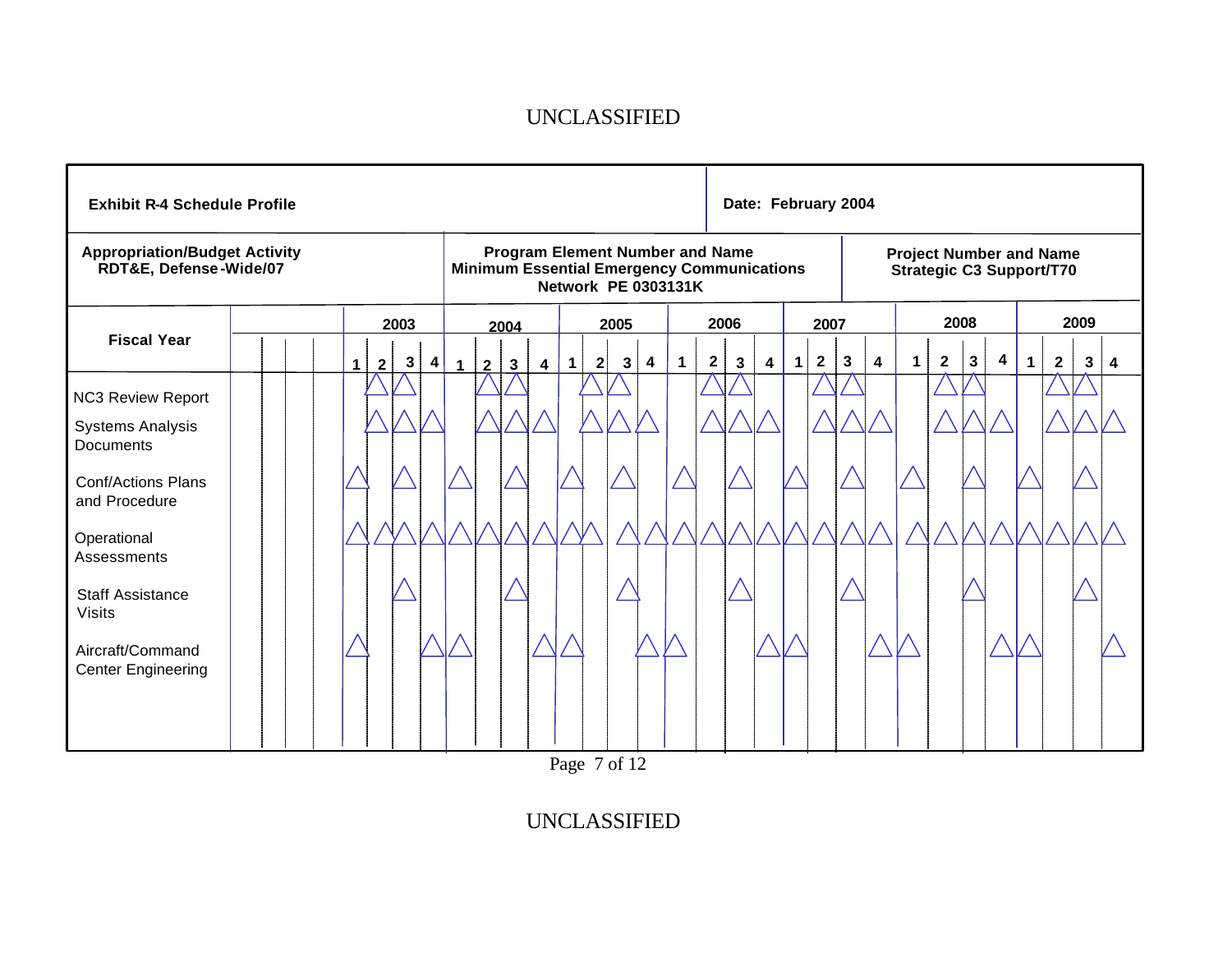**Exhibit R-4 Schedule Profile**

**Date: February 2004**

| Appropriation/Budget Activity | Program Element Number and Name | Project Number and Name |
|---|---|---|
| RDT&E, Defense-Wide/07 | Minimum Essential Emergency Communications Network PE 0303131K | Strategic C3 Support/T70 |

| Fiscal Year | 2003 | | | | 2004 | | | | 2005 | | | | 2006 | | | | 2007 | | | | 2008 | | | | 2009 | | | |
|---|---|---|---|---|---|---|---|---|---|---|---|---|---|---|---|---|---|---|---|---|---|---|---|---|---|---|---|---|
| | 1 | 2 | 3 | 4 | 1 | 2 | 3 | 4 | 1 | 2 | 3 | 4 | 1 | 2 | 3 | 4 | 1 | 2 | 3 | 4 | 1 | 2 | 3 | 4 | 1 | 2 | 3 | 4 |
| NC3 Review Report | | △ | △ | | | △ | △ | | | △ | △ | | | △ | △ | | | △ | △ | | | △ | △ | | | △ | △ | |
| Systems Analysis Documents | | △ | △ | △ | | △ | △ | △ | | △ | △ | △ | | △ | △ | △ | | △ | △ | △ | | △ | △ | △ | | △ | △ | △ |
| Conf/Actions Plans and Procedure | △ | | △ | | △ | | △ | | △ | | △ | | △ | | △ | | △ | | △ | | △ | | △ | | △ | | △ | |
| Operational Assessments | △ | △ | △ | △ | △ | △ | △ | △ | △ | △ | △ | △ | △ | △ | △ | △ | △ | △ | △ | △ | △ | △ | △ | △ | △ | △ | △ | △ |
| Staff Assistance Visits | | | △ | | | | △ | | | | △ | | | | △ | | | | △ | | | | △ | | | | △ | |
| Aircraft/Command Center Engineering | △ | | | △ | △ | | | △ | △ | | | △ | △ | | | △ | △ | | | △ | △ | | | △ | △ | | | △ |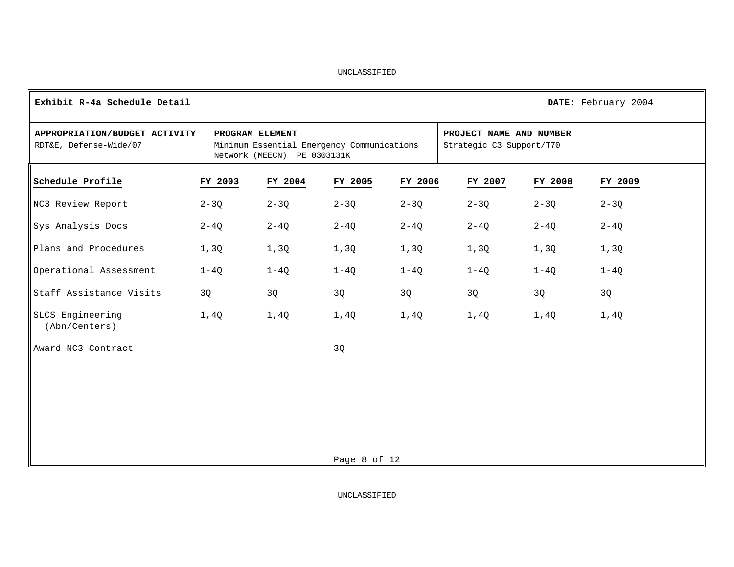UNCLASSIFIED

| **Exhibit R-4a Schedule Detail** | | **DATE:** February 2004 |
|---|---|---|
| **APPROPRIATION/BUDGET ACTIVITY**<br>RDT&E, Defense-Wide/07 | **PROGRAM ELEMENT**<br>Minimum Essential Emergency Communications Network (MEECN) PE 0303131K | **PROJECT NAME AND NUMBER**<br>Strategic C3 Support/T70 |

| Schedule Profile | FY 2003 | FY 2004 | FY 2005 | FY 2006 | FY 2007 | FY 2008 | FY 2009 |
|---|---|---|---|---|---|---|---|
| NC3 Review Report | 2-3Q | 2-3Q | 2-3Q | 2-3Q | 2-3Q | 2-3Q | 2-3Q |
| Sys Analysis Docs | 2-4Q | 2-4Q | 2-4Q | 2-4Q | 2-4Q | 2-4Q | 2-4Q |
| Plans and Procedures | 1,3Q | 1,3Q | 1,3Q | 1,3Q | 1,3Q | 1,3Q | 1,3Q |
| Operational Assessment | 1-4Q | 1-4Q | 1-4Q | 1-4Q | 1-4Q | 1-4Q | 1-4Q |
| Staff Assistance Visits | 3Q | 3Q | 3Q | 3Q | 3Q | 3Q | 3Q |
| SLCS Engineering (Abn/Centers) | 1,4Q | 1,4Q | 1,4Q | 1,4Q | 1,4Q | 1,4Q | 1,4Q |
| Award NC3 Contract | | | 3Q | | | | |

UNCLASSIFIED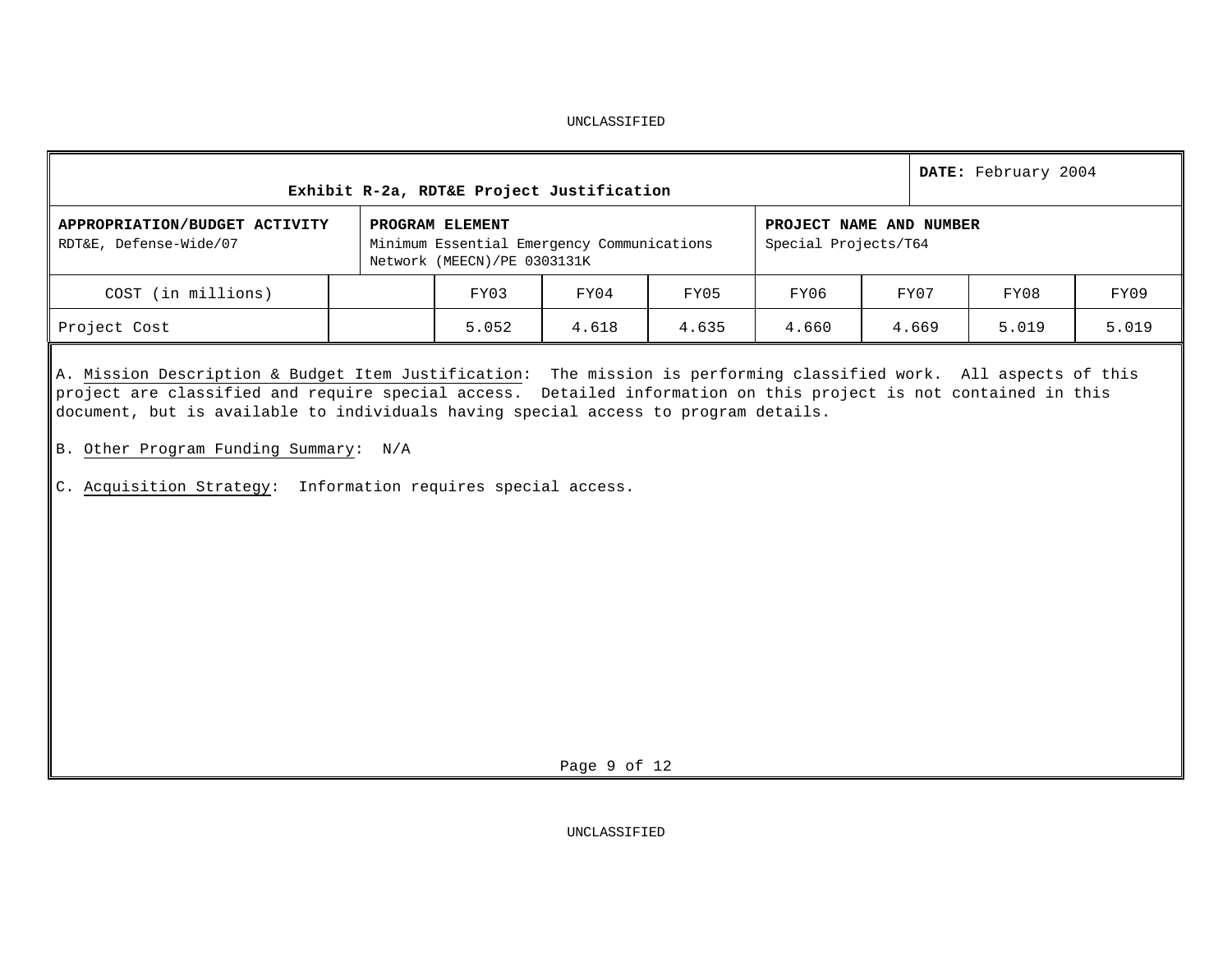**Exhibit R-2a, RDT&E Project Justification**

**DATE:** February 2004

| **APPROPRIATION/BUDGET ACTIVITY** | **PROGRAM ELEMENT** | **PROJECT NAME AND NUMBER** |
|---|---|---|
| RDT&E, Defense-Wide/07 | Minimum Essential Emergency Communications Network (MEECN)/PE 0303131K | Special Projects/T64 |

| COST (in millions) | | FY03 | FY04 | FY05 | FY06 | FY07 | FY08 | FY09 |
|---|---|---|---|---|---|---|---|---|
| Project Cost | | 5.052 | 4.618 | 4.635 | 4.660 | 4.669 | 5.019 | 5.019 |

A. Mission Description & Budget Item Justification: The mission is performing classified work. All aspects of this project are classified and require special access. Detailed information on this project is not contained in this document, but is available to individuals having special access to program details.

B. Other Program Funding Summary: N/A

C. Acquisition Strategy: Information requires special access.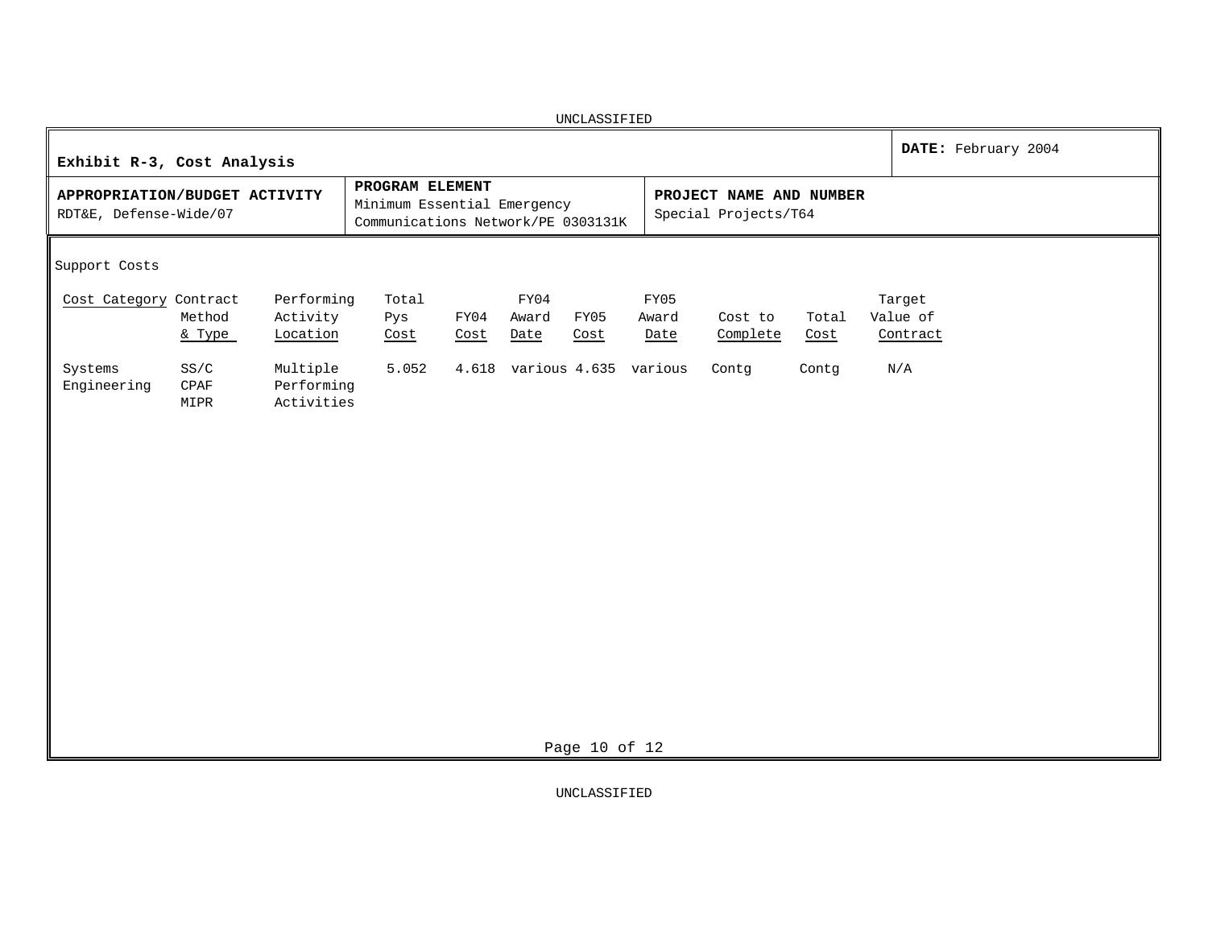UNCLASSIFIED

| **Exhibit R-3, Cost Analysis** | | **DATE:** February 2004 |
|---|---|---|
| **APPROPRIATION/BUDGET ACTIVITY**<br>RDT&E, Defense-Wide/07 | **PROGRAM ELEMENT**<br>Minimum Essential Emergency Communications Network/PE 0303131K | **PROJECT NAME AND NUMBER**<br>Special Projects/T64 |

Support Costs

| Cost Category | Contract Method & Type | Performing Activity Location | Total Pys Cost | FY04 Cost | FY04 Award Date | FY05 Cost | FY05 Award Date | Cost to Complete | Total Cost | Target Value of Contract |
|---|---|---|---|---|---|---|---|---|---|---|
| Systems Engineering | SS/C CPAF MIPR | Multiple Performing Activities | 5.052 | 4.618 | various | 4.635 | various | Contg | Contg | N/A |

UNCLASSIFIED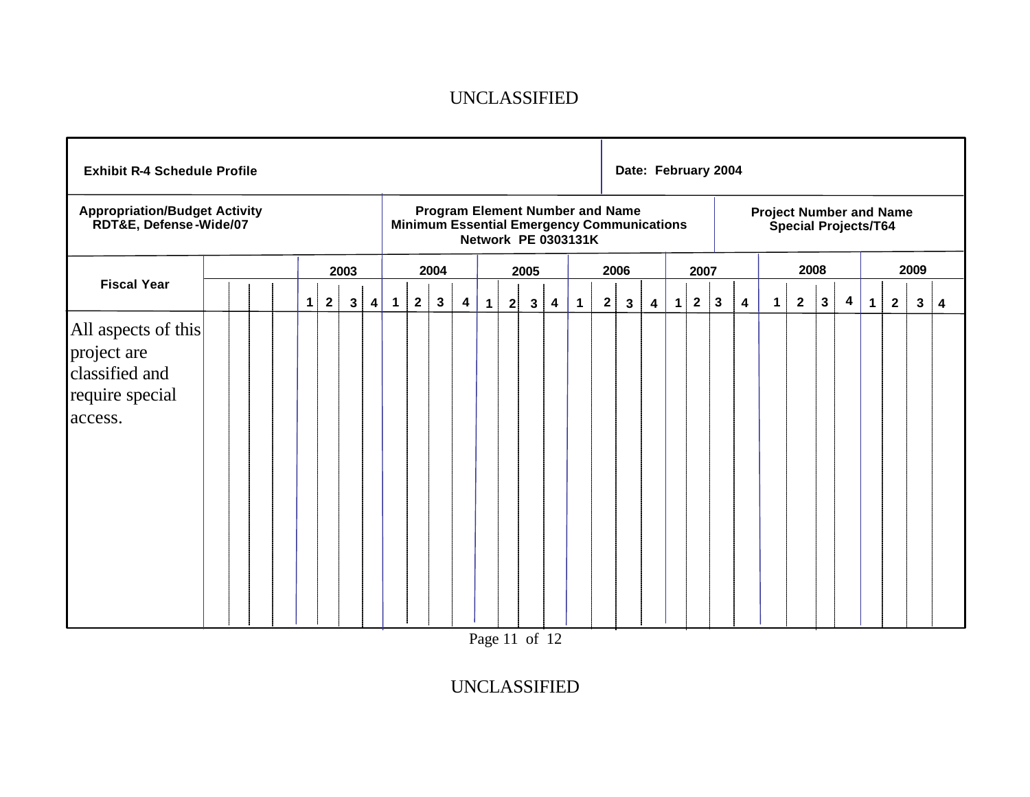UNCLASSIFIED

| Exhibit R-4 Schedule Profile | | Date: February 2004 |
|---|---|---|
| **Appropriation/Budget Activity**<br>RDT&E, Defense-Wide/07 | **Program Element Number and Name**<br>Minimum Essential Emergency Communications Network PE 0303131K | **Project Number and Name**<br>Special Projects/T64 |

| Fiscal Year | 2003 | | | | 2004 | | | | 2005 | | | | 2006 | | | | 2007 | | | | 2008 | | | | 2009 | | | |
|---|---|---|---|---|---|---|---|---|---|---|---|---|---|---|---|---|---|---|---|---|---|---|---|---|---|---|---|---|
| | 1 | 2 | 3 | 4 | 1 | 2 | 3 | 4 | 1 | 2 | 3 | 4 | 1 | 2 | 3 | 4 | 1 | 2 | 3 | 4 | 1 | 2 | 3 | 4 | 1 | 2 | 3 | 4 |
| All aspects of this project are classified and require special access. | | | | | | | | | | | | | | | | | | | | | | | | | | | | |

UNCLASSIFIED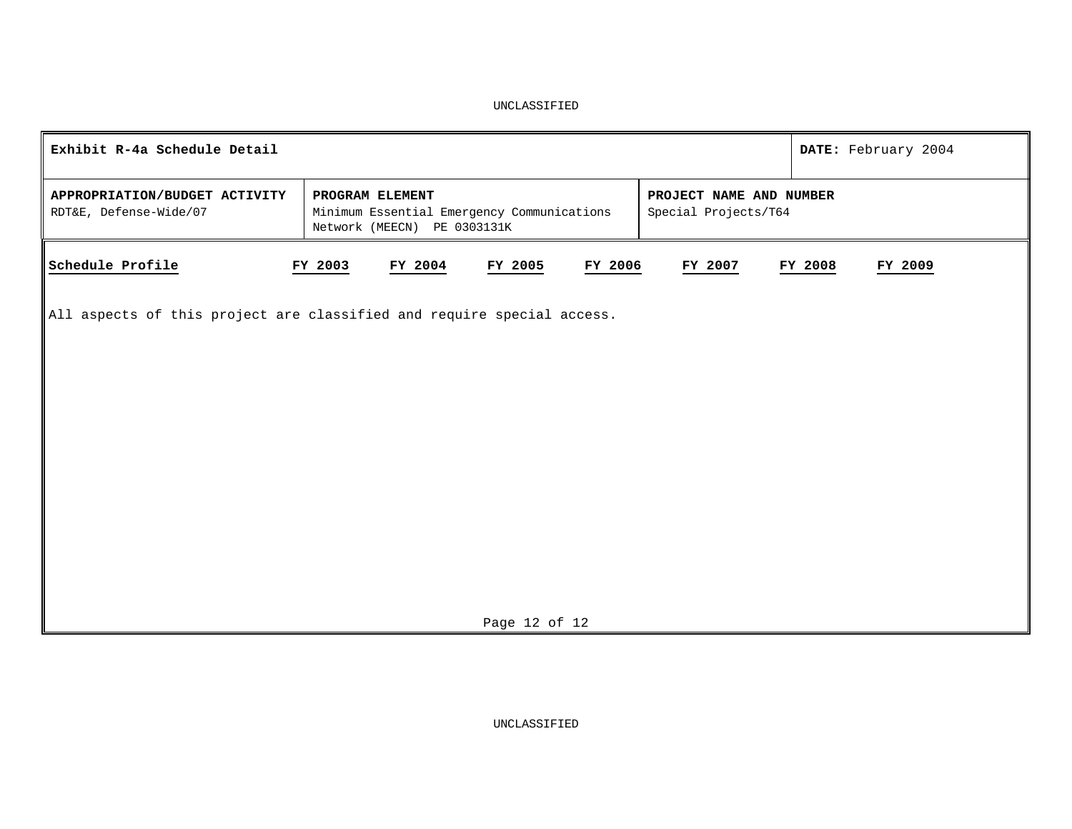| **Exhibit R-4a Schedule Detail** | | **DATE:** February 2004 |
|---|---|---|
| **APPROPRIATION/BUDGET ACTIVITY**<br>RDT&E, Defense-Wide/07 | **PROGRAM ELEMENT**<br>Minimum Essential Emergency Communications Network (MEECN) PE 0303131K | **PROJECT NAME AND NUMBER**<br>Special Projects/T64 |

| Schedule Profile | FY 2003 | FY 2004 | FY 2005 | FY 2006 | FY 2007 | FY 2008 | FY 2009 |
|---|---|---|---|---|---|---|---|

All aspects of this project are classified and require special access.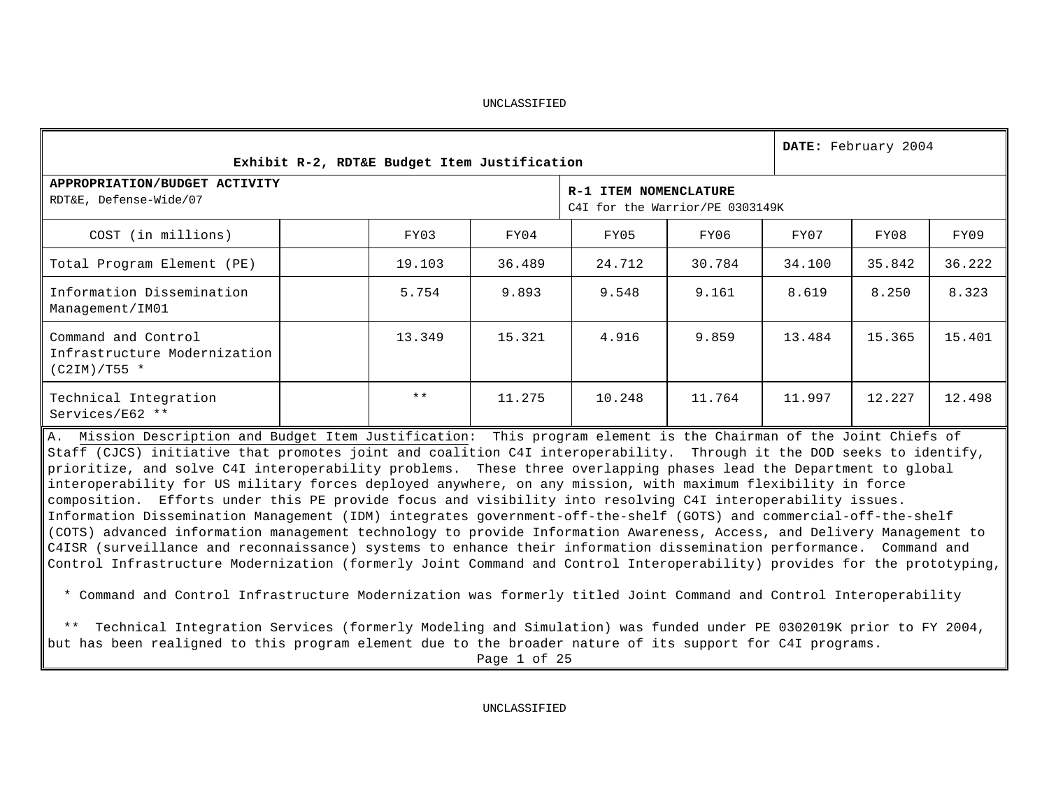UNCLASSIFIED

**Exhibit R-2, RDT&E Budget Item Justification**

**DATE:** February 2004

**APPROPRIATION/BUDGET ACTIVITY**
RDT&E, Defense-Wide/07

**R-1 ITEM NOMENCLATURE**
C4I for the Warrior/PE 0303149K

| COST (in millions) | | FY03 | FY04 | FY05 | FY06 | FY07 | FY08 | FY09 |
|---|---|---|---|---|---|---|---|---|
| Total Program Element (PE) | | 19.103 | 36.489 | 24.712 | 30.784 | 34.100 | 35.842 | 36.222 |
| Information Dissemination Management/IM01 | | 5.754 | 9.893 | 9.548 | 9.161 | 8.619 | 8.250 | 8.323 |
| Command and Control Infrastructure Modernization (C2IM)/T55 * | | 13.349 | 15.321 | 4.916 | 9.859 | 13.484 | 15.365 | 15.401 |
| Technical Integration Services/E62 ** | | ** | 11.275 | 10.248 | 11.764 | 11.997 | 12.227 | 12.498 |

A. Mission Description and Budget Item Justification: This program element is the Chairman of the Joint Chiefs of Staff (CJCS) initiative that promotes joint and coalition C4I interoperability. Through it the DOD seeks to identify, prioritize, and solve C4I interoperability problems. These three overlapping phases lead the Department to global interoperability for US military forces deployed anywhere, on any mission, with maximum flexibility in force composition. Efforts under this PE provide focus and visibility into resolving C4I interoperability issues. Information Dissemination Management (IDM) integrates government-off-the-shelf (GOTS) and commercial-off-the-shelf (COTS) advanced information management technology to provide Information Awareness, Access, and Delivery Management to C4ISR (surveillance and reconnaissance) systems to enhance their information dissemination performance. Command and Control Infrastructure Modernization (formerly Joint Command and Control Interoperability) provides for the prototyping,

\* Command and Control Infrastructure Modernization was formerly titled Joint Command and Control Interoperability

\*\* Technical Integration Services (formerly Modeling and Simulation) was funded under PE 0302019K prior to FY 2004, but has been realigned to this program element due to the broader nature of its support for C4I programs.

UNCLASSIFIED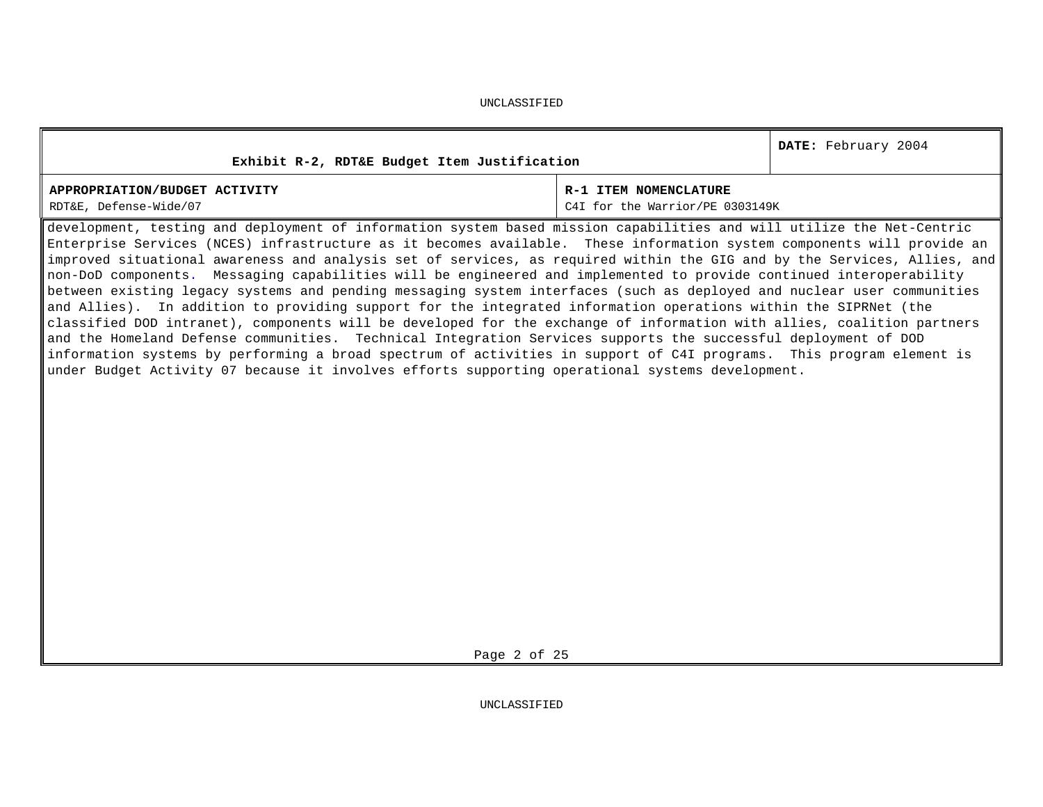**Exhibit R-2, RDT&E Budget Item Justification** | **DATE:** February 2004

| **APPROPRIATION/BUDGET ACTIVITY** | **R-1 ITEM NOMENCLATURE** |
|---|---|
| RDT&E, Defense-Wide/07 | C4I for the Warrior/PE 0303149K |

development, testing and deployment of information system based mission capabilities and will utilize the Net-Centric Enterprise Services (NCES) infrastructure as it becomes available. These information system components will provide an improved situational awareness and analysis set of services, as required within the GIG and by the Services, Allies, and non-DoD components. Messaging capabilities will be engineered and implemented to provide continued interoperability between existing legacy systems and pending messaging system interfaces (such as deployed and nuclear user communities and Allies). In addition to providing support for the integrated information operations within the SIPRNet (the classified DOD intranet), components will be developed for the exchange of information with allies, coalition partners and the Homeland Defense communities. Technical Integration Services supports the successful deployment of DOD information systems by performing a broad spectrum of activities in support of C4I programs. This program element is under Budget Activity 07 because it involves efforts supporting operational systems development.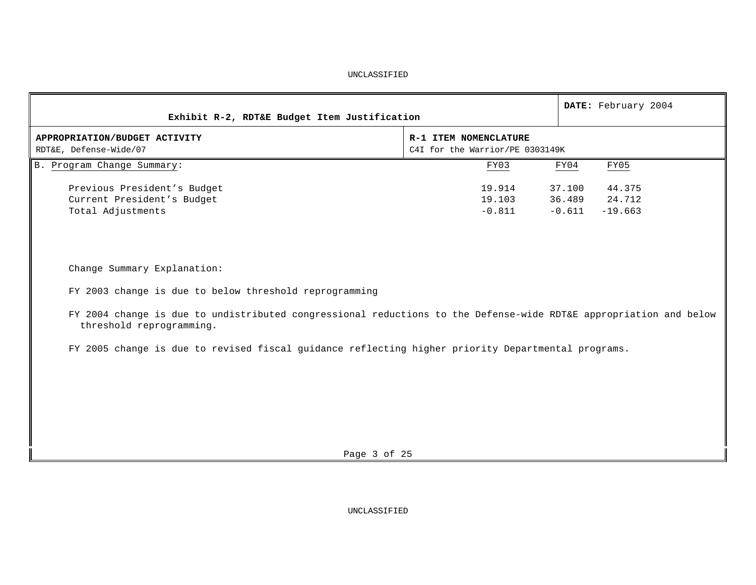UNCLASSIFIED

| Exhibit R-2, RDT&E Budget Item Justification | DATE: February 2004 |
|---|---|
| **APPROPRIATION/BUDGET ACTIVITY**<br>RDT&E, Defense-Wide/07 | **R-1 ITEM NOMENCLATURE**<br>C4I for the Warrior/PE 0303149K |

B. Program Change Summary:

| | FY03 | FY04 | FY05 |
|---|---|---|---|
| Previous President's Budget | 19.914 | 37.100 | 44.375 |
| Current President's Budget | 19.103 | 36.489 | 24.712 |
| Total Adjustments | -0.811 | -0.611 | -19.663 |

Change Summary Explanation:

FY 2003 change is due to below threshold reprogramming

FY 2004 change is due to undistributed congressional reductions to the Defense-wide RDT&E appropriation and below threshold reprogramming.

FY 2005 change is due to revised fiscal guidance reflecting higher priority Departmental programs.

UNCLASSIFIED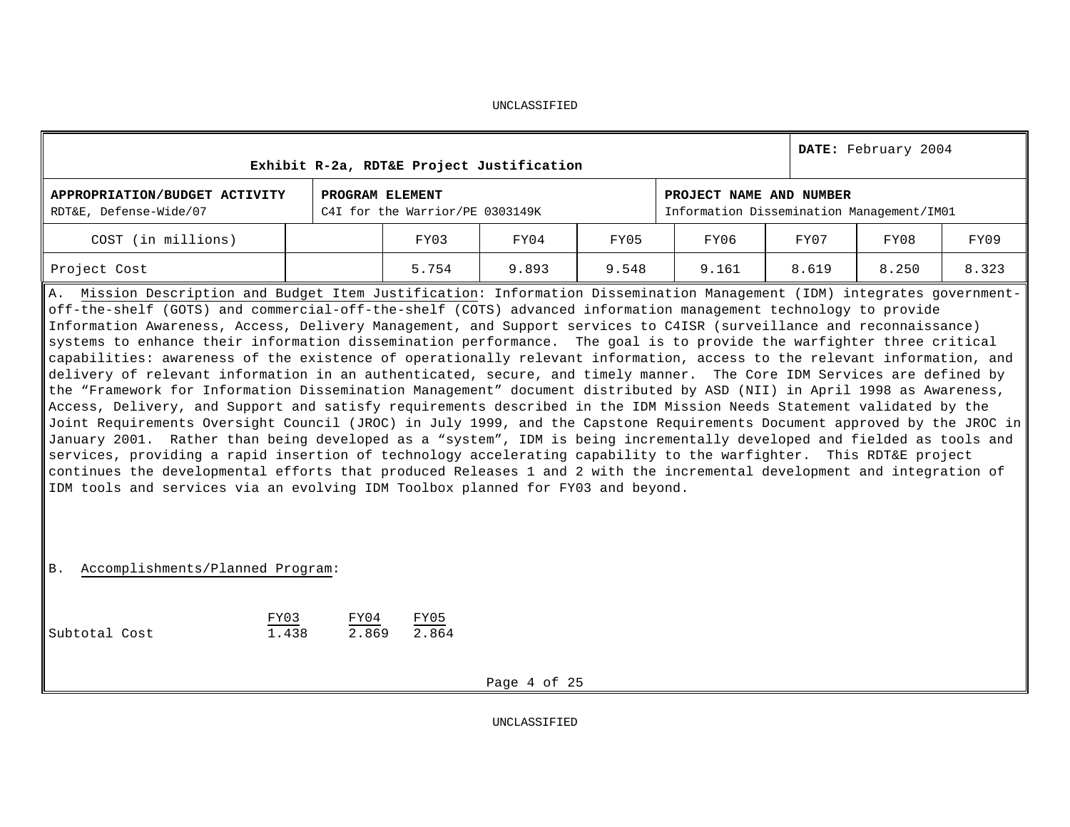UNCLASSIFIED

| Exhibit R-2a, RDT&E Project Justification | | | | | | | | DATE: February 2004 |
|---|---|---|---|---|---|---|---|---|
| **APPROPRIATION/BUDGET ACTIVITY** RDT&E, Defense-Wide/07 | | **PROGRAM ELEMENT** C4I for the Warrior/PE 0303149K | | | **PROJECT NAME AND NUMBER** Information Dissemination Management/IM01 | | | |
| COST (in millions) | | FY03 | FY04 | FY05 | FY06 | FY07 | FY08 | FY09 |
| Project Cost | | 5.754 | 9.893 | 9.548 | 9.161 | 8.619 | 8.250 | 8.323 |

A. Mission Description and Budget Item Justification: Information Dissemination Management (IDM) integrates government-off-the-shelf (GOTS) and commercial-off-the-shelf (COTS) advanced information management technology to provide Information Awareness, Access, Delivery Management, and Support services to C4ISR (surveillance and reconnaissance) systems to enhance their information dissemination performance. The goal is to provide the warfighter three critical capabilities: awareness of the existence of operationally relevant information, access to the relevant information, and delivery of relevant information in an authenticated, secure, and timely manner. The Core IDM Services are defined by the "Framework for Information Dissemination Management" document distributed by ASD (NII) in April 1998 as Awareness, Access, Delivery, and Support and satisfy requirements described in the IDM Mission Needs Statement validated by the Joint Requirements Oversight Council (JROC) in July 1999, and the Capstone Requirements Document approved by the JROC in January 2001. Rather than being developed as a "system", IDM is being incrementally developed and fielded as tools and services, providing a rapid insertion of technology accelerating capability to the warfighter. This RDT&E project continues the developmental efforts that produced Releases 1 and 2 with the incremental development and integration of IDM tools and services via an evolving IDM Toolbox planned for FY03 and beyond.

B. Accomplishments/Planned Program:

| | FY03 | FY04 | FY05 |
|---|---|---|---|
| Subtotal Cost | 1.438 | 2.869 | 2.864 |

UNCLASSIFIED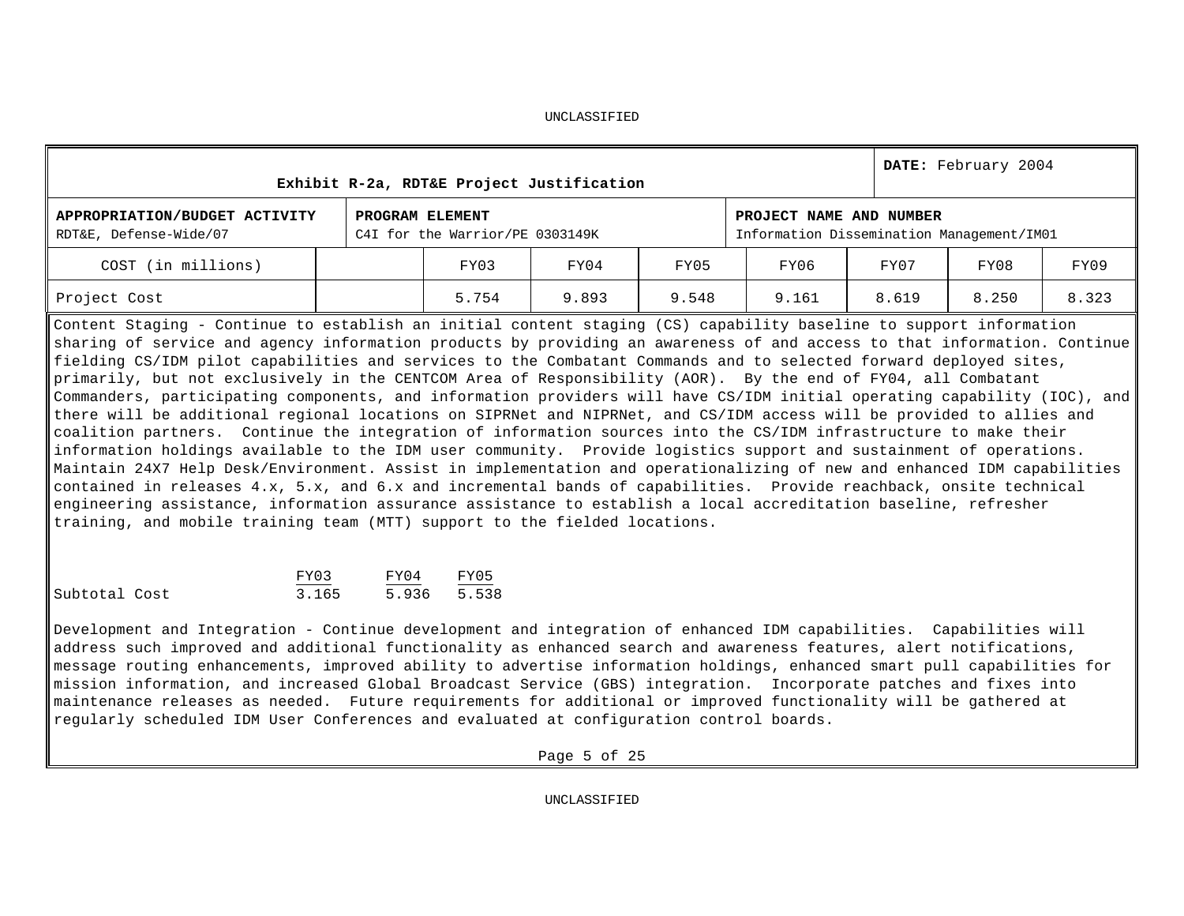UNCLASSIFIED

| Exhibit R-2a, RDT&E Project Justification | | | | | | | | DATE: February 2004 |
|---|---|---|---|---|---|---|---|---|
| **APPROPRIATION/BUDGET ACTIVITY** RDT&E, Defense-Wide/07 | | **PROGRAM ELEMENT** C4I for the Warrior/PE 0303149K | | | **PROJECT NAME AND NUMBER** Information Dissemination Management/IM01 | | | |
| COST (in millions) | | FY03 | FY04 | FY05 | FY06 | FY07 | FY08 | FY09 |
| Project Cost | | 5.754 | 9.893 | 9.548 | 9.161 | 8.619 | 8.250 | 8.323 |

Content Staging - Continue to establish an initial content staging (CS) capability baseline to support information sharing of service and agency information products by providing an awareness of and access to that information. Continue fielding CS/IDM pilot capabilities and services to the Combatant Commands and to selected forward deployed sites, primarily, but not exclusively in the CENTCOM Area of Responsibility (AOR). By the end of FY04, all Combatant Commanders, participating components, and information providers will have CS/IDM initial operating capability (IOC), and there will be additional regional locations on SIPRNet and NIPRNet, and CS/IDM access will be provided to allies and coalition partners. Continue the integration of information sources into the CS/IDM infrastructure to make their information holdings available to the IDM user community. Provide logistics support and sustainment of operations. Maintain 24X7 Help Desk/Environment. Assist in implementation and operationalizing of new and enhanced IDM capabilities contained in releases 4.x, 5.x, and 6.x and incremental bands of capabilities. Provide reachback, onsite technical engineering assistance, information assurance assistance to establish a local accreditation baseline, refresher training, and mobile training team (MTT) support to the fielded locations.

| | FY03 | FY04 | FY05 |
|---|---|---|---|
| Subtotal Cost | 3.165 | 5.936 | 5.538 |

Development and Integration - Continue development and integration of enhanced IDM capabilities. Capabilities will address such improved and additional functionality as enhanced search and awareness features, alert notifications, message routing enhancements, improved ability to advertise information holdings, enhanced smart pull capabilities for mission information, and increased Global Broadcast Service (GBS) integration. Incorporate patches and fixes into maintenance releases as needed. Future requirements for additional or improved functionality will be gathered at regularly scheduled IDM User Conferences and evaluated at configuration control boards.

UNCLASSIFIED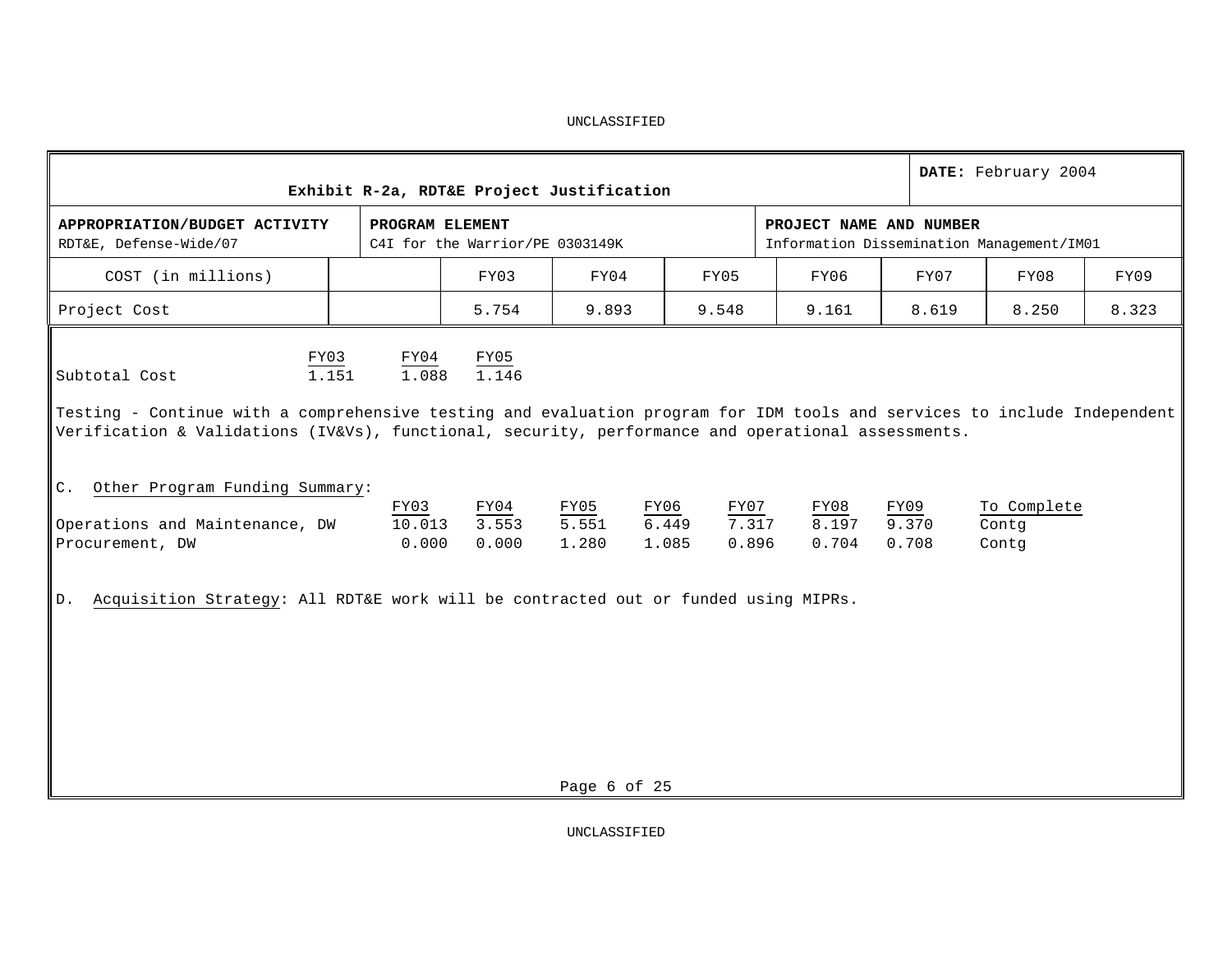UNCLASSIFIED

**Exhibit R-2a, RDT&E Project Justification** | **DATE:** February 2004

| APPROPRIATION/BUDGET ACTIVITY | PROGRAM ELEMENT | PROJECT NAME AND NUMBER |
|---|---|---|
| RDT&E, Defense-Wide/07 | C4I for the Warrior/PE 0303149K | Information Dissemination Management/IM01 |

| COST (in millions) | FY03 | FY04 | FY05 | FY06 | FY07 | FY08 | FY09 |
|---|---|---|---|---|---|---|---|
| Project Cost | 5.754 | 9.893 | 9.548 | 9.161 | 8.619 | 8.250 | 8.323 |

| | FY03 | FY04 | FY05 |
|---|---|---|---|
| Subtotal Cost | 1.151 | 1.088 | 1.146 |

Testing - Continue with a comprehensive testing and evaluation program for IDM tools and services to include Independent Verification & Validations (IV&Vs), functional, security, performance and operational assessments.

C. Other Program Funding Summary:

| | FY03 | FY04 | FY05 | FY06 | FY07 | FY08 | FY09 | To Complete |
|---|---|---|---|---|---|---|---|---|
| Operations and Maintenance, DW | 10.013 | 3.553 | 5.551 | 6.449 | 7.317 | 8.197 | 9.370 | Contg |
| Procurement, DW | 0.000 | 0.000 | 1.280 | 1.085 | 0.896 | 0.704 | 0.708 | Contg |

D. Acquisition Strategy: All RDT&E work will be contracted out or funded using MIPRs.

UNCLASSIFIED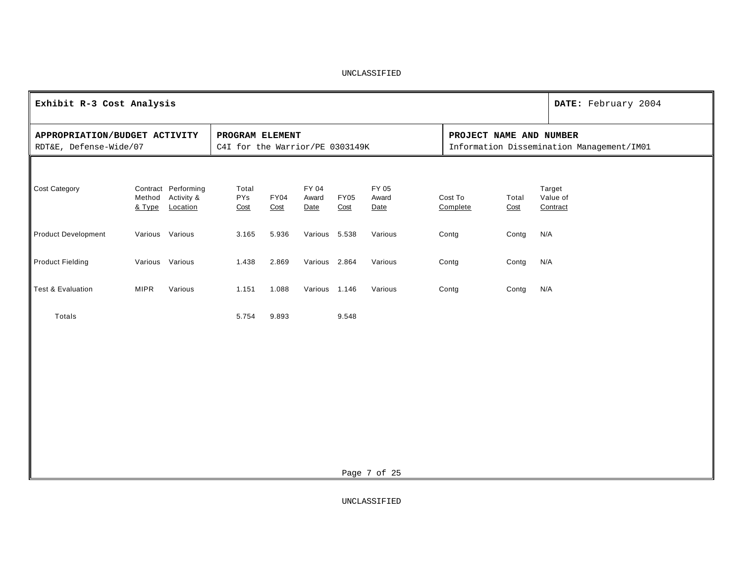UNCLASSIFIED

| **Exhibit R-3 Cost Analysis** | | | **DATE:** February 2004 |
|---|---|---|---|
| **APPROPRIATION/BUDGET ACTIVITY**<br>RDT&E, Defense-Wide/07 | **PROGRAM ELEMENT**<br>C4I for the Warrior/PE 0303149K | **PROJECT NAME AND NUMBER**<br>Information Dissemination Management/IM01 | |

| Cost Category | Contract Method & Type | Performing Activity & Location | Total PYs Cost | FY04 Cost | FY 04 Award Date | FY05 Cost | FY 05 Award Date | Cost To Complete | Total Cost | Target Value of Contract |
|---|---|---|---|---|---|---|---|---|---|---|
| Product Development | Various | Various | 3.165 | 5.936 | Various | 5.538 | Various | Contg | Contg | N/A |
| Product Fielding | Various | Various | 1.438 | 2.869 | Various | 2.864 | Various | Contg | Contg | N/A |
| Test & Evaluation | MIPR | Various | 1.151 | 1.088 | Various | 1.146 | Various | Contg | Contg | N/A |
| Totals | | | 5.754 | 9.893 | | 9.548 | | | | |

UNCLASSIFIED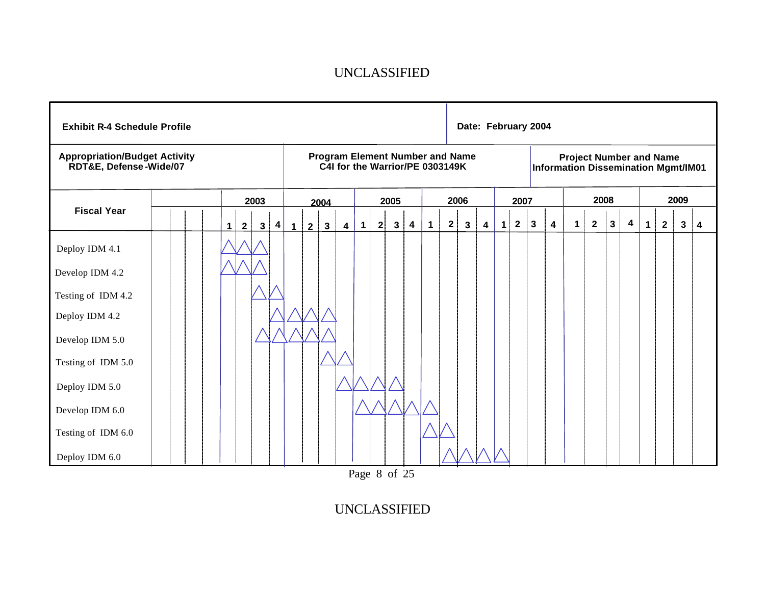**Exhibit R-4 Schedule Profile**

**Date: February 2004**

| Appropriation/Budget Activity | Program Element Number and Name | Project Number and Name |
|---|---|---|
| RDT&E, Defense-Wide/07 | C4I for the Warrior/PE 0303149K | Information Dissemination Mgmt/IM01 |

| Fiscal Year | 2003 | | | | 2004 | | | | 2005 | | | | 2006 | | | | 2007 | | | | 2008 | | | | 2009 | | | |
|---|---|---|---|---|---|---|---|---|---|---|---|---|---|---|---|---|---|---|---|---|---|---|---|---|---|---|---|---|
| | 1 | 2 | 3 | 4 | 1 | 2 | 3 | 4 | 1 | 2 | 3 | 4 | 1 | 2 | 3 | 4 | 1 | 2 | 3 | 4 | 1 | 2 | 3 | 4 | 1 | 2 | 3 | 4 |
| Deploy IDM 4.1 | △ | △ | △ | | | | | | | | | | | | | | | | | | | | | | | | | |
| Develop IDM 4.2 | △ | △ | △ | | | | | | | | | | | | | | | | | | | | | | | | | |
| Testing of IDM 4.2 | | | △ | △ | | | | | | | | | | | | | | | | | | | | | | | | |
| Deploy IDM 4.2 | | | | △ | △ | △ | △ | | | | | | | | | | | | | | | | | | | | | |
| Develop IDM 5.0 | | | △ | △ | △ | △ | △ | | | | | | | | | | | | | | | | | | | | | |
| Testing of IDM 5.0 | | | | | | | △ | △ | | | | | | | | | | | | | | | | | | | | |
| Deploy IDM 5.0 | | | | | | | | △ | △ | △ | △ | | | | | | | | | | | | | | | | | |
| Develop IDM 6.0 | | | | | | | | | △ | △ | △ | △ | △ | | | | | | | | | | | | | | | |
| Testing of IDM 6.0 | | | | | | | | | | | | | △ | △ | | | | | | | | | | | | | | |
| Deploy IDM 6.0 | | | | | | | | | | | | | | △ | △ | △ | △ | | | | | | | | | | | |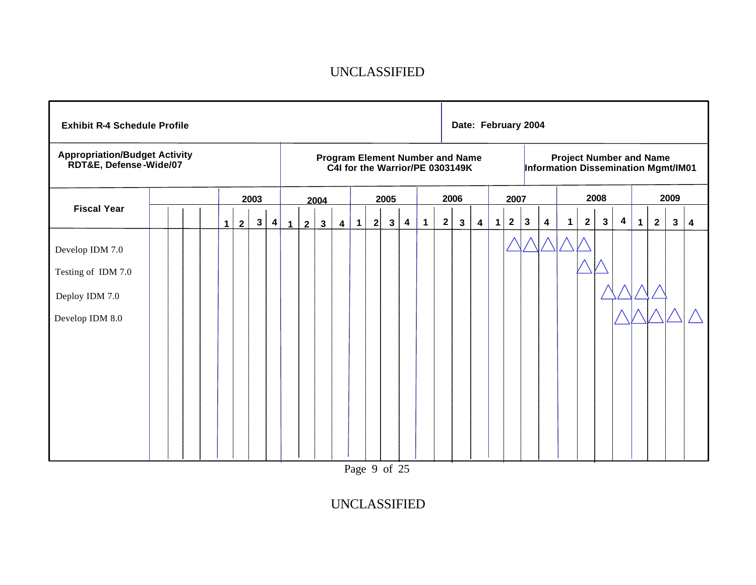UNCLASSIFIED

| **Exhibit R-4 Schedule Profile** | | **Date: February 2004** |
|---|---|---|
| **Appropriation/Budget Activity**<br>**RDT&E, Defense-Wide/07** | **Program Element Number and Name**<br>**C4I for the Warrior/PE 0303149K** | **Project Number and Name**<br>**Information Dissemination Mgmt/IM01** |

| Fiscal Year | 2003 | | | | 2004 | | | | 2005 | | | | 2006 | | | | 2007 | | | | 2008 | | | | 2009 | | | |
|---|---|---|---|---|---|---|---|---|---|---|---|---|---|---|---|---|---|---|---|---|---|---|---|---|---|---|---|---|
| | 1 | 2 | 3 | 4 | 1 | 2 | 3 | 4 | 1 | 2 | 3 | 4 | 1 | 2 | 3 | 4 | 1 | 2 | 3 | 4 | 1 | 2 | 3 | 4 | 1 | 2 | 3 | 4 |
| Develop IDM 7.0 | | | | | | | | | | | | | | | | | | △ | △ | △ | △ | △ | | | | | | |
| Testing of IDM 7.0 | | | | | | | | | | | | | | | | | | | | | | △ | △ | | | | | |
| Deploy IDM 7.0 | | | | | | | | | | | | | | | | | | | | | | | △ | △ | △ | △ | | |
| Develop IDM 8.0 | | | | | | | | | | | | | | | | | | | | | | | | △ | △ | △ | △ | △ |

UNCLASSIFIED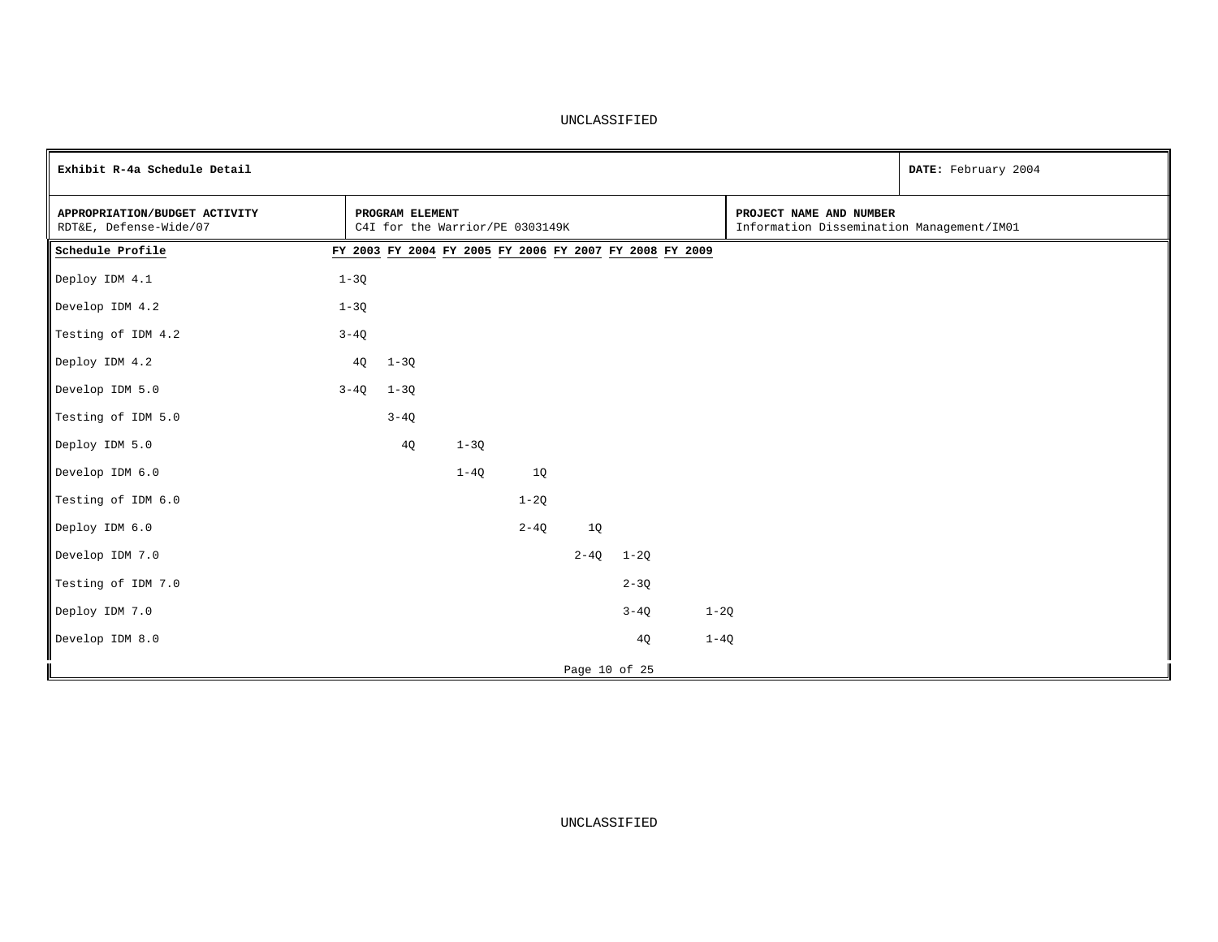UNCLASSIFIED

| **Exhibit R-4a Schedule Detail** | | **DATE:** February 2004 |
|---|---|---|
| **APPROPRIATION/BUDGET ACTIVITY**<br>RDT&E, Defense-Wide/07 | **PROGRAM ELEMENT**<br>C4I for the Warrior/PE 0303149K | **PROJECT NAME AND NUMBER**<br>Information Dissemination Management/IM01 |

| Schedule Profile | FY 2003 | FY 2004 | FY 2005 | FY 2006 | FY 2007 | FY 2008 | FY 2009 |
|---|---|---|---|---|---|---|---|
| Deploy IDM 4.1 | 1-3Q | | | | | | |
| Develop IDM 4.2 | 1-3Q | | | | | | |
| Testing of IDM 4.2 | 3-4Q | | | | | | |
| Deploy IDM 4.2 | 4Q | 1-3Q | | | | | |
| Develop IDM 5.0 | 3-4Q | 1-3Q | | | | | |
| Testing of IDM 5.0 | | 3-4Q | | | | | |
| Deploy IDM 5.0 | | 4Q | 1-3Q | | | | |
| Develop IDM 6.0 | | | 1-4Q | 1Q | | | |
| Testing of IDM 6.0 | | | | 1-2Q | | | |
| Deploy IDM 6.0 | | | | 2-4Q | 1Q | | |
| Develop IDM 7.0 | | | | | 2-4Q | 1-2Q | |
| Testing of IDM 7.0 | | | | | | 2-3Q | |
| Deploy IDM 7.0 | | | | | | 3-4Q | 1-2Q |
| Develop IDM 8.0 | | | | | | 4Q | 1-4Q |

UNCLASSIFIED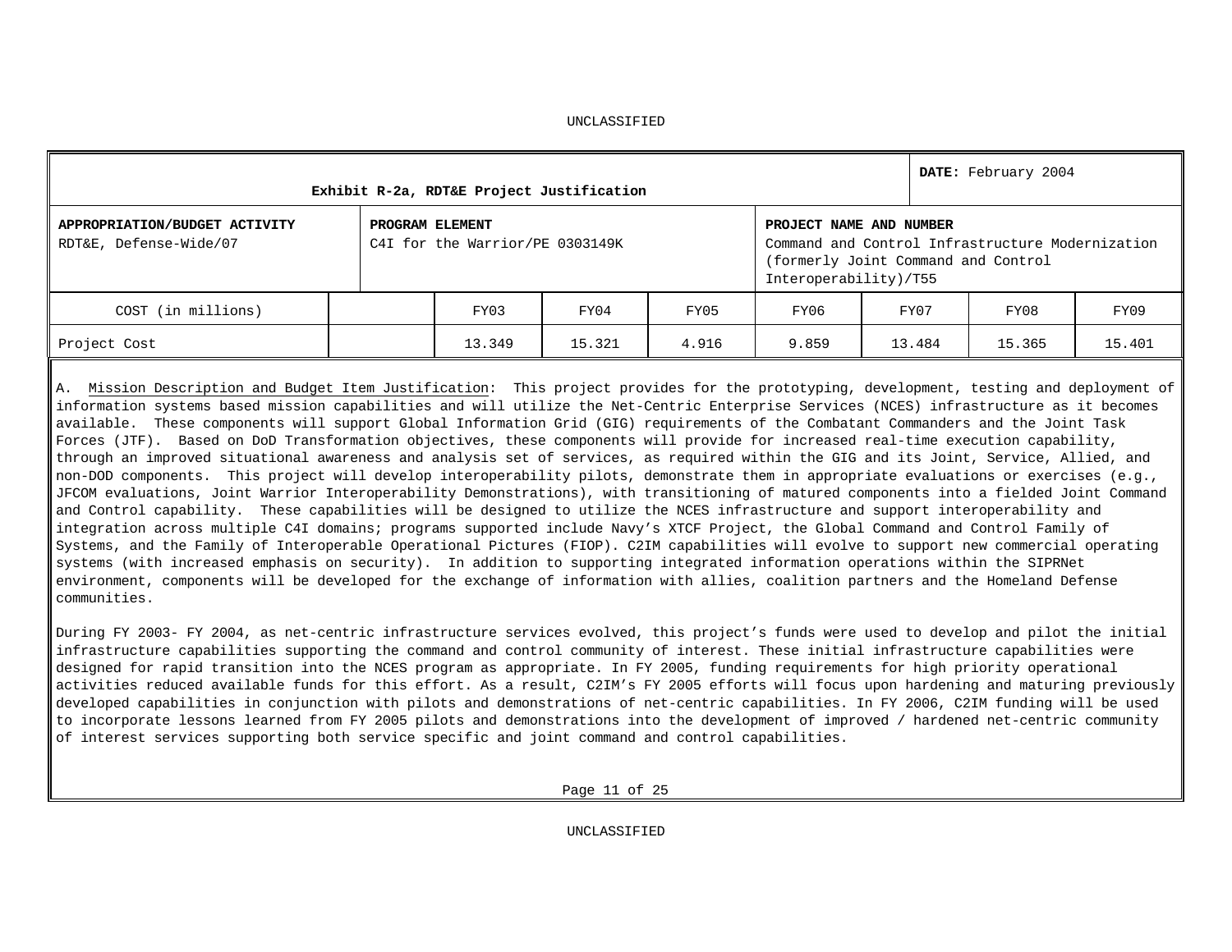UNCLASSIFIED

| Exhibit R-2a, RDT&E Project Justification | | | **DATE:** February 2004 |
|---|---|---|---|
| **APPROPRIATION/BUDGET ACTIVITY** RDT&E, Defense-Wide/07 | **PROGRAM ELEMENT** C4I for the Warrior/PE 0303149K | **PROJECT NAME AND NUMBER** Command and Control Infrastructure Modernization (formerly Joint Command and Control Interoperability)/T55 | |

| COST (in millions) | | FY03 | FY04 | FY05 | FY06 | FY07 | FY08 | FY09 |
|---|---|---|---|---|---|---|---|---|
| Project Cost | | 13.349 | 15.321 | 4.916 | 9.859 | 13.484 | 15.365 | 15.401 |

A. Mission Description and Budget Item Justification: This project provides for the prototyping, development, testing and deployment of information systems based mission capabilities and will utilize the Net-Centric Enterprise Services (NCES) infrastructure as it becomes available. These components will support Global Information Grid (GIG) requirements of the Combatant Commanders and the Joint Task Forces (JTF). Based on DoD Transformation objectives, these components will provide for increased real-time execution capability, through an improved situational awareness and analysis set of services, as required within the GIG and its Joint, Service, Allied, and non-DOD components. This project will develop interoperability pilots, demonstrate them in appropriate evaluations or exercises (e.g., JFCOM evaluations, Joint Warrior Interoperability Demonstrations), with transitioning of matured components into a fielded Joint Command and Control capability. These capabilities will be designed to utilize the NCES infrastructure and support interoperability and integration across multiple C4I domains; programs supported include Navy's XTCF Project, the Global Command and Control Family of Systems, and the Family of Interoperable Operational Pictures (FIOP). C2IM capabilities will evolve to support new commercial operating systems (with increased emphasis on security). In addition to supporting integrated information operations within the SIPRNet environment, components will be developed for the exchange of information with allies, coalition partners and the Homeland Defense communities.

During FY 2003- FY 2004, as net-centric infrastructure services evolved, this project's funds were used to develop and pilot the initial infrastructure capabilities supporting the command and control community of interest. These initial infrastructure capabilities were designed for rapid transition into the NCES program as appropriate. In FY 2005, funding requirements for high priority operational activities reduced available funds for this effort. As a result, C2IM's FY 2005 efforts will focus upon hardening and maturing previously developed capabilities in conjunction with pilots and demonstrations of net-centric capabilities. In FY 2006, C2IM funding will be used to incorporate lessons learned from FY 2005 pilots and demonstrations into the development of improved / hardened net-centric community of interest services supporting both service specific and joint command and control capabilities.

UNCLASSIFIED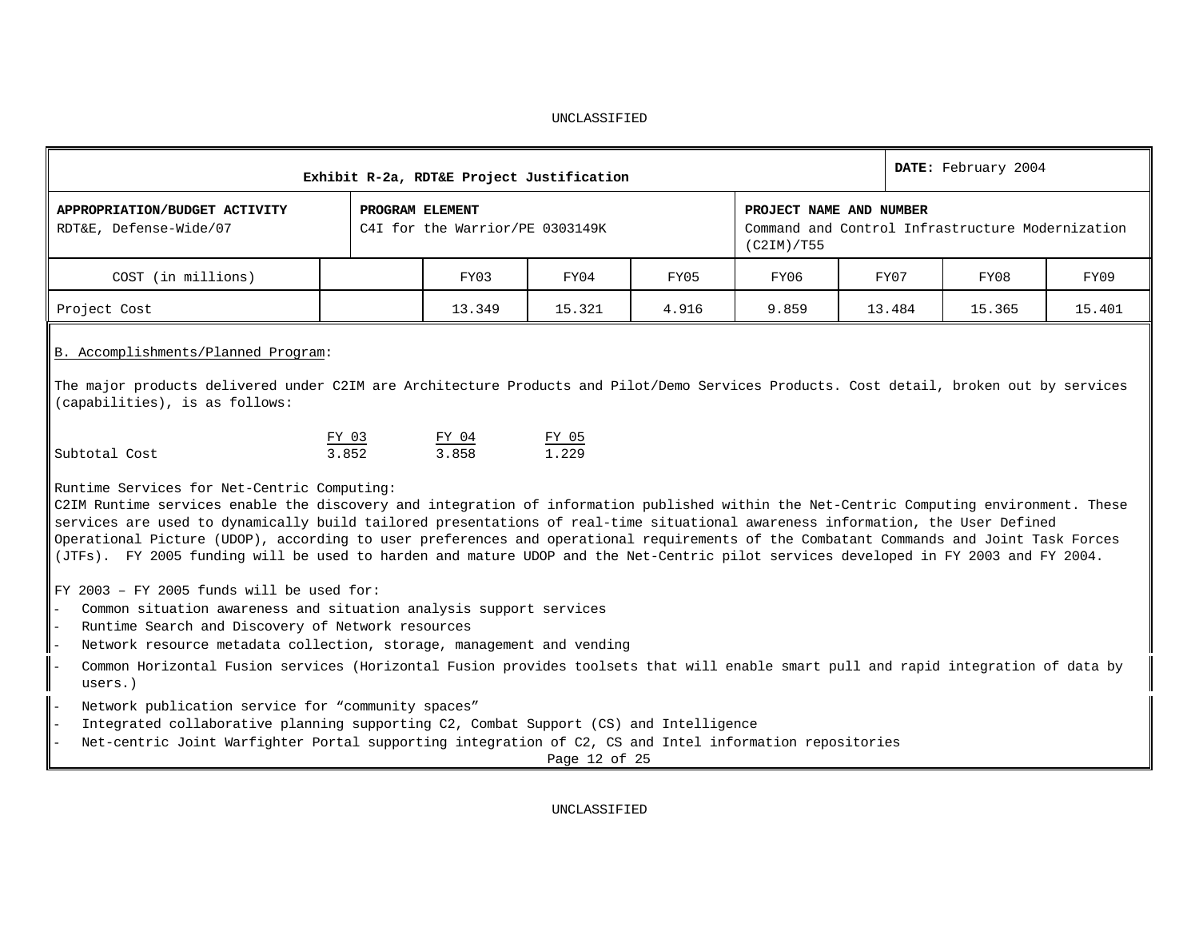UNCLASSIFIED

| Exhibit R-2a, RDT&E Project Justification | | | | | | **DATE:** February 2004 | | |
|---|---|---|---|---|---|---|---|---|
| **APPROPRIATION/BUDGET ACTIVITY** RDT&E, Defense-Wide/07 | | **PROGRAM ELEMENT** C4I for the Warrior/PE 0303149K | | | **PROJECT NAME AND NUMBER** Command and Control Infrastructure Modernization (C2IM)/T55 | | | |
| COST (in millions) | | FY03 | FY04 | FY05 | FY06 | FY07 | FY08 | FY09 |
| Project Cost | | 13.349 | 15.321 | 4.916 | 9.859 | 13.484 | 15.365 | 15.401 |

B. Accomplishments/Planned Program:

The major products delivered under C2IM are Architecture Products and Pilot/Demo Services Products. Cost detail, broken out by services (capabilities), is as follows:

| | FY 03 | FY 04 | FY 05 |
|---|---|---|---|
| Subtotal Cost | 3.852 | 3.858 | 1.229 |

Runtime Services for Net-Centric Computing:
C2IM Runtime services enable the discovery and integration of information published within the Net-Centric Computing environment. These services are used to dynamically build tailored presentations of real-time situational awareness information, the User Defined Operational Picture (UDOP), according to user preferences and operational requirements of the Combatant Commands and Joint Task Forces (JTFs). FY 2005 funding will be used to harden and mature UDOP and the Net-Centric pilot services developed in FY 2003 and FY 2004.

FY 2003 – FY 2005 funds will be used for:

- Common situation awareness and situation analysis support services
- Runtime Search and Discovery of Network resources
- Network resource metadata collection, storage, management and vending
- Common Horizontal Fusion services (Horizontal Fusion provides toolsets that will enable smart pull and rapid integration of data by users.)
- Network publication service for “community spaces”
- Integrated collaborative planning supporting C2, Combat Support (CS) and Intelligence
- Net-centric Joint Warfighter Portal supporting integration of C2, CS and Intel information repositories

UNCLASSIFIED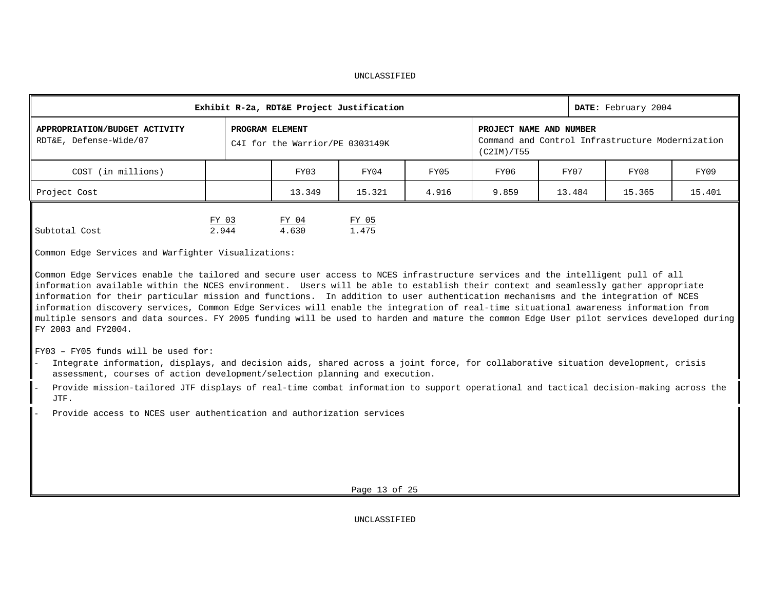UNCLASSIFIED

| Exhibit R-2a, RDT&E Project Justification | | | | | | **DATE:** February 2004 | | |
|---|---|---|---|---|---|---|---|---|
| **APPROPRIATION/BUDGET ACTIVITY** RDT&E, Defense-Wide/07 | | **PROGRAM ELEMENT** C4I for the Warrior/PE 0303149K | | | **PROJECT NAME AND NUMBER** Command and Control Infrastructure Modernization (C2IM)/T55 | | | |
| COST (in millions) | | FY03 | FY04 | FY05 | FY06 | FY07 | FY08 | FY09 |
| Project Cost | | 13.349 | 15.321 | 4.916 | 9.859 | 13.484 | 15.365 | 15.401 |

| | FY 03 | FY 04 | FY 05 |
|---|---|---|---|
| Subtotal Cost | 2.944 | 4.630 | 1.475 |

Common Edge Services and Warfighter Visualizations:

Common Edge Services enable the tailored and secure user access to NCES infrastructure services and the intelligent pull of all information available within the NCES environment. Users will be able to establish their context and seamlessly gather appropriate information for their particular mission and functions. In addition to user authentication mechanisms and the integration of NCES information discovery services, Common Edge Services will enable the integration of real-time situational awareness information from multiple sensors and data sources. FY 2005 funding will be used to harden and mature the common Edge User pilot services developed during FY 2003 and FY2004.

FY03 – FY05 funds will be used for:

- Integrate information, displays, and decision aids, shared across a joint force, for collaborative situation development, crisis assessment, courses of action development/selection planning and execution.
- Provide mission-tailored JTF displays of real-time combat information to support operational and tactical decision-making across the JTF.
- Provide access to NCES user authentication and authorization services

UNCLASSIFIED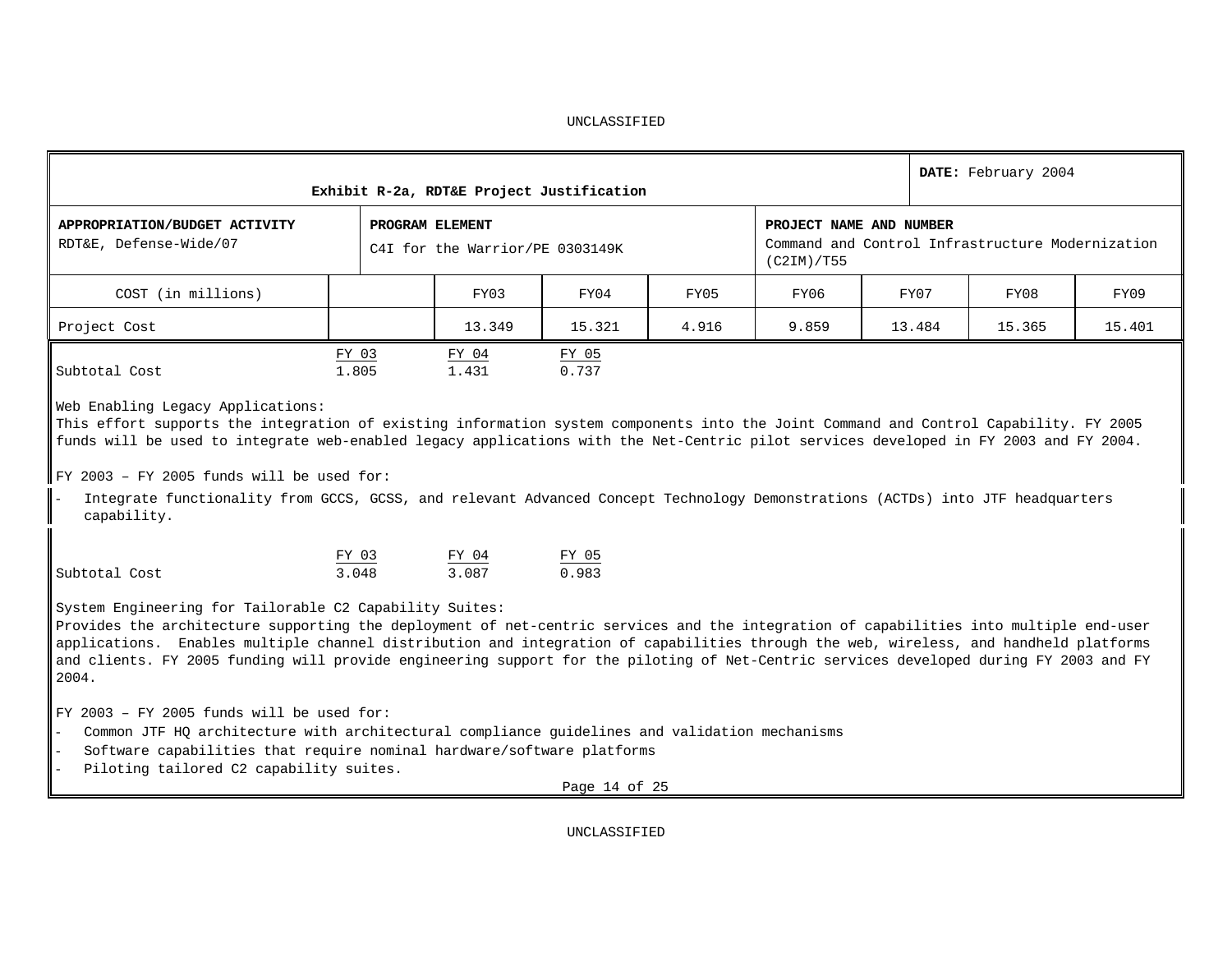UNCLASSIFIED

| Exhibit R-2a, RDT&E Project Justification | | | | DATE: February 2004 | | | | |
|---|---|---|---|---|---|---|---|---|
| **APPROPRIATION/BUDGET ACTIVITY** RDT&E, Defense-Wide/07 | | **PROGRAM ELEMENT** C4I for the Warrior/PE 0303149K | | | **PROJECT NAME AND NUMBER** Command and Control Infrastructure Modernization (C2IM)/T55 | | | |
| COST (in millions) | | FY03 | FY04 | FY05 | FY06 | FY07 | FY08 | FY09 |
| Project Cost | | 13.349 | 15.321 | 4.916 | 9.859 | 13.484 | 15.365 | 15.401 |

| | FY 03 | FY 04 | FY 05 |
|---|---|---|---|
| Subtotal Cost | 1.805 | 1.431 | 0.737 |

Web Enabling Legacy Applications:
This effort supports the integration of existing information system components into the Joint Command and Control Capability. FY 2005 funds will be used to integrate web-enabled legacy applications with the Net-Centric pilot services developed in FY 2003 and FY 2004.

FY 2003 – FY 2005 funds will be used for:

- Integrate functionality from GCCS, GCSS, and relevant Advanced Concept Technology Demonstrations (ACTDs) into JTF headquarters capability.

| | FY 03 | FY 04 | FY 05 |
|---|---|---|---|
| Subtotal Cost | 3.048 | 3.087 | 0.983 |

System Engineering for Tailorable C2 Capability Suites:
Provides the architecture supporting the deployment of net-centric services and the integration of capabilities into multiple end-user applications. Enables multiple channel distribution and integration of capabilities through the web, wireless, and handheld platforms and clients. FY 2005 funding will provide engineering support for the piloting of Net-Centric services developed during FY 2003 and FY 2004.

FY 2003 – FY 2005 funds will be used for:

- Common JTF HQ architecture with architectural compliance guidelines and validation mechanisms
- Software capabilities that require nominal hardware/software platforms
- Piloting tailored C2 capability suites.

UNCLASSIFIED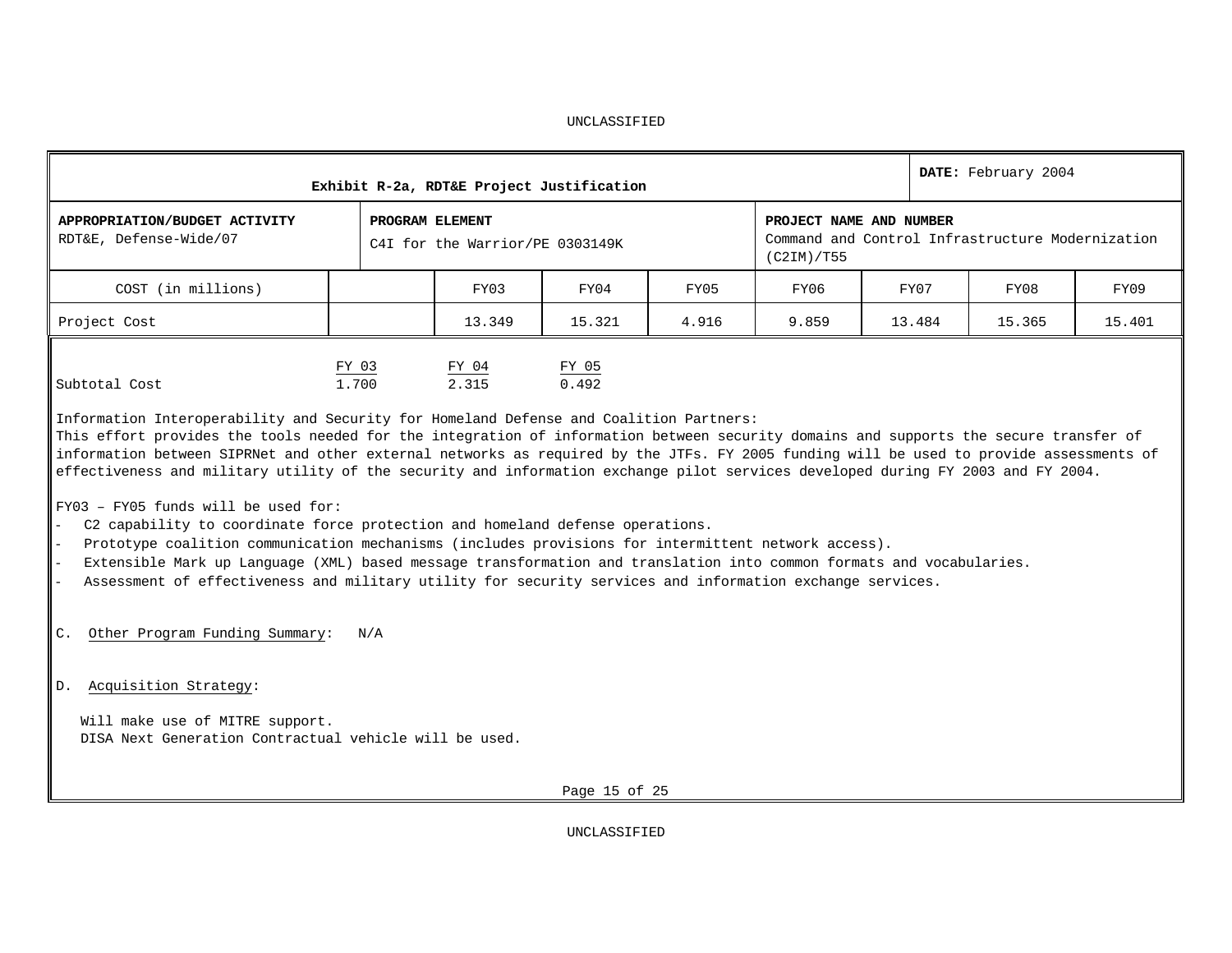UNCLASSIFIED

| Exhibit R-2a, RDT&E Project Justification | | | | DATE: February 2004 |
|---|---|---|---|---|
| **APPROPRIATION/BUDGET ACTIVITY** RDT&E, Defense-Wide/07 | **PROGRAM ELEMENT** C4I for the Warrior/PE 0303149K | | **PROJECT NAME AND NUMBER** Command and Control Infrastructure Modernization (C2IM)/T55 | |

| COST (in millions) | | FY03 | FY04 | FY05 | FY06 | FY07 | FY08 | FY09 |
|---|---|---|---|---|---|---|---|---|
| Project Cost | | 13.349 | 15.321 | 4.916 | 9.859 | 13.484 | 15.365 | 15.401 |

| | FY 03 | FY 04 | FY 05 |
|---|---|---|---|
| Subtotal Cost | 1.700 | 2.315 | 0.492 |

Information Interoperability and Security for Homeland Defense and Coalition Partners:
This effort provides the tools needed for the integration of information between security domains and supports the secure transfer of information between SIPRNet and other external networks as required by the JTFs. FY 2005 funding will be used to provide assessments of effectiveness and military utility of the security and information exchange pilot services developed during FY 2003 and FY 2004.

FY03 – FY05 funds will be used for:

- C2 capability to coordinate force protection and homeland defense operations.
- Prototype coalition communication mechanisms (includes provisions for intermittent network access).
- Extensible Mark up Language (XML) based message transformation and translation into common formats and vocabularies.
- Assessment of effectiveness and military utility for security services and information exchange services.

C. Other Program Funding Summary: N/A

D. Acquisition Strategy:

Will make use of MITRE support.
DISA Next Generation Contractual vehicle will be used.

UNCLASSIFIED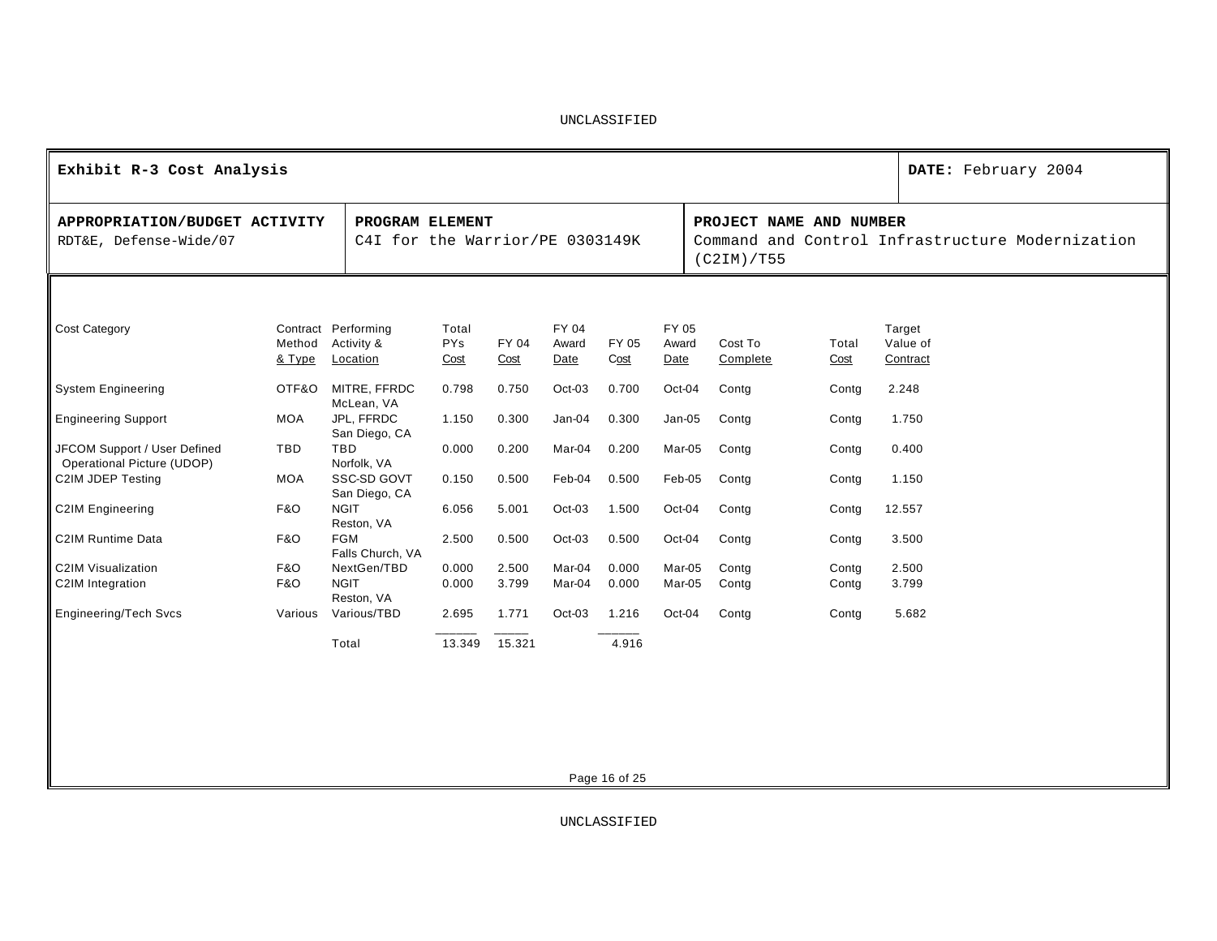UNCLASSIFIED

| Exhibit R-3 Cost Analysis | | DATE: February 2004 |
|---|---|---|
| **APPROPRIATION/BUDGET ACTIVITY** RDT&E, Defense-Wide/07 | **PROGRAM ELEMENT** C4I for the Warrior/PE 0303149K | **PROJECT NAME AND NUMBER** Command and Control Infrastructure Modernization (C2IM)/T55 |

| Cost Category | Contract Method & Type | Performing Activity & Location | Total PYs Cost | FY 04 Cost | FY 04 Award Date | FY 05 Cost | FY 05 Award Date | Cost To Complete | Total Cost | Target Value of Contract |
|---|---|---|---|---|---|---|---|---|---|---|
| System Engineering | OTF&O | MITRE, FFRDC McLean, VA | 0.798 | 0.750 | Oct-03 | 0.700 | Oct-04 | Contg | Contg | 2.248 |
| Engineering Support | MOA | JPL, FFRDC San Diego, CA | 1.150 | 0.300 | Jan-04 | 0.300 | Jan-05 | Contg | Contg | 1.750 |
| JFCOM Support / User Defined Operational Picture (UDOP) | TBD | TBD Norfolk, VA | 0.000 | 0.200 | Mar-04 | 0.200 | Mar-05 | Contg | Contg | 0.400 |
| C2IM JDEP Testing | MOA | SSC-SD GOVT San Diego, CA | 0.150 | 0.500 | Feb-04 | 0.500 | Feb-05 | Contg | Contg | 1.150 |
| C2IM Engineering | F&O | NGIT Reston, VA | 6.056 | 5.001 | Oct-03 | 1.500 | Oct-04 | Contg | Contg | 12.557 |
| C2IM Runtime Data | F&O | FGM Falls Church, VA | 2.500 | 0.500 | Oct-03 | 0.500 | Oct-04 | Contg | Contg | 3.500 |
| C2IM Visualization | F&O | NextGen/TBD | 0.000 | 2.500 | Mar-04 | 0.000 | Mar-05 | Contg | Contg | 2.500 |
| C2IM Integration | F&O | NGIT Reston, VA | 0.000 | 3.799 | Mar-04 | 0.000 | Mar-05 | Contg | Contg | 3.799 |
| Engineering/Tech Svcs | Various | Various/TBD | 2.695 | 1.771 | Oct-03 | 1.216 | Oct-04 | Contg | Contg | 5.682 |
| | | Total | 13.349 | 15.321 | | 4.916 | | | | |

UNCLASSIFIED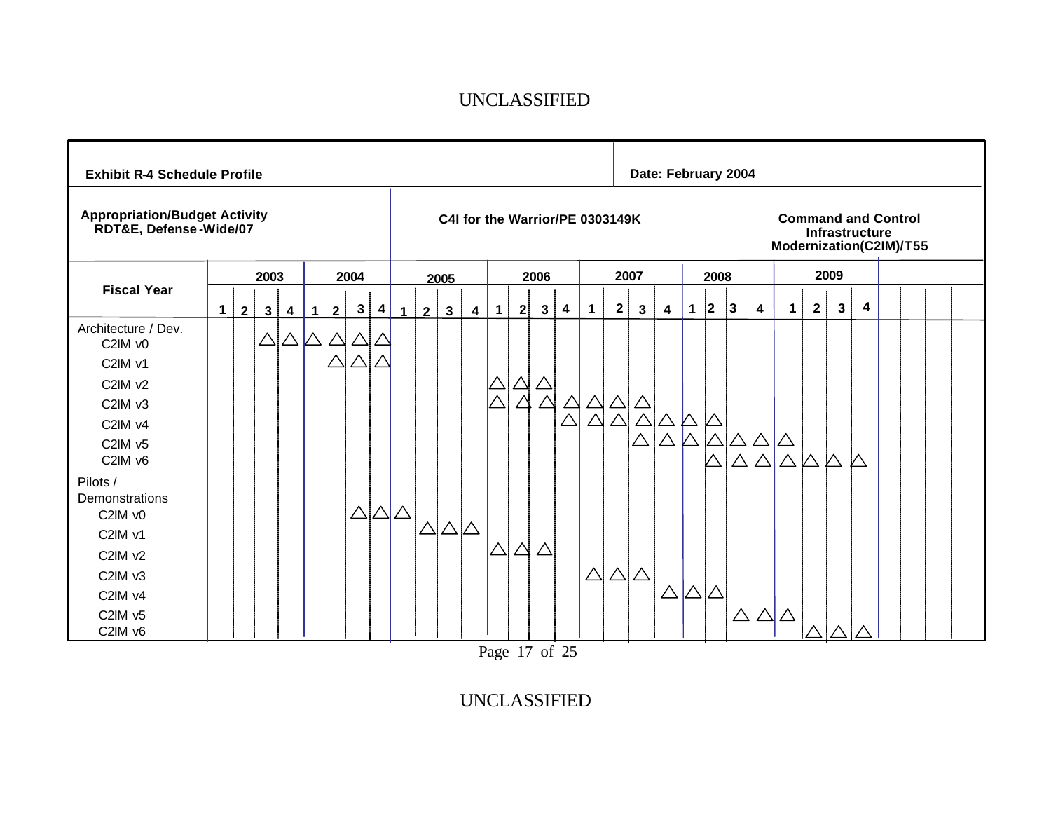**Exhibit R-4 Schedule Profile** — **Date: February 2004**

| Appropriation/Budget Activity | C4I for the Warrior/PE 0303149K | Command and Control Infrastructure Modernization(C2IM)/T55 |
|---|---|---|
| RDT&E, Defense-Wide/07 | | |

| Fiscal Year | 2003 | | | | 2004 | | | | 2005 | | | | 2006 | | | | 2007 | | | | 2008 | | | | 2009 | | | |
|---|---|---|---|---|---|---|---|---|---|---|---|---|---|---|---|---|---|---|---|---|---|---|---|---|---|---|---|---|
| | 1 | 2 | 3 | 4 | 1 | 2 | 3 | 4 | 1 | 2 | 3 | 4 | 1 | 2 | 3 | 4 | 1 | 2 | 3 | 4 | 1 | 2 | 3 | 4 | 1 | 2 | 3 | 4 |
| **Architecture / Dev.** | | | | | | | | | | | | | | | | | | | | | | | | | | | | |
| C2IM v0 | | | △ | △ | △ | △ | △ | △ | | | | | | | | | | | | | | | | | | | | |
| C2IM v1 | | | | | | △ | △ | △ | | | | | | | | | | | | | | | | | | | | |
| C2IM v2 | | | | | | | | | | | | | △ | △ | △ | | | | | | | | | | | | | |
| C2IM v3 | | | | | | | | | | | | | △ | △ | △ | △ | △ | △ | △ | | | | | | | | | |
| C2IM v4 | | | | | | | | | | | | | | | | △ | △ | △ | △ | △ | △ | △ | | | | | | |
| C2IM v5 | | | | | | | | | | | | | | | | | | | △ | △ | △ | △ | △ | △ | △ | | | |
| C2IM v6 | | | | | | | | | | | | | | | | | | | | | | △ | △ | △ | △ | △ | △ | △ |
| **Pilots / Demonstrations** | | | | | | | | | | | | | | | | | | | | | | | | | | | | |
| C2IM v0 | | | | | | | △ | △ | △ | | | | | | | | | | | | | | | | | | | |
| C2IM v1 | | | | | | | | | | △ | △ | △ | | | | | | | | | | | | | | | | |
| C2IM v2 | | | | | | | | | | | | | △ | △ | △ | | | | | | | | | | | | | |
| C2IM v3 | | | | | | | | | | | | | | | | | △ | △ | △ | | | | | | | | | |
| C2IM v4 | | | | | | | | | | | | | | | | | | | | △ | △ | △ | | | | | | |
| C2IM v5 | | | | | | | | | | | | | | | | | | | | | | | △ | △ | △ | | | |
| C2IM v6 | | | | | | | | | | | | | | | | | | | | | | | | | | △ | △ | △ |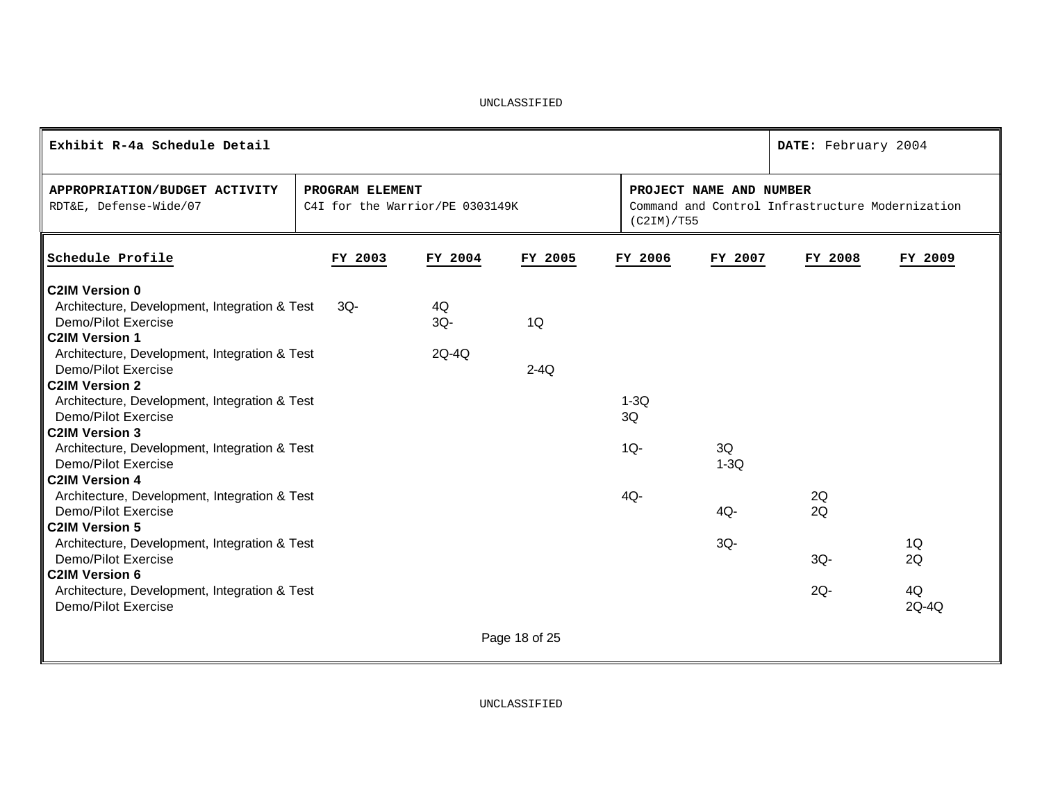UNCLASSIFIED

| Exhibit R-4a Schedule Detail | | DATE: February 2004 |
|---|---|---|
| **APPROPRIATION/BUDGET ACTIVITY**<br>RDT&E, Defense-Wide/07 | **PROGRAM ELEMENT**<br>C4I for the Warrior/PE 0303149K | **PROJECT NAME AND NUMBER**<br>Command and Control Infrastructure Modernization (C2IM)/T55 |

| Schedule Profile | FY 2003 | FY 2004 | FY 2005 | FY 2006 | FY 2007 | FY 2008 | FY 2009 |
|---|---|---|---|---|---|---|---|
| **C2IM Version 0** | | | | | | | |
| Architecture, Development, Integration & Test | 3Q- | 4Q | | | | | |
| Demo/Pilot Exercise | | 3Q- | 1Q | | | | |
| **C2IM Version 1** | | | | | | | |
| Architecture, Development, Integration & Test | | 2Q-4Q | | | | | |
| Demo/Pilot Exercise | | | 2-4Q | | | | |
| **C2IM Version 2** | | | | | | | |
| Architecture, Development, Integration & Test | | | | 1-3Q | | | |
| Demo/Pilot Exercise | | | | 3Q | | | |
| **C2IM Version 3** | | | | | | | |
| Architecture, Development, Integration & Test | | | | 1Q- | 3Q | | |
| Demo/Pilot Exercise | | | | | 1-3Q | | |
| **C2IM Version 4** | | | | | | | |
| Architecture, Development, Integration & Test | | | | 4Q- | | 2Q | |
| Demo/Pilot Exercise | | | | | 4Q- | 2Q | |
| **C2IM Version 5** | | | | | | | |
| Architecture, Development, Integration & Test | | | | | 3Q- | | 1Q |
| Demo/Pilot Exercise | | | | | | 3Q- | 2Q |
| **C2IM Version 6** | | | | | | | |
| Architecture, Development, Integration & Test | | | | | | 2Q- | 4Q |
| Demo/Pilot Exercise | | | | | | | 2Q-4Q |

UNCLASSIFIED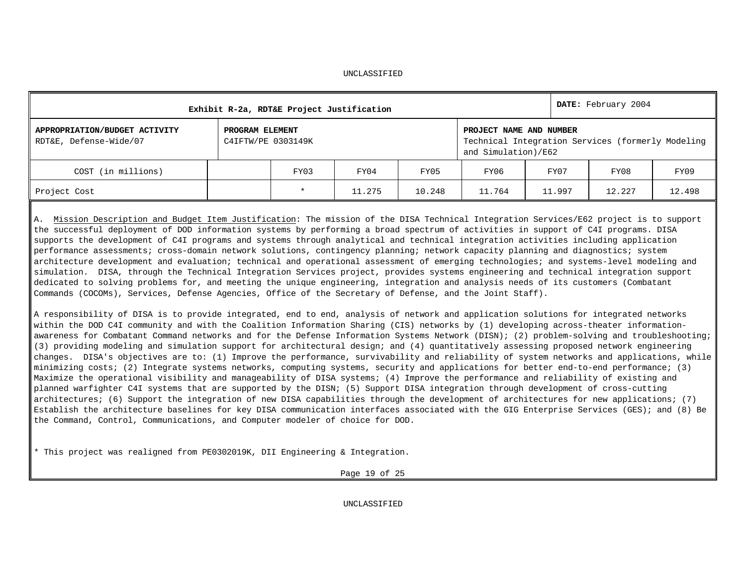UNCLASSIFIED

| Exhibit R-2a, RDT&E Project Justification | | | DATE: February 2004 |
|---|---|---|---|
| **APPROPRIATION/BUDGET ACTIVITY** RDT&E, Defense-Wide/07 | **PROGRAM ELEMENT** C4IFTW/PE 0303149K | **PROJECT NAME AND NUMBER** Technical Integration Services (formerly Modeling and Simulation)/E62 | |

| COST (in millions) | | FY03 | FY04 | FY05 | FY06 | FY07 | FY08 | FY09 |
|---|---|---|---|---|---|---|---|---|
| Project Cost | | * | 11.275 | 10.248 | 11.764 | 11.997 | 12.227 | 12.498 |

A. Mission Description and Budget Item Justification: The mission of the DISA Technical Integration Services/E62 project is to support the successful deployment of DOD information systems by performing a broad spectrum of activities in support of C4I programs. DISA supports the development of C4I programs and systems through analytical and technical integration activities including application performance assessments; cross-domain network solutions, contingency planning; network capacity planning and diagnostics; system architecture development and evaluation; technical and operational assessment of emerging technologies; and systems-level modeling and simulation. DISA, through the Technical Integration Services project, provides systems engineering and technical integration support dedicated to solving problems for, and meeting the unique engineering, integration and analysis needs of its customers (Combatant Commands (COCOMs), Services, Defense Agencies, Office of the Secretary of Defense, and the Joint Staff).

A responsibility of DISA is to provide integrated, end to end, analysis of network and application solutions for integrated networks within the DOD C4I community and with the Coalition Information Sharing (CIS) networks by (1) developing across-theater information-awareness for Combatant Command networks and for the Defense Information Systems Network (DISN); (2) problem-solving and troubleshooting; (3) providing modeling and simulation support for architectural design; and (4) quantitatively assessing proposed network engineering changes. DISA's objectives are to: (1) Improve the performance, survivability and reliability of system networks and applications, while minimizing costs; (2) Integrate systems networks, computing systems, security and applications for better end-to-end performance; (3) Maximize the operational visibility and manageability of DISA systems; (4) Improve the performance and reliability of existing and planned warfighter C4I systems that are supported by the DISN; (5) Support DISA integration through development of cross-cutting architectures; (6) Support the integration of new DISA capabilities through the development of architectures for new applications; (7) Establish the architecture baselines for key DISA communication interfaces associated with the GIG Enterprise Services (GES); and (8) Be the Command, Control, Communications, and Computer modeler of choice for DOD.

* This project was realigned from PE0302019K, DII Engineering & Integration.

UNCLASSIFIED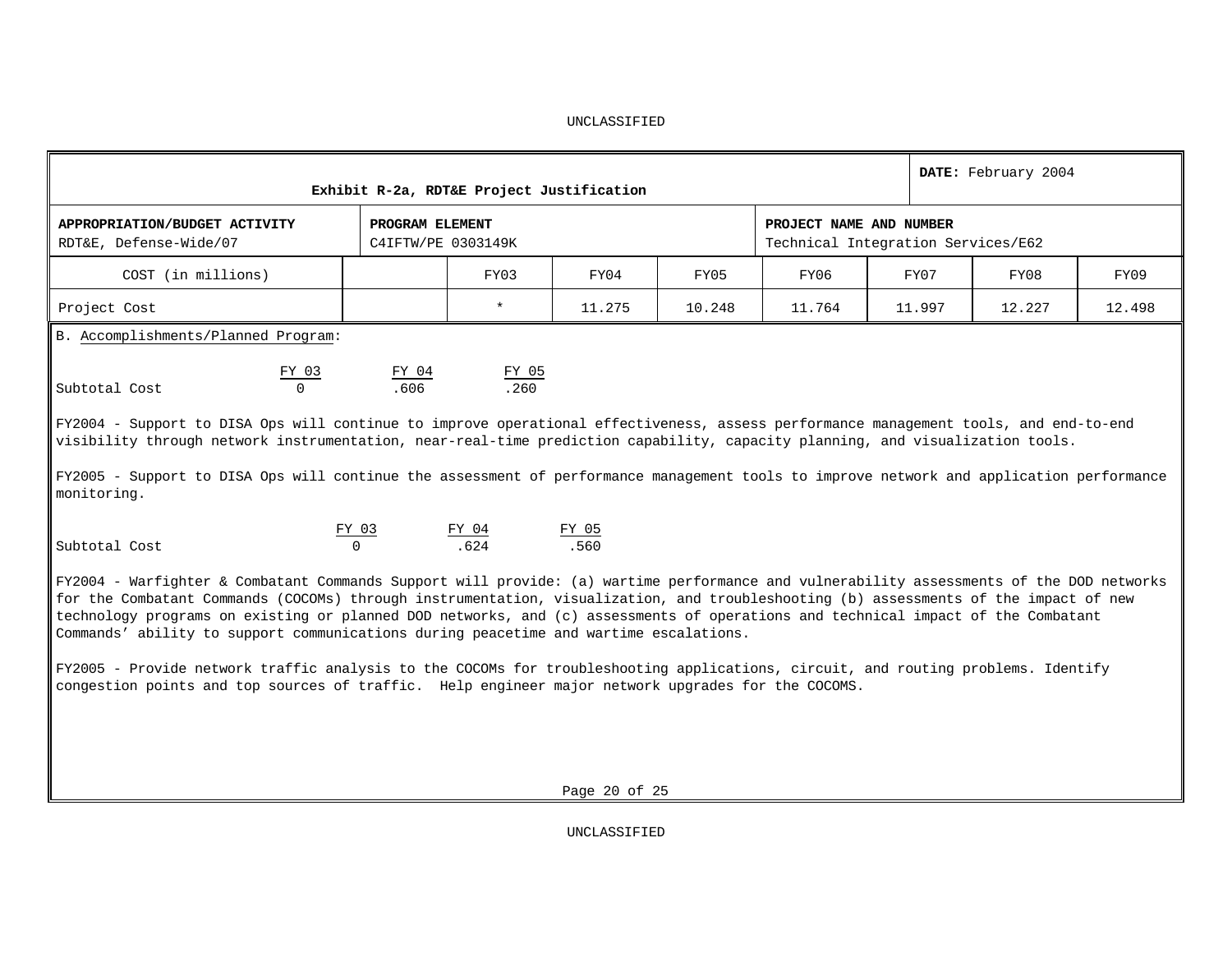UNCLASSIFIED

| Exhibit R-2a, RDT&E Project Justification | | | | | | DATE: February 2004 | | |
|---|---|---|---|---|---|---|---|---|
| **APPROPRIATION/BUDGET ACTIVITY** RDT&E, Defense-Wide/07 | **PROGRAM ELEMENT** C4IFTW/PE 0303149K | | | | **PROJECT NAME AND NUMBER** Technical Integration Services/E62 | | | |
| COST (in millions) | | FY03 | FY04 | FY05 | FY06 | FY07 | FY08 | FY09 |
| Project Cost | | * | 11.275 | 10.248 | 11.764 | 11.997 | 12.227 | 12.498 |

B. Accomplishments/Planned Program:

| | FY 03 | FY 04 | FY 05 |
|---|---|---|---|
| Subtotal Cost | 0 | .606 | .260 |

FY2004 - Support to DISA Ops will continue to improve operational effectiveness, assess performance management tools, and end-to-end visibility through network instrumentation, near-real-time prediction capability, capacity planning, and visualization tools.

FY2005 - Support to DISA Ops will continue the assessment of performance management tools to improve network and application performance monitoring.

| | FY 03 | FY 04 | FY 05 |
|---|---|---|---|
| Subtotal Cost | 0 | .624 | .560 |

FY2004 - Warfighter & Combatant Commands Support will provide: (a) wartime performance and vulnerability assessments of the DOD networks for the Combatant Commands (COCOMs) through instrumentation, visualization, and troubleshooting (b) assessments of the impact of new technology programs on existing or planned DOD networks, and (c) assessments of operations and technical impact of the Combatant Commands' ability to support communications during peacetime and wartime escalations.

FY2005 - Provide network traffic analysis to the COCOMs for troubleshooting applications, circuit, and routing problems. Identify congestion points and top sources of traffic. Help engineer major network upgrades for the COCOMS.

UNCLASSIFIED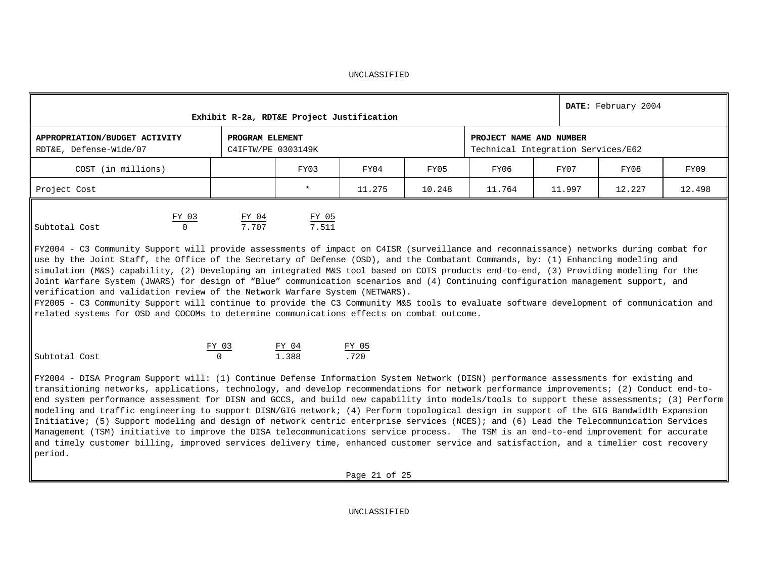UNCLASSIFIED

| Exhibit R-2a, RDT&E Project Justification | | | | | | | DATE: February 2004 | |
|---|---|---|---|---|---|---|---|---|
| **APPROPRIATION/BUDGET ACTIVITY** RDT&E, Defense-Wide/07 | | **PROGRAM ELEMENT** C4IFTW/PE 0303149K | | | **PROJECT NAME AND NUMBER** Technical Integration Services/E62 | | | |
| COST (in millions) | | FY03 | FY04 | FY05 | FY06 | FY07 | FY08 | FY09 |
| Project Cost | | * | 11.275 | 10.248 | 11.764 | 11.997 | 12.227 | 12.498 |

| | FY 03 | FY 04 | FY 05 |
|---|---|---|---|
| Subtotal Cost | 0 | 7.707 | 7.511 |

FY2004 - C3 Community Support will provide assessments of impact on C4ISR (surveillance and reconnaissance) networks during combat for use by the Joint Staff, the Office of the Secretary of Defense (OSD), and the Combatant Commands, by: (1) Enhancing modeling and simulation (M&S) capability, (2) Developing an integrated M&S tool based on COTS products end-to-end, (3) Providing modeling for the Joint Warfare System (JWARS) for design of "Blue" communication scenarios and (4) Continuing configuration management support, and verification and validation review of the Network Warfare System (NETWARS).
FY2005 - C3 Community Support will continue to provide the C3 Community M&S tools to evaluate software development of communication and related systems for OSD and COCOMs to determine communications effects on combat outcome.

| | FY 03 | FY 04 | FY 05 |
|---|---|---|---|
| Subtotal Cost | 0 | 1.388 | .720 |

FY2004 - DISA Program Support will: (1) Continue Defense Information System Network (DISN) performance assessments for existing and transitioning networks, applications, technology, and develop recommendations for network performance improvements; (2) Conduct end-to-end system performance assessment for DISN and GCCS, and build new capability into models/tools to support these assessments; (3) Perform modeling and traffic engineering to support DISN/GIG network; (4) Perform topological design in support of the GIG Bandwidth Expansion Initiative; (5) Support modeling and design of network centric enterprise services (NCES); and (6) Lead the Telecommunication Services Management (TSM) initiative to improve the DISA telecommunications service process. The TSM is an end-to-end improvement for accurate and timely customer billing, improved services delivery time, enhanced customer service and satisfaction, and a timelier cost recovery period.

UNCLASSIFIED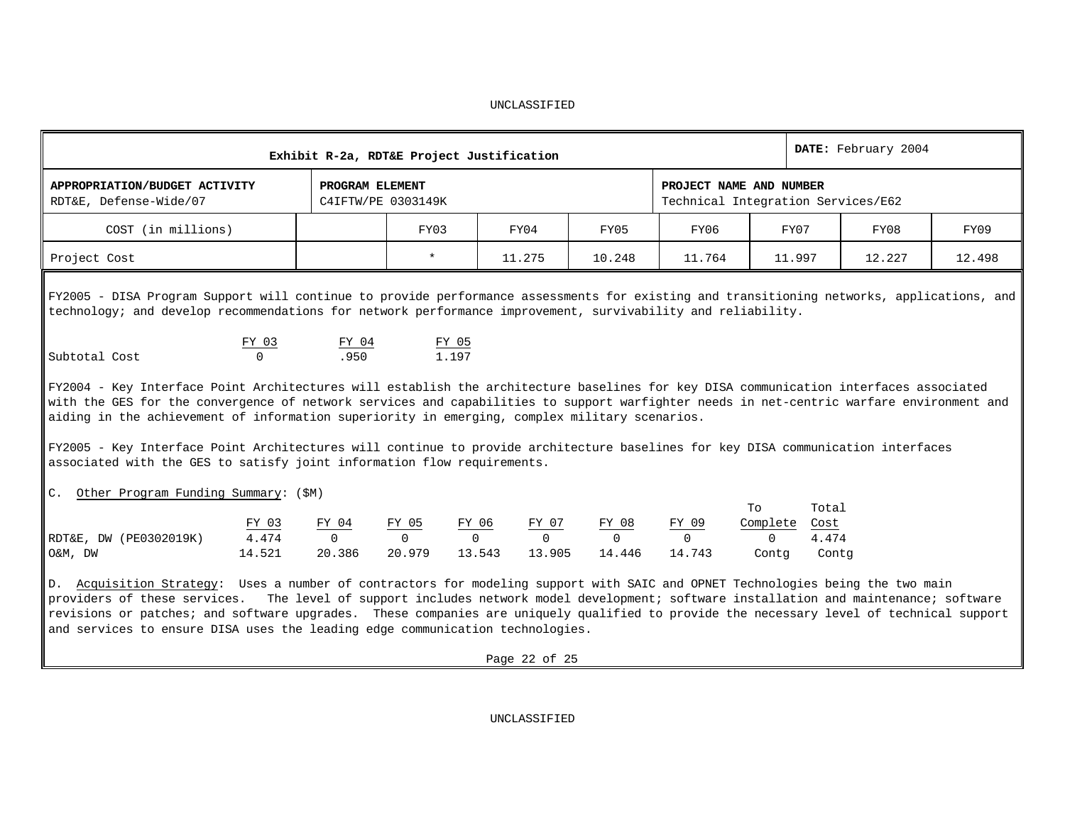UNCLASSIFIED

| Exhibit R-2a, RDT&E Project Justification | | | | | | | | DATE: February 2004 |
|---|---|---|---|---|---|---|---|---|
| APPROPRIATION/BUDGET ACTIVITY<br>RDT&E, Defense-Wide/07 | | PROGRAM ELEMENT<br>C4IFTW/PE 0303149K | | | PROJECT NAME AND NUMBER<br>Technical Integration Services/E62 | | | |
| COST (in millions) | | FY03 | FY04 | FY05 | FY06 | FY07 | FY08 | FY09 |
| Project Cost | | * | 11.275 | 10.248 | 11.764 | 11.997 | 12.227 | 12.498 |

FY2005 - DISA Program Support will continue to provide performance assessments for existing and transitioning networks, applications, and technology; and develop recommendations for network performance improvement, survivability and reliability.

| | FY 03 | FY 04 | FY 05 |
|---|---|---|---|
| Subtotal Cost | 0 | .950 | 1.197 |

FY2004 - Key Interface Point Architectures will establish the architecture baselines for key DISA communication interfaces associated with the GES for the convergence of network services and capabilities to support warfighter needs in net-centric warfare environment and aiding in the achievement of information superiority in emerging, complex military scenarios.

FY2005 - Key Interface Point Architectures will continue to provide architecture baselines for key DISA communication interfaces associated with the GES to satisfy joint information flow requirements.

C. Other Program Funding Summary: ($M)

| | FY 03 | FY 04 | FY 05 | FY 06 | FY 07 | FY 08 | FY 09 | To Complete | Total Cost |
|---|---|---|---|---|---|---|---|---|---|
| RDT&E, DW (PE0302019K) | 4.474 | 0 | 0 | 0 | 0 | 0 | 0 | 0 | 4.474 |
| O&M, DW | 14.521 | 20.386 | 20.979 | 13.543 | 13.905 | 14.446 | 14.743 | Contg | Contg |

D. Acquisition Strategy: Uses a number of contractors for modeling support with SAIC and OPNET Technologies being the two main providers of these services. The level of support includes network model development; software installation and maintenance; software revisions or patches; and software upgrades. These companies are uniquely qualified to provide the necessary level of technical support and services to ensure DISA uses the leading edge communication technologies.

UNCLASSIFIED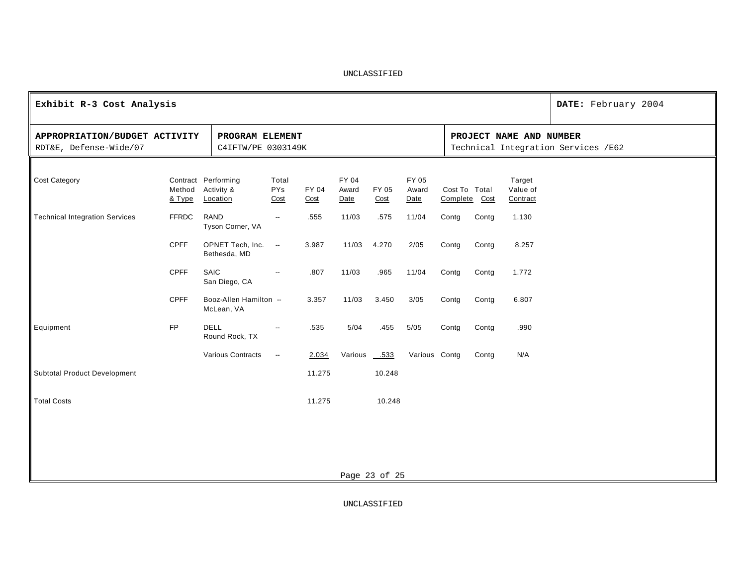UNCLASSIFIED

| Exhibit R-3 Cost Analysis | | DATE: February 2004 |
|---|---|---|
| **APPROPRIATION/BUDGET ACTIVITY**<br>RDT&E, Defense-Wide/07 | **PROGRAM ELEMENT**<br>C4IFTW/PE 0303149K | **PROJECT NAME AND NUMBER**<br>Technical Integration Services /E62 |

| Cost Category | Contract Method & Type | Performing Activity & Location | Total PYs Cost | FY 04 Cost | FY 04 Award Date | FY 05 Cost | FY 05 Award Date | Cost To Complete | Total Cost | Target Value of Contract |
|---|---|---|---|---|---|---|---|---|---|---|
| Technical Integration Services | FFRDC | RAND<br>Tyson Corner, VA | -- | .555 | 11/03 | .575 | 11/04 | Contg | Contg | 1.130 |
| | CPFF | OPNET Tech, Inc.<br>Bethesda, MD | -- | 3.987 | 11/03 | 4.270 | 2/05 | Contg | Contg | 8.257 |
| | CPFF | SAIC<br>San Diego, CA | -- | .807 | 11/03 | .965 | 11/04 | Contg | Contg | 1.772 |
| | CPFF | Booz-Allen Hamilton<br>McLean, VA | -- | 3.357 | 11/03 | 3.450 | 3/05 | Contg | Contg | 6.807 |
| Equipment | FP | DELL<br>Round Rock, TX | -- | .535 | 5/04 | .455 | 5/05 | Contg | Contg | .990 |
| | | Various Contracts | -- | 2.034 | Various | .533 | Various | Contg | Contg | N/A |
| Subtotal Product Development | | | | 11.275 | | 10.248 | | | | |
| Total Costs | | | | 11.275 | | 10.248 | | | | |

UNCLASSIFIED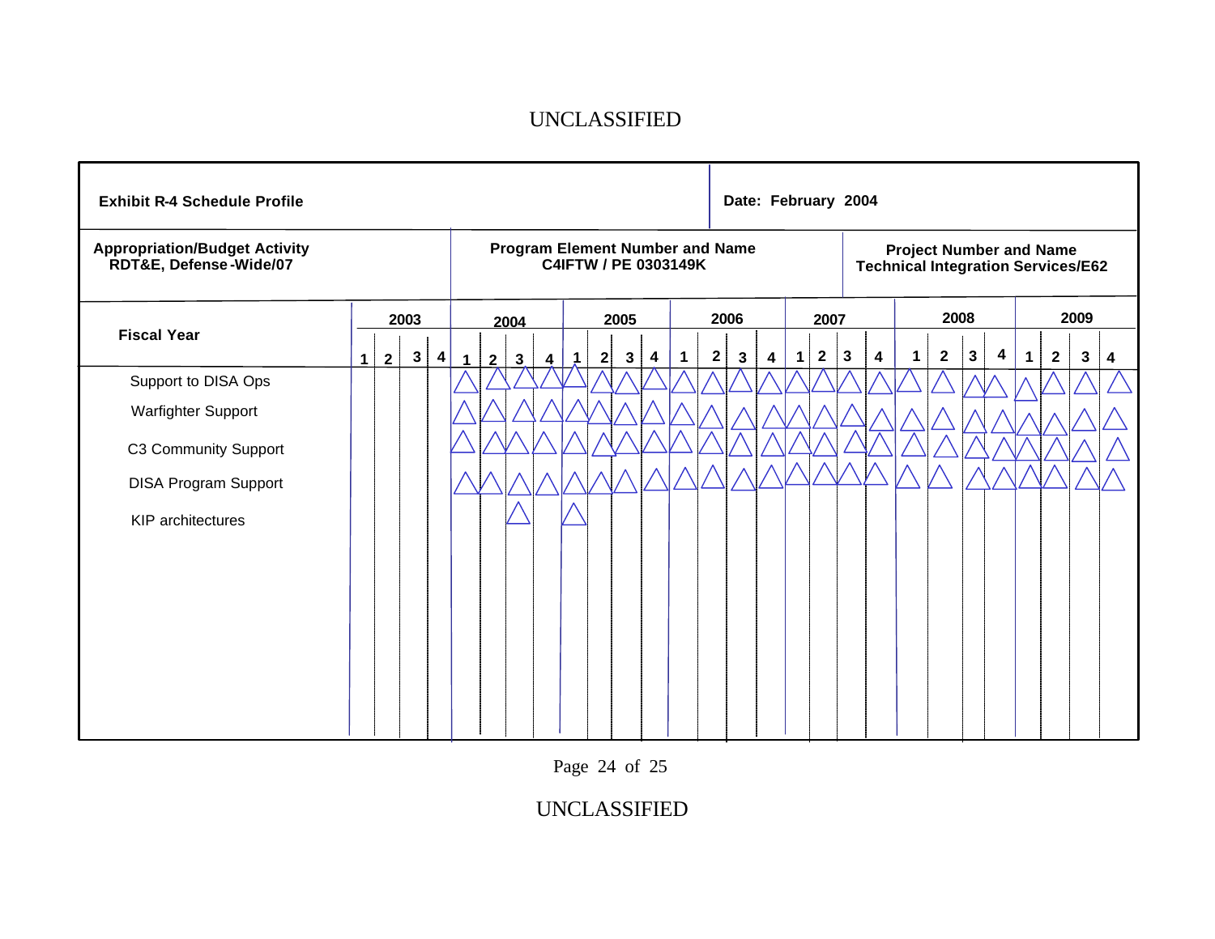**Exhibit R-4 Schedule Profile**

**Date: February 2004**

| Appropriation/Budget Activity | Program Element Number and Name | Project Number and Name |
|---|---|---|
| RDT&E, Defense-Wide/07 | C4IFTW / PE 0303149K | Technical Integration Services/E62 |

| Fiscal Year | 2003 | | | | 2004 | | | | 2005 | | | | 2006 | | | | 2007 | | | | 2008 | | | | 2009 | | | |
|---|---|---|---|---|---|---|---|---|---|---|---|---|---|---|---|---|---|---|---|---|---|---|---|---|---|---|---|---|
| | 1 | 2 | 3 | 4 | 1 | 2 | 3 | 4 | 1 | 2 | 3 | 4 | 1 | 2 | 3 | 4 | 1 | 2 | 3 | 4 | 1 | 2 | 3 | 4 | 1 | 2 | 3 | 4 |
| Support to DISA Ops | | | | | △ | △ | △ | △ | △ | △ | △ | △ | △ | △ | △ | △ | △ | △ | △ | △ | △ | △ | △ | △ | △ | △ | △ | △ |
| Warfighter Support | | | | | △ | △ | △ | △ | △ | △ | △ | △ | △ | △ | △ | △ | △ | △ | △ | △ | △ | △ | △ | △ | △ | △ | △ | △ |
| C3 Community Support | | | | | △ | △ | △ | △ | △ | △ | △ | △ | △ | △ | △ | △ | △ | △ | △ | △ | △ | △ | △ | △ | △ | △ | △ | △ |
| DISA Program Support | | | | | △ | △ | △ | △ | △ | △ | △ | △ | △ | △ | △ | △ | △ | △ | △ | △ | △ | △ | △ | △ | △ | △ | △ | △ |
| KIP architectures | | | | | | | △ | | △ | | | | | | | | | | | | | | | | | | | |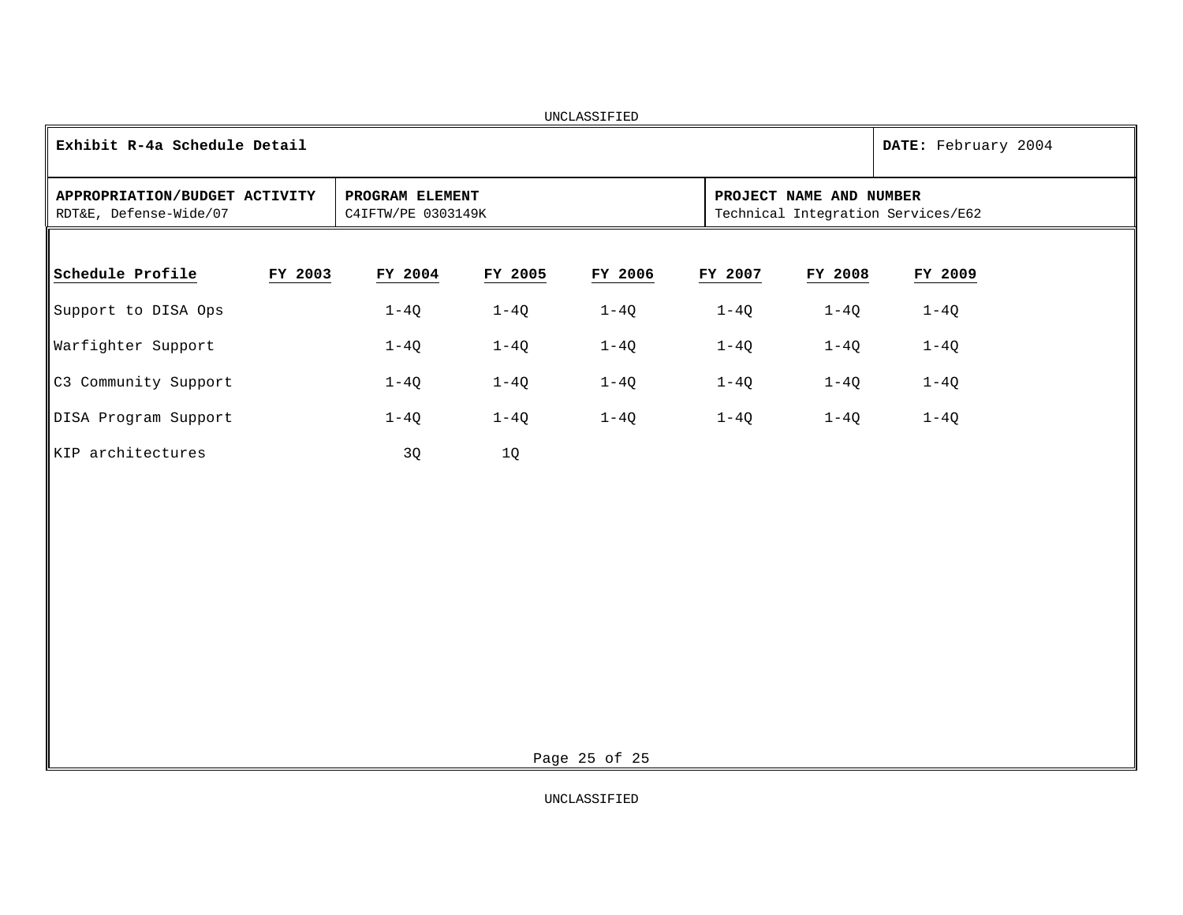UNCLASSIFIED

| **Exhibit R-4a Schedule Detail** | | **DATE:** February 2004 |
|---|---|---|
| **APPROPRIATION/BUDGET ACTIVITY**<br>RDT&E, Defense-Wide/07 | **PROGRAM ELEMENT**<br>C4IFTW/PE 0303149K | **PROJECT NAME AND NUMBER**<br>Technical Integration Services/E62 |

| Schedule Profile | FY 2003 | FY 2004 | FY 2005 | FY 2006 | FY 2007 | FY 2008 | FY 2009 |
|---|---|---|---|---|---|---|---|
| Support to DISA Ops | | 1-4Q | 1-4Q | 1-4Q | 1-4Q | 1-4Q | 1-4Q |
| Warfighter Support | | 1-4Q | 1-4Q | 1-4Q | 1-4Q | 1-4Q | 1-4Q |
| C3 Community Support | | 1-4Q | 1-4Q | 1-4Q | 1-4Q | 1-4Q | 1-4Q |
| DISA Program Support | | 1-4Q | 1-4Q | 1-4Q | 1-4Q | 1-4Q | 1-4Q |
| KIP architectures | | 3Q | 1Q | | | | |

UNCLASSIFIED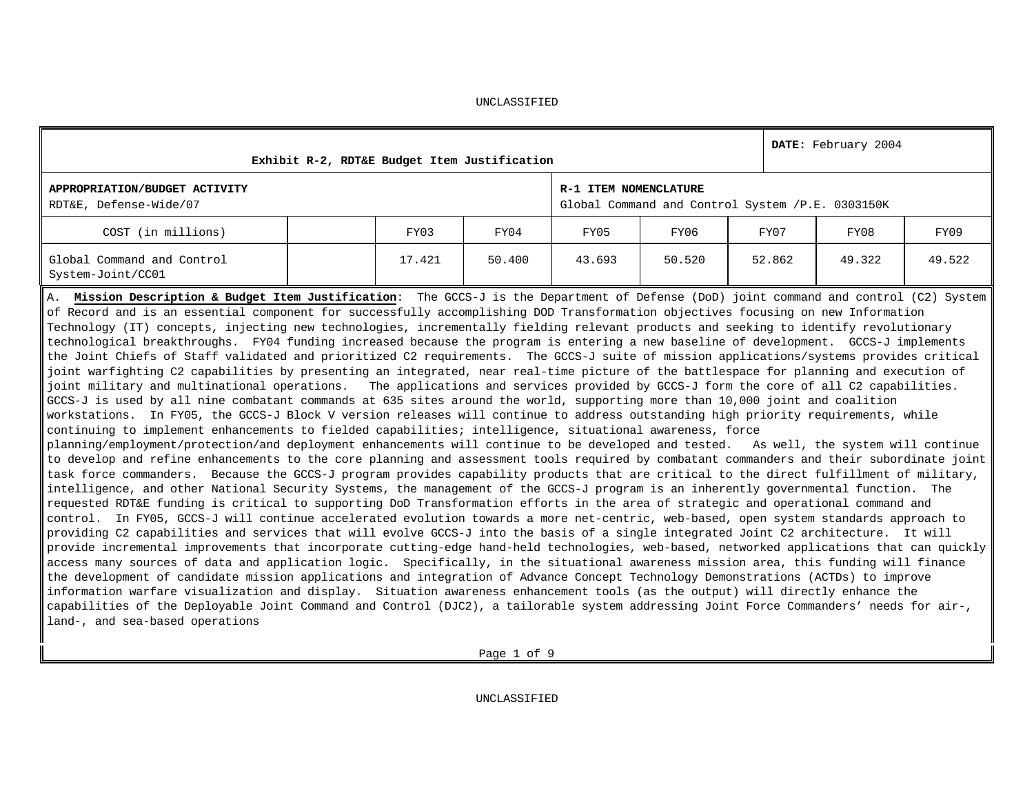UNCLASSIFIED

| Exhibit R-2, RDT&E Budget Item Justification | | | | | | | | DATE: February 2004 |
|---|---|---|---|---|---|---|---|---|
| **APPROPRIATION/BUDGET ACTIVITY**<br>RDT&E, Defense-Wide/07 | | | | **R-1 ITEM NOMENCLATURE**<br>Global Command and Control System /P.E. 0303150K | | | | |
| COST (in millions) | | FY03 | FY04 | FY05 | FY06 | FY07 | FY08 | FY09 |
| Global Command and Control System-Joint/CC01 | | 17.421 | 50.400 | 43.693 | 50.520 | 52.862 | 49.322 | 49.522 |

A. **Mission Description & Budget Item Justification**: The GCCS-J is the Department of Defense (DoD) joint command and control (C2) System of Record and is an essential component for successfully accomplishing DOD Transformation objectives focusing on new Information Technology (IT) concepts, injecting new technologies, incrementally fielding relevant products and seeking to identify revolutionary technological breakthroughs. FY04 funding increased because the program is entering a new baseline of development. GCCS-J implements the Joint Chiefs of Staff validated and prioritized C2 requirements. The GCCS-J suite of mission applications/systems provides critical joint warfighting C2 capabilities by presenting an integrated, near real-time picture of the battlespace for planning and execution of joint military and multinational operations. The applications and services provided by GCCS-J form the core of all C2 capabilities. GCCS-J is used by all nine combatant commands at 635 sites around the world, supporting more than 10,000 joint and coalition workstations. In FY05, the GCCS-J Block V version releases will continue to address outstanding high priority requirements, while continuing to implement enhancements to fielded capabilities; intelligence, situational awareness, force planning/employment/protection/and deployment enhancements will continue to be developed and tested. As well, the system will continue to develop and refine enhancements to the core planning and assessment tools required by combatant commanders and their subordinate joint task force commanders. Because the GCCS-J program provides capability products that are critical to the direct fulfillment of military, intelligence, and other National Security Systems, the management of the GCCS-J program is an inherently governmental function. The requested RDT&E funding is critical to supporting DoD Transformation efforts in the area of strategic and operational command and control. In FY05, GCCS-J will continue accelerated evolution towards a more net-centric, web-based, open system standards approach to providing C2 capabilities and services that will evolve GCCS-J into the basis of a single integrated Joint C2 architecture. It will provide incremental improvements that incorporate cutting-edge hand-held technologies, web-based, networked applications that can quickly access many sources of data and application logic. Specifically, in the situational awareness mission area, this funding will finance the development of candidate mission applications and integration of Advance Concept Technology Demonstrations (ACTDs) to improve information warfare visualization and display. Situation awareness enhancement tools (as the output) will directly enhance the capabilities of the Deployable Joint Command and Control (DJC2), a tailorable system addressing Joint Force Commanders' needs for air-, land-, and sea-based operations

UNCLASSIFIED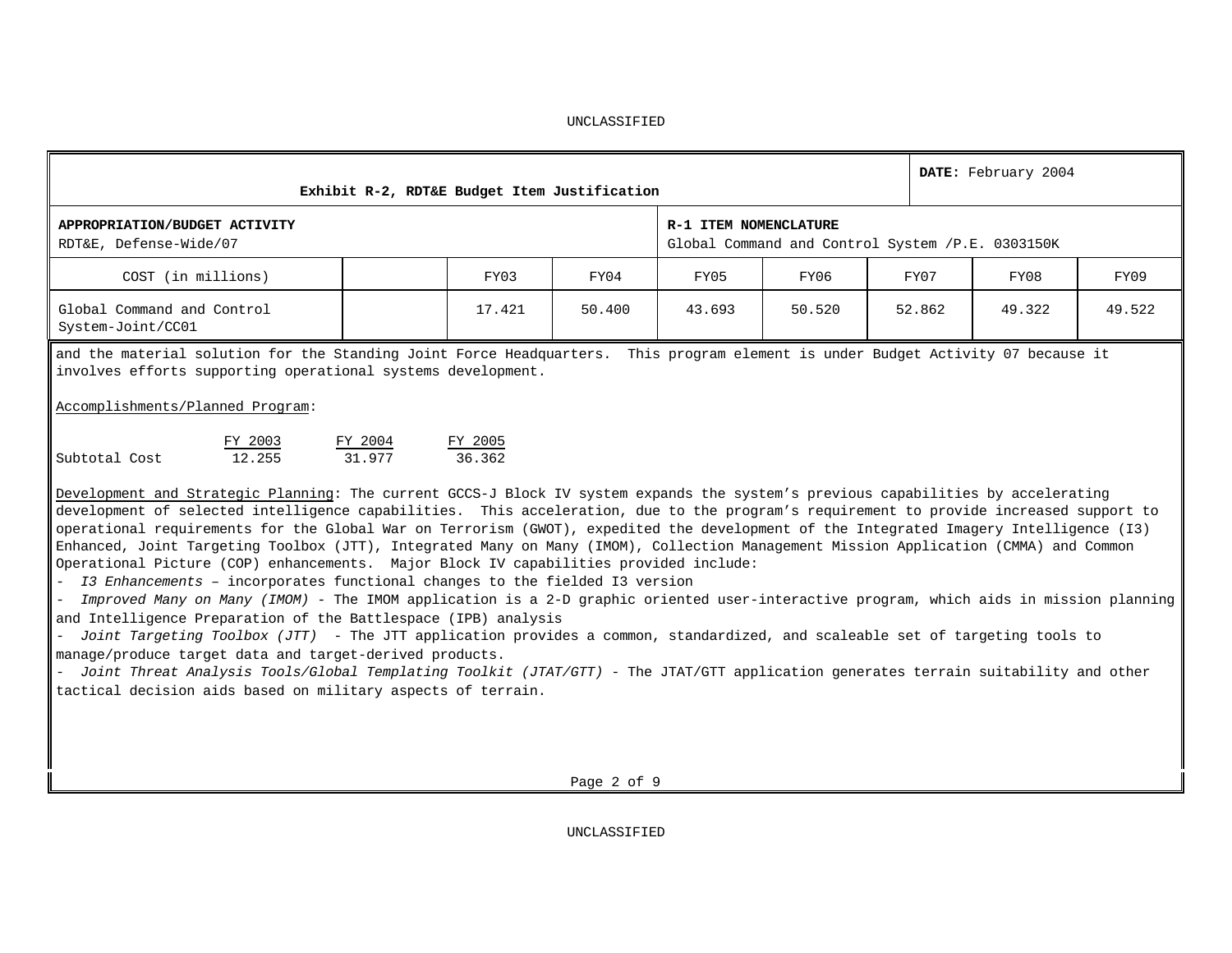UNCLASSIFIED

| Exhibit R-2, RDT&E Budget Item Justification | | | | | | | | DATE: February 2004 |
|---|---|---|---|---|---|---|---|---|
| **APPROPRIATION/BUDGET ACTIVITY** RDT&E, Defense-Wide/07 | | | | **R-1 ITEM NOMENCLATURE** Global Command and Control System /P.E. 0303150K | | | | |
| COST (in millions) | | FY03 | FY04 | FY05 | FY06 | FY07 | FY08 | FY09 |
| Global Command and Control System-Joint/CC01 | | 17.421 | 50.400 | 43.693 | 50.520 | 52.862 | 49.322 | 49.522 |

and the material solution for the Standing Joint Force Headquarters. This program element is under Budget Activity 07 because it involves efforts supporting operational systems development.

Accomplishments/Planned Program:

| | FY 2003 | FY 2004 | FY 2005 |
|---|---|---|---|
| Subtotal Cost | 12.255 | 31.977 | 36.362 |

Development and Strategic Planning: The current GCCS-J Block IV system expands the system's previous capabilities by accelerating development of selected intelligence capabilities. This acceleration, due to the program's requirement to provide increased support to operational requirements for the Global War on Terrorism (GWOT), expedited the development of the Integrated Imagery Intelligence (I3) Enhanced, Joint Targeting Toolbox (JTT), Integrated Many on Many (IMOM), Collection Management Mission Application (CMMA) and Common Operational Picture (COP) enhancements. Major Block IV capabilities provided include:

- *I3 Enhancements* – incorporates functional changes to the fielded I3 version
- *Improved Many on Many (IMOM)* - The IMOM application is a 2-D graphic oriented user-interactive program, which aids in mission planning and Intelligence Preparation of the Battlespace (IPB) analysis
- *Joint Targeting Toolbox (JTT)* - The JTT application provides a common, standardized, and scaleable set of targeting tools to manage/produce target data and target-derived products.
- *Joint Threat Analysis Tools/Global Templating Toolkit (JTAT/GTT)* - The JTAT/GTT application generates terrain suitability and other tactical decision aids based on military aspects of terrain.

UNCLASSIFIED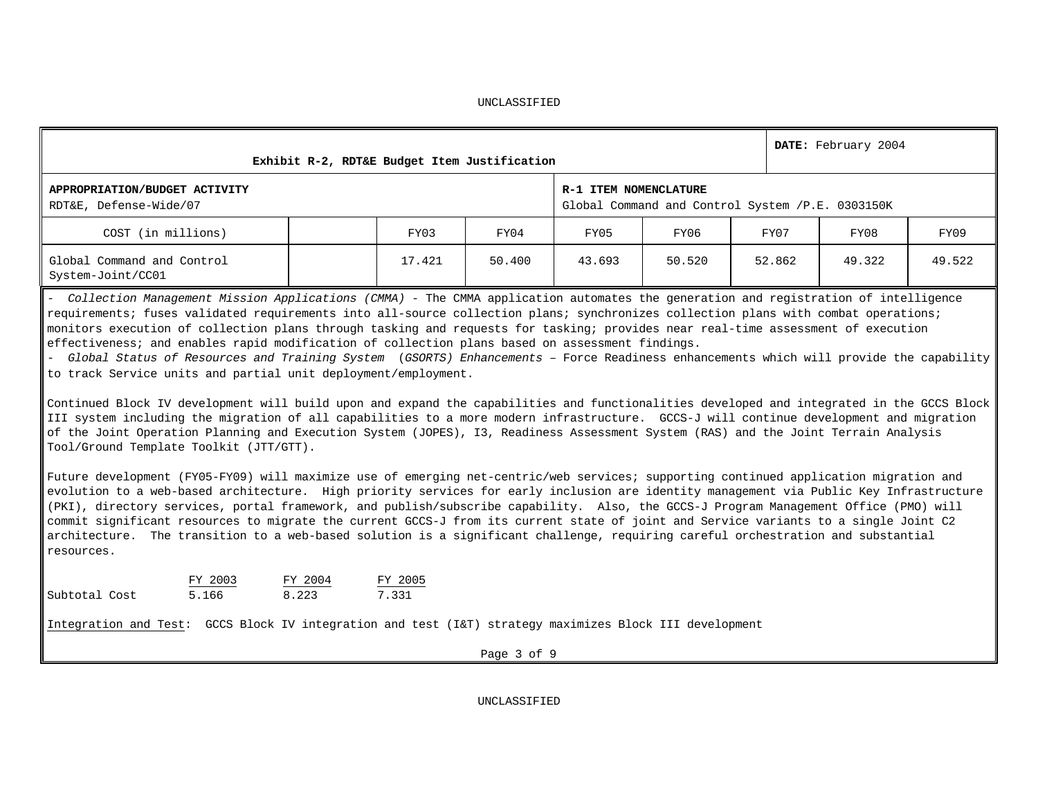**Exhibit R-2, RDT&E Budget Item Justification**

**DATE:** February 2004

| **APPROPRIATION/BUDGET ACTIVITY** | **R-1 ITEM NOMENCLATURE** |
|---|---|
| RDT&E, Defense-Wide/07 | Global Command and Control System /P.E. 0303150K |

| COST (in millions) | | FY03 | FY04 | FY05 | FY06 | FY07 | FY08 | FY09 |
|---|---|---|---|---|---|---|---|---|
| Global Command and Control System-Joint/CC01 | | 17.421 | 50.400 | 43.693 | 50.520 | 52.862 | 49.322 | 49.522 |

- *Collection Management Mission Applications (CMMA)* - The CMMA application automates the generation and registration of intelligence requirements; fuses validated requirements into all-source collection plans; synchronizes collection plans with combat operations; monitors execution of collection plans through tasking and requests for tasking; provides near real-time assessment of execution effectiveness; and enables rapid modification of collection plans based on assessment findings.
- *Global Status of Resources and Training System (GSORTS) Enhancements* – Force Readiness enhancements which will provide the capability to track Service units and partial unit deployment/employment.

Continued Block IV development will build upon and expand the capabilities and functionalities developed and integrated in the GCCS Block III system including the migration of all capabilities to a more modern infrastructure. GCCS-J will continue development and migration of the Joint Operation Planning and Execution System (JOPES), I3, Readiness Assessment System (RAS) and the Joint Terrain Analysis Tool/Ground Template Toolkit (JTT/GTT).

Future development (FY05-FY09) will maximize use of emerging net-centric/web services; supporting continued application migration and evolution to a web-based architecture. High priority services for early inclusion are identity management via Public Key Infrastructure (PKI), directory services, portal framework, and publish/subscribe capability. Also, the GCCS-J Program Management Office (PMO) will commit significant resources to migrate the current GCCS-J from its current state of joint and Service variants to a single Joint C2 architecture. The transition to a web-based solution is a significant challenge, requiring careful orchestration and substantial resources.

| | FY 2003 | FY 2004 | FY 2005 |
|---|---|---|---|
| Subtotal Cost | 5.166 | 8.223 | 7.331 |

Integration and Test: GCCS Block IV integration and test (I&T) strategy maximizes Block III development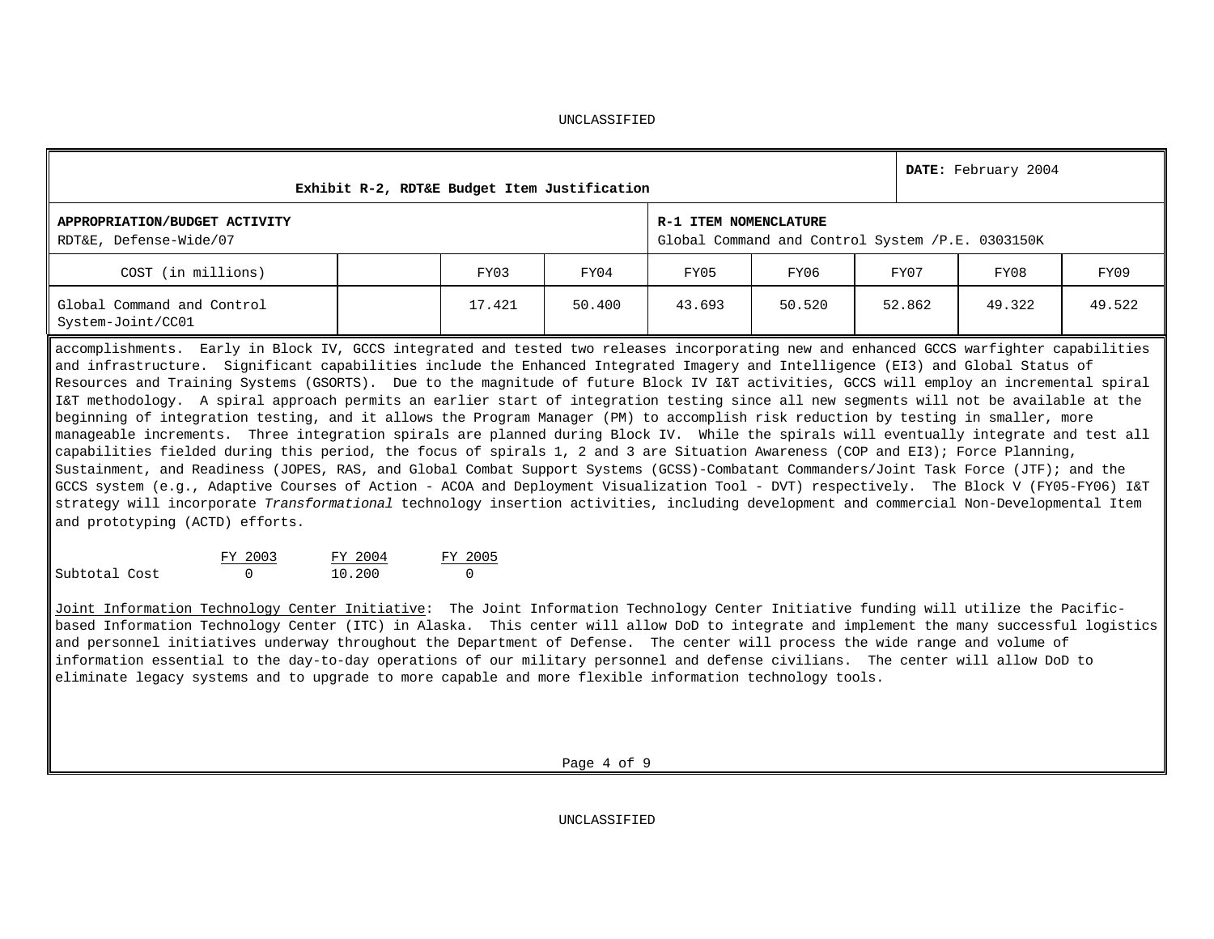UNCLASSIFIED

| Exhibit R-2, RDT&E Budget Item Justification | | | | | | | | DATE: February 2004 |
|---|---|---|---|---|---|---|---|---|
| **APPROPRIATION/BUDGET ACTIVITY** RDT&E, Defense-Wide/07 | | | | **R-1 ITEM NOMENCLATURE** Global Command and Control System /P.E. 0303150K | | | | |
| COST (in millions) | | FY03 | FY04 | FY05 | FY06 | FY07 | FY08 | FY09 |
| Global Command and Control System-Joint/CC01 | | 17.421 | 50.400 | 43.693 | 50.520 | 52.862 | 49.322 | 49.522 |

accomplishments. Early in Block IV, GCCS integrated and tested two releases incorporating new and enhanced GCCS warfighter capabilities and infrastructure. Significant capabilities include the Enhanced Integrated Imagery and Intelligence (EI3) and Global Status of Resources and Training Systems (GSORTS). Due to the magnitude of future Block IV I&T activities, GCCS will employ an incremental spiral I&T methodology. A spiral approach permits an earlier start of integration testing since all new segments will not be available at the beginning of integration testing, and it allows the Program Manager (PM) to accomplish risk reduction by testing in smaller, more manageable increments. Three integration spirals are planned during Block IV. While the spirals will eventually integrate and test all capabilities fielded during this period, the focus of spirals 1, 2 and 3 are Situation Awareness (COP and EI3); Force Planning, Sustainment, and Readiness (JOPES, RAS, and Global Combat Support Systems (GCSS)-Combatant Commanders/Joint Task Force (JTF); and the GCCS system (e.g., Adaptive Courses of Action - ACOA and Deployment Visualization Tool - DVT) respectively. The Block V (FY05-FY06) I&T strategy will incorporate *Transformational* technology insertion activities, including development and commercial Non-Developmental Item and prototyping (ACTD) efforts.

| | FY 2003 | FY 2004 | FY 2005 |
|---|---|---|---|
| Subtotal Cost | 0 | 10.200 | 0 |

Joint Information Technology Center Initiative: The Joint Information Technology Center Initiative funding will utilize the Pacific-based Information Technology Center (ITC) in Alaska. This center will allow DoD to integrate and implement the many successful logistics and personnel initiatives underway throughout the Department of Defense. The center will process the wide range and volume of information essential to the day-to-day operations of our military personnel and defense civilians. The center will allow DoD to eliminate legacy systems and to upgrade to more capable and more flexible information technology tools.

UNCLASSIFIED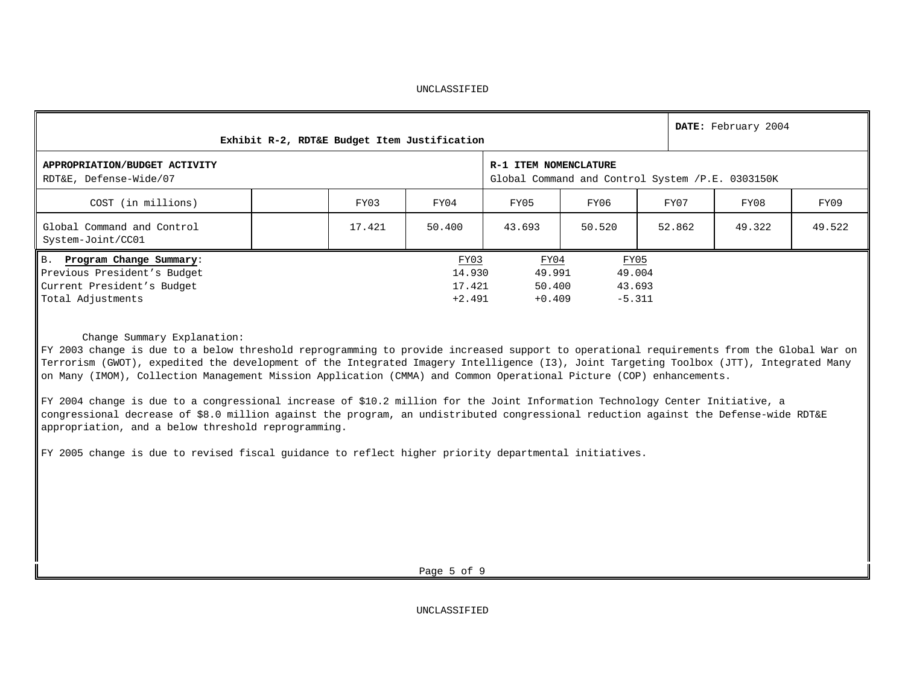UNCLASSIFIED

| Exhibit R-2, RDT&E Budget Item Justification | | | | | | | | DATE: February 2004 |
|---|---|---|---|---|---|---|---|---|
| **APPROPRIATION/BUDGET ACTIVITY** RDT&E, Defense-Wide/07 | | | | **R-1 ITEM NOMENCLATURE** Global Command and Control System /P.E. 0303150K | | | | |
| COST (in millions) | | FY03 | FY04 | FY05 | FY06 | FY07 | FY08 | FY09 |
| Global Command and Control System-Joint/CC01 | | 17.421 | 50.400 | 43.693 | 50.520 | 52.862 | 49.322 | 49.522 |

B. **Program Change Summary**:

| | FY03 | FY04 | FY05 |
|---|---|---|---|
| Previous President's Budget | 14.930 | 49.991 | 49.004 |
| Current President's Budget | 17.421 | 50.400 | 43.693 |
| Total Adjustments | +2.491 | +0.409 | -5.311 |

Change Summary Explanation:

FY 2003 change is due to a below threshold reprogramming to provide increased support to operational requirements from the Global War on Terrorism (GWOT), expedited the development of the Integrated Imagery Intelligence (I3), Joint Targeting Toolbox (JTT), Integrated Many on Many (IMOM), Collection Management Mission Application (CMMA) and Common Operational Picture (COP) enhancements.

FY 2004 change is due to a congressional increase of $10.2 million for the Joint Information Technology Center Initiative, a congressional decrease of $8.0 million against the program, an undistributed congressional reduction against the Defense-wide RDT&E appropriation, and a below threshold reprogramming.

FY 2005 change is due to revised fiscal guidance to reflect higher priority departmental initiatives.

UNCLASSIFIED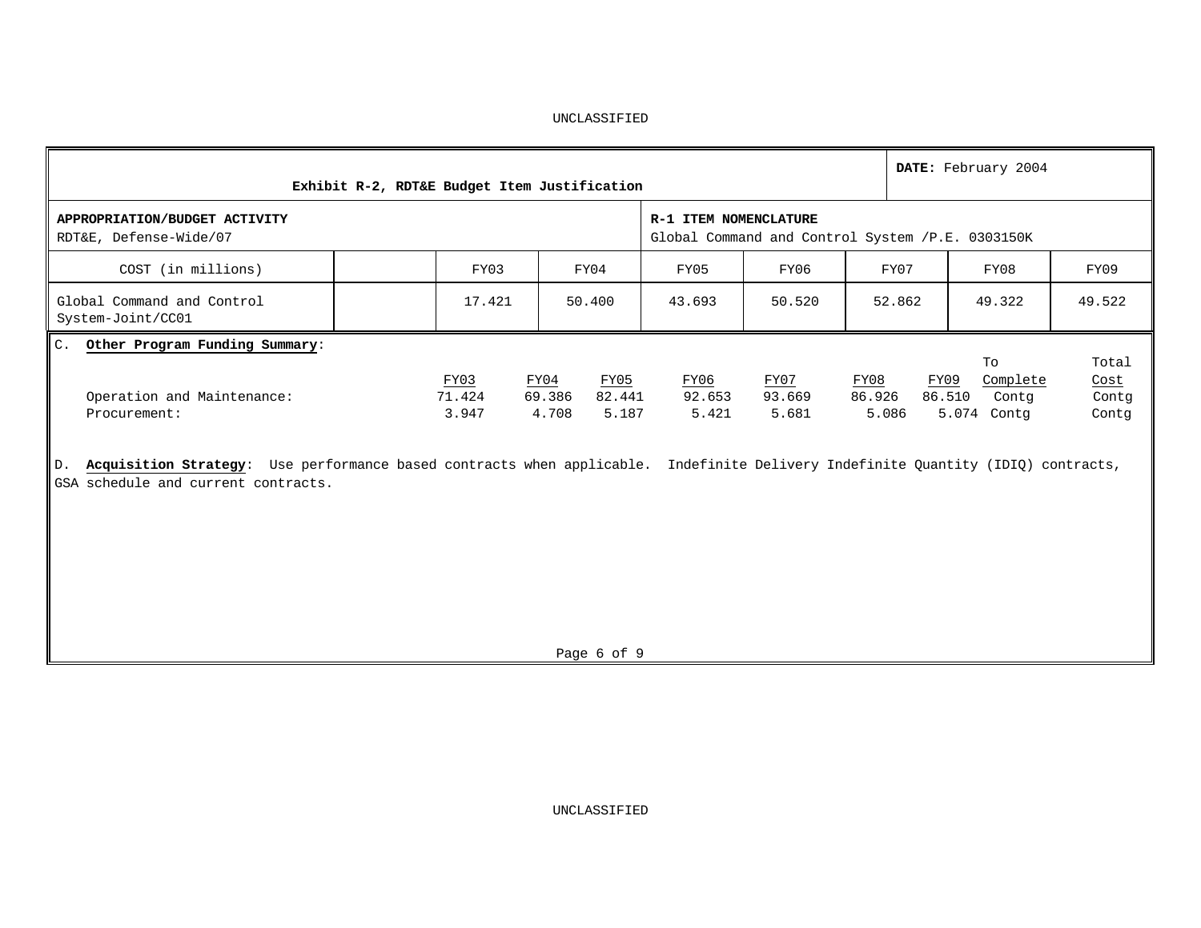**Exhibit R-2, RDT&E Budget Item Justification** | **DATE:** February 2004

| **APPROPRIATION/BUDGET ACTIVITY** | **R-1 ITEM NOMENCLATURE** |
|---|---|
| RDT&E, Defense-Wide/07 | Global Command and Control System /P.E. 0303150K |

| COST (in millions) | | FY03 | FY04 | FY05 | FY06 | FY07 | FY08 | FY09 |
|---|---|---|---|---|---|---|---|---|
| Global Command and Control System-Joint/CC01 | | 17.421 | 50.400 | 43.693 | 50.520 | 52.862 | 49.322 | 49.522 |

C. **Other Program Funding Summary**:

| | FY03 | FY04 | FY05 | FY06 | FY07 | FY08 | FY09 | To Complete | Total Cost |
|---|---|---|---|---|---|---|---|---|---|
| Operation and Maintenance: | 71.424 | 69.386 | 82.441 | 92.653 | 93.669 | 86.926 | 86.510 | Contg | Contg |
| Procurement: | 3.947 | 4.708 | 5.187 | 5.421 | 5.681 | 5.086 | 5.074 | Contg | Contg |

D. **Acquisition Strategy**: Use performance based contracts when applicable. Indefinite Delivery Indefinite Quantity (IDIQ) contracts, GSA schedule and current contracts.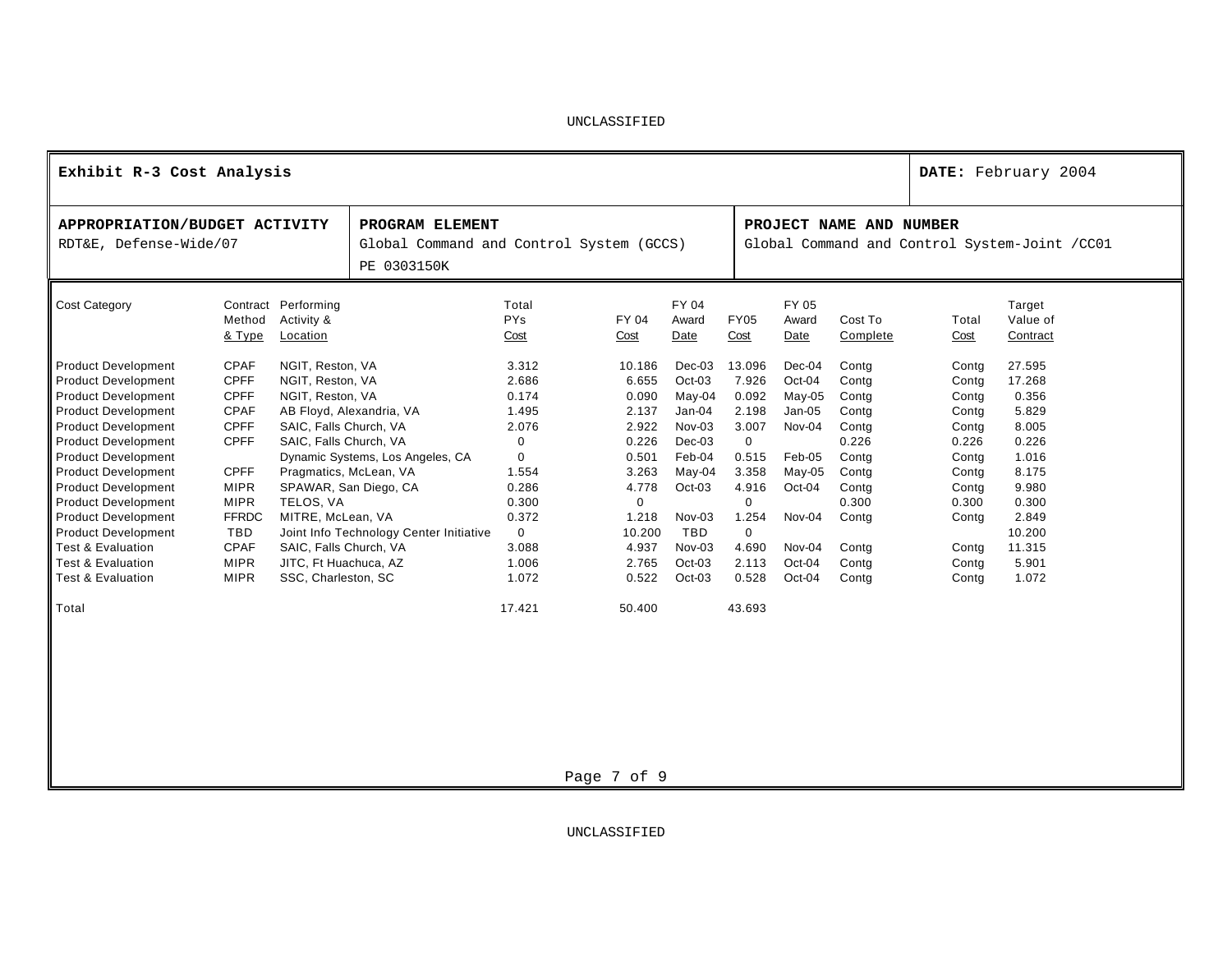UNCLASSIFIED

| **Exhibit R-3 Cost Analysis** | | **DATE:** February 2004 |
|---|---|---|
| **APPROPRIATION/BUDGET ACTIVITY**<br>RDT&E, Defense-Wide/07 | **PROGRAM ELEMENT**<br>Global Command and Control System (GCCS)<br>PE 0303150K | **PROJECT NAME AND NUMBER**<br>Global Command and Control System-Joint /CC01 |

| Cost Category | Contract Method & Type | Performing Activity & Location | Total PYs Cost | FY 04 Cost | FY 04 Award Date | FY05 Cost | FY 05 Award Date | Cost To Complete | Total Cost | Target Value of Contract |
|---|---|---|---|---|---|---|---|---|---|---|
| Product Development | CPAF | NGIT, Reston, VA | 3.312 | 10.186 | Dec-03 | 13.096 | Dec-04 | Contg | Contg | 27.595 |
| Product Development | CPFF | NGIT, Reston, VA | 2.686 | 6.655 | Oct-03 | 7.926 | Oct-04 | Contg | Contg | 17.268 |
| Product Development | CPFF | NGIT, Reston, VA | 0.174 | 0.090 | May-04 | 0.092 | May-05 | Contg | Contg | 0.356 |
| Product Development | CPAF | AB Floyd, Alexandria, VA | 1.495 | 2.137 | Jan-04 | 2.198 | Jan-05 | Contg | Contg | 5.829 |
| Product Development | CPFF | SAIC, Falls Church, VA | 2.076 | 2.922 | Nov-03 | 3.007 | Nov-04 | Contg | Contg | 8.005 |
| Product Development | CPFF | SAIC, Falls Church, VA | 0 | 0.226 | Dec-03 | 0 | | 0.226 | 0.226 | 0.226 |
| Product Development | | Dynamic Systems, Los Angeles, CA | 0 | 0.501 | Feb-04 | 0.515 | Feb-05 | Contg | Contg | 1.016 |
| Product Development | CPFF | Pragmatics, McLean, VA | 1.554 | 3.263 | May-04 | 3.358 | May-05 | Contg | Contg | 8.175 |
| Product Development | MIPR | SPAWAR, San Diego, CA | 0.286 | 4.778 | Oct-03 | 4.916 | Oct-04 | Contg | Contg | 9.980 |
| Product Development | MIPR | TELOS, VA | 0.300 | 0 | | 0 | | 0.300 | 0.300 | 0.300 |
| Product Development | FFRDC | MITRE, McLean, VA | 0.372 | 1.218 | Nov-03 | 1.254 | Nov-04 | Contg | Contg | 2.849 |
| Product Development | TBD | Joint Info Technology Center Initiative | 0 | 10.200 | TBD | 0 | | | | 10.200 |
| Test & Evaluation | CPAF | SAIC, Falls Church, VA | 3.088 | 4.937 | Nov-03 | 4.690 | Nov-04 | Contg | Contg | 11.315 |
| Test & Evaluation | MIPR | JITC, Ft Huachuca, AZ | 1.006 | 2.765 | Oct-03 | 2.113 | Oct-04 | Contg | Contg | 5.901 |
| Test & Evaluation | MIPR | SSC, Charleston, SC | 1.072 | 0.522 | Oct-03 | 0.528 | Oct-04 | Contg | Contg | 1.072 |
| Total | | | 17.421 | 50.400 | | 43.693 | | | | |

UNCLASSIFIED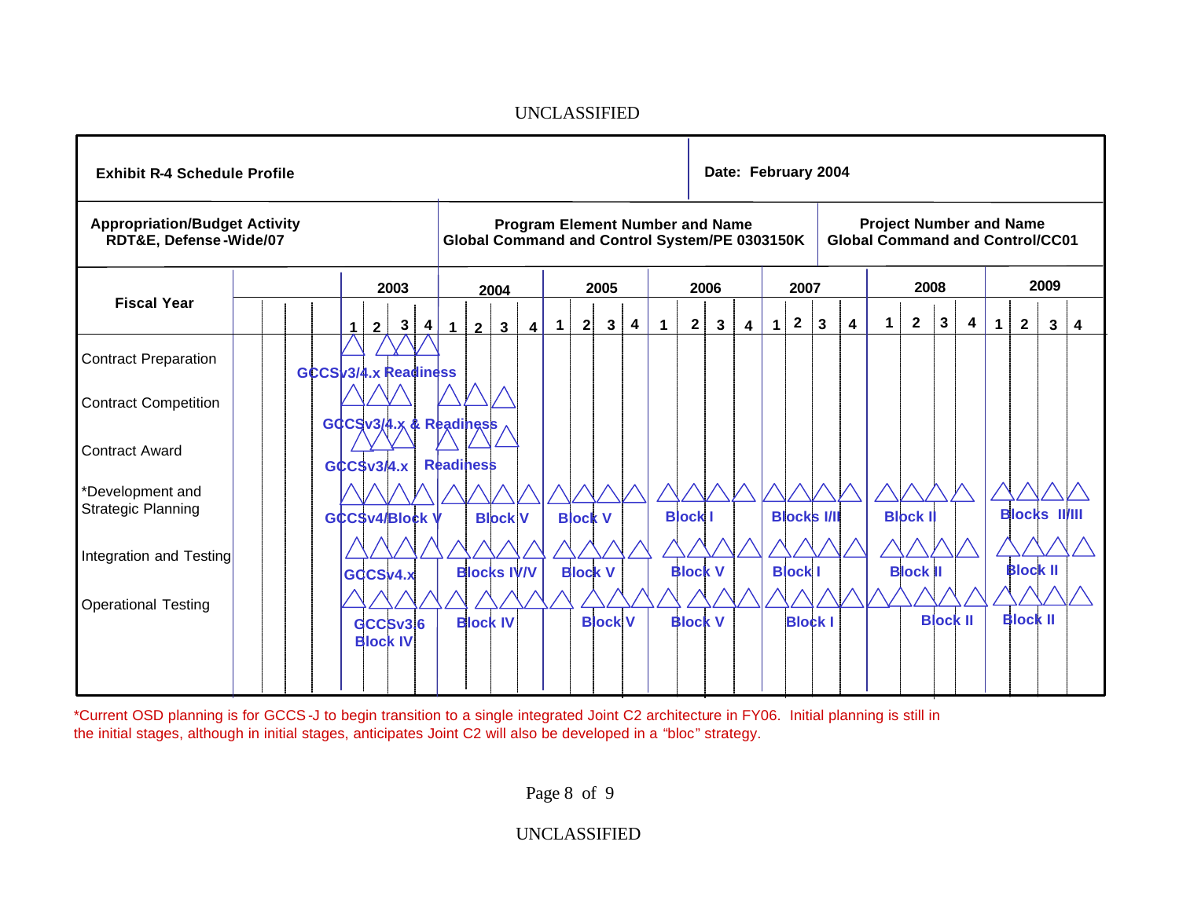UNCLASSIFIED

| Exhibit R-4 Schedule Profile | | Date: February 2004 |
|---|---|---|
| **Appropriation/Budget Activity** RDT&E, Defense-Wide/07 | **Program Element Number and Name** Global Command and Control System/PE 0303150K | **Project Number and Name** Global Command and Control/CC01 |

| Fiscal Year | 2003 | 2004 | 2005 | 2006 | 2007 | 2008 | 2009 |
|---|---|---|---|---|---|---|---|
| Contract Preparation | GCCSv3/4.x Readiness | | | | | | |
| Contract Competition | GCCSv3/4.x & Readiness | | | | | | |
| Contract Award | GCCSv3/4.x | Readiness | | | | | |
| *Development and Strategic Planning | GCCSv4/Block V | Block V | Block V | Block I | Blocks I/II | Block II | Blocks II/III |
| Integration and Testing | GCCSv4.x | Blocks IV/V | Block V | Block V | Block I | Block II | Block II |
| Operational Testing | GCCSv3.6 Block IV | Block IV | Block V | Block V | Block I | Block II | Block II |

*Current OSD planning is for GCCS-J to begin transition to a single integrated Joint C2 architecture in FY06. Initial planning is still in the initial stages, although in initial stages, anticipates Joint C2 will also be developed in a "bloc" strategy.

UNCLASSIFIED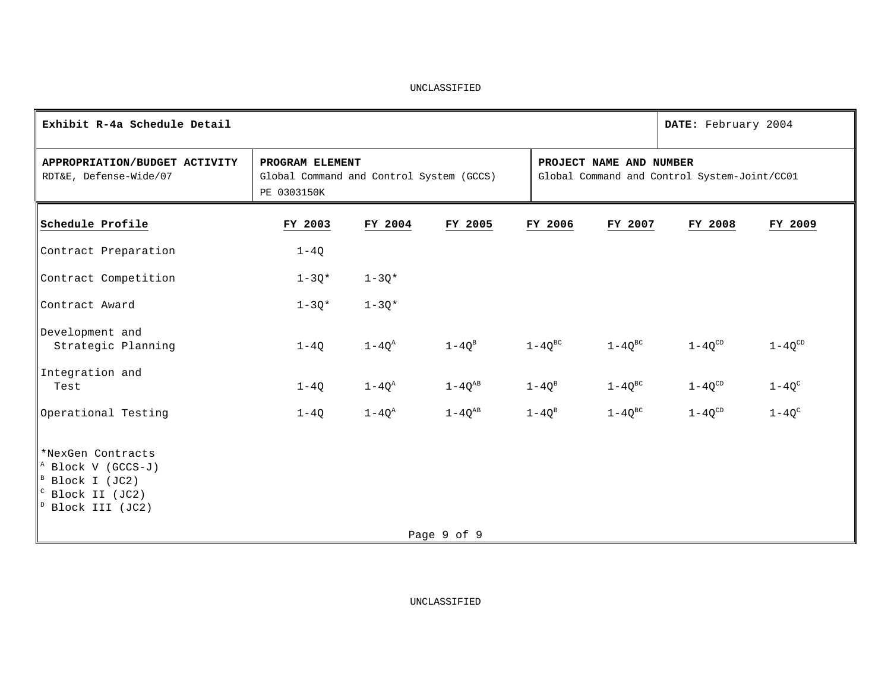UNCLASSIFIED

| **Exhibit R-4a Schedule Detail** | | **DATE:** February 2004 |
|---|---|---|
| **APPROPRIATION/BUDGET ACTIVITY** RDT&E, Defense-Wide/07 | **PROGRAM ELEMENT** Global Command and Control System (GCCS) PE 0303150K | **PROJECT NAME AND NUMBER** Global Command and Control System-Joint/CC01 |

| Schedule Profile | FY 2003 | FY 2004 | FY 2005 | FY 2006 | FY 2007 | FY 2008 | FY 2009 |
|---|---|---|---|---|---|---|---|
| Contract Preparation | 1-4Q | | | | | | |
| Contract Competition | 1-3Q* | 1-3Q* | | | | | |
| Contract Award | 1-3Q* | 1-3Q* | | | | | |
| Development and Strategic Planning | 1-4Q | 1-4Q[A] | 1-4Q[B] | 1-4Q[BC] | 1-4Q[BC] | 1-4Q[CD] | 1-4Q[CD] |
| Integration and Test | 1-4Q | 1-4Q[A] | 1-4Q[AB] | 1-4Q[B] | 1-4Q[BC] | 1-4Q[CD] | 1-4Q[C] |
| Operational Testing | 1-4Q | 1-4Q[A] | 1-4Q[AB] | 1-4Q[B] | 1-4Q[BC] | 1-4Q[CD] | 1-4Q[C] |

*NexGen Contracts
[A] Block V (GCCS-J)
[B] Block I (JC2)
[C] Block II (JC2)
[D] Block III (JC2)

UNCLASSIFIED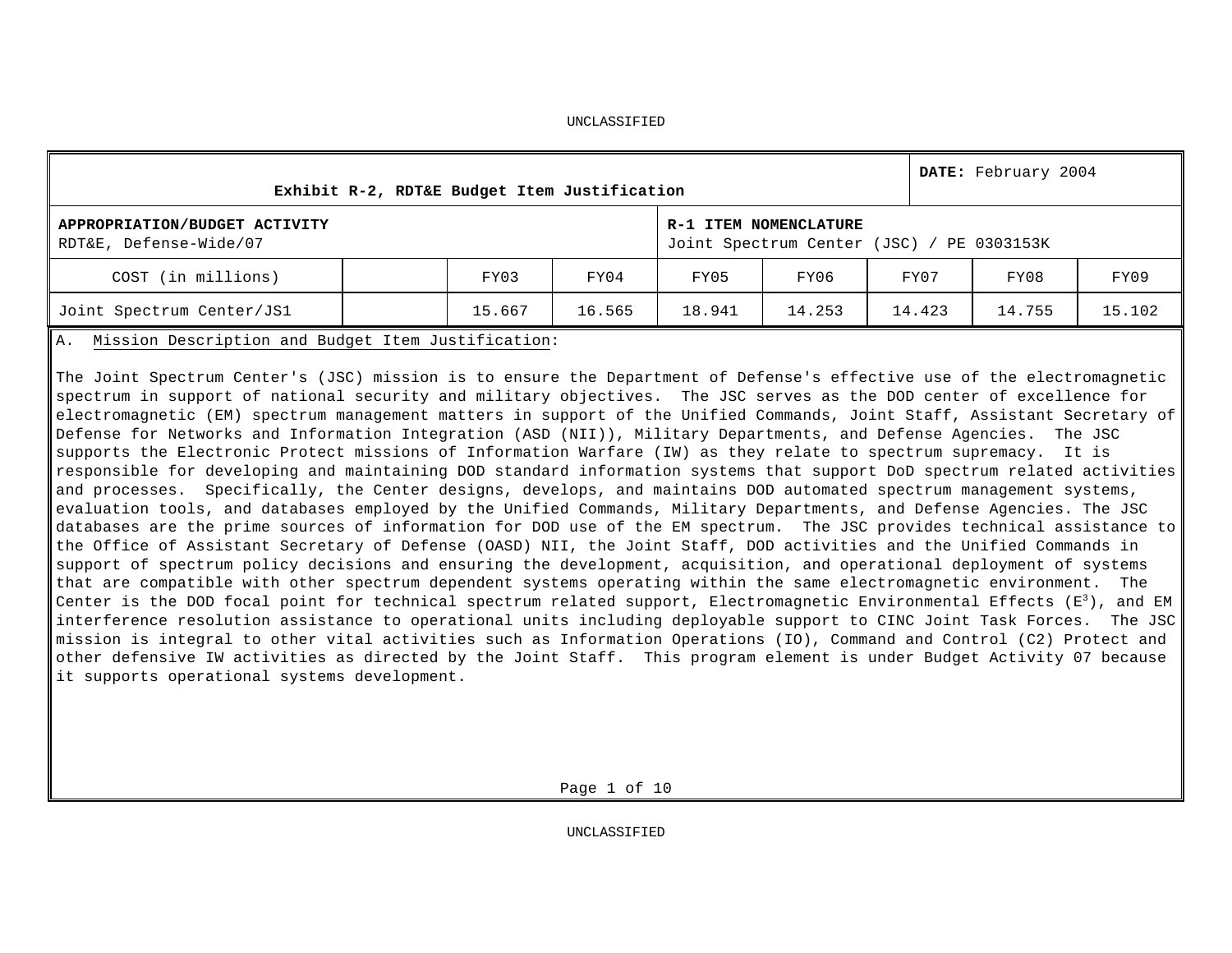UNCLASSIFIED

| Exhibit R-2, RDT&E Budget Item Justification | | | | | | | | **DATE:** February 2004 |
|---|---|---|---|---|---|---|---|---|
| **APPROPRIATION/BUDGET ACTIVITY**<br>RDT&E, Defense-Wide/07 | | | | **R-1 ITEM NOMENCLATURE**<br>Joint Spectrum Center (JSC) / PE 0303153K | | | | |
| COST (in millions) | | FY03 | FY04 | FY05 | FY06 | FY07 | FY08 | FY09 |
| Joint Spectrum Center/JS1 | | 15.667 | 16.565 | 18.941 | 14.253 | 14.423 | 14.755 | 15.102 |

A. Mission Description and Budget Item Justification:

The Joint Spectrum Center's (JSC) mission is to ensure the Department of Defense's effective use of the electromagnetic spectrum in support of national security and military objectives. The JSC serves as the DOD center of excellence for electromagnetic (EM) spectrum management matters in support of the Unified Commands, Joint Staff, Assistant Secretary of Defense for Networks and Information Integration (ASD (NII)), Military Departments, and Defense Agencies. The JSC supports the Electronic Protect missions of Information Warfare (IW) as they relate to spectrum supremacy. It is responsible for developing and maintaining DOD standard information systems that support DoD spectrum related activities and processes. Specifically, the Center designs, develops, and maintains DOD automated spectrum management systems, evaluation tools, and databases employed by the Unified Commands, Military Departments, and Defense Agencies. The JSC databases are the prime sources of information for DOD use of the EM spectrum. The JSC provides technical assistance to the Office of Assistant Secretary of Defense (OASD) NII, the Joint Staff, DOD activities and the Unified Commands in support of spectrum policy decisions and ensuring the development, acquisition, and operational deployment of systems that are compatible with other spectrum dependent systems operating within the same electromagnetic environment. The Center is the DOD focal point for technical spectrum related support, Electromagnetic Environmental Effects ($E^3$), and EM interference resolution assistance to operational units including deployable support to CINC Joint Task Forces. The JSC mission is integral to other vital activities such as Information Operations (IO), Command and Control (C2) Protect and other defensive IW activities as directed by the Joint Staff. This program element is under Budget Activity 07 because it supports operational systems development.

UNCLASSIFIED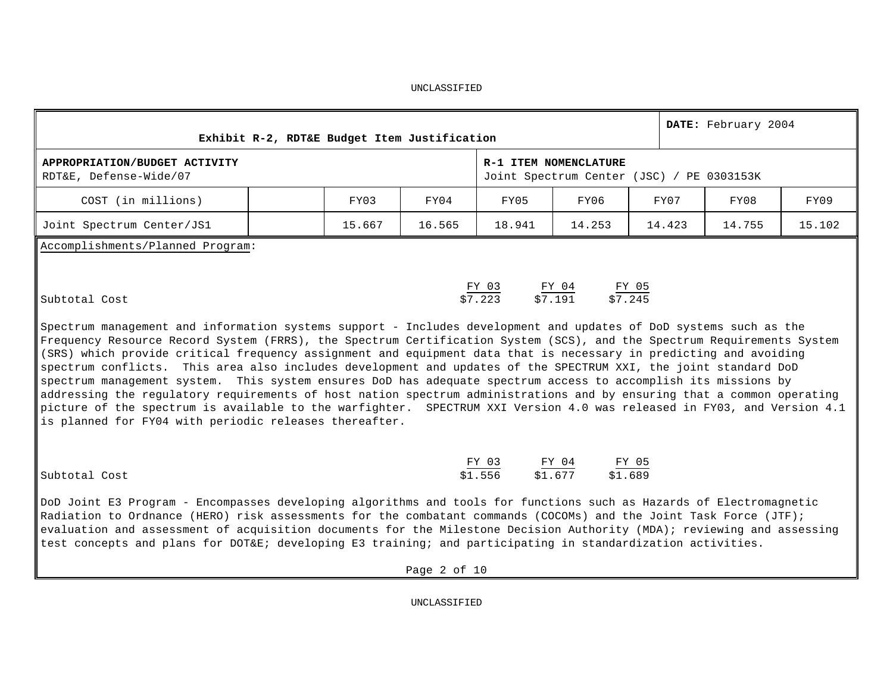UNCLASSIFIED

| Exhibit R-2, RDT&E Budget Item Justification | | | | | | | | DATE: February 2004 |
|---|---|---|---|---|---|---|---|---|
| **APPROPRIATION/BUDGET ACTIVITY** RDT&E, Defense-Wide/07 | | | | **R-1 ITEM NOMENCLATURE** Joint Spectrum Center (JSC) / PE 0303153K | | | | |
| COST (in millions) | | FY03 | FY04 | FY05 | FY06 | FY07 | FY08 | FY09 |
| Joint Spectrum Center/JS1 | | 15.667 | 16.565 | 18.941 | 14.253 | 14.423 | 14.755 | 15.102 |

Accomplishments/Planned Program:

| | FY 03 | FY 04 | FY 05 |
|---|---|---|---|
| Subtotal Cost | $7.223 | $7.191 | $7.245 |

Spectrum management and information systems support - Includes development and updates of DoD systems such as the Frequency Resource Record System (FRRS), the Spectrum Certification System (SCS), and the Spectrum Requirements System (SRS) which provide critical frequency assignment and equipment data that is necessary in predicting and avoiding spectrum conflicts. This area also includes development and updates of the SPECTRUM XXI, the joint standard DoD spectrum management system. This system ensures DoD has adequate spectrum access to accomplish its missions by addressing the regulatory requirements of host nation spectrum administrations and by ensuring that a common operating picture of the spectrum is available to the warfighter. SPECTRUM XXI Version 4.0 was released in FY03, and Version 4.1 is planned for FY04 with periodic releases thereafter.

| | FY 03 | FY 04 | FY 05 |
|---|---|---|---|
| Subtotal Cost | $1.556 | $1.677 | $1.689 |

DoD Joint E3 Program - Encompasses developing algorithms and tools for functions such as Hazards of Electromagnetic Radiation to Ordnance (HERO) risk assessments for the combatant commands (COCOMs) and the Joint Task Force (JTF); evaluation and assessment of acquisition documents for the Milestone Decision Authority (MDA); reviewing and assessing test concepts and plans for DOT&E; developing E3 training; and participating in standardization activities.

UNCLASSIFIED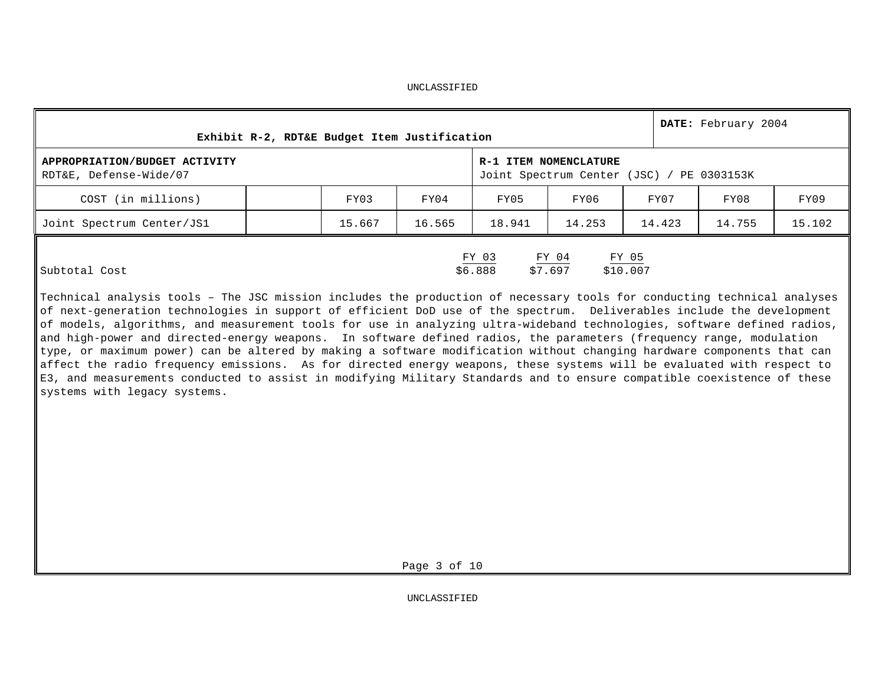UNCLASSIFIED

| Exhibit R-2, RDT&E Budget Item Justification | | | | | | | | DATE: February 2004 |
|---|---|---|---|---|---|---|---|---|
| **APPROPRIATION/BUDGET ACTIVITY** RDT&E, Defense-Wide/07 | | | | **R-1 ITEM NOMENCLATURE** Joint Spectrum Center (JSC) / PE 0303153K | | | | |
| COST (in millions) | | FY03 | FY04 | FY05 | FY06 | FY07 | FY08 | FY09 |
| Joint Spectrum Center/JS1 | | 15.667 | 16.565 | 18.941 | 14.253 | 14.423 | 14.755 | 15.102 |

| | FY 03 | FY 04 | FY 05 |
|---|---|---|---|
| Subtotal Cost | $6.888 | $7.697 | $10.007 |

Technical analysis tools – The JSC mission includes the production of necessary tools for conducting technical analyses of next-generation technologies in support of efficient DoD use of the spectrum. Deliverables include the development of models, algorithms, and measurement tools for use in analyzing ultra-wideband technologies, software defined radios, and high-power and directed-energy weapons. In software defined radios, the parameters (frequency range, modulation type, or maximum power) can be altered by making a software modification without changing hardware components that can affect the radio frequency emissions. As for directed energy weapons, these systems will be evaluated with respect to E3, and measurements conducted to assist in modifying Military Standards and to ensure compatible coexistence of these systems with legacy systems.

UNCLASSIFIED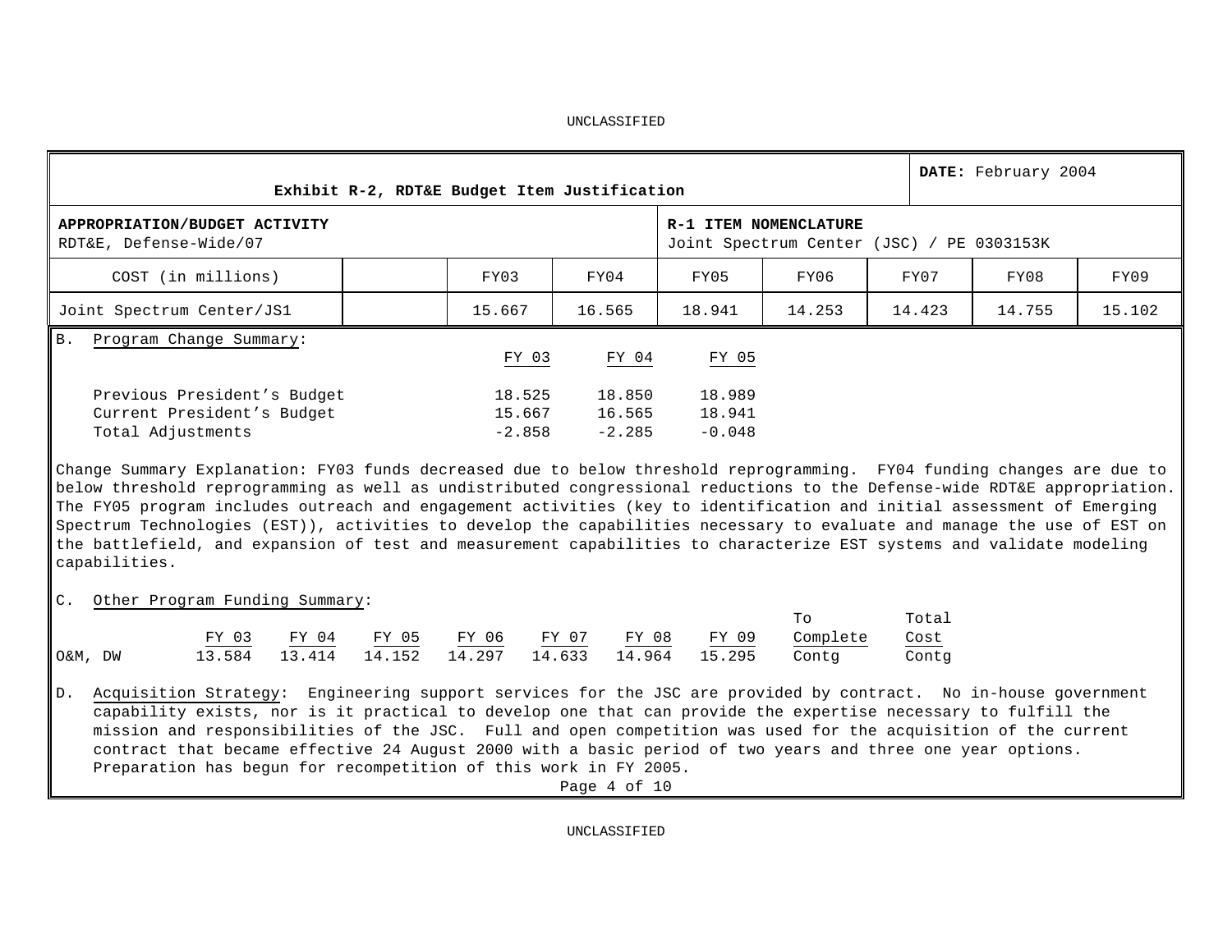UNCLASSIFIED

| Exhibit R-2, RDT&E Budget Item Justification | | | | | | | DATE: February 2004 | |
|---|---|---|---|---|---|---|---|---|
| **APPROPRIATION/BUDGET ACTIVITY** RDT&E, Defense-Wide/07 | | | | **R-1 ITEM NOMENCLATURE** Joint Spectrum Center (JSC) / PE 0303153K | | | | |
| COST (in millions) | | FY03 | FY04 | FY05 | FY06 | FY07 | FY08 | FY09 |
| Joint Spectrum Center/JS1 | | 15.667 | 16.565 | 18.941 | 14.253 | 14.423 | 14.755 | 15.102 |

B. Program Change Summary:

| | FY 03 | FY 04 | FY 05 |
|---|---|---|---|
| Previous President's Budget | 18.525 | 18.850 | 18.989 |
| Current President's Budget | 15.667 | 16.565 | 18.941 |
| Total Adjustments | -2.858 | -2.285 | -0.048 |

Change Summary Explanation: FY03 funds decreased due to below threshold reprogramming. FY04 funding changes are due to below threshold reprogramming as well as undistributed congressional reductions to the Defense-wide RDT&E appropriation. The FY05 program includes outreach and engagement activities (key to identification and initial assessment of Emerging Spectrum Technologies (EST)), activities to develop the capabilities necessary to evaluate and manage the use of EST on the battlefield, and expansion of test and measurement capabilities to characterize EST systems and validate modeling capabilities.

C. Other Program Funding Summary:

| | FY 03 | FY 04 | FY 05 | FY 06 | FY 07 | FY 08 | FY 09 | To Complete | Total Cost |
|---|---|---|---|---|---|---|---|---|---|
| O&M, DW | 13.584 | 13.414 | 14.152 | 14.297 | 14.633 | 14.964 | 15.295 | Contg | Contg |

D. Acquisition Strategy: Engineering support services for the JSC are provided by contract. No in-house government capability exists, nor is it practical to develop one that can provide the expertise necessary to fulfill the mission and responsibilities of the JSC. Full and open competition was used for the acquisition of the current contract that became effective 24 August 2000 with a basic period of two years and three one year options. Preparation has begun for recompetition of this work in FY 2005.

UNCLASSIFIED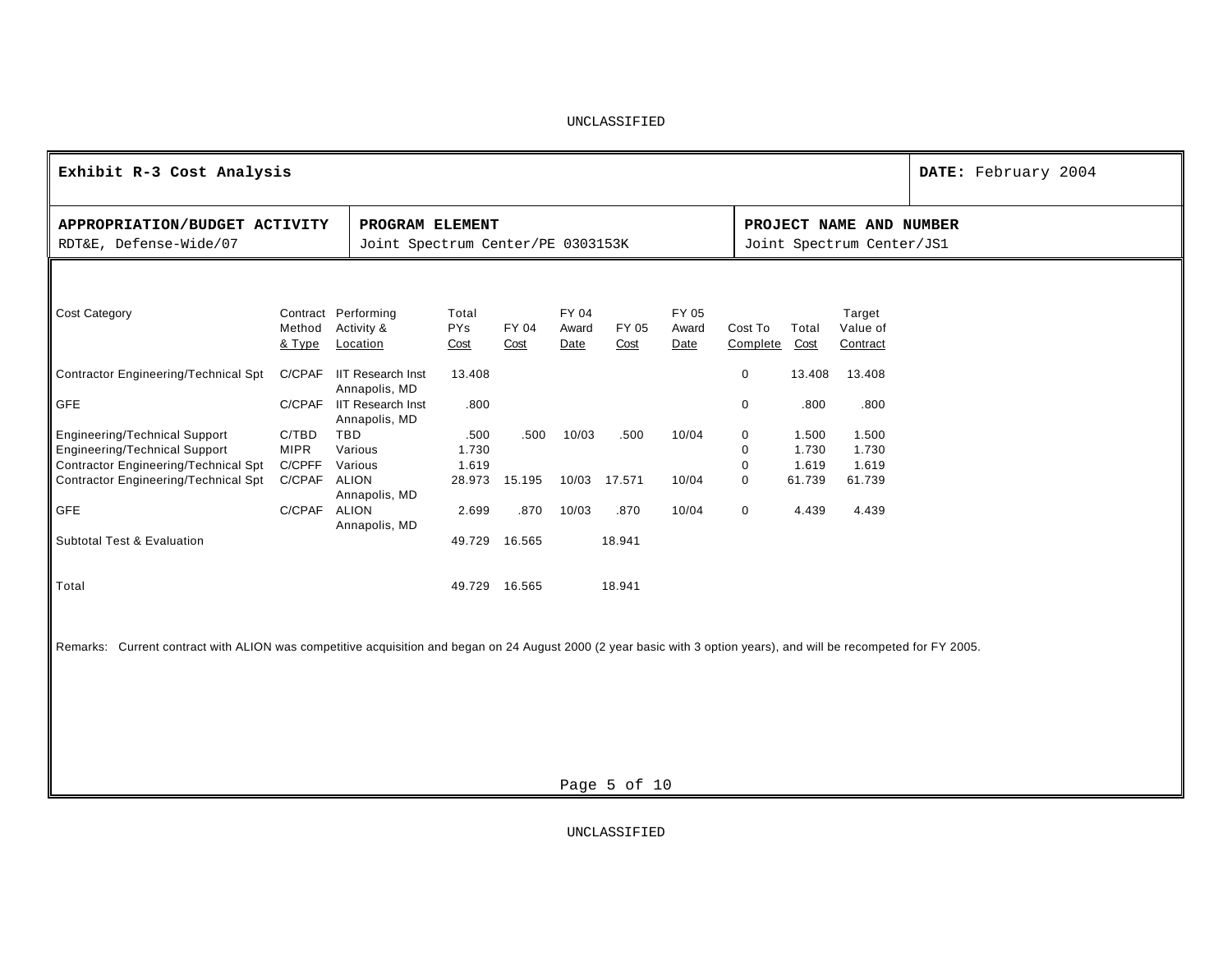UNCLASSIFIED

| **Exhibit R-3 Cost Analysis** | | **DATE:** February 2004 |
|---|---|---|
| **APPROPRIATION/BUDGET ACTIVITY**<br>RDT&E, Defense-Wide/07 | **PROGRAM ELEMENT**<br>Joint Spectrum Center/PE 0303153K | **PROJECT NAME AND NUMBER**<br>Joint Spectrum Center/JS1 |

| Cost Category | Contract Method & Type | Performing Activity & Location | Total PYs Cost | FY 04 Cost | FY 04 Award Date | FY 05 Cost | FY 05 Award Date | Cost To Complete | Total Cost | Target Value of Contract |
|---|---|---|---|---|---|---|---|---|---|---|
| Contractor Engineering/Technical Spt | C/CPAF | IIT Research Inst Annapolis, MD | 13.408 | | | | | 0 | 13.408 | 13.408 |
| GFE | C/CPAF | IIT Research Inst Annapolis, MD | .800 | | | | | 0 | .800 | .800 |
| Engineering/Technical Support | C/TBD | TBD | .500 | .500 | 10/03 | .500 | 10/04 | 0 | 1.500 | 1.500 |
| Engineering/Technical Support | MIPR | Various | 1.730 | | | | | 0 | 1.730 | 1.730 |
| Contractor Engineering/Technical Spt | C/CPFF | Various | 1.619 | | | | | 0 | 1.619 | 1.619 |
| Contractor Engineering/Technical Spt | C/CPAF | ALION Annapolis, MD | 28.973 | 15.195 | 10/03 | 17.571 | 10/04 | 0 | 61.739 | 61.739 |
| GFE | C/CPAF | ALION Annapolis, MD | 2.699 | .870 | 10/03 | .870 | 10/04 | 0 | 4.439 | 4.439 |
| Subtotal Test & Evaluation | | | 49.729 | 16.565 | | 18.941 | | | | |
| Total | | | 49.729 | 16.565 | | 18.941 | | | | |

Remarks: Current contract with ALION was competitive acquisition and began on 24 August 2000 (2 year basic with 3 option years), and will be recompeted for FY 2005.

UNCLASSIFIED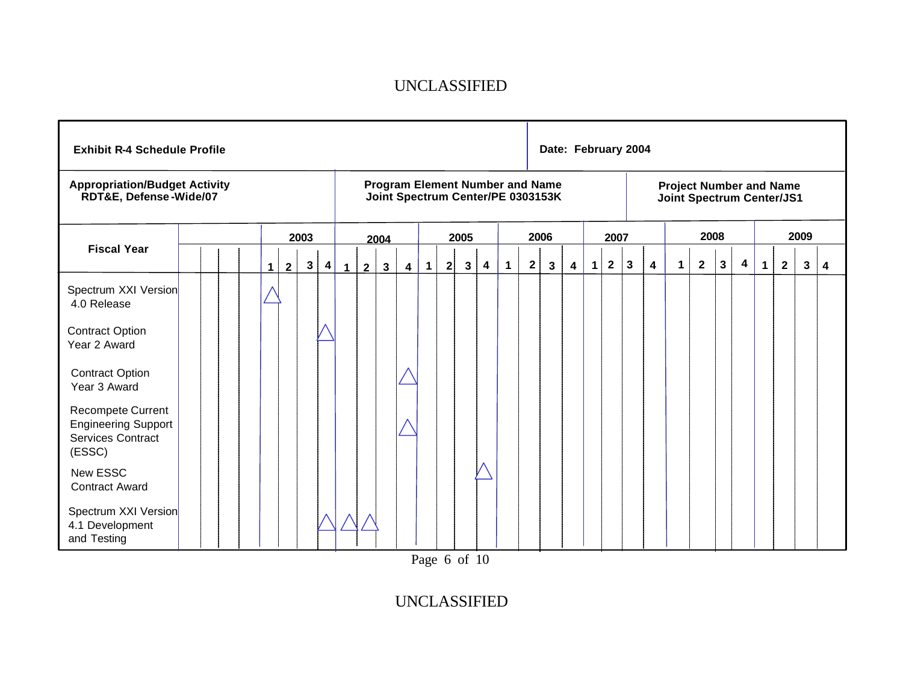UNCLASSIFIED

| **Exhibit R-4 Schedule Profile** | | **Date: February 2004** |
|---|---|---|
| **Appropriation/Budget Activity** RDT&E, Defense-Wide/07 | **Program Element Number and Name** Joint Spectrum Center/PE 0303153K | **Project Number and Name** Joint Spectrum Center/JS1 |

| Fiscal Year | 2003 Q1 | 2003 Q2 | 2003 Q3 | 2003 Q4 | 2004 Q1 | 2004 Q2 | 2004 Q3 | 2004 Q4 | 2005 Q1 | 2005 Q2 | 2005 Q3 | 2005 Q4 | 2006 Q1 | 2006 Q2 | 2006 Q3 | 2006 Q4 | 2007 Q1 | 2007 Q2 | 2007 Q3 | 2007 Q4 | 2008 Q1 | 2008 Q2 | 2008 Q3 | 2008 Q4 | 2009 Q1 | 2009 Q2 | 2009 Q3 | 2009 Q4 |
|---|---|---|---|---|---|---|---|---|---|---|---|---|---|---|---|---|---|---|---|---|---|---|---|---|---|---|---|---|
| Spectrum XXI Version 4.0 Release | △ | | | | | | | | | | | | | | | | | | | | | | | | | | | |
| Contract Option Year 2 Award | | | | △ | | | | | | | | | | | | | | | | | | | | | | | | |
| Contract Option Year 3 Award | | | | | | | | △ | | | | | | | | | | | | | | | | | | | | |
| Recompete Current Engineering Support Services Contract (ESSC) | | | | | | | | △ | | | | | | | | | | | | | | | | | | | | |
| New ESSC Contract Award | | | | | | | | | | | | △ | | | | | | | | | | | | | | | | |
| Spectrum XXI Version 4.1 Development and Testing | | | | △ | △ | △ | | | | | | | | | | | | | | | | | | | | | | |

UNCLASSIFIED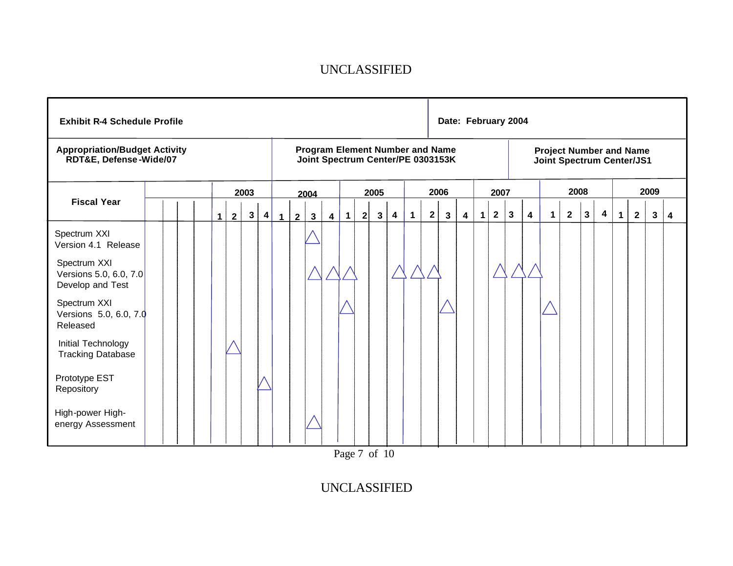**Exhibit R-4 Schedule Profile**

**Date: February 2004**

| **Appropriation/Budget Activity** | **Program Element Number and Name** | **Project Number and Name** |
|---|---|---|
| **RDT&E, Defense-Wide/07** | **Joint Spectrum Center/PE 0303153K** | **Joint Spectrum Center/JS1** |

| **Fiscal Year** | **2003** | | | | **2004** | | | | **2005** | | | | **2006** | | | | **2007** | | | | **2008** | | | | **2009** | | | |
|---|---|---|---|---|---|---|---|---|---|---|---|---|---|---|---|---|---|---|---|---|---|---|---|---|---|---|---|---|
| | **1** | **2** | **3** | **4** | **1** | **2** | **3** | **4** | **1** | **2** | **3** | **4** | **1** | **2** | **3** | **4** | **1** | **2** | **3** | **4** | **1** | **2** | **3** | **4** | **1** | **2** | **3** | **4** |
| Spectrum XXI Version 4.1 Release | | | | | | | △ | | | | | | | | | | | | | | | | | | | | | |
| Spectrum XXI Versions 5.0, 6.0, 7.0 Develop and Test | | | | | | | △ | △ | △ | | | △ | △ | △ | | | | △ | △ | △ | | | | | | | | |
| Spectrum XXI Versions 5.0, 6.0, 7.0 Released | | | | | | | | | △ | | | | | | △ | | | | | | △ | | | | | | | |
| Initial Technology Tracking Database | | △ | | | | | | | | | | | | | | | | | | | | | | | | | | |
| Prototype EST Repository | | | | △ | | | | | | | | | | | | | | | | | | | | | | | | |
| High-power High-energy Assessment | | | | | | | △ | | | | | | | | | | | | | | | | | | | | | |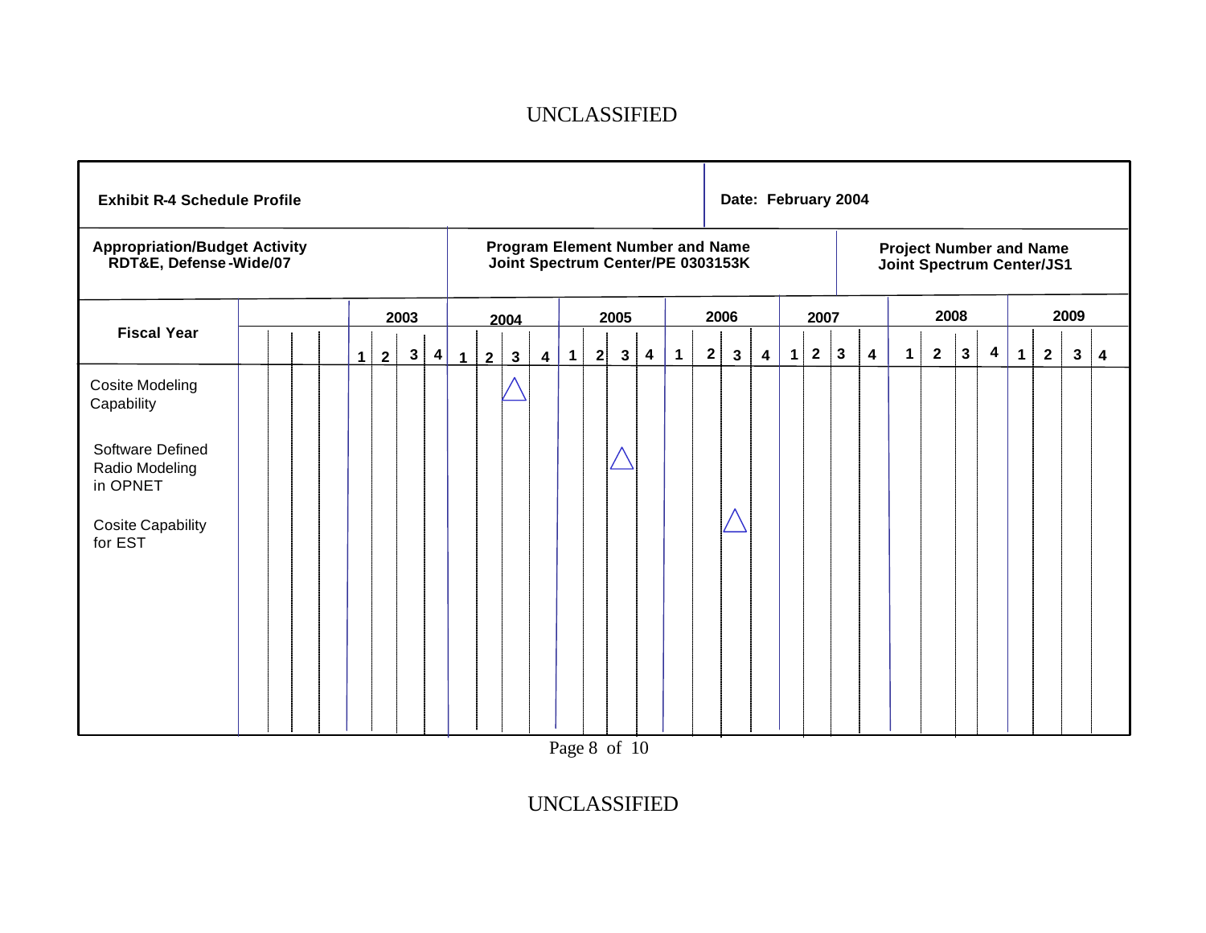UNCLASSIFIED

| Exhibit R-4 Schedule Profile | | Date: February 2004 |
|---|---|---|
| **Appropriation/Budget Activity** RDT&E, Defense-Wide/07 | **Program Element Number and Name** Joint Spectrum Center/PE 0303153K | **Project Number and Name** Joint Spectrum Center/JS1 |

| Fiscal Year | 2003 | | | | 2004 | | | | 2005 | | | | 2006 | | | | 2007 | | | | 2008 | | | | 2009 | | | |
|---|---|---|---|---|---|---|---|---|---|---|---|---|---|---|---|---|---|---|---|---|---|---|---|---|---|---|---|---|
| | 1 | 2 | 3 | 4 | 1 | 2 | 3 | 4 | 1 | 2 | 3 | 4 | 1 | 2 | 3 | 4 | 1 | 2 | 3 | 4 | 1 | 2 | 3 | 4 | 1 | 2 | 3 | 4 |
| Cosite Modeling Capability | | | | | | | △ | | | | | | | | | | | | | | | | | | | | | |
| Software Defined Radio Modeling in OPNET | | | | | | | | | | | △ | | | | | | | | | | | | | | | | | |
| Cosite Capability for EST | | | | | | | | | | | | | | | △ | | | | | | | | | | | | | |

UNCLASSIFIED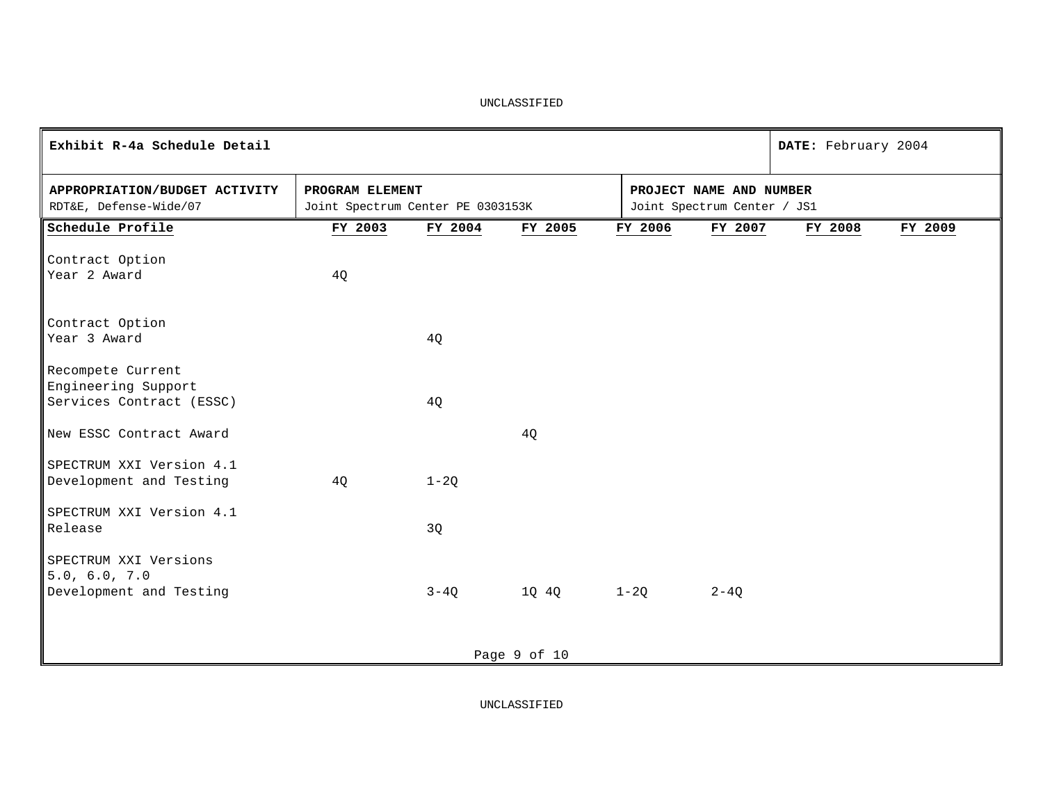UNCLASSIFIED

| Exhibit R-4a Schedule Detail | | DATE: February 2004 |
|---|---|---|
| **APPROPRIATION/BUDGET ACTIVITY**<br>RDT&E, Defense-Wide/07 | **PROGRAM ELEMENT**<br>Joint Spectrum Center PE 0303153K | **PROJECT NAME AND NUMBER**<br>Joint Spectrum Center / JS1 |

| Schedule Profile | FY 2003 | FY 2004 | FY 2005 | FY 2006 | FY 2007 | FY 2008 | FY 2009 |
|---|---|---|---|---|---|---|---|
| Contract Option Year 2 Award | 4Q | | | | | | |
| Contract Option Year 3 Award | | 4Q | | | | | |
| Recompete Current Engineering Support Services Contract (ESSC) | | 4Q | | | | | |
| New ESSC Contract Award | | | 4Q | | | | |
| SPECTRUM XXI Version 4.1 Development and Testing | 4Q | 1-2Q | | | | | |
| SPECTRUM XXI Version 4.1 Release | | 3Q | | | | | |
| SPECTRUM XXI Versions 5.0, 6.0, 7.0 Development and Testing | | 3-4Q | 1Q 4Q | 1-2Q | 2-4Q | | |

UNCLASSIFIED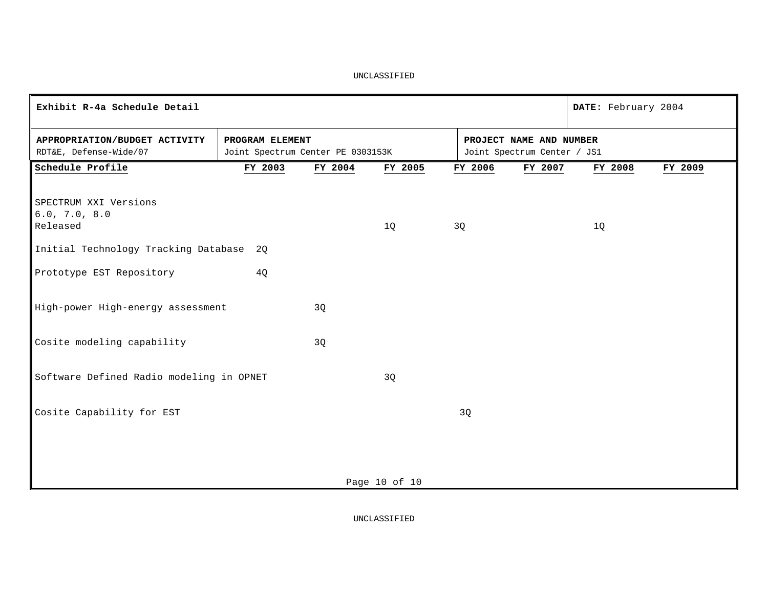UNCLASSIFIED

| Exhibit R-4a Schedule Detail | | DATE: February 2004 |
|---|---|---|
| **APPROPRIATION/BUDGET ACTIVITY**<br>RDT&E, Defense-Wide/07 | **PROGRAM ELEMENT**<br>Joint Spectrum Center PE 0303153K | **PROJECT NAME AND NUMBER**<br>Joint Spectrum Center / JS1 |

| Schedule Profile | FY 2003 | FY 2004 | FY 2005 | FY 2006 | FY 2007 | FY 2008 | FY 2009 |
|---|---|---|---|---|---|---|---|
| SPECTRUM XXI Versions 6.0, 7.0, 8.0 Released | | | 1Q | 3Q | | 1Q | |
| Initial Technology Tracking Database | 2Q | | | | | | |
| Prototype EST Repository | 4Q | | | | | | |
| High-power High-energy assessment | | 3Q | | | | | |
| Cosite modeling capability | | 3Q | | | | | |
| Software Defined Radio modeling in OPNET | | | 3Q | | | | |
| Cosite Capability for EST | | | | 3Q | | | |

UNCLASSIFIED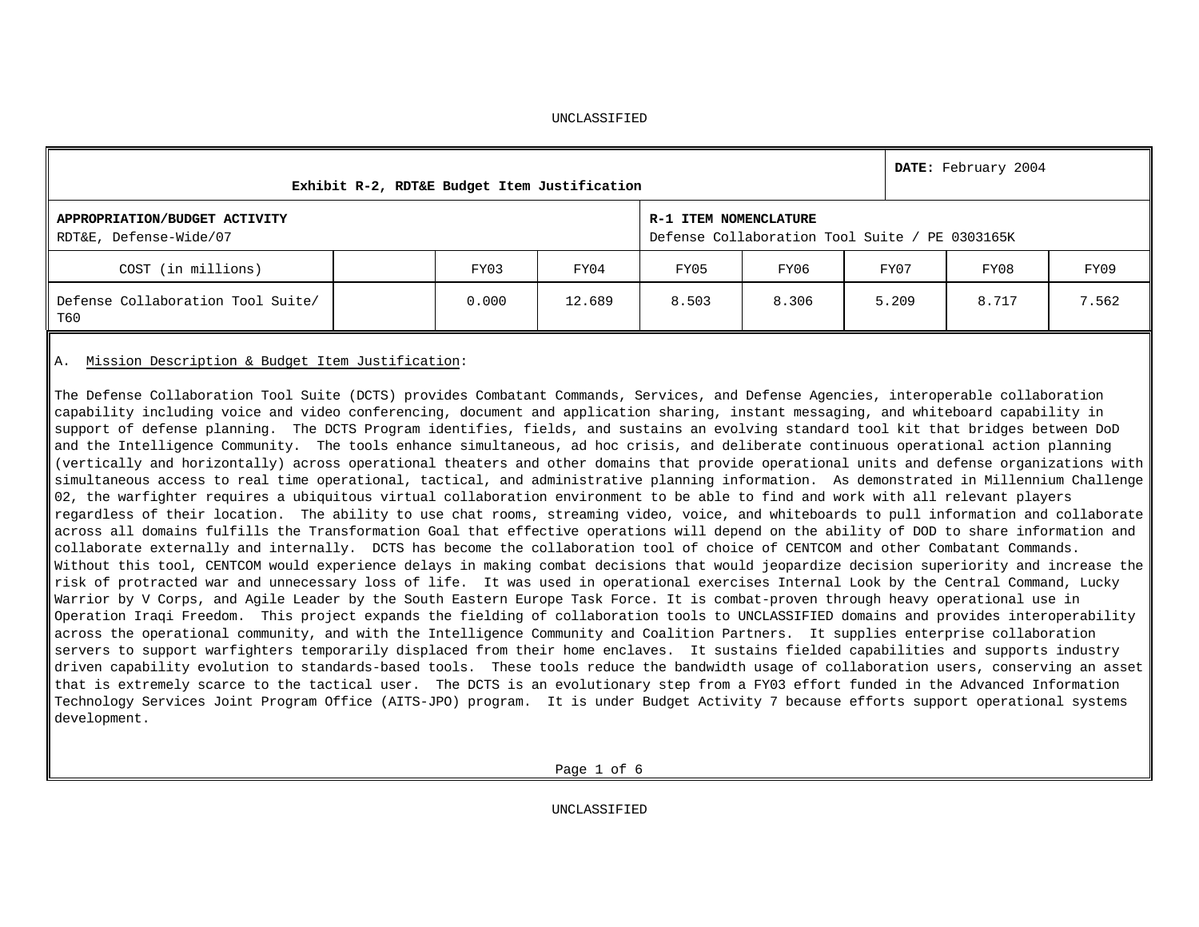UNCLASSIFIED

| Exhibit R-2, RDT&E Budget Item Justification | | | | | | | | DATE: February 2004 |
|---|---|---|---|---|---|---|---|---|
| **APPROPRIATION/BUDGET ACTIVITY**<br>RDT&E, Defense-Wide/07 | | | | **R-1 ITEM NOMENCLATURE**<br>Defense Collaboration Tool Suite / PE 0303165K | | | | |
| COST (in millions) | | FY03 | FY04 | FY05 | FY06 | FY07 | FY08 | FY09 |
| Defense Collaboration Tool Suite/ T60 | | 0.000 | 12.689 | 8.503 | 8.306 | 5.209 | 8.717 | 7.562 |

A. Mission Description & Budget Item Justification:

The Defense Collaboration Tool Suite (DCTS) provides Combatant Commands, Services, and Defense Agencies, interoperable collaboration capability including voice and video conferencing, document and application sharing, instant messaging, and whiteboard capability in support of defense planning. The DCTS Program identifies, fields, and sustains an evolving standard tool kit that bridges between DoD and the Intelligence Community. The tools enhance simultaneous, ad hoc crisis, and deliberate continuous operational action planning (vertically and horizontally) across operational theaters and other domains that provide operational units and defense organizations with simultaneous access to real time operational, tactical, and administrative planning information. As demonstrated in Millennium Challenge 02, the warfighter requires a ubiquitous virtual collaboration environment to be able to find and work with all relevant players regardless of their location. The ability to use chat rooms, streaming video, voice, and whiteboards to pull information and collaborate across all domains fulfills the Transformation Goal that effective operations will depend on the ability of DOD to share information and collaborate externally and internally. DCTS has become the collaboration tool of choice of CENTCOM and other Combatant Commands. Without this tool, CENTCOM would experience delays in making combat decisions that would jeopardize decision superiority and increase the risk of protracted war and unnecessary loss of life. It was used in operational exercises Internal Look by the Central Command, Lucky Warrior by V Corps, and Agile Leader by the South Eastern Europe Task Force. It is combat-proven through heavy operational use in Operation Iraqi Freedom. This project expands the fielding of collaboration tools to UNCLASSIFIED domains and provides interoperability across the operational community, and with the Intelligence Community and Coalition Partners. It supplies enterprise collaboration servers to support warfighters temporarily displaced from their home enclaves. It sustains fielded capabilities and supports industry driven capability evolution to standards-based tools. These tools reduce the bandwidth usage of collaboration users, conserving an asset that is extremely scarce to the tactical user. The DCTS is an evolutionary step from a FY03 effort funded in the Advanced Information Technology Services Joint Program Office (AITS-JPO) program. It is under Budget Activity 7 because efforts support operational systems development.

UNCLASSIFIED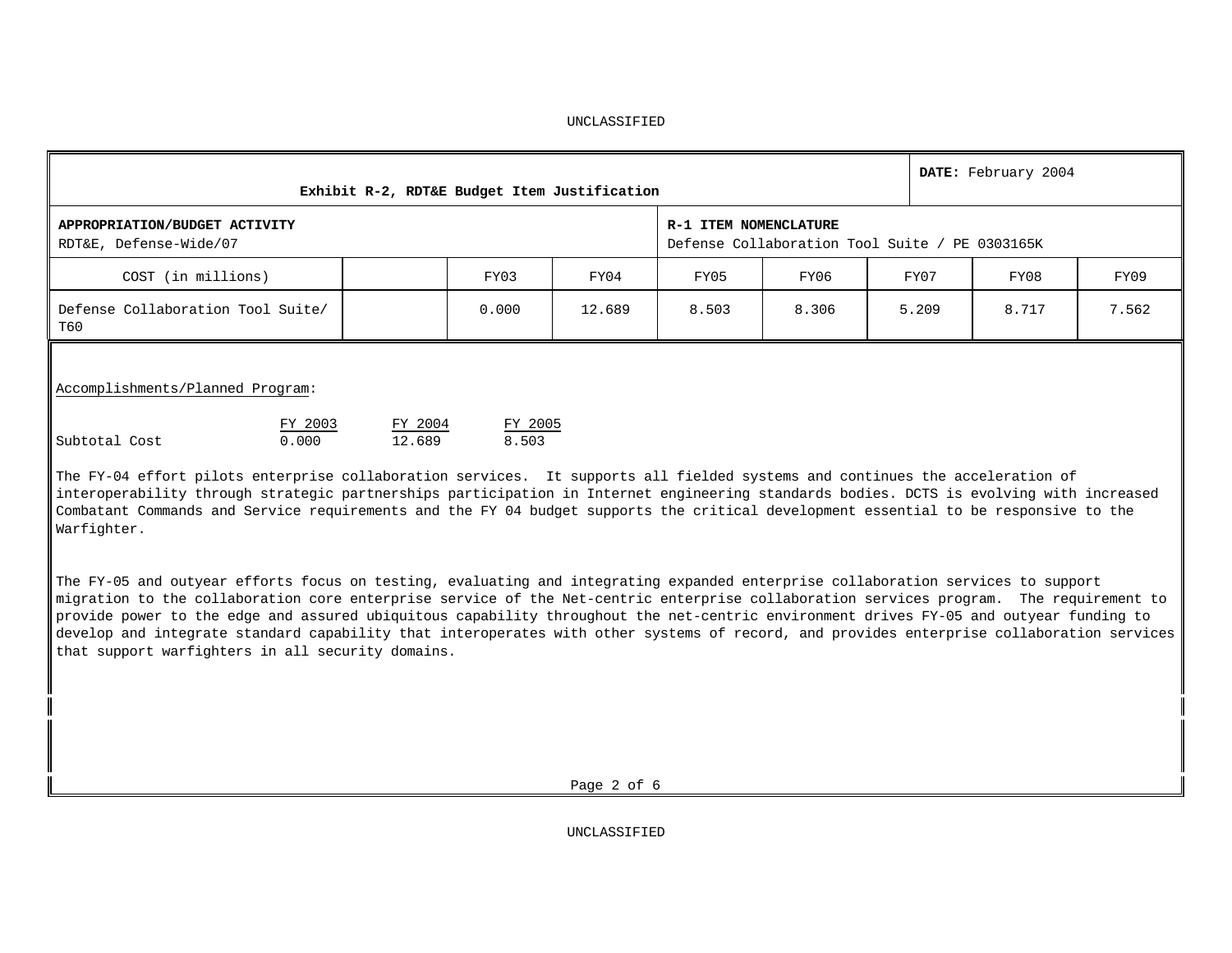UNCLASSIFIED

| Exhibit R-2, RDT&E Budget Item Justification | | | | | | | | DATE: February 2004 |
|---|---|---|---|---|---|---|---|---|
| **APPROPRIATION/BUDGET ACTIVITY** RDT&E, Defense-Wide/07 | | | | **R-1 ITEM NOMENCLATURE** Defense Collaboration Tool Suite / PE 0303165K | | | | |
| COST (in millions) | | FY03 | FY04 | FY05 | FY06 | FY07 | FY08 | FY09 |
| Defense Collaboration Tool Suite/ T60 | | 0.000 | 12.689 | 8.503 | 8.306 | 5.209 | 8.717 | 7.562 |

Accomplishments/Planned Program:

| | FY 2003 | FY 2004 | FY 2005 |
|---|---|---|---|
| Subtotal Cost | 0.000 | 12.689 | 8.503 |

The FY-04 effort pilots enterprise collaboration services. It supports all fielded systems and continues the acceleration of interoperability through strategic partnerships participation in Internet engineering standards bodies. DCTS is evolving with increased Combatant Commands and Service requirements and the FY 04 budget supports the critical development essential to be responsive to the Warfighter.

The FY-05 and outyear efforts focus on testing, evaluating and integrating expanded enterprise collaboration services to support migration to the collaboration core enterprise service of the Net-centric enterprise collaboration services program. The requirement to provide power to the edge and assured ubiquitous capability throughout the net-centric environment drives FY-05 and outyear funding to develop and integrate standard capability that interoperates with other systems of record, and provides enterprise collaboration services that support warfighters in all security domains.

UNCLASSIFIED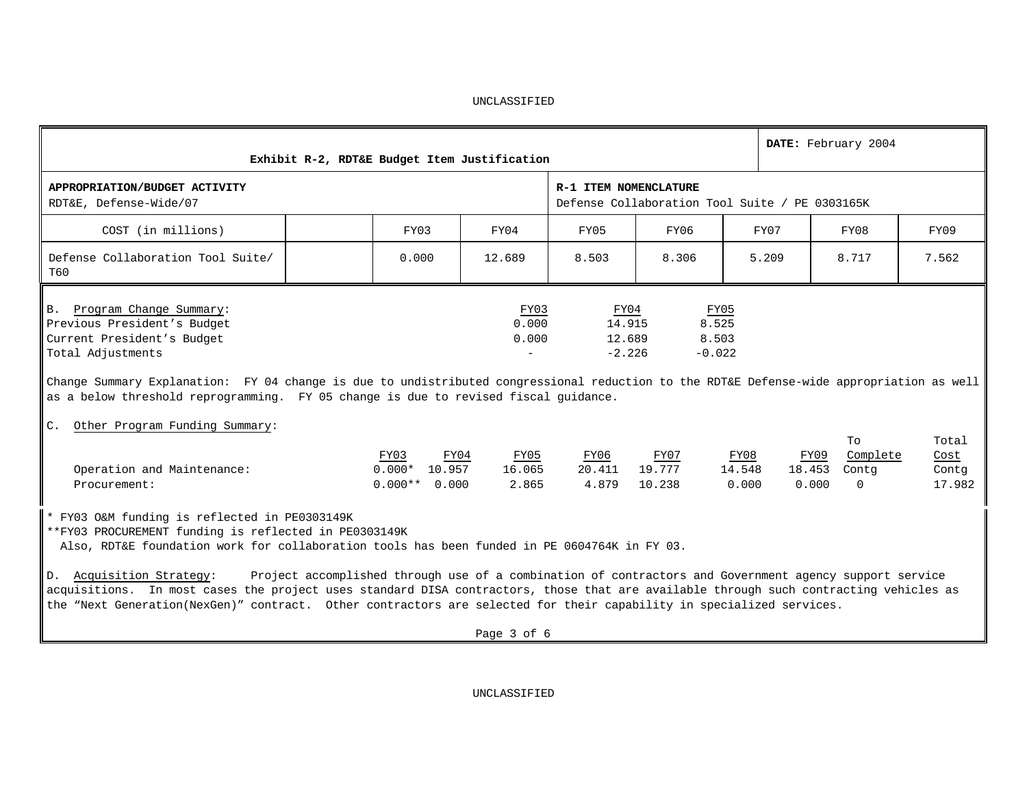UNCLASSIFIED

| Exhibit R-2, RDT&E Budget Item Justification | | | | | | | | DATE: February 2004 |
|---|---|---|---|---|---|---|---|---|
| **APPROPRIATION/BUDGET ACTIVITY**<br>RDT&E, Defense-Wide/07 | | | | **R-1 ITEM NOMENCLATURE**<br>Defense Collaboration Tool Suite / PE 0303165K | | | | |
| COST (in millions) | | FY03 | FY04 | FY05 | FY06 | FY07 | FY08 | FY09 |
| Defense Collaboration Tool Suite/ T60 | | 0.000 | 12.689 | 8.503 | 8.306 | 5.209 | 8.717 | 7.562 |

B. Program Change Summary:

| | FY03 | FY04 | FY05 |
|---|---|---|---|
| Previous President's Budget | 0.000 | 14.915 | 8.525 |
| Current President's Budget | 0.000 | 12.689 | 8.503 |
| Total Adjustments | - | -2.226 | -0.022 |

Change Summary Explanation: FY 04 change is due to undistributed congressional reduction to the RDT&E Defense-wide appropriation as well as a below threshold reprogramming. FY 05 change is due to revised fiscal guidance.

C. Other Program Funding Summary:

| | FY03 | FY04 | FY05 | FY06 | FY07 | FY08 | FY09 | To Complete | Total Cost |
|---|---|---|---|---|---|---|---|---|---|
| Operation and Maintenance: | 0.000* | 10.957 | 16.065 | 20.411 | 19.777 | 14.548 | 18.453 | Contg | Contg |
| Procurement: | 0.000** | 0.000 | 2.865 | 4.879 | 10.238 | 0.000 | 0.000 | 0 | 17.982 |

\* FY03 O&M funding is reflected in PE0303149K
\*\*FY03 PROCUREMENT funding is reflected in PE0303149K
Also, RDT&E foundation work for collaboration tools has been funded in PE 0604764K in FY 03.

D. Acquisition Strategy: Project accomplished through use of a combination of contractors and Government agency support service acquisitions. In most cases the project uses standard DISA contractors, those that are available through such contracting vehicles as the "Next Generation(NexGen)" contract. Other contractors are selected for their capability in specialized services.

UNCLASSIFIED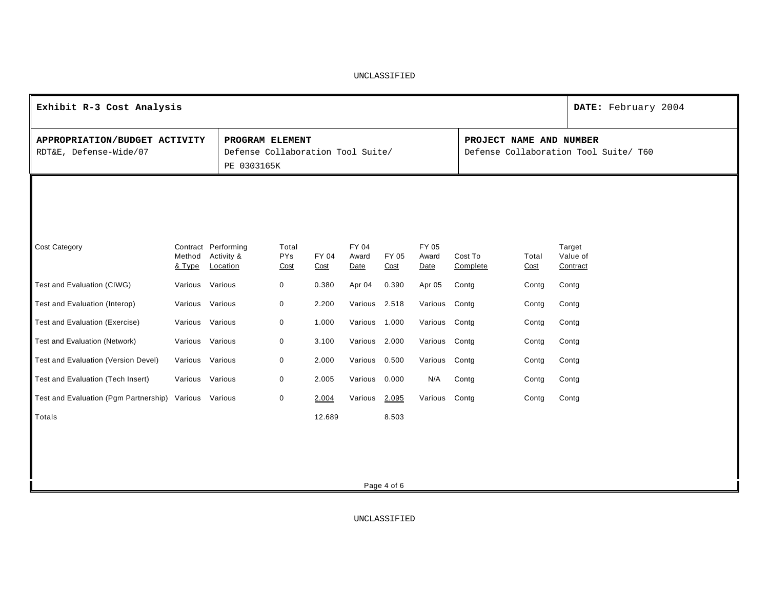UNCLASSIFIED

| **Exhibit R-3 Cost Analysis** | | **DATE:** February 2004 |
|---|---|---|
| **APPROPRIATION/BUDGET ACTIVITY**<br>RDT&E, Defense-Wide/07 | **PROGRAM ELEMENT**<br>Defense Collaboration Tool Suite/<br>PE 0303165K | **PROJECT NAME AND NUMBER**<br>Defense Collaboration Tool Suite/ T60 |

| Cost Category | Contract Method & Type | Performing Activity & Location | Total PYs Cost | FY 04 Cost | FY 04 Award Date | FY 05 Cost | FY 05 Award Date | Cost To Complete | Total Cost | Target Value of Contract |
|---|---|---|---|---|---|---|---|---|---|---|
| Test and Evaluation (CIWG) | Various | Various | 0 | 0.380 | Apr 04 | 0.390 | Apr 05 | Contg | Contg | Contg |
| Test and Evaluation (Interop) | Various | Various | 0 | 2.200 | Various | 2.518 | Various | Contg | Contg | Contg |
| Test and Evaluation (Exercise) | Various | Various | 0 | 1.000 | Various | 1.000 | Various | Contg | Contg | Contg |
| Test and Evaluation (Network) | Various | Various | 0 | 3.100 | Various | 2.000 | Various | Contg | Contg | Contg |
| Test and Evaluation (Version Devel) | Various | Various | 0 | 2.000 | Various | 0.500 | Various | Contg | Contg | Contg |
| Test and Evaluation (Tech Insert) | Various | Various | 0 | 2.005 | Various | 0.000 | N/A | Contg | Contg | Contg |
| Test and Evaluation (Pgm Partnership) | Various | Various | 0 | 2.004 | Various | 2.095 | Various | Contg | Contg | Contg |
| Totals | | | | 12.689 | | 8.503 | | | | |

UNCLASSIFIED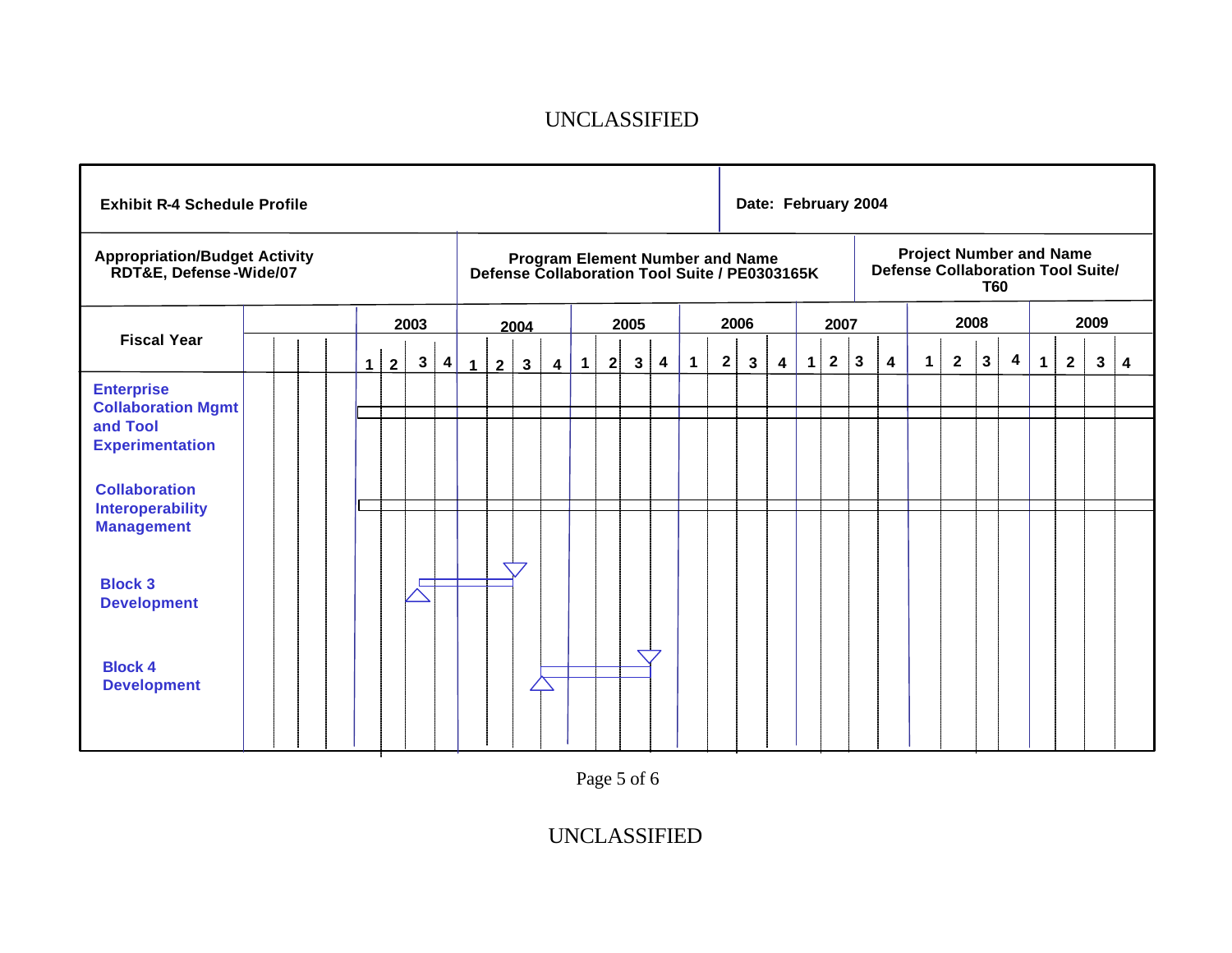UNCLASSIFIED

| Exhibit R-4 Schedule Profile | | Date: February 2004 |
|---|---|---|
| **Appropriation/Budget Activity** RDT&E, Defense-Wide/07 | **Program Element Number and Name** Defense Collaboration Tool Suite / PE0303165K | **Project Number and Name** Defense Collaboration Tool Suite/ T60 |

| Fiscal Year | 2003 | | | | 2004 | | | | 2005 | | | | 2006 | | | | 2007 | | | | 2008 | | | | 2009 | | | |
|---|---|---|---|---|---|---|---|---|---|---|---|---|---|---|---|---|---|---|---|---|---|---|---|---|---|---|---|---|
| | 1 | 2 | 3 | 4 | 1 | 2 | 3 | 4 | 1 | 2 | 3 | 4 | 1 | 2 | 3 | 4 | 1 | 2 | 3 | 4 | 1 | 2 | 3 | 4 | 1 | 2 | 3 | 4 |
| Enterprise Collaboration Mgmt and Tool Experimentation | | | | | | | | | | | | | | | | | | | | | | | | | | | | |
| Collaboration Interoperability Management | | | | | | | | | | | | | | | | | | | | | | | | | | | | |
| Block 3 Development | | | | | | | | | | | | | | | | | | | | | | | | | | | | |
| Block 4 Development | | | | | | | | | | | | | | | | | | | | | | | | | | | | |

UNCLASSIFIED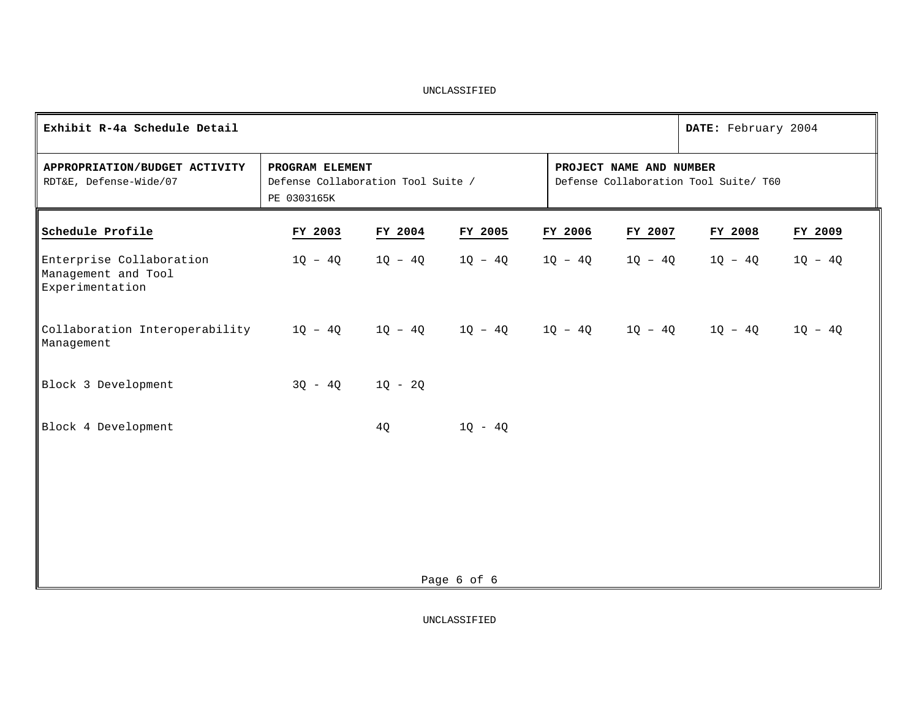UNCLASSIFIED

| **Exhibit R-4a Schedule Detail** | | **DATE:** February 2004 |
|---|---|---|
| **APPROPRIATION/BUDGET ACTIVITY**<br>RDT&E, Defense-Wide/07 | **PROGRAM ELEMENT**<br>Defense Collaboration Tool Suite / PE 0303165K | **PROJECT NAME AND NUMBER**<br>Defense Collaboration Tool Suite/ T60 |

| Schedule Profile | FY 2003 | FY 2004 | FY 2005 | FY 2006 | FY 2007 | FY 2008 | FY 2009 |
|---|---|---|---|---|---|---|---|
| Enterprise Collaboration Management and Tool Experimentation | 1Q – 4Q | 1Q – 4Q | 1Q – 4Q | 1Q – 4Q | 1Q – 4Q | 1Q – 4Q | 1Q – 4Q |
| Collaboration Interoperability Management | 1Q – 4Q | 1Q – 4Q | 1Q – 4Q | 1Q – 4Q | 1Q – 4Q | 1Q – 4Q | 1Q – 4Q |
| Block 3 Development | 3Q - 4Q | 1Q - 2Q | | | | | |
| Block 4 Development | | 4Q | 1Q - 4Q | | | | |

UNCLASSIFIED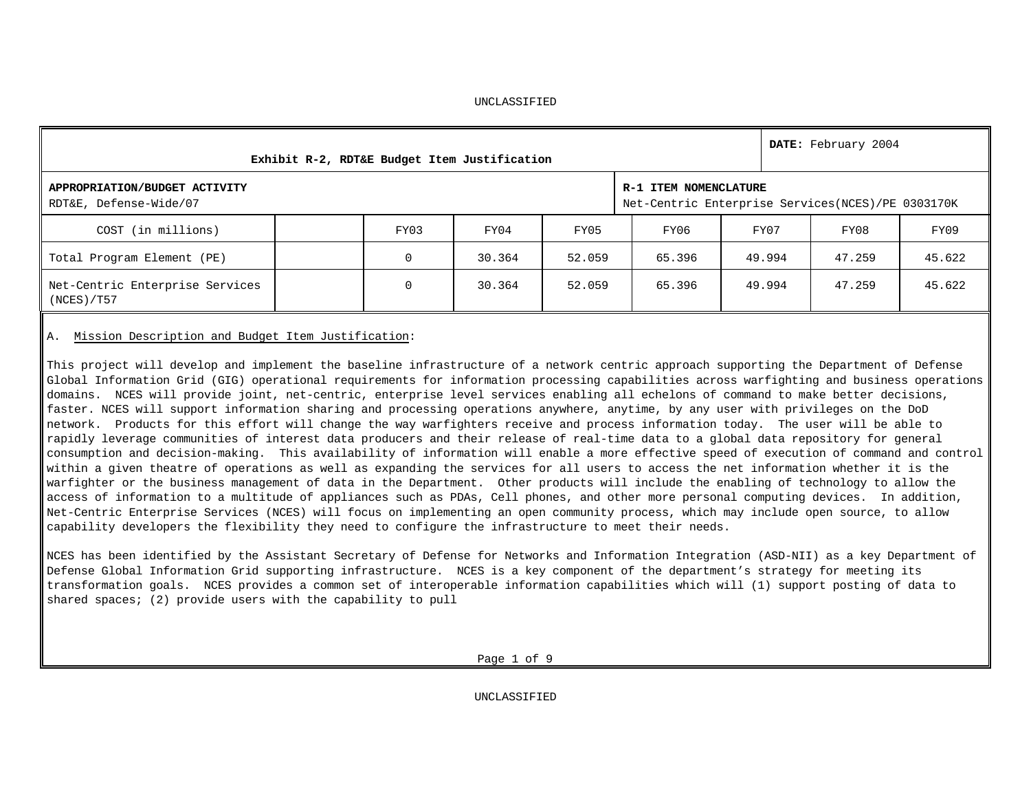UNCLASSIFIED

| Exhibit R-2, RDT&E Budget Item Justification | | | | | | | | **DATE:** February 2004 |
|---|---|---|---|---|---|---|---|---|
| **APPROPRIATION/BUDGET ACTIVITY** RDT&E, Defense-Wide/07 | | | | | **R-1 ITEM NOMENCLATURE** Net-Centric Enterprise Services(NCES)/PE 0303170K | | | |
| COST (in millions) | | FY03 | FY04 | FY05 | FY06 | FY07 | FY08 | FY09 |
| Total Program Element (PE) | | 0 | 30.364 | 52.059 | 65.396 | 49.994 | 47.259 | 45.622 |
| Net-Centric Enterprise Services (NCES)/T57 | | 0 | 30.364 | 52.059 | 65.396 | 49.994 | 47.259 | 45.622 |

A. Mission Description and Budget Item Justification:

This project will develop and implement the baseline infrastructure of a network centric approach supporting the Department of Defense Global Information Grid (GIG) operational requirements for information processing capabilities across warfighting and business operations domains. NCES will provide joint, net-centric, enterprise level services enabling all echelons of command to make better decisions, faster. NCES will support information sharing and processing operations anywhere, anytime, by any user with privileges on the DoD network. Products for this effort will change the way warfighters receive and process information today. The user will be able to rapidly leverage communities of interest data producers and their release of real-time data to a global data repository for general consumption and decision-making. This availability of information will enable a more effective speed of execution of command and control within a given theatre of operations as well as expanding the services for all users to access the net information whether it is the warfighter or the business management of data in the Department. Other products will include the enabling of technology to allow the access of information to a multitude of appliances such as PDAs, Cell phones, and other more personal computing devices. In addition, Net-Centric Enterprise Services (NCES) will focus on implementing an open community process, which may include open source, to allow capability developers the flexibility they need to configure the infrastructure to meet their needs.

NCES has been identified by the Assistant Secretary of Defense for Networks and Information Integration (ASD-NII) as a key Department of Defense Global Information Grid supporting infrastructure. NCES is a key component of the department's strategy for meeting its transformation goals. NCES provides a common set of interoperable information capabilities which will (1) support posting of data to shared spaces; (2) provide users with the capability to pull

UNCLASSIFIED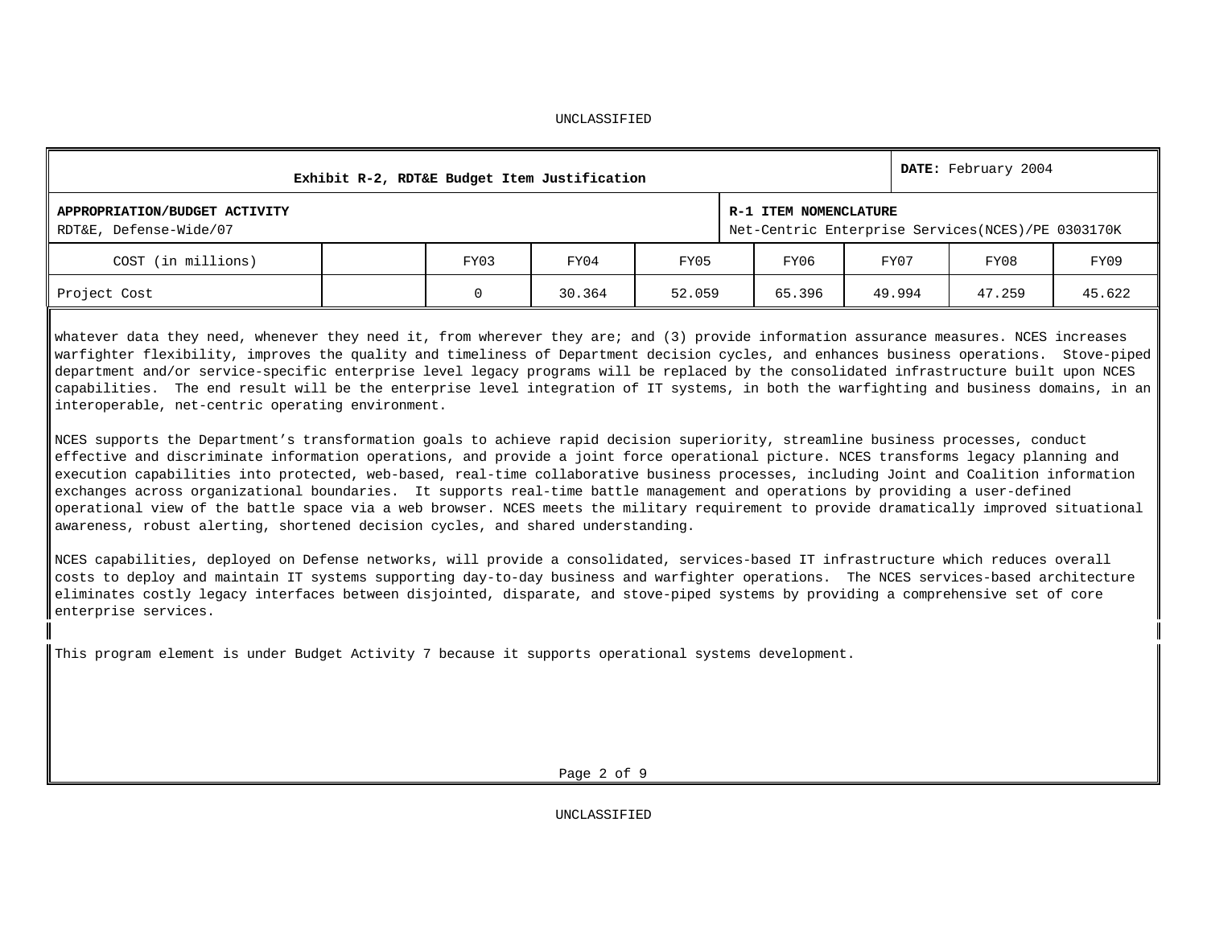UNCLASSIFIED

| Exhibit R-2, RDT&E Budget Item Justification | | | | | | | | DATE: February 2004 |
|---|---|---|---|---|---|---|---|---|
| **APPROPRIATION/BUDGET ACTIVITY** RDT&E, Defense-Wide/07 | | | | | **R-1 ITEM NOMENCLATURE** Net-Centric Enterprise Services(NCES)/PE 0303170K | | | |
| COST (in millions) | | FY03 | FY04 | FY05 | FY06 | FY07 | FY08 | FY09 |
| Project Cost | | 0 | 30.364 | 52.059 | 65.396 | 49.994 | 47.259 | 45.622 |

whatever data they need, whenever they need it, from wherever they are; and (3) provide information assurance measures. NCES increases warfighter flexibility, improves the quality and timeliness of Department decision cycles, and enhances business operations. Stove-piped department and/or service-specific enterprise level legacy programs will be replaced by the consolidated infrastructure built upon NCES capabilities. The end result will be the enterprise level integration of IT systems, in both the warfighting and business domains, in an interoperable, net-centric operating environment.

NCES supports the Department's transformation goals to achieve rapid decision superiority, streamline business processes, conduct effective and discriminate information operations, and provide a joint force operational picture. NCES transforms legacy planning and execution capabilities into protected, web-based, real-time collaborative business processes, including Joint and Coalition information exchanges across organizational boundaries. It supports real-time battle management and operations by providing a user-defined operational view of the battle space via a web browser. NCES meets the military requirement to provide dramatically improved situational awareness, robust alerting, shortened decision cycles, and shared understanding.

NCES capabilities, deployed on Defense networks, will provide a consolidated, services-based IT infrastructure which reduces overall costs to deploy and maintain IT systems supporting day-to-day business and warfighter operations. The NCES services-based architecture eliminates costly legacy interfaces between disjointed, disparate, and stove-piped systems by providing a comprehensive set of core enterprise services.

This program element is under Budget Activity 7 because it supports operational systems development.

UNCLASSIFIED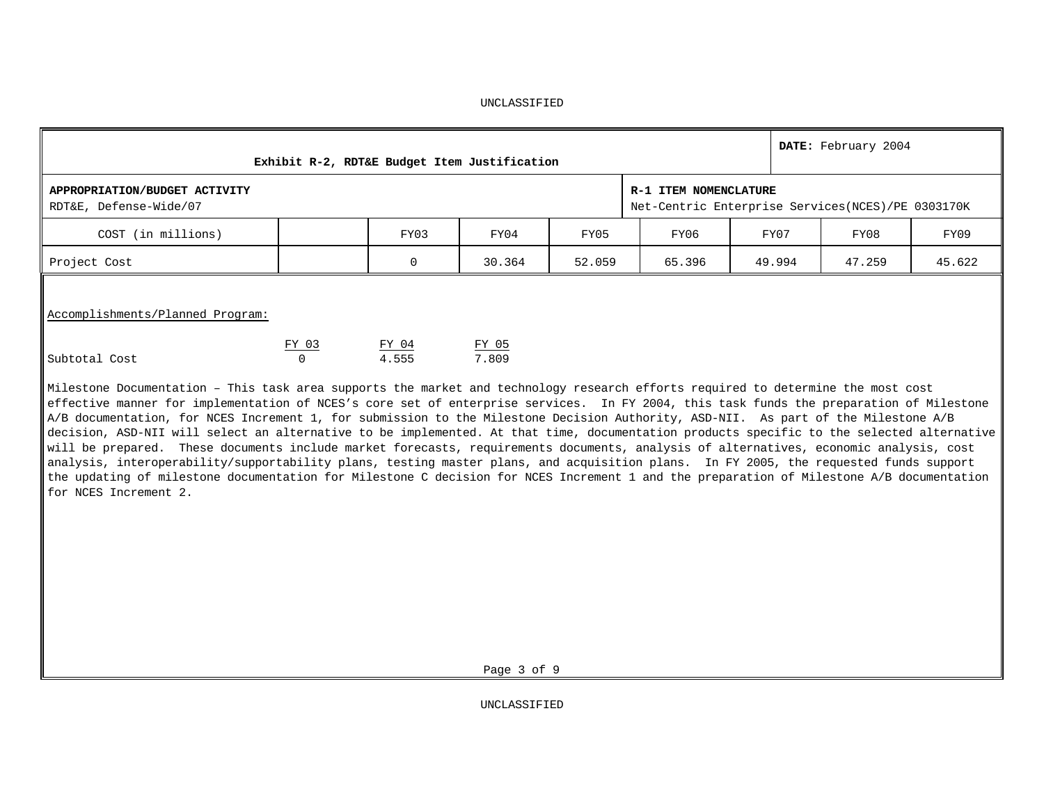UNCLASSIFIED

| Exhibit R-2, RDT&E Budget Item Justification | | | | | | | | DATE: February 2004 |
|---|---|---|---|---|---|---|---|---|
| **APPROPRIATION/BUDGET ACTIVITY** RDT&E, Defense-Wide/07 | | | | | **R-1 ITEM NOMENCLATURE** Net-Centric Enterprise Services(NCES)/PE 0303170K | | | |
| COST (in millions) | | FY03 | FY04 | FY05 | FY06 | FY07 | FY08 | FY09 |
| Project Cost | | 0 | 30.364 | 52.059 | 65.396 | 49.994 | 47.259 | 45.622 |

Accomplishments/Planned Program:

| | FY 03 | FY 04 | FY 05 |
|---|---|---|---|
| Subtotal Cost | 0 | 4.555 | 7.809 |

Milestone Documentation – This task area supports the market and technology research efforts required to determine the most cost effective manner for implementation of NCES's core set of enterprise services. In FY 2004, this task funds the preparation of Milestone A/B documentation, for NCES Increment 1, for submission to the Milestone Decision Authority, ASD-NII. As part of the Milestone A/B decision, ASD-NII will select an alternative to be implemented. At that time, documentation products specific to the selected alternative will be prepared. These documents include market forecasts, requirements documents, analysis of alternatives, economic analysis, cost analysis, interoperability/supportability plans, testing master plans, and acquisition plans. In FY 2005, the requested funds support the updating of milestone documentation for Milestone C decision for NCES Increment 1 and the preparation of Milestone A/B documentation for NCES Increment 2.

UNCLASSIFIED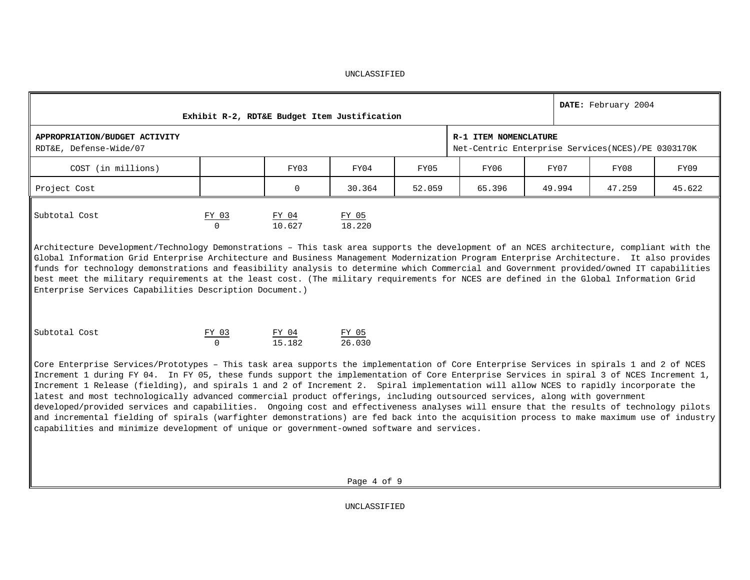**Exhibit R-2, RDT&E Budget Item Justification** | **DATE:** February 2004

| **APPROPRIATION/BUDGET ACTIVITY** | **R-1 ITEM NOMENCLATURE** |
|---|---|
| RDT&E, Defense-Wide/07 | Net-Centric Enterprise Services(NCES)/PE 0303170K |

| COST (in millions) | | FY03 | FY04 | FY05 | FY06 | FY07 | FY08 | FY09 |
|---|---|---|---|---|---|---|---|---|
| Project Cost | | 0 | 30.364 | 52.059 | 65.396 | 49.994 | 47.259 | 45.622 |

| Subtotal Cost | FY 03 | FY 04 | FY 05 |
|---|---|---|---|
| | 0 | 10.627 | 18.220 |

Architecture Development/Technology Demonstrations – This task area supports the development of an NCES architecture, compliant with the Global Information Grid Enterprise Architecture and Business Management Modernization Program Enterprise Architecture. It also provides funds for technology demonstrations and feasibility analysis to determine which Commercial and Government provided/owned IT capabilities best meet the military requirements at the least cost. (The military requirements for NCES are defined in the Global Information Grid Enterprise Services Capabilities Description Document.)

| Subtotal Cost | FY 03 | FY 04 | FY 05 |
|---|---|---|---|
| | 0 | 15.182 | 26.030 |

Core Enterprise Services/Prototypes – This task area supports the implementation of Core Enterprise Services in spirals 1 and 2 of NCES Increment 1 during FY 04. In FY 05, these funds support the implementation of Core Enterprise Services in spiral 3 of NCES Increment 1, Increment 1 Release (fielding), and spirals 1 and 2 of Increment 2. Spiral implementation will allow NCES to rapidly incorporate the latest and most technologically advanced commercial product offerings, including outsourced services, along with government developed/provided services and capabilities. Ongoing cost and effectiveness analyses will ensure that the results of technology pilots and incremental fielding of spirals (warfighter demonstrations) are fed back into the acquisition process to make maximum use of industry capabilities and minimize development of unique or government-owned software and services.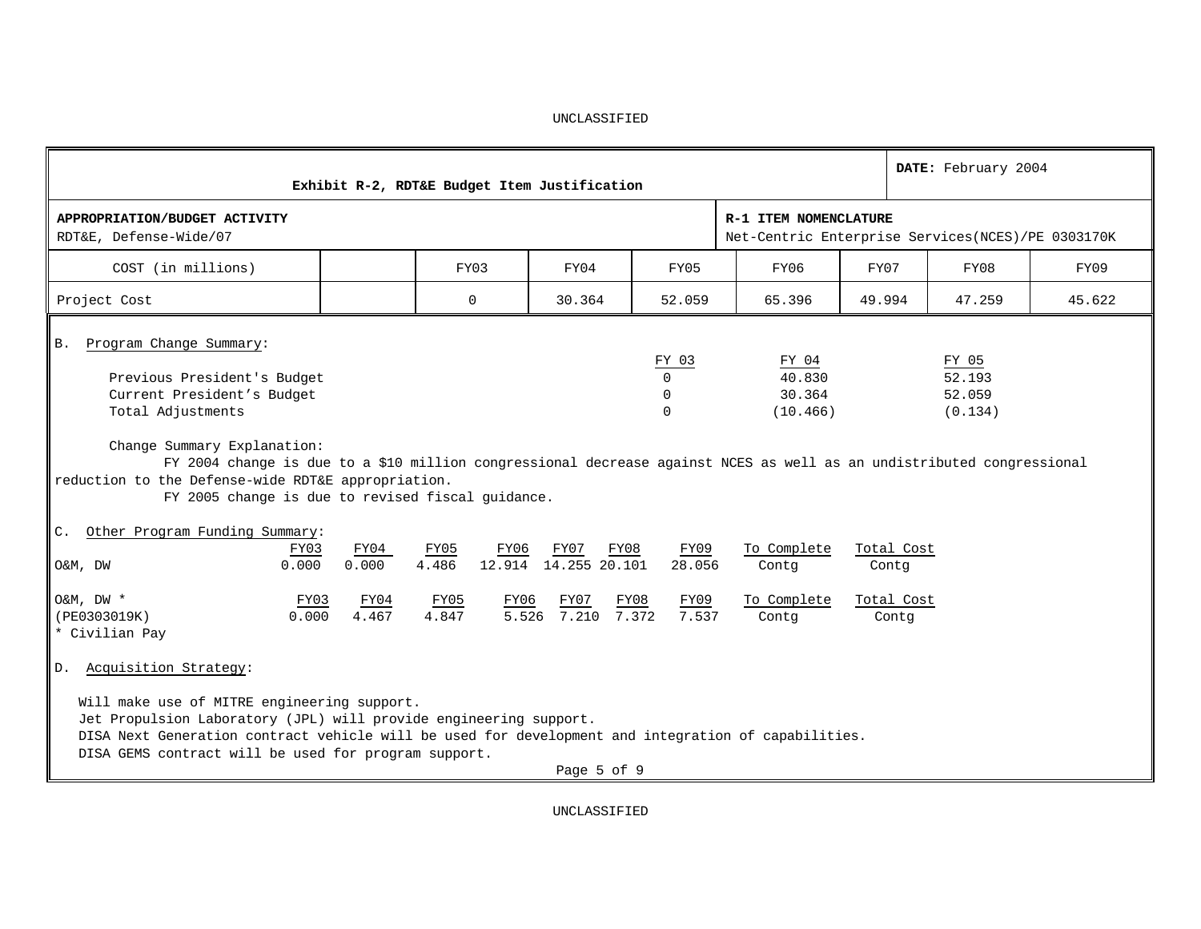UNCLASSIFIED

| Exhibit R-2, RDT&E Budget Item Justification | | | | | | | | DATE: February 2004 |
|---|---|---|---|---|---|---|---|---|
| **APPROPRIATION/BUDGET ACTIVITY**<br>RDT&E, Defense-Wide/07 | | | | | **R-1 ITEM NOMENCLATURE**<br>Net-Centric Enterprise Services(NCES)/PE 0303170K | | | |
| COST (in millions) | | FY03 | FY04 | FY05 | FY06 | FY07 | FY08 | FY09 |
| Project Cost | | 0 | 30.364 | 52.059 | 65.396 | 49.994 | 47.259 | 45.622 |

B. Program Change Summary:

| | FY 03 | FY 04 | FY 05 |
|---|---|---|---|
| Previous President's Budget | 0 | 40.830 | 52.193 |
| Current President's Budget | 0 | 30.364 | 52.059 |
| Total Adjustments | 0 | (10.466) | (0.134) |

Change Summary Explanation:

FY 2004 change is due to a $10 million congressional decrease against NCES as well as an undistributed congressional reduction to the Defense-wide RDT&E appropriation.

FY 2005 change is due to revised fiscal guidance.

C. Other Program Funding Summary:

| | FY03 | FY04 | FY05 | FY06 | FY07 | FY08 | FY09 | To Complete | Total Cost |
|---|---|---|---|---|---|---|---|---|---|
| O&M, DW | 0.000 | 0.000 | 4.486 | 12.914 | 14.255 | 20.101 | 28.056 | Contg | Contg |
| O&M, DW * (PE0303019K) | 0.000 | 4.467 | 4.847 | 5.526 | 7.210 | 7.372 | 7.537 | Contg | Contg |

* Civilian Pay

D. Acquisition Strategy:

Will make use of MITRE engineering support.
Jet Propulsion Laboratory (JPL) will provide engineering support.
DISA Next Generation contract vehicle will be used for development and integration of capabilities.
DISA GEMS contract will be used for program support.

UNCLASSIFIED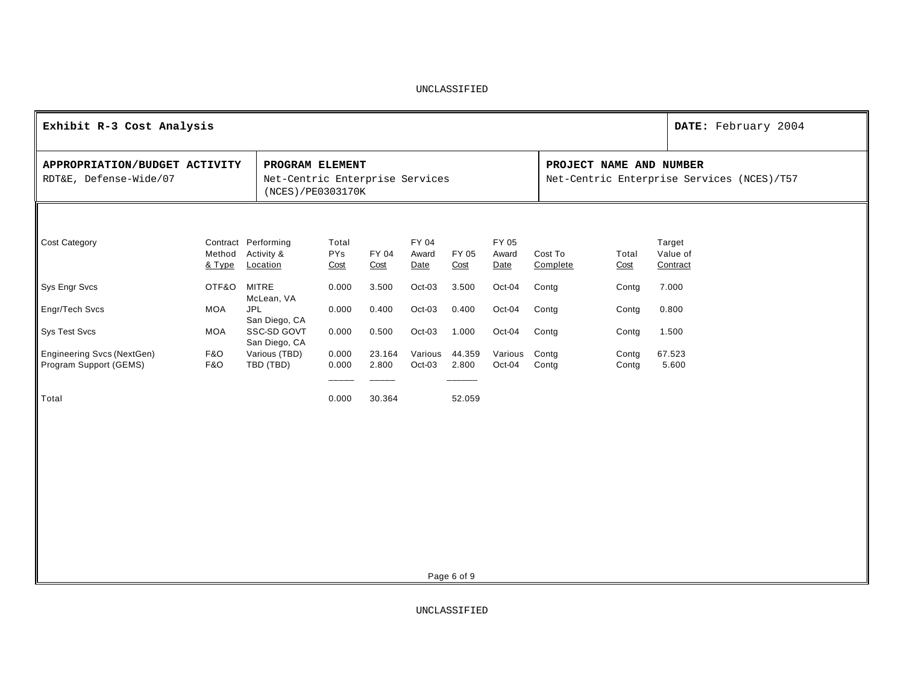UNCLASSIFIED

| **Exhibit R-3 Cost Analysis** | | **DATE:** February 2004 |
|---|---|---|
| **APPROPRIATION/BUDGET ACTIVITY**<br>RDT&E, Defense-Wide/07 | **PROGRAM ELEMENT**<br>Net-Centric Enterprise Services (NCES)/PE0303170K | **PROJECT NAME AND NUMBER**<br>Net-Centric Enterprise Services (NCES)/T57 |

| Cost Category | Contract Method & Type | Performing Activity & Location | Total PYs Cost | FY 04 Cost | FY 04 Award Date | FY 05 Cost | FY 05 Award Date | Cost To Complete | Total Cost | Target Value of Contract |
|---|---|---|---|---|---|---|---|---|---|---|
| Sys Engr Svcs | OTF&O | MITRE McLean, VA | 0.000 | 3.500 | Oct-03 | 3.500 | Oct-04 | Contg | Contg | 7.000 |
| Engr/Tech Svcs | MOA | JPL San Diego, CA | 0.000 | 0.400 | Oct-03 | 0.400 | Oct-04 | Contg | Contg | 0.800 |
| Sys Test Svcs | MOA | SSC-SD GOVT San Diego, CA | 0.000 | 0.500 | Oct-03 | 1.000 | Oct-04 | Contg | Contg | 1.500 |
| Engineering Svcs (NextGen) | F&O | Various (TBD) | 0.000 | 23.164 | Various | 44.359 | Various | Contg | Contg | 67.523 |
| Program Support (GEMS) | F&O | TBD (TBD) | 0.000 | 2.800 | Oct-03 | 2.800 | Oct-04 | Contg | Contg | 5.600 |
| Total | | | 0.000 | 30.364 | | 52.059 | | | | |

UNCLASSIFIED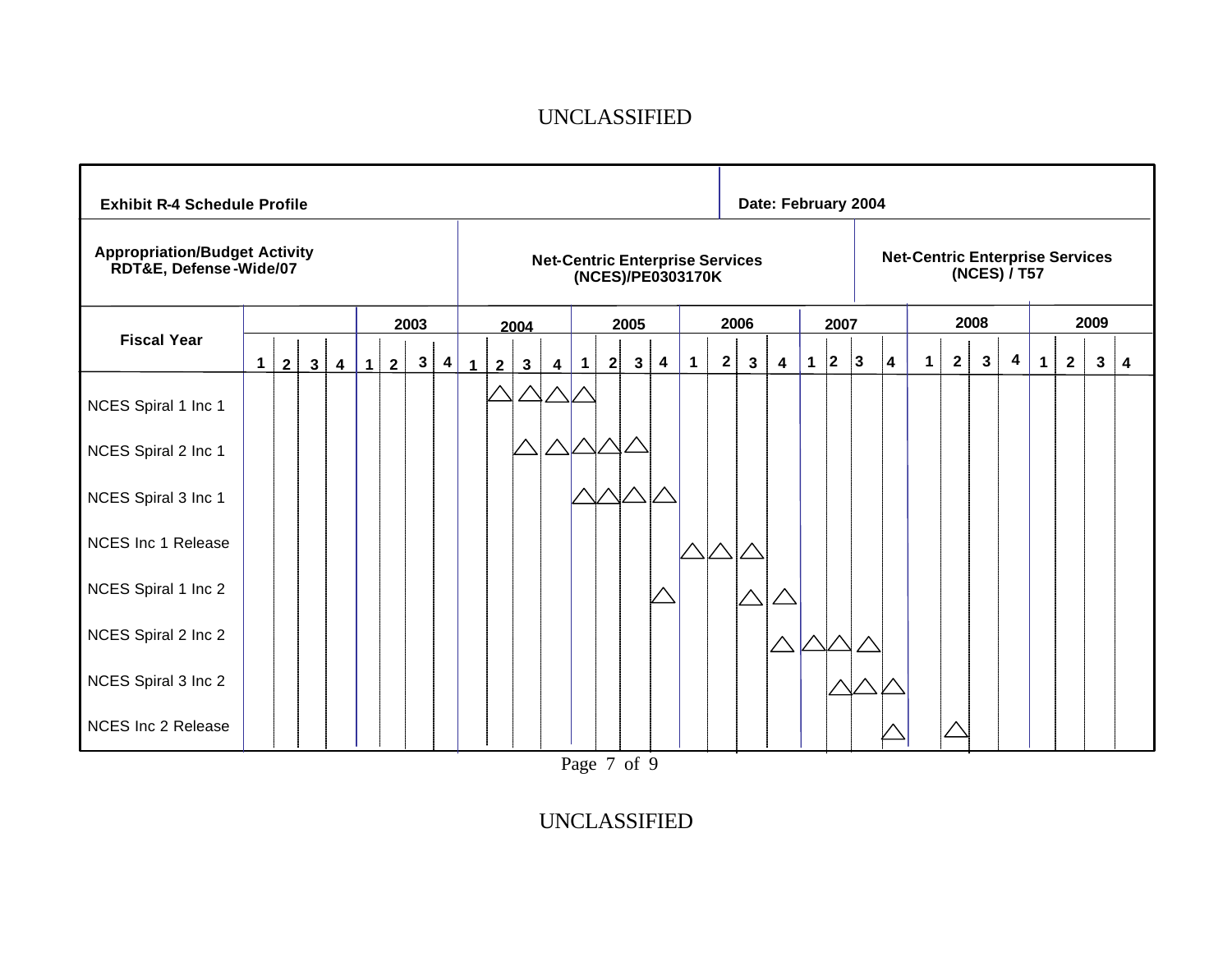**Exhibit R-4 Schedule Profile**

**Date: February 2004**

| Appropriation/Budget Activity | Net-Centric Enterprise Services | Net-Centric Enterprise Services |
|---|---|---|
| RDT&E, Defense-Wide/07 | (NCES)/PE0303170K | (NCES) / T57 |

| Fiscal Year | | | | | 2003 | | | | 2004 | | | | 2005 | | | | 2006 | | | | 2007 | | | | 2008 | | | | 2009 | | | |
|---|---|---|---|---|---|---|---|---|---|---|---|---|---|---|---|---|---|---|---|---|---|---|---|---|---|---|---|---|---|---|---|---|
| | 1 | 2 | 3 | 4 | 1 | 2 | 3 | 4 | 1 | 2 | 3 | 4 | 1 | 2 | 3 | 4 | 1 | 2 | 3 | 4 | 1 | 2 | 3 | 4 | 1 | 2 | 3 | 4 | 1 | 2 | 3 | 4 |
| NCES Spiral 1 Inc 1 | | | | | | | | | | △ | △ | △ | △ | | | | | | | | | | | | | | | | | | | |
| NCES Spiral 2 Inc 1 | | | | | | | | | | | △ | △ | △ | △ | △ | | | | | | | | | | | | | | | | | |
| NCES Spiral 3 Inc 1 | | | | | | | | | | | | | △ | △ | △ | △ | | | | | | | | | | | | | | | | |
| NCES Inc 1 Release | | | | | | | | | | | | | | | | | △ | △ | △ | | | | | | | | | | | | | |
| NCES Spiral 1 Inc 2 | | | | | | | | | | | | | | | | △ | | | △ | △ | | | | | | | | | | | | |
| NCES Spiral 2 Inc 2 | | | | | | | | | | | | | | | | | | | | △ | △ | △ | △ | | | | | | | | | |
| NCES Spiral 3 Inc 2 | | | | | | | | | | | | | | | | | | | | | | △ | △ | △ | | | | | | | | |
| NCES Inc 2 Release | | | | | | | | | | | | | | | | | | | | | | | | △ | | △ | | | | | | |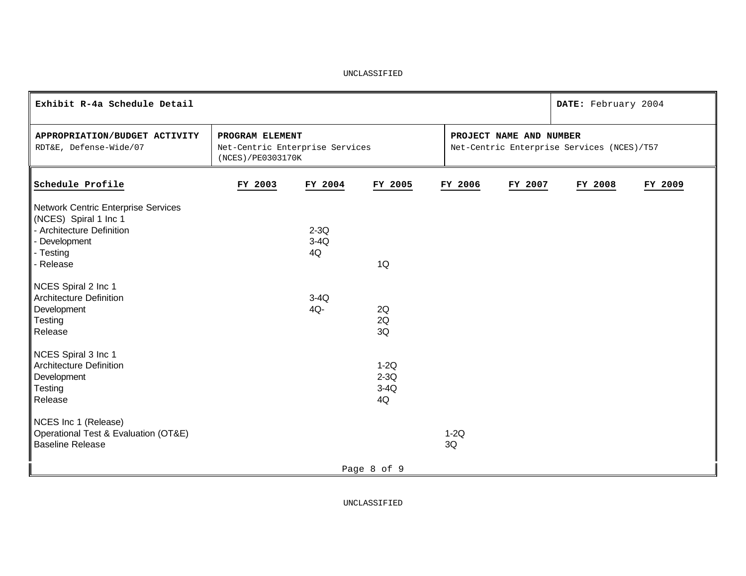UNCLASSIFIED

| Exhibit R-4a Schedule Detail | | DATE: February 2004 |
|---|---|---|
| **APPROPRIATION/BUDGET ACTIVITY**<br>RDT&E, Defense-Wide/07 | **PROGRAM ELEMENT**<br>Net-Centric Enterprise Services (NCES)/PE0303170K | **PROJECT NAME AND NUMBER**<br>Net-Centric Enterprise Services (NCES)/T57 |

| Schedule Profile | FY 2003 | FY 2004 | FY 2005 | FY 2006 | FY 2007 | FY 2008 | FY 2009 |
|---|---|---|---|---|---|---|---|
| Network Centric Enterprise Services (NCES) Spiral 1 Inc 1 | | | | | | | |
| - Architecture Definition | | 2-3Q | | | | | |
| - Development | | 3-4Q | | | | | |
| - Testing | | 4Q | | | | | |
| - Release | | | 1Q | | | | |
| NCES Spiral 2 Inc 1 | | | | | | | |
| Architecture Definition | | 3-4Q | | | | | |
| Development | | 4Q- | 2Q | | | | |
| Testing | | | 2Q | | | | |
| Release | | | 3Q | | | | |
| NCES Spiral 3 Inc 1 | | | | | | | |
| Architecture Definition | | | 1-2Q | | | | |
| Development | | | 2-3Q | | | | |
| Testing | | | 3-4Q | | | | |
| Release | | | 4Q | | | | |
| NCES Inc 1 (Release) | | | | | | | |
| Operational Test & Evaluation (OT&E) | | | | 1-2Q | | | |
| Baseline Release | | | | 3Q | | | |

UNCLASSIFIED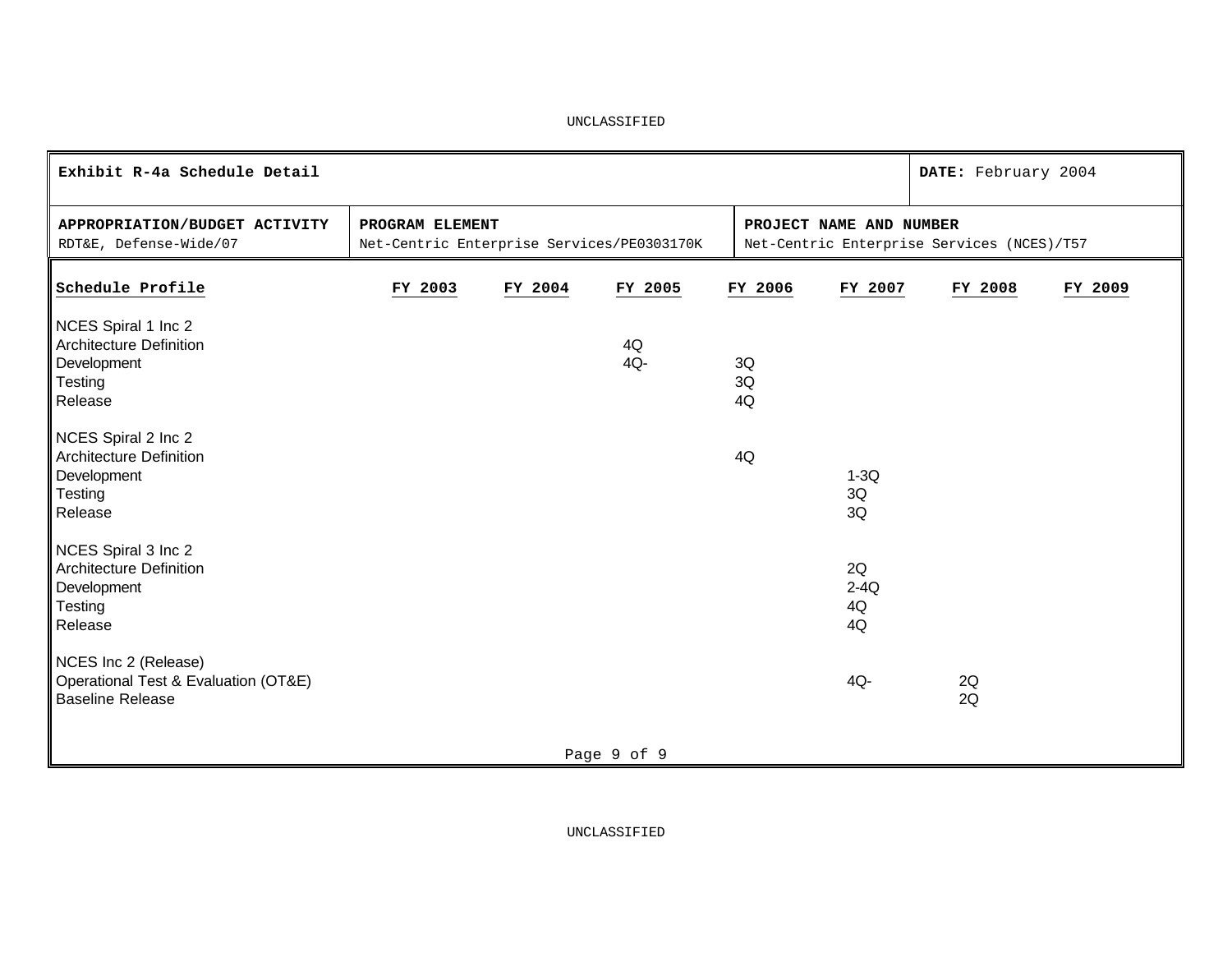UNCLASSIFIED

| Exhibit R-4a Schedule Detail | | | DATE: February 2004 |
|---|---|---|---|
| **APPROPRIATION/BUDGET ACTIVITY**<br>RDT&E, Defense-Wide/07 | **PROGRAM ELEMENT**<br>Net-Centric Enterprise Services/PE0303170K | **PROJECT NAME AND NUMBER**<br>Net-Centric Enterprise Services (NCES)/T57 | |

| Schedule Profile | FY 2003 | FY 2004 | FY 2005 | FY 2006 | FY 2007 | FY 2008 | FY 2009 |
|---|---|---|---|---|---|---|---|
| NCES Spiral 1 Inc 2 | | | | | | | |
| Architecture Definition | | | 4Q | | | | |
| Development | | | 4Q- | 3Q | | | |
| Testing | | | | 3Q | | | |
| Release | | | | 4Q | | | |
| NCES Spiral 2 Inc 2 | | | | | | | |
| Architecture Definition | | | | 4Q | | | |
| Development | | | | | 1-3Q | | |
| Testing | | | | | 3Q | | |
| Release | | | | | 3Q | | |
| NCES Spiral 3 Inc 2 | | | | | | | |
| Architecture Definition | | | | | 2Q | | |
| Development | | | | | 2-4Q | | |
| Testing | | | | | 4Q | | |
| Release | | | | | 4Q | | |
| NCES Inc 2 (Release) | | | | | | | |
| Operational Test & Evaluation (OT&E) | | | | | 4Q- | 2Q | |
| Baseline Release | | | | | | 2Q | |

UNCLASSIFIED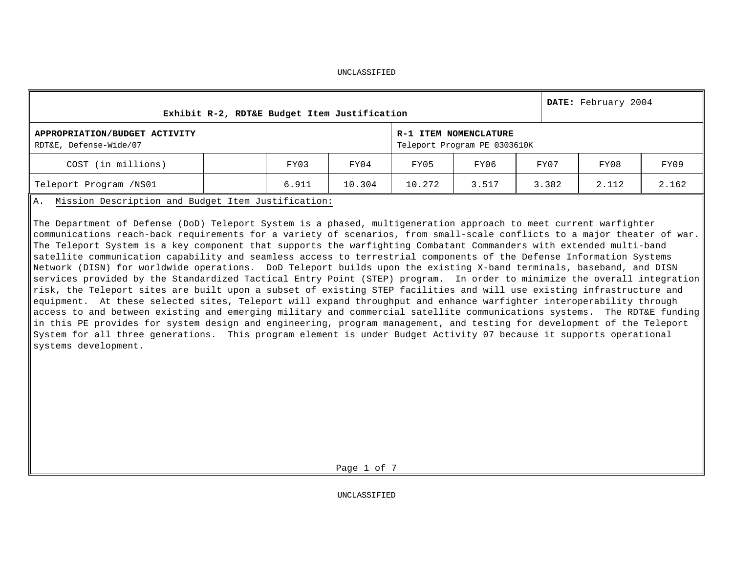UNCLASSIFIED

| Exhibit R-2, RDT&E Budget Item Justification | | | | | | | | **DATE:** February 2004 |
|---|---|---|---|---|---|---|---|---|
| **APPROPRIATION/BUDGET ACTIVITY** RDT&E, Defense-Wide/07 | | | | **R-1 ITEM NOMENCLATURE** Teleport Program PE 0303610K | | | | |
| COST (in millions) | | FY03 | FY04 | FY05 | FY06 | FY07 | FY08 | FY09 |
| Teleport Program /NS01 | | 6.911 | 10.304 | 10.272 | 3.517 | 3.382 | 2.112 | 2.162 |

A. Mission Description and Budget Item Justification:

The Department of Defense (DoD) Teleport System is a phased, multigeneration approach to meet current warfighter communications reach-back requirements for a variety of scenarios, from small-scale conflicts to a major theater of war. The Teleport System is a key component that supports the warfighting Combatant Commanders with extended multi-band satellite communication capability and seamless access to terrestrial components of the Defense Information Systems Network (DISN) for worldwide operations. DoD Teleport builds upon the existing X-band terminals, baseband, and DISN services provided by the Standardized Tactical Entry Point (STEP) program. In order to minimize the overall integration risk, the Teleport sites are built upon a subset of existing STEP facilities and will use existing infrastructure and equipment. At these selected sites, Teleport will expand throughput and enhance warfighter interoperability through access to and between existing and emerging military and commercial satellite communications systems. The RDT&E funding in this PE provides for system design and engineering, program management, and testing for development of the Teleport System for all three generations. This program element is under Budget Activity 07 because it supports operational systems development.

UNCLASSIFIED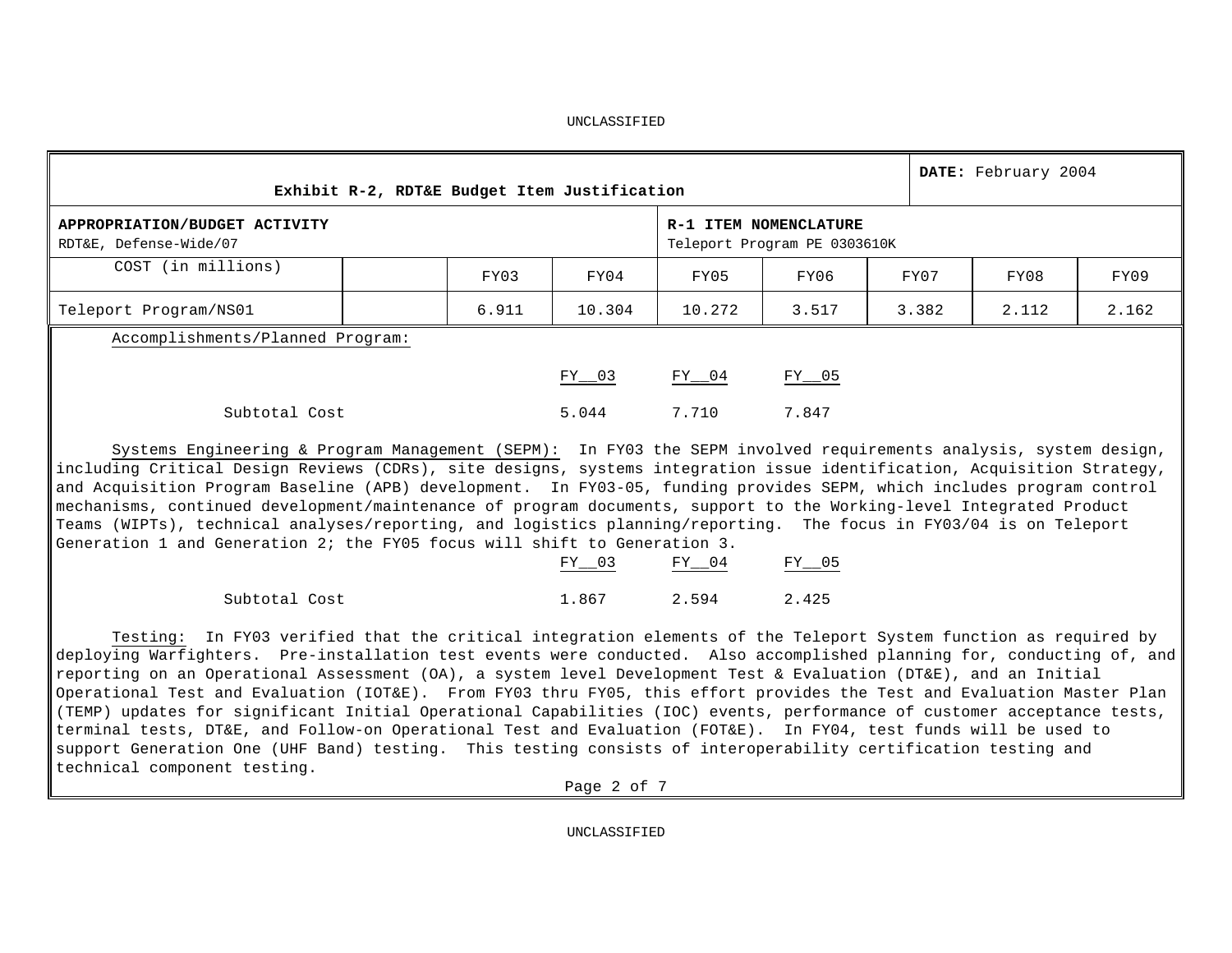UNCLASSIFIED

| Exhibit R-2, RDT&E Budget Item Justification | | | | | | | | DATE: February 2004 |
|---|---|---|---|---|---|---|---|---|
| **APPROPRIATION/BUDGET ACTIVITY** RDT&E, Defense-Wide/07 | | | | **R-1 ITEM NOMENCLATURE** Teleport Program PE 0303610K | | | | |
| COST (in millions) | | FY03 | FY04 | FY05 | FY06 | FY07 | FY08 | FY09 |
| Teleport Program/NS01 | | 6.911 | 10.304 | 10.272 | 3.517 | 3.382 | 2.112 | 2.162 |

Accomplishments/Planned Program:

| | FY__03 | FY__04 | FY__05 |
|---|---|---|---|
| Subtotal Cost | 5.044 | 7.710 | 7.847 |

Systems Engineering & Program Management (SEPM): In FY03 the SEPM involved requirements analysis, system design, including Critical Design Reviews (CDRs), site designs, systems integration issue identification, Acquisition Strategy, and Acquisition Program Baseline (APB) development. In FY03-05, funding provides SEPM, which includes program control mechanisms, continued development/maintenance of program documents, support to the Working-level Integrated Product Teams (WIPTs), technical analyses/reporting, and logistics planning/reporting. The focus in FY03/04 is on Teleport Generation 1 and Generation 2; the FY05 focus will shift to Generation 3.

| | FY__03 | FY__04 | FY__05 |
|---|---|---|---|
| Subtotal Cost | 1.867 | 2.594 | 2.425 |

Testing: In FY03 verified that the critical integration elements of the Teleport System function as required by deploying Warfighters. Pre-installation test events were conducted. Also accomplished planning for, conducting of, and reporting on an Operational Assessment (OA), a system level Development Test & Evaluation (DT&E), and an Initial Operational Test and Evaluation (IOT&E). From FY03 thru FY05, this effort provides the Test and Evaluation Master Plan (TEMP) updates for significant Initial Operational Capabilities (IOC) events, performance of customer acceptance tests, terminal tests, DT&E, and Follow-on Operational Test and Evaluation (FOT&E). In FY04, test funds will be used to support Generation One (UHF Band) testing. This testing consists of interoperability certification testing and technical component testing.

UNCLASSIFIED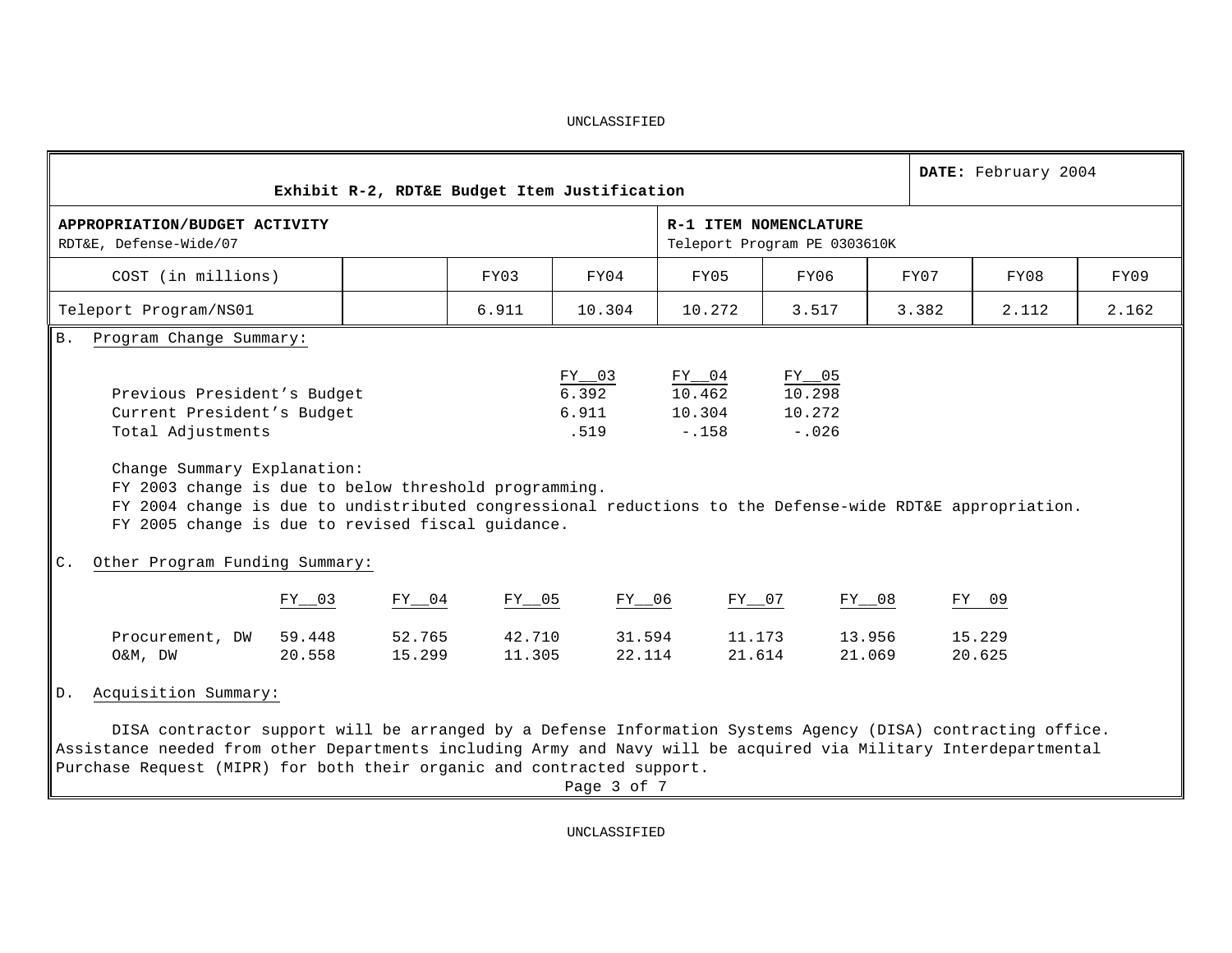UNCLASSIFIED

| Exhibit R-2, RDT&E Budget Item Justification | | | | | | | | DATE: February 2004 |
|---|---|---|---|---|---|---|---|---|
| **APPROPRIATION/BUDGET ACTIVITY** RDT&E, Defense-Wide/07 | | | | **R-1 ITEM NOMENCLATURE** Teleport Program PE 0303610K | | | | |
| COST (in millions) | | FY03 | FY04 | FY05 | FY06 | FY07 | FY08 | FY09 |
| Teleport Program/NS01 | | 6.911 | 10.304 | 10.272 | 3.517 | 3.382 | 2.112 | 2.162 |

B. Program Change Summary:

| | FY 03 | FY 04 | FY 05 |
|---|---|---|---|
| Previous President's Budget | 6.392 | 10.462 | 10.298 |
| Current President's Budget | 6.911 | 10.304 | 10.272 |
| Total Adjustments | .519 | -.158 | -.026 |

Change Summary Explanation:
FY 2003 change is due to below threshold programming.
FY 2004 change is due to undistributed congressional reductions to the Defense-wide RDT&E appropriation.
FY 2005 change is due to revised fiscal guidance.

C. Other Program Funding Summary:

| | FY 03 | FY 04 | FY 05 | FY 06 | FY 07 | FY 08 | FY 09 |
|---|---|---|---|---|---|---|---|
| Procurement, DW | 59.448 | 52.765 | 42.710 | 31.594 | 11.173 | 13.956 | 15.229 |
| O&M, DW | 20.558 | 15.299 | 11.305 | 22.114 | 21.614 | 21.069 | 20.625 |

D. Acquisition Summary:

DISA contractor support will be arranged by a Defense Information Systems Agency (DISA) contracting office. Assistance needed from other Departments including Army and Navy will be acquired via Military Interdepartmental Purchase Request (MIPR) for both their organic and contracted support.

UNCLASSIFIED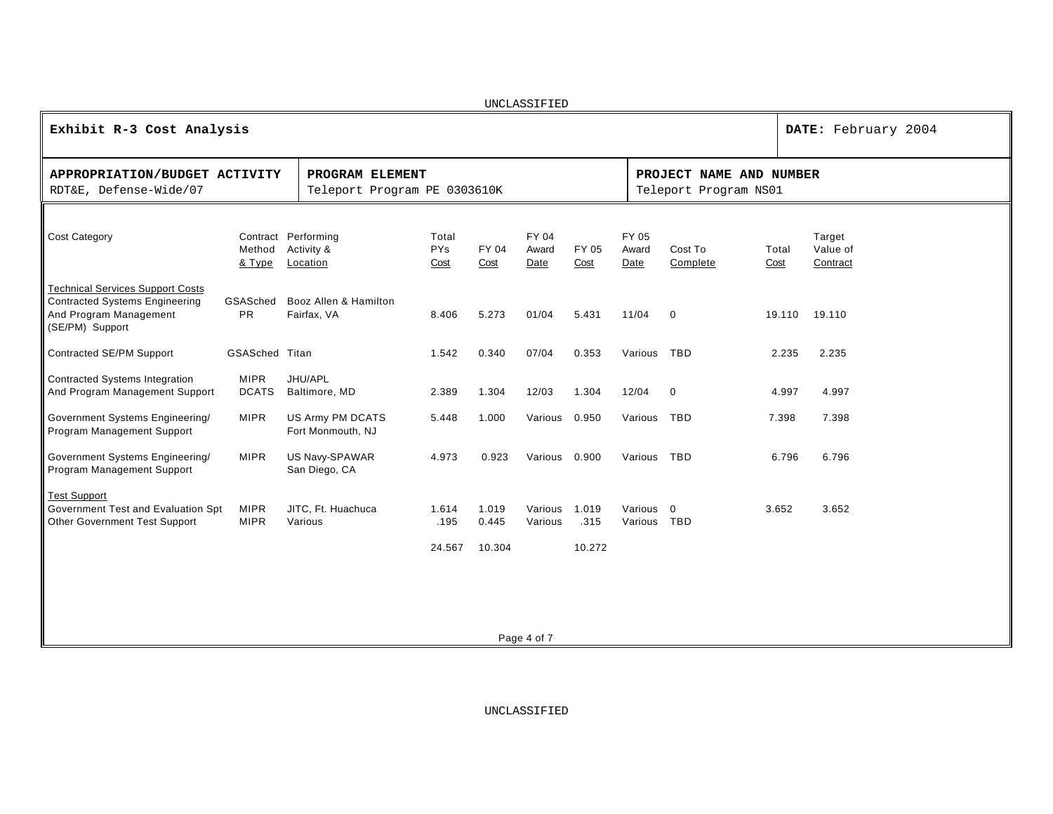UNCLASSIFIED

| **Exhibit R-3 Cost Analysis** | | **DATE:** February 2004 |
|---|---|---|
| **APPROPRIATION/BUDGET ACTIVITY**<br>RDT&E, Defense-Wide/07 | **PROGRAM ELEMENT**<br>Teleport Program PE 0303610K | **PROJECT NAME AND NUMBER**<br>Teleport Program NS01 |

| Cost Category | Contract Method & Type | Performing Activity & Location | Total PYs Cost | FY 04 Cost | FY 04 Award Date | FY 05 Cost | FY 05 Award Date | Cost To Complete | Total Cost | Target Value of Contract |
|---|---|---|---|---|---|---|---|---|---|---|
| Technical Services Support Costs | | | | | | | | | | |
| Contracted Systems Engineering And Program Management (SE/PM) Support | GSASched PR | Booz Allen & Hamilton Fairfax, VA | 8.406 | 5.273 | 01/04 | 5.431 | 11/04 | 0 | 19.110 | 19.110 |
| Contracted SE/PM Support | GSASched | Titan | 1.542 | 0.340 | 07/04 | 0.353 | Various | TBD | 2.235 | 2.235 |
| Contracted Systems Integration And Program Management Support | MIPR DCATS | JHU/APL Baltimore, MD | 2.389 | 1.304 | 12/03 | 1.304 | 12/04 | 0 | 4.997 | 4.997 |
| Government Systems Engineering/ Program Management Support | MIPR | US Army PM DCATS Fort Monmouth, NJ | 5.448 | 1.000 | Various | 0.950 | Various | TBD | 7.398 | 7.398 |
| Government Systems Engineering/ Program Management Support | MIPR | US Navy-SPAWAR San Diego, CA | 4.973 | 0.923 | Various | 0.900 | Various | TBD | 6.796 | 6.796 |
| Test Support | | | | | | | | | | |
| Government Test and Evaluation Spt | MIPR | JITC, Ft. Huachuca | 1.614 | 1.019 | Various | 1.019 | Various | 0 | 3.652 | 3.652 |
| Other Government Test Support | MIPR | Various | .195 | 0.445 | Various | .315 | Various | TBD | | |
| | | | 24.567 | 10.304 | | 10.272 | | | | |

UNCLASSIFIED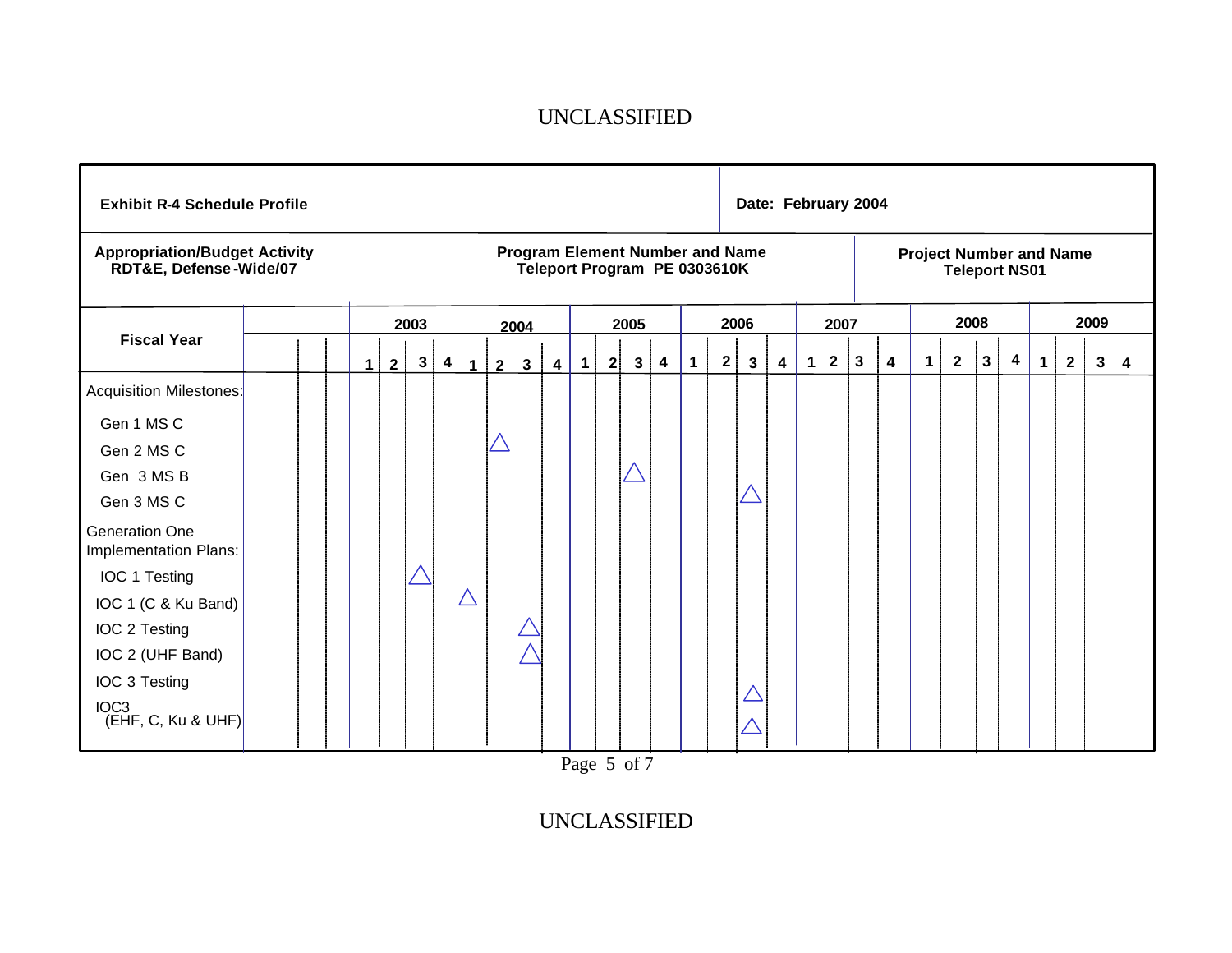UNCLASSIFIED

| Exhibit R-4 Schedule Profile | Date: February 2004 | |
|---|---|---|
| **Appropriation/Budget Activity** RDT&E, Defense-Wide/07 | **Program Element Number and Name** Teleport Program PE 0303610K | **Project Number and Name** Teleport NS01 |

| Fiscal Year | 2003 | | | | 2004 | | | | 2005 | | | | 2006 | | | | 2007 | | | | 2008 | | | | 2009 | | | |
|---|---|---|---|---|---|---|---|---|---|---|---|---|---|---|---|---|---|---|---|---|---|---|---|---|---|---|---|---|
| | 1 | 2 | 3 | 4 | 1 | 2 | 3 | 4 | 1 | 2 | 3 | 4 | 1 | 2 | 3 | 4 | 1 | 2 | 3 | 4 | 1 | 2 | 3 | 4 | 1 | 2 | 3 | 4 |
| Acquisition Milestones: | | | | | | | | | | | | | | | | | | | | | | | | | | | | |
| Gen 1 MS C | | | | | | | | | | | | | | | | | | | | | | | | | | | | |
| Gen 2 MS C | | | | | | △ | | | | | | | | | | | | | | | | | | | | | | |
| Gen 3 MS B | | | | | | | | | | | △ | | | | | | | | | | | | | | | | | |
| Gen 3 MS C | | | | | | | | | | | | | | | △ | | | | | | | | | | | | | |
| Generation One Implementation Plans: | | | | | | | | | | | | | | | | | | | | | | | | | | | | |
| IOC 1 Testing | | | △ | | | | | | | | | | | | | | | | | | | | | | | | | |
| IOC 1 (C & Ku Band) | | | | | △ | | | | | | | | | | | | | | | | | | | | | | | |
| IOC 2 Testing | | | | | | | △ | | | | | | | | | | | | | | | | | | | | | |
| IOC 2 (UHF Band) | | | | | | | △ | | | | | | | | | | | | | | | | | | | | | |
| IOC 3 Testing | | | | | | | | | | | | | | | △ | | | | | | | | | | | | | |
| IOC3 (EHF, C, Ku & UHF) | | | | | | | | | | | | | | | △ | | | | | | | | | | | | | |

UNCLASSIFIED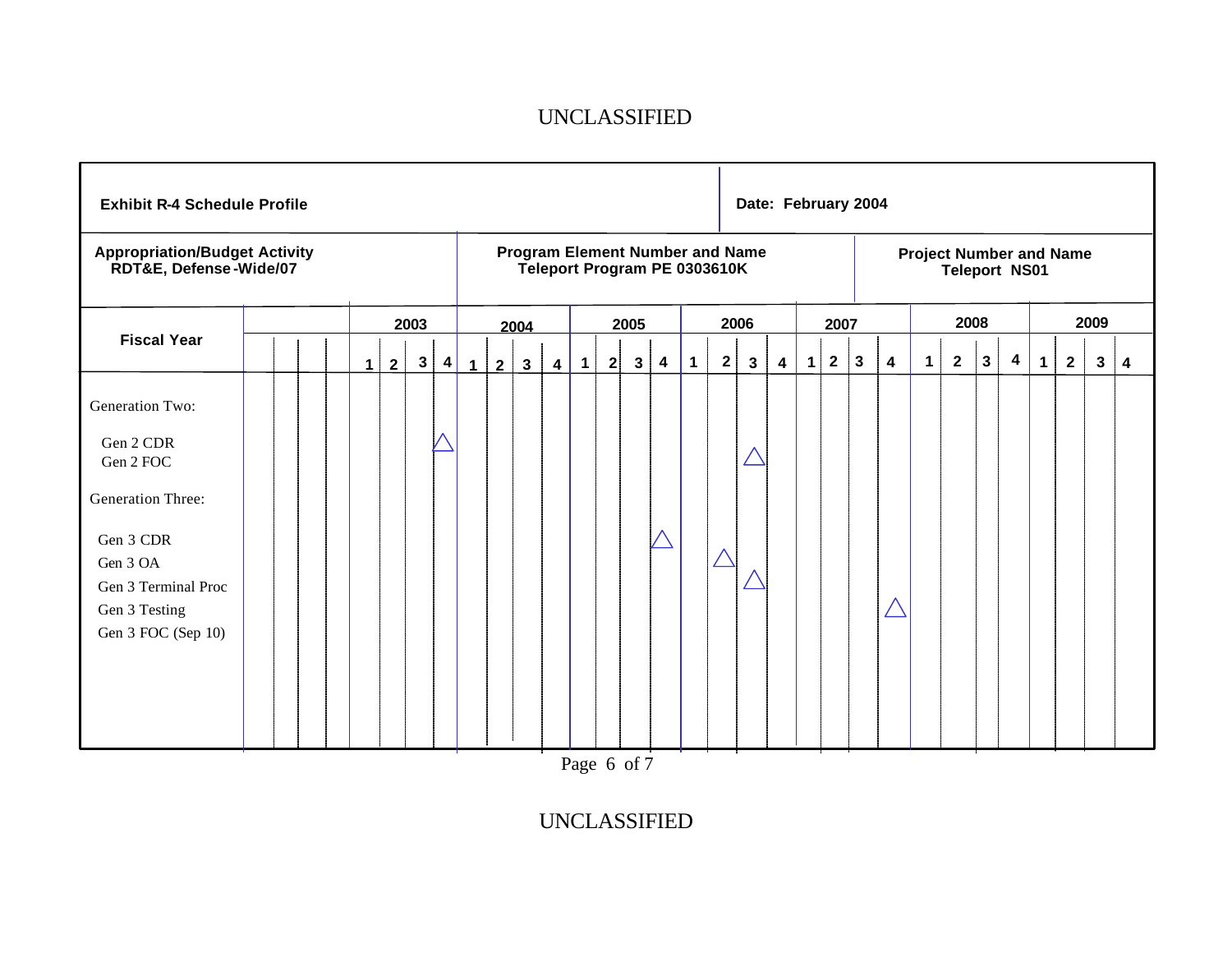UNCLASSIFIED

| Exhibit R-4 Schedule Profile | | Date: February 2004 |
|---|---|---|
| **Appropriation/Budget Activity**<br>RDT&E, Defense-Wide/07 | **Program Element Number and Name**<br>Teleport Program PE 0303610K | **Project Number and Name**<br>Teleport NS01 |

| Fiscal Year | 2003 | | | | 2004 | | | | 2005 | | | | 2006 | | | | 2007 | | | | 2008 | | | | 2009 | | | |
|---|---|---|---|---|---|---|---|---|---|---|---|---|---|---|---|---|---|---|---|---|---|---|---|---|---|---|---|---|
| | 1 | 2 | 3 | 4 | 1 | 2 | 3 | 4 | 1 | 2 | 3 | 4 | 1 | 2 | 3 | 4 | 1 | 2 | 3 | 4 | 1 | 2 | 3 | 4 | 1 | 2 | 3 | 4 |
| **Generation Two:** | | | | | | | | | | | | | | | | | | | | | | | | | | | | |
| Gen 2 CDR | | | | △ | | | | | | | | | | | | | | | | | | | | | | | | |
| Gen 2 FOC | | | | | | | | | | | | | | | △ | | | | | | | | | | | | | |
| **Generation Three:** | | | | | | | | | | | | | | | | | | | | | | | | | | | | |
| Gen 3 CDR | | | | | | | | | | | | △ | | | | | | | | | | | | | | | | |
| Gen 3 OA | | | | | | | | | | | | | | △ | | | | | | | | | | | | | | |
| Gen 3 Terminal Proc | | | | | | | | | | | | | | | △ | | | | | | | | | | | | | |
| Gen 3 Testing | | | | | | | | | | | | | | | | | | | | △ | | | | | | | | |
| Gen 3 FOC (Sep 10) | | | | | | | | | | | | | | | | | | | | | | | | | | | | |

UNCLASSIFIED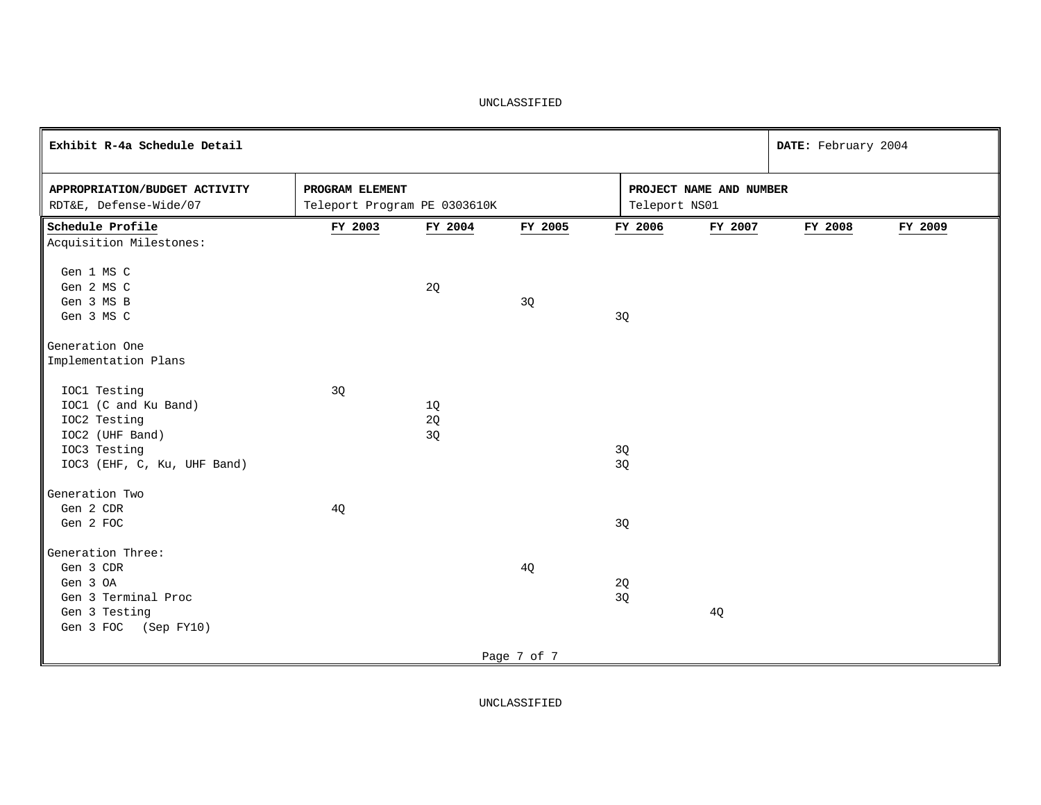UNCLASSIFIED

| Exhibit R-4a Schedule Detail | | DATE: February 2004 |
|---|---|---|
| APPROPRIATION/BUDGET ACTIVITY<br>RDT&E, Defense-Wide/07 | PROGRAM ELEMENT<br>Teleport Program PE 0303610K | PROJECT NAME AND NUMBER<br>Teleport NS01 |

| Schedule Profile | FY 2003 | FY 2004 | FY 2005 | FY 2006 | FY 2007 | FY 2008 | FY 2009 |
|---|---|---|---|---|---|---|---|
| Acquisition Milestones: | | | | | | | |
| Gen 1 MS C | | | | | | | |
| Gen 2 MS C | | 2Q | | | | | |
| Gen 3 MS B | | | 3Q | | | | |
| Gen 3 MS C | | | | 3Q | | | |
| Generation One Implementation Plans | | | | | | | |
| IOC1 Testing | 3Q | | | | | | |
| IOC1 (C and Ku Band) | | 1Q | | | | | |
| IOC2 Testing | | 2Q | | | | | |
| IOC2 (UHF Band) | | 3Q | | | | | |
| IOC3 Testing | | | | 3Q | | | |
| IOC3 (EHF, C, Ku, UHF Band) | | | | 3Q | | | |
| Generation Two | | | | | | | |
| Gen 2 CDR | 4Q | | | | | | |
| Gen 2 FOC | | | | 3Q | | | |
| Generation Three: | | | | | | | |
| Gen 3 CDR | | | 4Q | | | | |
| Gen 3 OA | | | | 2Q | | | |
| Gen 3 Terminal Proc | | | | 3Q | | | |
| Gen 3 Testing | | | | | 4Q | | |
| Gen 3 FOC (Sep FY10) | | | | | | | |

UNCLASSIFIED